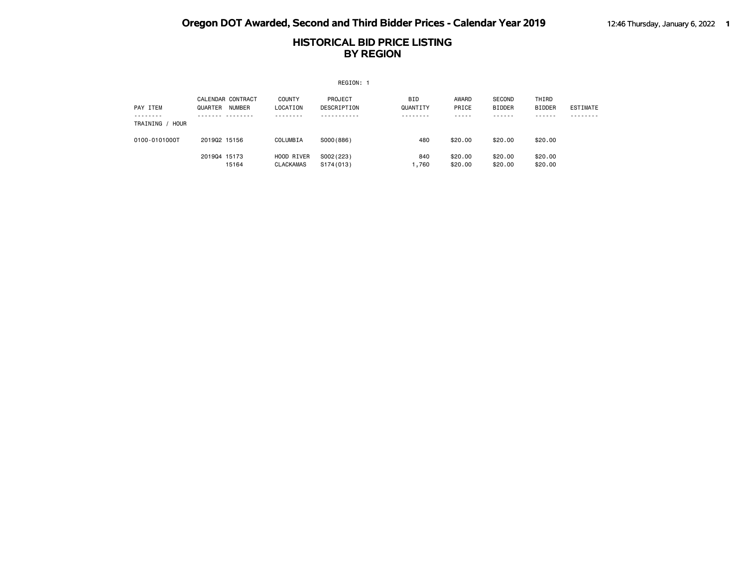# Oregon DOT Awarded, Second and Third Bidder Prices - Calendar Year 2019

## HISTORICAL BID PRICE LISTING
## BY REGION

REGION: 1

| PAY ITEM | CALENDAR QUARTER | CONTRACT NUMBER | COUNTY LOCATION | PROJECT DESCRIPTION | BID QUANTITY | AWARD PRICE | SECOND BIDDER | THIRD BIDDER | ESTIMATE |
|---|---|---|---|---|---|---|---|---|---|
| TRAINING / HOUR | | | | | | | | | |
| 0100-0101000T | 2019Q2 | 15156 | COLUMBIA | S000(886) | 480 | $20.00 | $20.00 | $20.00 | |
| | 2019Q4 | 15173 | HOOD RIVER | S002(223) | 840 | $20.00 | $20.00 | $20.00 | |
| | | 15164 | CLACKAMAS | S174(013) | 1,760 | $20.00 | $20.00 | $20.00 | |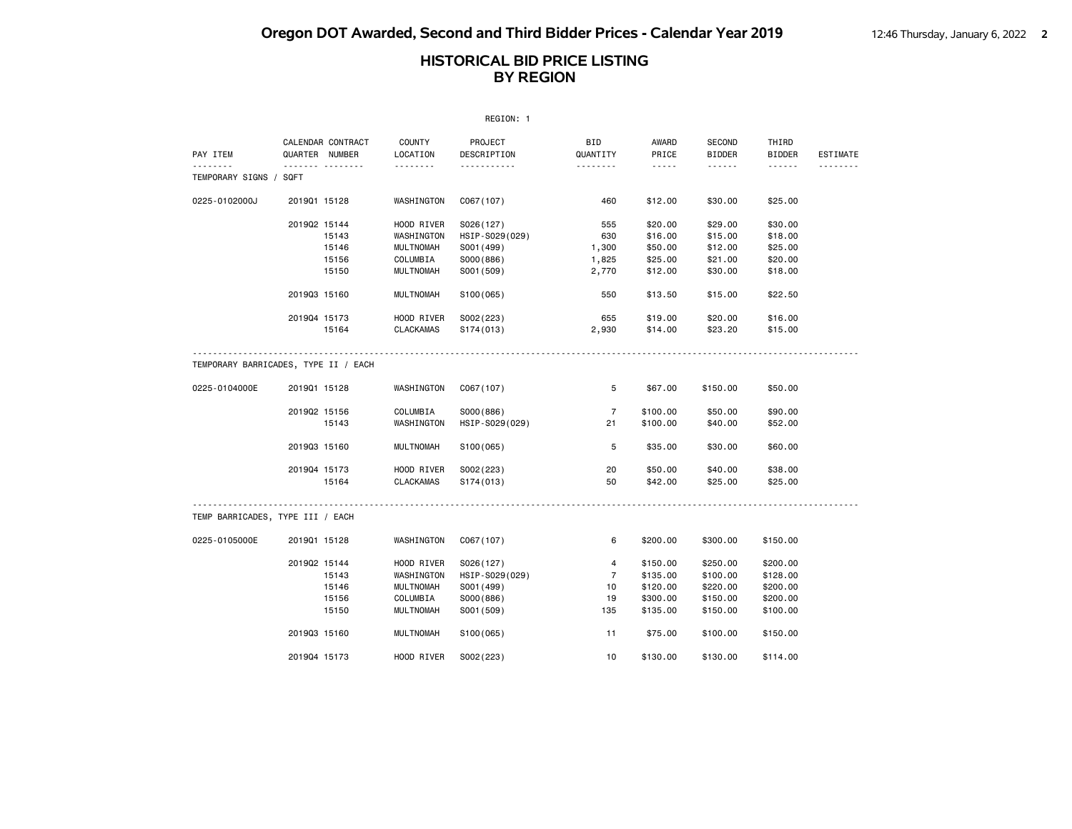# Oregon DOT Awarded, Second and Third Bidder Prices - Calendar Year 2019

## HISTORICAL BID PRICE LISTING BY REGION

REGION: 1

| PAY ITEM | CALENDAR QUARTER | CONTRACT NUMBER | COUNTY LOCATION | PROJECT DESCRIPTION | BID QUANTITY | AWARD PRICE | SECOND BIDDER | THIRD BIDDER | ESTIMATE |
|---|---|---|---|---|---|---|---|---|---|
| TEMPORARY SIGNS / SQFT | | | | | | | | | |
| 0225-0102000J | 2019Q1 | 15128 | WASHINGTON | C067(107) | 460 | $12.00 | $30.00 | $25.00 | |
| | 2019Q2 | 15144 | HOOD RIVER | S026(127) | 555 | $20.00 | $29.00 | $30.00 | |
| | | 15143 | WASHINGTON | HSIP-S029(029) | 630 | $16.00 | $15.00 | $18.00 | |
| | | 15146 | MULTNOMAH | S001(499) | 1,300 | $50.00 | $12.00 | $25.00 | |
| | | 15156 | COLUMBIA | S000(886) | 1,825 | $25.00 | $21.00 | $20.00 | |
| | | 15150 | MULTNOMAH | S001(509) | 2,770 | $12.00 | $30.00 | $18.00 | |
| | 2019Q3 | 15160 | MULTNOMAH | S100(065) | 550 | $13.50 | $15.00 | $22.50 | |
| | 2019Q4 | 15173 | HOOD RIVER | S002(223) | 655 | $19.00 | $20.00 | $16.00 | |
| | | 15164 | CLACKAMAS | S174(013) | 2,930 | $14.00 | $23.20 | $15.00 | |
| TEMPORARY BARRICADES, TYPE II / EACH | | | | | | | | | |
| 0225-0104000E | 2019Q1 | 15128 | WASHINGTON | C067(107) | 5 | $67.00 | $150.00 | $50.00 | |
| | 2019Q2 | 15156 | COLUMBIA | S000(886) | 7 | $100.00 | $50.00 | $90.00 | |
| | | 15143 | WASHINGTON | HSIP-S029(029) | 21 | $100.00 | $40.00 | $52.00 | |
| | 2019Q3 | 15160 | MULTNOMAH | S100(065) | 5 | $35.00 | $30.00 | $60.00 | |
| | 2019Q4 | 15173 | HOOD RIVER | S002(223) | 20 | $50.00 | $40.00 | $38.00 | |
| | | 15164 | CLACKAMAS | S174(013) | 50 | $42.00 | $25.00 | $25.00 | |
| TEMP BARRICADES, TYPE III / EACH | | | | | | | | | |
| 0225-0105000E | 2019Q1 | 15128 | WASHINGTON | C067(107) | 6 | $200.00 | $300.00 | $150.00 | |
| | 2019Q2 | 15144 | HOOD RIVER | S026(127) | 4 | $150.00 | $250.00 | $200.00 | |
| | | 15143 | WASHINGTON | HSIP-S029(029) | 7 | $135.00 | $100.00 | $128.00 | |
| | | 15146 | MULTNOMAH | S001(499) | 10 | $120.00 | $220.00 | $200.00 | |
| | | 15156 | COLUMBIA | S000(886) | 19 | $300.00 | $150.00 | $200.00 | |
| | | 15150 | MULTNOMAH | S001(509) | 135 | $135.00 | $150.00 | $100.00 | |
| | 2019Q3 | 15160 | MULTNOMAH | S100(065) | 11 | $75.00 | $100.00 | $150.00 | |
| | 2019Q4 | 15173 | HOOD RIVER | S002(223) | 10 | $130.00 | $130.00 | $114.00 | |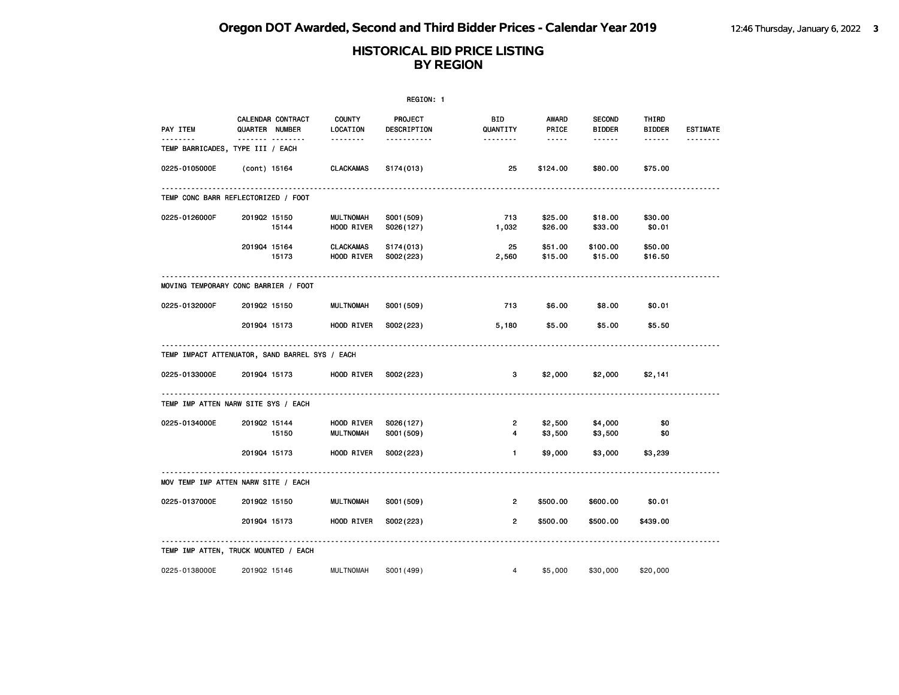# Oregon DOT Awarded, Second and Third Bidder Prices - Calendar Year 2019

## HISTORICAL BID PRICE LISTING BY REGION

REGION: 1

| PAY ITEM | CALENDAR QUARTER | CONTRACT NUMBER | COUNTY LOCATION | PROJECT DESCRIPTION | BID QUANTITY | AWARD PRICE | SECOND BIDDER | THIRD BIDDER | ESTIMATE |
|---|---|---|---|---|---|---|---|---|---|
| **TEMP BARRICADES, TYPE III / EACH** | | | | | | | | | |
| 0225-0105000E | (cont) | 15164 | CLACKAMAS | S174(013) | 25 | $124.00 | $80.00 | $75.00 | |
| **TEMP CONC BARR REFLECTORIZED / FOOT** | | | | | | | | | |
| 0225-0126000F | 2019Q2 | 15150 | MULTNOMAH | S001(509) | 713 | $25.00 | $18.00 | $30.00 | |
| | | 15144 | HOOD RIVER | S026(127) | 1,032 | $26.00 | $33.00 | $0.01 | |
| | 2019Q4 | 15164 | CLACKAMAS | S174(013) | 25 | $51.00 | $100.00 | $50.00 | |
| | | 15173 | HOOD RIVER | S002(223) | 2,560 | $15.00 | $15.00 | $16.50 | |
| **MOVING TEMPORARY CONC BARRIER / FOOT** | | | | | | | | | |
| 0225-0132000F | 2019Q2 | 15150 | MULTNOMAH | S001(509) | 713 | $6.00 | $8.00 | $0.01 | |
| | 2019Q4 | 15173 | HOOD RIVER | S002(223) | 5,180 | $5.00 | $5.00 | $5.50 | |
| **TEMP IMPACT ATTENUATOR, SAND BARREL SYS / EACH** | | | | | | | | | |
| 0225-0133000E | 2019Q4 | 15173 | HOOD RIVER | S002(223) | 3 | $2,000 | $2,000 | $2,141 | |
| **TEMP IMP ATTEN NARW SITE SYS / EACH** | | | | | | | | | |
| 0225-0134000E | 2019Q2 | 15144 | HOOD RIVER | S026(127) | 2 | $2,500 | $4,000 | $0 | |
| | | 15150 | MULTNOMAH | S001(509) | 4 | $3,500 | $3,500 | $0 | |
| | 2019Q4 | 15173 | HOOD RIVER | S002(223) | 1 | $9,000 | $3,000 | $3,239 | |
| **MOV TEMP IMP ATTEN NARW SITE / EACH** | | | | | | | | | |
| 0225-0137000E | 2019Q2 | 15150 | MULTNOMAH | S001(509) | 2 | $500.00 | $600.00 | $0.01 | |
| | 2019Q4 | 15173 | HOOD RIVER | S002(223) | 2 | $500.00 | $500.00 | $439.00 | |
| **TEMP IMP ATTEN, TRUCK MOUNTED / EACH** | | | | | | | | | |
| 0225-0138000E | 2019Q2 | 15146 | MULTNOMAH | S001(499) | 4 | $5,000 | $30,000 | $20,000 | |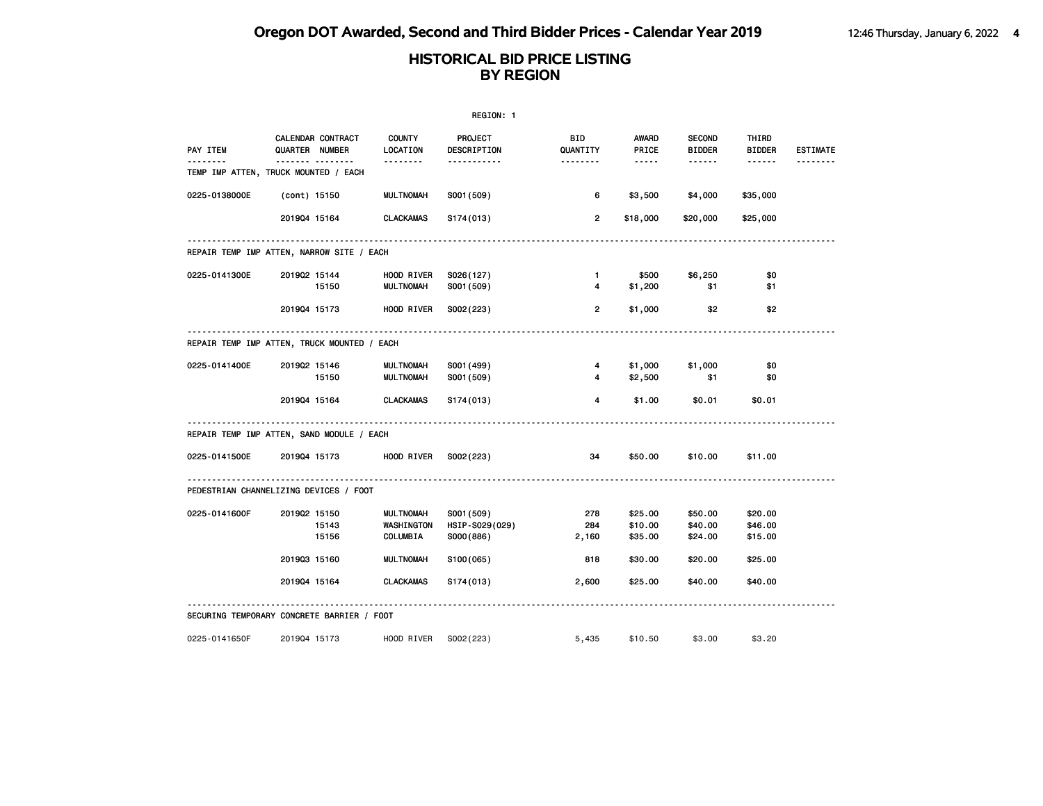# Oregon DOT Awarded, Second and Third Bidder Prices - Calendar Year 2019

## HISTORICAL BID PRICE LISTING BY REGION

REGION: 1

| PAY ITEM | CALENDAR QUARTER | CONTRACT NUMBER | COUNTY LOCATION | PROJECT DESCRIPTION | BID QUANTITY | AWARD PRICE | SECOND BIDDER | THIRD BIDDER | ESTIMATE |
|---|---|---|---|---|---|---|---|---|---|
| **TEMP IMP ATTEN, TRUCK MOUNTED / EACH** | | | | | | | | | |
| 0225-0138000E | (cont) | 15150 | MULTNOMAH | S001(509) | 6 | $3,500 | $4,000 | $35,000 | |
| | 2019Q4 | 15164 | CLACKAMAS | S174(013) | 2 | $18,000 | $20,000 | $25,000 | |
| **REPAIR TEMP IMP ATTEN, NARROW SITE / EACH** | | | | | | | | | |
| 0225-0141300E | 2019Q2 | 15144 | HOOD RIVER | S026(127) | 1 | $500 | $6,250 | $0 | |
| | | 15150 | MULTNOMAH | S001(509) | 4 | $1,200 | $1 | $1 | |
| | 2019Q4 | 15173 | HOOD RIVER | S002(223) | 2 | $1,000 | $2 | $2 | |
| **REPAIR TEMP IMP ATTEN, TRUCK MOUNTED / EACH** | | | | | | | | | |
| 0225-0141400E | 2019Q2 | 15146 | MULTNOMAH | S001(499) | 4 | $1,000 | $1,000 | $0 | |
| | | 15150 | MULTNOMAH | S001(509) | 4 | $2,500 | $1 | $0 | |
| | 2019Q4 | 15164 | CLACKAMAS | S174(013) | 4 | $1.00 | $0.01 | $0.01 | |
| **REPAIR TEMP IMP ATTEN, SAND MODULE / EACH** | | | | | | | | | |
| 0225-0141500E | 2019Q4 | 15173 | HOOD RIVER | S002(223) | 34 | $50.00 | $10.00 | $11.00 | |
| **PEDESTRIAN CHANNELIZING DEVICES / FOOT** | | | | | | | | | |
| 0225-0141600F | 2019Q2 | 15150 | MULTNOMAH | S001(509) | 278 | $25.00 | $50.00 | $20.00 | |
| | | 15143 | WASHINGTON | HSIP-S029(029) | 284 | $10.00 | $40.00 | $46.00 | |
| | | 15156 | COLUMBIA | S000(886) | 2,160 | $35.00 | $24.00 | $15.00 | |
| | 2019Q3 | 15160 | MULTNOMAH | S100(065) | 818 | $30.00 | $20.00 | $25.00 | |
| | 2019Q4 | 15164 | CLACKAMAS | S174(013) | 2,600 | $25.00 | $40.00 | $40.00 | |
| **SECURING TEMPORARY CONCRETE BARRIER / FOOT** | | | | | | | | | |
| 0225-0141650F | 2019Q4 | 15173 | HOOD RIVER | S002(223) | 5,435 | $10.50 | $3.00 | $3.20 | |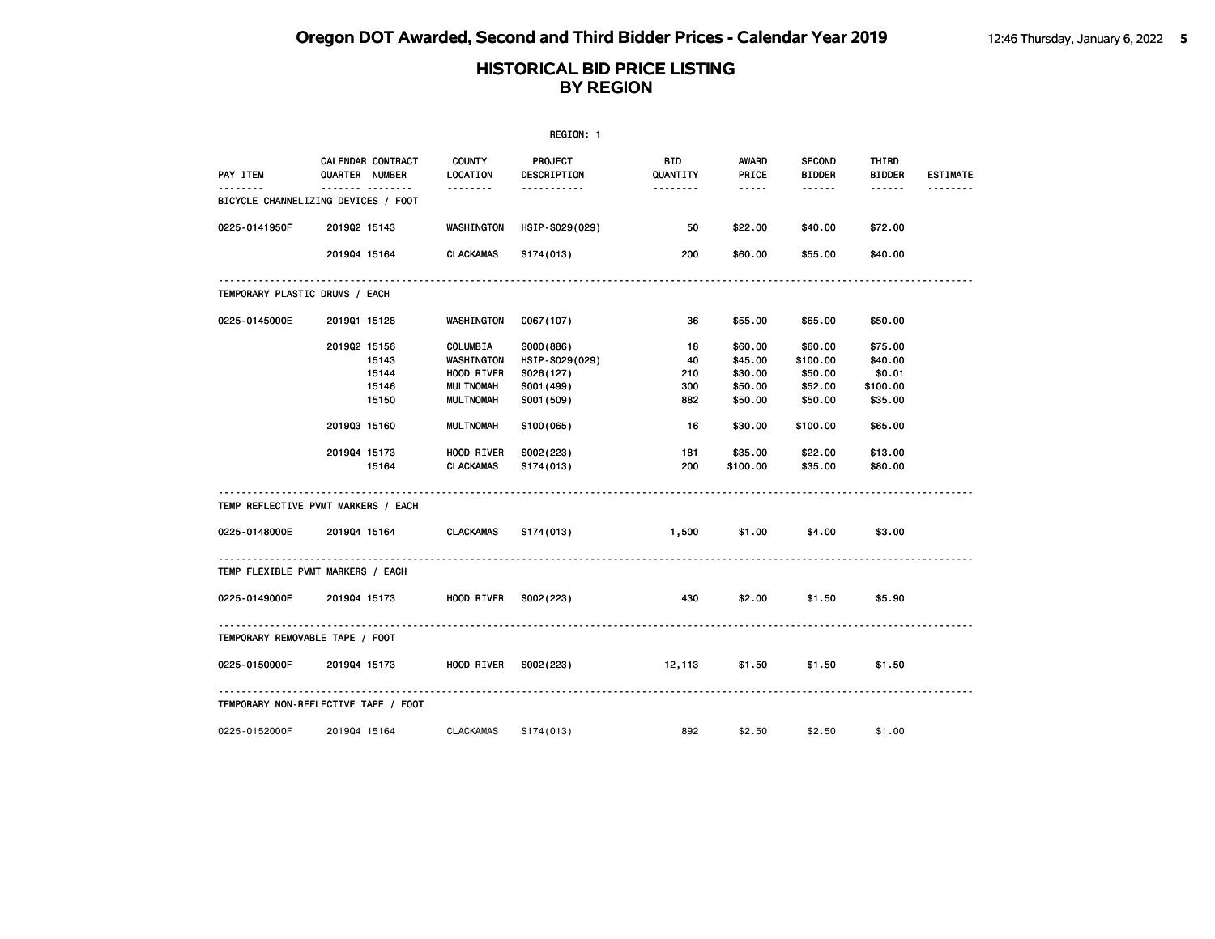# Oregon DOT Awarded, Second and Third Bidder Prices - Calendar Year 2019

## HISTORICAL BID PRICE LISTING
## BY REGION

REGION: 1

| PAY ITEM | CALENDAR QUARTER | CONTRACT NUMBER | COUNTY LOCATION | PROJECT DESCRIPTION | BID QUANTITY | AWARD PRICE | SECOND BIDDER | THIRD BIDDER | ESTIMATE |
|---|---|---|---|---|---|---|---|---|---|
| **BICYCLE CHANNELIZING DEVICES / FOOT** | | | | | | | | | |
| 0225-0141950F | 2019Q2 | 15143 | WASHINGTON | HSIP-S029(029) | 50 | $22.00 | $40.00 | $72.00 | |
| | 2019Q4 | 15164 | CLACKAMAS | S174(013) | 200 | $60.00 | $55.00 | $40.00 | |
| **TEMPORARY PLASTIC DRUMS / EACH** | | | | | | | | | |
| 0225-0145000E | 2019Q1 | 15128 | WASHINGTON | C067(107) | 36 | $55.00 | $65.00 | $50.00 | |
| | 2019Q2 | 15156 | COLUMBIA | S000(886) | 18 | $60.00 | $60.00 | $75.00 | |
| | | 15143 | WASHINGTON | HSIP-S029(029) | 40 | $45.00 | $100.00 | $40.00 | |
| | | 15144 | HOOD RIVER | S026(127) | 210 | $30.00 | $50.00 | $0.01 | |
| | | 15146 | MULTNOMAH | S001(499) | 300 | $50.00 | $52.00 | $100.00 | |
| | | 15150 | MULTNOMAH | S001(509) | 882 | $50.00 | $50.00 | $35.00 | |
| | 2019Q3 | 15160 | MULTNOMAH | S100(065) | 16 | $30.00 | $100.00 | $65.00 | |
| | 2019Q4 | 15173 | HOOD RIVER | S002(223) | 181 | $35.00 | $22.00 | $13.00 | |
| | | 15164 | CLACKAMAS | S174(013) | 200 | $100.00 | $35.00 | $80.00 | |
| **TEMP REFLECTIVE PVMT MARKERS / EACH** | | | | | | | | | |
| 0225-0148000E | 2019Q4 | 15164 | CLACKAMAS | S174(013) | 1,500 | $1.00 | $4.00 | $3.00 | |
| **TEMP FLEXIBLE PVMT MARKERS / EACH** | | | | | | | | | |
| 0225-0149000E | 2019Q4 | 15173 | HOOD RIVER | S002(223) | 430 | $2.00 | $1.50 | $5.90 | |
| **TEMPORARY REMOVABLE TAPE / FOOT** | | | | | | | | | |
| 0225-0150000F | 2019Q4 | 15173 | HOOD RIVER | S002(223) | 12,113 | $1.50 | $1.50 | $1.50 | |
| **TEMPORARY NON-REFLECTIVE TAPE / FOOT** | | | | | | | | | |
| 0225-0152000F | 2019Q4 | 15164 | CLACKAMAS | S174(013) | 892 | $2.50 | $2.50 | $1.00 | |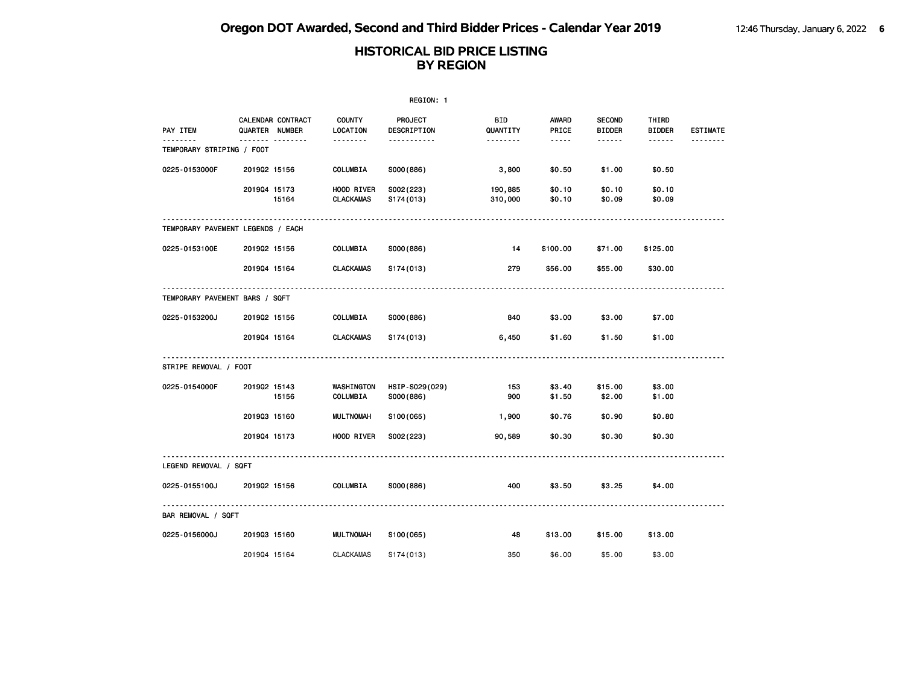# Oregon DOT Awarded, Second and Third Bidder Prices - Calendar Year 2019

## HISTORICAL BID PRICE LISTING BY REGION

REGION: 1

| PAY ITEM | CALENDAR QUARTER | CONTRACT NUMBER | COUNTY LOCATION | PROJECT DESCRIPTION | BID QUANTITY | AWARD PRICE | SECOND BIDDER | THIRD BIDDER | ESTIMATE |
|---|---|---|---|---|---|---|---|---|---|
| **TEMPORARY STRIPING / FOOT** | | | | | | | | | |
| 0225-0153000F | 2019Q2 | 15156 | COLUMBIA | S000(886) | 3,800 | $0.50 | $1.00 | $0.50 | |
| | 2019Q4 | 15173 | HOOD RIVER | S002(223) | 190,885 | $0.10 | $0.10 | $0.10 | |
| | | 15164 | CLACKAMAS | S174(013) | 310,000 | $0.10 | $0.09 | $0.09 | |
| **TEMPORARY PAVEMENT LEGENDS / EACH** | | | | | | | | | |
| 0225-0153100E | 2019Q2 | 15156 | COLUMBIA | S000(886) | 14 | $100.00 | $71.00 | $125.00 | |
| | 2019Q4 | 15164 | CLACKAMAS | S174(013) | 279 | $56.00 | $55.00 | $30.00 | |
| **TEMPORARY PAVEMENT BARS / SQFT** | | | | | | | | | |
| 0225-0153200J | 2019Q2 | 15156 | COLUMBIA | S000(886) | 840 | $3.00 | $3.00 | $7.00 | |
| | 2019Q4 | 15164 | CLACKAMAS | S174(013) | 6,450 | $1.60 | $1.50 | $1.00 | |
| **STRIPE REMOVAL / FOOT** | | | | | | | | | |
| 0225-0154000F | 2019Q2 | 15143 | WASHINGTON | HSIP-S029(029) | 153 | $3.40 | $15.00 | $3.00 | |
| | | 15156 | COLUMBIA | S000(886) | 900 | $1.50 | $2.00 | $1.00 | |
| | 2019Q3 | 15160 | MULTNOMAH | S100(065) | 1,900 | $0.76 | $0.90 | $0.80 | |
| | 2019Q4 | 15173 | HOOD RIVER | S002(223) | 90,589 | $0.30 | $0.30 | $0.30 | |
| **LEGEND REMOVAL / SQFT** | | | | | | | | | |
| 0225-0155100J | 2019Q2 | 15156 | COLUMBIA | S000(886) | 400 | $3.50 | $3.25 | $4.00 | |
| **BAR REMOVAL / SQFT** | | | | | | | | | |
| 0225-0156000J | 2019Q3 | 15160 | MULTNOMAH | S100(065) | 48 | $13.00 | $15.00 | $13.00 | |
| | 2019Q4 | 15164 | CLACKAMAS | S174(013) | 350 | $6.00 | $5.00 | $3.00 | |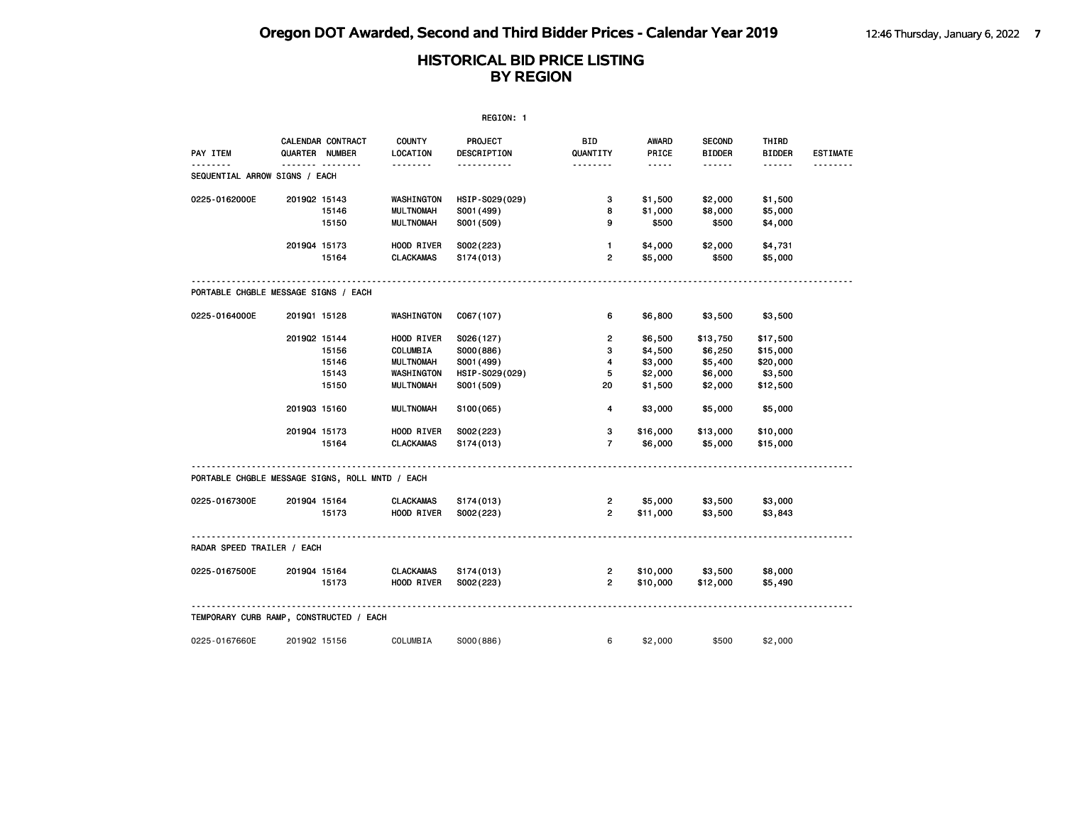# Oregon DOT Awarded, Second and Third Bidder Prices - Calendar Year 2019

## HISTORICAL BID PRICE LISTING BY REGION

REGION: 1

| PAY ITEM | CALENDAR QUARTER | CONTRACT NUMBER | COUNTY LOCATION | PROJECT DESCRIPTION | BID QUANTITY | AWARD PRICE | SECOND BIDDER | THIRD BIDDER | ESTIMATE |
|---|---|---|---|---|---|---|---|---|---|
| **SEQUENTIAL ARROW SIGNS / EACH** | | | | | | | | | |
| 0225-0162000E | 2019Q2 | 15143 | WASHINGTON | HSIP-S029(029) | 3 | $1,500 | $2,000 | $1,500 | |
| | | 15146 | MULTNOMAH | S001(499) | 8 | $1,000 | $8,000 | $5,000 | |
| | | 15150 | MULTNOMAH | S001(509) | 9 | $500 | $500 | $4,000 | |
| | 2019Q4 | 15173 | HOOD RIVER | S002(223) | 1 | $4,000 | $2,000 | $4,731 | |
| | | 15164 | CLACKAMAS | S174(013) | 2 | $5,000 | $500 | $5,000 | |
| **PORTABLE CHGBLE MESSAGE SIGNS / EACH** | | | | | | | | | |
| 0225-0164000E | 2019Q1 | 15128 | WASHINGTON | C067(107) | 6 | $6,800 | $3,500 | $3,500 | |
| | 2019Q2 | 15144 | HOOD RIVER | S026(127) | 2 | $6,500 | $13,750 | $17,500 | |
| | | 15156 | COLUMBIA | S000(886) | 3 | $4,500 | $6,250 | $15,000 | |
| | | 15146 | MULTNOMAH | S001(499) | 4 | $3,000 | $5,400 | $20,000 | |
| | | 15143 | WASHINGTON | HSIP-S029(029) | 5 | $2,000 | $6,000 | $3,500 | |
| | | 15150 | MULTNOMAH | S001(509) | 20 | $1,500 | $2,000 | $12,500 | |
| | 2019Q3 | 15160 | MULTNOMAH | S100(065) | 4 | $3,000 | $5,000 | $5,000 | |
| | 2019Q4 | 15173 | HOOD RIVER | S002(223) | 3 | $16,000 | $13,000 | $10,000 | |
| | | 15164 | CLACKAMAS | S174(013) | 7 | $6,000 | $5,000 | $15,000 | |
| **PORTABLE CHGBLE MESSAGE SIGNS, ROLL MNTD / EACH** | | | | | | | | | |
| 0225-0167300E | 2019Q4 | 15164 | CLACKAMAS | S174(013) | 2 | $5,000 | $3,500 | $3,000 | |
| | | 15173 | HOOD RIVER | S002(223) | 2 | $11,000 | $3,500 | $3,843 | |
| **RADAR SPEED TRAILER / EACH** | | | | | | | | | |
| 0225-0167500E | 2019Q4 | 15164 | CLACKAMAS | S174(013) | 2 | $10,000 | $3,500 | $8,000 | |
| | | 15173 | HOOD RIVER | S002(223) | 2 | $10,000 | $12,000 | $5,490 | |
| **TEMPORARY CURB RAMP, CONSTRUCTED / EACH** | | | | | | | | | |
| 0225-0167660E | 2019Q2 | 15156 | COLUMBIA | S000(886) | 6 | $2,000 | $500 | $2,000 | |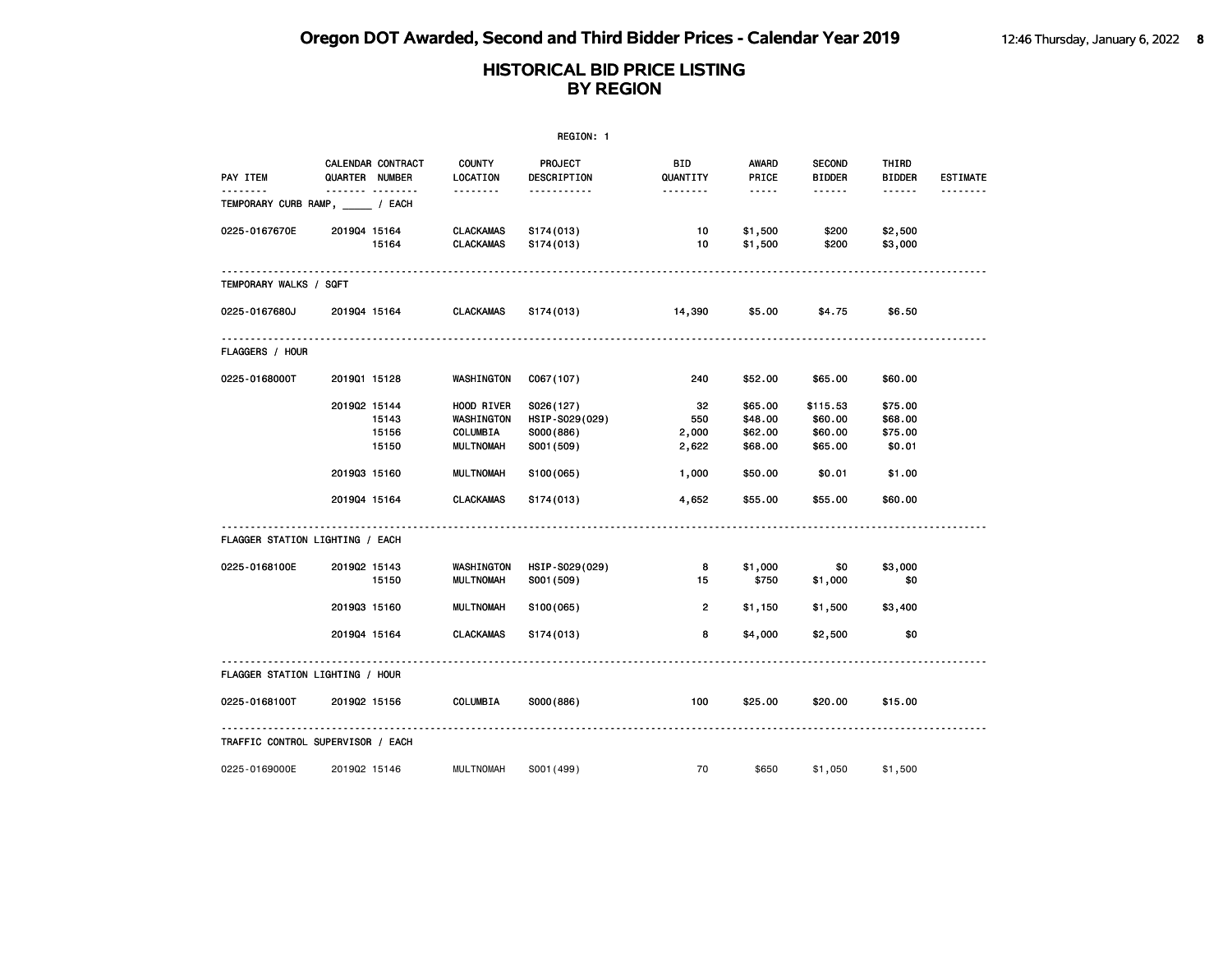# Oregon DOT Awarded, Second and Third Bidder Prices - Calendar Year 2019

## HISTORICAL BID PRICE LISTING BY REGION

REGION: 1

| PAY ITEM | CALENDAR QUARTER | CONTRACT NUMBER | COUNTY LOCATION | PROJECT DESCRIPTION | BID QUANTITY | AWARD PRICE | SECOND BIDDER | THIRD BIDDER | ESTIMATE |
|---|---|---|---|---|---|---|---|---|---|
| **TEMPORARY CURB RAMP, _____ / EACH** | | | | | | | | | |
| 0225-0167670E | 2019Q4 | 15164 | CLACKAMAS | S174(013) | 10 | $1,500 | $200 | $2,500 | |
| | | 15164 | CLACKAMAS | S174(013) | 10 | $1,500 | $200 | $3,000 | |
| **TEMPORARY WALKS / SQFT** | | | | | | | | | |
| 0225-0167680J | 2019Q4 | 15164 | CLACKAMAS | S174(013) | 14,390 | $5.00 | $4.75 | $6.50 | |
| **FLAGGERS / HOUR** | | | | | | | | | |
| 0225-0168000T | 2019Q1 | 15128 | WASHINGTON | C067(107) | 240 | $52.00 | $65.00 | $60.00 | |
| | 2019Q2 | 15144 | HOOD RIVER | S026(127) | 32 | $65.00 | $115.53 | $75.00 | |
| | | 15143 | WASHINGTON | HSIP-S029(029) | 550 | $48.00 | $60.00 | $68.00 | |
| | | 15156 | COLUMBIA | S000(886) | 2,000 | $62.00 | $60.00 | $75.00 | |
| | | 15150 | MULTNOMAH | S001(509) | 2,622 | $68.00 | $65.00 | $0.01 | |
| | 2019Q3 | 15160 | MULTNOMAH | S100(065) | 1,000 | $50.00 | $0.01 | $1.00 | |
| | 2019Q4 | 15164 | CLACKAMAS | S174(013) | 4,652 | $55.00 | $55.00 | $60.00 | |
| **FLAGGER STATION LIGHTING / EACH** | | | | | | | | | |
| 0225-0168100E | 2019Q2 | 15143 | WASHINGTON | HSIP-S029(029) | 8 | $1,000 | $0 | $3,000 | |
| | | 15150 | MULTNOMAH | S001(509) | 15 | $750 | $1,000 | $0 | |
| | 2019Q3 | 15160 | MULTNOMAH | S100(065) | 2 | $1,150 | $1,500 | $3,400 | |
| | 2019Q4 | 15164 | CLACKAMAS | S174(013) | 8 | $4,000 | $2,500 | $0 | |
| **FLAGGER STATION LIGHTING / HOUR** | | | | | | | | | |
| 0225-0168100T | 2019Q2 | 15156 | COLUMBIA | S000(886) | 100 | $25.00 | $20.00 | $15.00 | |
| **TRAFFIC CONTROL SUPERVISOR / EACH** | | | | | | | | | |
| 0225-0169000E | 2019Q2 | 15146 | MULTNOMAH | S001(499) | 70 | $650 | $1,050 | $1,500 | |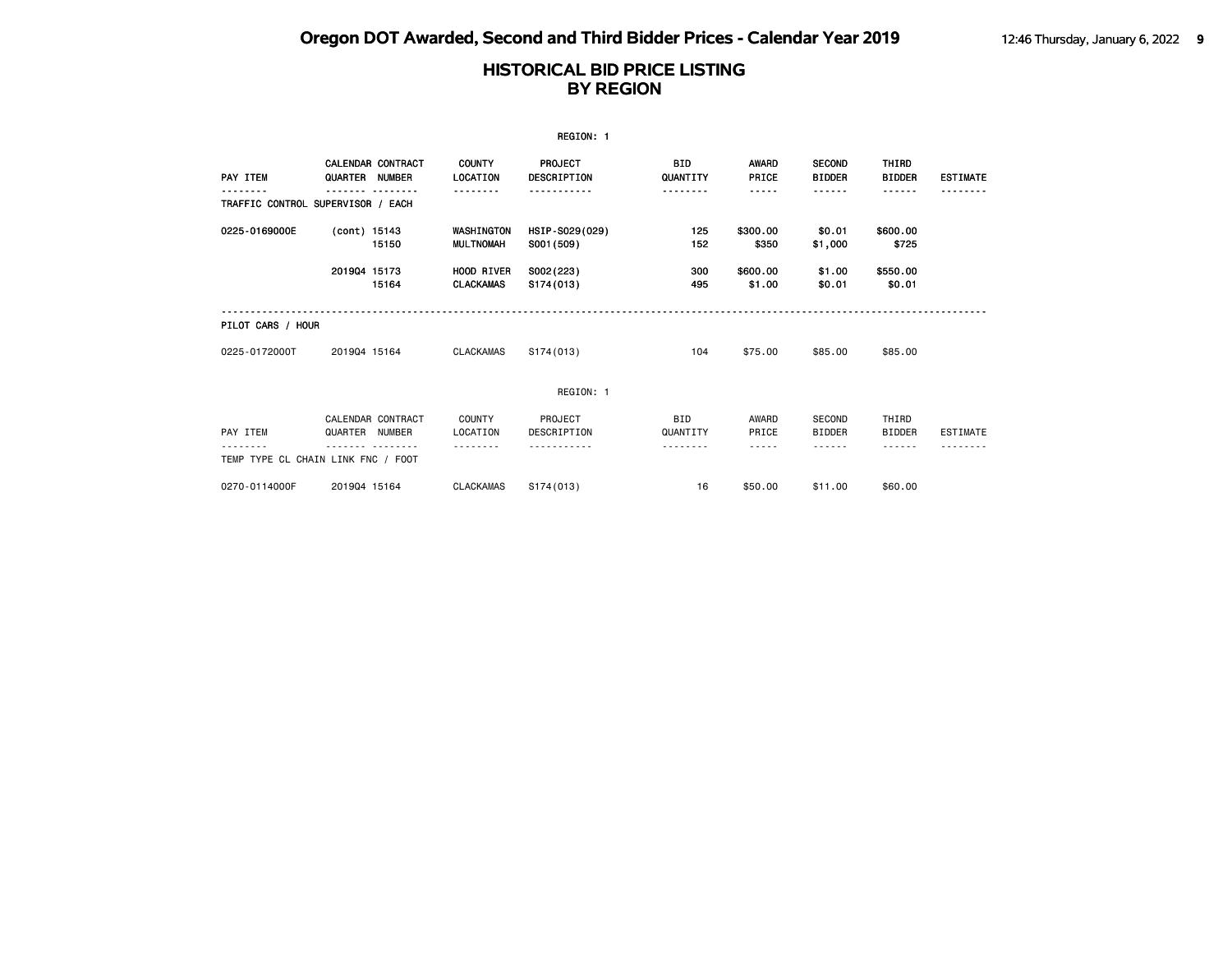# HISTORICAL BID PRICE LISTING
# BY REGION

REGION: 1

| PAY ITEM | CALENDAR QUARTER | CONTRACT NUMBER | COUNTY LOCATION | PROJECT DESCRIPTION | BID QUANTITY | AWARD PRICE | SECOND BIDDER | THIRD BIDDER | ESTIMATE |
|---|---|---|---|---|---|---|---|---|---|
| **TRAFFIC CONTROL SUPERVISOR / EACH** | | | | | | | | | |
| 0225-0169000E | (cont) | 15143 | WASHINGTON | HSIP-S029(029) | 125 | $300.00 | $0.01 | $600.00 | |
| | | 15150 | MULTNOMAH | S001(509) | 152 | $350 | $1,000 | $725 | |
| | 2019Q4 | 15173 | HOOD RIVER | S002(223) | 300 | $600.00 | $1.00 | $550.00 | |
| | | 15164 | CLACKAMAS | S174(013) | 495 | $1.00 | $0.01 | $0.01 | |
| **PILOT CARS / HOUR** | | | | | | | | | |
| 0225-0172000T | 2019Q4 | 15164 | CLACKAMAS | S174(013) | 104 | $75.00 | $85.00 | $85.00 | |

REGION: 1

| PAY ITEM | CALENDAR QUARTER | CONTRACT NUMBER | COUNTY LOCATION | PROJECT DESCRIPTION | BID QUANTITY | AWARD PRICE | SECOND BIDDER | THIRD BIDDER | ESTIMATE |
|---|---|---|---|---|---|---|---|---|---|
| **TEMP TYPE CL CHAIN LINK FNC / FOOT** | | | | | | | | | |
| 0270-0114000F | 2019Q4 | 15164 | CLACKAMAS | S174(013) | 16 | $50.00 | $11.00 | $60.00 | |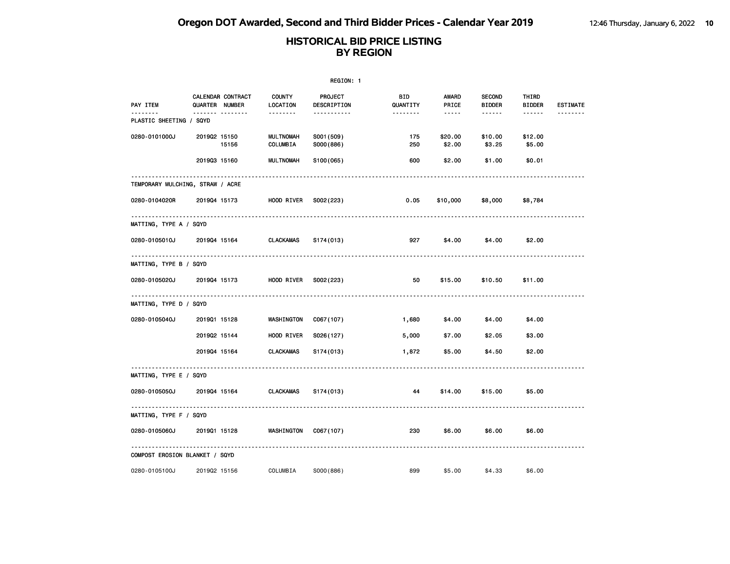# Oregon DOT Awarded, Second and Third Bidder Prices - Calendar Year 2019

## HISTORICAL BID PRICE LISTING BY REGION

REGION: 1

| PAY ITEM | CALENDAR QUARTER | CONTRACT NUMBER | COUNTY LOCATION | PROJECT DESCRIPTION | BID QUANTITY | AWARD PRICE | SECOND BIDDER | THIRD BIDDER | ESTIMATE |
|---|---|---|---|---|---|---|---|---|---|
| **PLASTIC SHEETING / SQYD** | | | | | | | | | |
| 0280-0101000J | 2019Q2 | 15150 | MULTNOMAH | S001(509) | 175 | $20.00 | $10.00 | $12.00 | |
| | | 15156 | COLUMBIA | S000(886) | 250 | $2.00 | $3.25 | $5.00 | |
| | 2019Q3 | 15160 | MULTNOMAH | S100(065) | 600 | $2.00 | $1.00 | $0.01 | |
| **TEMPORARY MULCHING, STRAW / ACRE** | | | | | | | | | |
| 0280-0104020R | 2019Q4 | 15173 | HOOD RIVER | S002(223) | 0.05 | $10,000 | $8,000 | $8,784 | |
| **MATTING, TYPE A / SQYD** | | | | | | | | | |
| 0280-0105010J | 2019Q4 | 15164 | CLACKAMAS | S174(013) | 927 | $4.00 | $4.00 | $2.00 | |
| **MATTING, TYPE B / SQYD** | | | | | | | | | |
| 0280-0105020J | 2019Q4 | 15173 | HOOD RIVER | S002(223) | 50 | $15.00 | $10.50 | $11.00 | |
| **MATTING, TYPE D / SQYD** | | | | | | | | | |
| 0280-0105040J | 2019Q1 | 15128 | WASHINGTON | C067(107) | 1,680 | $4.00 | $4.00 | $4.00 | |
| | 2019Q2 | 15144 | HOOD RIVER | S026(127) | 5,000 | $7.00 | $2.05 | $3.00 | |
| | 2019Q4 | 15164 | CLACKAMAS | S174(013) | 1,872 | $5.00 | $4.50 | $2.00 | |
| **MATTING, TYPE E / SQYD** | | | | | | | | | |
| 0280-0105050J | 2019Q4 | 15164 | CLACKAMAS | S174(013) | 44 | $14.00 | $15.00 | $5.00 | |
| **MATTING, TYPE F / SQYD** | | | | | | | | | |
| 0280-0105060J | 2019Q1 | 15128 | WASHINGTON | C067(107) | 230 | $6.00 | $6.00 | $6.00 | |
| **COMPOST EROSION BLANKET / SQYD** | | | | | | | | | |
| 0280-0105100J | 2019Q2 | 15156 | COLUMBIA | S000(886) | 899 | $5.00 | $4.33 | $6.00 | |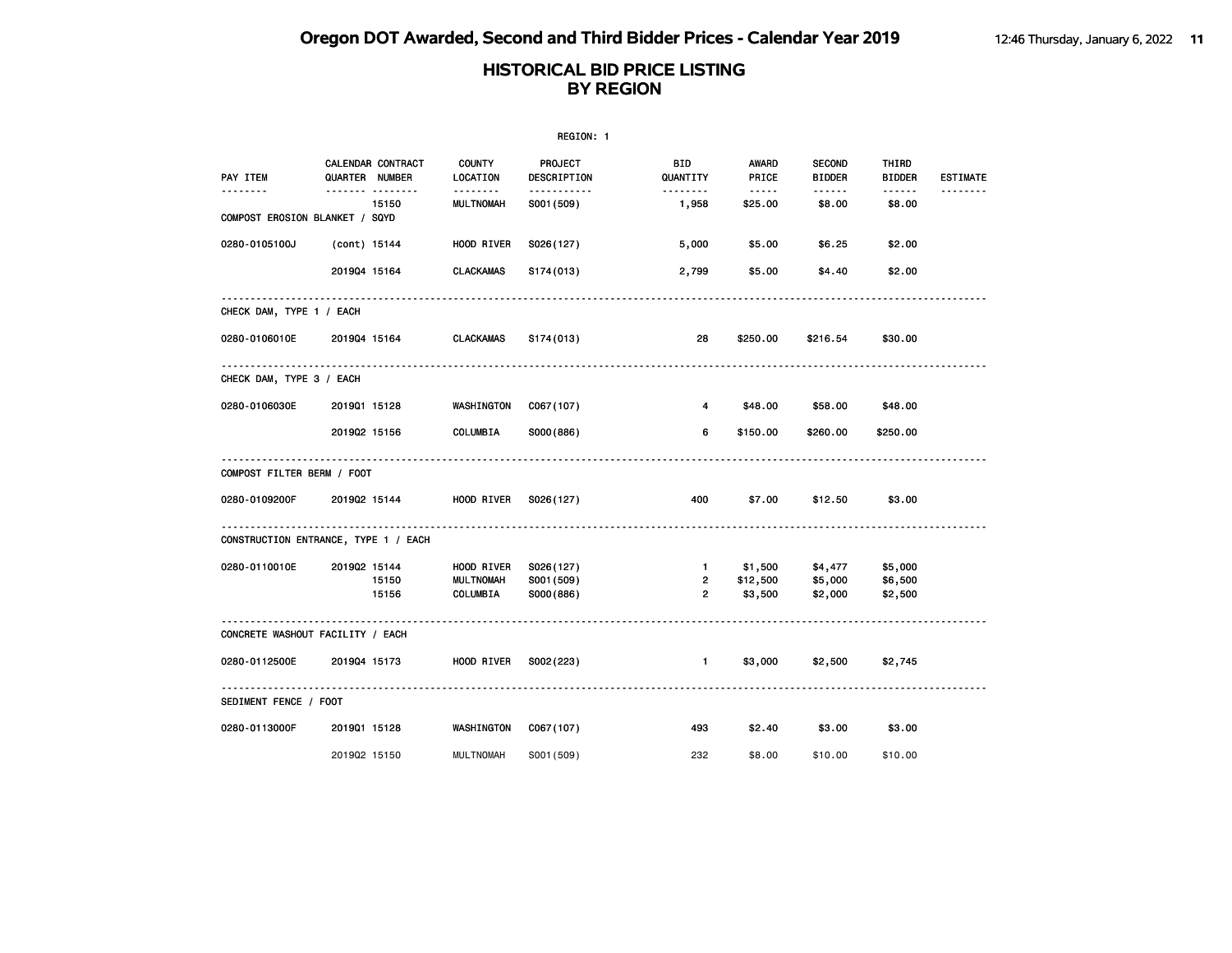# Oregon DOT Awarded, Second and Third Bidder Prices - Calendar Year 2019

## HISTORICAL BID PRICE LISTING BY REGION

REGION: 1

| PAY ITEM | CALENDAR QUARTER | CONTRACT NUMBER | COUNTY LOCATION | PROJECT DESCRIPTION | BID QUANTITY | AWARD PRICE | SECOND BIDDER | THIRD BIDDER | ESTIMATE |
|---|---|---|---|---|---|---|---|---|---|
| | | 15150 | MULTNOMAH | S001(509) | 1,958 | $25.00 | $8.00 | $8.00 | |
| COMPOST EROSION BLANKET / SQYD | | | | | | | | | |
| 0280-0105100J | (cont) | 15144 | HOOD RIVER | S026(127) | 5,000 | $5.00 | $6.25 | $2.00 | |
| | 2019Q4 | 15164 | CLACKAMAS | S174(013) | 2,799 | $5.00 | $4.40 | $2.00 | |
| CHECK DAM, TYPE 1 / EACH | | | | | | | | | |
| 0280-0106010E | 2019Q4 | 15164 | CLACKAMAS | S174(013) | 28 | $250.00 | $216.54 | $30.00 | |
| CHECK DAM, TYPE 3 / EACH | | | | | | | | | |
| 0280-0106030E | 2019Q1 | 15128 | WASHINGTON | C067(107) | 4 | $48.00 | $58.00 | $48.00 | |
| | 2019Q2 | 15156 | COLUMBIA | S000(886) | 6 | $150.00 | $260.00 | $250.00 | |
| COMPOST FILTER BERM / FOOT | | | | | | | | | |
| 0280-0109200F | 2019Q2 | 15144 | HOOD RIVER | S026(127) | 400 | $7.00 | $12.50 | $3.00 | |
| CONSTRUCTION ENTRANCE, TYPE 1 / EACH | | | | | | | | | |
| 0280-0110010E | 2019Q2 | 15144 | HOOD RIVER | S026(127) | 1 | $1,500 | $4,477 | $5,000 | |
| | | 15150 | MULTNOMAH | S001(509) | 2 | $12,500 | $5,000 | $6,500 | |
| | | 15156 | COLUMBIA | S000(886) | 2 | $3,500 | $2,000 | $2,500 | |
| CONCRETE WASHOUT FACILITY / EACH | | | | | | | | | |
| 0280-0112500E | 2019Q4 | 15173 | HOOD RIVER | S002(223) | 1 | $3,000 | $2,500 | $2,745 | |
| SEDIMENT FENCE / FOOT | | | | | | | | | |
| 0280-0113000F | 2019Q1 | 15128 | WASHINGTON | C067(107) | 493 | $2.40 | $3.00 | $3.00 | |
| | 2019Q2 | 15150 | MULTNOMAH | S001(509) | 232 | $8.00 | $10.00 | $10.00 | |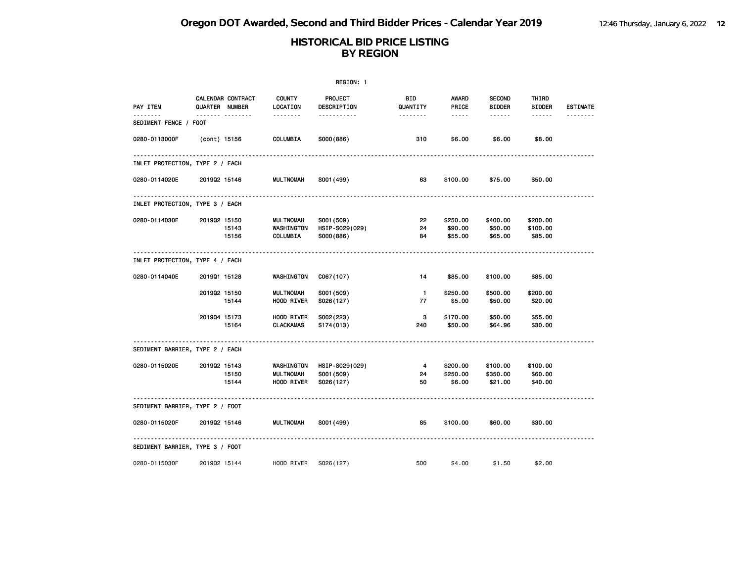# Oregon DOT Awarded, Second and Third Bidder Prices - Calendar Year 2019

## HISTORICAL BID PRICE LISTING BY REGION

REGION: 1

| PAY ITEM | CALENDAR QUARTER | CONTRACT NUMBER | COUNTY LOCATION | PROJECT DESCRIPTION | BID QUANTITY | AWARD PRICE | SECOND BIDDER | THIRD BIDDER | ESTIMATE |
|---|---|---|---|---|---|---|---|---|---|
| **SEDIMENT FENCE / FOOT** | | | | | | | | | |
| 0280-0113000F | (cont) | 15156 | COLUMBIA | S000(886) | 310 | $6.00 | $6.00 | $8.00 | |
| **INLET PROTECTION, TYPE 2 / EACH** | | | | | | | | | |
| 0280-0114020E | 2019Q2 | 15146 | MULTNOMAH | S001(499) | 63 | $100.00 | $75.00 | $50.00 | |
| **INLET PROTECTION, TYPE 3 / EACH** | | | | | | | | | |
| 0280-0114030E | 2019Q2 | 15150 | MULTNOMAH | S001(509) | 22 | $250.00 | $400.00 | $200.00 | |
| | | 15143 | WASHINGTON | HSIP-S029(029) | 24 | $90.00 | $50.00 | $100.00 | |
| | | 15156 | COLUMBIA | S000(886) | 84 | $55.00 | $65.00 | $85.00 | |
| **INLET PROTECTION, TYPE 4 / EACH** | | | | | | | | | |
| 0280-0114040E | 2019Q1 | 15128 | WASHINGTON | C067(107) | 14 | $85.00 | $100.00 | $85.00 | |
| | 2019Q2 | 15150 | MULTNOMAH | S001(509) | 1 | $250.00 | $500.00 | $200.00 | |
| | | 15144 | HOOD RIVER | S026(127) | 77 | $5.00 | $50.00 | $20.00 | |
| | 2019Q4 | 15173 | HOOD RIVER | S002(223) | 3 | $170.00 | $50.00 | $55.00 | |
| | | 15164 | CLACKAMAS | S174(013) | 240 | $50.00 | $64.96 | $30.00 | |
| **SEDIMENT BARRIER, TYPE 2 / EACH** | | | | | | | | | |
| 0280-0115020E | 2019Q2 | 15143 | WASHINGTON | HSIP-S029(029) | 4 | $200.00 | $100.00 | $100.00 | |
| | | 15150 | MULTNOMAH | S001(509) | 24 | $250.00 | $350.00 | $60.00 | |
| | | 15144 | HOOD RIVER | S026(127) | 50 | $6.00 | $21.00 | $40.00 | |
| **SEDIMENT BARRIER, TYPE 2 / FOOT** | | | | | | | | | |
| 0280-0115020F | 2019Q2 | 15146 | MULTNOMAH | S001(499) | 85 | $100.00 | $60.00 | $30.00 | |
| **SEDIMENT BARRIER, TYPE 3 / FOOT** | | | | | | | | | |
| 0280-0115030F | 2019Q2 | 15144 | HOOD RIVER | S026(127) | 500 | $4.00 | $1.50 | $2.00 | |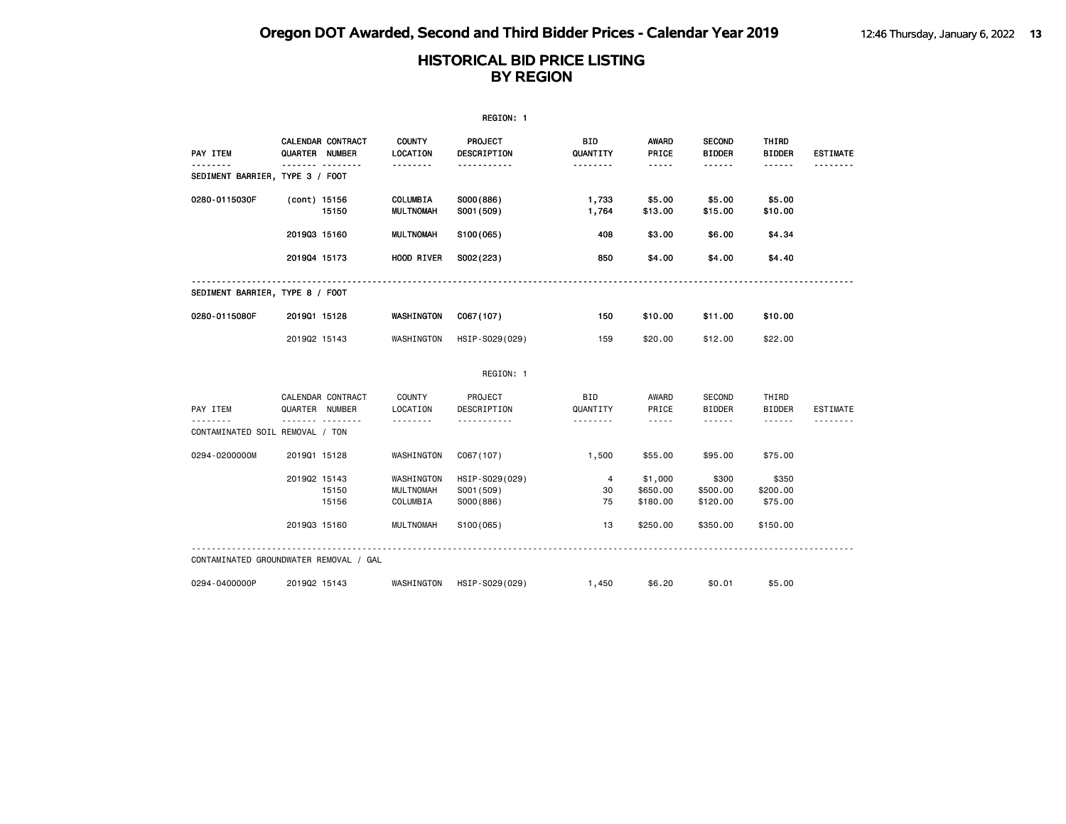# Oregon DOT Awarded, Second and Third Bidder Prices - Calendar Year 2019

## HISTORICAL BID PRICE LISTING BY REGION

REGION: 1

| PAY ITEM | CALENDAR QUARTER | CONTRACT NUMBER | COUNTY LOCATION | PROJECT DESCRIPTION | BID QUANTITY | AWARD PRICE | SECOND BIDDER | THIRD BIDDER | ESTIMATE |
|---|---|---|---|---|---|---|---|---|---|
| SEDIMENT BARRIER, TYPE 3 / FOOT | | | | | | | | | |
| 0280-0115030F | (cont) | 15156 | COLUMBIA | S000(886) | 1,733 | $5.00 | $5.00 | $5.00 | |
| | | 15150 | MULTNOMAH | S001(509) | 1,764 | $13.00 | $15.00 | $10.00 | |
| | 2019Q3 | 15160 | MULTNOMAH | S100(065) | 408 | $3.00 | $6.00 | $4.34 | |
| | 2019Q4 | 15173 | HOOD RIVER | S002(223) | 850 | $4.00 | $4.00 | $4.40 | |
| SEDIMENT BARRIER, TYPE 8 / FOOT | | | | | | | | | |
| 0280-0115080F | 2019Q1 | 15128 | WASHINGTON | C067(107) | 150 | $10.00 | $11.00 | $10.00 | |
| | 2019Q2 | 15143 | WASHINGTON | HSIP-S029(029) | 159 | $20.00 | $12.00 | $22.00 | |

REGION: 1

| PAY ITEM | CALENDAR QUARTER | CONTRACT NUMBER | COUNTY LOCATION | PROJECT DESCRIPTION | BID QUANTITY | AWARD PRICE | SECOND BIDDER | THIRD BIDDER | ESTIMATE |
|---|---|---|---|---|---|---|---|---|---|
| CONTAMINATED SOIL REMOVAL / TON | | | | | | | | | |
| 0294-0200000M | 2019Q1 | 15128 | WASHINGTON | C067(107) | 1,500 | $55.00 | $95.00 | $75.00 | |
| | 2019Q2 | 15143 | WASHINGTON | HSIP-S029(029) | 4 | $1,000 | $300 | $350 | |
| | | 15150 | MULTNOMAH | S001(509) | 30 | $650.00 | $500.00 | $200.00 | |
| | | 15156 | COLUMBIA | S000(886) | 75 | $180.00 | $120.00 | $75.00 | |
| | 2019Q3 | 15160 | MULTNOMAH | S100(065) | 13 | $250.00 | $350.00 | $150.00 | |
| CONTAMINATED GROUNDWATER REMOVAL / GAL | | | | | | | | | |
| 0294-0400000P | 2019Q2 | 15143 | WASHINGTON | HSIP-S029(029) | 1,450 | $6.20 | $0.01 | $5.00 | |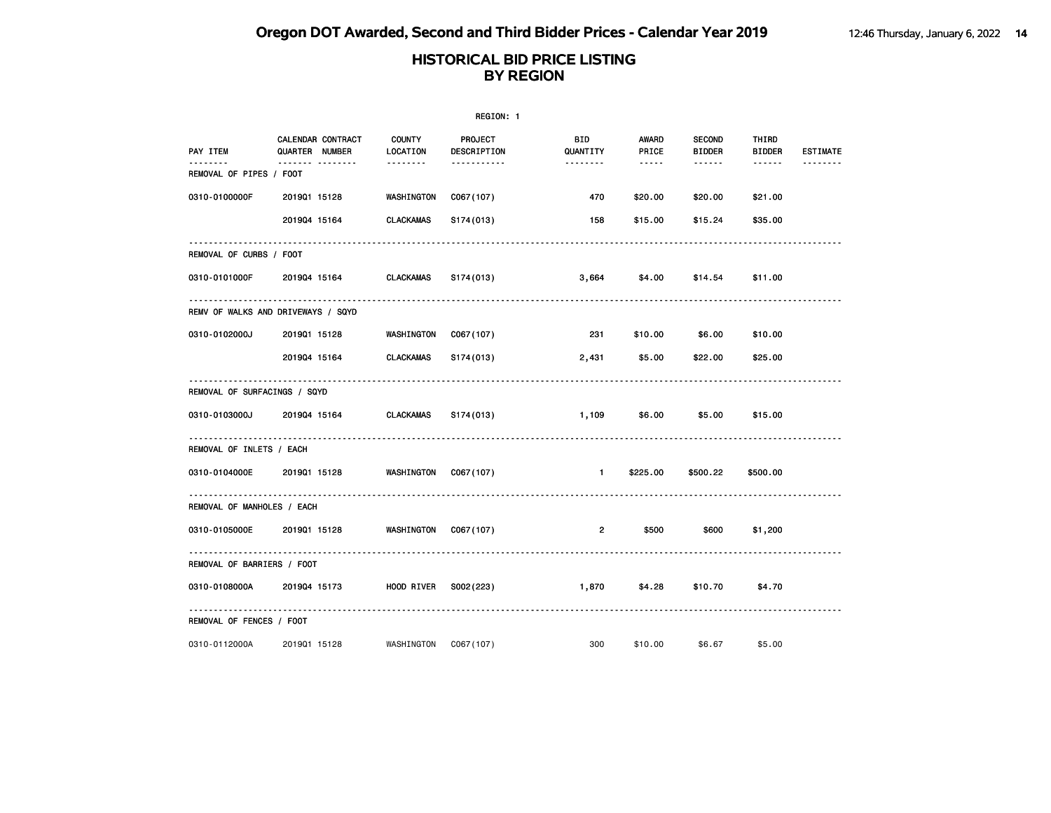# Oregon DOT Awarded, Second and Third Bidder Prices - Calendar Year 2019

## HISTORICAL BID PRICE LISTING BY REGION

REGION: 1

| PAY ITEM | CALENDAR QUARTER | CONTRACT NUMBER | COUNTY LOCATION | PROJECT DESCRIPTION | BID QUANTITY | AWARD PRICE | SECOND BIDDER | THIRD BIDDER | ESTIMATE |
|---|---|---|---|---|---|---|---|---|---|
| **REMOVAL OF PIPES / FOOT** | | | | | | | | | |
| 0310-0100000F | 2019Q1 | 15128 | WASHINGTON | C067(107) | 470 | $20.00 | $20.00 | $21.00 | |
| | 2019Q4 | 15164 | CLACKAMAS | S174(013) | 158 | $15.00 | $15.24 | $35.00 | |
| **REMOVAL OF CURBS / FOOT** | | | | | | | | | |
| 0310-0101000F | 2019Q4 | 15164 | CLACKAMAS | S174(013) | 3,664 | $4.00 | $14.54 | $11.00 | |
| **REMV OF WALKS AND DRIVEWAYS / SQYD** | | | | | | | | | |
| 0310-0102000J | 2019Q1 | 15128 | WASHINGTON | C067(107) | 231 | $10.00 | $6.00 | $10.00 | |
| | 2019Q4 | 15164 | CLACKAMAS | S174(013) | 2,431 | $5.00 | $22.00 | $25.00 | |
| **REMOVAL OF SURFACINGS / SQYD** | | | | | | | | | |
| 0310-0103000J | 2019Q4 | 15164 | CLACKAMAS | S174(013) | 1,109 | $6.00 | $5.00 | $15.00 | |
| **REMOVAL OF INLETS / EACH** | | | | | | | | | |
| 0310-0104000E | 2019Q1 | 15128 | WASHINGTON | C067(107) | 1 | $225.00 | $500.22 | $500.00 | |
| **REMOVAL OF MANHOLES / EACH** | | | | | | | | | |
| 0310-0105000E | 2019Q1 | 15128 | WASHINGTON | C067(107) | 2 | $500 | $600 | $1,200 | |
| **REMOVAL OF BARRIERS / FOOT** | | | | | | | | | |
| 0310-0108000A | 2019Q4 | 15173 | HOOD RIVER | S002(223) | 1,870 | $4.28 | $10.70 | $4.70 | |
| **REMOVAL OF FENCES / FOOT** | | | | | | | | | |
| 0310-0112000A | 2019Q1 | 15128 | WASHINGTON | C067(107) | 300 | $10.00 | $6.67 | $5.00 | |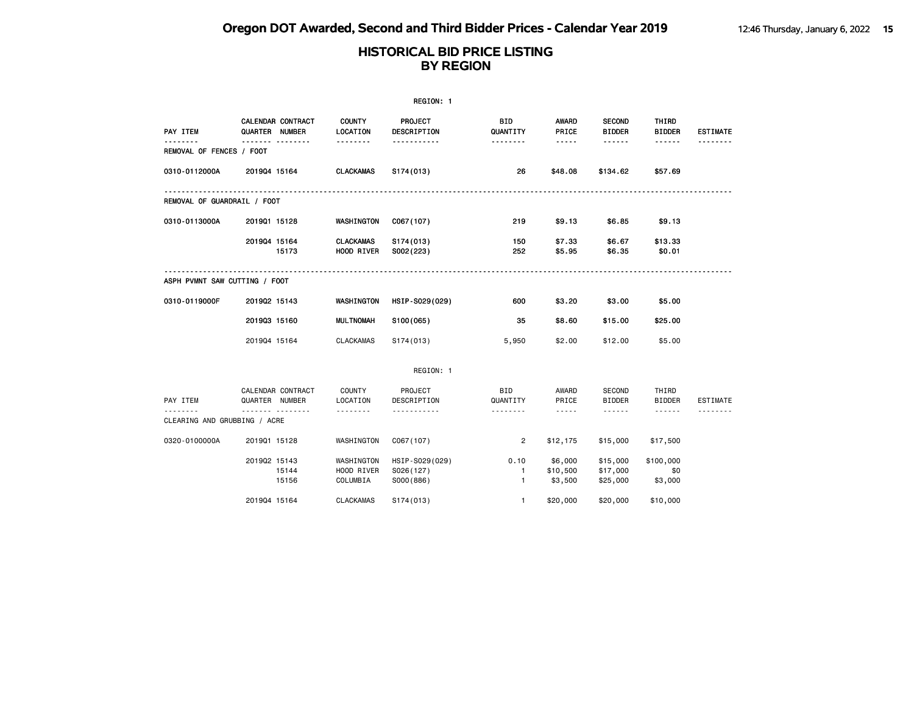# Oregon DOT Awarded, Second and Third Bidder Prices - Calendar Year 2019

## HISTORICAL BID PRICE LISTING BY REGION

REGION: 1

| PAY ITEM | CALENDAR QUARTER | CONTRACT NUMBER | COUNTY LOCATION | PROJECT DESCRIPTION | BID QUANTITY | AWARD PRICE | SECOND BIDDER | THIRD BIDDER | ESTIMATE |
|---|---|---|---|---|---|---|---|---|---|
| REMOVAL OF FENCES / FOOT | | | | | | | | | |
| 0310-0112000A | 2019Q4 | 15164 | CLACKAMAS | S174(013) | 26 | $48.08 | $134.62 | $57.69 | |
| REMOVAL OF GUARDRAIL / FOOT | | | | | | | | | |
| 0310-0113000A | 2019Q1 | 15128 | WASHINGTON | C067(107) | 219 | $9.13 | $6.85 | $9.13 | |
| | 2019Q4 | 15164 | CLACKAMAS | S174(013) | 150 | $7.33 | $6.67 | $13.33 | |
| | | 15173 | HOOD RIVER | S002(223) | 252 | $5.95 | $6.35 | $0.01 | |
| ASPH PVMNT SAW CUTTING / FOOT | | | | | | | | | |
| 0310-0119000F | 2019Q2 | 15143 | WASHINGTON | HSIP-S029(029) | 600 | $3.20 | $3.00 | $5.00 | |
| | 2019Q3 | 15160 | MULTNOMAH | S100(065) | 35 | $8.60 | $15.00 | $25.00 | |
| | 2019Q4 | 15164 | CLACKAMAS | S174(013) | 5,950 | $2.00 | $12.00 | $5.00 | |

REGION: 1

| PAY ITEM | CALENDAR QUARTER | CONTRACT NUMBER | COUNTY LOCATION | PROJECT DESCRIPTION | BID QUANTITY | AWARD PRICE | SECOND BIDDER | THIRD BIDDER | ESTIMATE |
|---|---|---|---|---|---|---|---|---|---|
| CLEARING AND GRUBBING / ACRE | | | | | | | | | |
| 0320-0100000A | 2019Q1 | 15128 | WASHINGTON | C067(107) | 2 | $12,175 | $15,000 | $17,500 | |
| | 2019Q2 | 15143 | WASHINGTON | HSIP-S029(029) | 0.10 | $6,000 | $15,000 | $100,000 | |
| | | 15144 | HOOD RIVER | S026(127) | 1 | $10,500 | $17,000 | $0 | |
| | | 15156 | COLUMBIA | S000(886) | 1 | $3,500 | $25,000 | $3,000 | |
| | 2019Q4 | 15164 | CLACKAMAS | S174(013) | 1 | $20,000 | $20,000 | $10,000 | |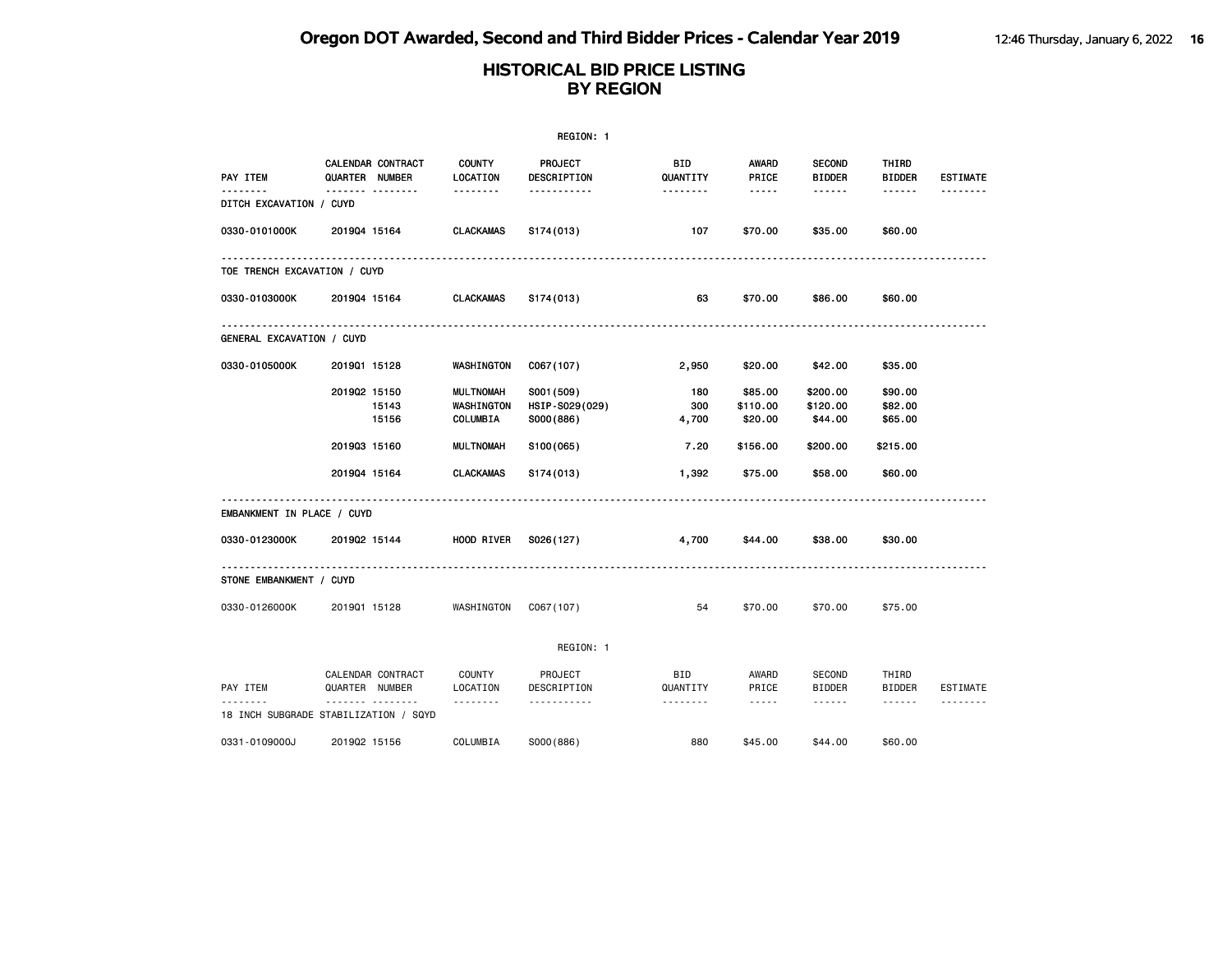# HISTORICAL BID PRICE LISTING
## BY REGION

REGION: 1

| PAY ITEM | CALENDAR QUARTER | CONTRACT NUMBER | COUNTY LOCATION | PROJECT DESCRIPTION | BID QUANTITY | AWARD PRICE | SECOND BIDDER | THIRD BIDDER | ESTIMATE |
|---|---|---|---|---|---|---|---|---|---|
| **DITCH EXCAVATION / CUYD** | | | | | | | | | |
| 0330-0101000K | 2019Q4 | 15164 | CLACKAMAS | S174(013) | 107 | $70.00 | $35.00 | $60.00 | |
| **TOE TRENCH EXCAVATION / CUYD** | | | | | | | | | |
| 0330-0103000K | 2019Q4 | 15164 | CLACKAMAS | S174(013) | 63 | $70.00 | $86.00 | $60.00 | |
| **GENERAL EXCAVATION / CUYD** | | | | | | | | | |
| 0330-0105000K | 2019Q1 | 15128 | WASHINGTON | C067(107) | 2,950 | $20.00 | $42.00 | $35.00 | |
| | 2019Q2 | 15150 | MULTNOMAH | S001(509) | 180 | $85.00 | $200.00 | $90.00 | |
| | | 15143 | WASHINGTON | HSIP-S029(029) | 300 | $110.00 | $120.00 | $82.00 | |
| | | 15156 | COLUMBIA | S000(886) | 4,700 | $20.00 | $44.00 | $65.00 | |
| | 2019Q3 | 15160 | MULTNOMAH | S100(065) | 7.20 | $156.00 | $200.00 | $215.00 | |
| | 2019Q4 | 15164 | CLACKAMAS | S174(013) | 1,392 | $75.00 | $58.00 | $60.00 | |
| **EMBANKMENT IN PLACE / CUYD** | | | | | | | | | |
| 0330-0123000K | 2019Q2 | 15144 | HOOD RIVER | S026(127) | 4,700 | $44.00 | $38.00 | $30.00 | |
| **STONE EMBANKMENT / CUYD** | | | | | | | | | |
| 0330-0126000K | 2019Q1 | 15128 | WASHINGTON | C067(107) | 54 | $70.00 | $70.00 | $75.00 | |

REGION: 1

| PAY ITEM | CALENDAR QUARTER | CONTRACT NUMBER | COUNTY LOCATION | PROJECT DESCRIPTION | BID QUANTITY | AWARD PRICE | SECOND BIDDER | THIRD BIDDER | ESTIMATE |
|---|---|---|---|---|---|---|---|---|---|
| **18 INCH SUBGRADE STABILIZATION / SQYD** | | | | | | | | | |
| 0331-0109000J | 2019Q2 | 15156 | COLUMBIA | S000(886) | 880 | $45.00 | $44.00 | $60.00 | |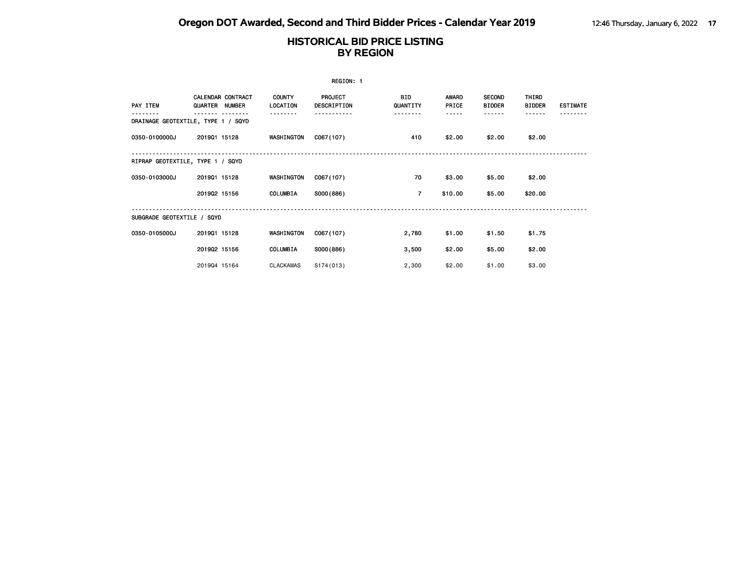# Oregon DOT Awarded, Second and Third Bidder Prices - Calendar Year 2019

## HISTORICAL BID PRICE LISTING
## BY REGION

REGION: 1

| PAY ITEM | CALENDAR QUARTER | CONTRACT NUMBER | COUNTY LOCATION | PROJECT DESCRIPTION | BID QUANTITY | AWARD PRICE | SECOND BIDDER | THIRD BIDDER | ESTIMATE |
|---|---|---|---|---|---|---|---|---|---|
| DRAINAGE GEOTEXTILE, TYPE 1 / SQYD | | | | | | | | | |
| 0350-0100000J | 2019Q1 | 15128 | WASHINGTON | C067(107) | 410 | $2.00 | $2.00 | $2.00 | |
| RIPRAP GEOTEXTILE, TYPE 1 / SQYD | | | | | | | | | |
| 0350-0103000J | 2019Q1 | 15128 | WASHINGTON | C067(107) | 70 | $3.00 | $5.00 | $2.00 | |
| | 2019Q2 | 15156 | COLUMBIA | S000(886) | 7 | $10.00 | $5.00 | $20.00 | |
| SUBGRADE GEOTEXTILE / SQYD | | | | | | | | | |
| 0350-0105000J | 2019Q1 | 15128 | WASHINGTON | C067(107) | 2,780 | $1.00 | $1.50 | $1.75 | |
| | 2019Q2 | 15156 | COLUMBIA | S000(886) | 3,500 | $2.00 | $5.00 | $2.00 | |
| | 2019Q4 | 15164 | CLACKAMAS | S174(013) | 2,300 | $2.00 | $1.00 | $3.00 | |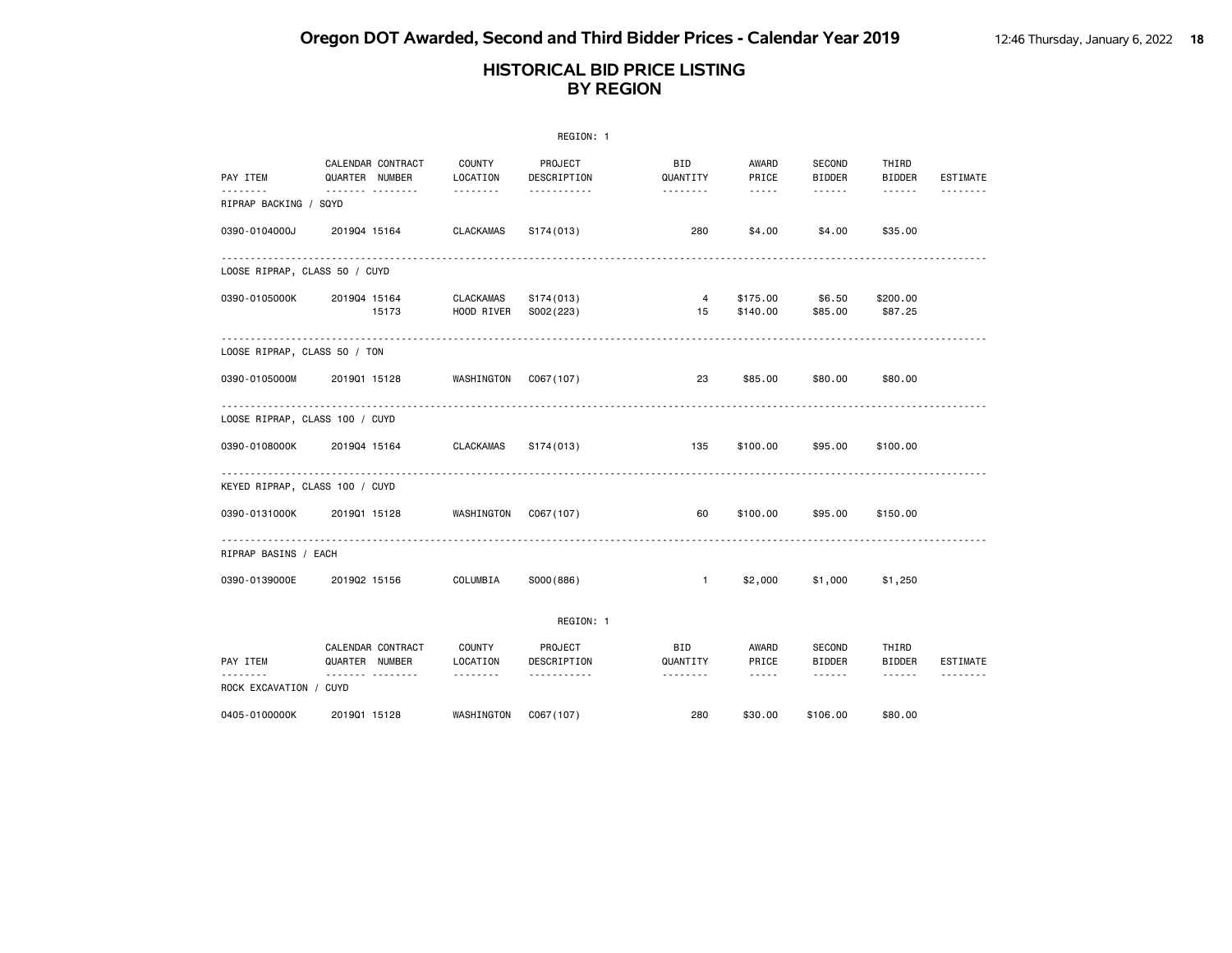# Oregon DOT Awarded, Second and Third Bidder Prices - Calendar Year 2019

## HISTORICAL BID PRICE LISTING BY REGION

REGION: 1

| PAY ITEM | CALENDAR QUARTER | CONTRACT NUMBER | COUNTY LOCATION | PROJECT DESCRIPTION | BID QUANTITY | AWARD PRICE | SECOND BIDDER | THIRD BIDDER | ESTIMATE |
|---|---|---|---|---|---|---|---|---|---|
| RIPRAP BACKING / SQYD | | | | | | | | | |
| 0390-0104000J | 2019Q4 | 15164 | CLACKAMAS | S174(013) | 280 | $4.00 | $4.00 | $35.00 | |
| LOOSE RIPRAP, CLASS 50 / CUYD | | | | | | | | | |
| 0390-0105000K | 2019Q4 | 15164 | CLACKAMAS | S174(013) | 4 | $175.00 | $6.50 | $200.00 | |
| | | 15173 | HOOD RIVER | S002(223) | 15 | $140.00 | $85.00 | $87.25 | |
| LOOSE RIPRAP, CLASS 50 / TON | | | | | | | | | |
| 0390-0105000M | 2019Q1 | 15128 | WASHINGTON | C067(107) | 23 | $85.00 | $80.00 | $80.00 | |
| LOOSE RIPRAP, CLASS 100 / CUYD | | | | | | | | | |
| 0390-0108000K | 2019Q4 | 15164 | CLACKAMAS | S174(013) | 135 | $100.00 | $95.00 | $100.00 | |
| KEYED RIPRAP, CLASS 100 / CUYD | | | | | | | | | |
| 0390-0131000K | 2019Q1 | 15128 | WASHINGTON | C067(107) | 60 | $100.00 | $95.00 | $150.00 | |
| RIPRAP BASINS / EACH | | | | | | | | | |
| 0390-0139000E | 2019Q2 | 15156 | COLUMBIA | S000(886) | 1 | $2,000 | $1,000 | $1,250 | |

REGION: 1

| PAY ITEM | CALENDAR QUARTER | CONTRACT NUMBER | COUNTY LOCATION | PROJECT DESCRIPTION | BID QUANTITY | AWARD PRICE | SECOND BIDDER | THIRD BIDDER | ESTIMATE |
|---|---|---|---|---|---|---|---|---|---|
| ROCK EXCAVATION / CUYD | | | | | | | | | |
| 0405-0100000K | 2019Q1 | 15128 | WASHINGTON | C067(107) | 280 | $30.00 | $106.00 | $80.00 | |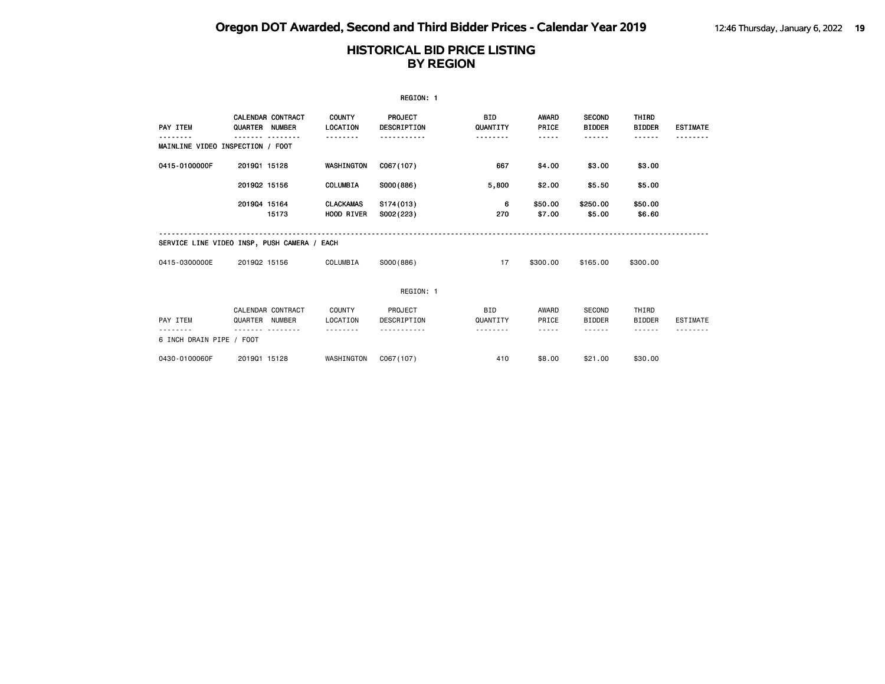# HISTORICAL BID PRICE LISTING BY REGION

REGION: 1

| PAY ITEM | CALENDAR QUARTER | CONTRACT NUMBER | COUNTY LOCATION | PROJECT DESCRIPTION | BID QUANTITY | AWARD PRICE | SECOND BIDDER | THIRD BIDDER | ESTIMATE |
|---|---|---|---|---|---|---|---|---|---|
| MAINLINE VIDEO INSPECTION / FOOT | | | | | | | | | |
| 0415-0100000F | 2019Q1 | 15128 | WASHINGTON | C067(107) | 667 | $4.00 | $3.00 | $3.00 | |
| | 2019Q2 | 15156 | COLUMBIA | S000(886) | 5,800 | $2.00 | $5.50 | $5.00 | |
| | 2019Q4 | 15164 | CLACKAMAS | S174(013) | 6 | $50.00 | $250.00 | $50.00 | |
| | | 15173 | HOOD RIVER | S002(223) | 270 | $7.00 | $5.00 | $6.60 | |
| SERVICE LINE VIDEO INSP, PUSH CAMERA / EACH | | | | | | | | | |
| 0415-0300000E | 2019Q2 | 15156 | COLUMBIA | S000(886) | 17 | $300.00 | $165.00 | $300.00 | |

REGION: 1

| PAY ITEM | CALENDAR QUARTER | CONTRACT NUMBER | COUNTY LOCATION | PROJECT DESCRIPTION | BID QUANTITY | AWARD PRICE | SECOND BIDDER | THIRD BIDDER | ESTIMATE |
|---|---|---|---|---|---|---|---|---|---|
| 6 INCH DRAIN PIPE / FOOT | | | | | | | | | |
| 0430-0100060F | 2019Q1 | 15128 | WASHINGTON | C067(107) | 410 | $8.00 | $21.00 | $30.00 | |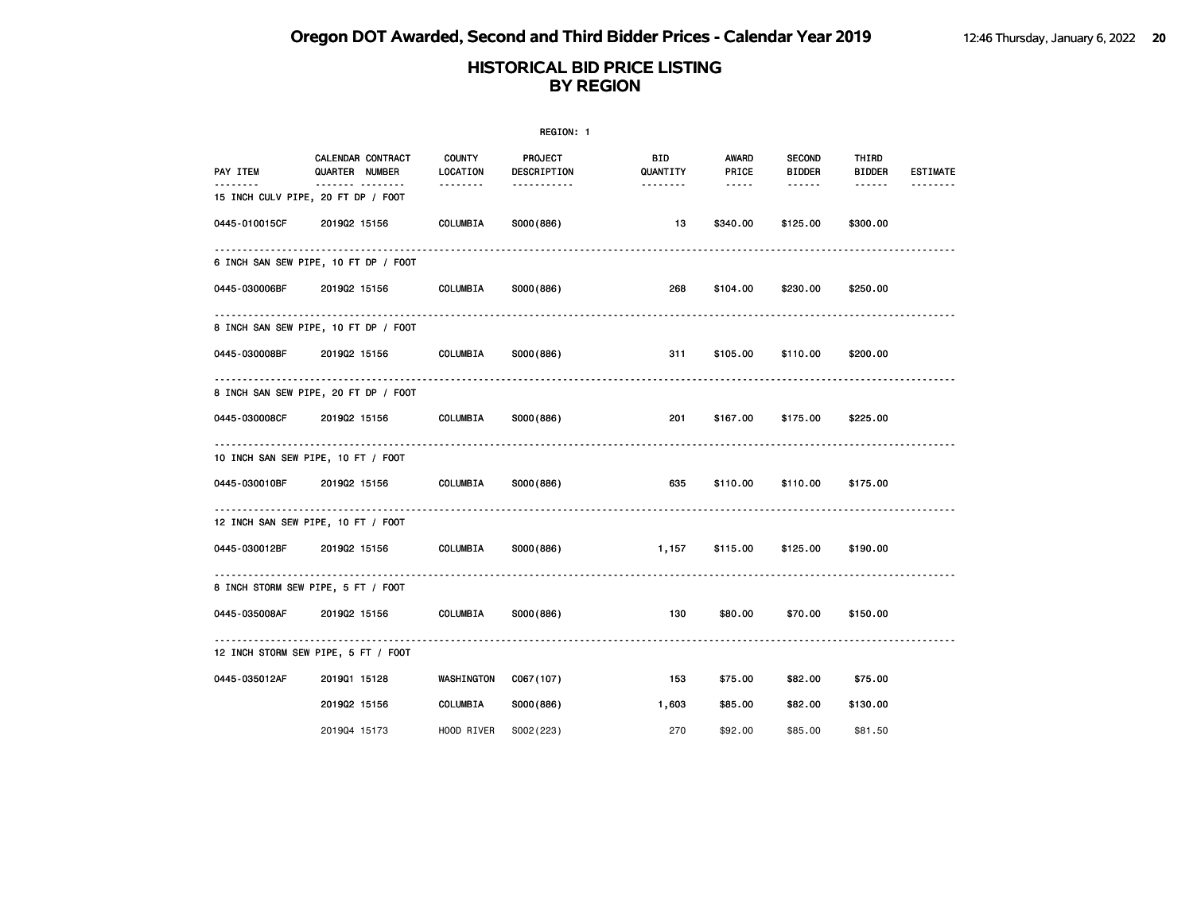# Oregon DOT Awarded, Second and Third Bidder Prices - Calendar Year 2019

## HISTORICAL BID PRICE LISTING BY REGION

REGION: 1

| PAY ITEM | CALENDAR QUARTER | CONTRACT NUMBER | COUNTY LOCATION | PROJECT DESCRIPTION | BID QUANTITY | AWARD PRICE | SECOND BIDDER | THIRD BIDDER | ESTIMATE |
|---|---|---|---|---|---|---|---|---|---|
| **15 INCH CULV PIPE, 20 FT DP / FOOT** | | | | | | | | | |
| 0445-010015CF | 2019Q2 | 15156 | COLUMBIA | S000(886) | 13 | $340.00 | $125.00 | $300.00 | |
| **6 INCH SAN SEW PIPE, 10 FT DP / FOOT** | | | | | | | | | |
| 0445-030006BF | 2019Q2 | 15156 | COLUMBIA | S000(886) | 268 | $104.00 | $230.00 | $250.00 | |
| **8 INCH SAN SEW PIPE, 10 FT DP / FOOT** | | | | | | | | | |
| 0445-030008BF | 2019Q2 | 15156 | COLUMBIA | S000(886) | 311 | $105.00 | $110.00 | $200.00 | |
| **8 INCH SAN SEW PIPE, 20 FT DP / FOOT** | | | | | | | | | |
| 0445-030008CF | 2019Q2 | 15156 | COLUMBIA | S000(886) | 201 | $167.00 | $175.00 | $225.00 | |
| **10 INCH SAN SEW PIPE, 10 FT / FOOT** | | | | | | | | | |
| 0445-030010BF | 2019Q2 | 15156 | COLUMBIA | S000(886) | 635 | $110.00 | $110.00 | $175.00 | |
| **12 INCH SAN SEW PIPE, 10 FT / FOOT** | | | | | | | | | |
| 0445-030012BF | 2019Q2 | 15156 | COLUMBIA | S000(886) | 1,157 | $115.00 | $125.00 | $190.00 | |
| **8 INCH STORM SEW PIPE, 5 FT / FOOT** | | | | | | | | | |
| 0445-035008AF | 2019Q2 | 15156 | COLUMBIA | S000(886) | 130 | $80.00 | $70.00 | $150.00 | |
| **12 INCH STORM SEW PIPE, 5 FT / FOOT** | | | | | | | | | |
| 0445-035012AF | 2019Q1 | 15128 | WASHINGTON | C067(107) | 153 | $75.00 | $82.00 | $75.00 | |
| | 2019Q2 | 15156 | COLUMBIA | S000(886) | 1,603 | $85.00 | $82.00 | $130.00 | |
| | 2019Q4 | 15173 | HOOD RIVER | S002(223) | 270 | $92.00 | $85.00 | $81.50 | |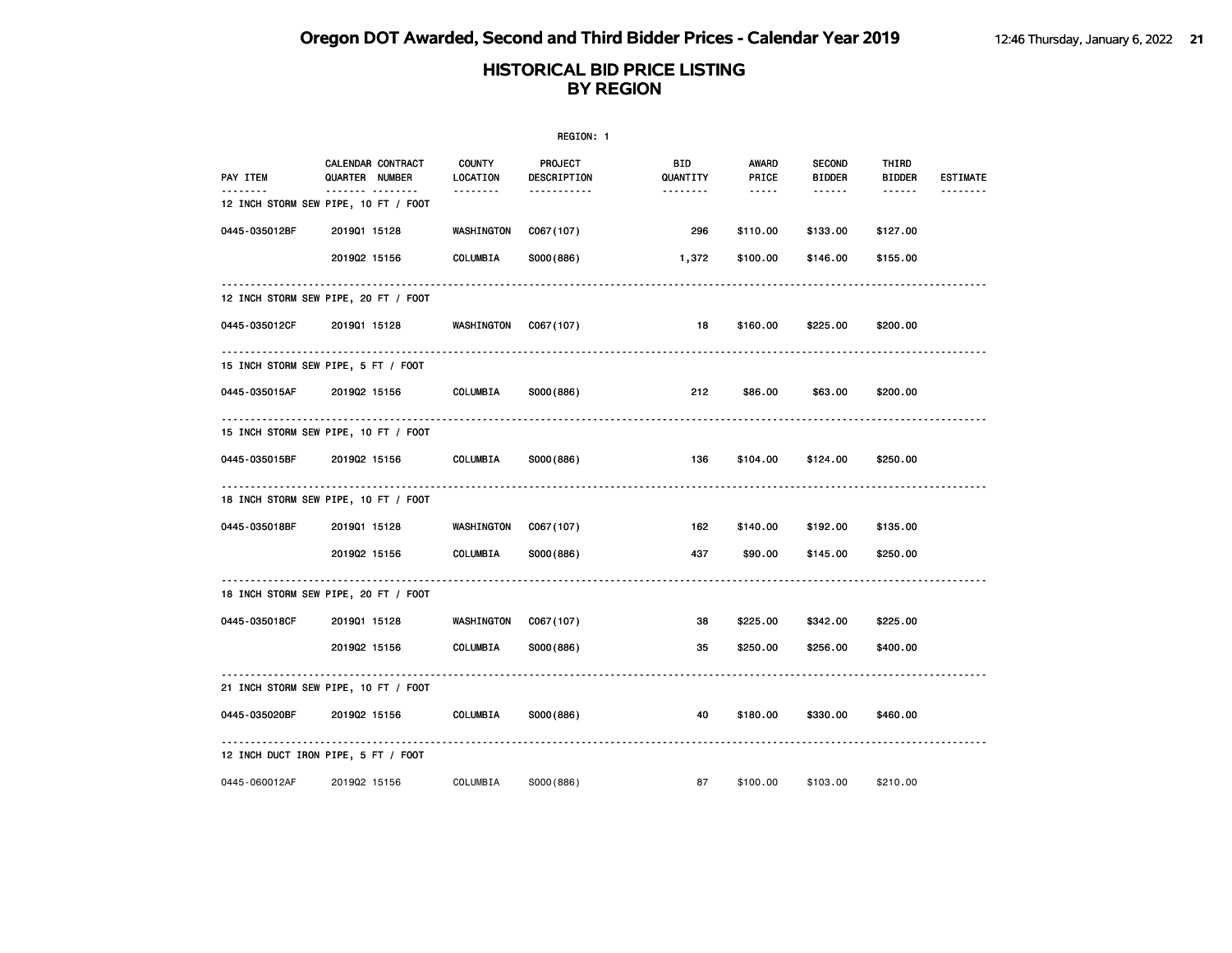# Oregon DOT Awarded, Second and Third Bidder Prices - Calendar Year 2019

## HISTORICAL BID PRICE LISTING BY REGION

REGION: 1

| PAY ITEM | CALENDAR QUARTER | CONTRACT NUMBER | COUNTY LOCATION | PROJECT DESCRIPTION | BID QUANTITY | AWARD PRICE | SECOND BIDDER | THIRD BIDDER | ESTIMATE |
|---|---|---|---|---|---|---|---|---|---|
| **12 INCH STORM SEW PIPE, 10 FT / FOOT** | | | | | | | | | |
| 0445-035012BF | 2019Q1 | 15128 | WASHINGTON | C067(107) | 296 | $110.00 | $133.00 | $127.00 | |
| | 2019Q2 | 15156 | COLUMBIA | S000(886) | 1,372 | $100.00 | $146.00 | $155.00 | |
| **12 INCH STORM SEW PIPE, 20 FT / FOOT** | | | | | | | | | |
| 0445-035012CF | 2019Q1 | 15128 | WASHINGTON | C067(107) | 18 | $160.00 | $225.00 | $200.00 | |
| **15 INCH STORM SEW PIPE, 5 FT / FOOT** | | | | | | | | | |
| 0445-035015AF | 2019Q2 | 15156 | COLUMBIA | S000(886) | 212 | $86.00 | $63.00 | $200.00 | |
| **15 INCH STORM SEW PIPE, 10 FT / FOOT** | | | | | | | | | |
| 0445-035015BF | 2019Q2 | 15156 | COLUMBIA | S000(886) | 136 | $104.00 | $124.00 | $250.00 | |
| **18 INCH STORM SEW PIPE, 10 FT / FOOT** | | | | | | | | | |
| 0445-035018BF | 2019Q1 | 15128 | WASHINGTON | C067(107) | 162 | $140.00 | $192.00 | $135.00 | |
| | 2019Q2 | 15156 | COLUMBIA | S000(886) | 437 | $90.00 | $145.00 | $250.00 | |
| **18 INCH STORM SEW PIPE, 20 FT / FOOT** | | | | | | | | | |
| 0445-035018CF | 2019Q1 | 15128 | WASHINGTON | C067(107) | 38 | $225.00 | $342.00 | $225.00 | |
| | 2019Q2 | 15156 | COLUMBIA | S000(886) | 35 | $250.00 | $256.00 | $400.00 | |
| **21 INCH STORM SEW PIPE, 10 FT / FOOT** | | | | | | | | | |
| 0445-035020BF | 2019Q2 | 15156 | COLUMBIA | S000(886) | 40 | $180.00 | $330.00 | $460.00 | |
| **12 INCH DUCT IRON PIPE, 5 FT / FOOT** | | | | | | | | | |
| 0445-060012AF | 2019Q2 | 15156 | COLUMBIA | S000(886) | 87 | $100.00 | $103.00 | $210.00 | |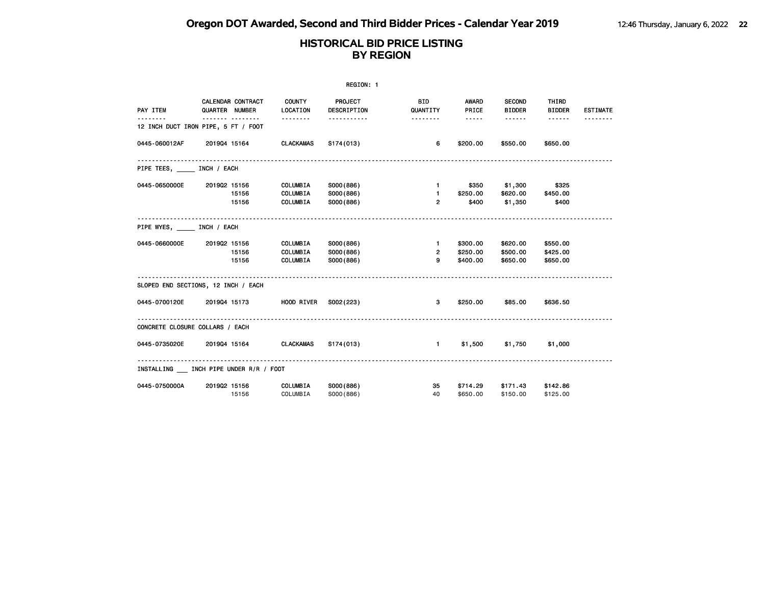# Oregon DOT Awarded, Second and Third Bidder Prices - Calendar Year 2019

## HISTORICAL BID PRICE LISTING BY REGION

REGION: 1

| PAY ITEM | CALENDAR QUARTER | CONTRACT NUMBER | COUNTY LOCATION | PROJECT DESCRIPTION | BID QUANTITY | AWARD PRICE | SECOND BIDDER | THIRD BIDDER | ESTIMATE |
|---|---|---|---|---|---|---|---|---|---|
| **12 INCH DUCT IRON PIPE, 5 FT / FOOT** | | | | | | | | | |
| 0445-060012AF | 2019Q4 | 15164 | CLACKAMAS | S174(013) | 6 | $200.00 | $550.00 | $650.00 | |
| **PIPE TEES, _____ INCH / EACH** | | | | | | | | | |
| 0445-0650000E | 2019Q2 | 15156 | COLUMBIA | S000(886) | 1 | $350 | $1,300 | $325 | |
| | | 15156 | COLUMBIA | S000(886) | 1 | $250.00 | $620.00 | $450.00 | |
| | | 15156 | COLUMBIA | S000(886) | 2 | $400 | $1,350 | $400 | |
| **PIPE WYES, _____ INCH / EACH** | | | | | | | | | |
| 0445-0660000E | 2019Q2 | 15156 | COLUMBIA | S000(886) | 1 | $300.00 | $620.00 | $550.00 | |
| | | 15156 | COLUMBIA | S000(886) | 2 | $250.00 | $500.00 | $425.00 | |
| | | 15156 | COLUMBIA | S000(886) | 9 | $400.00 | $650.00 | $650.00 | |
| **SLOPED END SECTIONS, 12 INCH / EACH** | | | | | | | | | |
| 0445-0700120E | 2019Q4 | 15173 | HOOD RIVER | S002(223) | 3 | $250.00 | $85.00 | $636.50 | |
| **CONCRETE CLOSURE COLLARS / EACH** | | | | | | | | | |
| 0445-0735020E | 2019Q4 | 15164 | CLACKAMAS | S174(013) | 1 | $1,500 | $1,750 | $1,000 | |
| **INSTALLING ___ INCH PIPE UNDER R/R / FOOT** | | | | | | | | | |
| 0445-0750000A | 2019Q2 | 15156 | COLUMBIA | S000(886) | 35 | $714.29 | $171.43 | $142.86 | |
| | | 15156 | COLUMBIA | S000(886) | 40 | $650.00 | $150.00 | $125.00 | |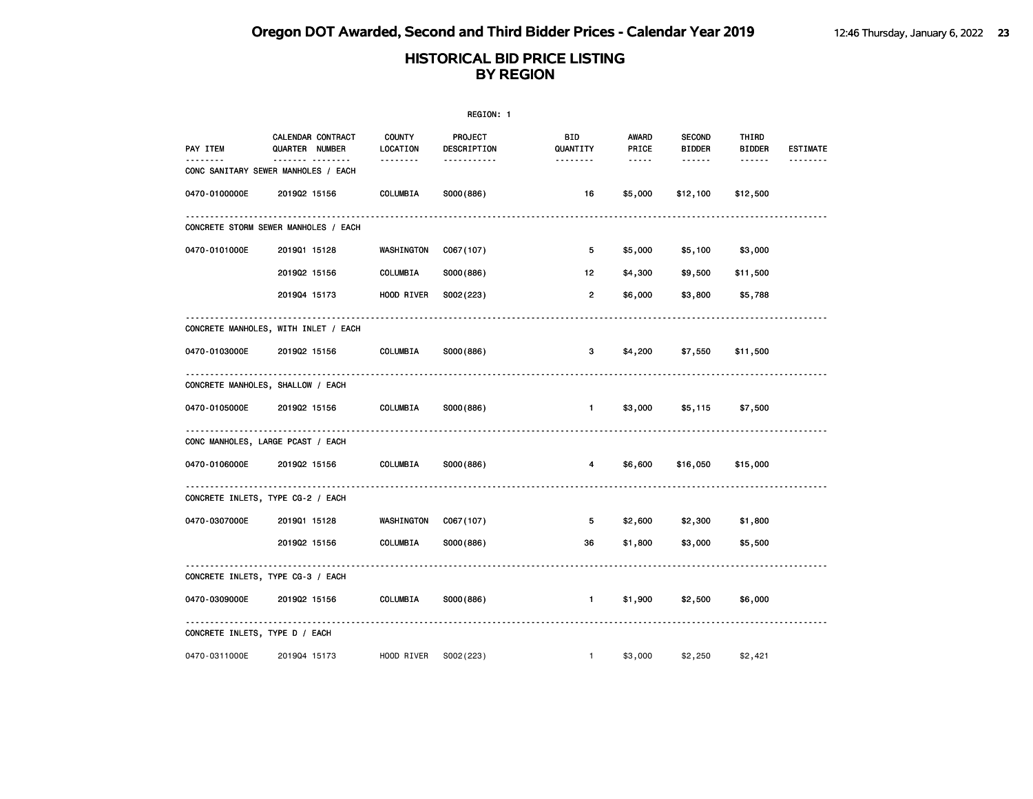# Oregon DOT Awarded, Second and Third Bidder Prices - Calendar Year 2019

## HISTORICAL BID PRICE LISTING BY REGION

REGION: 1

| PAY ITEM | CALENDAR QUARTER | CONTRACT NUMBER | COUNTY LOCATION | PROJECT DESCRIPTION | BID QUANTITY | AWARD PRICE | SECOND BIDDER | THIRD BIDDER | ESTIMATE |
|---|---|---|---|---|---|---|---|---|---|
| **CONC SANITARY SEWER MANHOLES / EACH** | | | | | | | | | |
| 0470-0100000E | 2019Q2 | 15156 | COLUMBIA | S000(886) | 16 | $5,000 | $12,100 | $12,500 | |
| **CONCRETE STORM SEWER MANHOLES / EACH** | | | | | | | | | |
| 0470-0101000E | 2019Q1 | 15128 | WASHINGTON | C067(107) | 5 | $5,000 | $5,100 | $3,000 | |
| | 2019Q2 | 15156 | COLUMBIA | S000(886) | 12 | $4,300 | $9,500 | $11,500 | |
| | 2019Q4 | 15173 | HOOD RIVER | S002(223) | 2 | $6,000 | $3,800 | $5,788 | |
| **CONCRETE MANHOLES, WITH INLET / EACH** | | | | | | | | | |
| 0470-0103000E | 2019Q2 | 15156 | COLUMBIA | S000(886) | 3 | $4,200 | $7,550 | $11,500 | |
| **CONCRETE MANHOLES, SHALLOW / EACH** | | | | | | | | | |
| 0470-0105000E | 2019Q2 | 15156 | COLUMBIA | S000(886) | 1 | $3,000 | $5,115 | $7,500 | |
| **CONC MANHOLES, LARGE PCAST / EACH** | | | | | | | | | |
| 0470-0106000E | 2019Q2 | 15156 | COLUMBIA | S000(886) | 4 | $6,600 | $16,050 | $15,000 | |
| **CONCRETE INLETS, TYPE CG-2 / EACH** | | | | | | | | | |
| 0470-0307000E | 2019Q1 | 15128 | WASHINGTON | C067(107) | 5 | $2,600 | $2,300 | $1,800 | |
| | 2019Q2 | 15156 | COLUMBIA | S000(886) | 36 | $1,800 | $3,000 | $5,500 | |
| **CONCRETE INLETS, TYPE CG-3 / EACH** | | | | | | | | | |
| 0470-0309000E | 2019Q2 | 15156 | COLUMBIA | S000(886) | 1 | $1,900 | $2,500 | $6,000 | |
| **CONCRETE INLETS, TYPE D / EACH** | | | | | | | | | |
| 0470-0311000E | 2019Q4 | 15173 | HOOD RIVER | S002(223) | 1 | $3,000 | $2,250 | $2,421 | |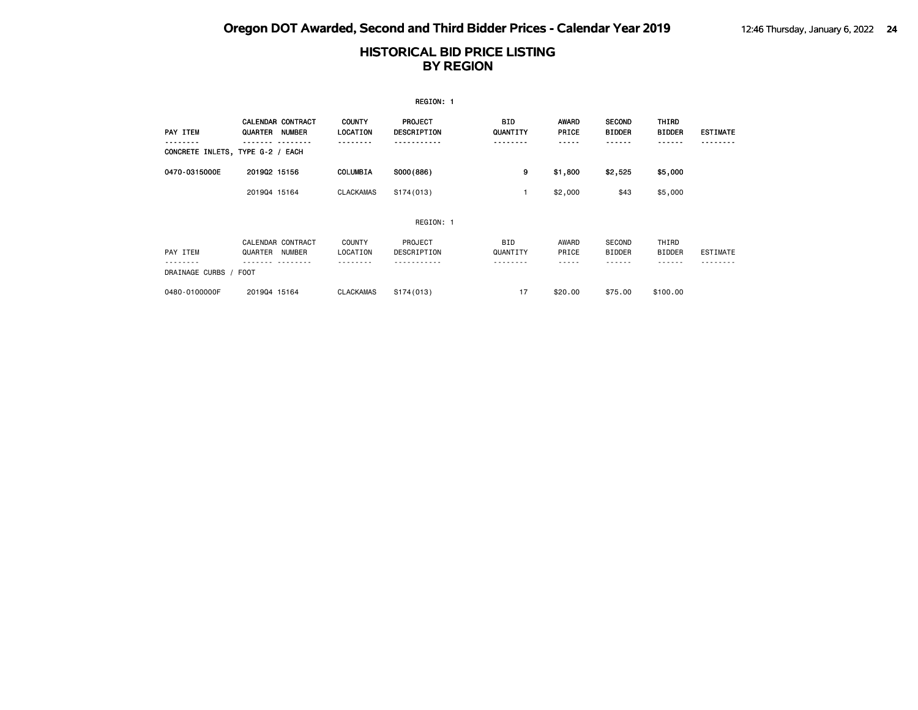# HISTORICAL BID PRICE LISTING BY REGION

REGION: 1

| PAY ITEM | CALENDAR QUARTER | CONTRACT NUMBER | COUNTY LOCATION | PROJECT DESCRIPTION | BID QUANTITY | AWARD PRICE | SECOND BIDDER | THIRD BIDDER | ESTIMATE |
|---|---|---|---|---|---|---|---|---|---|
| CONCRETE INLETS, TYPE G-2 / EACH | | | | | | | | | |
| 0470-0315000E | 2019Q2 | 15156 | COLUMBIA | S000(886) | 9 | $1,800 | $2,525 | $5,000 | |
| | 2019Q4 | 15164 | CLACKAMAS | S174(013) | 1 | $2,000 | $43 | $5,000 | |

REGION: 1

| PAY ITEM | CALENDAR QUARTER | CONTRACT NUMBER | COUNTY LOCATION | PROJECT DESCRIPTION | BID QUANTITY | AWARD PRICE | SECOND BIDDER | THIRD BIDDER | ESTIMATE |
|---|---|---|---|---|---|---|---|---|---|
| DRAINAGE CURBS / FOOT | | | | | | | | | |
| 0480-0100000F | 2019Q4 | 15164 | CLACKAMAS | S174(013) | 17 | $20.00 | $75.00 | $100.00 | |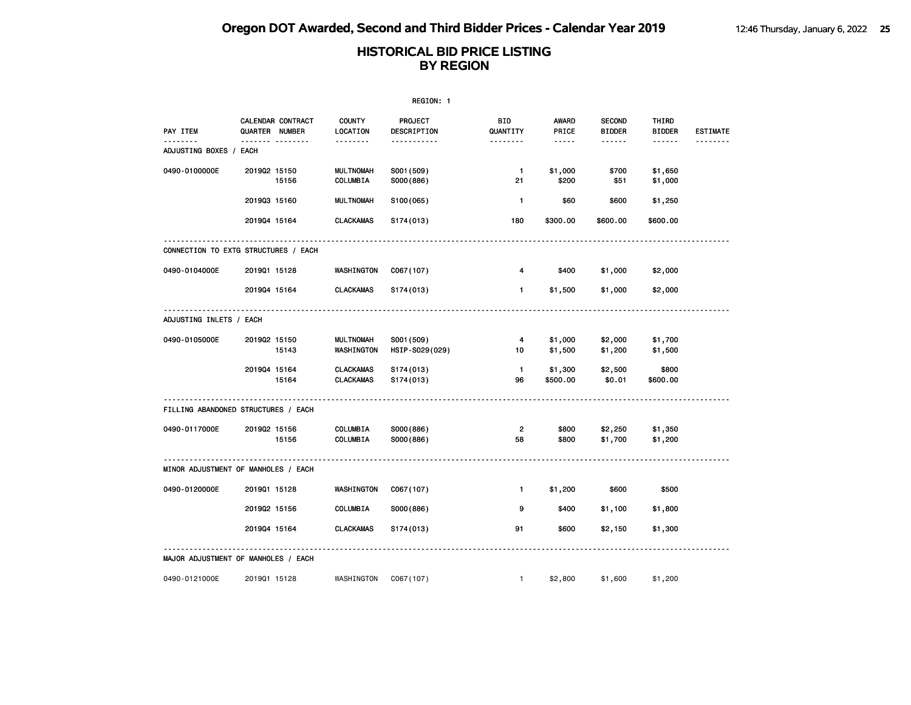# Oregon DOT Awarded, Second and Third Bidder Prices - Calendar Year 2019

## HISTORICAL BID PRICE LISTING BY REGION

REGION: 1

| PAY ITEM | CALENDAR QUARTER | CONTRACT NUMBER | COUNTY LOCATION | PROJECT DESCRIPTION | BID QUANTITY | AWARD PRICE | SECOND BIDDER | THIRD BIDDER | ESTIMATE |
|---|---|---|---|---|---|---|---|---|---|
| **ADJUSTING BOXES / EACH** | | | | | | | | | |
| 0490-0100000E | 2019Q2 | 15150 | MULTNOMAH | S001(509) | 1 | $1,000 | $700 | $1,650 | |
| | | 15156 | COLUMBIA | S000(886) | 21 | $200 | $51 | $1,000 | |
| | 2019Q3 | 15160 | MULTNOMAH | S100(065) | 1 | $60 | $600 | $1,250 | |
| | 2019Q4 | 15164 | CLACKAMAS | S174(013) | 180 | $300.00 | $600.00 | $600.00 | |
| **CONNECTION TO EXTG STRUCTURES / EACH** | | | | | | | | | |
| 0490-0104000E | 2019Q1 | 15128 | WASHINGTON | C067(107) | 4 | $400 | $1,000 | $2,000 | |
| | 2019Q4 | 15164 | CLACKAMAS | S174(013) | 1 | $1,500 | $1,000 | $2,000 | |
| **ADJUSTING INLETS / EACH** | | | | | | | | | |
| 0490-0105000E | 2019Q2 | 15150 | MULTNOMAH | S001(509) | 4 | $1,000 | $2,000 | $1,700 | |
| | | 15143 | WASHINGTON | HSIP-S029(029) | 10 | $1,500 | $1,200 | $1,500 | |
| | 2019Q4 | 15164 | CLACKAMAS | S174(013) | 1 | $1,300 | $2,500 | $800 | |
| | | 15164 | CLACKAMAS | S174(013) | 96 | $500.00 | $0.01 | $600.00 | |
| **FILLING ABANDONED STRUCTURES / EACH** | | | | | | | | | |
| 0490-0117000E | 2019Q2 | 15156 | COLUMBIA | S000(886) | 2 | $800 | $2,250 | $1,350 | |
| | | 15156 | COLUMBIA | S000(886) | 58 | $800 | $1,700 | $1,200 | |
| **MINOR ADJUSTMENT OF MANHOLES / EACH** | | | | | | | | | |
| 0490-0120000E | 2019Q1 | 15128 | WASHINGTON | C067(107) | 1 | $1,200 | $600 | $500 | |
| | 2019Q2 | 15156 | COLUMBIA | S000(886) | 9 | $400 | $1,100 | $1,800 | |
| | 2019Q4 | 15164 | CLACKAMAS | S174(013) | 91 | $600 | $2,150 | $1,300 | |
| **MAJOR ADJUSTMENT OF MANHOLES / EACH** | | | | | | | | | |
| 0490-0121000E | 2019Q1 | 15128 | WASHINGTON | C067(107) | 1 | $2,800 | $1,600 | $1,200 | |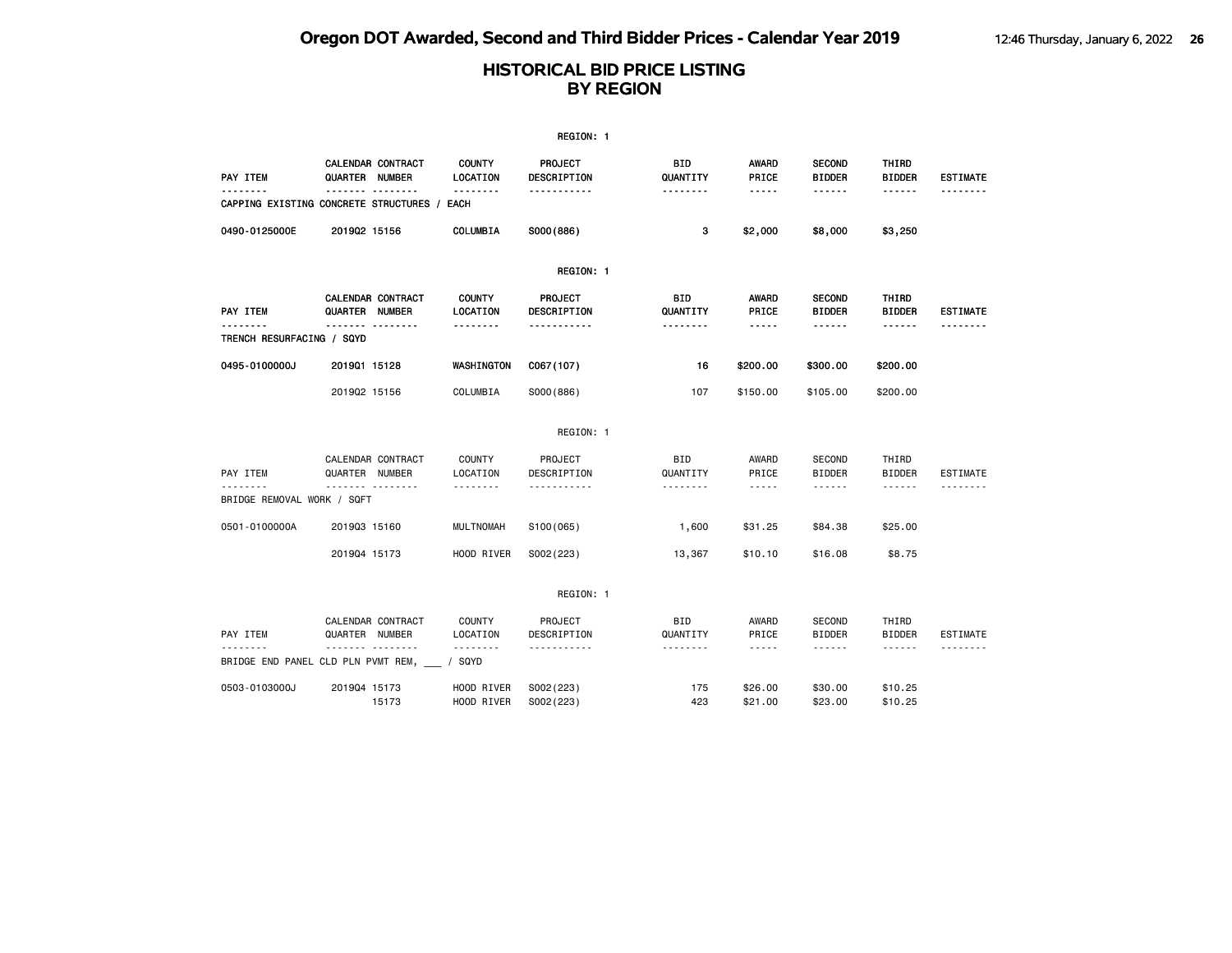# Oregon DOT Awarded, Second and Third Bidder Prices - Calendar Year 2019

## HISTORICAL BID PRICE LISTING BY REGION

REGION: 1

| PAY ITEM | CALENDAR QUARTER | CONTRACT NUMBER | COUNTY LOCATION | PROJECT DESCRIPTION | BID QUANTITY | AWARD PRICE | SECOND BIDDER | THIRD BIDDER | ESTIMATE |
|---|---|---|---|---|---|---|---|---|---|
| CAPPING EXISTING CONCRETE STRUCTURES / EACH | | | | | | | | | |
| 0490-0125000E | 2019Q2 | 15156 | COLUMBIA | S000(886) | 3 | $2,000 | $8,000 | $3,250 | |

REGION: 1

| PAY ITEM | CALENDAR QUARTER | CONTRACT NUMBER | COUNTY LOCATION | PROJECT DESCRIPTION | BID QUANTITY | AWARD PRICE | SECOND BIDDER | THIRD BIDDER | ESTIMATE |
|---|---|---|---|---|---|---|---|---|---|
| TRENCH RESURFACING / SQYD | | | | | | | | | |
| 0495-0100000J | 2019Q1 | 15128 | WASHINGTON | C067(107) | 16 | $200.00 | $300.00 | $200.00 | |
| | 2019Q2 | 15156 | COLUMBIA | S000(886) | 107 | $150.00 | $105.00 | $200.00 | |

REGION: 1

| PAY ITEM | CALENDAR QUARTER | CONTRACT NUMBER | COUNTY LOCATION | PROJECT DESCRIPTION | BID QUANTITY | AWARD PRICE | SECOND BIDDER | THIRD BIDDER | ESTIMATE |
|---|---|---|---|---|---|---|---|---|---|
| BRIDGE REMOVAL WORK / SQFT | | | | | | | | | |
| 0501-0100000A | 2019Q3 | 15160 | MULTNOMAH | S100(065) | 1,600 | $31.25 | $84.38 | $25.00 | |
| | 2019Q4 | 15173 | HOOD RIVER | S002(223) | 13,367 | $10.10 | $16.08 | $8.75 | |

REGION: 1

| PAY ITEM | CALENDAR QUARTER | CONTRACT NUMBER | COUNTY LOCATION | PROJECT DESCRIPTION | BID QUANTITY | AWARD PRICE | SECOND BIDDER | THIRD BIDDER | ESTIMATE |
|---|---|---|---|---|---|---|---|---|---|
| BRIDGE END PANEL CLD PLN PVMT REM, ___ / SQYD | | | | | | | | | |
| 0503-0103000J | 2019Q4 | 15173 | HOOD RIVER | S002(223) | 175 | $26.00 | $30.00 | $10.25 | |
| | | 15173 | HOOD RIVER | S002(223) | 423 | $21.00 | $23.00 | $10.25 | |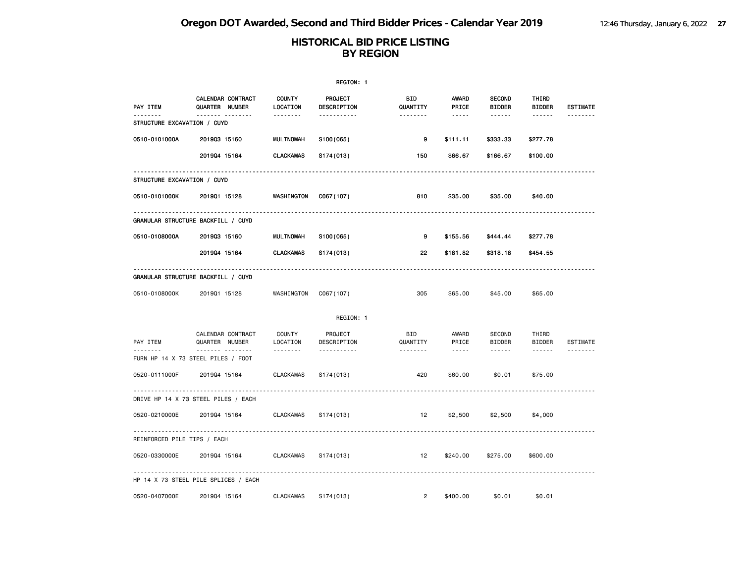# Oregon DOT Awarded, Second and Third Bidder Prices - Calendar Year 2019

## HISTORICAL BID PRICE LISTING BY REGION

REGION: 1

| PAY ITEM | CALENDAR QUARTER | CONTRACT NUMBER | COUNTY LOCATION | PROJECT DESCRIPTION | BID QUANTITY | AWARD PRICE | SECOND BIDDER | THIRD BIDDER | ESTIMATE |
|---|---|---|---|---|---|---|---|---|---|
| **STRUCTURE EXCAVATION / CUYD** | | | | | | | | | |
| 0510-0101000A | 2019Q3 | 15160 | MULTNOMAH | S100(065) | 9 | $111.11 | $333.33 | $277.78 | |
| | 2019Q4 | 15164 | CLACKAMAS | S174(013) | 150 | $66.67 | $166.67 | $100.00 | |
| **STRUCTURE EXCAVATION / CUYD** | | | | | | | | | |
| 0510-0101000K | 2019Q1 | 15128 | WASHINGTON | C067(107) | 810 | $35.00 | $35.00 | $40.00 | |
| **GRANULAR STRUCTURE BACKFILL / CUYD** | | | | | | | | | |
| 0510-0108000A | 2019Q3 | 15160 | MULTNOMAH | S100(065) | 9 | $155.56 | $444.44 | $277.78 | |
| | 2019Q4 | 15164 | CLACKAMAS | S174(013) | 22 | $181.82 | $318.18 | $454.55 | |
| **GRANULAR STRUCTURE BACKFILL / CUYD** | | | | | | | | | |
| 0510-0108000K | 2019Q1 | 15128 | WASHINGTON | C067(107) | 305 | $65.00 | $45.00 | $65.00 | |

REGION: 1

| PAY ITEM | CALENDAR QUARTER | CONTRACT NUMBER | COUNTY LOCATION | PROJECT DESCRIPTION | BID QUANTITY | AWARD PRICE | SECOND BIDDER | THIRD BIDDER | ESTIMATE |
|---|---|---|---|---|---|---|---|---|---|
| **FURN HP 14 X 73 STEEL PILES / FOOT** | | | | | | | | | |
| 0520-0111000F | 2019Q4 | 15164 | CLACKAMAS | S174(013) | 420 | $60.00 | $0.01 | $75.00 | |
| **DRIVE HP 14 X 73 STEEL PILES / EACH** | | | | | | | | | |
| 0520-0210000E | 2019Q4 | 15164 | CLACKAMAS | S174(013) | 12 | $2,500 | $2,500 | $4,000 | |
| **REINFORCED PILE TIPS / EACH** | | | | | | | | | |
| 0520-0330000E | 2019Q4 | 15164 | CLACKAMAS | S174(013) | 12 | $240.00 | $275.00 | $600.00 | |
| **HP 14 X 73 STEEL PILE SPLICES / EACH** | | | | | | | | | |
| 0520-0407000E | 2019Q4 | 15164 | CLACKAMAS | S174(013) | 2 | $400.00 | $0.01 | $0.01 | |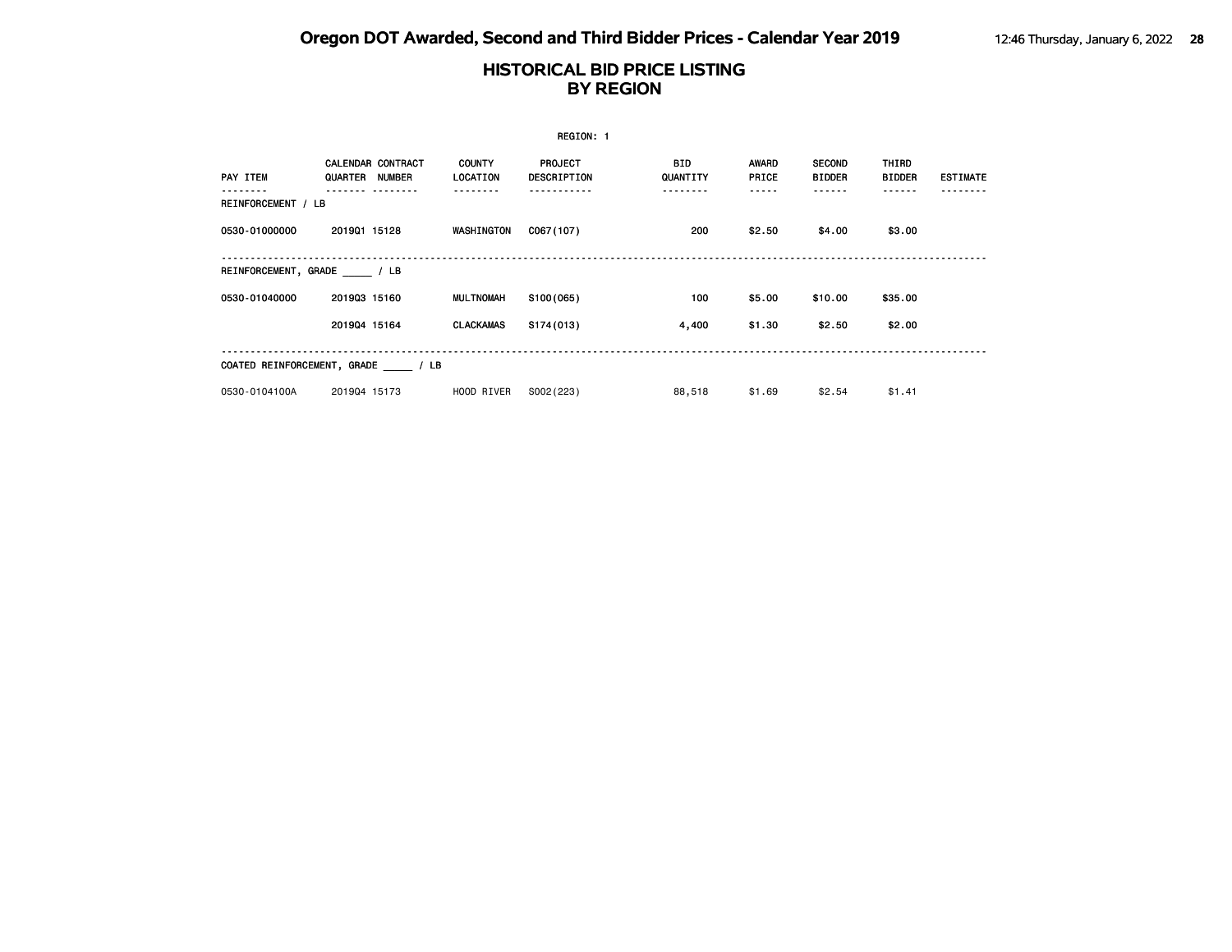# HISTORICAL BID PRICE LISTING
## BY REGION

REGION: 1

| PAY ITEM | CALENDAR QUARTER | CONTRACT NUMBER | COUNTY LOCATION | PROJECT DESCRIPTION | BID QUANTITY | AWARD PRICE | SECOND BIDDER | THIRD BIDDER | ESTIMATE |
|---|---|---|---|---|---|---|---|---|---|
| **REINFORCEMENT / LB** | | | | | | | | | |
| 0530-01000000 | 2019Q1 | 15128 | WASHINGTON | C067(107) | 200 | $2.50 | $4.00 | $3.00 | |
| **REINFORCEMENT, GRADE _____ / LB** | | | | | | | | | |
| 0530-01040000 | 2019Q3 | 15160 | MULTNOMAH | S100(065) | 100 | $5.00 | $10.00 | $35.00 | |
| | 2019Q4 | 15164 | CLACKAMAS | S174(013) | 4,400 | $1.30 | $2.50 | $2.00 | |
| **COATED REINFORCEMENT, GRADE _____ / LB** | | | | | | | | | |
| 0530-0104100A | 2019Q4 | 15173 | HOOD RIVER | S002(223) | 88,518 | $1.69 | $2.54 | $1.41 | |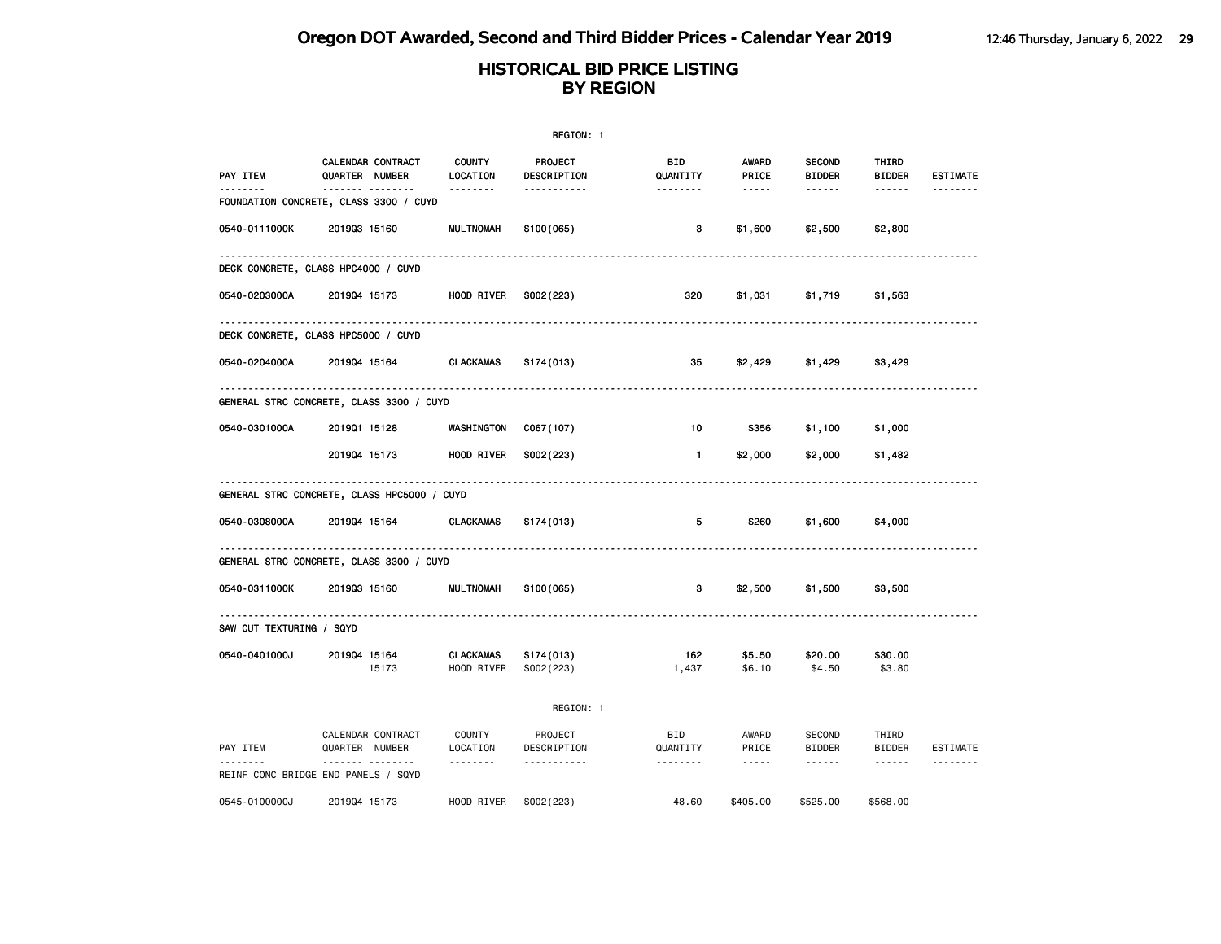# Oregon DOT Awarded, Second and Third Bidder Prices - Calendar Year 2019

## HISTORICAL BID PRICE LISTING BY REGION

REGION: 1

| PAY ITEM | CALENDAR QUARTER | CONTRACT NUMBER | COUNTY LOCATION | PROJECT DESCRIPTION | BID QUANTITY | AWARD PRICE | SECOND BIDDER | THIRD BIDDER | ESTIMATE |
|---|---|---|---|---|---|---|---|---|---|
| FOUNDATION CONCRETE, CLASS 3300 / CUYD | | | | | | | | | |
| 0540-0111000K | 2019Q3 | 15160 | MULTNOMAH | S100(065) | 3 | $1,600 | $2,500 | $2,800 | |
| DECK CONCRETE, CLASS HPC4000 / CUYD | | | | | | | | | |
| 0540-0203000A | 2019Q4 | 15173 | HOOD RIVER | S002(223) | 320 | $1,031 | $1,719 | $1,563 | |
| DECK CONCRETE, CLASS HPC5000 / CUYD | | | | | | | | | |
| 0540-0204000A | 2019Q4 | 15164 | CLACKAMAS | S174(013) | 35 | $2,429 | $1,429 | $3,429 | |
| GENERAL STRC CONCRETE, CLASS 3300 / CUYD | | | | | | | | | |
| 0540-0301000A | 2019Q1 | 15128 | WASHINGTON | C067(107) | 10 | $356 | $1,100 | $1,000 | |
| | 2019Q4 | 15173 | HOOD RIVER | S002(223) | 1 | $2,000 | $2,000 | $1,482 | |
| GENERAL STRC CONCRETE, CLASS HPC5000 / CUYD | | | | | | | | | |
| 0540-0308000A | 2019Q4 | 15164 | CLACKAMAS | S174(013) | 5 | $260 | $1,600 | $4,000 | |
| GENERAL STRC CONCRETE, CLASS 3300 / CUYD | | | | | | | | | |
| 0540-0311000K | 2019Q3 | 15160 | MULTNOMAH | S100(065) | 3 | $2,500 | $1,500 | $3,500 | |
| SAW CUT TEXTURING / SQYD | | | | | | | | | |
| 0540-0401000J | 2019Q4 | 15164 | CLACKAMAS | S174(013) | 162 | $5.50 | $20.00 | $30.00 | |
| | | 15173 | HOOD RIVER | S002(223) | 1,437 | $6.10 | $4.50 | $3.80 | |

REGION: 1

| PAY ITEM | CALENDAR QUARTER | CONTRACT NUMBER | COUNTY LOCATION | PROJECT DESCRIPTION | BID QUANTITY | AWARD PRICE | SECOND BIDDER | THIRD BIDDER | ESTIMATE |
|---|---|---|---|---|---|---|---|---|---|
| REINF CONC BRIDGE END PANELS / SQYD | | | | | | | | | |
| 0545-0100000J | 2019Q4 | 15173 | HOOD RIVER | S002(223) | 48.60 | $405.00 | $525.00 | $568.00 | |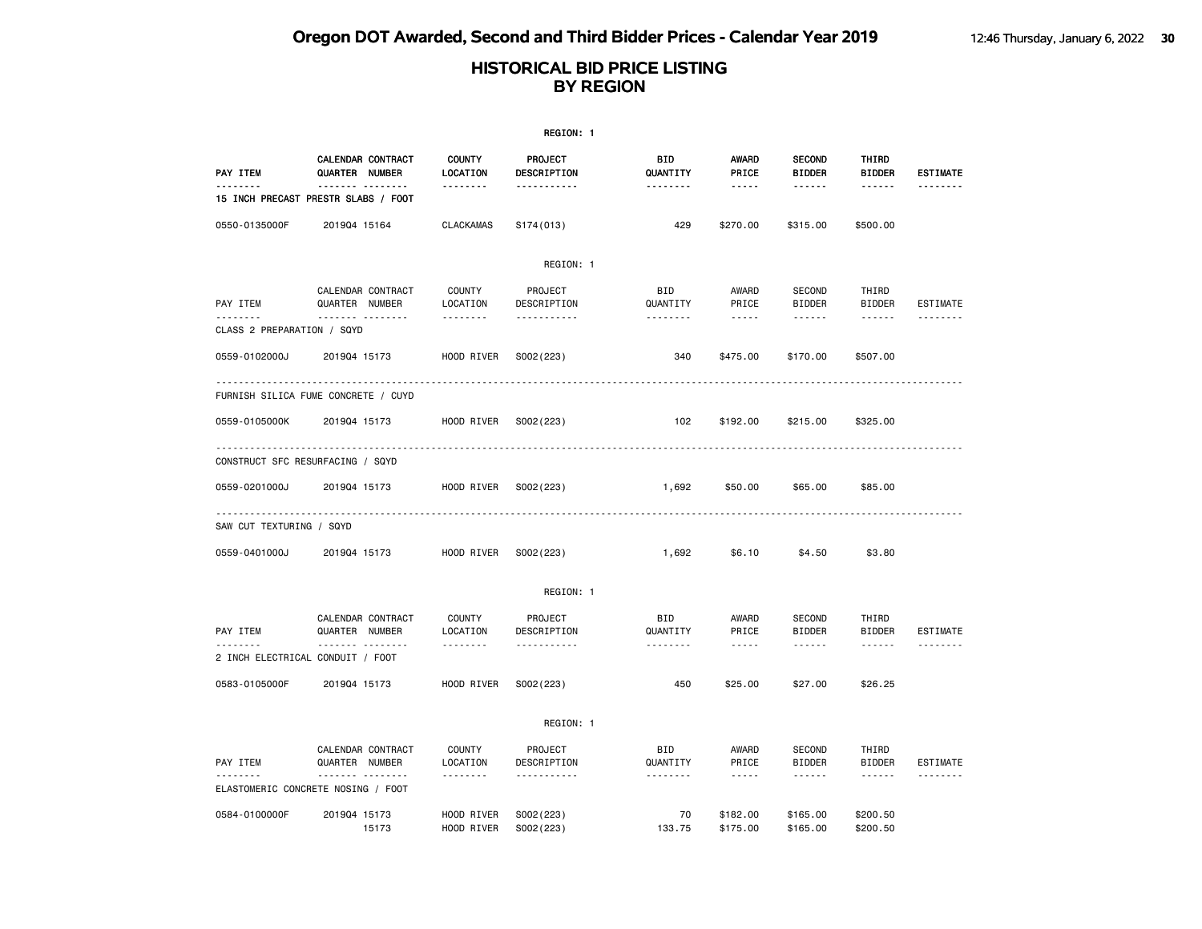# Oregon DOT Awarded, Second and Third Bidder Prices - Calendar Year 2019

## HISTORICAL BID PRICE LISTING BY REGION

REGION: 1

| PAY ITEM | CALENDAR QUARTER | CONTRACT NUMBER | COUNTY LOCATION | PROJECT DESCRIPTION | BID QUANTITY | AWARD PRICE | SECOND BIDDER | THIRD BIDDER | ESTIMATE |
|---|---|---|---|---|---|---|---|---|---|
| **15 INCH PRECAST PRESTR SLABS / FOOT** | | | | | | | | | |
| 0550-0135000F | 2019Q4 | 15164 | CLACKAMAS | S174(013) | 429 | $270.00 | $315.00 | $500.00 | |

REGION: 1

| PAY ITEM | CALENDAR QUARTER | CONTRACT NUMBER | COUNTY LOCATION | PROJECT DESCRIPTION | BID QUANTITY | AWARD PRICE | SECOND BIDDER | THIRD BIDDER | ESTIMATE |
|---|---|---|---|---|---|---|---|---|---|
| **CLASS 2 PREPARATION / SQYD** | | | | | | | | | |
| 0559-0102000J | 2019Q4 | 15173 | HOOD RIVER | S002(223) | 340 | $475.00 | $170.00 | $507.00 | |
| **FURNISH SILICA FUME CONCRETE / CUYD** | | | | | | | | | |
| 0559-0105000K | 2019Q4 | 15173 | HOOD RIVER | S002(223) | 102 | $192.00 | $215.00 | $325.00 | |
| **CONSTRUCT SFC RESURFACING / SQYD** | | | | | | | | | |
| 0559-0201000J | 2019Q4 | 15173 | HOOD RIVER | S002(223) | 1,692 | $50.00 | $65.00 | $85.00 | |
| **SAW CUT TEXTURING / SQYD** | | | | | | | | | |
| 0559-0401000J | 2019Q4 | 15173 | HOOD RIVER | S002(223) | 1,692 | $6.10 | $4.50 | $3.80 | |

REGION: 1

| PAY ITEM | CALENDAR QUARTER | CONTRACT NUMBER | COUNTY LOCATION | PROJECT DESCRIPTION | BID QUANTITY | AWARD PRICE | SECOND BIDDER | THIRD BIDDER | ESTIMATE |
|---|---|---|---|---|---|---|---|---|---|
| **2 INCH ELECTRICAL CONDUIT / FOOT** | | | | | | | | | |
| 0583-0105000F | 2019Q4 | 15173 | HOOD RIVER | S002(223) | 450 | $25.00 | $27.00 | $26.25 | |

REGION: 1

| PAY ITEM | CALENDAR QUARTER | CONTRACT NUMBER | COUNTY LOCATION | PROJECT DESCRIPTION | BID QUANTITY | AWARD PRICE | SECOND BIDDER | THIRD BIDDER | ESTIMATE |
|---|---|---|---|---|---|---|---|---|---|
| **ELASTOMERIC CONCRETE NOSING / FOOT** | | | | | | | | | |
| 0584-0100000F | 2019Q4 | 15173 | HOOD RIVER | S002(223) | 70 | $182.00 | $165.00 | $200.50 | |
| | | 15173 | HOOD RIVER | S002(223) | 133.75 | $175.00 | $165.00 | $200.50 | |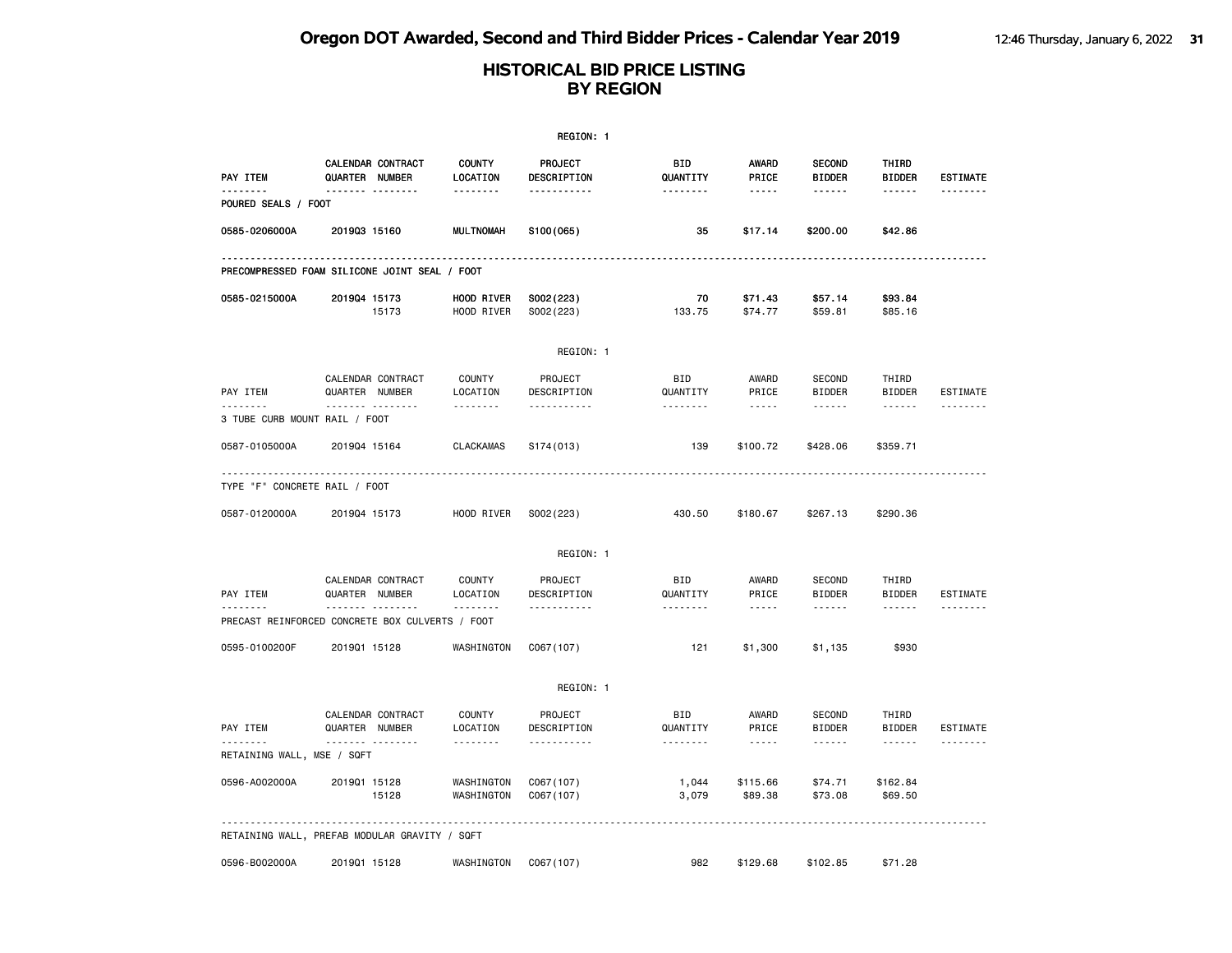# Oregon DOT Awarded, Second and Third Bidder Prices - Calendar Year 2019

## HISTORICAL BID PRICE LISTING BY REGION

REGION: 1

| PAY ITEM | CALENDAR QUARTER | CONTRACT NUMBER | COUNTY LOCATION | PROJECT DESCRIPTION | BID QUANTITY | AWARD PRICE | SECOND BIDDER | THIRD BIDDER | ESTIMATE |
|---|---|---|---|---|---|---|---|---|---|
| **POURED SEALS / FOOT** | | | | | | | | | |
| 0585-0206000A | 2019Q3 | 15160 | MULTNOMAH | S100(065) | 35 | $17.14 | $200.00 | $42.86 | |
| **PRECOMPRESSED FOAM SILICONE JOINT SEAL / FOOT** | | | | | | | | | |
| 0585-0215000A | 2019Q4 | 15173 | HOOD RIVER | S002(223) | 70 | $71.43 | $57.14 | $93.84 | |
| | | 15173 | HOOD RIVER | S002(223) | 133.75 | $74.77 | $59.81 | $85.16 | |

REGION: 1

| PAY ITEM | CALENDAR QUARTER | CONTRACT NUMBER | COUNTY LOCATION | PROJECT DESCRIPTION | BID QUANTITY | AWARD PRICE | SECOND BIDDER | THIRD BIDDER | ESTIMATE |
|---|---|---|---|---|---|---|---|---|---|
| **3 TUBE CURB MOUNT RAIL / FOOT** | | | | | | | | | |
| 0587-0105000A | 2019Q4 | 15164 | CLACKAMAS | S174(013) | 139 | $100.72 | $428.06 | $359.71 | |
| **TYPE "F" CONCRETE RAIL / FOOT** | | | | | | | | | |
| 0587-0120000A | 2019Q4 | 15173 | HOOD RIVER | S002(223) | 430.50 | $180.67 | $267.13 | $290.36 | |

REGION: 1

| PAY ITEM | CALENDAR QUARTER | CONTRACT NUMBER | COUNTY LOCATION | PROJECT DESCRIPTION | BID QUANTITY | AWARD PRICE | SECOND BIDDER | THIRD BIDDER | ESTIMATE |
|---|---|---|---|---|---|---|---|---|---|
| **PRECAST REINFORCED CONCRETE BOX CULVERTS / FOOT** | | | | | | | | | |
| 0595-0100200F | 2019Q1 | 15128 | WASHINGTON | C067(107) | 121 | $1,300 | $1,135 | $930 | |

REGION: 1

| PAY ITEM | CALENDAR QUARTER | CONTRACT NUMBER | COUNTY LOCATION | PROJECT DESCRIPTION | BID QUANTITY | AWARD PRICE | SECOND BIDDER | THIRD BIDDER | ESTIMATE |
|---|---|---|---|---|---|---|---|---|---|
| **RETAINING WALL, MSE / SQFT** | | | | | | | | | |
| 0596-A002000A | 2019Q1 | 15128 | WASHINGTON | C067(107) | 1,044 | $115.66 | $74.71 | $162.84 | |
| | | 15128 | WASHINGTON | C067(107) | 3,079 | $89.38 | $73.08 | $69.50 | |
| **RETAINING WALL, PREFAB MODULAR GRAVITY / SQFT** | | | | | | | | | |
| 0596-B002000A | 2019Q1 | 15128 | WASHINGTON | C067(107) | 982 | $129.68 | $102.85 | $71.28 | |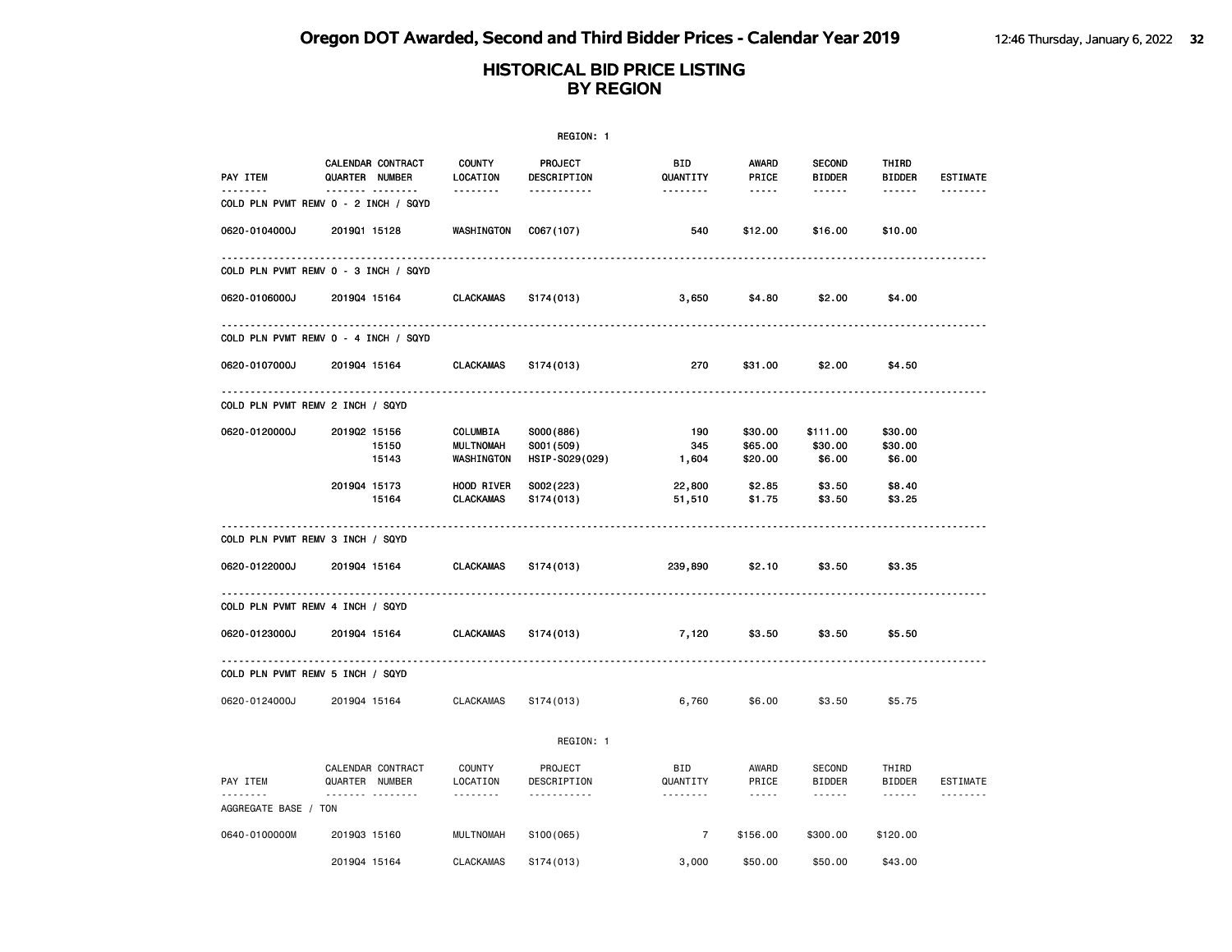# Oregon DOT Awarded, Second and Third Bidder Prices - Calendar Year 2019

## HISTORICAL BID PRICE LISTING BY REGION

REGION: 1

| PAY ITEM | CALENDAR QUARTER | CONTRACT NUMBER | COUNTY LOCATION | PROJECT DESCRIPTION | BID QUANTITY | AWARD PRICE | SECOND BIDDER | THIRD BIDDER | ESTIMATE |
|---|---|---|---|---|---|---|---|---|---|
| **COLD PLN PVMT REMV 0 - 2 INCH / SQYD** | | | | | | | | | |
| 0620-0104000J | 2019Q1 | 15128 | WASHINGTON | C067(107) | 540 | $12.00 | $16.00 | $10.00 | |
| **COLD PLN PVMT REMV 0 - 3 INCH / SQYD** | | | | | | | | | |
| 0620-0106000J | 2019Q4 | 15164 | CLACKAMAS | S174(013) | 3,650 | $4.80 | $2.00 | $4.00 | |
| **COLD PLN PVMT REMV 0 - 4 INCH / SQYD** | | | | | | | | | |
| 0620-0107000J | 2019Q4 | 15164 | CLACKAMAS | S174(013) | 270 | $31.00 | $2.00 | $4.50 | |
| **COLD PLN PVMT REMV 2 INCH / SQYD** | | | | | | | | | |
| 0620-0120000J | 2019Q2 | 15156 | COLUMBIA | S000(886) | 190 | $30.00 | $111.00 | $30.00 | |
| | | 15150 | MULTNOMAH | S001(509) | 345 | $65.00 | $30.00 | $30.00 | |
| | | 15143 | WASHINGTON | HSIP-S029(029) | 1,604 | $20.00 | $6.00 | $6.00 | |
| | 2019Q4 | 15173 | HOOD RIVER | S002(223) | 22,800 | $2.85 | $3.50 | $8.40 | |
| | | 15164 | CLACKAMAS | S174(013) | 51,510 | $1.75 | $3.50 | $3.25 | |
| **COLD PLN PVMT REMV 3 INCH / SQYD** | | | | | | | | | |
| 0620-0122000J | 2019Q4 | 15164 | CLACKAMAS | S174(013) | 239,890 | $2.10 | $3.50 | $3.35 | |
| **COLD PLN PVMT REMV 4 INCH / SQYD** | | | | | | | | | |
| 0620-0123000J | 2019Q4 | 15164 | CLACKAMAS | S174(013) | 7,120 | $3.50 | $3.50 | $5.50 | |
| **COLD PLN PVMT REMV 5 INCH / SQYD** | | | | | | | | | |
| 0620-0124000J | 2019Q4 | 15164 | CLACKAMAS | S174(013) | 6,760 | $6.00 | $3.50 | $5.75 | |

REGION: 1

| PAY ITEM | CALENDAR QUARTER | CONTRACT NUMBER | COUNTY LOCATION | PROJECT DESCRIPTION | BID QUANTITY | AWARD PRICE | SECOND BIDDER | THIRD BIDDER | ESTIMATE |
|---|---|---|---|---|---|---|---|---|---|
| **AGGREGATE BASE / TON** | | | | | | | | | |
| 0640-0100000M | 2019Q3 | 15160 | MULTNOMAH | S100(065) | 7 | $156.00 | $300.00 | $120.00 | |
| | 2019Q4 | 15164 | CLACKAMAS | S174(013) | 3,000 | $50.00 | $50.00 | $43.00 | |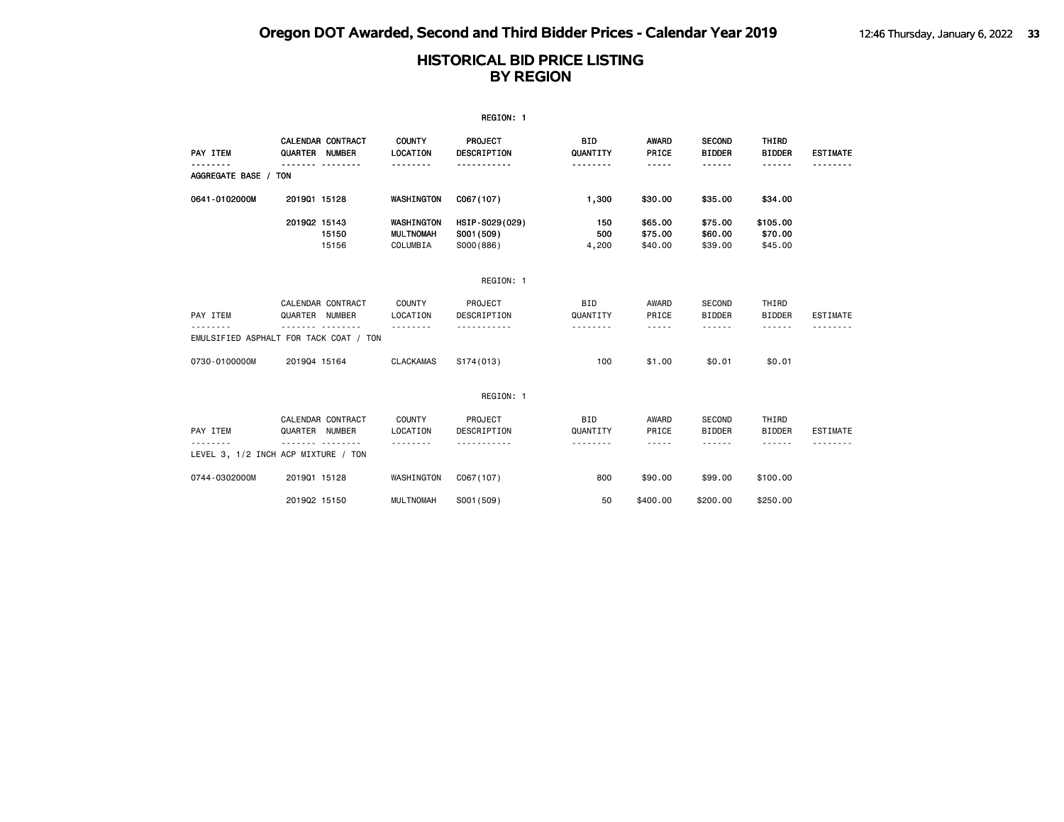# Oregon DOT Awarded, Second and Third Bidder Prices - Calendar Year 2019

## HISTORICAL BID PRICE LISTING BY REGION

REGION: 1

| PAY ITEM | CALENDAR QUARTER | CONTRACT NUMBER | COUNTY LOCATION | PROJECT DESCRIPTION | BID QUANTITY | AWARD PRICE | SECOND BIDDER | THIRD BIDDER | ESTIMATE |
|---|---|---|---|---|---|---|---|---|---|
| AGGREGATE BASE / TON | | | | | | | | | |
| 0641-0102000M | 2019Q1 | 15128 | WASHINGTON | C067(107) | 1,300 | $30.00 | $35.00 | $34.00 | |
| | 2019Q2 | 15143 | WASHINGTON | HSIP-S029(029) | 150 | $65.00 | $75.00 | $105.00 | |
| | | 15150 | MULTNOMAH | S001(509) | 500 | $75.00 | $60.00 | $70.00 | |
| | | 15156 | COLUMBIA | S000(886) | 4,200 | $40.00 | $39.00 | $45.00 | |

REGION: 1

| PAY ITEM | CALENDAR QUARTER | CONTRACT NUMBER | COUNTY LOCATION | PROJECT DESCRIPTION | BID QUANTITY | AWARD PRICE | SECOND BIDDER | THIRD BIDDER | ESTIMATE |
|---|---|---|---|---|---|---|---|---|---|
| EMULSIFIED ASPHALT FOR TACK COAT / TON | | | | | | | | | |
| 0730-0100000M | 2019Q4 | 15164 | CLACKAMAS | S174(013) | 100 | $1.00 | $0.01 | $0.01 | |

REGION: 1

| PAY ITEM | CALENDAR QUARTER | CONTRACT NUMBER | COUNTY LOCATION | PROJECT DESCRIPTION | BID QUANTITY | AWARD PRICE | SECOND BIDDER | THIRD BIDDER | ESTIMATE |
|---|---|---|---|---|---|---|---|---|---|
| LEVEL 3, 1/2 INCH ACP MIXTURE / TON | | | | | | | | | |
| 0744-0302000M | 2019Q1 | 15128 | WASHINGTON | C067(107) | 800 | $90.00 | $99.00 | $100.00 | |
| | 2019Q2 | 15150 | MULTNOMAH | S001(509) | 50 | $400.00 | $200.00 | $250.00 | |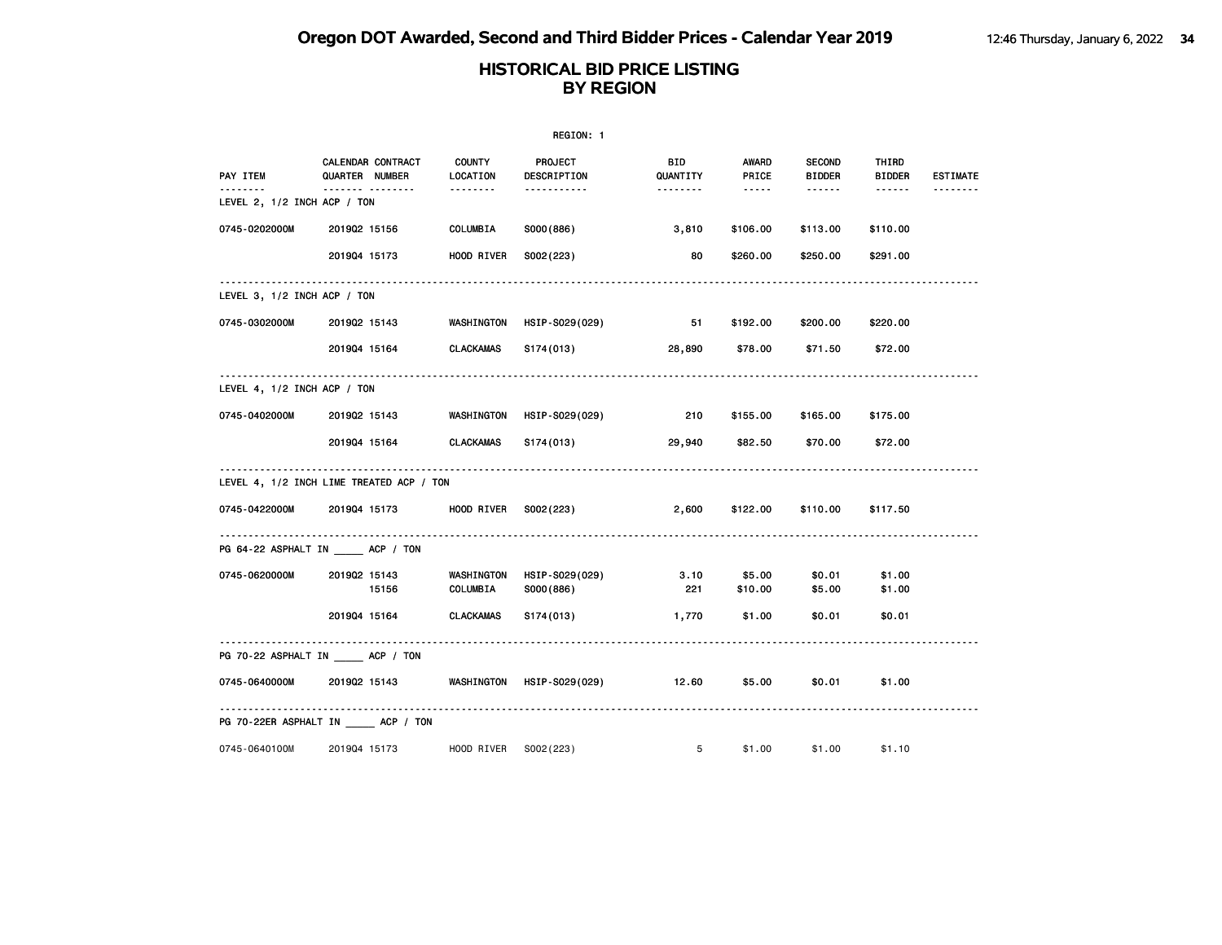# Oregon DOT Awarded, Second and Third Bidder Prices - Calendar Year 2019

## HISTORICAL BID PRICE LISTING BY REGION

REGION: 1

| PAY ITEM | CALENDAR QUARTER | CONTRACT NUMBER | COUNTY LOCATION | PROJECT DESCRIPTION | BID QUANTITY | AWARD PRICE | SECOND BIDDER | THIRD BIDDER | ESTIMATE |
|---|---|---|---|---|---|---|---|---|---|
| **LEVEL 2, 1/2 INCH ACP / TON** | | | | | | | | | |
| 0745-0202000M | 2019Q2 | 15156 | COLUMBIA | S000(886) | 3,810 | $106.00 | $113.00 | $110.00 | |
| | 2019Q4 | 15173 | HOOD RIVER | S002(223) | 80 | $260.00 | $250.00 | $291.00 | |
| **LEVEL 3, 1/2 INCH ACP / TON** | | | | | | | | | |
| 0745-0302000M | 2019Q2 | 15143 | WASHINGTON | HSIP-S029(029) | 51 | $192.00 | $200.00 | $220.00 | |
| | 2019Q4 | 15164 | CLACKAMAS | S174(013) | 28,890 | $78.00 | $71.50 | $72.00 | |
| **LEVEL 4, 1/2 INCH ACP / TON** | | | | | | | | | |
| 0745-0402000M | 2019Q2 | 15143 | WASHINGTON | HSIP-S029(029) | 210 | $155.00 | $165.00 | $175.00 | |
| | 2019Q4 | 15164 | CLACKAMAS | S174(013) | 29,940 | $82.50 | $70.00 | $72.00 | |
| **LEVEL 4, 1/2 INCH LIME TREATED ACP / TON** | | | | | | | | | |
| 0745-0422000M | 2019Q4 | 15173 | HOOD RIVER | S002(223) | 2,600 | $122.00 | $110.00 | $117.50 | |
| **PG 64-22 ASPHALT IN _____ ACP / TON** | | | | | | | | | |
| 0745-0620000M | 2019Q2 | 15143 | WASHINGTON | HSIP-S029(029) | 3.10 | $5.00 | $0.01 | $1.00 | |
| | | 15156 | COLUMBIA | S000(886) | 221 | $10.00 | $5.00 | $1.00 | |
| | 2019Q4 | 15164 | CLACKAMAS | S174(013) | 1,770 | $1.00 | $0.01 | $0.01 | |
| **PG 70-22 ASPHALT IN _____ ACP / TON** | | | | | | | | | |
| 0745-0640000M | 2019Q2 | 15143 | WASHINGTON | HSIP-S029(029) | 12.60 | $5.00 | $0.01 | $1.00 | |
| **PG 70-22ER ASPHALT IN _____ ACP / TON** | | | | | | | | | |
| 0745-0640100M | 2019Q4 | 15173 | HOOD RIVER | S002(223) | 5 | $1.00 | $1.00 | $1.10 | |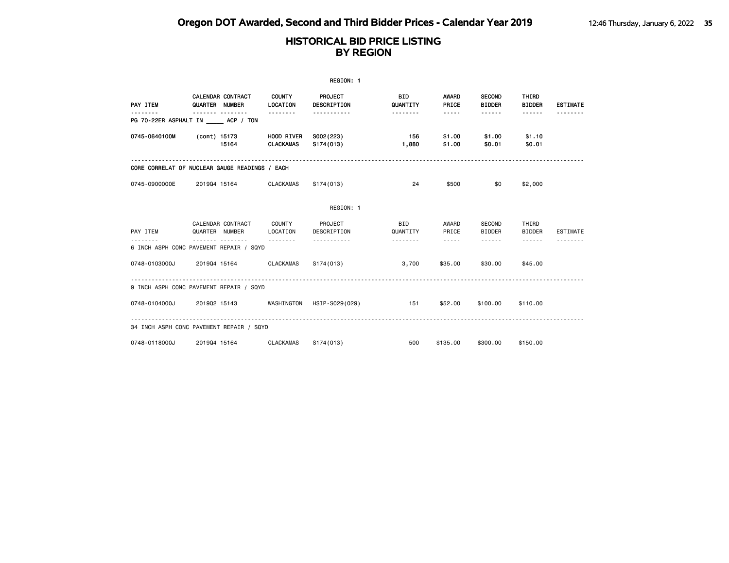# HISTORICAL BID PRICE LISTING
# BY REGION

REGION: 1

| PAY ITEM | CALENDAR QUARTER | CONTRACT NUMBER | COUNTY LOCATION | PROJECT DESCRIPTION | BID QUANTITY | AWARD PRICE | SECOND BIDDER | THIRD BIDDER | ESTIMATE |
|---|---|---|---|---|---|---|---|---|---|
| **PG 70-22ER ASPHALT IN _____ ACP / TON** | | | | | | | | | |
| 0745-0640100M | (cont) | 15173 | HOOD RIVER | S002(223) | 156 | $1.00 | $1.00 | $1.10 | |
| | | 15164 | CLACKAMAS | S174(013) | 1,880 | $1.00 | $0.01 | $0.01 | |
| **CORE CORRELAT OF NUCLEAR GAUGE READINGS / EACH** | | | | | | | | | |
| 0745-0900000E | 2019Q4 | 15164 | CLACKAMAS | S174(013) | 24 | $500 | $0 | $2,000 | |

REGION: 1

| PAY ITEM | CALENDAR QUARTER | CONTRACT NUMBER | COUNTY LOCATION | PROJECT DESCRIPTION | BID QUANTITY | AWARD PRICE | SECOND BIDDER | THIRD BIDDER | ESTIMATE |
|---|---|---|---|---|---|---|---|---|---|
| **6 INCH ASPH CONC PAVEMENT REPAIR / SQYD** | | | | | | | | | |
| 0748-0103000J | 2019Q4 | 15164 | CLACKAMAS | S174(013) | 3,700 | $35.00 | $30.00 | $45.00 | |
| **9 INCH ASPH CONC PAVEMENT REPAIR / SQYD** | | | | | | | | | |
| 0748-0104000J | 2019Q2 | 15143 | WASHINGTON | HSIP-S029(029) | 151 | $52.00 | $100.00 | $110.00 | |
| **34 INCH ASPH CONC PAVEMENT REPAIR / SQYD** | | | | | | | | | |
| 0748-0118000J | 2019Q4 | 15164 | CLACKAMAS | S174(013) | 500 | $135.00 | $300.00 | $150.00 | |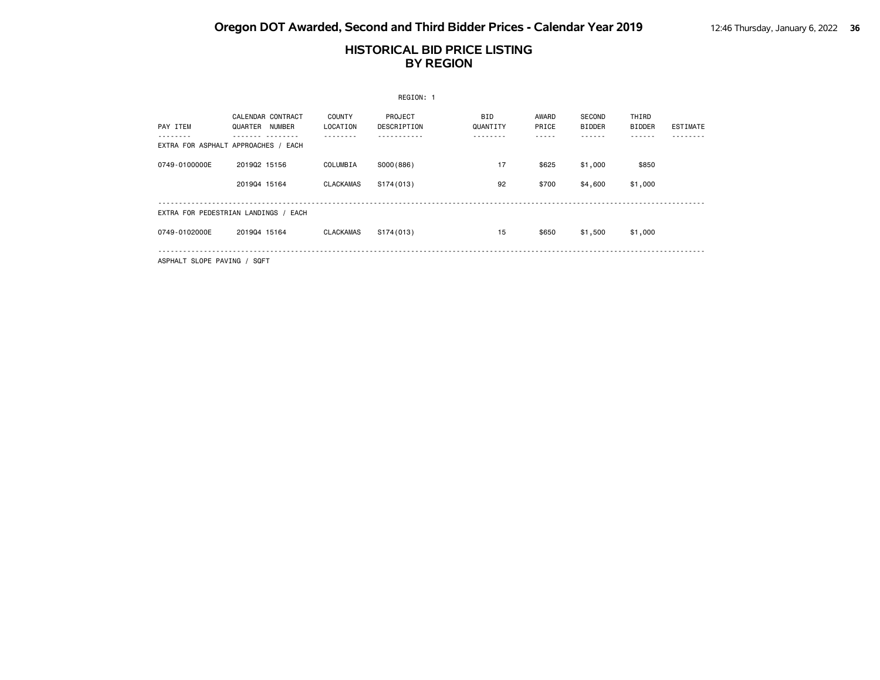# HISTORICAL BID PRICE LISTING
## BY REGION

REGION: 1

| PAY ITEM | CALENDAR QUARTER | CONTRACT NUMBER | COUNTY LOCATION | PROJECT DESCRIPTION | BID QUANTITY | AWARD PRICE | SECOND BIDDER | THIRD BIDDER | ESTIMATE |
|---|---|---|---|---|---|---|---|---|---|
| EXTRA FOR ASPHALT APPROACHES / EACH | | | | | | | | | |
| 0749-0100000E | 2019Q2 | 15156 | COLUMBIA | S000(886) | 17 | $625 | $1,000 | $850 | |
| | 2019Q4 | 15164 | CLACKAMAS | S174(013) | 92 | $700 | $4,600 | $1,000 | |
| EXTRA FOR PEDESTRIAN LANDINGS / EACH | | | | | | | | | |
| 0749-0102000E | 2019Q4 | 15164 | CLACKAMAS | S174(013) | 15 | $650 | $1,500 | $1,000 | |

ASPHALT SLOPE PAVING / SQFT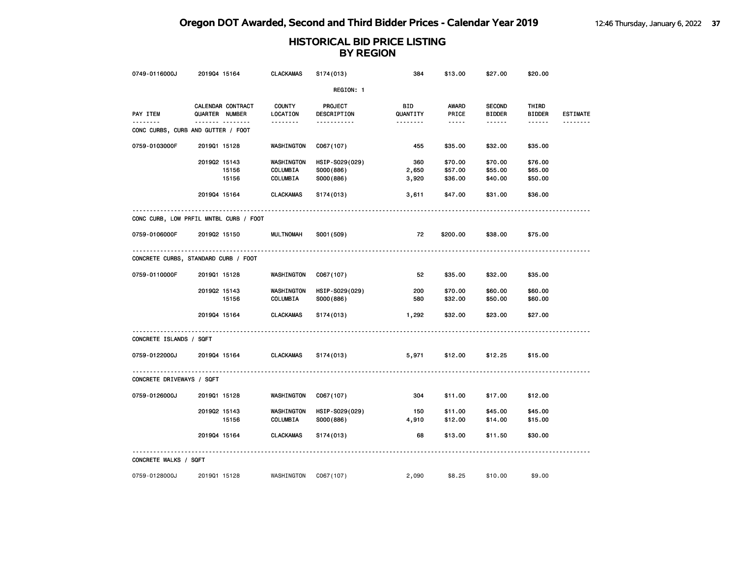# HISTORICAL BID PRICE LISTING BY REGION

| PAY ITEM | CALENDAR QUARTER | CONTRACT NUMBER | COUNTY LOCATION | PROJECT DESCRIPTION | BID QUANTITY | AWARD PRICE | SECOND BIDDER | THIRD BIDDER | ESTIMATE |
|---|---|---|---|---|---|---|---|---|---|
| 0749-0116000J | 2019Q4 | 15164 | CLACKAMAS | S174(013) | 384 | $13.00 | $27.00 | $20.00 | |

REGION: 1

| PAY ITEM | CALENDAR QUARTER | CONTRACT NUMBER | COUNTY LOCATION | PROJECT DESCRIPTION | BID QUANTITY | AWARD PRICE | SECOND BIDDER | THIRD BIDDER | ESTIMATE |
|---|---|---|---|---|---|---|---|---|---|
| **CONC CURBS, CURB AND GUTTER / FOOT** | | | | | | | | | |
| 0759-0103000F | 2019Q1 | 15128 | WASHINGTON | C067(107) | 455 | $35.00 | $32.00 | $35.00 | |
| | 2019Q2 | 15143 | WASHINGTON | HSIP-S029(029) | 360 | $70.00 | $70.00 | $76.00 | |
| | | 15156 | COLUMBIA | S000(886) | 2,650 | $57.00 | $55.00 | $65.00 | |
| | | 15156 | COLUMBIA | S000(886) | 3,920 | $36.00 | $40.00 | $50.00 | |
| | 2019Q4 | 15164 | CLACKAMAS | S174(013) | 3,611 | $47.00 | $31.00 | $36.00 | |
| **CONC CURB, LOW PRFIL MNTBL CURB / FOOT** | | | | | | | | | |
| 0759-0106000F | 2019Q2 | 15150 | MULTNOMAH | S001(509) | 72 | $200.00 | $38.00 | $75.00 | |
| **CONCRETE CURBS, STANDARD CURB / FOOT** | | | | | | | | | |
| 0759-0110000F | 2019Q1 | 15128 | WASHINGTON | C067(107) | 52 | $35.00 | $32.00 | $35.00 | |
| | 2019Q2 | 15143 | WASHINGTON | HSIP-S029(029) | 200 | $70.00 | $60.00 | $60.00 | |
| | | 15156 | COLUMBIA | S000(886) | 580 | $32.00 | $50.00 | $60.00 | |
| | 2019Q4 | 15164 | CLACKAMAS | S174(013) | 1,292 | $32.00 | $23.00 | $27.00 | |
| **CONCRETE ISLANDS / SQFT** | | | | | | | | | |
| 0759-0122000J | 2019Q4 | 15164 | CLACKAMAS | S174(013) | 5,971 | $12.00 | $12.25 | $15.00 | |
| **CONCRETE DRIVEWAYS / SQFT** | | | | | | | | | |
| 0759-0126000J | 2019Q1 | 15128 | WASHINGTON | C067(107) | 304 | $11.00 | $17.00 | $12.00 | |
| | 2019Q2 | 15143 | WASHINGTON | HSIP-S029(029) | 150 | $11.00 | $45.00 | $45.00 | |
| | | 15156 | COLUMBIA | S000(886) | 4,910 | $12.00 | $14.00 | $15.00 | |
| | 2019Q4 | 15164 | CLACKAMAS | S174(013) | 68 | $13.00 | $11.50 | $30.00 | |
| **CONCRETE WALKS / SQFT** | | | | | | | | | |
| 0759-0128000J | 2019Q1 | 15128 | WASHINGTON | C067(107) | 2,090 | $8.25 | $10.00 | $9.00 | |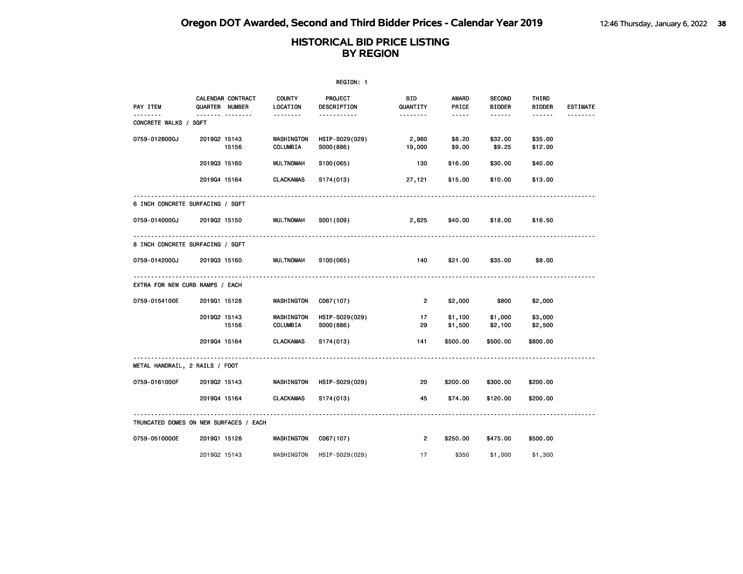# Oregon DOT Awarded, Second and Third Bidder Prices - Calendar Year 2019

## HISTORICAL BID PRICE LISTING BY REGION

REGION: 1

| PAY ITEM | CALENDAR QUARTER | CONTRACT NUMBER | COUNTY LOCATION | PROJECT DESCRIPTION | BID QUANTITY | AWARD PRICE | SECOND BIDDER | THIRD BIDDER | ESTIMATE |
|---|---|---|---|---|---|---|---|---|---|
| **CONCRETE WALKS / SQFT** | | | | | | | | | |
| 0759-0128000J | 2019Q2 | 15143 | WASHINGTON | HSIP-S029(029) | 2,960 | $8.20 | $32.00 | $35.00 | |
| | | 15156 | COLUMBIA | S000(886) | 19,000 | $9.00 | $9.25 | $12.00 | |
| | 2019Q3 | 15160 | MULTNOMAH | S100(065) | 130 | $16.00 | $30.00 | $40.00 | |
| | 2019Q4 | 15164 | CLACKAMAS | S174(013) | 27,121 | $15.00 | $10.00 | $13.00 | |
| **6 INCH CONCRETE SURFACING / SQFT** | | | | | | | | | |
| 0759-0140000J | 2019Q2 | 15150 | MULTNOMAH | S001(509) | 2,625 | $40.00 | $18.00 | $16.50 | |
| **8 INCH CONCRETE SURFACING / SQFT** | | | | | | | | | |
| 0759-0142000J | 2019Q3 | 15160 | MULTNOMAH | S100(065) | 140 | $21.00 | $35.00 | $8.00 | |
| **EXTRA FOR NEW CURB RAMPS / EACH** | | | | | | | | | |
| 0759-0154100E | 2019Q1 | 15128 | WASHINGTON | C067(107) | 2 | $2,000 | $800 | $2,000 | |
| | 2019Q2 | 15143 | WASHINGTON | HSIP-S029(029) | 17 | $1,100 | $1,000 | $3,000 | |
| | | 15156 | COLUMBIA | S000(886) | 29 | $1,500 | $2,100 | $2,500 | |
| | 2019Q4 | 15164 | CLACKAMAS | S174(013) | 141 | $500.00 | $500.00 | $800.00 | |
| **METAL HANDRAIL, 2 RAILS / FOOT** | | | | | | | | | |
| 0759-0161000F | 2019Q2 | 15143 | WASHINGTON | HSIP-S029(029) | 20 | $200.00 | $300.00 | $200.00 | |
| | 2019Q4 | 15164 | CLACKAMAS | S174(013) | 45 | $74.00 | $120.00 | $200.00 | |
| **TRUNCATED DOMES ON NEW SURFACES / EACH** | | | | | | | | | |
| 0759-0510000E | 2019Q1 | 15128 | WASHINGTON | C067(107) | 2 | $250.00 | $475.00 | $500.00 | |
| | 2019Q2 | 15143 | WASHINGTON | HSIP-S029(029) | 17 | $350 | $1,000 | $1,300 | |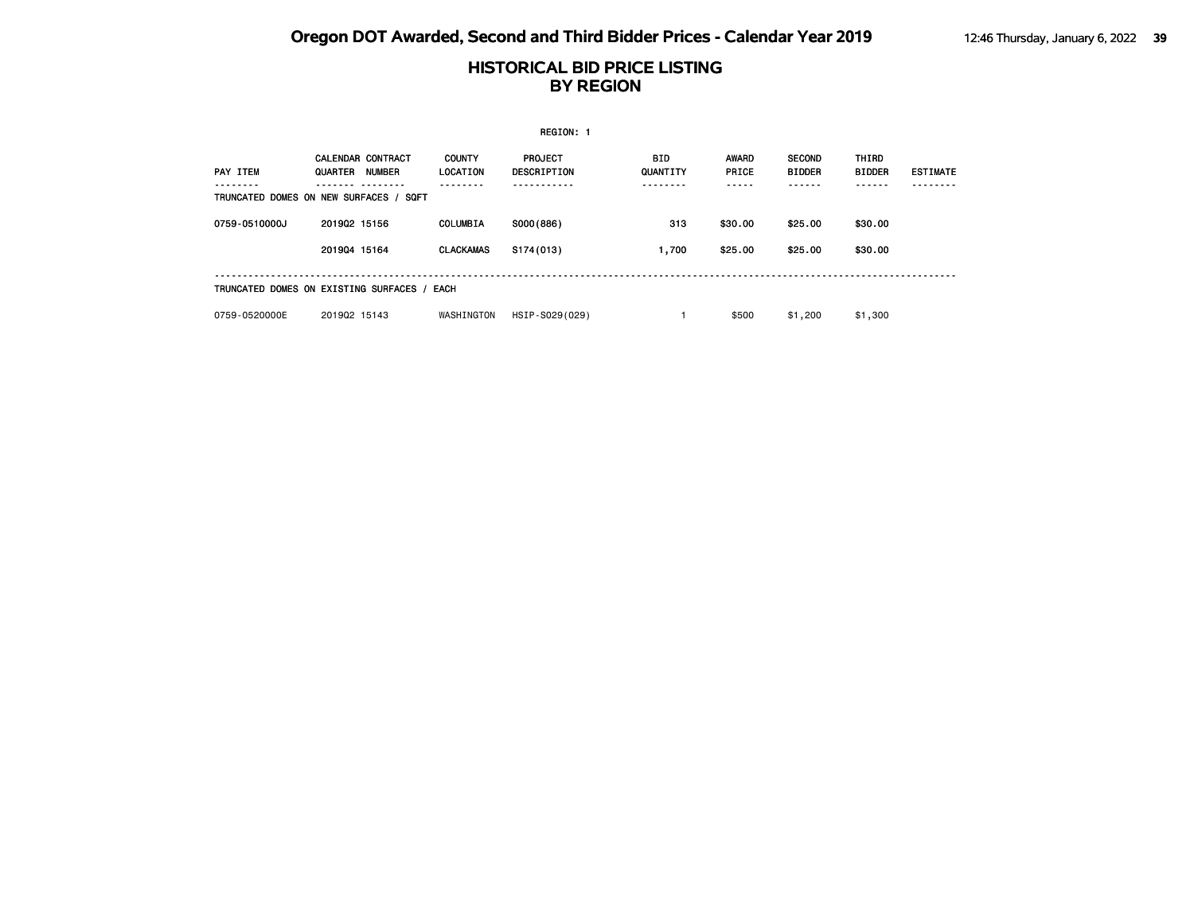# Oregon DOT Awarded, Second and Third Bidder Prices - Calendar Year 2019

## HISTORICAL BID PRICE LISTING BY REGION

REGION: 1

| PAY ITEM | CALENDAR QUARTER | CONTRACT NUMBER | COUNTY LOCATION | PROJECT DESCRIPTION | BID QUANTITY | AWARD PRICE | SECOND BIDDER | THIRD BIDDER | ESTIMATE |
|---|---|---|---|---|---|---|---|---|---|
| TRUNCATED DOMES ON NEW SURFACES / SQFT | | | | | | | | | |
| 0759-0510000J | 2019Q2 | 15156 | COLUMBIA | S000(886) | 313 | $30.00 | $25.00 | $30.00 | |
| | 2019Q4 | 15164 | CLACKAMAS | S174(013) | 1,700 | $25.00 | $25.00 | $30.00 | |
| TRUNCATED DOMES ON EXISTING SURFACES / EACH | | | | | | | | | |
| 0759-0520000E | 2019Q2 | 15143 | WASHINGTON | HSIP-S029(029) | 1 | $500 | $1,200 | $1,300 | |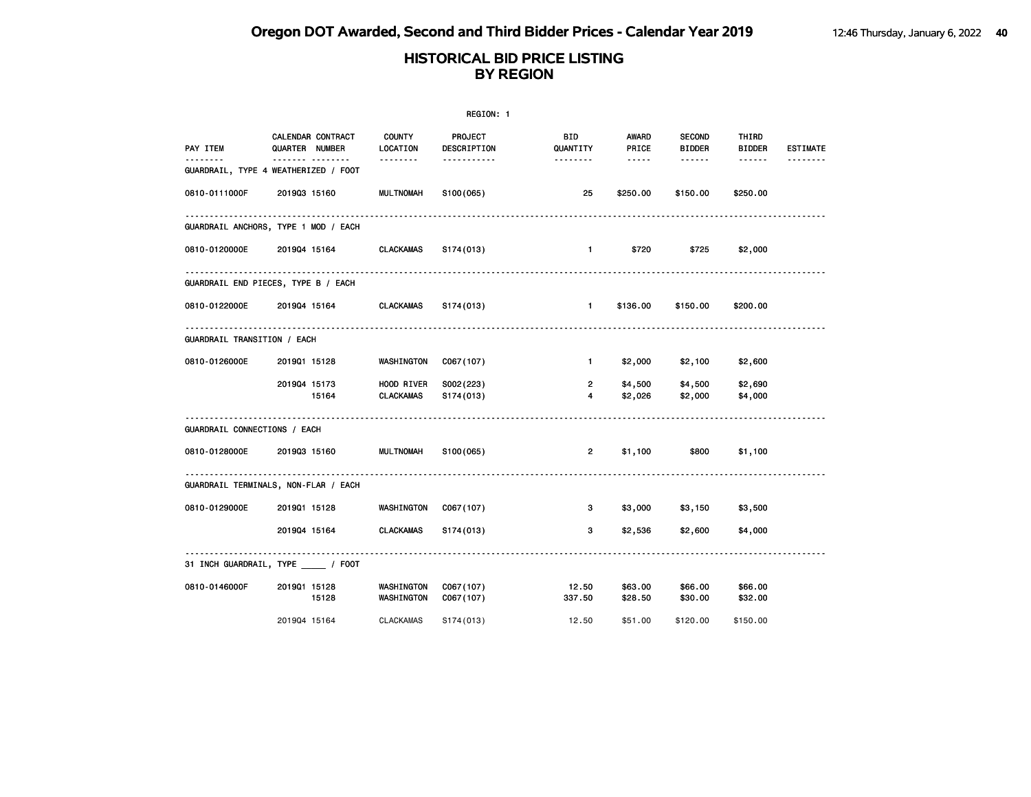# Oregon DOT Awarded, Second and Third Bidder Prices - Calendar Year 2019

## HISTORICAL BID PRICE LISTING BY REGION

REGION: 1

| PAY ITEM | CALENDAR QUARTER | CONTRACT NUMBER | COUNTY LOCATION | PROJECT DESCRIPTION | BID QUANTITY | AWARD PRICE | SECOND BIDDER | THIRD BIDDER | ESTIMATE |
|---|---|---|---|---|---|---|---|---|---|
| **GUARDRAIL, TYPE 4 WEATHERIZED / FOOT** | | | | | | | | | |
| 0810-0111000F | 2019Q3 | 15160 | MULTNOMAH | S100(065) | 25 | $250.00 | $150.00 | $250.00 | |
| **GUARDRAIL ANCHORS, TYPE 1 MOD / EACH** | | | | | | | | | |
| 0810-0120000E | 2019Q4 | 15164 | CLACKAMAS | S174(013) | 1 | $720 | $725 | $2,000 | |
| **GUARDRAIL END PIECES, TYPE B / EACH** | | | | | | | | | |
| 0810-0122000E | 2019Q4 | 15164 | CLACKAMAS | S174(013) | 1 | $136.00 | $150.00 | $200.00 | |
| **GUARDRAIL TRANSITION / EACH** | | | | | | | | | |
| 0810-0126000E | 2019Q1 | 15128 | WASHINGTON | C067(107) | 1 | $2,000 | $2,100 | $2,600 | |
| | 2019Q4 | 15173 | HOOD RIVER | S002(223) | 2 | $4,500 | $4,500 | $2,690 | |
| | | 15164 | CLACKAMAS | S174(013) | 4 | $2,026 | $2,000 | $4,000 | |
| **GUARDRAIL CONNECTIONS / EACH** | | | | | | | | | |
| 0810-0128000E | 2019Q3 | 15160 | MULTNOMAH | S100(065) | 2 | $1,100 | $800 | $1,100 | |
| **GUARDRAIL TERMINALS, NON-FLAR / EACH** | | | | | | | | | |
| 0810-0129000E | 2019Q1 | 15128 | WASHINGTON | C067(107) | 3 | $3,000 | $3,150 | $3,500 | |
| | 2019Q4 | 15164 | CLACKAMAS | S174(013) | 3 | $2,536 | $2,600 | $4,000 | |
| **31 INCH GUARDRAIL, TYPE _____ / FOOT** | | | | | | | | | |
| 0810-0146000F | 2019Q1 | 15128 | WASHINGTON | C067(107) | 12.50 | $63.00 | $66.00 | $66.00 | |
| | | 15128 | WASHINGTON | C067(107) | 337.50 | $28.50 | $30.00 | $32.00 | |
| | 2019Q4 | 15164 | CLACKAMAS | S174(013) | 12.50 | $51.00 | $120.00 | $150.00 | |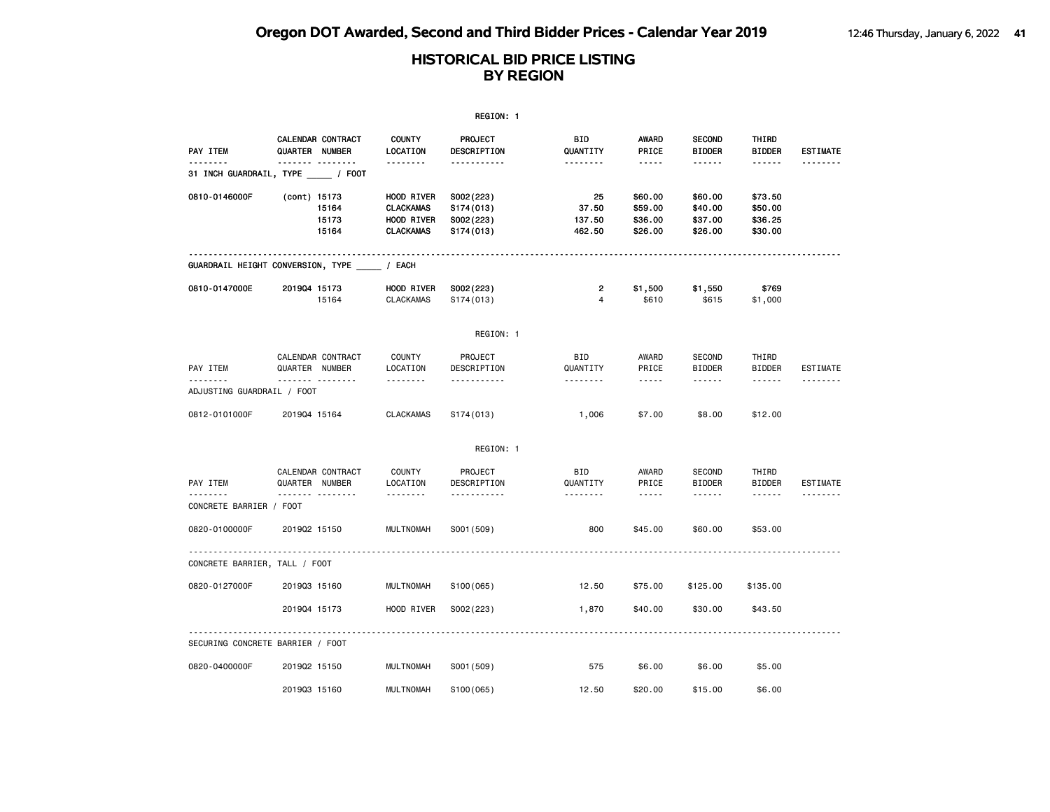# HISTORICAL BID PRICE LISTING
## BY REGION

REGION: 1

| PAY ITEM | CALENDAR QUARTER | CONTRACT NUMBER | COUNTY LOCATION | PROJECT DESCRIPTION | BID QUANTITY | AWARD PRICE | SECOND BIDDER | THIRD BIDDER | ESTIMATE |
|---|---|---|---|---|---|---|---|---|---|
| **31 INCH GUARDRAIL, TYPE _____ / FOOT** | | | | | | | | | |
| 0810-0146000F | (cont) | 15173 | HOOD RIVER | S002(223) | 25 | $60.00 | $60.00 | $73.50 | |
| | | 15164 | CLACKAMAS | S174(013) | 37.50 | $59.00 | $40.00 | $50.00 | |
| | | 15173 | HOOD RIVER | S002(223) | 137.50 | $36.00 | $37.00 | $36.25 | |
| | | 15164 | CLACKAMAS | S174(013) | 462.50 | $26.00 | $26.00 | $30.00 | |
| **GUARDRAIL HEIGHT CONVERSION, TYPE _____ / EACH** | | | | | | | | | |
| 0810-0147000E | 2019Q4 | 15173 | HOOD RIVER | S002(223) | 2 | $1,500 | $1,550 | $769 | |
| | | 15164 | CLACKAMAS | S174(013) | 4 | $610 | $615 | $1,000 | |

REGION: 1

| PAY ITEM | CALENDAR QUARTER | CONTRACT NUMBER | COUNTY LOCATION | PROJECT DESCRIPTION | BID QUANTITY | AWARD PRICE | SECOND BIDDER | THIRD BIDDER | ESTIMATE |
|---|---|---|---|---|---|---|---|---|---|
| **ADJUSTING GUARDRAIL / FOOT** | | | | | | | | | |
| 0812-0101000F | 2019Q4 | 15164 | CLACKAMAS | S174(013) | 1,006 | $7.00 | $8.00 | $12.00 | |

REGION: 1

| PAY ITEM | CALENDAR QUARTER | CONTRACT NUMBER | COUNTY LOCATION | PROJECT DESCRIPTION | BID QUANTITY | AWARD PRICE | SECOND BIDDER | THIRD BIDDER | ESTIMATE |
|---|---|---|---|---|---|---|---|---|---|
| **CONCRETE BARRIER / FOOT** | | | | | | | | | |
| 0820-0100000F | 2019Q2 | 15150 | MULTNOMAH | S001(509) | 800 | $45.00 | $60.00 | $53.00 | |
| **CONCRETE BARRIER, TALL / FOOT** | | | | | | | | | |
| 0820-0127000F | 2019Q3 | 15160 | MULTNOMAH | S100(065) | 12.50 | $75.00 | $125.00 | $135.00 | |
| | 2019Q4 | 15173 | HOOD RIVER | S002(223) | 1,870 | $40.00 | $30.00 | $43.50 | |
| **SECURING CONCRETE BARRIER / FOOT** | | | | | | | | | |
| 0820-0400000F | 2019Q2 | 15150 | MULTNOMAH | S001(509) | 575 | $6.00 | $6.00 | $5.00 | |
| | 2019Q3 | 15160 | MULTNOMAH | S100(065) | 12.50 | $20.00 | $15.00 | $6.00 | |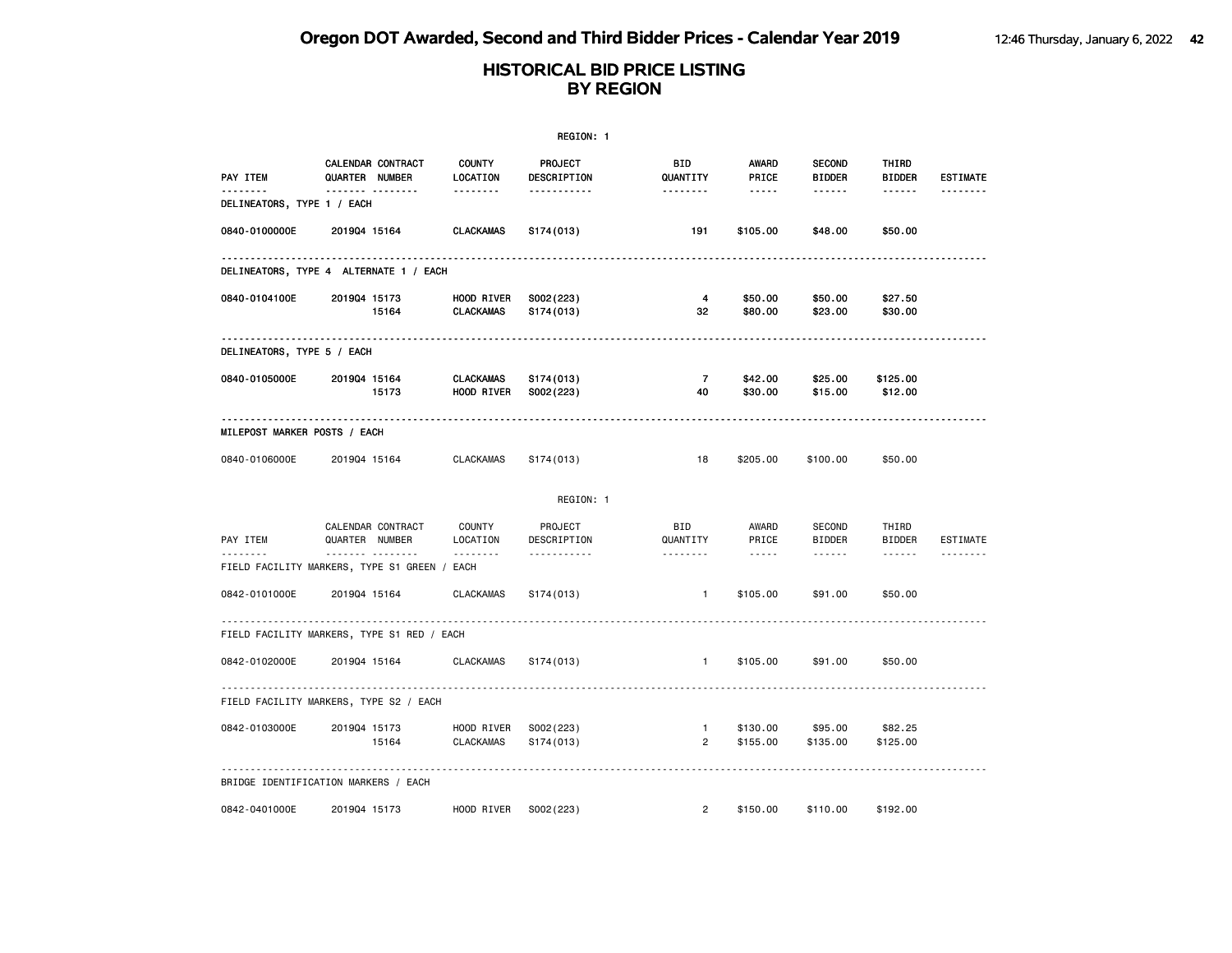# Oregon DOT Awarded, Second and Third Bidder Prices - Calendar Year 2019

## HISTORICAL BID PRICE LISTING BY REGION

REGION: 1

| PAY ITEM | CALENDAR QUARTER | CONTRACT NUMBER | COUNTY LOCATION | PROJECT DESCRIPTION | BID QUANTITY | AWARD PRICE | SECOND BIDDER | THIRD BIDDER | ESTIMATE |
|---|---|---|---|---|---|---|---|---|---|
| **DELINEATORS, TYPE 1 / EACH** | | | | | | | | | |
| 0840-0100000E | 2019Q4 | 15164 | CLACKAMAS | S174(013) | 191 | $105.00 | $48.00 | $50.00 | |
| **DELINEATORS, TYPE 4 ALTERNATE 1 / EACH** | | | | | | | | | |
| 0840-0104100E | 2019Q4 | 15173 | HOOD RIVER | S002(223) | 4 | $50.00 | $50.00 | $27.50 | |
| | | 15164 | CLACKAMAS | S174(013) | 32 | $80.00 | $23.00 | $30.00 | |
| **DELINEATORS, TYPE 5 / EACH** | | | | | | | | | |
| 0840-0105000E | 2019Q4 | 15164 | CLACKAMAS | S174(013) | 7 | $42.00 | $25.00 | $125.00 | |
| | | 15173 | HOOD RIVER | S002(223) | 40 | $30.00 | $15.00 | $12.00 | |
| **MILEPOST MARKER POSTS / EACH** | | | | | | | | | |
| 0840-0106000E | 2019Q4 | 15164 | CLACKAMAS | S174(013) | 18 | $205.00 | $100.00 | $50.00 | |

REGION: 1

| PAY ITEM | CALENDAR QUARTER | CONTRACT NUMBER | COUNTY LOCATION | PROJECT DESCRIPTION | BID QUANTITY | AWARD PRICE | SECOND BIDDER | THIRD BIDDER | ESTIMATE |
|---|---|---|---|---|---|---|---|---|---|
| **FIELD FACILITY MARKERS, TYPE S1 GREEN / EACH** | | | | | | | | | |
| 0842-0101000E | 2019Q4 | 15164 | CLACKAMAS | S174(013) | 1 | $105.00 | $91.00 | $50.00 | |
| **FIELD FACILITY MARKERS, TYPE S1 RED / EACH** | | | | | | | | | |
| 0842-0102000E | 2019Q4 | 15164 | CLACKAMAS | S174(013) | 1 | $105.00 | $91.00 | $50.00 | |
| **FIELD FACILITY MARKERS, TYPE S2 / EACH** | | | | | | | | | |
| 0842-0103000E | 2019Q4 | 15173 | HOOD RIVER | S002(223) | 1 | $130.00 | $95.00 | $82.25 | |
| | | 15164 | CLACKAMAS | S174(013) | 2 | $155.00 | $135.00 | $125.00 | |
| **BRIDGE IDENTIFICATION MARKERS / EACH** | | | | | | | | | |
| 0842-0401000E | 2019Q4 | 15173 | HOOD RIVER | S002(223) | 2 | $150.00 | $110.00 | $192.00 | |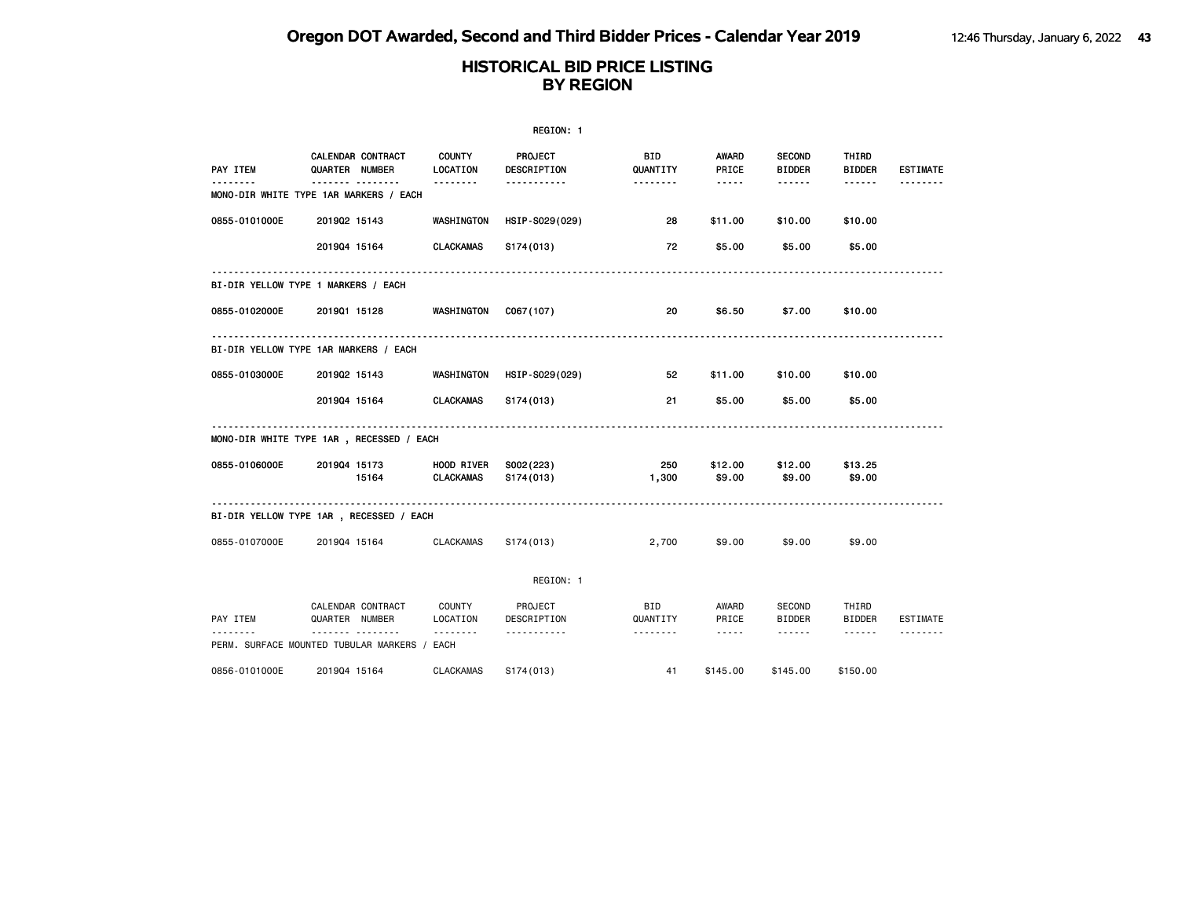## HISTORICAL BID PRICE LISTING
## BY REGION

REGION: 1

| PAY ITEM | CALENDAR QUARTER | CONTRACT NUMBER | COUNTY LOCATION | PROJECT DESCRIPTION | BID QUANTITY | AWARD PRICE | SECOND BIDDER | THIRD BIDDER | ESTIMATE |
|---|---|---|---|---|---|---|---|---|---|
| **MONO-DIR WHITE TYPE 1AR MARKERS / EACH** | | | | | | | | | |
| 0855-0101000E | 2019Q2 | 15143 | WASHINGTON | HSIP-S029(029) | 28 | $11.00 | $10.00 | $10.00 | |
| | 2019Q4 | 15164 | CLACKAMAS | S174(013) | 72 | $5.00 | $5.00 | $5.00 | |
| **BI-DIR YELLOW TYPE 1 MARKERS / EACH** | | | | | | | | | |
| 0855-0102000E | 2019Q1 | 15128 | WASHINGTON | C067(107) | 20 | $6.50 | $7.00 | $10.00 | |
| **BI-DIR YELLOW TYPE 1AR MARKERS / EACH** | | | | | | | | | |
| 0855-0103000E | 2019Q2 | 15143 | WASHINGTON | HSIP-S029(029) | 52 | $11.00 | $10.00 | $10.00 | |
| | 2019Q4 | 15164 | CLACKAMAS | S174(013) | 21 | $5.00 | $5.00 | $5.00 | |
| **MONO-DIR WHITE TYPE 1AR , RECESSED / EACH** | | | | | | | | | |
| 0855-0106000E | 2019Q4 | 15173 | HOOD RIVER | S002(223) | 250 | $12.00 | $12.00 | $13.25 | |
| | | 15164 | CLACKAMAS | S174(013) | 1,300 | $9.00 | $9.00 | $9.00 | |
| **BI-DIR YELLOW TYPE 1AR , RECESSED / EACH** | | | | | | | | | |
| 0855-0107000E | 2019Q4 | 15164 | CLACKAMAS | S174(013) | 2,700 | $9.00 | $9.00 | $9.00 | |

REGION: 1

| PAY ITEM | CALENDAR QUARTER | CONTRACT NUMBER | COUNTY LOCATION | PROJECT DESCRIPTION | BID QUANTITY | AWARD PRICE | SECOND BIDDER | THIRD BIDDER | ESTIMATE |
|---|---|---|---|---|---|---|---|---|---|
| **PERM. SURFACE MOUNTED TUBULAR MARKERS / EACH** | | | | | | | | | |
| 0856-0101000E | 2019Q4 | 15164 | CLACKAMAS | S174(013) | 41 | $145.00 | $145.00 | $150.00 | |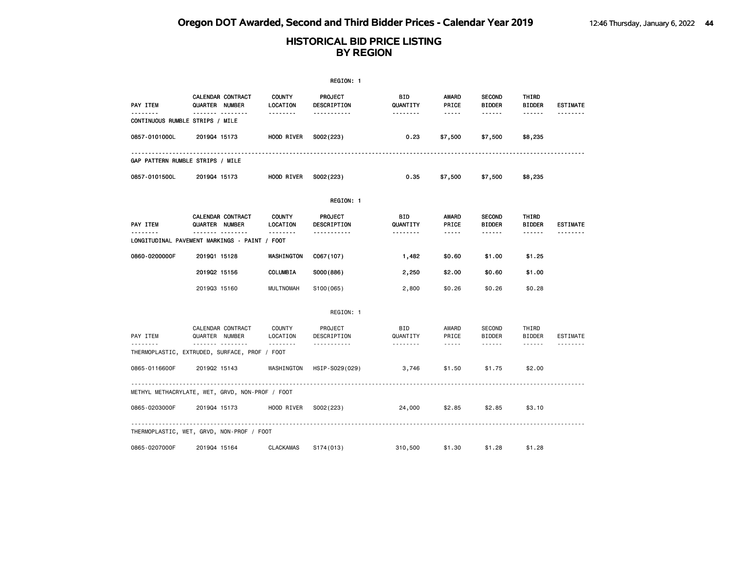# Oregon DOT Awarded, Second and Third Bidder Prices - Calendar Year 2019

## HISTORICAL BID PRICE LISTING BY REGION

REGION: 1

| PAY ITEM | CALENDAR QUARTER | CONTRACT NUMBER | COUNTY LOCATION | PROJECT DESCRIPTION | BID QUANTITY | AWARD PRICE | SECOND BIDDER | THIRD BIDDER | ESTIMATE |
|---|---|---|---|---|---|---|---|---|---|
| **CONTINUOUS RUMBLE STRIPS / MILE** | | | | | | | | | |
| 0857-0101000L | 2019Q4 | 15173 | HOOD RIVER | S002(223) | 0.23 | $7,500 | $7,500 | $8,235 | |
| **GAP PATTERN RUMBLE STRIPS / MILE** | | | | | | | | | |
| 0857-0101500L | 2019Q4 | 15173 | HOOD RIVER | S002(223) | 0.35 | $7,500 | $7,500 | $8,235 | |

REGION: 1

| PAY ITEM | CALENDAR QUARTER | CONTRACT NUMBER | COUNTY LOCATION | PROJECT DESCRIPTION | BID QUANTITY | AWARD PRICE | SECOND BIDDER | THIRD BIDDER | ESTIMATE |
|---|---|---|---|---|---|---|---|---|---|
| **LONGITUDINAL PAVEMENT MARKINGS - PAINT / FOOT** | | | | | | | | | |
| 0860-0200000F | 2019Q1 | 15128 | WASHINGTON | C067(107) | 1,482 | $0.60 | $1.00 | $1.25 | |
| | 2019Q2 | 15156 | COLUMBIA | S000(886) | 2,250 | $2.00 | $0.60 | $1.00 | |
| | 2019Q3 | 15160 | MULTNOMAH | S100(065) | 2,800 | $0.26 | $0.26 | $0.28 | |

REGION: 1

| PAY ITEM | CALENDAR QUARTER | CONTRACT NUMBER | COUNTY LOCATION | PROJECT DESCRIPTION | BID QUANTITY | AWARD PRICE | SECOND BIDDER | THIRD BIDDER | ESTIMATE |
|---|---|---|---|---|---|---|---|---|---|
| **THERMOPLASTIC, EXTRUDED, SURFACE, PROF / FOOT** | | | | | | | | | |
| 0865-0116600F | 2019Q2 | 15143 | WASHINGTON | HSIP-S029(029) | 3,746 | $1.50 | $1.75 | $2.00 | |
| **METHYL METHACRYLATE, WET, GRVD, NON-PROF / FOOT** | | | | | | | | | |
| 0865-0203000F | 2019Q4 | 15173 | HOOD RIVER | S002(223) | 24,000 | $2.85 | $2.85 | $3.10 | |
| **THERMOPLASTIC, WET, GRVD, NON-PROF / FOOT** | | | | | | | | | |
| 0865-0207000F | 2019Q4 | 15164 | CLACKAMAS | S174(013) | 310,500 | $1.30 | $1.28 | $1.28 | |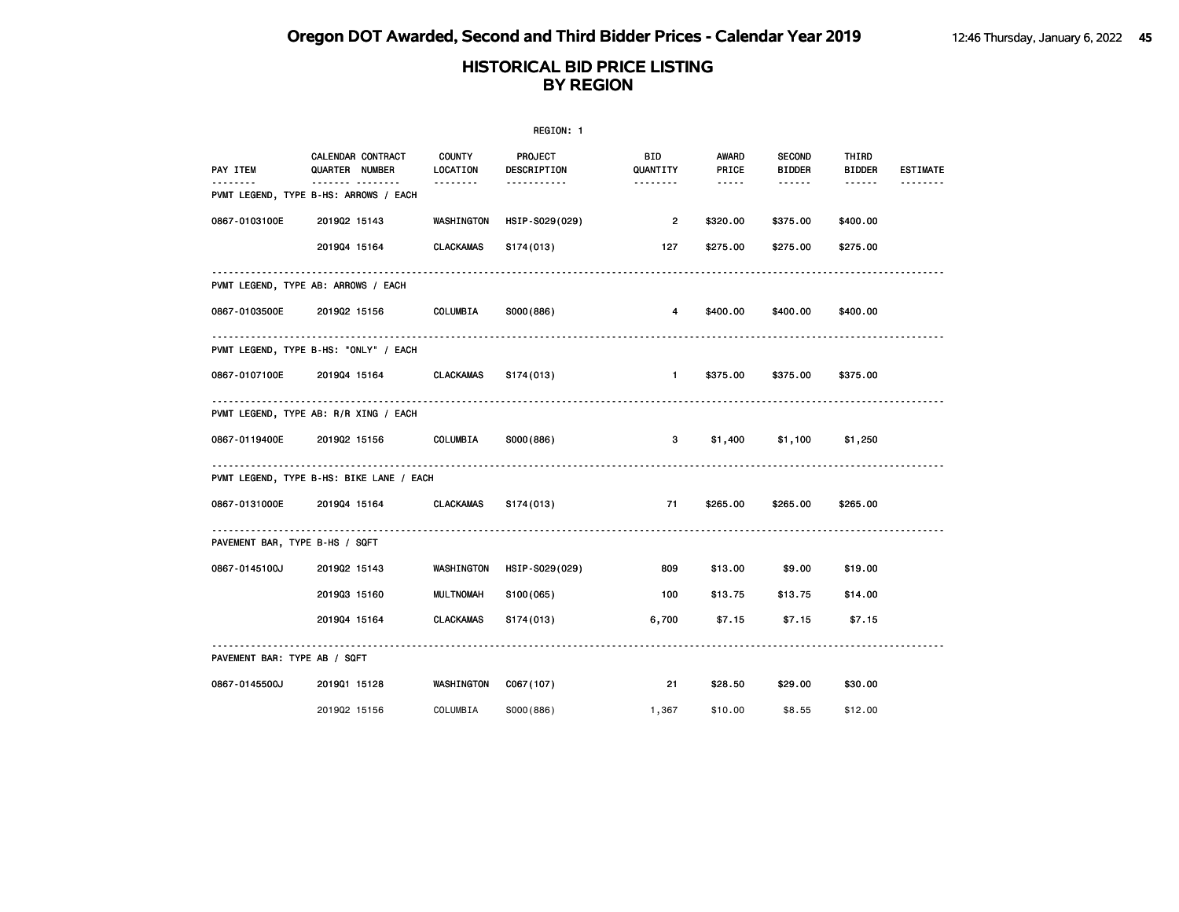# Oregon DOT Awarded, Second and Third Bidder Prices - Calendar Year 2019

## HISTORICAL BID PRICE LISTING BY REGION

REGION: 1

| PAY ITEM | CALENDAR QUARTER | CONTRACT NUMBER | COUNTY LOCATION | PROJECT DESCRIPTION | BID QUANTITY | AWARD PRICE | SECOND BIDDER | THIRD BIDDER | ESTIMATE |
|---|---|---|---|---|---|---|---|---|---|
| **PVMT LEGEND, TYPE B-HS: ARROWS / EACH** | | | | | | | | | |
| 0867-0103100E | 2019Q2 | 15143 | WASHINGTON | HSIP-S029(029) | 2 | $320.00 | $375.00 | $400.00 | |
| | 2019Q4 | 15164 | CLACKAMAS | S174(013) | 127 | $275.00 | $275.00 | $275.00 | |
| **PVMT LEGEND, TYPE AB: ARROWS / EACH** | | | | | | | | | |
| 0867-0103500E | 2019Q2 | 15156 | COLUMBIA | S000(886) | 4 | $400.00 | $400.00 | $400.00 | |
| **PVMT LEGEND, TYPE B-HS: "ONLY" / EACH** | | | | | | | | | |
| 0867-0107100E | 2019Q4 | 15164 | CLACKAMAS | S174(013) | 1 | $375.00 | $375.00 | $375.00 | |
| **PVMT LEGEND, TYPE AB: R/R XING / EACH** | | | | | | | | | |
| 0867-0119400E | 2019Q2 | 15156 | COLUMBIA | S000(886) | 3 | $1,400 | $1,100 | $1,250 | |
| **PVMT LEGEND, TYPE B-HS: BIKE LANE / EACH** | | | | | | | | | |
| 0867-0131000E | 2019Q4 | 15164 | CLACKAMAS | S174(013) | 71 | $265.00 | $265.00 | $265.00 | |
| **PAVEMENT BAR, TYPE B-HS / SQFT** | | | | | | | | | |
| 0867-0145100J | 2019Q2 | 15143 | WASHINGTON | HSIP-S029(029) | 809 | $13.00 | $9.00 | $19.00 | |
| | 2019Q3 | 15160 | MULTNOMAH | S100(065) | 100 | $13.75 | $13.75 | $14.00 | |
| | 2019Q4 | 15164 | CLACKAMAS | S174(013) | 6,700 | $7.15 | $7.15 | $7.15 | |
| **PAVEMENT BAR: TYPE AB / SQFT** | | | | | | | | | |
| 0867-0145500J | 2019Q1 | 15128 | WASHINGTON | C067(107) | 21 | $28.50 | $29.00 | $30.00 | |
| | 2019Q2 | 15156 | COLUMBIA | S000(886) | 1,367 | $10.00 | $8.55 | $12.00 | |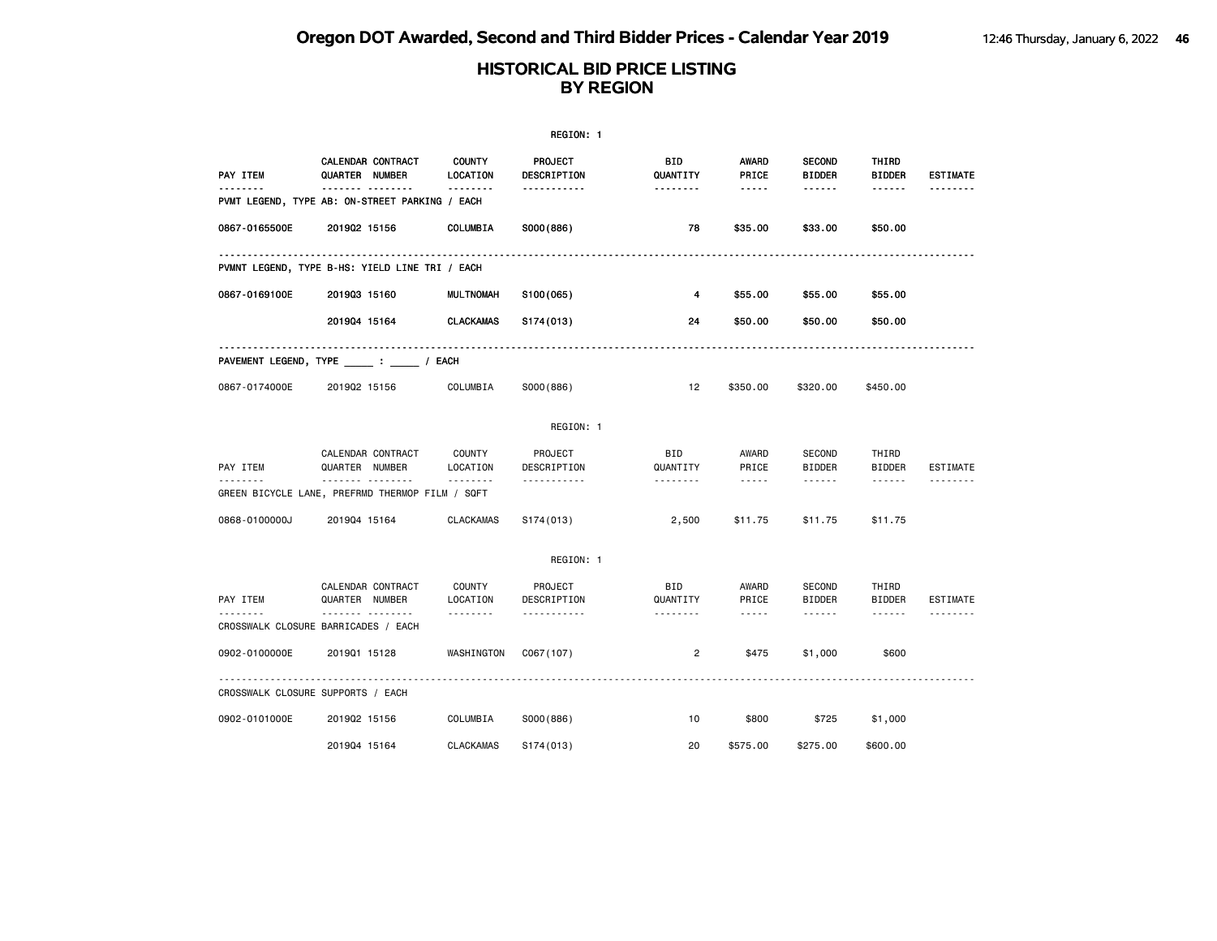# HISTORICAL BID PRICE LISTING
## BY REGION

REGION: 1

| PAY ITEM | CALENDAR QUARTER | CONTRACT NUMBER | COUNTY LOCATION | PROJECT DESCRIPTION | BID QUANTITY | AWARD PRICE | SECOND BIDDER | THIRD BIDDER | ESTIMATE |
|---|---|---|---|---|---|---|---|---|---|
| **PVMT LEGEND, TYPE AB: ON-STREET PARKING / EACH** | | | | | | | | | |
| 0867-0165500E | 2019Q2 | 15156 | COLUMBIA | S000(886) | 78 | $35.00 | $33.00 | $50.00 | |
| **PVMNT LEGEND, TYPE B-HS: YIELD LINE TRI / EACH** | | | | | | | | | |
| 0867-0169100E | 2019Q3 | 15160 | MULTNOMAH | S100(065) | 4 | $55.00 | $55.00 | $55.00 | |
| | 2019Q4 | 15164 | CLACKAMAS | S174(013) | 24 | $50.00 | $50.00 | $50.00 | |
| **PAVEMENT LEGEND, TYPE _____ : _____ / EACH** | | | | | | | | | |
| 0867-0174000E | 2019Q2 | 15156 | COLUMBIA | S000(886) | 12 | $350.00 | $320.00 | $450.00 | |

REGION: 1

| PAY ITEM | CALENDAR QUARTER | CONTRACT NUMBER | COUNTY LOCATION | PROJECT DESCRIPTION | BID QUANTITY | AWARD PRICE | SECOND BIDDER | THIRD BIDDER | ESTIMATE |
|---|---|---|---|---|---|---|---|---|---|
| **GREEN BICYCLE LANE, PREFRMD THERMOP FILM / SQFT** | | | | | | | | | |
| 0868-0100000J | 2019Q4 | 15164 | CLACKAMAS | S174(013) | 2,500 | $11.75 | $11.75 | $11.75 | |

REGION: 1

| PAY ITEM | CALENDAR QUARTER | CONTRACT NUMBER | COUNTY LOCATION | PROJECT DESCRIPTION | BID QUANTITY | AWARD PRICE | SECOND BIDDER | THIRD BIDDER | ESTIMATE |
|---|---|---|---|---|---|---|---|---|---|
| **CROSSWALK CLOSURE BARRICADES / EACH** | | | | | | | | | |
| 0902-0100000E | 2019Q1 | 15128 | WASHINGTON | C067(107) | 2 | $475 | $1,000 | $600 | |
| **CROSSWALK CLOSURE SUPPORTS / EACH** | | | | | | | | | |
| 0902-0101000E | 2019Q2 | 15156 | COLUMBIA | S000(886) | 10 | $800 | $725 | $1,000 | |
| | 2019Q4 | 15164 | CLACKAMAS | S174(013) | 20 | $575.00 | $275.00 | $600.00 | |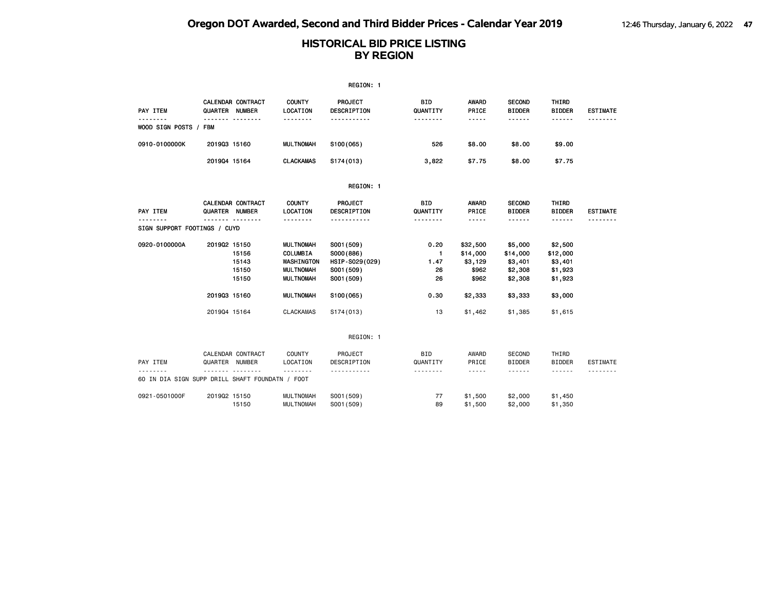# Oregon DOT Awarded, Second and Third Bidder Prices - Calendar Year 2019

## HISTORICAL BID PRICE LISTING BY REGION

REGION: 1

| PAY ITEM | CALENDAR QUARTER | CONTRACT NUMBER | COUNTY LOCATION | PROJECT DESCRIPTION | BID QUANTITY | AWARD PRICE | SECOND BIDDER | THIRD BIDDER | ESTIMATE |
|---|---|---|---|---|---|---|---|---|---|
| WOOD SIGN POSTS / FBM | | | | | | | | | |
| 0910-0100000K | 2019Q3 | 15160 | MULTNOMAH | S100(065) | 526 | $8.00 | $8.00 | $9.00 | |
| | 2019Q4 | 15164 | CLACKAMAS | S174(013) | 3,822 | $7.75 | $8.00 | $7.75 | |

REGION: 1

| PAY ITEM | CALENDAR QUARTER | CONTRACT NUMBER | COUNTY LOCATION | PROJECT DESCRIPTION | BID QUANTITY | AWARD PRICE | SECOND BIDDER | THIRD BIDDER | ESTIMATE |
|---|---|---|---|---|---|---|---|---|---|
| SIGN SUPPORT FOOTINGS / CUYD | | | | | | | | | |
| 0920-0100000A | 2019Q2 | 15150 | MULTNOMAH | S001(509) | 0.20 | $32,500 | $5,000 | $2,500 | |
| | | 15156 | COLUMBIA | S000(886) | 1 | $14,000 | $14,000 | $12,000 | |
| | | 15143 | WASHINGTON | HSIP-S029(029) | 1.47 | $3,129 | $3,401 | $3,401 | |
| | | 15150 | MULTNOMAH | S001(509) | 26 | $962 | $2,308 | $1,923 | |
| | | 15150 | MULTNOMAH | S001(509) | 26 | $962 | $2,308 | $1,923 | |
| | 2019Q3 | 15160 | MULTNOMAH | S100(065) | 0.30 | $2,333 | $3,333 | $3,000 | |
| | 2019Q4 | 15164 | CLACKAMAS | S174(013) | 13 | $1,462 | $1,385 | $1,615 | |

REGION: 1

| PAY ITEM | CALENDAR QUARTER | CONTRACT NUMBER | COUNTY LOCATION | PROJECT DESCRIPTION | BID QUANTITY | AWARD PRICE | SECOND BIDDER | THIRD BIDDER | ESTIMATE |
|---|---|---|---|---|---|---|---|---|---|
| 60 IN DIA SIGN SUPP DRILL SHAFT FOUNDATN / FOOT | | | | | | | | | |
| 0921-0501000F | 2019Q2 | 15150 | MULTNOMAH | S001(509) | 77 | $1,500 | $2,000 | $1,450 | |
| | | 15150 | MULTNOMAH | S001(509) | 89 | $1,500 | $2,000 | $1,350 | |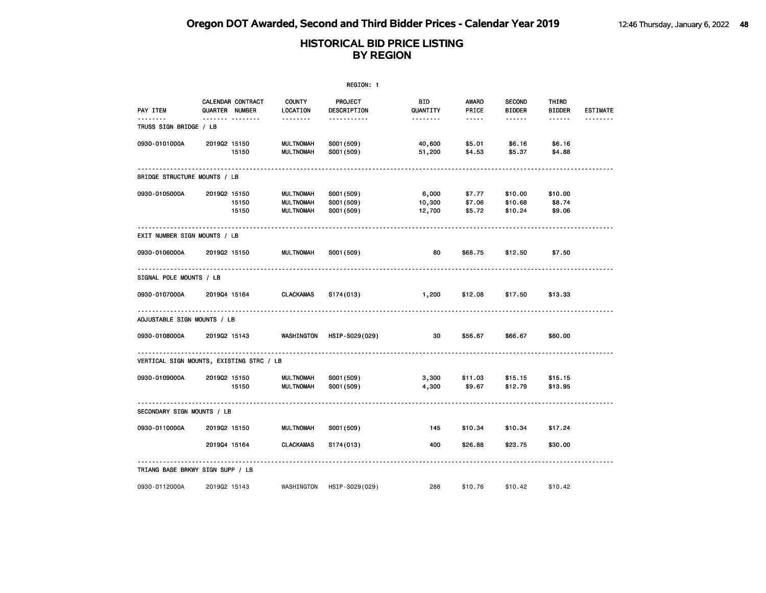# HISTORICAL BID PRICE LISTING BY REGION

REGION: 1

| PAY ITEM | CALENDAR QUARTER | CONTRACT NUMBER | COUNTY LOCATION | PROJECT DESCRIPTION | BID QUANTITY | AWARD PRICE | SECOND BIDDER | THIRD BIDDER | ESTIMATE |
|---|---|---|---|---|---|---|---|---|---|
| **TRUSS SIGN BRIDGE / LB** | | | | | | | | | |
| 0930-0101000A | 2019Q2 | 15150 | MULTNOMAH | S001(509) | 40,600 | $5.01 | $6.16 | $6.16 | |
| | | 15150 | MULTNOMAH | S001(509) | 51,200 | $4.53 | $5.37 | $4.88 | |
| **BRIDGE STRUCTURE MOUNTS / LB** | | | | | | | | | |
| 0930-0105000A | 2019Q2 | 15150 | MULTNOMAH | S001(509) | 6,000 | $7.77 | $10.00 | $10.00 | |
| | | 15150 | MULTNOMAH | S001(509) | 10,300 | $7.06 | $10.68 | $8.74 | |
| | | 15150 | MULTNOMAH | S001(509) | 12,700 | $5.72 | $10.24 | $9.06 | |
| **EXIT NUMBER SIGN MOUNTS / LB** | | | | | | | | | |
| 0930-0106000A | 2019Q2 | 15150 | MULTNOMAH | S001(509) | 80 | $68.75 | $12.50 | $7.50 | |
| **SIGNAL POLE MOUNTS / LB** | | | | | | | | | |
| 0930-0107000A | 2019Q4 | 15164 | CLACKAMAS | S174(013) | 1,200 | $12.08 | $17.50 | $13.33 | |
| **ADJUSTABLE SIGN MOUNTS / LB** | | | | | | | | | |
| 0930-0108000A | 2019Q2 | 15143 | WASHINGTON | HSIP-S029(029) | 30 | $56.67 | $66.67 | $60.00 | |
| **VERTICAL SIGN MOUNTS, EXISTING STRC / LB** | | | | | | | | | |
| 0930-0109000A | 2019Q2 | 15150 | MULTNOMAH | S001(509) | 3,300 | $11.03 | $15.15 | $15.15 | |
| | | 15150 | MULTNOMAH | S001(509) | 4,300 | $9.67 | $12.79 | $13.95 | |
| **SECONDARY SIGN MOUNTS / LB** | | | | | | | | | |
| 0930-0110000A | 2019Q2 | 15150 | MULTNOMAH | S001(509) | 145 | $10.34 | $10.34 | $17.24 | |
| | 2019Q4 | 15164 | CLACKAMAS | S174(013) | 400 | $26.88 | $23.75 | $30.00 | |
| **TRIANG BASE BRKWY SIGN SUPP / LB** | | | | | | | | | |
| 0930-0112000A | 2019Q2 | 15143 | WASHINGTON | HSIP-S029(029) | 288 | $10.76 | $10.42 | $10.42 | |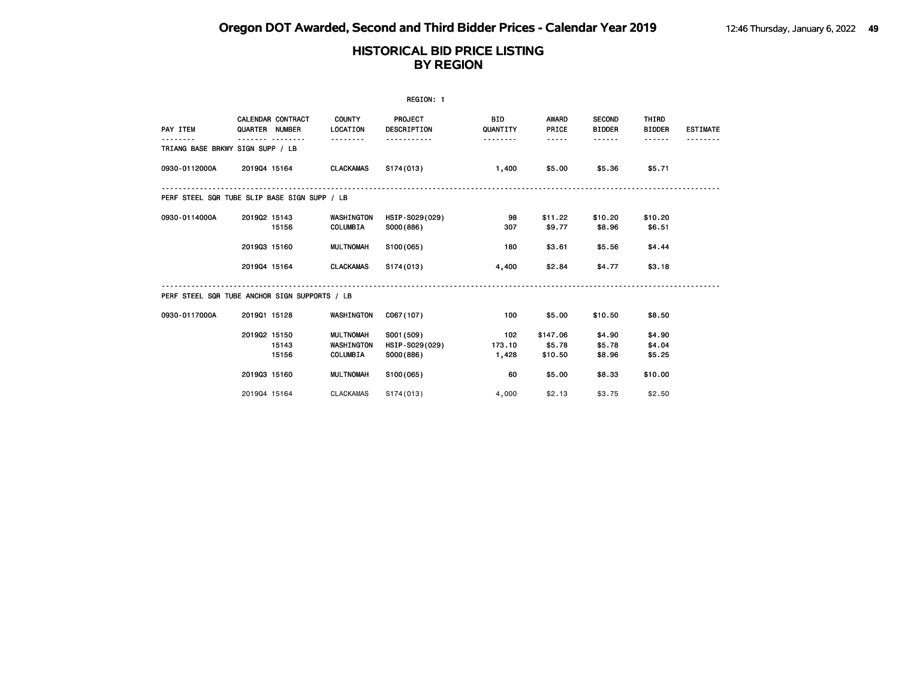# Oregon DOT Awarded, Second and Third Bidder Prices - Calendar Year 2019

## HISTORICAL BID PRICE LISTING BY REGION

REGION: 1

| PAY ITEM | CALENDAR QUARTER | CONTRACT NUMBER | COUNTY LOCATION | PROJECT DESCRIPTION | BID QUANTITY | AWARD PRICE | SECOND BIDDER | THIRD BIDDER | ESTIMATE |
|---|---|---|---|---|---|---|---|---|---|
| **TRIANG BASE BRKWY SIGN SUPP / LB** | | | | | | | | | |
| 0930-0112000A | 2019Q4 | 15164 | CLACKAMAS | S174(013) | 1,400 | $5.00 | $5.36 | $5.71 | |
| **PERF STEEL SQR TUBE SLIP BASE SIGN SUPP / LB** | | | | | | | | | |
| 0930-0114000A | 2019Q2 | 15143 | WASHINGTON | HSIP-S029(029) | 98 | $11.22 | $10.20 | $10.20 | |
| | | 15156 | COLUMBIA | S000(886) | 307 | $9.77 | $8.96 | $6.51 | |
| | 2019Q3 | 15160 | MULTNOMAH | S100(065) | 180 | $3.61 | $5.56 | $4.44 | |
| | 2019Q4 | 15164 | CLACKAMAS | S174(013) | 4,400 | $2.84 | $4.77 | $3.18 | |
| **PERF STEEL SQR TUBE ANCHOR SIGN SUPPORTS / LB** | | | | | | | | | |
| 0930-0117000A | 2019Q1 | 15128 | WASHINGTON | C067(107) | 100 | $5.00 | $10.50 | $8.50 | |
| | 2019Q2 | 15150 | MULTNOMAH | S001(509) | 102 | $147.06 | $4.90 | $4.90 | |
| | | 15143 | WASHINGTON | HSIP-S029(029) | 173.10 | $5.78 | $5.78 | $4.04 | |
| | | 15156 | COLUMBIA | S000(886) | 1,428 | $10.50 | $8.96 | $5.25 | |
| | 2019Q3 | 15160 | MULTNOMAH | S100(065) | 60 | $5.00 | $8.33 | $10.00 | |
| | 2019Q4 | 15164 | CLACKAMAS | S174(013) | 4,000 | $2.13 | $3.75 | $2.50 | |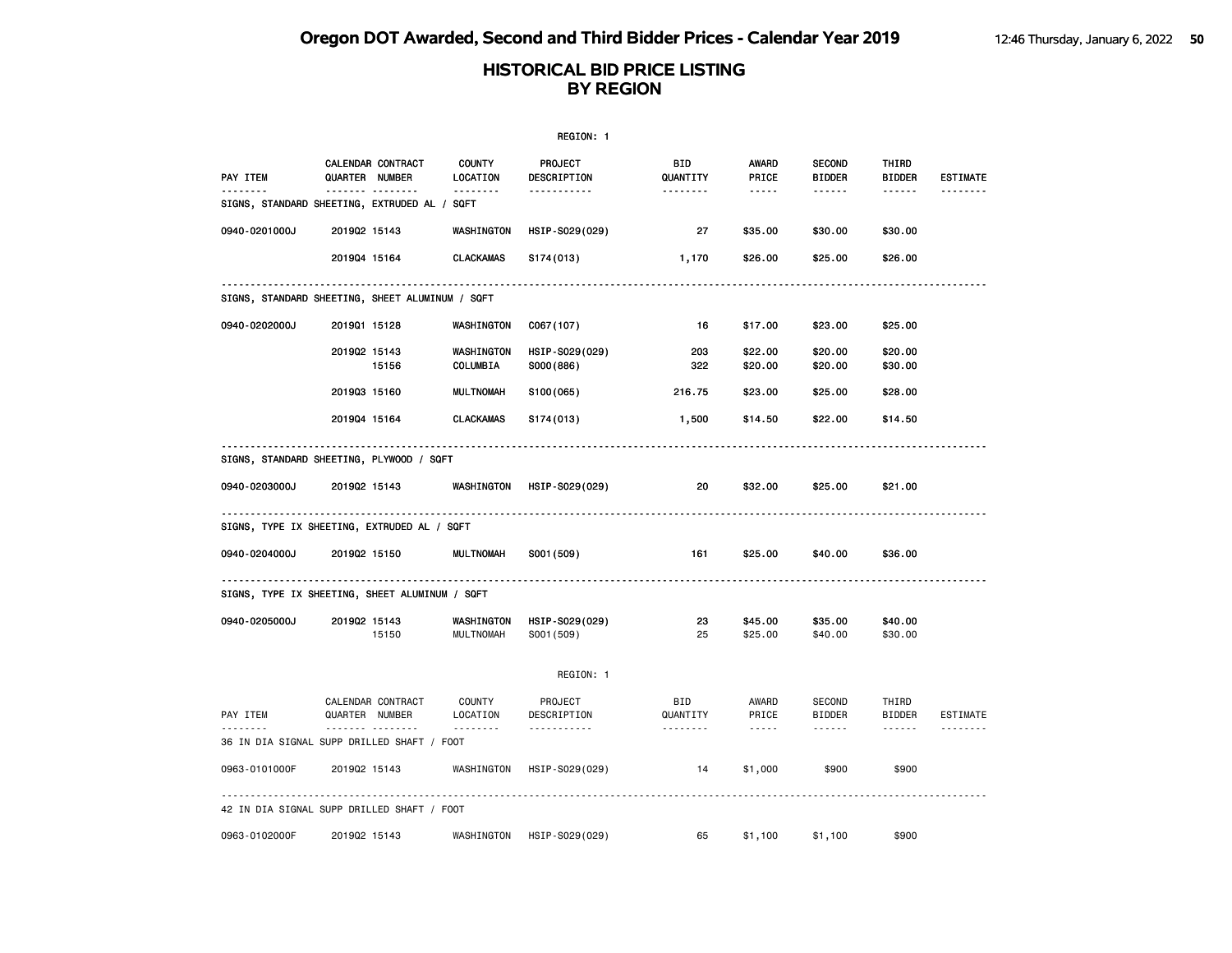# Oregon DOT Awarded, Second and Third Bidder Prices - Calendar Year 2019

## HISTORICAL BID PRICE LISTING BY REGION

REGION: 1

| PAY ITEM | CALENDAR QUARTER | CONTRACT NUMBER | COUNTY LOCATION | PROJECT DESCRIPTION | BID QUANTITY | AWARD PRICE | SECOND BIDDER | THIRD BIDDER | ESTIMATE |
|---|---|---|---|---|---|---|---|---|---|
| **SIGNS, STANDARD SHEETING, EXTRUDED AL / SQFT** | | | | | | | | | |
| 0940-0201000J | 2019Q2 | 15143 | WASHINGTON | HSIP-S029(029) | 27 | $35.00 | $30.00 | $30.00 | |
| | 2019Q4 | 15164 | CLACKAMAS | S174(013) | 1,170 | $26.00 | $25.00 | $26.00 | |
| **SIGNS, STANDARD SHEETING, SHEET ALUMINUM / SQFT** | | | | | | | | | |
| 0940-0202000J | 2019Q1 | 15128 | WASHINGTON | C067(107) | 16 | $17.00 | $23.00 | $25.00 | |
| | 2019Q2 | 15143 | WASHINGTON | HSIP-S029(029) | 203 | $22.00 | $20.00 | $20.00 | |
| | | 15156 | COLUMBIA | S000(886) | 322 | $20.00 | $20.00 | $30.00 | |
| | 2019Q3 | 15160 | MULTNOMAH | S100(065) | 216.75 | $23.00 | $25.00 | $28.00 | |
| | 2019Q4 | 15164 | CLACKAMAS | S174(013) | 1,500 | $14.50 | $22.00 | $14.50 | |
| **SIGNS, STANDARD SHEETING, PLYWOOD / SQFT** | | | | | | | | | |
| 0940-0203000J | 2019Q2 | 15143 | WASHINGTON | HSIP-S029(029) | 20 | $32.00 | $25.00 | $21.00 | |
| **SIGNS, TYPE IX SHEETING, EXTRUDED AL / SQFT** | | | | | | | | | |
| 0940-0204000J | 2019Q2 | 15150 | MULTNOMAH | S001(509) | 161 | $25.00 | $40.00 | $36.00 | |
| **SIGNS, TYPE IX SHEETING, SHEET ALUMINUM / SQFT** | | | | | | | | | |
| 0940-0205000J | 2019Q2 | 15143 | WASHINGTON | HSIP-S029(029) | 23 | $45.00 | $35.00 | $40.00 | |
| | | 15150 | MULTNOMAH | S001(509) | 25 | $25.00 | $40.00 | $30.00 | |

REGION: 1

| PAY ITEM | CALENDAR QUARTER | CONTRACT NUMBER | COUNTY LOCATION | PROJECT DESCRIPTION | BID QUANTITY | AWARD PRICE | SECOND BIDDER | THIRD BIDDER | ESTIMATE |
|---|---|---|---|---|---|---|---|---|---|
| **36 IN DIA SIGNAL SUPP DRILLED SHAFT / FOOT** | | | | | | | | | |
| 0963-0101000F | 2019Q2 | 15143 | WASHINGTON | HSIP-S029(029) | 14 | $1,000 | $900 | $900 | |
| **42 IN DIA SIGNAL SUPP DRILLED SHAFT / FOOT** | | | | | | | | | |
| 0963-0102000F | 2019Q2 | 15143 | WASHINGTON | HSIP-S029(029) | 65 | $1,100 | $1,100 | $900 | |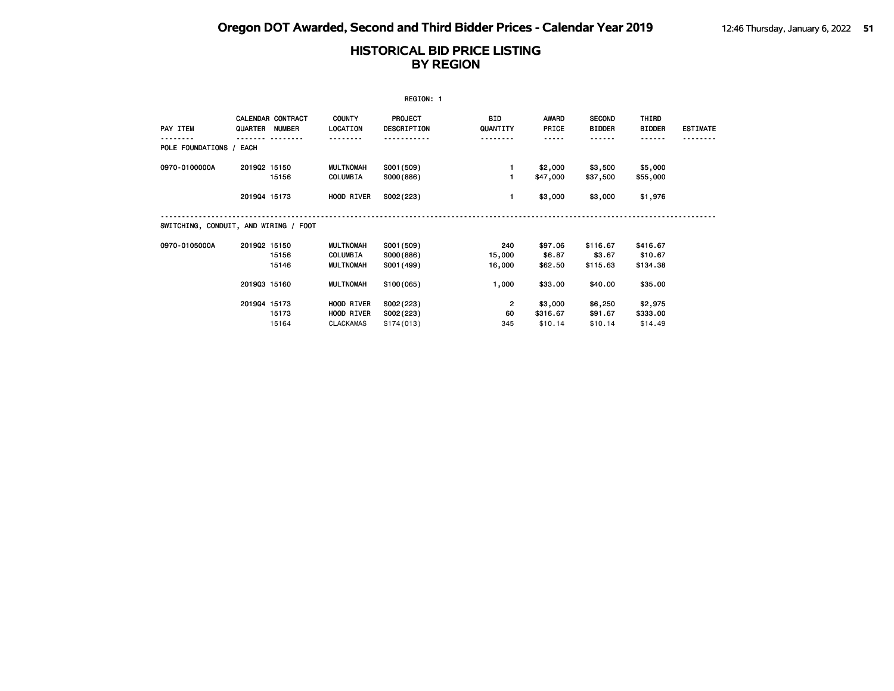# HISTORICAL BID PRICE LISTING BY REGION

REGION: 1

| PAY ITEM | CALENDAR QUARTER | CONTRACT NUMBER | COUNTY LOCATION | PROJECT DESCRIPTION | BID QUANTITY | AWARD PRICE | SECOND BIDDER | THIRD BIDDER | ESTIMATE |
|---|---|---|---|---|---|---|---|---|---|
| POLE FOUNDATIONS / EACH | | | | | | | | | |
| 0970-0100000A | 2019Q2 | 15150 | MULTNOMAH | S001(509) | 1 | $2,000 | $3,500 | $5,000 | |
| | | 15156 | COLUMBIA | S000(886) | 1 | $47,000 | $37,500 | $55,000 | |
| | 2019Q4 | 15173 | HOOD RIVER | S002(223) | 1 | $3,000 | $3,000 | $1,976 | |
| SWITCHING, CONDUIT, AND WIRING / FOOT | | | | | | | | | |
| 0970-0105000A | 2019Q2 | 15150 | MULTNOMAH | S001(509) | 240 | $97.06 | $116.67 | $416.67 | |
| | | 15156 | COLUMBIA | S000(886) | 15,000 | $6.87 | $3.67 | $10.67 | |
| | | 15146 | MULTNOMAH | S001(499) | 16,000 | $62.50 | $115.63 | $134.38 | |
| | 2019Q3 | 15160 | MULTNOMAH | S100(065) | 1,000 | $33.00 | $40.00 | $35.00 | |
| | 2019Q4 | 15173 | HOOD RIVER | S002(223) | 2 | $3,000 | $6,250 | $2,975 | |
| | | 15173 | HOOD RIVER | S002(223) | 60 | $316.67 | $91.67 | $333.00 | |
| | | 15164 | CLACKAMAS | S174(013) | 345 | $10.14 | $10.14 | $14.49 | |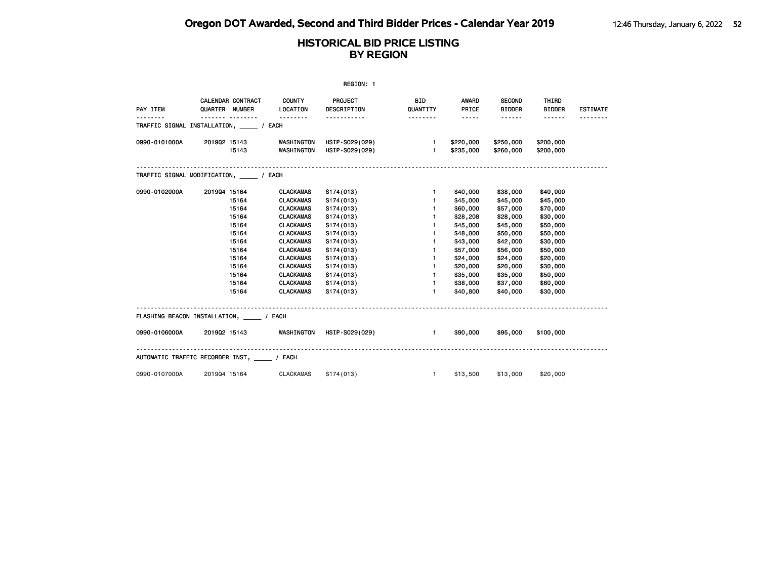# HISTORICAL BID PRICE LISTING BY REGION

REGION: 1

| PAY ITEM | CALENDAR QUARTER | CONTRACT NUMBER | COUNTY LOCATION | PROJECT DESCRIPTION | BID QUANTITY | AWARD PRICE | SECOND BIDDER | THIRD BIDDER | ESTIMATE |
|---|---|---|---|---|---|---|---|---|---|
| **TRAFFIC SIGNAL INSTALLATION, _____ / EACH** | | | | | | | | | |
| 0990-0101000A | 2019Q2 | 15143 | WASHINGTON | HSIP-S029(029) | 1 | $220,000 | $250,000 | $200,000 | |
| | | 15143 | WASHINGTON | HSIP-S029(029) | 1 | $235,000 | $260,000 | $200,000 | |
| **TRAFFIC SIGNAL MODIFICATION, _____ / EACH** | | | | | | | | | |
| 0990-0102000A | 2019Q4 | 15164 | CLACKAMAS | S174(013) | 1 | $40,000 | $38,000 | $40,000 | |
| | | 15164 | CLACKAMAS | S174(013) | 1 | $45,000 | $45,000 | $45,000 | |
| | | 15164 | CLACKAMAS | S174(013) | 1 | $60,000 | $57,000 | $70,000 | |
| | | 15164 | CLACKAMAS | S174(013) | 1 | $28,208 | $28,000 | $30,000 | |
| | | 15164 | CLACKAMAS | S174(013) | 1 | $45,000 | $45,000 | $50,000 | |
| | | 15164 | CLACKAMAS | S174(013) | 1 | $48,000 | $50,000 | $50,000 | |
| | | 15164 | CLACKAMAS | S174(013) | 1 | $43,000 | $42,000 | $30,000 | |
| | | 15164 | CLACKAMAS | S174(013) | 1 | $57,000 | $56,000 | $50,000 | |
| | | 15164 | CLACKAMAS | S174(013) | 1 | $24,000 | $24,000 | $20,000 | |
| | | 15164 | CLACKAMAS | S174(013) | 1 | $20,000 | $20,000 | $30,000 | |
| | | 15164 | CLACKAMAS | S174(013) | 1 | $35,000 | $35,000 | $50,000 | |
| | | 15164 | CLACKAMAS | S174(013) | 1 | $38,000 | $37,000 | $60,000 | |
| | | 15164 | CLACKAMAS | S174(013) | 1 | $40,800 | $40,000 | $30,000 | |
| **FLASHING BEACON INSTALLATION, _____ / EACH** | | | | | | | | | |
| 0990-0106000A | 2019Q2 | 15143 | WASHINGTON | HSIP-S029(029) | 1 | $90,000 | $95,000 | $100,000 | |
| **AUTOMATIC TRAFFIC RECORDER INST, _____ / EACH** | | | | | | | | | |
| 0990-0107000A | 2019Q4 | 15164 | CLACKAMAS | S174(013) | 1 | $13,500 | $13,000 | $20,000 | |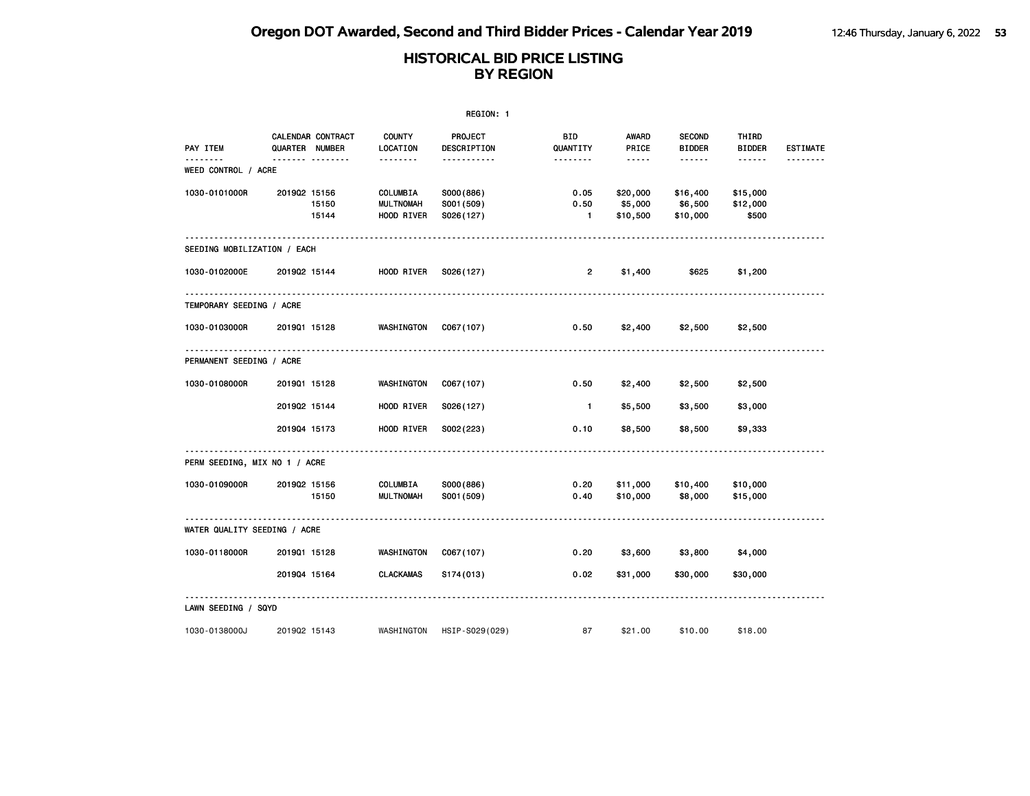# Oregon DOT Awarded, Second and Third Bidder Prices - Calendar Year 2019

## HISTORICAL BID PRICE LISTING BY REGION

REGION: 1

| PAY ITEM | CALENDAR QUARTER | CONTRACT NUMBER | COUNTY LOCATION | PROJECT DESCRIPTION | BID QUANTITY | AWARD PRICE | SECOND BIDDER | THIRD BIDDER | ESTIMATE |
|---|---|---|---|---|---|---|---|---|---|
| **WEED CONTROL / ACRE** | | | | | | | | | |
| 1030-0101000R | 2019Q2 | 15156 | COLUMBIA | S000(886) | 0.05 | $20,000 | $16,400 | $15,000 | |
| | | 15150 | MULTNOMAH | S001(509) | 0.50 | $5,000 | $6,500 | $12,000 | |
| | | 15144 | HOOD RIVER | S026(127) | 1 | $10,500 | $10,000 | $500 | |
| **SEEDING MOBILIZATION / EACH** | | | | | | | | | |
| 1030-0102000E | 2019Q2 | 15144 | HOOD RIVER | S026(127) | 2 | $1,400 | $625 | $1,200 | |
| **TEMPORARY SEEDING / ACRE** | | | | | | | | | |
| 1030-0103000R | 2019Q1 | 15128 | WASHINGTON | C067(107) | 0.50 | $2,400 | $2,500 | $2,500 | |
| **PERMANENT SEEDING / ACRE** | | | | | | | | | |
| 1030-0108000R | 2019Q1 | 15128 | WASHINGTON | C067(107) | 0.50 | $2,400 | $2,500 | $2,500 | |
| | 2019Q2 | 15144 | HOOD RIVER | S026(127) | 1 | $5,500 | $3,500 | $3,000 | |
| | 2019Q4 | 15173 | HOOD RIVER | S002(223) | 0.10 | $8,500 | $8,500 | $9,333 | |
| **PERM SEEDING, MIX NO 1 / ACRE** | | | | | | | | | |
| 1030-0109000R | 2019Q2 | 15156 | COLUMBIA | S000(886) | 0.20 | $11,000 | $10,400 | $10,000 | |
| | | 15150 | MULTNOMAH | S001(509) | 0.40 | $10,000 | $8,000 | $15,000 | |
| **WATER QUALITY SEEDING / ACRE** | | | | | | | | | |
| 1030-0118000R | 2019Q1 | 15128 | WASHINGTON | C067(107) | 0.20 | $3,600 | $3,800 | $4,000 | |
| | 2019Q4 | 15164 | CLACKAMAS | S174(013) | 0.02 | $31,000 | $30,000 | $30,000 | |
| **LAWN SEEDING / SQYD** | | | | | | | | | |
| 1030-0138000J | 2019Q2 | 15143 | WASHINGTON | HSIP-S029(029) | 87 | $21.00 | $10.00 | $18.00 | |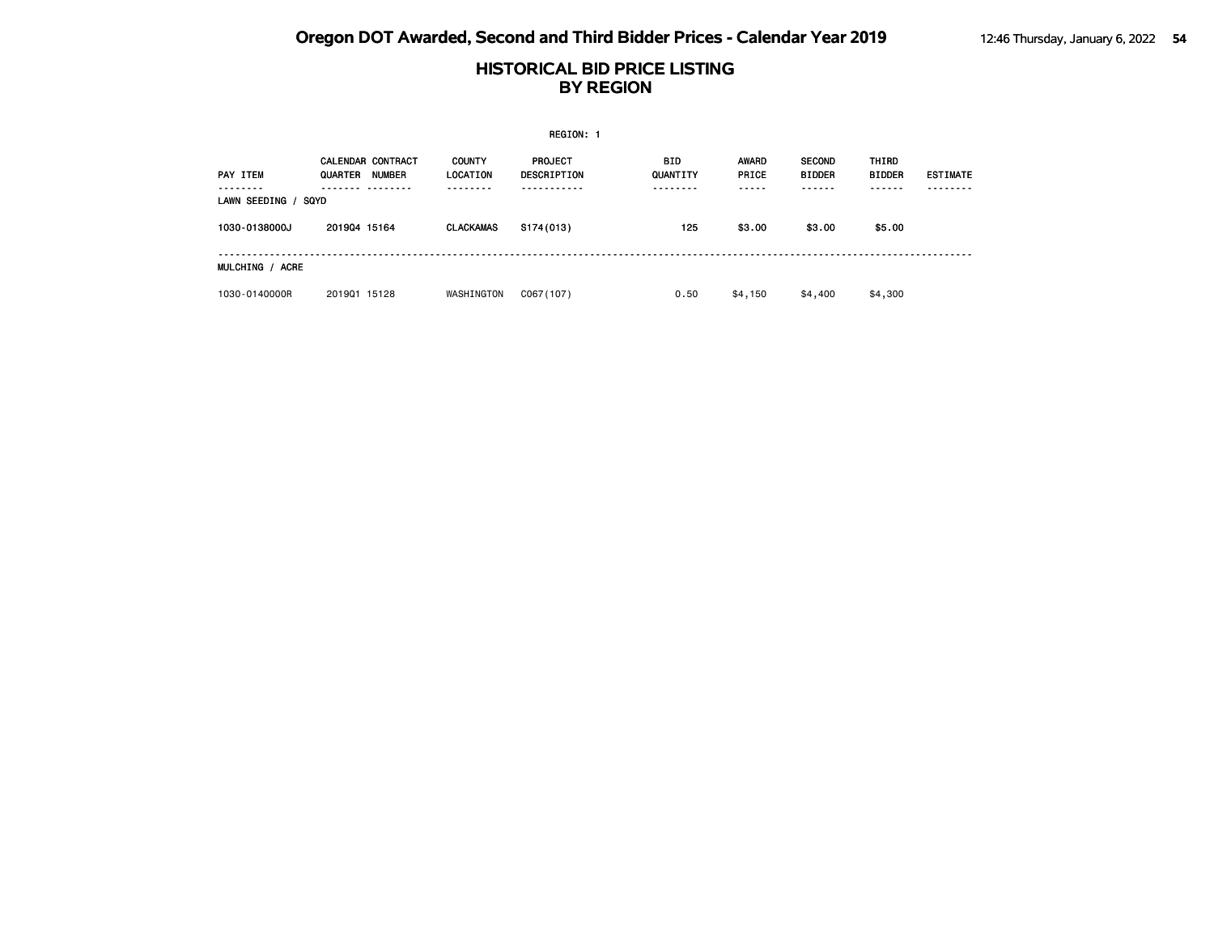# Oregon DOT Awarded, Second and Third Bidder Prices - Calendar Year 2019

## HISTORICAL BID PRICE LISTING BY REGION

REGION: 1

| PAY ITEM | CALENDAR QUARTER | CONTRACT NUMBER | COUNTY LOCATION | PROJECT DESCRIPTION | BID QUANTITY | AWARD PRICE | SECOND BIDDER | THIRD BIDDER | ESTIMATE |
|---|---|---|---|---|---|---|---|---|---|
| **LAWN SEEDING / SQYD** | | | | | | | | | |
| **1030-0138000J** | **2019Q4** | **15164** | **CLACKAMAS** | **S174(013)** | **125** | **$3.00** | **$3.00** | **$5.00** | |
| MULCHING / ACRE | | | | | | | | | |
| 1030-0140000R | 2019Q1 | 15128 | WASHINGTON | C067(107) | 0.50 | $4,150 | $4,400 | $4,300 | |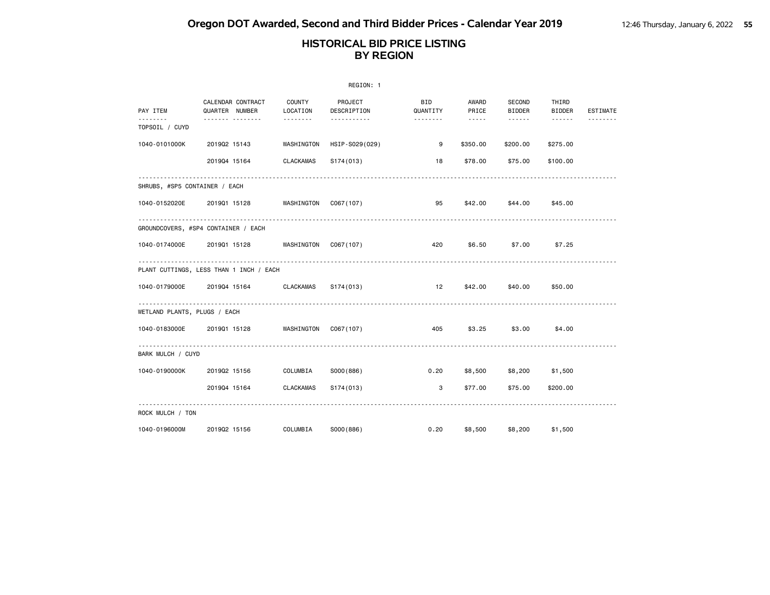# Oregon DOT Awarded, Second and Third Bidder Prices - Calendar Year 2019

## HISTORICAL BID PRICE LISTING BY REGION

REGION: 1

| PAY ITEM | CALENDAR QUARTER | CONTRACT NUMBER | COUNTY LOCATION | PROJECT DESCRIPTION | BID QUANTITY | AWARD PRICE | SECOND BIDDER | THIRD BIDDER | ESTIMATE |
|---|---|---|---|---|---|---|---|---|---|
| TOPSOIL / CUYD | | | | | | | | | |
| 1040-0101000K | 2019Q2 | 15143 | WASHINGTON | HSIP-S029(029) | 9 | $350.00 | $200.00 | $275.00 | |
| | 2019Q4 | 15164 | CLACKAMAS | S174(013) | 18 | $78.00 | $75.00 | $100.00 | |
| SHRUBS, #SP5 CONTAINER / EACH | | | | | | | | | |
| 1040-0152020E | 2019Q1 | 15128 | WASHINGTON | C067(107) | 95 | $42.00 | $44.00 | $45.00 | |
| GROUNDCOVERS, #SP4 CONTAINER / EACH | | | | | | | | | |
| 1040-0174000E | 2019Q1 | 15128 | WASHINGTON | C067(107) | 420 | $6.50 | $7.00 | $7.25 | |
| PLANT CUTTINGS, LESS THAN 1 INCH / EACH | | | | | | | | | |
| 1040-0179000E | 2019Q4 | 15164 | CLACKAMAS | S174(013) | 12 | $42.00 | $40.00 | $50.00 | |
| WETLAND PLANTS, PLUGS / EACH | | | | | | | | | |
| 1040-0183000E | 2019Q1 | 15128 | WASHINGTON | C067(107) | 405 | $3.25 | $3.00 | $4.00 | |
| BARK MULCH / CUYD | | | | | | | | | |
| 1040-0190000K | 2019Q2 | 15156 | COLUMBIA | S000(886) | 0.20 | $8,500 | $8,200 | $1,500 | |
| | 2019Q4 | 15164 | CLACKAMAS | S174(013) | 3 | $77.00 | $75.00 | $200.00 | |
| ROCK MULCH / TON | | | | | | | | | |
| 1040-0196000M | 2019Q2 | 15156 | COLUMBIA | S000(886) | 0.20 | $8,500 | $8,200 | $1,500 | |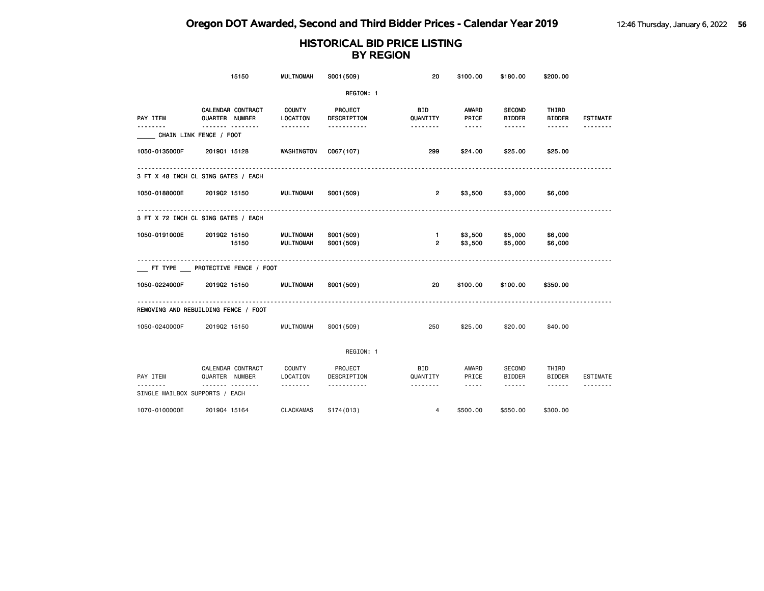## HISTORICAL BID PRICE LISTING
## BY REGION

| PAY ITEM | CALENDAR QUARTER | CONTRACT NUMBER | COUNTY LOCATION | PROJECT DESCRIPTION | BID QUANTITY | AWARD PRICE | SECOND BIDDER | THIRD BIDDER | ESTIMATE |
|---|---|---|---|---|---|---|---|---|---|
| | | 15150 | MULTNOMAH | S001(509) | 20 | $100.00 | $180.00 | $200.00 | |

REGION: 1

| PAY ITEM | CALENDAR QUARTER | CONTRACT NUMBER | COUNTY LOCATION | PROJECT DESCRIPTION | BID QUANTITY | AWARD PRICE | SECOND BIDDER | THIRD BIDDER | ESTIMATE |
|---|---|---|---|---|---|---|---|---|---|
| _____ CHAIN LINK FENCE / FOOT | | | | | | | | | |
| 1050-0135000F | 2019Q1 | 15128 | WASHINGTON | C067(107) | 299 | $24.00 | $25.00 | $25.00 | |
| 3 FT X 48 INCH CL SING GATES / EACH | | | | | | | | | |
| 1050-0188000E | 2019Q2 | 15150 | MULTNOMAH | S001(509) | 2 | $3,500 | $3,000 | $6,000 | |
| 3 FT X 72 INCH CL SING GATES / EACH | | | | | | | | | |
| 1050-0191000E | 2019Q2 | 15150 | MULTNOMAH | S001(509) | 1 | $3,500 | $5,000 | $6,000 | |
| | | 15150 | MULTNOMAH | S001(509) | 2 | $3,500 | $5,000 | $6,000 | |
| ___ FT TYPE ___ PROTECTIVE FENCE / FOOT | | | | | | | | | |
| 1050-0224000F | 2019Q2 | 15150 | MULTNOMAH | S001(509) | 20 | $100.00 | $100.00 | $350.00 | |
| REMOVING AND REBUILDING FENCE / FOOT | | | | | | | | | |
| 1050-0240000F | 2019Q2 | 15150 | MULTNOMAH | S001(509) | 250 | $25.00 | $20.00 | $40.00 | |

REGION: 1

| PAY ITEM | CALENDAR QUARTER | CONTRACT NUMBER | COUNTY LOCATION | PROJECT DESCRIPTION | BID QUANTITY | AWARD PRICE | SECOND BIDDER | THIRD BIDDER | ESTIMATE |
|---|---|---|---|---|---|---|---|---|---|
| SINGLE MAILBOX SUPPORTS / EACH | | | | | | | | | |
| 1070-0100000E | 2019Q4 | 15164 | CLACKAMAS | S174(013) | 4 | $500.00 | $550.00 | $300.00 | |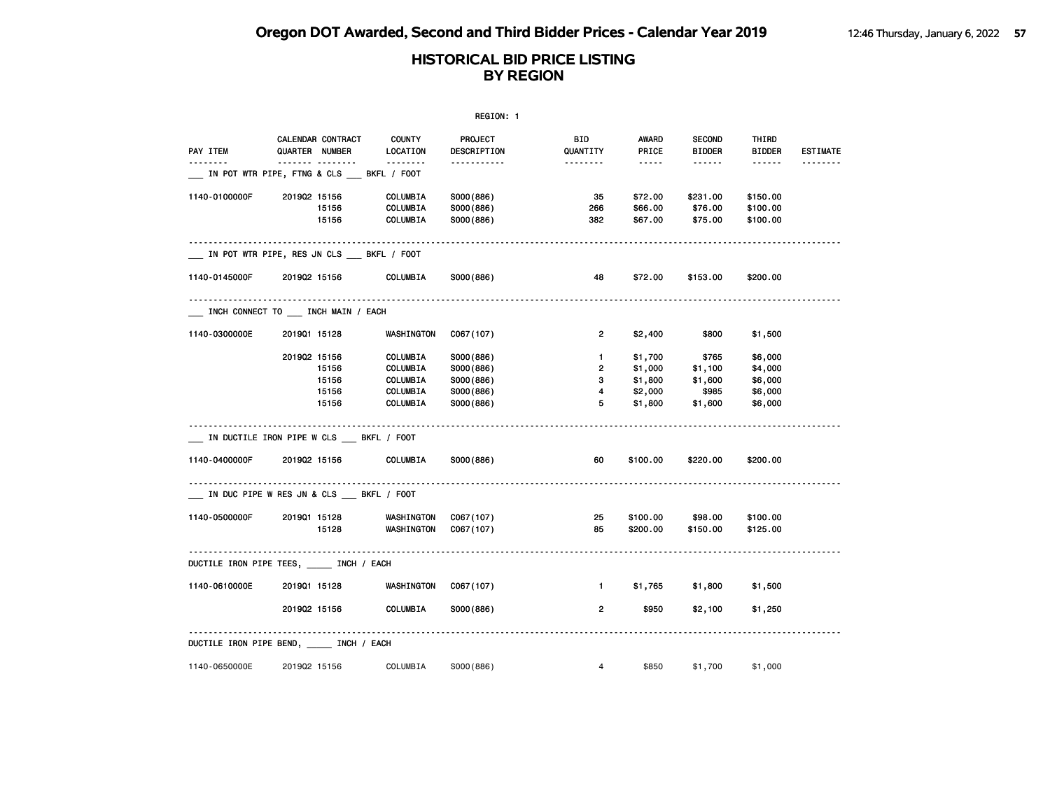# Oregon DOT Awarded, Second and Third Bidder Prices - Calendar Year 2019

## HISTORICAL BID PRICE LISTING BY REGION

REGION: 1

| PAY ITEM | CALENDAR QUARTER | CONTRACT NUMBER | COUNTY LOCATION | PROJECT DESCRIPTION | BID QUANTITY | AWARD PRICE | SECOND BIDDER | THIRD BIDDER | ESTIMATE |
|---|---|---|---|---|---|---|---|---|---|
| ___ IN POT WTR PIPE, FTNG & CLS ___ BKFL / FOOT | | | | | | | | | |
| 1140-0100000F | 2019Q2 | 15156 | COLUMBIA | S000(886) | 35 | $72.00 | $231.00 | $150.00 | |
| | | 15156 | COLUMBIA | S000(886) | 266 | $66.00 | $76.00 | $100.00 | |
| | | 15156 | COLUMBIA | S000(886) | 382 | $67.00 | $75.00 | $100.00 | |
| ___ IN POT WTR PIPE, RES JN CLS ___ BKFL / FOOT | | | | | | | | | |
| 1140-0145000F | 2019Q2 | 15156 | COLUMBIA | S000(886) | 48 | $72.00 | $153.00 | $200.00 | |
| ___ INCH CONNECT TO ___ INCH MAIN / EACH | | | | | | | | | |
| 1140-0300000E | 2019Q1 | 15128 | WASHINGTON | C067(107) | 2 | $2,400 | $800 | $1,500 | |
| | 2019Q2 | 15156 | COLUMBIA | S000(886) | 1 | $1,700 | $765 | $6,000 | |
| | | 15156 | COLUMBIA | S000(886) | 2 | $1,000 | $1,100 | $4,000 | |
| | | 15156 | COLUMBIA | S000(886) | 3 | $1,800 | $1,600 | $6,000 | |
| | | 15156 | COLUMBIA | S000(886) | 4 | $2,000 | $985 | $6,000 | |
| | | 15156 | COLUMBIA | S000(886) | 5 | $1,800 | $1,600 | $6,000 | |
| ___ IN DUCTILE IRON PIPE W CLS ___ BKFL / FOOT | | | | | | | | | |
| 1140-0400000F | 2019Q2 | 15156 | COLUMBIA | S000(886) | 60 | $100.00 | $220.00 | $200.00 | |
| ___ IN DUC PIPE W RES JN & CLS ___ BKFL / FOOT | | | | | | | | | |
| 1140-0500000F | 2019Q1 | 15128 | WASHINGTON | C067(107) | 25 | $100.00 | $98.00 | $100.00 | |
| | | 15128 | WASHINGTON | C067(107) | 85 | $200.00 | $150.00 | $125.00 | |
| DUCTILE IRON PIPE TEES, _____ INCH / EACH | | | | | | | | | |
| 1140-0610000E | 2019Q1 | 15128 | WASHINGTON | C067(107) | 1 | $1,765 | $1,800 | $1,500 | |
| | 2019Q2 | 15156 | COLUMBIA | S000(886) | 2 | $950 | $2,100 | $1,250 | |
| DUCTILE IRON PIPE BEND, _____ INCH / EACH | | | | | | | | | |
| 1140-0650000E | 2019Q2 | 15156 | COLUMBIA | S000(886) | 4 | $850 | $1,700 | $1,000 | |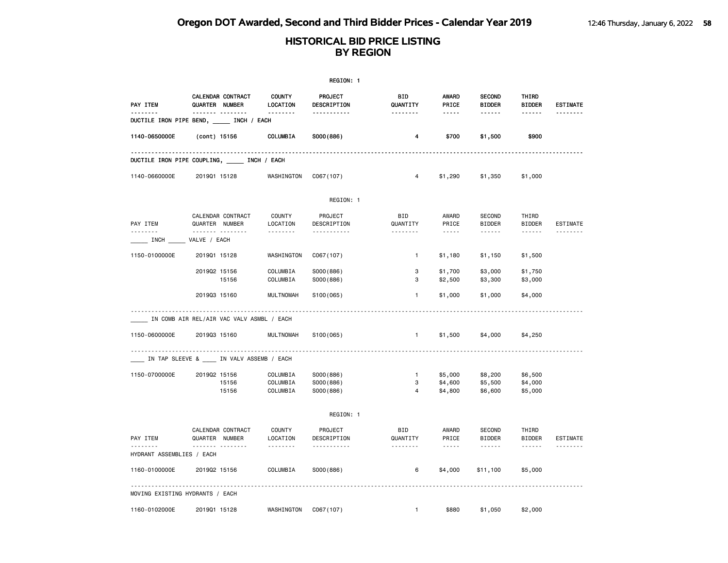# Oregon DOT Awarded, Second and Third Bidder Prices - Calendar Year 2019

## HISTORICAL BID PRICE LISTING
## BY REGION

REGION: 1

| PAY ITEM | CALENDAR QUARTER | CONTRACT NUMBER | COUNTY LOCATION | PROJECT DESCRIPTION | BID QUANTITY | AWARD PRICE | SECOND BIDDER | THIRD BIDDER | ESTIMATE |
|---|---|---|---|---|---|---|---|---|---|
| **DUCTILE IRON PIPE BEND, _____ INCH / EACH** | | | | | | | | | |
| **1140-0650000E** | **(cont)** | **15156** | **COLUMBIA** | **S000(886)** | **4** | **$700** | **$1,500** | **$900** | |
| DUCTILE IRON PIPE COUPLING, _____ INCH / EACH | | | | | | | | | |
| 1140-0660000E | 2019Q1 | 15128 | WASHINGTON | C067(107) | 4 | $1,290 | $1,350 | $1,000 | |

REGION: 1

| PAY ITEM | CALENDAR QUARTER | CONTRACT NUMBER | COUNTY LOCATION | PROJECT DESCRIPTION | BID QUANTITY | AWARD PRICE | SECOND BIDDER | THIRD BIDDER | ESTIMATE |
|---|---|---|---|---|---|---|---|---|---|
| _____ INCH _____ VALVE / EACH | | | | | | | | | |
| 1150-0100000E | 2019Q1 | 15128 | WASHINGTON | C067(107) | 1 | $1,180 | $1,150 | $1,500 | |
| | 2019Q2 | 15156 | COLUMBIA | S000(886) | 3 | $1,700 | $3,000 | $1,750 | |
| | | 15156 | COLUMBIA | S000(886) | 3 | $2,500 | $3,300 | $3,000 | |
| | 2019Q3 | 15160 | MULTNOMAH | S100(065) | 1 | $1,000 | $1,000 | $4,000 | |
| _____ IN COMB AIR REL/AIR VAC VALV ASMBL / EACH | | | | | | | | | |
| 1150-0600000E | 2019Q3 | 15160 | MULTNOMAH | S100(065) | 1 | $1,500 | $4,000 | $4,250 | |
| ____ IN TAP SLEEVE & ____ IN VALV ASSEMB / EACH | | | | | | | | | |
| 1150-0700000E | 2019Q2 | 15156 | COLUMBIA | S000(886) | 1 | $5,000 | $8,200 | $6,500 | |
| | | 15156 | COLUMBIA | S000(886) | 3 | $4,600 | $5,500 | $4,000 | |
| | | 15156 | COLUMBIA | S000(886) | 4 | $4,800 | $6,600 | $5,000 | |

REGION: 1

| PAY ITEM | CALENDAR QUARTER | CONTRACT NUMBER | COUNTY LOCATION | PROJECT DESCRIPTION | BID QUANTITY | AWARD PRICE | SECOND BIDDER | THIRD BIDDER | ESTIMATE |
|---|---|---|---|---|---|---|---|---|---|
| HYDRANT ASSEMBLIES / EACH | | | | | | | | | |
| 1160-0100000E | 2019Q2 | 15156 | COLUMBIA | S000(886) | 6 | $4,000 | $11,100 | $5,000 | |
| MOVING EXISTING HYDRANTS / EACH | | | | | | | | | |
| 1160-0102000E | 2019Q1 | 15128 | WASHINGTON | C067(107) | 1 | $880 | $1,050 | $2,000 | |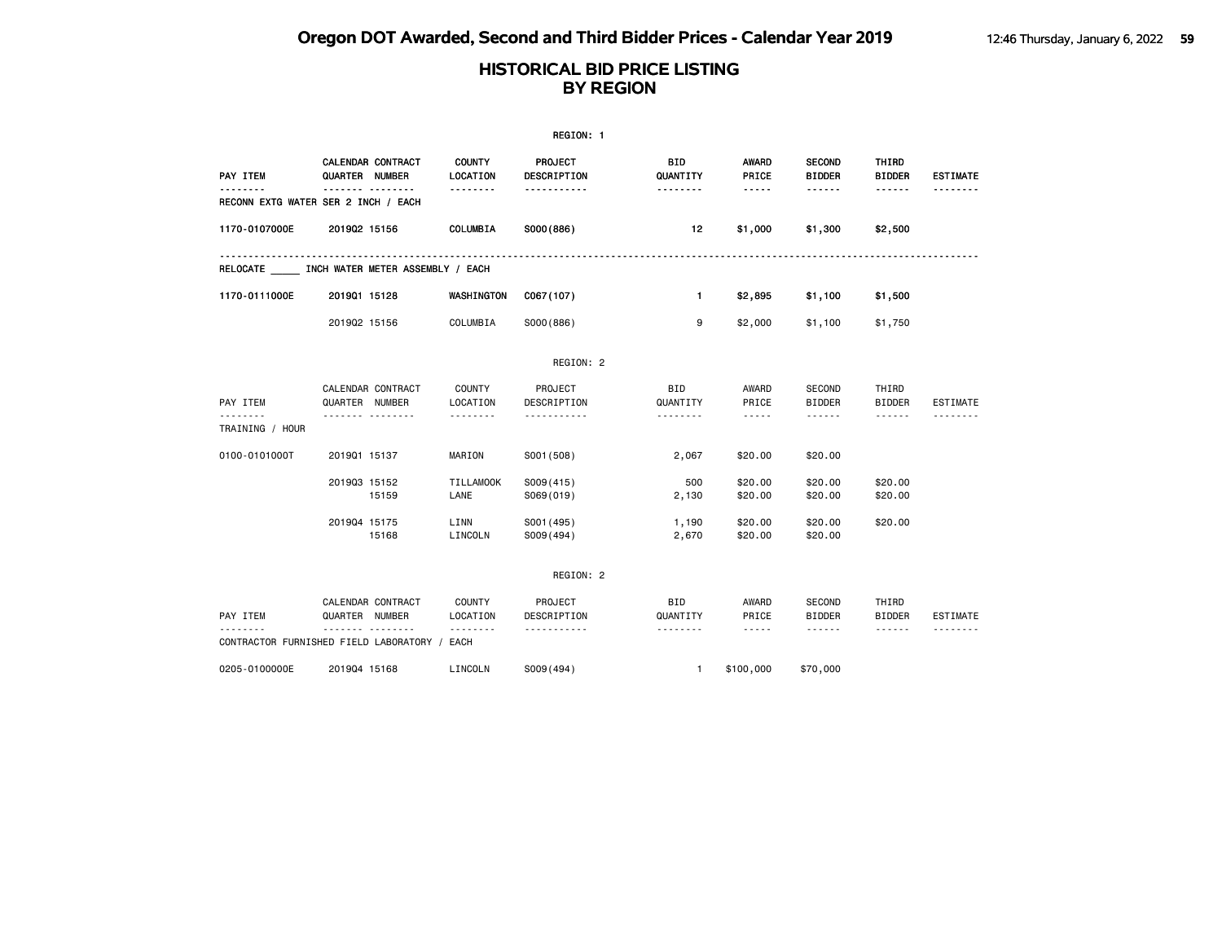# Oregon DOT Awarded, Second and Third Bidder Prices - Calendar Year 2019

## HISTORICAL BID PRICE LISTING BY REGION

### REGION: 1

| PAY ITEM | CALENDAR QUARTER | CONTRACT NUMBER | COUNTY LOCATION | PROJECT DESCRIPTION | BID QUANTITY | AWARD PRICE | SECOND BIDDER | THIRD BIDDER | ESTIMATE |
|---|---|---|---|---|---|---|---|---|---|
| RECONN EXTG WATER SER 2 INCH / EACH | | | | | | | | | |
| 1170-0107000E | 2019Q2 | 15156 | COLUMBIA | S000(886) | 12 | $1,000 | $1,300 | $2,500 | |
| RELOCATE _____ INCH WATER METER ASSEMBLY / EACH | | | | | | | | | |
| 1170-0111000E | 2019Q1 | 15128 | WASHINGTON | C067(107) | 1 | $2,895 | $1,100 | $1,500 | |
| | 2019Q2 | 15156 | COLUMBIA | S000(886) | 9 | $2,000 | $1,100 | $1,750 | |

### REGION: 2

| PAY ITEM | CALENDAR QUARTER | CONTRACT NUMBER | COUNTY LOCATION | PROJECT DESCRIPTION | BID QUANTITY | AWARD PRICE | SECOND BIDDER | THIRD BIDDER | ESTIMATE |
|---|---|---|---|---|---|---|---|---|---|
| TRAINING / HOUR | | | | | | | | | |
| 0100-0101000T | 2019Q1 | 15137 | MARION | S001(508) | 2,067 | $20.00 | $20.00 | | |
| | 2019Q3 | 15152 | TILLAMOOK | S009(415) | 500 | $20.00 | $20.00 | $20.00 | |
| | | 15159 | LANE | S069(019) | 2,130 | $20.00 | $20.00 | $20.00 | |
| | 2019Q4 | 15175 | LINN | S001(495) | 1,190 | $20.00 | $20.00 | $20.00 | |
| | | 15168 | LINCOLN | S009(494) | 2,670 | $20.00 | $20.00 | | |

### REGION: 2

| PAY ITEM | CALENDAR QUARTER | CONTRACT NUMBER | COUNTY LOCATION | PROJECT DESCRIPTION | BID QUANTITY | AWARD PRICE | SECOND BIDDER | THIRD BIDDER | ESTIMATE |
|---|---|---|---|---|---|---|---|---|---|
| CONTRACTOR FURNISHED FIELD LABORATORY / EACH | | | | | | | | | |
| 0205-0100000E | 2019Q4 | 15168 | LINCOLN | S009(494) | 1 | $100,000 | $70,000 | | |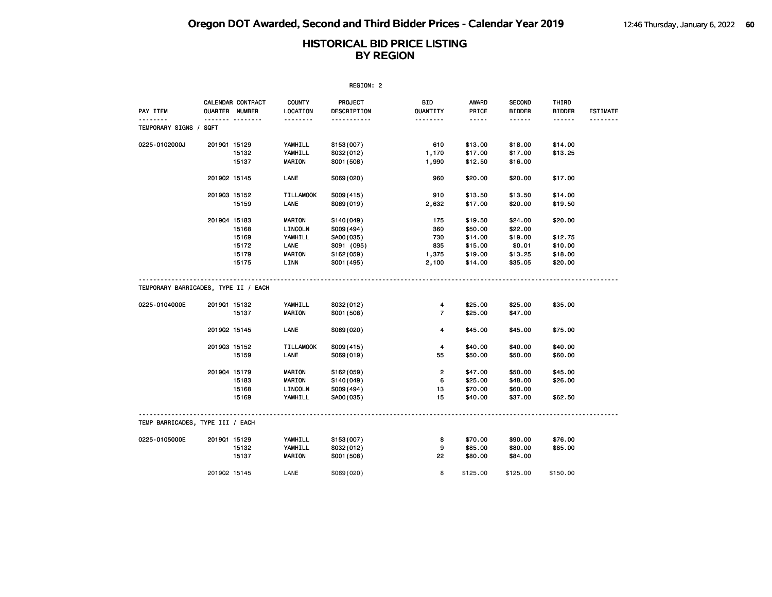# Oregon DOT Awarded, Second and Third Bidder Prices - Calendar Year 2019

## HISTORICAL BID PRICE LISTING BY REGION

REGION: 2

| PAY ITEM | CALENDAR QUARTER | CONTRACT NUMBER | COUNTY LOCATION | PROJECT DESCRIPTION | BID QUANTITY | AWARD PRICE | SECOND BIDDER | THIRD BIDDER | ESTIMATE |
|---|---|---|---|---|---|---|---|---|---|
| **TEMPORARY SIGNS / SQFT** | | | | | | | | | |
| 0225-0102000J | 2019Q1 | 15129 | YAMHILL | S153(007) | 610 | $13.00 | $18.00 | $14.00 | |
| | | 15132 | YAMHILL | S032(012) | 1,170 | $17.00 | $17.00 | $13.25 | |
| | | 15137 | MARION | S001(508) | 1,990 | $12.50 | $16.00 | | |
| | 2019Q2 | 15145 | LANE | S069(020) | 960 | $20.00 | $20.00 | $17.00 | |
| | 2019Q3 | 15152 | TILLAMOOK | S009(415) | 910 | $13.50 | $13.50 | $14.00 | |
| | | 15159 | LANE | S069(019) | 2,632 | $17.00 | $20.00 | $19.50 | |
| | 2019Q4 | 15183 | MARION | S140(049) | 175 | $19.50 | $24.00 | $20.00 | |
| | | 15168 | LINCOLN | S009(494) | 360 | $50.00 | $22.00 | | |
| | | 15169 | YAMHILL | SA00(035) | 730 | $14.00 | $19.00 | $12.75 | |
| | | 15172 | LANE | S091 (095) | 835 | $15.00 | $0.01 | $10.00 | |
| | | 15179 | MARION | S162(059) | 1,375 | $19.00 | $13.25 | $18.00 | |
| | | 15175 | LINN | S001(495) | 2,100 | $14.00 | $35.05 | $20.00 | |
| **TEMPORARY BARRICADES, TYPE II / EACH** | | | | | | | | | |
| 0225-0104000E | 2019Q1 | 15132 | YAMHILL | S032(012) | 4 | $25.00 | $25.00 | $35.00 | |
| | | 15137 | MARION | S001(508) | 7 | $25.00 | $47.00 | | |
| | 2019Q2 | 15145 | LANE | S069(020) | 4 | $45.00 | $45.00 | $75.00 | |
| | 2019Q3 | 15152 | TILLAMOOK | S009(415) | 4 | $40.00 | $40.00 | $40.00 | |
| | | 15159 | LANE | S069(019) | 55 | $50.00 | $50.00 | $60.00 | |
| | 2019Q4 | 15179 | MARION | S162(059) | 2 | $47.00 | $50.00 | $45.00 | |
| | | 15183 | MARION | S140(049) | 6 | $25.00 | $48.00 | $26.00 | |
| | | 15168 | LINCOLN | S009(494) | 13 | $70.00 | $60.00 | | |
| | | 15169 | YAMHILL | SA00(035) | 15 | $40.00 | $37.00 | $62.50 | |
| **TEMP BARRICADES, TYPE III / EACH** | | | | | | | | | |
| 0225-0105000E | 2019Q1 | 15129 | YAMHILL | S153(007) | 8 | $70.00 | $90.00 | $76.00 | |
| | | 15132 | YAMHILL | S032(012) | 9 | $85.00 | $80.00 | $85.00 | |
| | | 15137 | MARION | S001(508) | 22 | $80.00 | $84.00 | | |
| | 2019Q2 | 15145 | LANE | S069(020) | 8 | $125.00 | $125.00 | $150.00 | |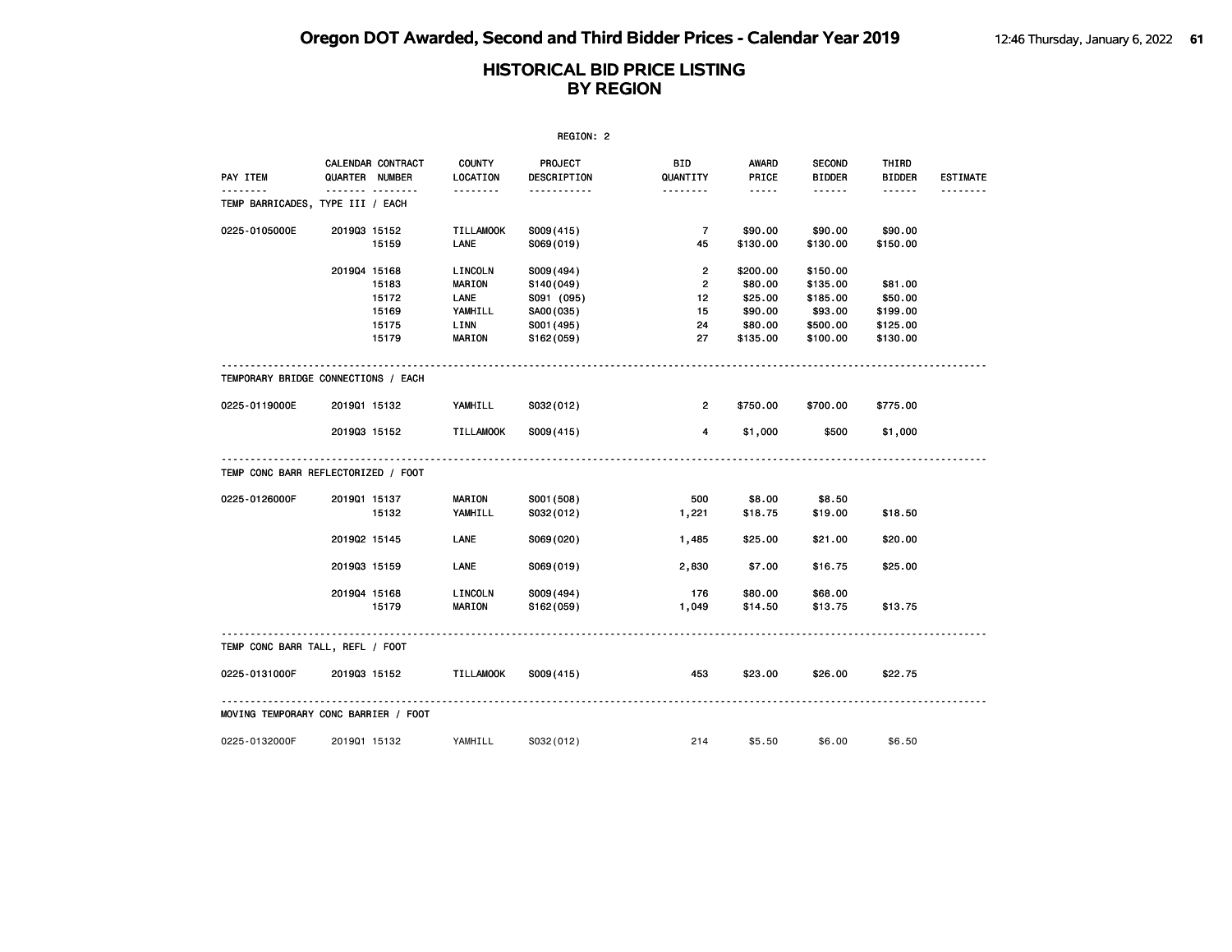# Oregon DOT Awarded, Second and Third Bidder Prices - Calendar Year 2019

## HISTORICAL BID PRICE LISTING BY REGION

REGION: 2

| PAY ITEM | CALENDAR QUARTER | CONTRACT NUMBER | COUNTY LOCATION | PROJECT DESCRIPTION | BID QUANTITY | AWARD PRICE | SECOND BIDDER | THIRD BIDDER | ESTIMATE |
|---|---|---|---|---|---|---|---|---|---|
| **TEMP BARRICADES, TYPE III / EACH** | | | | | | | | | |
| 0225-0105000E | 2019Q3 | 15152 | TILLAMOOK | S009(415) | 7 | $90.00 | $90.00 | $90.00 | |
| | | 15159 | LANE | S069(019) | 45 | $130.00 | $130.00 | $150.00 | |
| | 2019Q4 | 15168 | LINCOLN | S009(494) | 2 | $200.00 | $150.00 | | |
| | | 15183 | MARION | S140(049) | 2 | $80.00 | $135.00 | $81.00 | |
| | | 15172 | LANE | S091 (095) | 12 | $25.00 | $185.00 | $50.00 | |
| | | 15169 | YAMHILL | SA00(035) | 15 | $90.00 | $93.00 | $199.00 | |
| | | 15175 | LINN | S001(495) | 24 | $80.00 | $500.00 | $125.00 | |
| | | 15179 | MARION | S162(059) | 27 | $135.00 | $100.00 | $130.00 | |
| **TEMPORARY BRIDGE CONNECTIONS / EACH** | | | | | | | | | |
| 0225-0119000E | 2019Q1 | 15132 | YAMHILL | S032(012) | 2 | $750.00 | $700.00 | $775.00 | |
| | 2019Q3 | 15152 | TILLAMOOK | S009(415) | 4 | $1,000 | $500 | $1,000 | |
| **TEMP CONC BARR REFLECTORIZED / FOOT** | | | | | | | | | |
| 0225-0126000F | 2019Q1 | 15137 | MARION | S001(508) | 500 | $8.00 | $8.50 | | |
| | | 15132 | YAMHILL | S032(012) | 1,221 | $18.75 | $19.00 | $18.50 | |
| | 2019Q2 | 15145 | LANE | S069(020) | 1,485 | $25.00 | $21.00 | $20.00 | |
| | 2019Q3 | 15159 | LANE | S069(019) | 2,830 | $7.00 | $16.75 | $25.00 | |
| | 2019Q4 | 15168 | LINCOLN | S009(494) | 176 | $80.00 | $68.00 | | |
| | | 15179 | MARION | S162(059) | 1,049 | $14.50 | $13.75 | $13.75 | |
| **TEMP CONC BARR TALL, REFL / FOOT** | | | | | | | | | |
| 0225-0131000F | 2019Q3 | 15152 | TILLAMOOK | S009(415) | 453 | $23.00 | $26.00 | $22.75 | |
| **MOVING TEMPORARY CONC BARRIER / FOOT** | | | | | | | | | |
| 0225-0132000F | 2019Q1 | 15132 | YAMHILL | S032(012) | 214 | $5.50 | $6.00 | $6.50 | |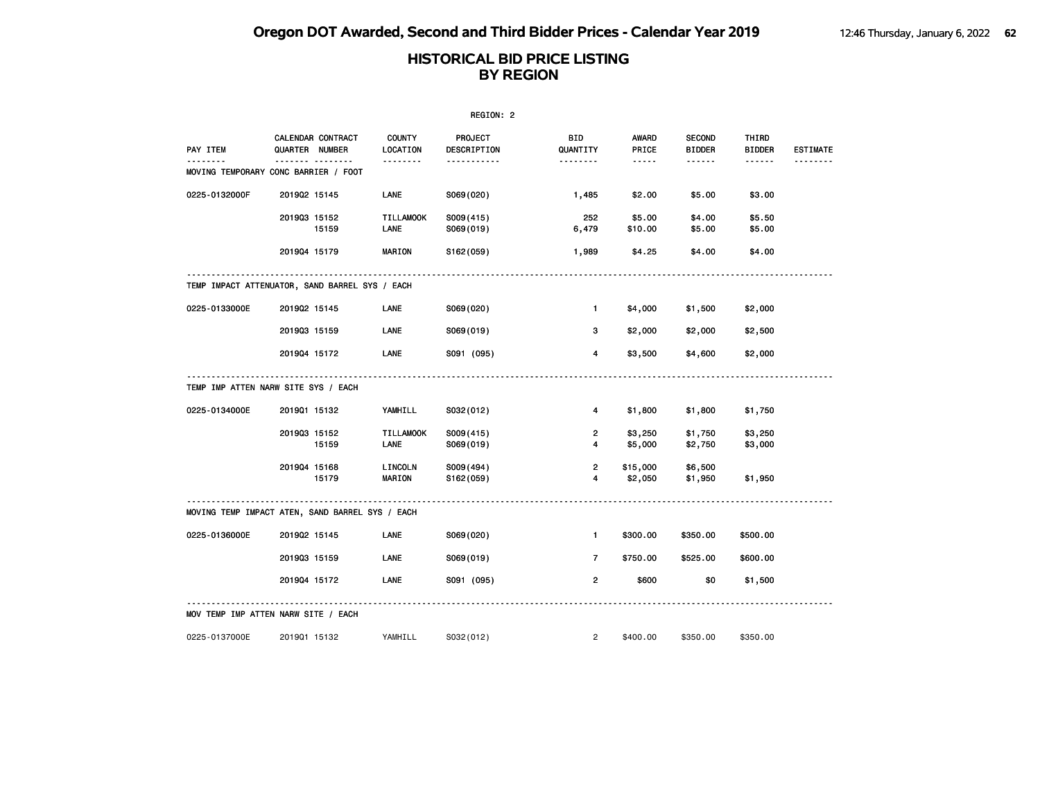# Oregon DOT Awarded, Second and Third Bidder Prices - Calendar Year 2019

## HISTORICAL BID PRICE LISTING BY REGION

REGION: 2

| PAY ITEM | CALENDAR QUARTER | CONTRACT NUMBER | COUNTY LOCATION | PROJECT DESCRIPTION | BID QUANTITY | AWARD PRICE | SECOND BIDDER | THIRD BIDDER | ESTIMATE |
|---|---|---|---|---|---|---|---|---|---|
| **MOVING TEMPORARY CONC BARRIER / FOOT** | | | | | | | | | |
| 0225-0132000F | 2019Q2 | 15145 | LANE | S069(020) | 1,485 | $2.00 | $5.00 | $3.00 | |
| | 2019Q3 | 15152 | TILLAMOOK | S009(415) | 252 | $5.00 | $4.00 | $5.50 | |
| | | 15159 | LANE | S069(019) | 6,479 | $10.00 | $5.00 | $5.00 | |
| | 2019Q4 | 15179 | MARION | S162(059) | 1,989 | $4.25 | $4.00 | $4.00 | |
| **TEMP IMPACT ATTENUATOR, SAND BARREL SYS / EACH** | | | | | | | | | |
| 0225-0133000E | 2019Q2 | 15145 | LANE | S069(020) | 1 | $4,000 | $1,500 | $2,000 | |
| | 2019Q3 | 15159 | LANE | S069(019) | 3 | $2,000 | $2,000 | $2,500 | |
| | 2019Q4 | 15172 | LANE | S091 (095) | 4 | $3,500 | $4,600 | $2,000 | |
| **TEMP IMP ATTEN NARW SITE SYS / EACH** | | | | | | | | | |
| 0225-0134000E | 2019Q1 | 15132 | YAMHILL | S032(012) | 4 | $1,800 | $1,800 | $1,750 | |
| | 2019Q3 | 15152 | TILLAMOOK | S009(415) | 2 | $3,250 | $1,750 | $3,250 | |
| | | 15159 | LANE | S069(019) | 4 | $5,000 | $2,750 | $3,000 | |
| | 2019Q4 | 15168 | LINCOLN | S009(494) | 2 | $15,000 | $6,500 | | |
| | | 15179 | MARION | S162(059) | 4 | $2,050 | $1,950 | $1,950 | |
| **MOVING TEMP IMPACT ATEN, SAND BARREL SYS / EACH** | | | | | | | | | |
| 0225-0136000E | 2019Q2 | 15145 | LANE | S069(020) | 1 | $300.00 | $350.00 | $500.00 | |
| | 2019Q3 | 15159 | LANE | S069(019) | 7 | $750.00 | $525.00 | $600.00 | |
| | 2019Q4 | 15172 | LANE | S091 (095) | 2 | $600 | $0 | $1,500 | |
| **MOV TEMP IMP ATTEN NARW SITE / EACH** | | | | | | | | | |
| 0225-0137000E | 2019Q1 | 15132 | YAMHILL | S032(012) | 2 | $400.00 | $350.00 | $350.00 | |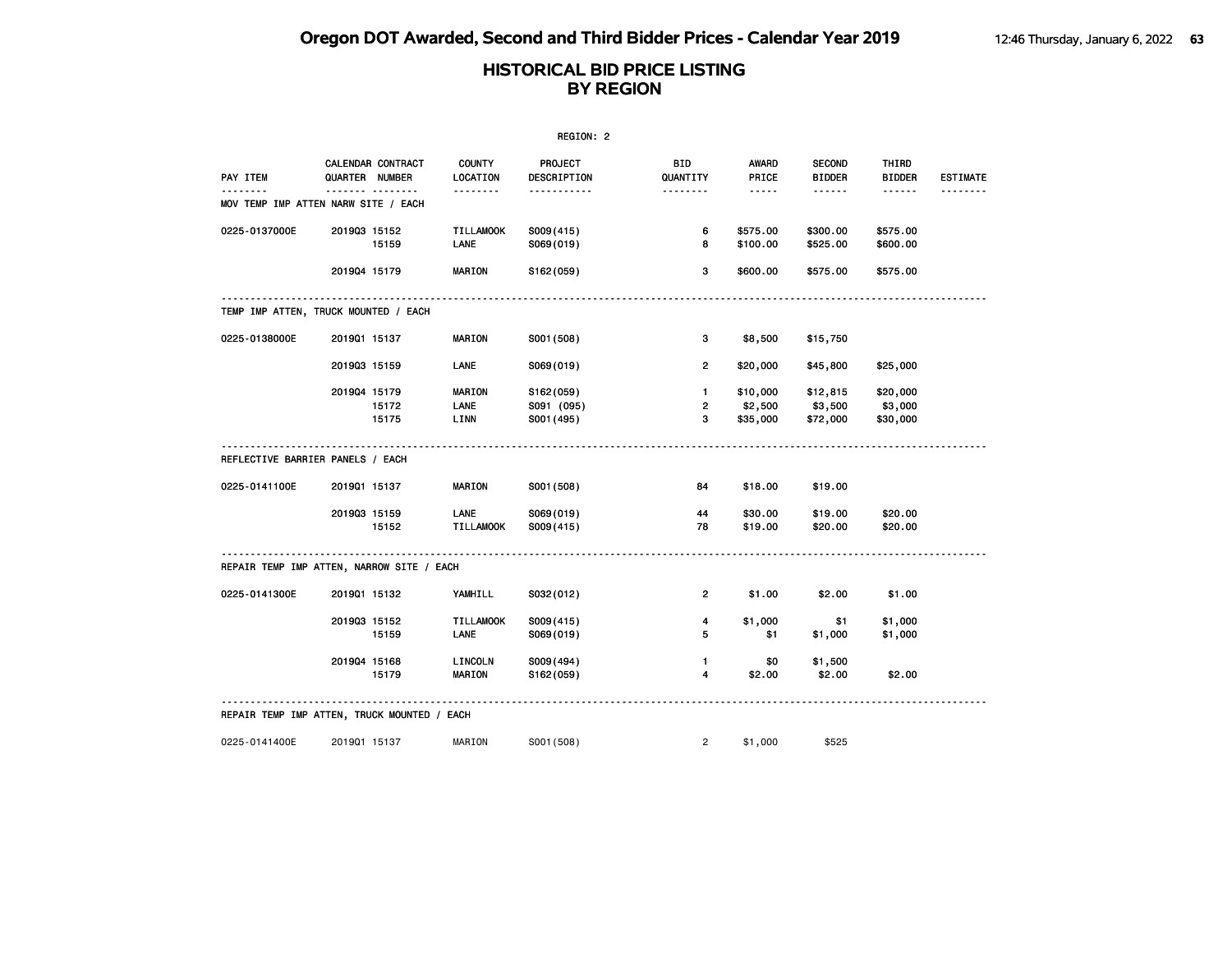# Oregon DOT Awarded, Second and Third Bidder Prices - Calendar Year 2019

## HISTORICAL BID PRICE LISTING BY REGION

REGION: 2

| PAY ITEM | CALENDAR QUARTER | CONTRACT NUMBER | COUNTY LOCATION | PROJECT DESCRIPTION | BID QUANTITY | AWARD PRICE | SECOND BIDDER | THIRD BIDDER | ESTIMATE |
|---|---|---|---|---|---|---|---|---|---|
| **MOV TEMP IMP ATTEN NARW SITE / EACH** | | | | | | | | | |
| 0225-0137000E | 2019Q3 | 15152 | TILLAMOOK | S009(415) | 6 | $575.00 | $300.00 | $575.00 | |
| | | 15159 | LANE | S069(019) | 8 | $100.00 | $525.00 | $600.00 | |
| | 2019Q4 | 15179 | MARION | S162(059) | 3 | $600.00 | $575.00 | $575.00 | |
| **TEMP IMP ATTEN, TRUCK MOUNTED / EACH** | | | | | | | | | |
| 0225-0138000E | 2019Q1 | 15137 | MARION | S001(508) | 3 | $8,500 | $15,750 | | |
| | 2019Q3 | 15159 | LANE | S069(019) | 2 | $20,000 | $45,800 | $25,000 | |
| | 2019Q4 | 15179 | MARION | S162(059) | 1 | $10,000 | $12,815 | $20,000 | |
| | | 15172 | LANE | S091 (095) | 2 | $2,500 | $3,500 | $3,000 | |
| | | 15175 | LINN | S001(495) | 3 | $35,000 | $72,000 | $30,000 | |
| **REFLECTIVE BARRIER PANELS / EACH** | | | | | | | | | |
| 0225-0141100E | 2019Q1 | 15137 | MARION | S001(508) | 84 | $18.00 | $19.00 | | |
| | 2019Q3 | 15159 | LANE | S069(019) | 44 | $30.00 | $19.00 | $20.00 | |
| | | 15152 | TILLAMOOK | S009(415) | 78 | $19.00 | $20.00 | $20.00 | |
| **REPAIR TEMP IMP ATTEN, NARROW SITE / EACH** | | | | | | | | | |
| 0225-0141300E | 2019Q1 | 15132 | YAMHILL | S032(012) | 2 | $1.00 | $2.00 | $1.00 | |
| | 2019Q3 | 15152 | TILLAMOOK | S009(415) | 4 | $1,000 | $1 | $1,000 | |
| | | 15159 | LANE | S069(019) | 5 | $1 | $1,000 | $1,000 | |
| | 2019Q4 | 15168 | LINCOLN | S009(494) | 1 | $0 | $1,500 | | |
| | | 15179 | MARION | S162(059) | 4 | $2.00 | $2.00 | $2.00 | |
| **REPAIR TEMP IMP ATTEN, TRUCK MOUNTED / EACH** | | | | | | | | | |
| 0225-0141400E | 2019Q1 | 15137 | MARION | S001(508) | 2 | $1,000 | $525 | | |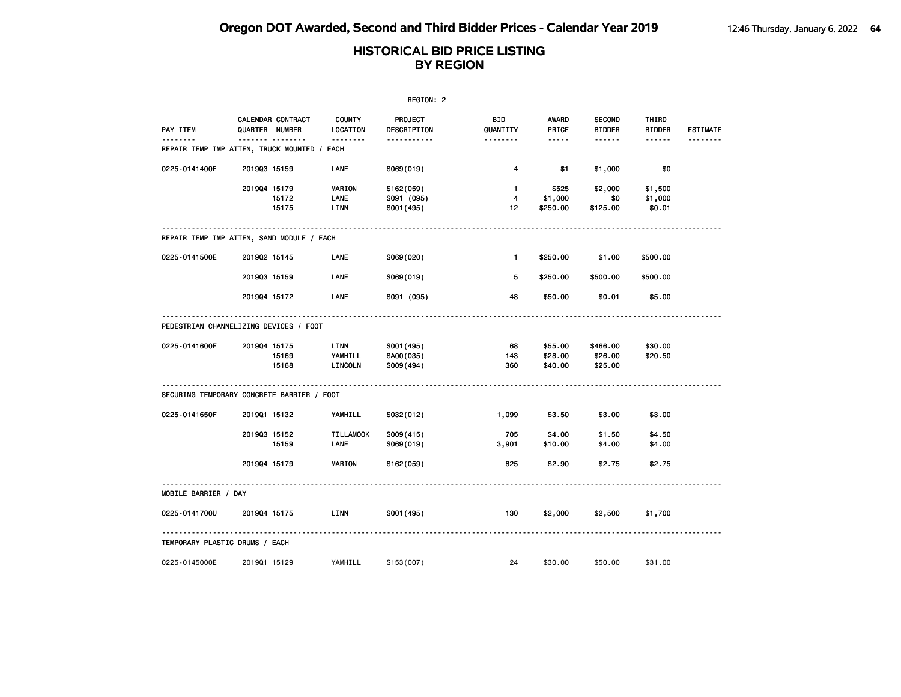# Oregon DOT Awarded, Second and Third Bidder Prices - Calendar Year 2019

## HISTORICAL BID PRICE LISTING BY REGION

REGION: 2

| PAY ITEM | CALENDAR QUARTER | CONTRACT NUMBER | COUNTY LOCATION | PROJECT DESCRIPTION | BID QUANTITY | AWARD PRICE | SECOND BIDDER | THIRD BIDDER | ESTIMATE |
|---|---|---|---|---|---|---|---|---|---|
| **REPAIR TEMP IMP ATTEN, TRUCK MOUNTED / EACH** | | | | | | | | | |
| 0225-0141400E | 2019Q3 | 15159 | LANE | S069(019) | 4 | $1 | $1,000 | $0 | |
| | 2019Q4 | 15179 | MARION | S162(059) | 1 | $525 | $2,000 | $1,500 | |
| | | 15172 | LANE | S091 (095) | 4 | $1,000 | $0 | $1,000 | |
| | | 15175 | LINN | S001(495) | 12 | $250.00 | $125.00 | $0.01 | |
| **REPAIR TEMP IMP ATTEN, SAND MODULE / EACH** | | | | | | | | | |
| 0225-0141500E | 2019Q2 | 15145 | LANE | S069(020) | 1 | $250.00 | $1.00 | $500.00 | |
| | 2019Q3 | 15159 | LANE | S069(019) | 5 | $250.00 | $500.00 | $500.00 | |
| | 2019Q4 | 15172 | LANE | S091 (095) | 48 | $50.00 | $0.01 | $5.00 | |
| **PEDESTRIAN CHANNELIZING DEVICES / FOOT** | | | | | | | | | |
| 0225-0141600F | 2019Q4 | 15175 | LINN | S001(495) | 68 | $55.00 | $466.00 | $30.00 | |
| | | 15169 | YAMHILL | SA00(035) | 143 | $28.00 | $26.00 | $20.50 | |
| | | 15168 | LINCOLN | S009(494) | 360 | $40.00 | $25.00 | | |
| **SECURING TEMPORARY CONCRETE BARRIER / FOOT** | | | | | | | | | |
| 0225-0141650F | 2019Q1 | 15132 | YAMHILL | S032(012) | 1,099 | $3.50 | $3.00 | $3.00 | |
| | 2019Q3 | 15152 | TILLAMOOK | S009(415) | 705 | $4.00 | $1.50 | $4.50 | |
| | | 15159 | LANE | S069(019) | 3,901 | $10.00 | $4.00 | $4.00 | |
| | 2019Q4 | 15179 | MARION | S162(059) | 825 | $2.90 | $2.75 | $2.75 | |
| **MOBILE BARRIER / DAY** | | | | | | | | | |
| 0225-0141700U | 2019Q4 | 15175 | LINN | S001(495) | 130 | $2,000 | $2,500 | $1,700 | |
| **TEMPORARY PLASTIC DRUMS / EACH** | | | | | | | | | |
| 0225-0145000E | 2019Q1 | 15129 | YAMHILL | S153(007) | 24 | $30.00 | $50.00 | $31.00 | |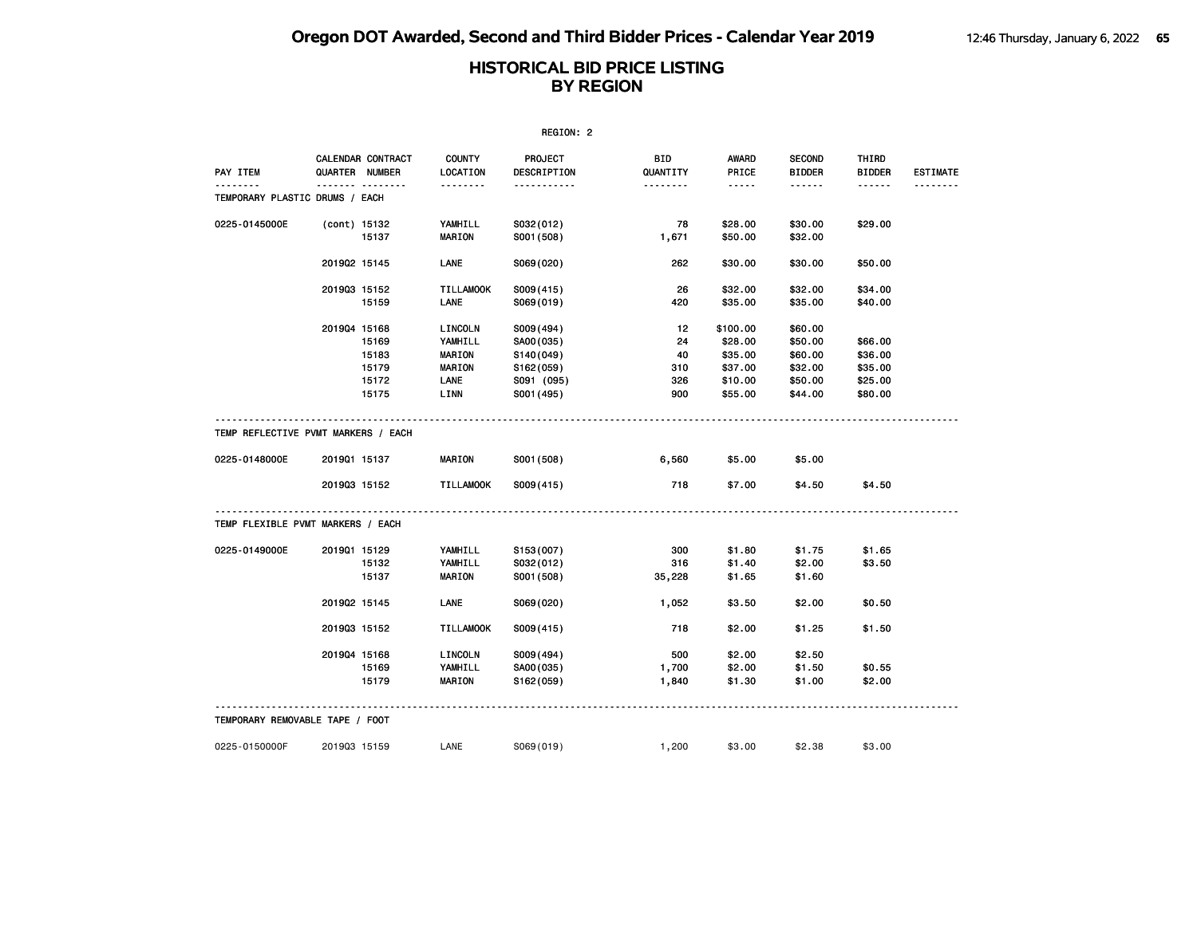# Oregon DOT Awarded, Second and Third Bidder Prices - Calendar Year 2019

## HISTORICAL BID PRICE LISTING BY REGION

REGION: 2

| PAY ITEM | CALENDAR QUARTER | CONTRACT NUMBER | COUNTY LOCATION | PROJECT DESCRIPTION | BID QUANTITY | AWARD PRICE | SECOND BIDDER | THIRD BIDDER | ESTIMATE |
|---|---|---|---|---|---|---|---|---|---|
| **TEMPORARY PLASTIC DRUMS / EACH** | | | | | | | | | |
| 0225-0145000E | (cont) | 15132 | YAMHILL | S032(012) | 78 | $28.00 | $30.00 | $29.00 | |
| | | 15137 | MARION | S001(508) | 1,671 | $50.00 | $32.00 | | |
| | 2019Q2 | 15145 | LANE | S069(020) | 262 | $30.00 | $30.00 | $50.00 | |
| | 2019Q3 | 15152 | TILLAMOOK | S009(415) | 26 | $32.00 | $32.00 | $34.00 | |
| | | 15159 | LANE | S069(019) | 420 | $35.00 | $35.00 | $40.00 | |
| | 2019Q4 | 15168 | LINCOLN | S009(494) | 12 | $100.00 | $60.00 | | |
| | | 15169 | YAMHILL | SA00(035) | 24 | $28.00 | $50.00 | $66.00 | |
| | | 15183 | MARION | S140(049) | 40 | $35.00 | $60.00 | $36.00 | |
| | | 15179 | MARION | S162(059) | 310 | $37.00 | $32.00 | $35.00 | |
| | | 15172 | LANE | S091 (095) | 326 | $10.00 | $50.00 | $25.00 | |
| | | 15175 | LINN | S001(495) | 900 | $55.00 | $44.00 | $80.00 | |
| **TEMP REFLECTIVE PVMT MARKERS / EACH** | | | | | | | | | |
| 0225-0148000E | 2019Q1 | 15137 | MARION | S001(508) | 6,560 | $5.00 | $5.00 | | |
| | 2019Q3 | 15152 | TILLAMOOK | S009(415) | 718 | $7.00 | $4.50 | $4.50 | |
| **TEMP FLEXIBLE PVMT MARKERS / EACH** | | | | | | | | | |
| 0225-0149000E | 2019Q1 | 15129 | YAMHILL | S153(007) | 300 | $1.80 | $1.75 | $1.65 | |
| | | 15132 | YAMHILL | S032(012) | 316 | $1.40 | $2.00 | $3.50 | |
| | | 15137 | MARION | S001(508) | 35,228 | $1.65 | $1.60 | | |
| | 2019Q2 | 15145 | LANE | S069(020) | 1,052 | $3.50 | $2.00 | $0.50 | |
| | 2019Q3 | 15152 | TILLAMOOK | S009(415) | 718 | $2.00 | $1.25 | $1.50 | |
| | 2019Q4 | 15168 | LINCOLN | S009(494) | 500 | $2.00 | $2.50 | | |
| | | 15169 | YAMHILL | SA00(035) | 1,700 | $2.00 | $1.50 | $0.55 | |
| | | 15179 | MARION | S162(059) | 1,840 | $1.30 | $1.00 | $2.00 | |
| **TEMPORARY REMOVABLE TAPE / FOOT** | | | | | | | | | |
| 0225-0150000F | 2019Q3 | 15159 | LANE | S069(019) | 1,200 | $3.00 | $2.38 | $3.00 | |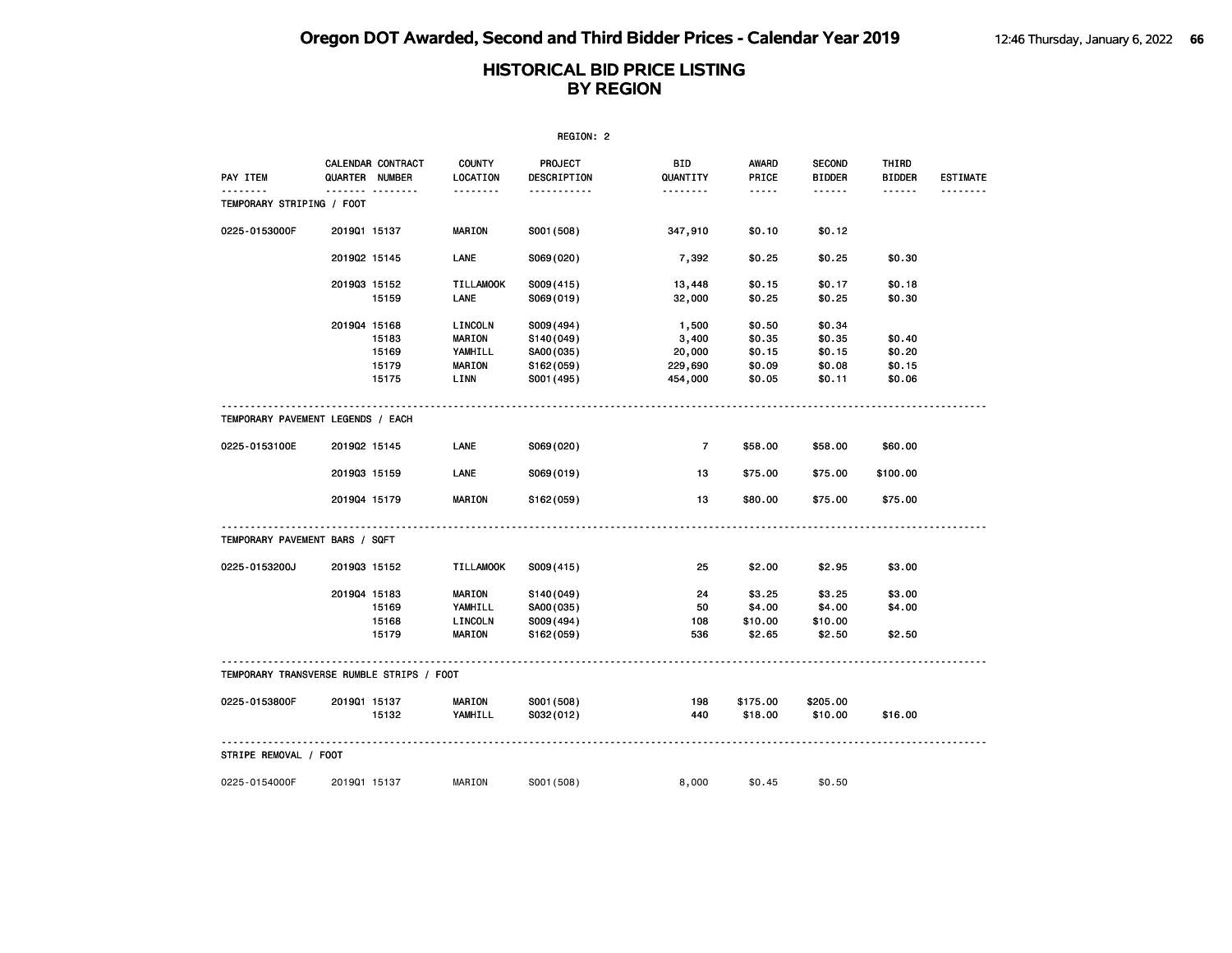# Oregon DOT Awarded, Second and Third Bidder Prices - Calendar Year 2019

## HISTORICAL BID PRICE LISTING BY REGION

REGION: 2

| PAY ITEM | CALENDAR QUARTER | CONTRACT NUMBER | COUNTY LOCATION | PROJECT DESCRIPTION | BID QUANTITY | AWARD PRICE | SECOND BIDDER | THIRD BIDDER | ESTIMATE |
|---|---|---|---|---|---|---|---|---|---|
| **TEMPORARY STRIPING / FOOT** | | | | | | | | | |
| 0225-0153000F | 2019Q1 | 15137 | MARION | S001(508) | 347,910 | $0.10 | $0.12 | | |
| | 2019Q2 | 15145 | LANE | S069(020) | 7,392 | $0.25 | $0.25 | $0.30 | |
| | 2019Q3 | 15152 | TILLAMOOK | S009(415) | 13,448 | $0.15 | $0.17 | $0.18 | |
| | | 15159 | LANE | S069(019) | 32,000 | $0.25 | $0.25 | $0.30 | |
| | 2019Q4 | 15168 | LINCOLN | S009(494) | 1,500 | $0.50 | $0.34 | | |
| | | 15183 | MARION | S140(049) | 3,400 | $0.35 | $0.35 | $0.40 | |
| | | 15169 | YAMHILL | SA00(035) | 20,000 | $0.15 | $0.15 | $0.20 | |
| | | 15179 | MARION | S162(059) | 229,690 | $0.09 | $0.08 | $0.15 | |
| | | 15175 | LINN | S001(495) | 454,000 | $0.05 | $0.11 | $0.06 | |
| **TEMPORARY PAVEMENT LEGENDS / EACH** | | | | | | | | | |
| 0225-0153100E | 2019Q2 | 15145 | LANE | S069(020) | 7 | $58.00 | $58.00 | $60.00 | |
| | 2019Q3 | 15159 | LANE | S069(019) | 13 | $75.00 | $75.00 | $100.00 | |
| | 2019Q4 | 15179 | MARION | S162(059) | 13 | $80.00 | $75.00 | $75.00 | |
| **TEMPORARY PAVEMENT BARS / SQFT** | | | | | | | | | |
| 0225-0153200J | 2019Q3 | 15152 | TILLAMOOK | S009(415) | 25 | $2.00 | $2.95 | $3.00 | |
| | 2019Q4 | 15183 | MARION | S140(049) | 24 | $3.25 | $3.25 | $3.00 | |
| | | 15169 | YAMHILL | SA00(035) | 50 | $4.00 | $4.00 | $4.00 | |
| | | 15168 | LINCOLN | S009(494) | 108 | $10.00 | $10.00 | | |
| | | 15179 | MARION | S162(059) | 536 | $2.65 | $2.50 | $2.50 | |
| **TEMPORARY TRANSVERSE RUMBLE STRIPS / FOOT** | | | | | | | | | |
| 0225-0153800F | 2019Q1 | 15137 | MARION | S001(508) | 198 | $175.00 | $205.00 | | |
| | | 15132 | YAMHILL | S032(012) | 440 | $18.00 | $10.00 | $16.00 | |
| **STRIPE REMOVAL / FOOT** | | | | | | | | | |
| 0225-0154000F | 2019Q1 | 15137 | MARION | S001(508) | 8,000 | $0.45 | $0.50 | | |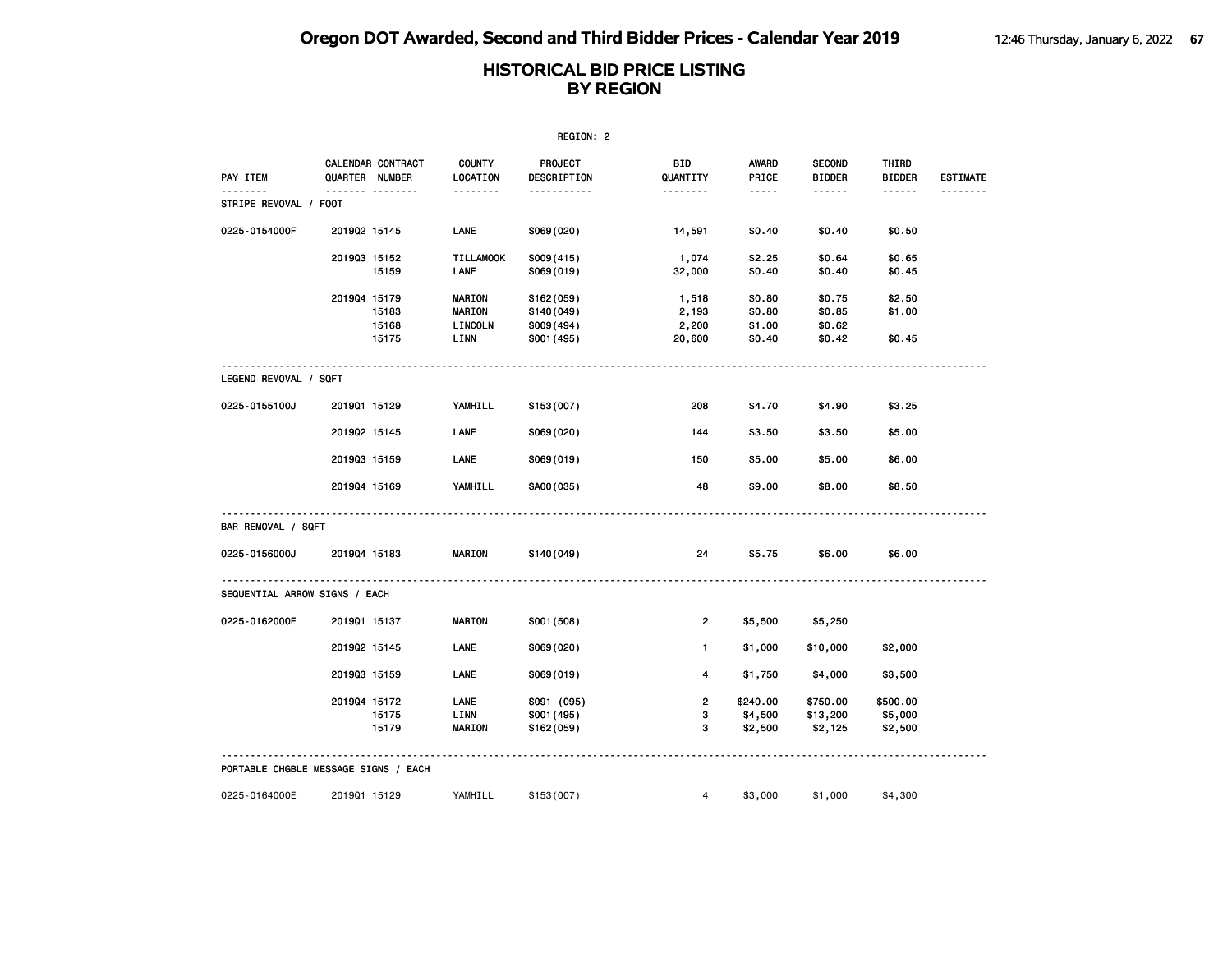# Oregon DOT Awarded, Second and Third Bidder Prices - Calendar Year 2019

## HISTORICAL BID PRICE LISTING BY REGION

REGION: 2

| PAY ITEM | CALENDAR QUARTER | CONTRACT NUMBER | COUNTY LOCATION | PROJECT DESCRIPTION | BID QUANTITY | AWARD PRICE | SECOND BIDDER | THIRD BIDDER | ESTIMATE |
|---|---|---|---|---|---|---|---|---|---|
| **STRIPE REMOVAL / FOOT** | | | | | | | | | |
| 0225-0154000F | 2019Q2 | 15145 | LANE | S069(020) | 14,591 | $0.40 | $0.40 | $0.50 | |
| | 2019Q3 | 15152 | TILLAMOOK | S009(415) | 1,074 | $2.25 | $0.64 | $0.65 | |
| | | 15159 | LANE | S069(019) | 32,000 | $0.40 | $0.40 | $0.45 | |
| | 2019Q4 | 15179 | MARION | S162(059) | 1,518 | $0.80 | $0.75 | $2.50 | |
| | | 15183 | MARION | S140(049) | 2,193 | $0.80 | $0.85 | $1.00 | |
| | | 15168 | LINCOLN | S009(494) | 2,200 | $1.00 | $0.62 | | |
| | | 15175 | LINN | S001(495) | 20,600 | $0.40 | $0.42 | $0.45 | |
| **LEGEND REMOVAL / SQFT** | | | | | | | | | |
| 0225-0155100J | 2019Q1 | 15129 | YAMHILL | S153(007) | 208 | $4.70 | $4.90 | $3.25 | |
| | 2019Q2 | 15145 | LANE | S069(020) | 144 | $3.50 | $3.50 | $5.00 | |
| | 2019Q3 | 15159 | LANE | S069(019) | 150 | $5.00 | $5.00 | $6.00 | |
| | 2019Q4 | 15169 | YAMHILL | SA00(035) | 48 | $9.00 | $8.00 | $8.50 | |
| **BAR REMOVAL / SQFT** | | | | | | | | | |
| 0225-0156000J | 2019Q4 | 15183 | MARION | S140(049) | 24 | $5.75 | $6.00 | $6.00 | |
| **SEQUENTIAL ARROW SIGNS / EACH** | | | | | | | | | |
| 0225-0162000E | 2019Q1 | 15137 | MARION | S001(508) | 2 | $5,500 | $5,250 | | |
| | 2019Q2 | 15145 | LANE | S069(020) | 1 | $1,000 | $10,000 | $2,000 | |
| | 2019Q3 | 15159 | LANE | S069(019) | 4 | $1,750 | $4,000 | $3,500 | |
| | 2019Q4 | 15172 | LANE | S091 (095) | 2 | $240.00 | $750.00 | $500.00 | |
| | | 15175 | LINN | S001(495) | 3 | $4,500 | $13,200 | $5,000 | |
| | | 15179 | MARION | S162(059) | 3 | $2,500 | $2,125 | $2,500 | |
| **PORTABLE CHGBLE MESSAGE SIGNS / EACH** | | | | | | | | | |
| 0225-0164000E | 2019Q1 | 15129 | YAMHILL | S153(007) | 4 | $3,000 | $1,000 | $4,300 | |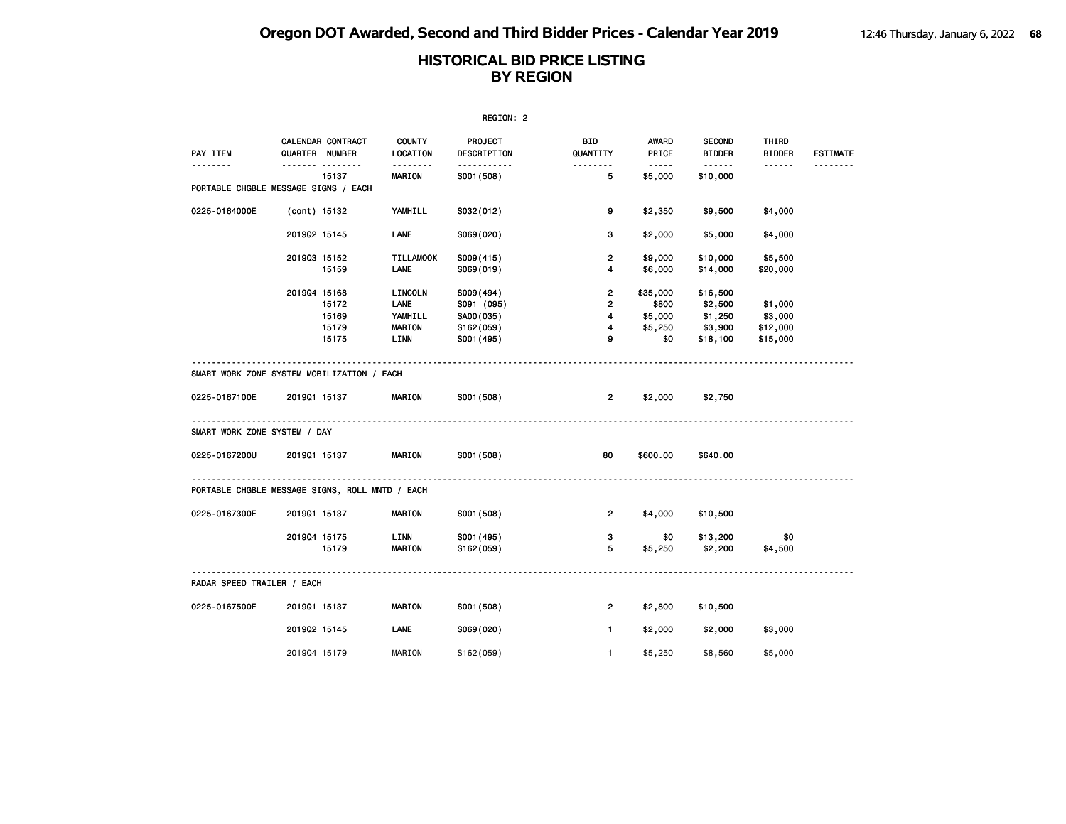# Oregon DOT Awarded, Second and Third Bidder Prices - Calendar Year 2019

## HISTORICAL BID PRICE LISTING BY REGION

REGION: 2

| PAY ITEM | CALENDAR QUARTER | CONTRACT NUMBER | COUNTY LOCATION | PROJECT DESCRIPTION | BID QUANTITY | AWARD PRICE | SECOND BIDDER | THIRD BIDDER | ESTIMATE |
|---|---|---|---|---|---|---|---|---|---|
| | | 15137 | MARION | S001(508) | 5 | $5,000 | $10,000 | | |
| **PORTABLE CHGBLE MESSAGE SIGNS / EACH** | | | | | | | | | |
| 0225-0164000E | (cont) | 15132 | YAMHILL | S032(012) | 9 | $2,350 | $9,500 | $4,000 | |
| | 2019Q2 | 15145 | LANE | S069(020) | 3 | $2,000 | $5,000 | $4,000 | |
| | 2019Q3 | 15152 | TILLAMOOK | S009(415) | 2 | $9,000 | $10,000 | $5,500 | |
| | | 15159 | LANE | S069(019) | 4 | $6,000 | $14,000 | $20,000 | |
| | 2019Q4 | 15168 | LINCOLN | S009(494) | 2 | $35,000 | $16,500 | | |
| | | 15172 | LANE | S091 (095) | 2 | $800 | $2,500 | $1,000 | |
| | | 15169 | YAMHILL | SA00(035) | 4 | $5,000 | $1,250 | $3,000 | |
| | | 15179 | MARION | S162(059) | 4 | $5,250 | $3,900 | $12,000 | |
| | | 15175 | LINN | S001(495) | 9 | $0 | $18,100 | $15,000 | |
| **SMART WORK ZONE SYSTEM MOBILIZATION / EACH** | | | | | | | | | |
| 0225-0167100E | 2019Q1 | 15137 | MARION | S001(508) | 2 | $2,000 | $2,750 | | |
| **SMART WORK ZONE SYSTEM / DAY** | | | | | | | | | |
| 0225-0167200U | 2019Q1 | 15137 | MARION | S001(508) | 80 | $600.00 | $640.00 | | |
| **PORTABLE CHGBLE MESSAGE SIGNS, ROLL MNTD / EACH** | | | | | | | | | |
| 0225-0167300E | 2019Q1 | 15137 | MARION | S001(508) | 2 | $4,000 | $10,500 | | |
| | 2019Q4 | 15175 | LINN | S001(495) | 3 | $0 | $13,200 | $0 | |
| | | 15179 | MARION | S162(059) | 5 | $5,250 | $2,200 | $4,500 | |
| **RADAR SPEED TRAILER / EACH** | | | | | | | | | |
| 0225-0167500E | 2019Q1 | 15137 | MARION | S001(508) | 2 | $2,800 | $10,500 | | |
| | 2019Q2 | 15145 | LANE | S069(020) | 1 | $2,000 | $2,000 | $3,000 | |
| | 2019Q4 | 15179 | MARION | S162(059) | 1 | $5,250 | $8,560 | $5,000 | |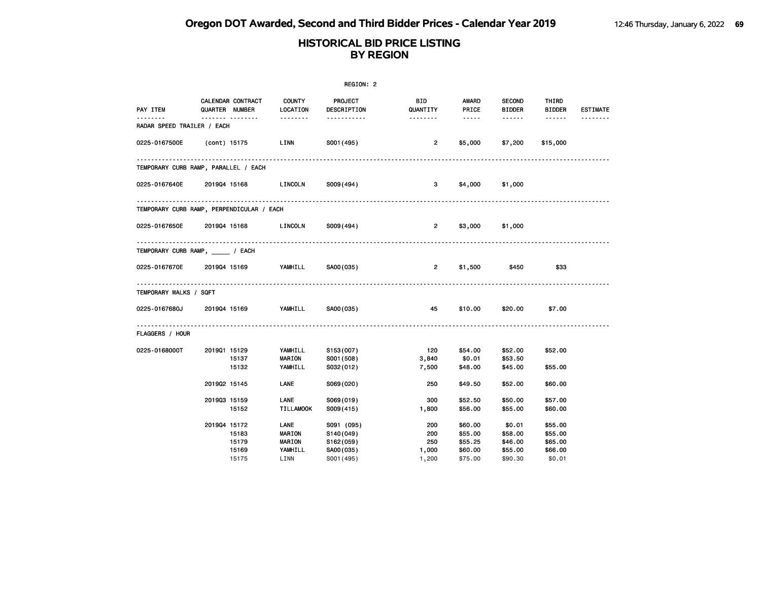# HISTORICAL BID PRICE LISTING
## BY REGION

REGION: 2

| PAY ITEM | CALENDAR QUARTER | CONTRACT NUMBER | COUNTY LOCATION | PROJECT DESCRIPTION | BID QUANTITY | AWARD PRICE | SECOND BIDDER | THIRD BIDDER | ESTIMATE |
|---|---|---|---|---|---|---|---|---|---|
| **RADAR SPEED TRAILER / EACH** | | | | | | | | | |
| 0225-0167500E | (cont) | 15175 | LINN | S001(495) | 2 | $5,000 | $7,200 | $15,000 | |
| **TEMPORARY CURB RAMP, PARALLEL / EACH** | | | | | | | | | |
| 0225-0167640E | 2019Q4 | 15168 | LINCOLN | S009(494) | 3 | $4,000 | $1,000 | | |
| **TEMPORARY CURB RAMP, PERPENDICULAR / EACH** | | | | | | | | | |
| 0225-0167650E | 2019Q4 | 15168 | LINCOLN | S009(494) | 2 | $3,000 | $1,000 | | |
| **TEMPORARY CURB RAMP, _____ / EACH** | | | | | | | | | |
| 0225-0167670E | 2019Q4 | 15169 | YAMHILL | SA00(035) | 2 | $1,500 | $450 | $33 | |
| **TEMPORARY WALKS / SQFT** | | | | | | | | | |
| 0225-0167680J | 2019Q4 | 15169 | YAMHILL | SA00(035) | 45 | $10.00 | $20.00 | $7.00 | |
| **FLAGGERS / HOUR** | | | | | | | | | |
| 0225-0168000T | 2019Q1 | 15129 | YAMHILL | S153(007) | 120 | $54.00 | $52.00 | $52.00 | |
| | | 15137 | MARION | S001(508) | 3,840 | $0.01 | $53.50 | | |
| | | 15132 | YAMHILL | S032(012) | 7,500 | $48.00 | $45.00 | $55.00 | |
| | 2019Q2 | 15145 | LANE | S069(020) | 250 | $49.50 | $52.00 | $60.00 | |
| | 2019Q3 | 15159 | LANE | S069(019) | 300 | $52.50 | $50.00 | $57.00 | |
| | | 15152 | TILLAMOOK | S009(415) | 1,800 | $56.00 | $55.00 | $60.00 | |
| | 2019Q4 | 15172 | LANE | S091 (095) | 200 | $60.00 | $0.01 | $55.00 | |
| | | 15183 | MARION | S140(049) | 200 | $55.00 | $58.00 | $55.00 | |
| | | 15179 | MARION | S162(059) | 250 | $55.25 | $46.00 | $65.00 | |
| | | 15169 | YAMHILL | SA00(035) | 1,000 | $60.00 | $55.00 | $66.00 | |
| | | 15175 | LINN | S001(495) | 1,200 | $75.00 | $90.30 | $0.01 | |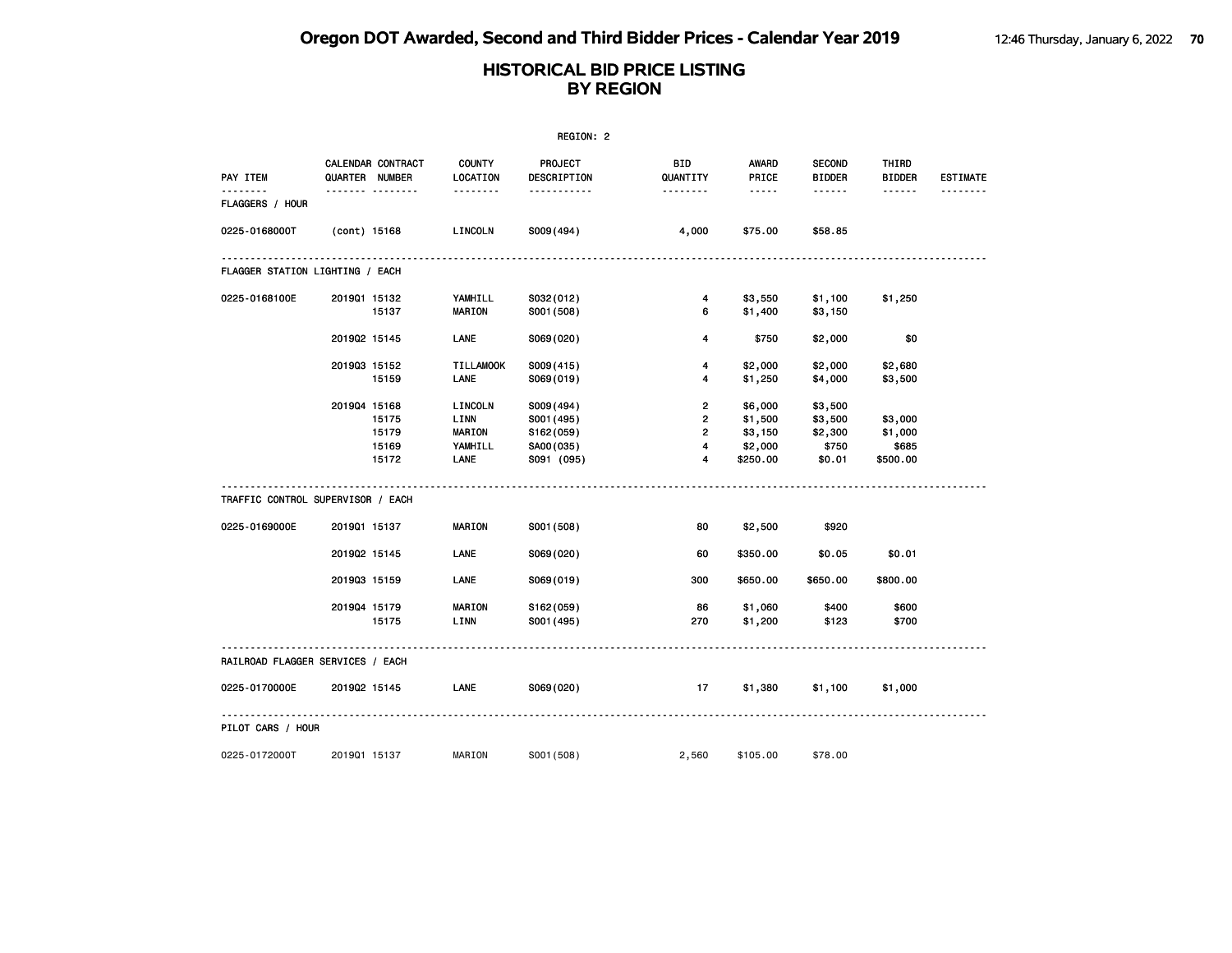# Oregon DOT Awarded, Second and Third Bidder Prices - Calendar Year 2019

## HISTORICAL BID PRICE LISTING BY REGION

REGION: 2

| PAY ITEM | CALENDAR QUARTER | CONTRACT NUMBER | COUNTY LOCATION | PROJECT DESCRIPTION | BID QUANTITY | AWARD PRICE | SECOND BIDDER | THIRD BIDDER | ESTIMATE |
|---|---|---|---|---|---|---|---|---|---|
| **FLAGGERS / HOUR** | | | | | | | | | |
| 0225-0168000T | (cont) | 15168 | LINCOLN | S009(494) | 4,000 | $75.00 | $58.85 | | |
| **FLAGGER STATION LIGHTING / EACH** | | | | | | | | | |
| 0225-0168100E | 2019Q1 | 15132 | YAMHILL | S032(012) | 4 | $3,550 | $1,100 | $1,250 | |
| | | 15137 | MARION | S001(508) | 6 | $1,400 | $3,150 | | |
| | 2019Q2 | 15145 | LANE | S069(020) | 4 | $750 | $2,000 | $0 | |
| | 2019Q3 | 15152 | TILLAMOOK | S009(415) | 4 | $2,000 | $2,000 | $2,680 | |
| | | 15159 | LANE | S069(019) | 4 | $1,250 | $4,000 | $3,500 | |
| | 2019Q4 | 15168 | LINCOLN | S009(494) | 2 | $6,000 | $3,500 | | |
| | | 15175 | LINN | S001(495) | 2 | $1,500 | $3,500 | $3,000 | |
| | | 15179 | MARION | S162(059) | 2 | $3,150 | $2,300 | $1,000 | |
| | | 15169 | YAMHILL | SA00(035) | 4 | $2,000 | $750 | $685 | |
| | | 15172 | LANE | S091 (095) | 4 | $250.00 | $0.01 | $500.00 | |
| **TRAFFIC CONTROL SUPERVISOR / EACH** | | | | | | | | | |
| 0225-0169000E | 2019Q1 | 15137 | MARION | S001(508) | 80 | $2,500 | $920 | | |
| | 2019Q2 | 15145 | LANE | S069(020) | 60 | $350.00 | $0.05 | $0.01 | |
| | 2019Q3 | 15159 | LANE | S069(019) | 300 | $650.00 | $650.00 | $800.00 | |
| | 2019Q4 | 15179 | MARION | S162(059) | 86 | $1,060 | $400 | $600 | |
| | | 15175 | LINN | S001(495) | 270 | $1,200 | $123 | $700 | |
| **RAILROAD FLAGGER SERVICES / EACH** | | | | | | | | | |
| 0225-0170000E | 2019Q2 | 15145 | LANE | S069(020) | 17 | $1,380 | $1,100 | $1,000 | |
| **PILOT CARS / HOUR** | | | | | | | | | |
| 0225-0172000T | 2019Q1 | 15137 | MARION | S001(508) | 2,560 | $105.00 | $78.00 | | |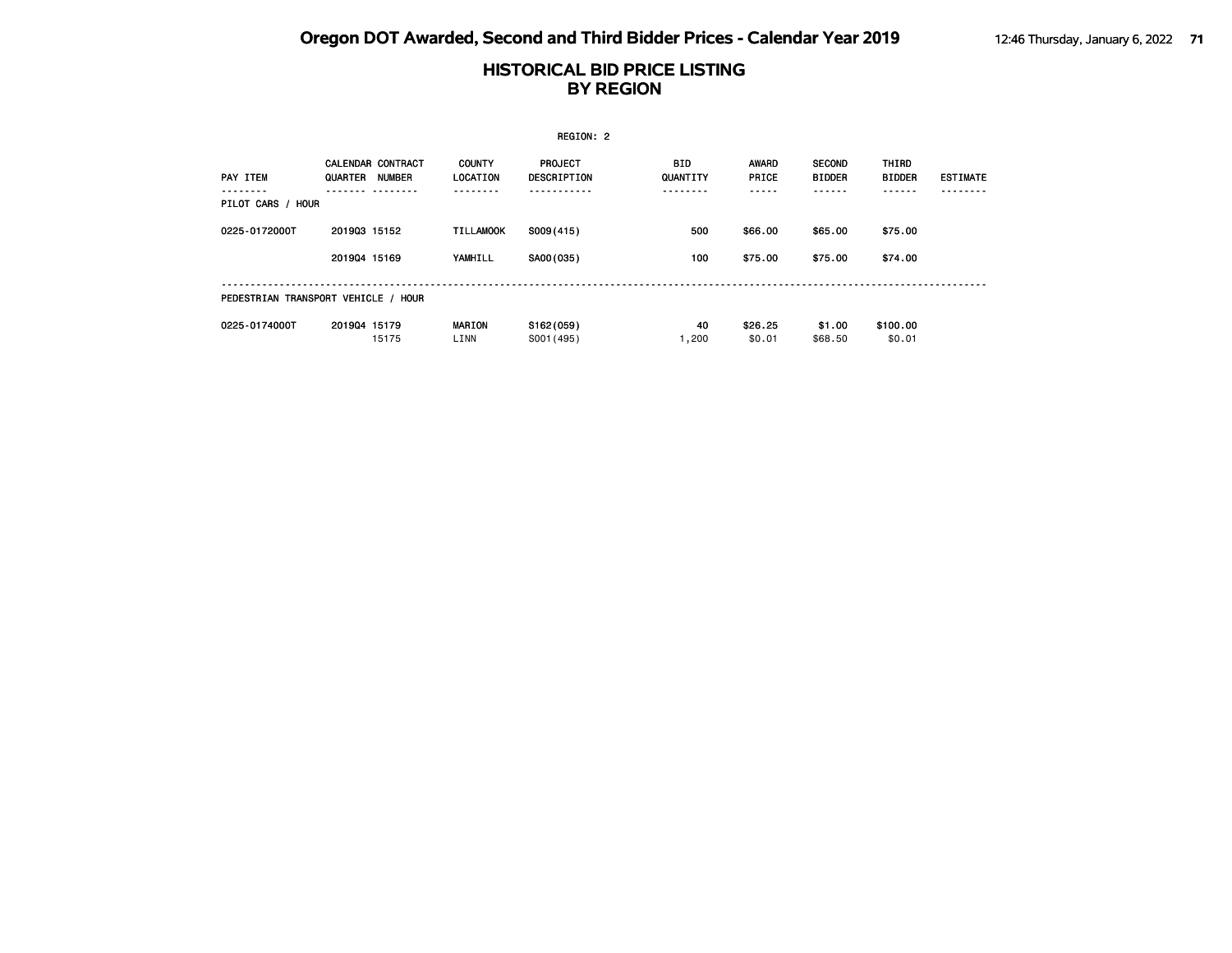# HISTORICAL BID PRICE LISTING BY REGION

REGION: 2

| PAY ITEM | CALENDAR QUARTER | CONTRACT NUMBER | COUNTY LOCATION | PROJECT DESCRIPTION | BID QUANTITY | AWARD PRICE | SECOND BIDDER | THIRD BIDDER | ESTIMATE |
|---|---|---|---|---|---|---|---|---|---|
| PILOT CARS / HOUR | | | | | | | | | |
| 0225-0172000T | 2019Q3 | 15152 | TILLAMOOK | S009(415) | 500 | $66.00 | $65.00 | $75.00 | |
| | 2019Q4 | 15169 | YAMHILL | SA00(035) | 100 | $75.00 | $75.00 | $74.00 | |
| PEDESTRIAN TRANSPORT VEHICLE / HOUR | | | | | | | | | |
| 0225-0174000T | 2019Q4 | 15179 | MARION | S162(059) | 40 | $26.25 | $1.00 | $100.00 | |
| | | 15175 | LINN | S001(495) | 1,200 | $0.01 | $68.50 | $0.01 | |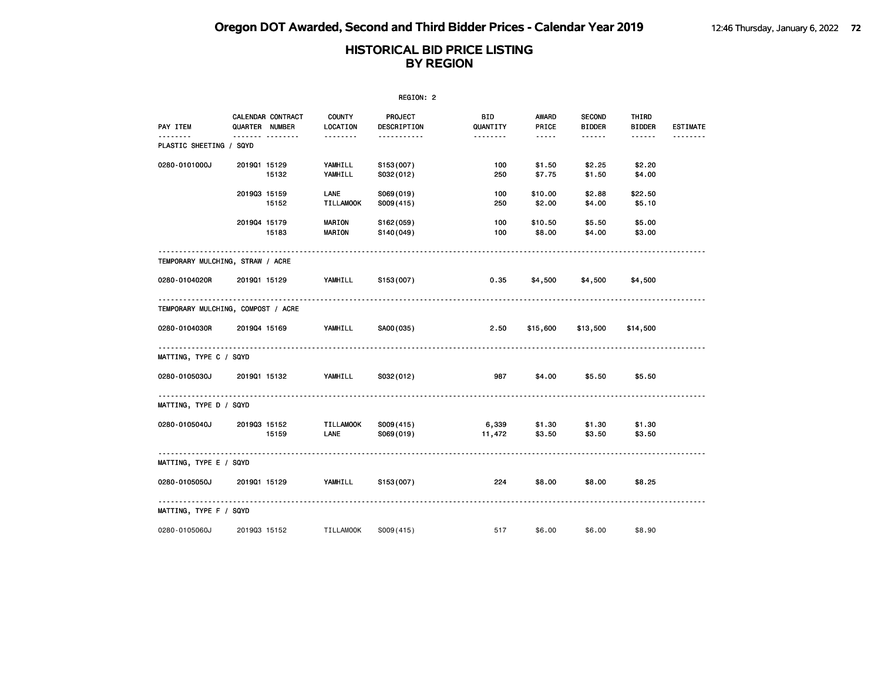# Oregon DOT Awarded, Second and Third Bidder Prices - Calendar Year 2019

## HISTORICAL BID PRICE LISTING BY REGION

REGION: 2

| PAY ITEM | CALENDAR QUARTER | CONTRACT NUMBER | COUNTY LOCATION | PROJECT DESCRIPTION | BID QUANTITY | AWARD PRICE | SECOND BIDDER | THIRD BIDDER | ESTIMATE |
|---|---|---|---|---|---|---|---|---|---|
| **PLASTIC SHEETING / SQYD** | | | | | | | | | |
| 0280-0101000J | 2019Q1 | 15129 | YAMHILL | S153(007) | 100 | $1.50 | $2.25 | $2.20 | |
| | | 15132 | YAMHILL | S032(012) | 250 | $7.75 | $1.50 | $4.00 | |
| | 2019Q3 | 15159 | LANE | S069(019) | 100 | $10.00 | $2.88 | $22.50 | |
| | | 15152 | TILLAMOOK | S009(415) | 250 | $2.00 | $4.00 | $5.10 | |
| | 2019Q4 | 15179 | MARION | S162(059) | 100 | $10.50 | $5.50 | $5.00 | |
| | | 15183 | MARION | S140(049) | 100 | $8.00 | $4.00 | $3.00 | |
| **TEMPORARY MULCHING, STRAW / ACRE** | | | | | | | | | |
| 0280-0104020R | 2019Q1 | 15129 | YAMHILL | S153(007) | 0.35 | $4,500 | $4,500 | $4,500 | |
| **TEMPORARY MULCHING, COMPOST / ACRE** | | | | | | | | | |
| 0280-0104030R | 2019Q4 | 15169 | YAMHILL | SA00(035) | 2.50 | $15,600 | $13,500 | $14,500 | |
| **MATTING, TYPE C / SQYD** | | | | | | | | | |
| 0280-0105030J | 2019Q1 | 15132 | YAMHILL | S032(012) | 987 | $4.00 | $5.50 | $5.50 | |
| **MATTING, TYPE D / SQYD** | | | | | | | | | |
| 0280-0105040J | 2019Q3 | 15152 | TILLAMOOK | S009(415) | 6,339 | $1.30 | $1.30 | $1.30 | |
| | | 15159 | LANE | S069(019) | 11,472 | $3.50 | $3.50 | $3.50 | |
| **MATTING, TYPE E / SQYD** | | | | | | | | | |
| 0280-0105050J | 2019Q1 | 15129 | YAMHILL | S153(007) | 224 | $8.00 | $8.00 | $8.25 | |
| **MATTING, TYPE F / SQYD** | | | | | | | | | |
| 0280-0105060J | 2019Q3 | 15152 | TILLAMOOK | S009(415) | 517 | $6.00 | $6.00 | $8.90 | |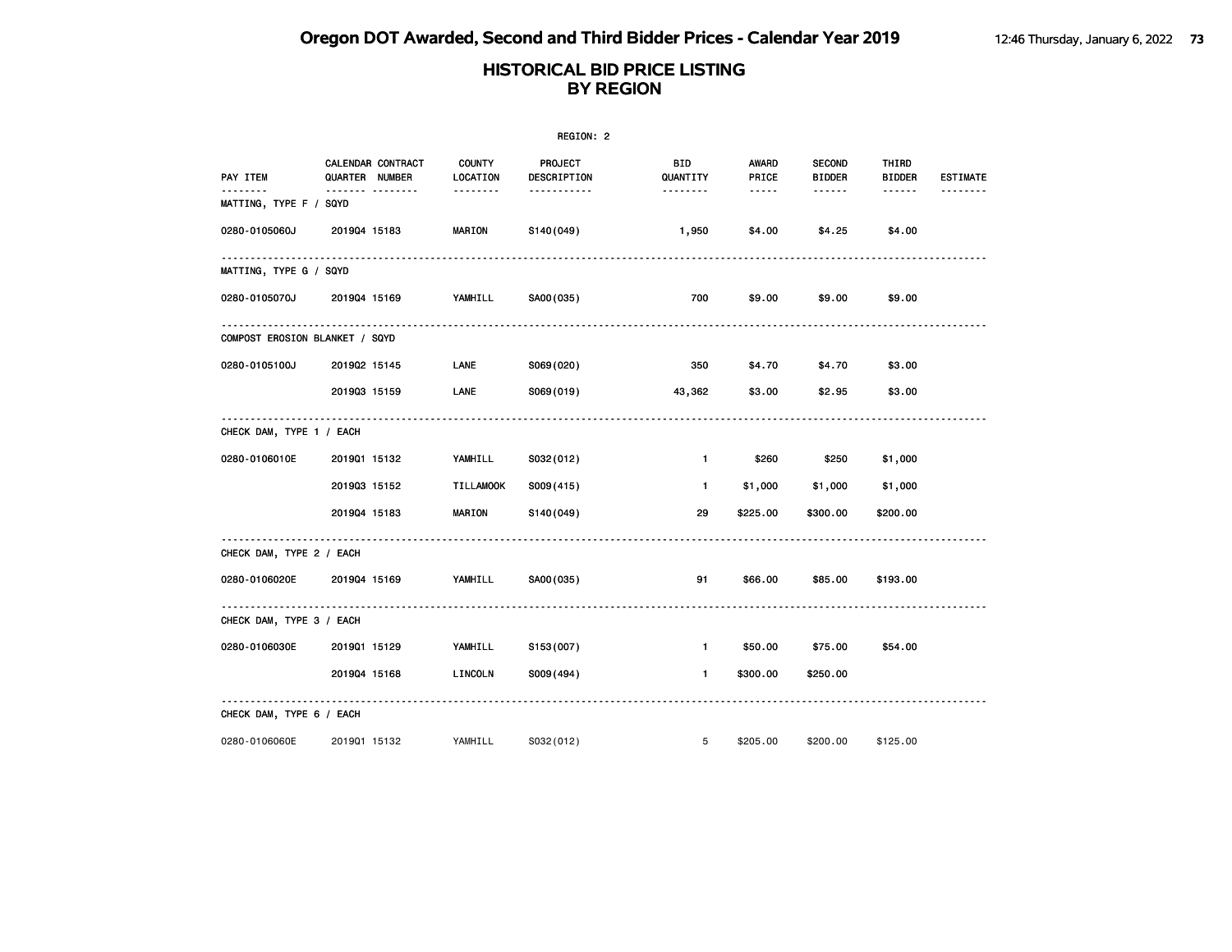# Oregon DOT Awarded, Second and Third Bidder Prices - Calendar Year 2019

## HISTORICAL BID PRICE LISTING BY REGION

REGION: 2

| PAY ITEM | CALENDAR QUARTER | CONTRACT NUMBER | COUNTY LOCATION | PROJECT DESCRIPTION | BID QUANTITY | AWARD PRICE | SECOND BIDDER | THIRD BIDDER | ESTIMATE |
|---|---|---|---|---|---|---|---|---|---|
| MATTING, TYPE F / SQYD | | | | | | | | | |
| 0280-0105060J | 2019Q4 | 15183 | MARION | S140(049) | 1,950 | $4.00 | $4.25 | $4.00 | |
| MATTING, TYPE G / SQYD | | | | | | | | | |
| 0280-0105070J | 2019Q4 | 15169 | YAMHILL | SA00(035) | 700 | $9.00 | $9.00 | $9.00 | |
| COMPOST EROSION BLANKET / SQYD | | | | | | | | | |
| 0280-0105100J | 2019Q2 | 15145 | LANE | S069(020) | 350 | $4.70 | $4.70 | $3.00 | |
| | 2019Q3 | 15159 | LANE | S069(019) | 43,362 | $3.00 | $2.95 | $3.00 | |
| CHECK DAM, TYPE 1 / EACH | | | | | | | | | |
| 0280-0106010E | 2019Q1 | 15132 | YAMHILL | S032(012) | 1 | $260 | $250 | $1,000 | |
| | 2019Q3 | 15152 | TILLAMOOK | S009(415) | 1 | $1,000 | $1,000 | $1,000 | |
| | 2019Q4 | 15183 | MARION | S140(049) | 29 | $225.00 | $300.00 | $200.00 | |
| CHECK DAM, TYPE 2 / EACH | | | | | | | | | |
| 0280-0106020E | 2019Q4 | 15169 | YAMHILL | SA00(035) | 91 | $66.00 | $85.00 | $193.00 | |
| CHECK DAM, TYPE 3 / EACH | | | | | | | | | |
| 0280-0106030E | 2019Q1 | 15129 | YAMHILL | S153(007) | 1 | $50.00 | $75.00 | $54.00 | |
| | 2019Q4 | 15168 | LINCOLN | S009(494) | 1 | $300.00 | $250.00 | | |
| CHECK DAM, TYPE 6 / EACH | | | | | | | | | |
| 0280-0106060E | 2019Q1 | 15132 | YAMHILL | S032(012) | 5 | $205.00 | $200.00 | $125.00 | |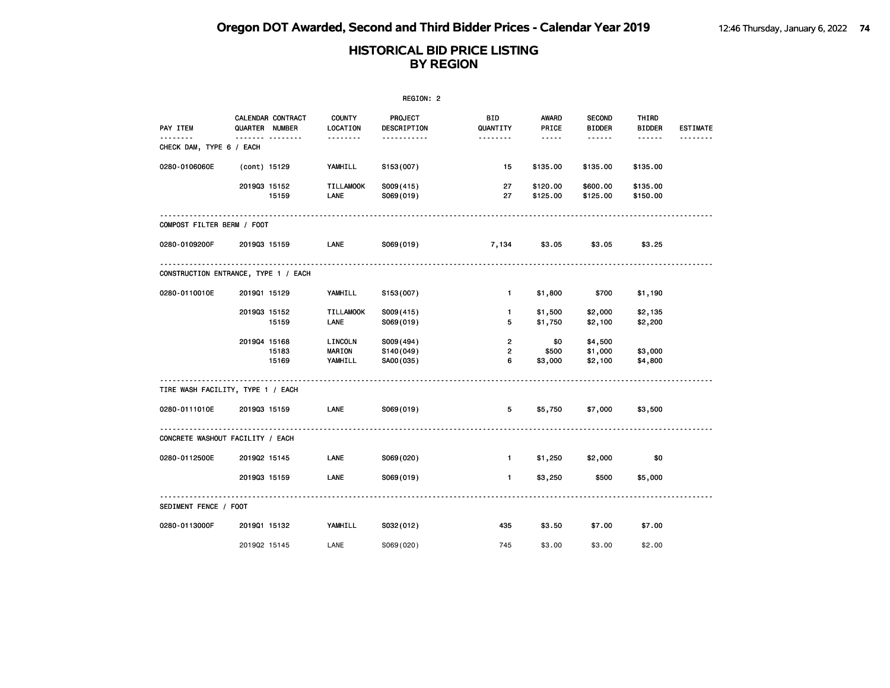# Oregon DOT Awarded, Second and Third Bidder Prices - Calendar Year 2019

## HISTORICAL BID PRICE LISTING BY REGION

REGION: 2

| PAY ITEM | CALENDAR QUARTER | CONTRACT NUMBER | COUNTY LOCATION | PROJECT DESCRIPTION | BID QUANTITY | AWARD PRICE | SECOND BIDDER | THIRD BIDDER | ESTIMATE |
|---|---|---|---|---|---|---|---|---|---|
| **CHECK DAM, TYPE 6 / EACH** | | | | | | | | | |
| 0280-0106060E | (cont) | 15129 | YAMHILL | S153(007) | 15 | $135.00 | $135.00 | $135.00 | |
| | 2019Q3 | 15152 | TILLAMOOK | S009(415) | 27 | $120.00 | $600.00 | $135.00 | |
| | | 15159 | LANE | S069(019) | 27 | $125.00 | $125.00 | $150.00 | |
| **COMPOST FILTER BERM / FOOT** | | | | | | | | | |
| 0280-0109200F | 2019Q3 | 15159 | LANE | S069(019) | 7,134 | $3.05 | $3.05 | $3.25 | |
| **CONSTRUCTION ENTRANCE, TYPE 1 / EACH** | | | | | | | | | |
| 0280-0110010E | 2019Q1 | 15129 | YAMHILL | S153(007) | 1 | $1,800 | $700 | $1,190 | |
| | 2019Q3 | 15152 | TILLAMOOK | S009(415) | 1 | $1,500 | $2,000 | $2,135 | |
| | | 15159 | LANE | S069(019) | 5 | $1,750 | $2,100 | $2,200 | |
| | 2019Q4 | 15168 | LINCOLN | S009(494) | 2 | $0 | $4,500 | | |
| | | 15183 | MARION | S140(049) | 2 | $500 | $1,000 | $3,000 | |
| | | 15169 | YAMHILL | SA00(035) | 6 | $3,000 | $2,100 | $4,800 | |
| **TIRE WASH FACILITY, TYPE 1 / EACH** | | | | | | | | | |
| 0280-0111010E | 2019Q3 | 15159 | LANE | S069(019) | 5 | $5,750 | $7,000 | $3,500 | |
| **CONCRETE WASHOUT FACILITY / EACH** | | | | | | | | | |
| 0280-0112500E | 2019Q2 | 15145 | LANE | S069(020) | 1 | $1,250 | $2,000 | $0 | |
| | 2019Q3 | 15159 | LANE | S069(019) | 1 | $3,250 | $500 | $5,000 | |
| **SEDIMENT FENCE / FOOT** | | | | | | | | | |
| 0280-0113000F | 2019Q1 | 15132 | YAMHILL | S032(012) | 435 | $3.50 | $7.00 | $7.00 | |
| | 2019Q2 | 15145 | LANE | S069(020) | 745 | $3.00 | $3.00 | $2.00 | |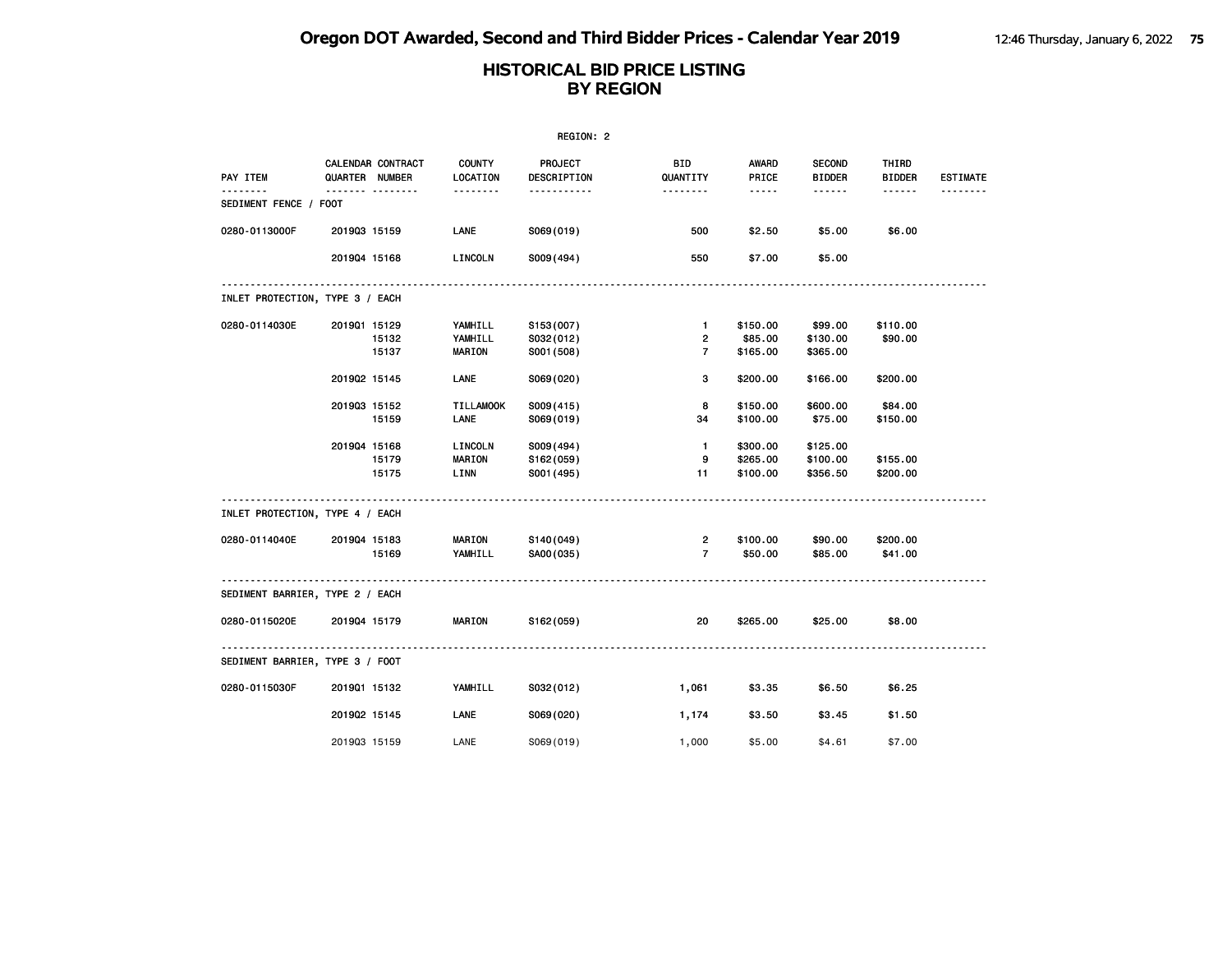# HISTORICAL BID PRICE LISTING
## BY REGION

REGION: 2

| PAY ITEM | CALENDAR QUARTER | CONTRACT NUMBER | COUNTY LOCATION | PROJECT DESCRIPTION | BID QUANTITY | AWARD PRICE | SECOND BIDDER | THIRD BIDDER | ESTIMATE |
|---|---|---|---|---|---|---|---|---|---|
| **SEDIMENT FENCE / FOOT** | | | | | | | | | |
| 0280-0113000F | 2019Q3 | 15159 | LANE | S069(019) | 500 | $2.50 | $5.00 | $6.00 | |
| | 2019Q4 | 15168 | LINCOLN | S009(494) | 550 | $7.00 | $5.00 | | |
| **INLET PROTECTION, TYPE 3 / EACH** | | | | | | | | | |
| 0280-0114030E | 2019Q1 | 15129 | YAMHILL | S153(007) | 1 | $150.00 | $99.00 | $110.00 | |
| | | 15132 | YAMHILL | S032(012) | 2 | $85.00 | $130.00 | $90.00 | |
| | | 15137 | MARION | S001(508) | 7 | $165.00 | $365.00 | | |
| | 2019Q2 | 15145 | LANE | S069(020) | 3 | $200.00 | $166.00 | $200.00 | |
| | 2019Q3 | 15152 | TILLAMOOK | S009(415) | 8 | $150.00 | $600.00 | $84.00 | |
| | | 15159 | LANE | S069(019) | 34 | $100.00 | $75.00 | $150.00 | |
| | 2019Q4 | 15168 | LINCOLN | S009(494) | 1 | $300.00 | $125.00 | | |
| | | 15179 | MARION | S162(059) | 9 | $265.00 | $100.00 | $155.00 | |
| | | 15175 | LINN | S001(495) | 11 | $100.00 | $356.50 | $200.00 | |
| **INLET PROTECTION, TYPE 4 / EACH** | | | | | | | | | |
| 0280-0114040E | 2019Q4 | 15183 | MARION | S140(049) | 2 | $100.00 | $90.00 | $200.00 | |
| | | 15169 | YAMHILL | SA00(035) | 7 | $50.00 | $85.00 | $41.00 | |
| **SEDIMENT BARRIER, TYPE 2 / EACH** | | | | | | | | | |
| 0280-0115020E | 2019Q4 | 15179 | MARION | S162(059) | 20 | $265.00 | $25.00 | $8.00 | |
| **SEDIMENT BARRIER, TYPE 3 / FOOT** | | | | | | | | | |
| 0280-0115030F | 2019Q1 | 15132 | YAMHILL | S032(012) | 1,061 | $3.35 | $6.50 | $6.25 | |
| | 2019Q2 | 15145 | LANE | S069(020) | 1,174 | $3.50 | $3.45 | $1.50 | |
| | 2019Q3 | 15159 | LANE | S069(019) | 1,000 | $5.00 | $4.61 | $7.00 | |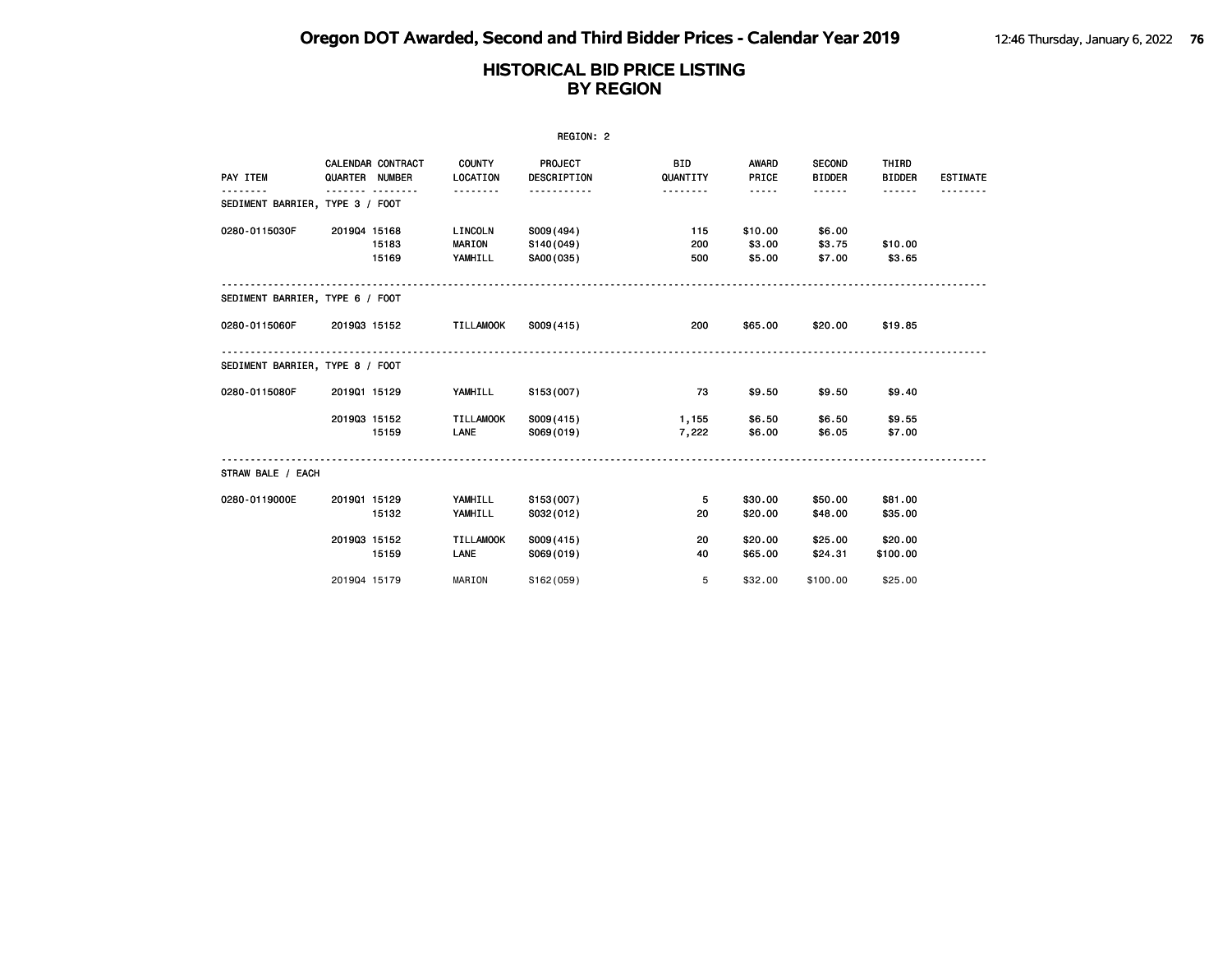# Oregon DOT Awarded, Second and Third Bidder Prices - Calendar Year 2019

## HISTORICAL BID PRICE LISTING BY REGION

REGION: 2

| PAY ITEM | CALENDAR QUARTER | CONTRACT NUMBER | COUNTY LOCATION | PROJECT DESCRIPTION | BID QUANTITY | AWARD PRICE | SECOND BIDDER | THIRD BIDDER | ESTIMATE |
|---|---|---|---|---|---|---|---|---|---|
| **SEDIMENT BARRIER, TYPE 3 / FOOT** | | | | | | | | | |
| 0280-0115030F | 2019Q4 | 15168 | LINCOLN | S009(494) | 115 | $10.00 | $6.00 | | |
| | | 15183 | MARION | S140(049) | 200 | $3.00 | $3.75 | $10.00 | |
| | | 15169 | YAMHILL | SA00(035) | 500 | $5.00 | $7.00 | $3.65 | |
| **SEDIMENT BARRIER, TYPE 6 / FOOT** | | | | | | | | | |
| 0280-0115060F | 2019Q3 | 15152 | TILLAMOOK | S009(415) | 200 | $65.00 | $20.00 | $19.85 | |
| **SEDIMENT BARRIER, TYPE 8 / FOOT** | | | | | | | | | |
| 0280-0115080F | 2019Q1 | 15129 | YAMHILL | S153(007) | 73 | $9.50 | $9.50 | $9.40 | |
| | 2019Q3 | 15152 | TILLAMOOK | S009(415) | 1,155 | $6.50 | $6.50 | $9.55 | |
| | | 15159 | LANE | S069(019) | 7,222 | $6.00 | $6.05 | $7.00 | |
| **STRAW BALE / EACH** | | | | | | | | | |
| 0280-0119000E | 2019Q1 | 15129 | YAMHILL | S153(007) | 5 | $30.00 | $50.00 | $81.00 | |
| | | 15132 | YAMHILL | S032(012) | 20 | $20.00 | $48.00 | $35.00 | |
| | 2019Q3 | 15152 | TILLAMOOK | S009(415) | 20 | $20.00 | $25.00 | $20.00 | |
| | | 15159 | LANE | S069(019) | 40 | $65.00 | $24.31 | $100.00 | |
| | 2019Q4 | 15179 | MARION | S162(059) | 5 | $32.00 | $100.00 | $25.00 | |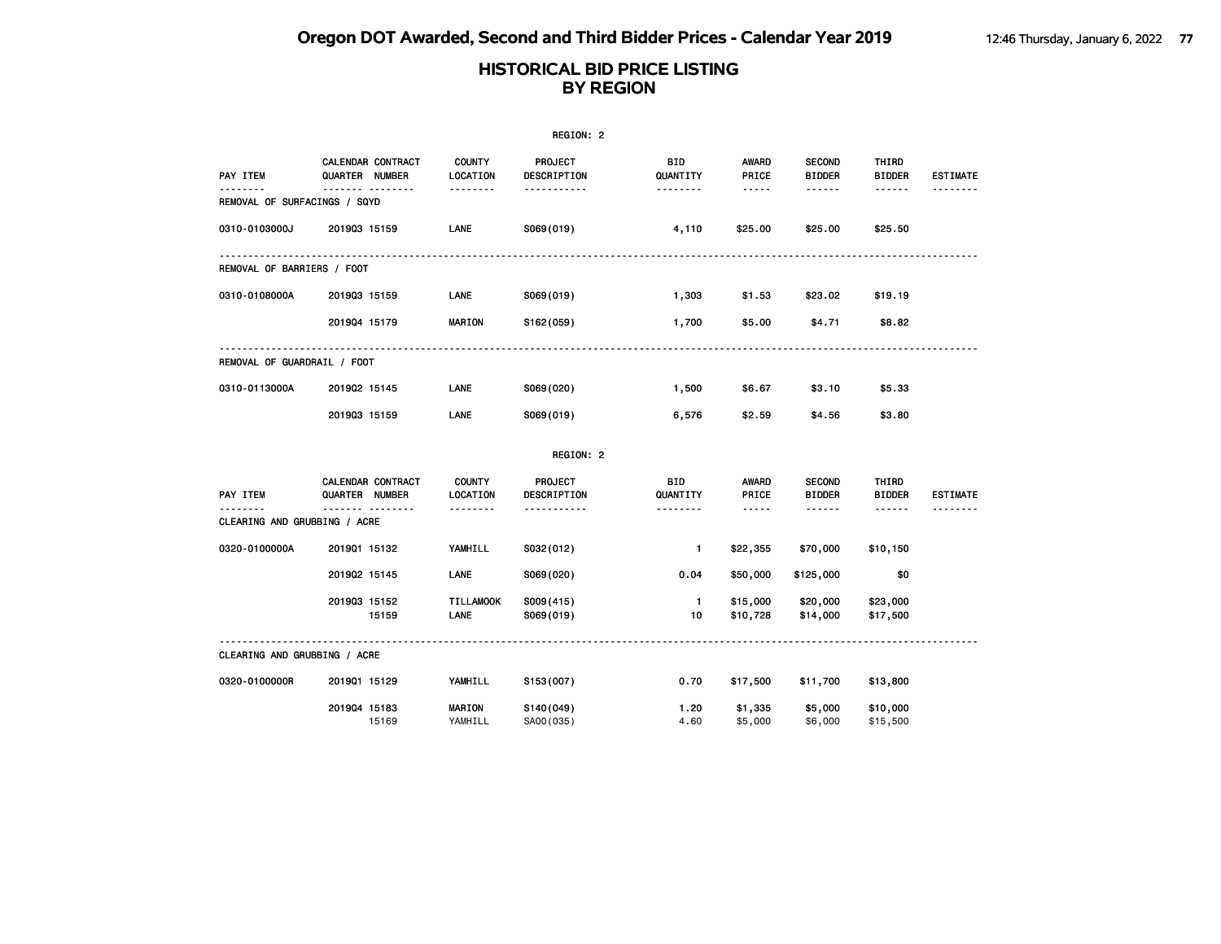# Oregon DOT Awarded, Second and Third Bidder Prices - Calendar Year 2019

## HISTORICAL BID PRICE LISTING BY REGION

REGION: 2

| PAY ITEM | CALENDAR QUARTER | CONTRACT NUMBER | COUNTY LOCATION | PROJECT DESCRIPTION | BID QUANTITY | AWARD PRICE | SECOND BIDDER | THIRD BIDDER | ESTIMATE |
|---|---|---|---|---|---|---|---|---|---|
| REMOVAL OF SURFACINGS / SQYD | | | | | | | | | |
| 0310-0103000J | 2019Q3 | 15159 | LANE | S069(019) | 4,110 | $25.00 | $25.00 | $25.50 | |
| REMOVAL OF BARRIERS / FOOT | | | | | | | | | |
| 0310-0108000A | 2019Q3 | 15159 | LANE | S069(019) | 1,303 | $1.53 | $23.02 | $19.19 | |
| | 2019Q4 | 15179 | MARION | S162(059) | 1,700 | $5.00 | $4.71 | $8.82 | |
| REMOVAL OF GUARDRAIL / FOOT | | | | | | | | | |
| 0310-0113000A | 2019Q2 | 15145 | LANE | S069(020) | 1,500 | $6.67 | $3.10 | $5.33 | |
| | 2019Q3 | 15159 | LANE | S069(019) | 6,576 | $2.59 | $4.56 | $3.80 | |

REGION: 2

| PAY ITEM | CALENDAR QUARTER | CONTRACT NUMBER | COUNTY LOCATION | PROJECT DESCRIPTION | BID QUANTITY | AWARD PRICE | SECOND BIDDER | THIRD BIDDER | ESTIMATE |
|---|---|---|---|---|---|---|---|---|---|
| CLEARING AND GRUBBING / ACRE | | | | | | | | | |
| 0320-0100000A | 2019Q1 | 15132 | YAMHILL | S032(012) | 1 | $22,355 | $70,000 | $10,150 | |
| | 2019Q2 | 15145 | LANE | S069(020) | 0.04 | $50,000 | $125,000 | $0 | |
| | 2019Q3 | 15152 | TILLAMOOK | S009(415) | 1 | $15,000 | $20,000 | $23,000 | |
| | | 15159 | LANE | S069(019) | 10 | $10,728 | $14,000 | $17,500 | |
| CLEARING AND GRUBBING / ACRE | | | | | | | | | |
| 0320-0100000R | 2019Q1 | 15129 | YAMHILL | S153(007) | 0.70 | $17,500 | $11,700 | $13,800 | |
| | 2019Q4 | 15183 | MARION | S140(049) | 1.20 | $1,335 | $5,000 | $10,000 | |
| | | 15169 | YAMHILL | SA00(035) | 4.60 | $5,000 | $6,000 | $15,500 | |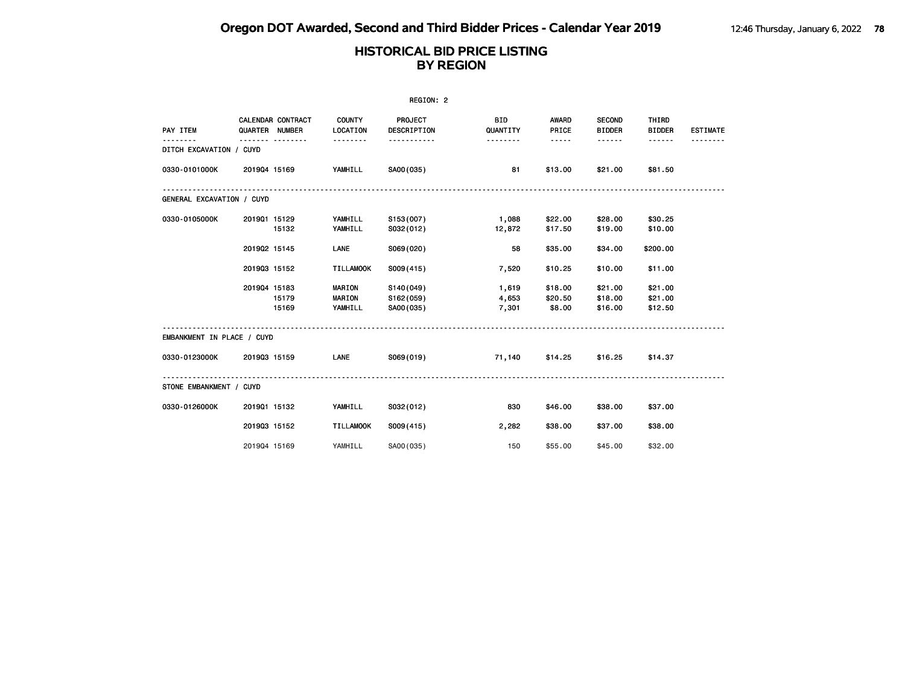# Oregon DOT Awarded, Second and Third Bidder Prices - Calendar Year 2019

## HISTORICAL BID PRICE LISTING BY REGION

REGION: 2

| PAY ITEM | CALENDAR QUARTER | CONTRACT NUMBER | COUNTY LOCATION | PROJECT DESCRIPTION | BID QUANTITY | AWARD PRICE | SECOND BIDDER | THIRD BIDDER | ESTIMATE |
|---|---|---|---|---|---|---|---|---|---|
| **DITCH EXCAVATION / CUYD** | | | | | | | | | |
| 0330-0101000K | 2019Q4 | 15169 | YAMHILL | SA00(035) | 81 | $13.00 | $21.00 | $81.50 | |
| **GENERAL EXCAVATION / CUYD** | | | | | | | | | |
| 0330-0105000K | 2019Q1 | 15129 | YAMHILL | S153(007) | 1,088 | $22.00 | $28.00 | $30.25 | |
| | | 15132 | YAMHILL | S032(012) | 12,872 | $17.50 | $19.00 | $10.00 | |
| | 2019Q2 | 15145 | LANE | S069(020) | 58 | $35.00 | $34.00 | $200.00 | |
| | 2019Q3 | 15152 | TILLAMOOK | S009(415) | 7,520 | $10.25 | $10.00 | $11.00 | |
| | 2019Q4 | 15183 | MARION | S140(049) | 1,619 | $18.00 | $21.00 | $21.00 | |
| | | 15179 | MARION | S162(059) | 4,653 | $20.50 | $18.00 | $21.00 | |
| | | 15169 | YAMHILL | SA00(035) | 7,301 | $8.00 | $16.00 | $12.50 | |
| **EMBANKMENT IN PLACE / CUYD** | | | | | | | | | |
| 0330-0123000K | 2019Q3 | 15159 | LANE | S069(019) | 71,140 | $14.25 | $16.25 | $14.37 | |
| **STONE EMBANKMENT / CUYD** | | | | | | | | | |
| 0330-0126000K | 2019Q1 | 15132 | YAMHILL | S032(012) | 830 | $46.00 | $38.00 | $37.00 | |
| | 2019Q3 | 15152 | TILLAMOOK | S009(415) | 2,282 | $38.00 | $37.00 | $38.00 | |
| | 2019Q4 | 15169 | YAMHILL | SA00(035) | 150 | $55.00 | $45.00 | $32.00 | |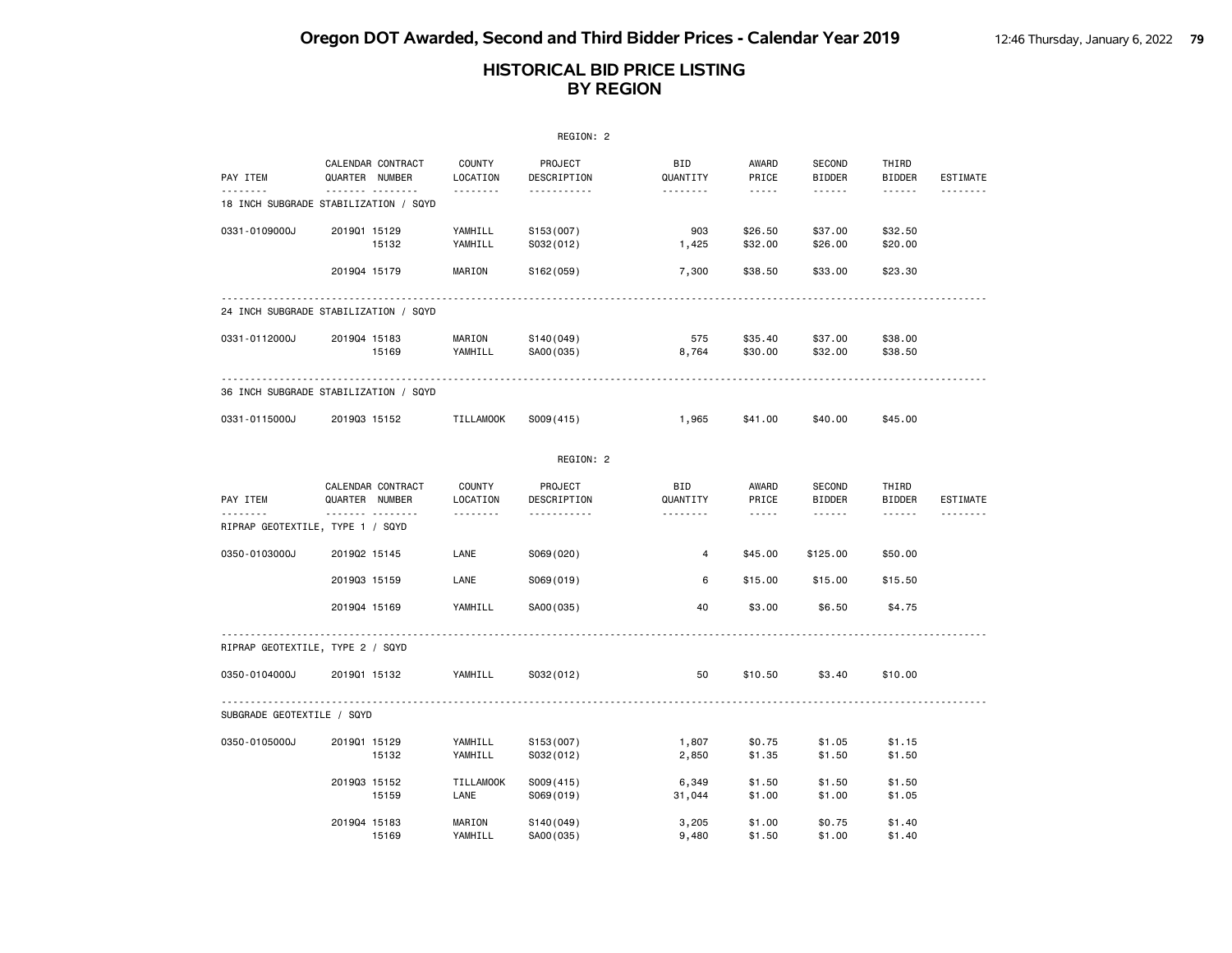# Oregon DOT Awarded, Second and Third Bidder Prices - Calendar Year 2019

## HISTORICAL BID PRICE LISTING BY REGION

REGION: 2

| PAY ITEM | CALENDAR QUARTER | CONTRACT NUMBER | COUNTY LOCATION | PROJECT DESCRIPTION | BID QUANTITY | AWARD PRICE | SECOND BIDDER | THIRD BIDDER | ESTIMATE |
|---|---|---|---|---|---|---|---|---|---|
| **18 INCH SUBGRADE STABILIZATION / SQYD** | | | | | | | | | |
| 0331-0109000J | 2019Q1 | 15129 | YAMHILL | S153(007) | 903 | $26.50 | $37.00 | $32.50 | |
| | | 15132 | YAMHILL | S032(012) | 1,425 | $32.00 | $26.00 | $20.00 | |
| | 2019Q4 | 15179 | MARION | S162(059) | 7,300 | $38.50 | $33.00 | $23.30 | |
| **24 INCH SUBGRADE STABILIZATION / SQYD** | | | | | | | | | |
| 0331-0112000J | 2019Q4 | 15183 | MARION | S140(049) | 575 | $35.40 | $37.00 | $38.00 | |
| | | 15169 | YAMHILL | SA00(035) | 8,764 | $30.00 | $32.00 | $38.50 | |
| **36 INCH SUBGRADE STABILIZATION / SQYD** | | | | | | | | | |
| 0331-0115000J | 2019Q3 | 15152 | TILLAMOOK | S009(415) | 1,965 | $41.00 | $40.00 | $45.00 | |

REGION: 2

| PAY ITEM | CALENDAR QUARTER | CONTRACT NUMBER | COUNTY LOCATION | PROJECT DESCRIPTION | BID QUANTITY | AWARD PRICE | SECOND BIDDER | THIRD BIDDER | ESTIMATE |
|---|---|---|---|---|---|---|---|---|---|
| **RIPRAP GEOTEXTILE, TYPE 1 / SQYD** | | | | | | | | | |
| 0350-0103000J | 2019Q2 | 15145 | LANE | S069(020) | 4 | $45.00 | $125.00 | $50.00 | |
| | 2019Q3 | 15159 | LANE | S069(019) | 6 | $15.00 | $15.00 | $15.50 | |
| | 2019Q4 | 15169 | YAMHILL | SA00(035) | 40 | $3.00 | $6.50 | $4.75 | |
| **RIPRAP GEOTEXTILE, TYPE 2 / SQYD** | | | | | | | | | |
| 0350-0104000J | 2019Q1 | 15132 | YAMHILL | S032(012) | 50 | $10.50 | $3.40 | $10.00 | |
| **SUBGRADE GEOTEXTILE / SQYD** | | | | | | | | | |
| 0350-0105000J | 2019Q1 | 15129 | YAMHILL | S153(007) | 1,807 | $0.75 | $1.05 | $1.15 | |
| | | 15132 | YAMHILL | S032(012) | 2,850 | $1.35 | $1.50 | $1.50 | |
| | 2019Q3 | 15152 | TILLAMOOK | S009(415) | 6,349 | $1.50 | $1.50 | $1.50 | |
| | | 15159 | LANE | S069(019) | 31,044 | $1.00 | $1.00 | $1.05 | |
| | 2019Q4 | 15183 | MARION | S140(049) | 3,205 | $1.00 | $0.75 | $1.40 | |
| | | 15169 | YAMHILL | SA00(035) | 9,480 | $1.50 | $1.00 | $1.40 | |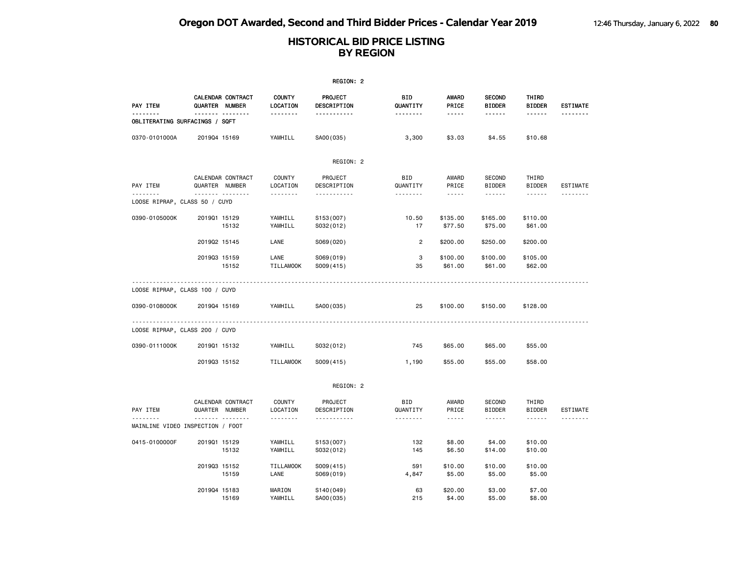# Oregon DOT Awarded, Second and Third Bidder Prices - Calendar Year 2019

## HISTORICAL BID PRICE LISTING BY REGION

REGION: 2

| PAY ITEM | CALENDAR QUARTER | CONTRACT NUMBER | COUNTY LOCATION | PROJECT DESCRIPTION | BID QUANTITY | AWARD PRICE | SECOND BIDDER | THIRD BIDDER | ESTIMATE |
|---|---|---|---|---|---|---|---|---|---|
| OBLITERATING SURFACINGS / SQFT | | | | | | | | | |
| 0370-0101000A | 2019Q4 | 15169 | YAMHILL | SA00(035) | 3,300 | $3.03 | $4.55 | $10.68 | |

REGION: 2

| PAY ITEM | CALENDAR QUARTER | CONTRACT NUMBER | COUNTY LOCATION | PROJECT DESCRIPTION | BID QUANTITY | AWARD PRICE | SECOND BIDDER | THIRD BIDDER | ESTIMATE |
|---|---|---|---|---|---|---|---|---|---|
| LOOSE RIPRAP, CLASS 50 / CUYD | | | | | | | | | |
| 0390-0105000K | 2019Q1 | 15129 | YAMHILL | S153(007) | 10.50 | $135.00 | $165.00 | $110.00 | |
| | | 15132 | YAMHILL | S032(012) | 17 | $77.50 | $75.00 | $61.00 | |
| | 2019Q2 | 15145 | LANE | S069(020) | 2 | $200.00 | $250.00 | $200.00 | |
| | 2019Q3 | 15159 | LANE | S069(019) | 3 | $100.00 | $100.00 | $105.00 | |
| | | 15152 | TILLAMOOK | S009(415) | 35 | $61.00 | $61.00 | $62.00 | |
| LOOSE RIPRAP, CLASS 100 / CUYD | | | | | | | | | |
| 0390-0108000K | 2019Q4 | 15169 | YAMHILL | SA00(035) | 25 | $100.00 | $150.00 | $128.00 | |
| LOOSE RIPRAP, CLASS 200 / CUYD | | | | | | | | | |
| 0390-0111000K | 2019Q1 | 15132 | YAMHILL | S032(012) | 745 | $65.00 | $65.00 | $55.00 | |
| | 2019Q3 | 15152 | TILLAMOOK | S009(415) | 1,190 | $55.00 | $55.00 | $58.00 | |

REGION: 2

| PAY ITEM | CALENDAR QUARTER | CONTRACT NUMBER | COUNTY LOCATION | PROJECT DESCRIPTION | BID QUANTITY | AWARD PRICE | SECOND BIDDER | THIRD BIDDER | ESTIMATE |
|---|---|---|---|---|---|---|---|---|---|
| MAINLINE VIDEO INSPECTION / FOOT | | | | | | | | | |
| 0415-0100000F | 2019Q1 | 15129 | YAMHILL | S153(007) | 132 | $8.00 | $4.00 | $10.00 | |
| | | 15132 | YAMHILL | S032(012) | 145 | $6.50 | $14.00 | $10.00 | |
| | 2019Q3 | 15152 | TILLAMOOK | S009(415) | 591 | $10.00 | $10.00 | $10.00 | |
| | | 15159 | LANE | S069(019) | 4,847 | $5.00 | $5.00 | $5.00 | |
| | 2019Q4 | 15183 | MARION | S140(049) | 63 | $20.00 | $3.00 | $7.00 | |
| | | 15169 | YAMHILL | SA00(035) | 215 | $4.00 | $5.00 | $8.00 | |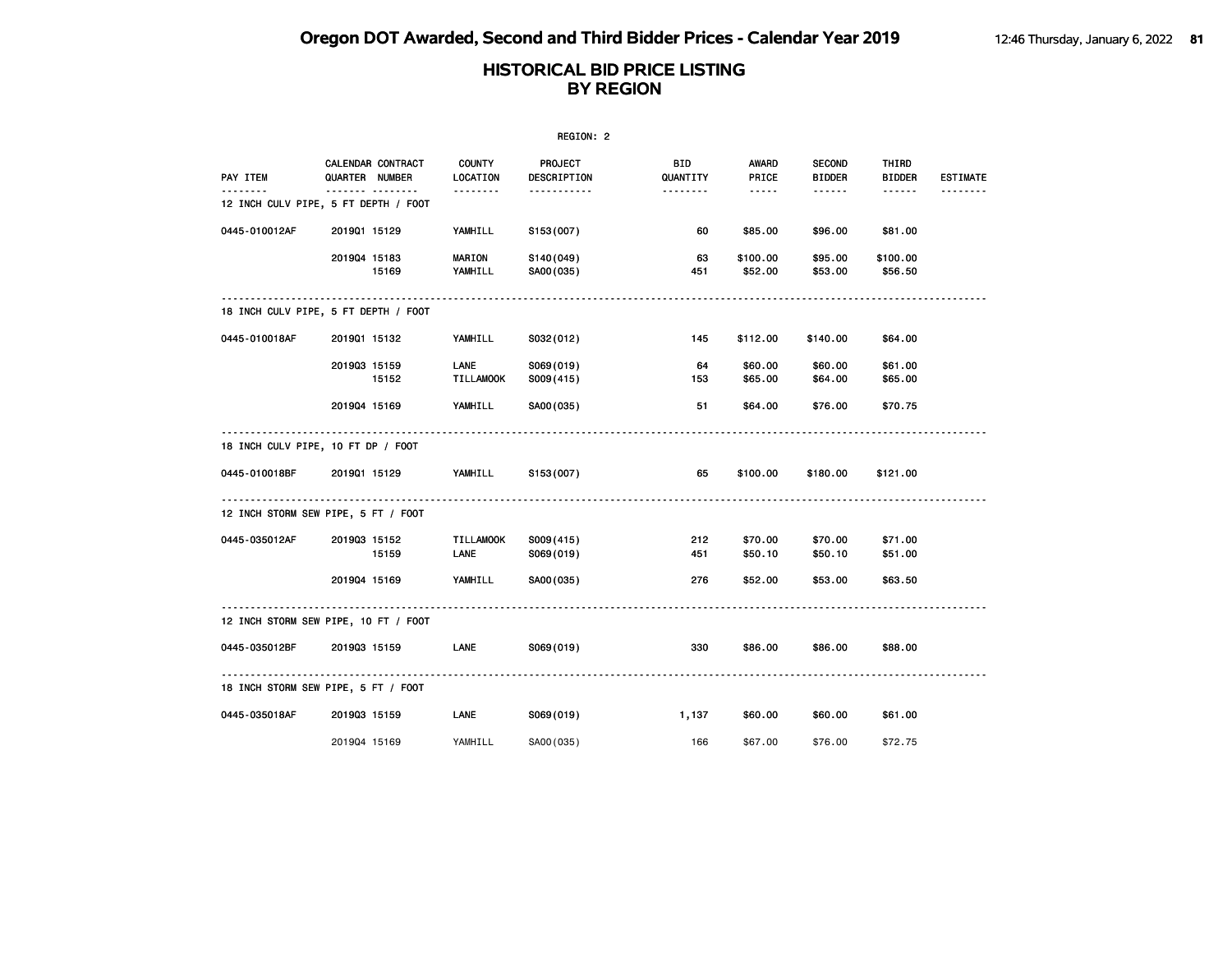# HISTORICAL BID PRICE LISTING
## BY REGION

REGION: 2

| PAY ITEM | CALENDAR QUARTER | CONTRACT NUMBER | COUNTY LOCATION | PROJECT DESCRIPTION | BID QUANTITY | AWARD PRICE | SECOND BIDDER | THIRD BIDDER | ESTIMATE |
|---|---|---|---|---|---|---|---|---|---|
| **12 INCH CULV PIPE, 5 FT DEPTH / FOOT** | | | | | | | | | |
| 0445-010012AF | 2019Q1 | 15129 | YAMHILL | S153(007) | 60 | $85.00 | $96.00 | $81.00 | |
| | 2019Q4 | 15183 | MARION | S140(049) | 63 | $100.00 | $95.00 | $100.00 | |
| | | 15169 | YAMHILL | SA00(035) | 451 | $52.00 | $53.00 | $56.50 | |
| **18 INCH CULV PIPE, 5 FT DEPTH / FOOT** | | | | | | | | | |
| 0445-010018AF | 2019Q1 | 15132 | YAMHILL | S032(012) | 145 | $112.00 | $140.00 | $64.00 | |
| | 2019Q3 | 15159 | LANE | S069(019) | 64 | $60.00 | $60.00 | $61.00 | |
| | | 15152 | TILLAMOOK | S009(415) | 153 | $65.00 | $64.00 | $65.00 | |
| | 2019Q4 | 15169 | YAMHILL | SA00(035) | 51 | $64.00 | $76.00 | $70.75 | |
| **18 INCH CULV PIPE, 10 FT DP / FOOT** | | | | | | | | | |
| 0445-010018BF | 2019Q1 | 15129 | YAMHILL | S153(007) | 65 | $100.00 | $180.00 | $121.00 | |
| **12 INCH STORM SEW PIPE, 5 FT / FOOT** | | | | | | | | | |
| 0445-035012AF | 2019Q3 | 15152 | TILLAMOOK | S009(415) | 212 | $70.00 | $70.00 | $71.00 | |
| | | 15159 | LANE | S069(019) | 451 | $50.10 | $50.10 | $51.00 | |
| | 2019Q4 | 15169 | YAMHILL | SA00(035) | 276 | $52.00 | $53.00 | $63.50 | |
| **12 INCH STORM SEW PIPE, 10 FT / FOOT** | | | | | | | | | |
| 0445-035012BF | 2019Q3 | 15159 | LANE | S069(019) | 330 | $86.00 | $86.00 | $88.00 | |
| **18 INCH STORM SEW PIPE, 5 FT / FOOT** | | | | | | | | | |
| 0445-035018AF | 2019Q3 | 15159 | LANE | S069(019) | 1,137 | $60.00 | $60.00 | $61.00 | |
| | 2019Q4 | 15169 | YAMHILL | SA00(035) | 166 | $67.00 | $76.00 | $72.75 | |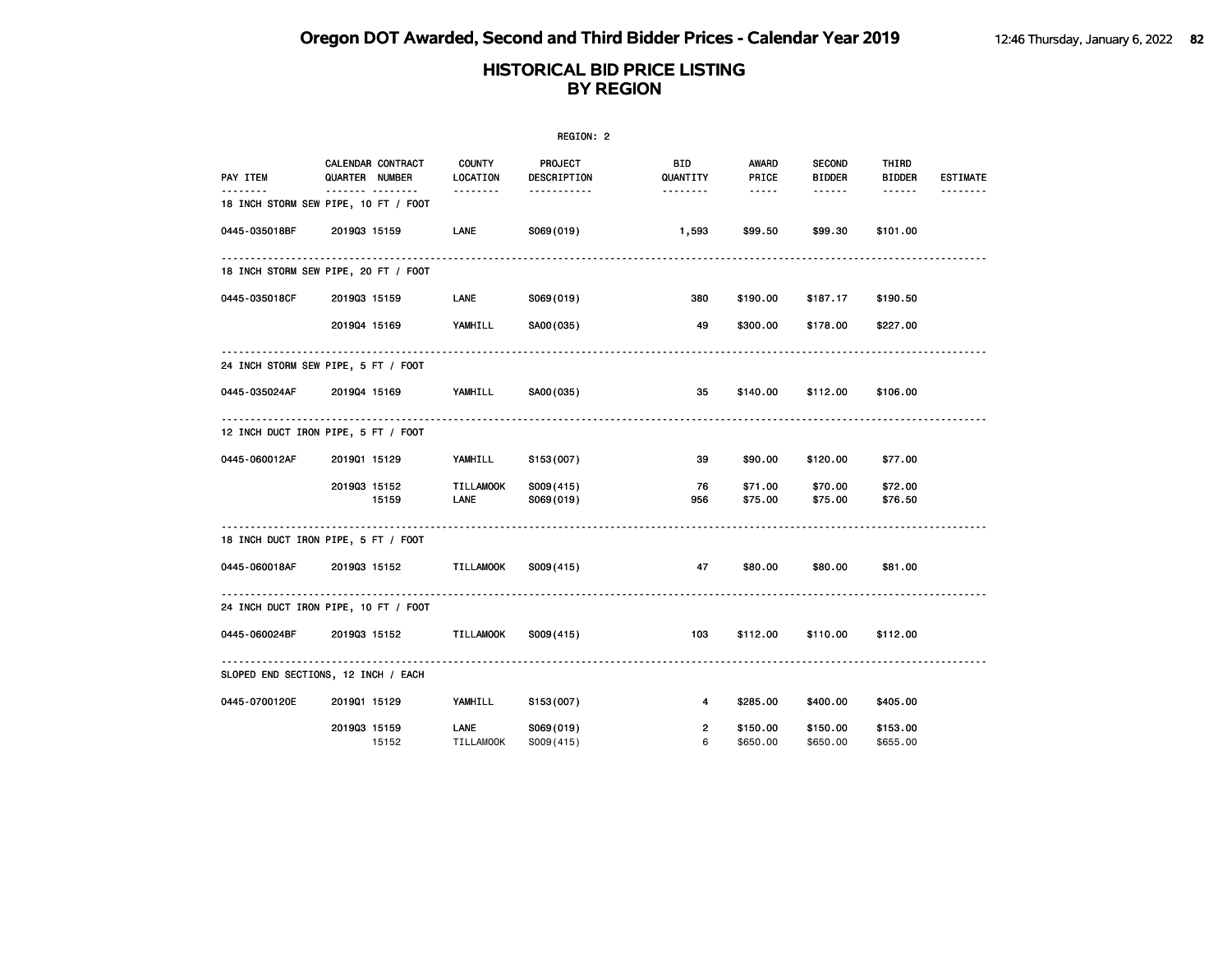# Oregon DOT Awarded, Second and Third Bidder Prices - Calendar Year 2019

## HISTORICAL BID PRICE LISTING BY REGION

REGION: 2

| PAY ITEM | CALENDAR QUARTER | CONTRACT NUMBER | COUNTY LOCATION | PROJECT DESCRIPTION | BID QUANTITY | AWARD PRICE | SECOND BIDDER | THIRD BIDDER | ESTIMATE |
|---|---|---|---|---|---|---|---|---|---|
| **18 INCH STORM SEW PIPE, 10 FT / FOOT** | | | | | | | | | |
| 0445-035018BF | 2019Q3 | 15159 | LANE | S069(019) | 1,593 | $99.50 | $99.30 | $101.00 | |
| **18 INCH STORM SEW PIPE, 20 FT / FOOT** | | | | | | | | | |
| 0445-035018CF | 2019Q3 | 15159 | LANE | S069(019) | 380 | $190.00 | $187.17 | $190.50 | |
| | 2019Q4 | 15169 | YAMHILL | SA00(035) | 49 | $300.00 | $178.00 | $227.00 | |
| **24 INCH STORM SEW PIPE, 5 FT / FOOT** | | | | | | | | | |
| 0445-035024AF | 2019Q4 | 15169 | YAMHILL | SA00(035) | 35 | $140.00 | $112.00 | $106.00 | |
| **12 INCH DUCT IRON PIPE, 5 FT / FOOT** | | | | | | | | | |
| 0445-060012AF | 2019Q1 | 15129 | YAMHILL | S153(007) | 39 | $90.00 | $120.00 | $77.00 | |
| | 2019Q3 | 15152 | TILLAMOOK | S009(415) | 76 | $71.00 | $70.00 | $72.00 | |
| | | 15159 | LANE | S069(019) | 956 | $75.00 | $75.00 | $76.50 | |
| **18 INCH DUCT IRON PIPE, 5 FT / FOOT** | | | | | | | | | |
| 0445-060018AF | 2019Q3 | 15152 | TILLAMOOK | S009(415) | 47 | $80.00 | $80.00 | $81.00 | |
| **24 INCH DUCT IRON PIPE, 10 FT / FOOT** | | | | | | | | | |
| 0445-060024BF | 2019Q3 | 15152 | TILLAMOOK | S009(415) | 103 | $112.00 | $110.00 | $112.00 | |
| **SLOPED END SECTIONS, 12 INCH / EACH** | | | | | | | | | |
| 0445-0700120E | 2019Q1 | 15129 | YAMHILL | S153(007) | 4 | $285.00 | $400.00 | $405.00 | |
| | 2019Q3 | 15159 | LANE | S069(019) | 2 | $150.00 | $150.00 | $153.00 | |
| | | 15152 | TILLAMOOK | S009(415) | 6 | $650.00 | $650.00 | $655.00 | |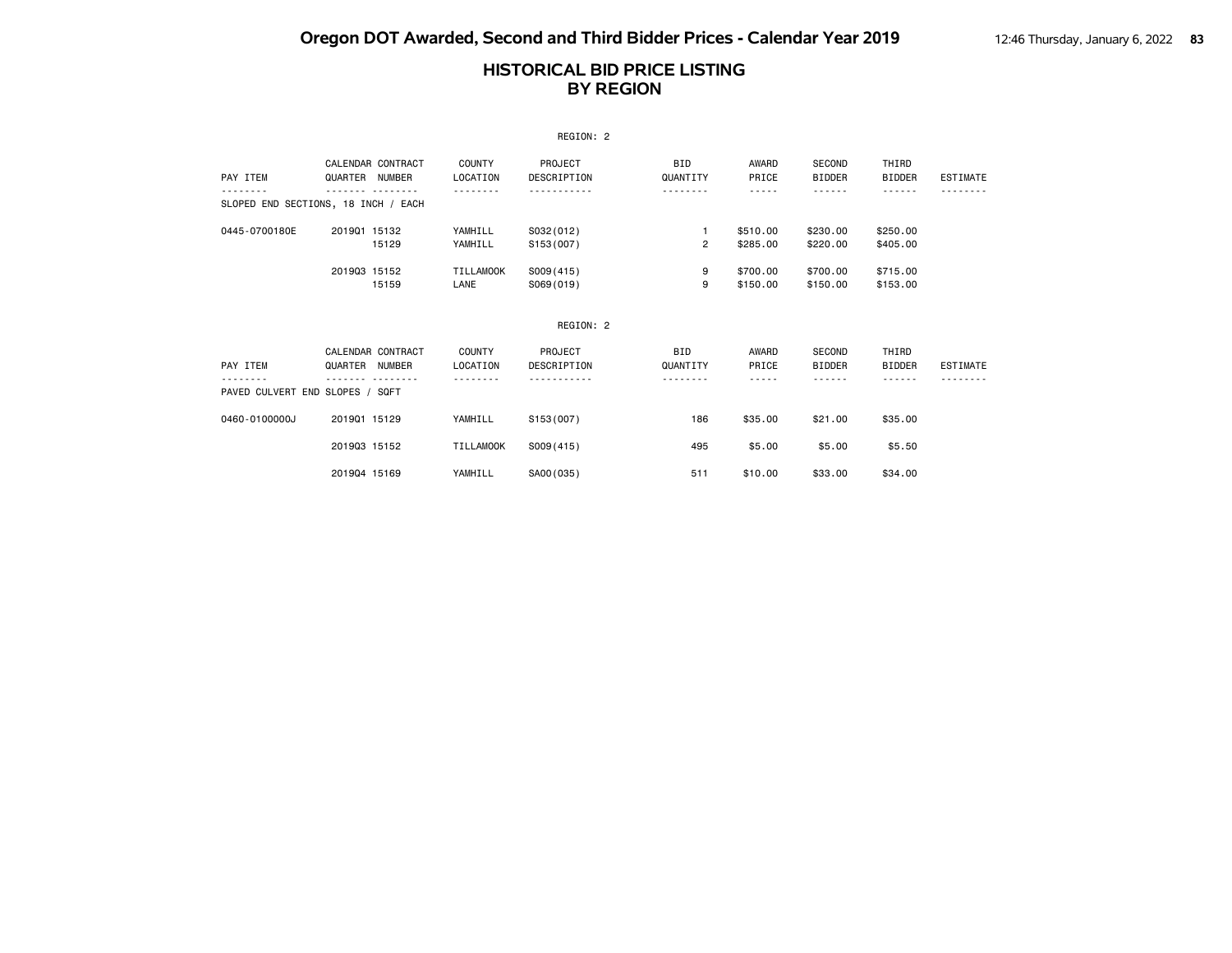# Oregon DOT Awarded, Second and Third Bidder Prices - Calendar Year 2019

## HISTORICAL BID PRICE LISTING BY REGION

REGION: 2

| PAY ITEM | CALENDAR QUARTER | CONTRACT NUMBER | COUNTY LOCATION | PROJECT DESCRIPTION | BID QUANTITY | AWARD PRICE | SECOND BIDDER | THIRD BIDDER | ESTIMATE |
|---|---|---|---|---|---|---|---|---|---|
| SLOPED END SECTIONS, 18 INCH / EACH | | | | | | | | | |
| 0445-0700180E | 2019Q1 | 15132 | YAMHILL | S032(012) | 1 | $510.00 | $230.00 | $250.00 | |
| | | 15129 | YAMHILL | S153(007) | 2 | $285.00 | $220.00 | $405.00 | |
| | 2019Q3 | 15152 | TILLAMOOK | S009(415) | 9 | $700.00 | $700.00 | $715.00 | |
| | | 15159 | LANE | S069(019) | 9 | $150.00 | $150.00 | $153.00 | |

REGION: 2

| PAY ITEM | CALENDAR QUARTER | CONTRACT NUMBER | COUNTY LOCATION | PROJECT DESCRIPTION | BID QUANTITY | AWARD PRICE | SECOND BIDDER | THIRD BIDDER | ESTIMATE |
|---|---|---|---|---|---|---|---|---|---|
| PAVED CULVERT END SLOPES / SQFT | | | | | | | | | |
| 0460-0100000J | 2019Q1 | 15129 | YAMHILL | S153(007) | 186 | $35.00 | $21.00 | $35.00 | |
| | 2019Q3 | 15152 | TILLAMOOK | S009(415) | 495 | $5.00 | $5.00 | $5.50 | |
| | 2019Q4 | 15169 | YAMHILL | SA00(035) | 511 | $10.00 | $33.00 | $34.00 | |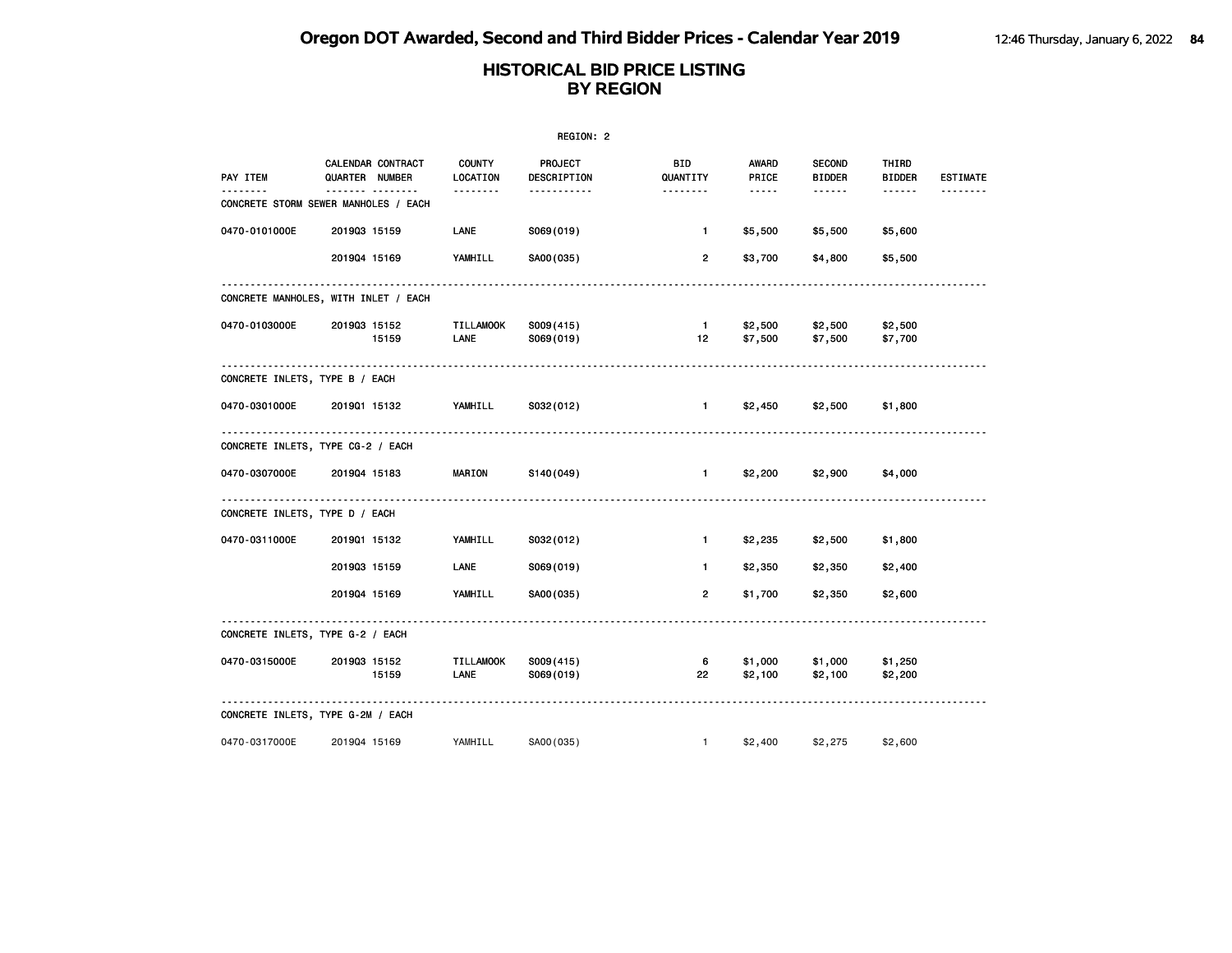# Oregon DOT Awarded, Second and Third Bidder Prices - Calendar Year 2019

## HISTORICAL BID PRICE LISTING BY REGION

REGION: 2

| PAY ITEM | CALENDAR QUARTER | CONTRACT NUMBER | COUNTY LOCATION | PROJECT DESCRIPTION | BID QUANTITY | AWARD PRICE | SECOND BIDDER | THIRD BIDDER | ESTIMATE |
|---|---|---|---|---|---|---|---|---|---|
| **CONCRETE STORM SEWER MANHOLES / EACH** | | | | | | | | | |
| 0470-0101000E | 2019Q3 | 15159 | LANE | S069(019) | 1 | $5,500 | $5,500 | $5,600 | |
| | 2019Q4 | 15169 | YAMHILL | SA00(035) | 2 | $3,700 | $4,800 | $5,500 | |
| **CONCRETE MANHOLES, WITH INLET / EACH** | | | | | | | | | |
| 0470-0103000E | 2019Q3 | 15152 | TILLAMOOK | S009(415) | 1 | $2,500 | $2,500 | $2,500 | |
| | | 15159 | LANE | S069(019) | 12 | $7,500 | $7,500 | $7,700 | |
| **CONCRETE INLETS, TYPE B / EACH** | | | | | | | | | |
| 0470-0301000E | 2019Q1 | 15132 | YAMHILL | S032(012) | 1 | $2,450 | $2,500 | $1,800 | |
| **CONCRETE INLETS, TYPE CG-2 / EACH** | | | | | | | | | |
| 0470-0307000E | 2019Q4 | 15183 | MARION | S140(049) | 1 | $2,200 | $2,900 | $4,000 | |
| **CONCRETE INLETS, TYPE D / EACH** | | | | | | | | | |
| 0470-0311000E | 2019Q1 | 15132 | YAMHILL | S032(012) | 1 | $2,235 | $2,500 | $1,800 | |
| | 2019Q3 | 15159 | LANE | S069(019) | 1 | $2,350 | $2,350 | $2,400 | |
| | 2019Q4 | 15169 | YAMHILL | SA00(035) | 2 | $1,700 | $2,350 | $2,600 | |
| **CONCRETE INLETS, TYPE G-2 / EACH** | | | | | | | | | |
| 0470-0315000E | 2019Q3 | 15152 | TILLAMOOK | S009(415) | 6 | $1,000 | $1,000 | $1,250 | |
| | | 15159 | LANE | S069(019) | 22 | $2,100 | $2,100 | $2,200 | |
| **CONCRETE INLETS, TYPE G-2M / EACH** | | | | | | | | | |
| 0470-0317000E | 2019Q4 | 15169 | YAMHILL | SA00(035) | 1 | $2,400 | $2,275 | $2,600 | |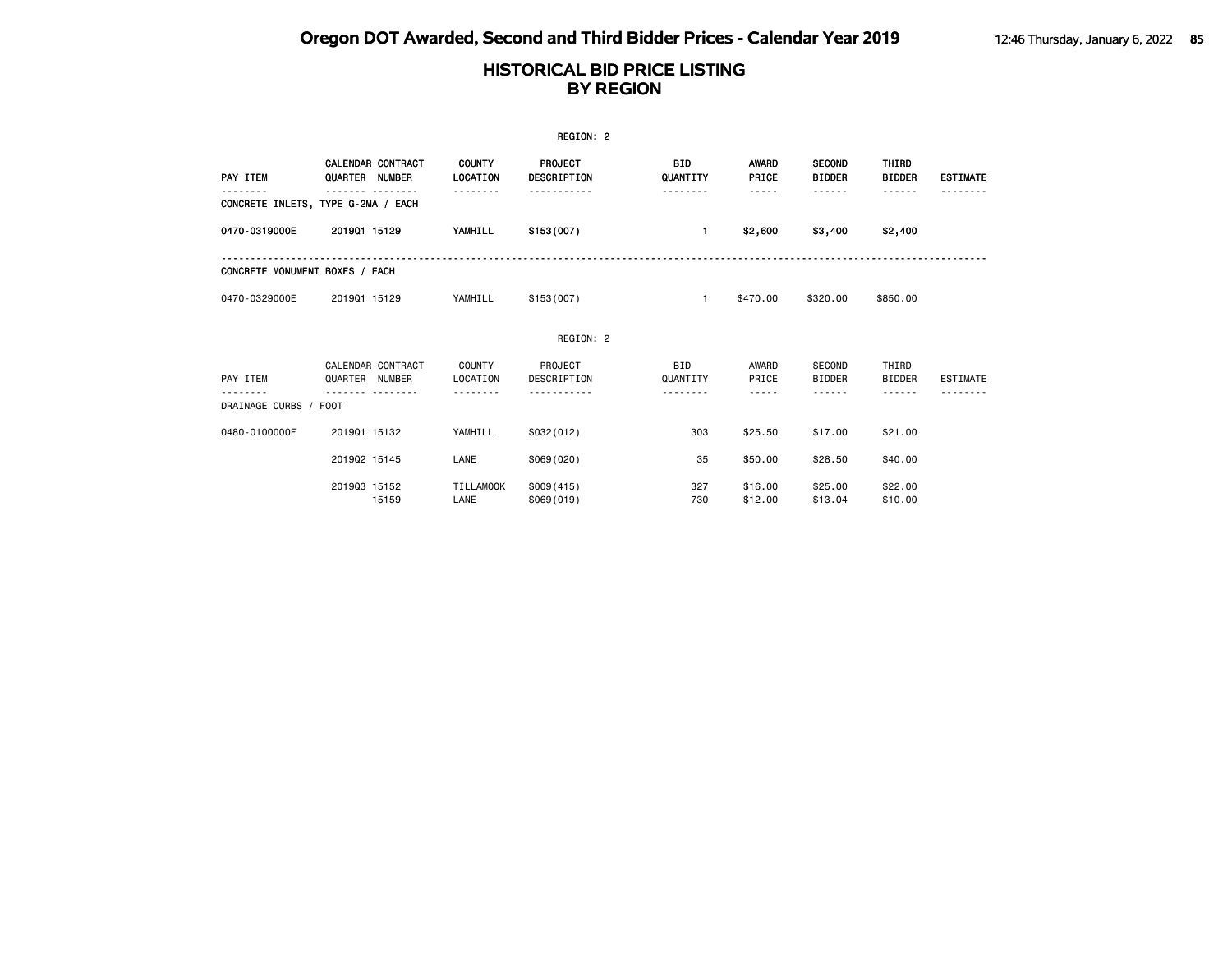## HISTORICAL BID PRICE LISTING
## BY REGION

REGION: 2

| PAY ITEM | CALENDAR QUARTER | CONTRACT NUMBER | COUNTY LOCATION | PROJECT DESCRIPTION | BID QUANTITY | AWARD PRICE | SECOND BIDDER | THIRD BIDDER | ESTIMATE |
|---|---|---|---|---|---|---|---|---|---|
| **CONCRETE INLETS, TYPE G-2MA / EACH** | | | | | | | | | |
| **0470-0319000E** | **2019Q1** | **15129** | **YAMHILL** | **S153(007)** | **1** | **$2,600** | **$3,400** | **$2,400** | |
| CONCRETE MONUMENT BOXES / EACH | | | | | | | | | |
| 0470-0329000E | 2019Q1 | 15129 | YAMHILL | S153(007) | 1 | $470.00 | $320.00 | $850.00 | |

REGION: 2

| PAY ITEM | CALENDAR QUARTER | CONTRACT NUMBER | COUNTY LOCATION | PROJECT DESCRIPTION | BID QUANTITY | AWARD PRICE | SECOND BIDDER | THIRD BIDDER | ESTIMATE |
|---|---|---|---|---|---|---|---|---|---|
| DRAINAGE CURBS / FOOT | | | | | | | | | |
| 0480-0100000F | 2019Q1 | 15132 | YAMHILL | S032(012) | 303 | $25.50 | $17.00 | $21.00 | |
| | 2019Q2 | 15145 | LANE | S069(020) | 35 | $50.00 | $28.50 | $40.00 | |
| | 2019Q3 | 15152 | TILLAMOOK | S009(415) | 327 | $16.00 | $25.00 | $22.00 | |
| | | 15159 | LANE | S069(019) | 730 | $12.00 | $13.04 | $10.00 | |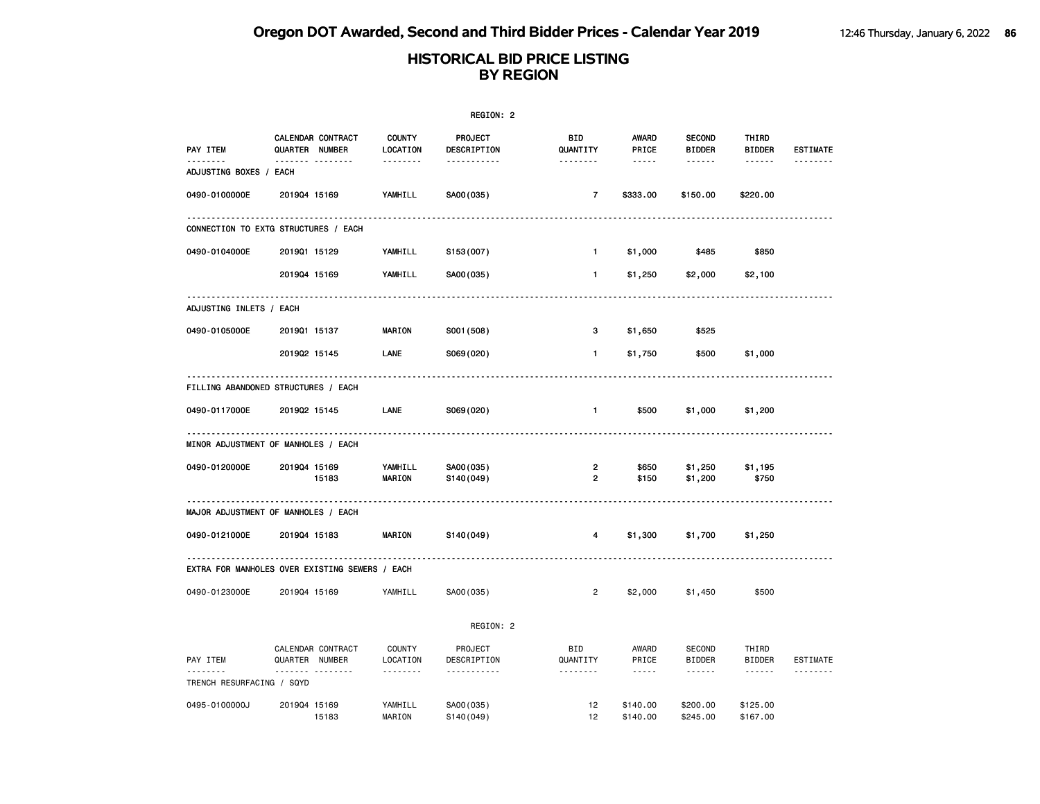# HISTORICAL BID PRICE LISTING
## BY REGION

REGION: 2

| PAY ITEM | CALENDAR QUARTER | CONTRACT NUMBER | COUNTY LOCATION | PROJECT DESCRIPTION | BID QUANTITY | AWARD PRICE | SECOND BIDDER | THIRD BIDDER | ESTIMATE |
|---|---|---|---|---|---|---|---|---|---|
| **ADJUSTING BOXES / EACH** | | | | | | | | | |
| 0490-0100000E | 2019Q4 | 15169 | YAMHILL | SA00(035) | 7 | $333.00 | $150.00 | $220.00 | |
| **CONNECTION TO EXTG STRUCTURES / EACH** | | | | | | | | | |
| 0490-0104000E | 2019Q1 | 15129 | YAMHILL | S153(007) | 1 | $1,000 | $485 | $850 | |
| | 2019Q4 | 15169 | YAMHILL | SA00(035) | 1 | $1,250 | $2,000 | $2,100 | |
| **ADJUSTING INLETS / EACH** | | | | | | | | | |
| 0490-0105000E | 2019Q1 | 15137 | MARION | S001(508) | 3 | $1,650 | $525 | | |
| | 2019Q2 | 15145 | LANE | S069(020) | 1 | $1,750 | $500 | $1,000 | |
| **FILLING ABANDONED STRUCTURES / EACH** | | | | | | | | | |
| 0490-0117000E | 2019Q2 | 15145 | LANE | S069(020) | 1 | $500 | $1,000 | $1,200 | |
| **MINOR ADJUSTMENT OF MANHOLES / EACH** | | | | | | | | | |
| 0490-0120000E | 2019Q4 | 15169 | YAMHILL | SA00(035) | 2 | $650 | $1,250 | $1,195 | |
| | | 15183 | MARION | S140(049) | 2 | $150 | $1,200 | $750 | |
| **MAJOR ADJUSTMENT OF MANHOLES / EACH** | | | | | | | | | |
| 0490-0121000E | 2019Q4 | 15183 | MARION | S140(049) | 4 | $1,300 | $1,700 | $1,250 | |
| **EXTRA FOR MANHOLES OVER EXISTING SEWERS / EACH** | | | | | | | | | |
| 0490-0123000E | 2019Q4 | 15169 | YAMHILL | SA00(035) | 2 | $2,000 | $1,450 | $500 | |

REGION: 2

| PAY ITEM | CALENDAR QUARTER | CONTRACT NUMBER | COUNTY LOCATION | PROJECT DESCRIPTION | BID QUANTITY | AWARD PRICE | SECOND BIDDER | THIRD BIDDER | ESTIMATE |
|---|---|---|---|---|---|---|---|---|---|
| **TRENCH RESURFACING / SQYD** | | | | | | | | | |
| 0495-0100000J | 2019Q4 | 15169 | YAMHILL | SA00(035) | 12 | $140.00 | $200.00 | $125.00 | |
| | | 15183 | MARION | S140(049) | 12 | $140.00 | $245.00 | $167.00 | |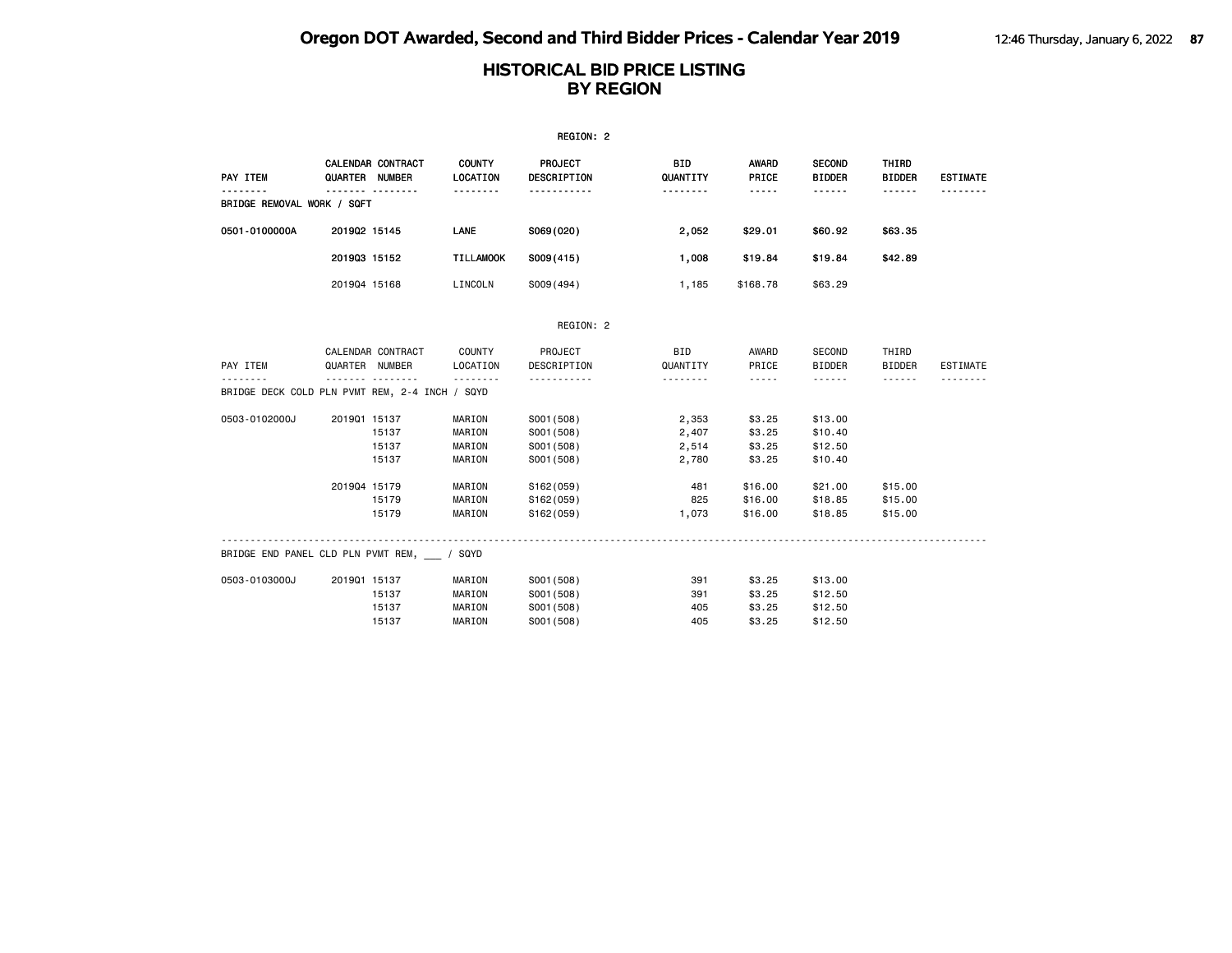# Oregon DOT Awarded, Second and Third Bidder Prices - Calendar Year 2019

## HISTORICAL BID PRICE LISTING BY REGION

REGION: 2

| PAY ITEM | CALENDAR QUARTER | CONTRACT NUMBER | COUNTY LOCATION | PROJECT DESCRIPTION | BID QUANTITY | AWARD PRICE | SECOND BIDDER | THIRD BIDDER | ESTIMATE |
|---|---|---|---|---|---|---|---|---|---|
| BRIDGE REMOVAL WORK / SQFT | | | | | | | | | |
| 0501-0100000A | 2019Q2 | 15145 | LANE | S069(020) | 2,052 | $29.01 | $60.92 | $63.35 | |
| | 2019Q3 | 15152 | TILLAMOOK | S009(415) | 1,008 | $19.84 | $19.84 | $42.89 | |
| | 2019Q4 | 15168 | LINCOLN | S009(494) | 1,185 | $168.78 | $63.29 | | |

REGION: 2

| PAY ITEM | CALENDAR QUARTER | CONTRACT NUMBER | COUNTY LOCATION | PROJECT DESCRIPTION | BID QUANTITY | AWARD PRICE | SECOND BIDDER | THIRD BIDDER | ESTIMATE |
|---|---|---|---|---|---|---|---|---|---|
| BRIDGE DECK COLD PLN PVMT REM, 2-4 INCH / SQYD | | | | | | | | | |
| 0503-0102000J | 2019Q1 | 15137 | MARION | S001(508) | 2,353 | $3.25 | $13.00 | | |
| | | 15137 | MARION | S001(508) | 2,407 | $3.25 | $10.40 | | |
| | | 15137 | MARION | S001(508) | 2,514 | $3.25 | $12.50 | | |
| | | 15137 | MARION | S001(508) | 2,780 | $3.25 | $10.40 | | |
| | 2019Q4 | 15179 | MARION | S162(059) | 481 | $16.00 | $21.00 | $15.00 | |
| | | 15179 | MARION | S162(059) | 825 | $16.00 | $18.85 | $15.00 | |
| | | 15179 | MARION | S162(059) | 1,073 | $16.00 | $18.85 | $15.00 | |
| BRIDGE END PANEL CLD PLN PVMT REM, ___ / SQYD | | | | | | | | | |
| 0503-0103000J | 2019Q1 | 15137 | MARION | S001(508) | 391 | $3.25 | $13.00 | | |
| | | 15137 | MARION | S001(508) | 391 | $3.25 | $12.50 | | |
| | | 15137 | MARION | S001(508) | 405 | $3.25 | $12.50 | | |
| | | 15137 | MARION | S001(508) | 405 | $3.25 | $12.50 | | |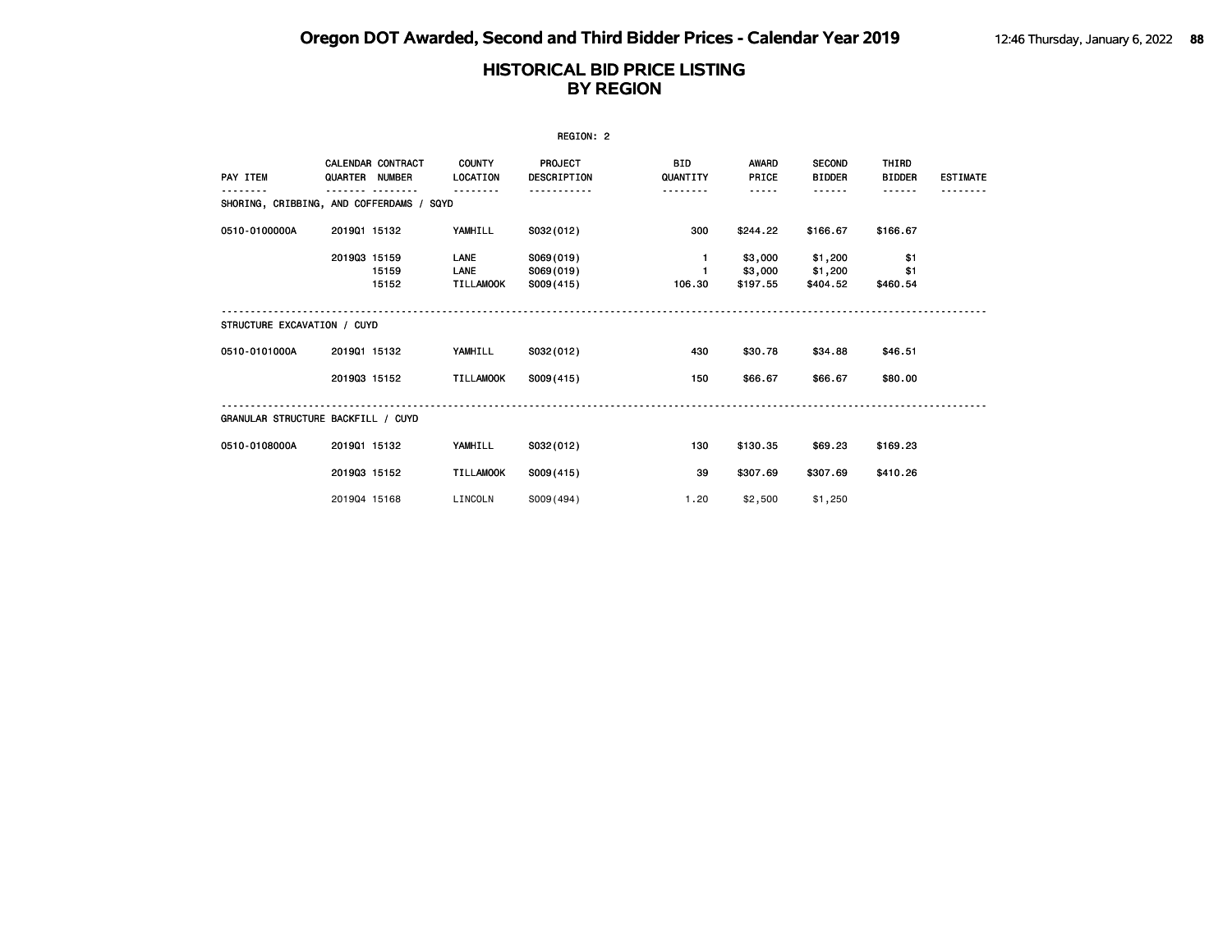# HISTORICAL BID PRICE LISTING
# BY REGION

REGION: 2

| PAY ITEM | CALENDAR QUARTER | CONTRACT NUMBER | COUNTY LOCATION | PROJECT DESCRIPTION | BID QUANTITY | AWARD PRICE | SECOND BIDDER | THIRD BIDDER | ESTIMATE |
|---|---|---|---|---|---|---|---|---|---|
| **SHORING, CRIBBING, AND COFFERDAMS / SQYD** | | | | | | | | | |
| 0510-0100000A | 2019Q1 | 15132 | YAMHILL | S032(012) | 300 | $244.22 | $166.67 | $166.67 | |
| | 2019Q3 | 15159 | LANE | S069(019) | 1 | $3,000 | $1,200 | $1 | |
| | | 15159 | LANE | S069(019) | 1 | $3,000 | $1,200 | $1 | |
| | | 15152 | TILLAMOOK | S009(415) | 106.30 | $197.55 | $404.52 | $460.54 | |
| **STRUCTURE EXCAVATION / CUYD** | | | | | | | | | |
| 0510-0101000A | 2019Q1 | 15132 | YAMHILL | S032(012) | 430 | $30.78 | $34.88 | $46.51 | |
| | 2019Q3 | 15152 | TILLAMOOK | S009(415) | 150 | $66.67 | $66.67 | $80.00 | |
| **GRANULAR STRUCTURE BACKFILL / CUYD** | | | | | | | | | |
| 0510-0108000A | 2019Q1 | 15132 | YAMHILL | S032(012) | 130 | $130.35 | $69.23 | $169.23 | |
| | 2019Q3 | 15152 | TILLAMOOK | S009(415) | 39 | $307.69 | $307.69 | $410.26 | |
| | 2019Q4 | 15168 | LINCOLN | S009(494) | 1.20 | $2,500 | $1,250 | | |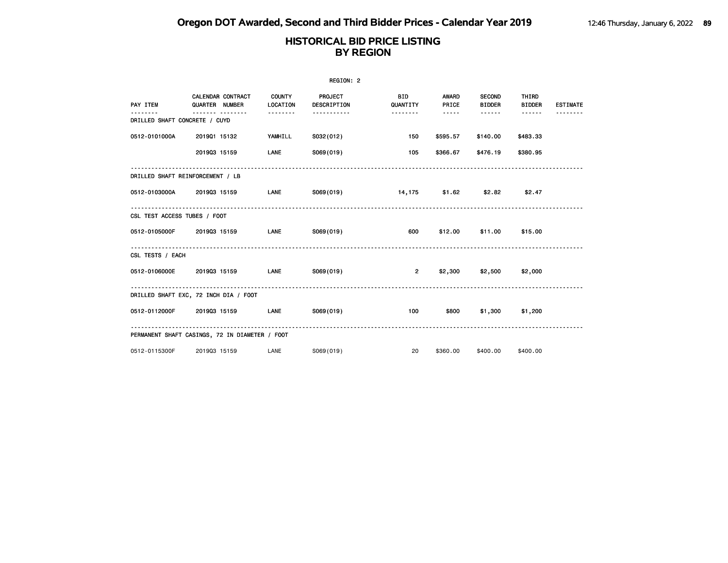# HISTORICAL BID PRICE LISTING
# BY REGION

REGION: 2

| PAY ITEM | CALENDAR QUARTER | CONTRACT NUMBER | COUNTY LOCATION | PROJECT DESCRIPTION | BID QUANTITY | AWARD PRICE | SECOND BIDDER | THIRD BIDDER | ESTIMATE |
|---|---|---|---|---|---|---|---|---|---|
| **DRILLED SHAFT CONCRETE / CUYD** | | | | | | | | | |
| 0512-0101000A | 2019Q1 | 15132 | YAMHILL | S032(012) | 150 | $595.57 | $140.00 | $483.33 | |
| | 2019Q3 | 15159 | LANE | S069(019) | 105 | $366.67 | $476.19 | $380.95 | |
| **DRILLED SHAFT REINFORCEMENT / LB** | | | | | | | | | |
| 0512-0103000A | 2019Q3 | 15159 | LANE | S069(019) | 14,175 | $1.62 | $2.82 | $2.47 | |
| **CSL TEST ACCESS TUBES / FOOT** | | | | | | | | | |
| 0512-0105000F | 2019Q3 | 15159 | LANE | S069(019) | 600 | $12.00 | $11.00 | $15.00 | |
| **CSL TESTS / EACH** | | | | | | | | | |
| 0512-0106000E | 2019Q3 | 15159 | LANE | S069(019) | 2 | $2,300 | $2,500 | $2,000 | |
| **DRILLED SHAFT EXC, 72 INCH DIA / FOOT** | | | | | | | | | |
| 0512-0112000F | 2019Q3 | 15159 | LANE | S069(019) | 100 | $800 | $1,300 | $1,200 | |
| **PERMANENT SHAFT CASINGS, 72 IN DIAMETER / FOOT** | | | | | | | | | |
| 0512-0115300F | 2019Q3 | 15159 | LANE | S069(019) | 20 | $360.00 | $400.00 | $400.00 | |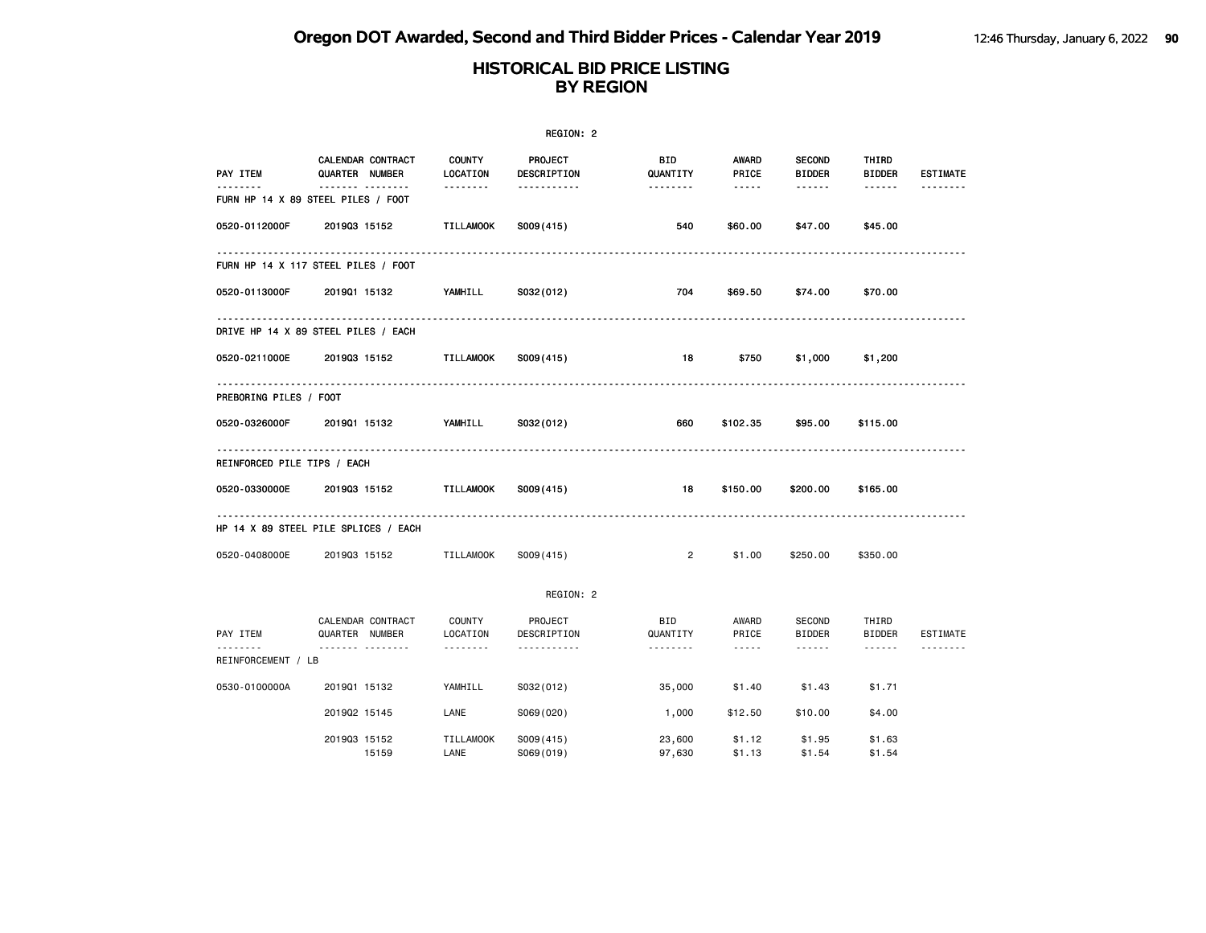# Oregon DOT Awarded, Second and Third Bidder Prices - Calendar Year 2019

## HISTORICAL BID PRICE LISTING BY REGION

REGION: 2

| PAY ITEM | CALENDAR QUARTER | CONTRACT NUMBER | COUNTY LOCATION | PROJECT DESCRIPTION | BID QUANTITY | AWARD PRICE | SECOND BIDDER | THIRD BIDDER | ESTIMATE |
|---|---|---|---|---|---|---|---|---|---|
| FURN HP 14 X 89 STEEL PILES / FOOT | | | | | | | | | |
| 0520-0112000F | 2019Q3 | 15152 | TILLAMOOK | S009(415) | 540 | $60.00 | $47.00 | $45.00 | |
| FURN HP 14 X 117 STEEL PILES / FOOT | | | | | | | | | |
| 0520-0113000F | 2019Q1 | 15132 | YAMHILL | S032(012) | 704 | $69.50 | $74.00 | $70.00 | |
| DRIVE HP 14 X 89 STEEL PILES / EACH | | | | | | | | | |
| 0520-0211000E | 2019Q3 | 15152 | TILLAMOOK | S009(415) | 18 | $750 | $1,000 | $1,200 | |
| PREBORING PILES / FOOT | | | | | | | | | |
| 0520-0326000F | 2019Q1 | 15132 | YAMHILL | S032(012) | 660 | $102.35 | $95.00 | $115.00 | |
| REINFORCED PILE TIPS / EACH | | | | | | | | | |
| 0520-0330000E | 2019Q3 | 15152 | TILLAMOOK | S009(415) | 18 | $150.00 | $200.00 | $165.00 | |
| HP 14 X 89 STEEL PILE SPLICES / EACH | | | | | | | | | |
| 0520-0408000E | 2019Q3 | 15152 | TILLAMOOK | S009(415) | 2 | $1.00 | $250.00 | $350.00 | |

REGION: 2

| PAY ITEM | CALENDAR QUARTER | CONTRACT NUMBER | COUNTY LOCATION | PROJECT DESCRIPTION | BID QUANTITY | AWARD PRICE | SECOND BIDDER | THIRD BIDDER | ESTIMATE |
|---|---|---|---|---|---|---|---|---|---|
| REINFORCEMENT / LB | | | | | | | | | |
| 0530-0100000A | 2019Q1 | 15132 | YAMHILL | S032(012) | 35,000 | $1.40 | $1.43 | $1.71 | |
| | 2019Q2 | 15145 | LANE | S069(020) | 1,000 | $12.50 | $10.00 | $4.00 | |
| | 2019Q3 | 15152 | TILLAMOOK | S009(415) | 23,600 | $1.12 | $1.95 | $1.63 | |
| | | 15159 | LANE | S069(019) | 97,630 | $1.13 | $1.54 | $1.54 | |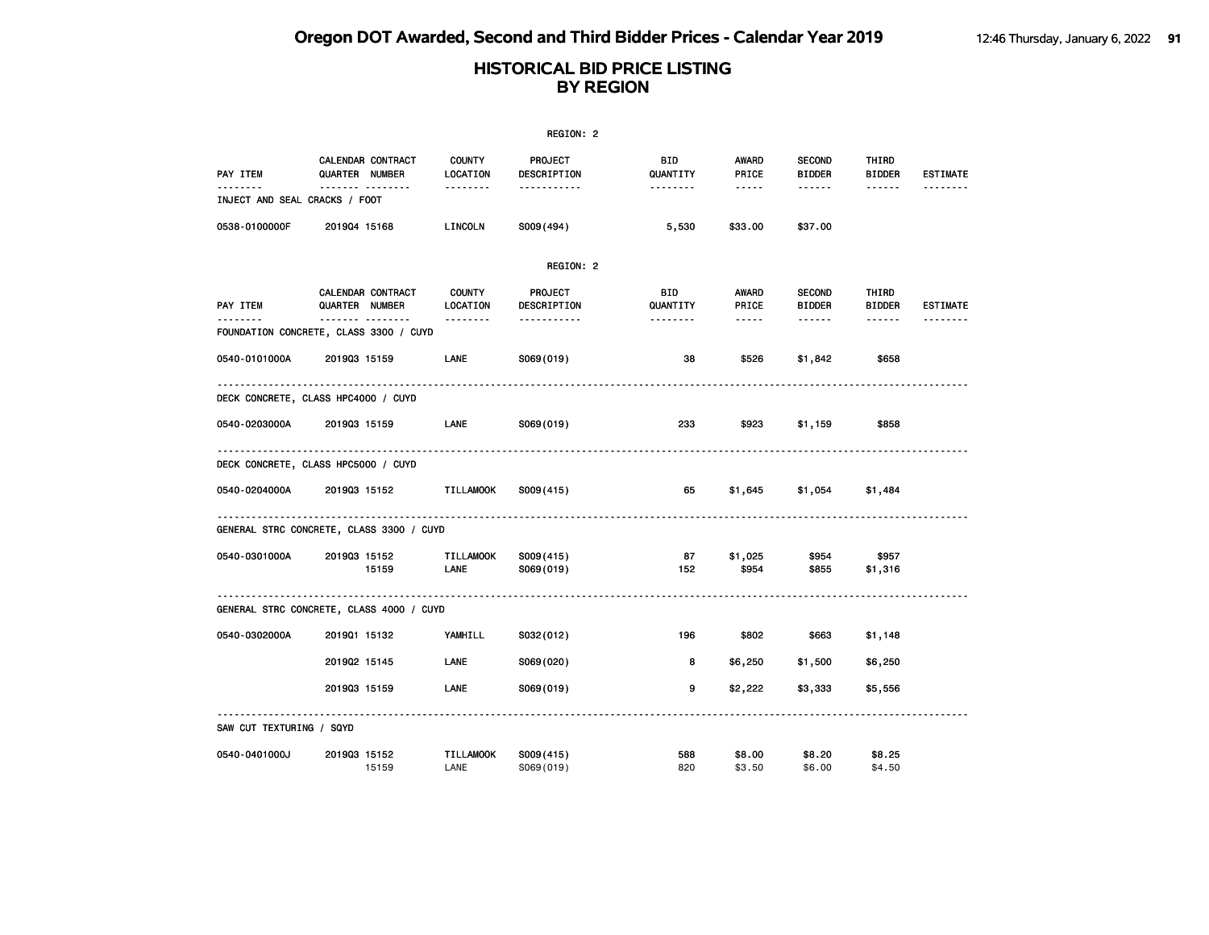# Oregon DOT Awarded, Second and Third Bidder Prices - Calendar Year 2019

## HISTORICAL BID PRICE LISTING BY REGION

REGION: 2

| PAY ITEM | CALENDAR QUARTER | CONTRACT NUMBER | COUNTY LOCATION | PROJECT DESCRIPTION | BID QUANTITY | AWARD PRICE | SECOND BIDDER | THIRD BIDDER | ESTIMATE |
|---|---|---|---|---|---|---|---|---|---|
| INJECT AND SEAL CRACKS / FOOT | | | | | | | | | |
| 0538-0100000F | 2019Q4 | 15168 | LINCOLN | S009(494) | 5,530 | $33.00 | $37.00 | | |

REGION: 2

| PAY ITEM | CALENDAR QUARTER | CONTRACT NUMBER | COUNTY LOCATION | PROJECT DESCRIPTION | BID QUANTITY | AWARD PRICE | SECOND BIDDER | THIRD BIDDER | ESTIMATE |
|---|---|---|---|---|---|---|---|---|---|
| FOUNDATION CONCRETE, CLASS 3300 / CUYD | | | | | | | | | |
| 0540-0101000A | 2019Q3 | 15159 | LANE | S069(019) | 38 | $526 | $1,842 | $658 | |
| DECK CONCRETE, CLASS HPC4000 / CUYD | | | | | | | | | |
| 0540-0203000A | 2019Q3 | 15159 | LANE | S069(019) | 233 | $923 | $1,159 | $858 | |
| DECK CONCRETE, CLASS HPC5000 / CUYD | | | | | | | | | |
| 0540-0204000A | 2019Q3 | 15152 | TILLAMOOK | S009(415) | 65 | $1,645 | $1,054 | $1,484 | |
| GENERAL STRC CONCRETE, CLASS 3300 / CUYD | | | | | | | | | |
| 0540-0301000A | 2019Q3 | 15152 | TILLAMOOK | S009(415) | 87 | $1,025 | $954 | $957 | |
| | | 15159 | LANE | S069(019) | 152 | $954 | $855 | $1,316 | |
| GENERAL STRC CONCRETE, CLASS 4000 / CUYD | | | | | | | | | |
| 0540-0302000A | 2019Q1 | 15132 | YAMHILL | S032(012) | 196 | $802 | $663 | $1,148 | |
| | 2019Q2 | 15145 | LANE | S069(020) | 8 | $6,250 | $1,500 | $6,250 | |
| | 2019Q3 | 15159 | LANE | S069(019) | 9 | $2,222 | $3,333 | $5,556 | |
| SAW CUT TEXTURING / SQYD | | | | | | | | | |
| 0540-0401000J | 2019Q3 | 15152 | TILLAMOOK | S009(415) | 588 | $8.00 | $8.20 | $8.25 | |
| | | 15159 | LANE | S069(019) | 820 | $3.50 | $6.00 | $4.50 | |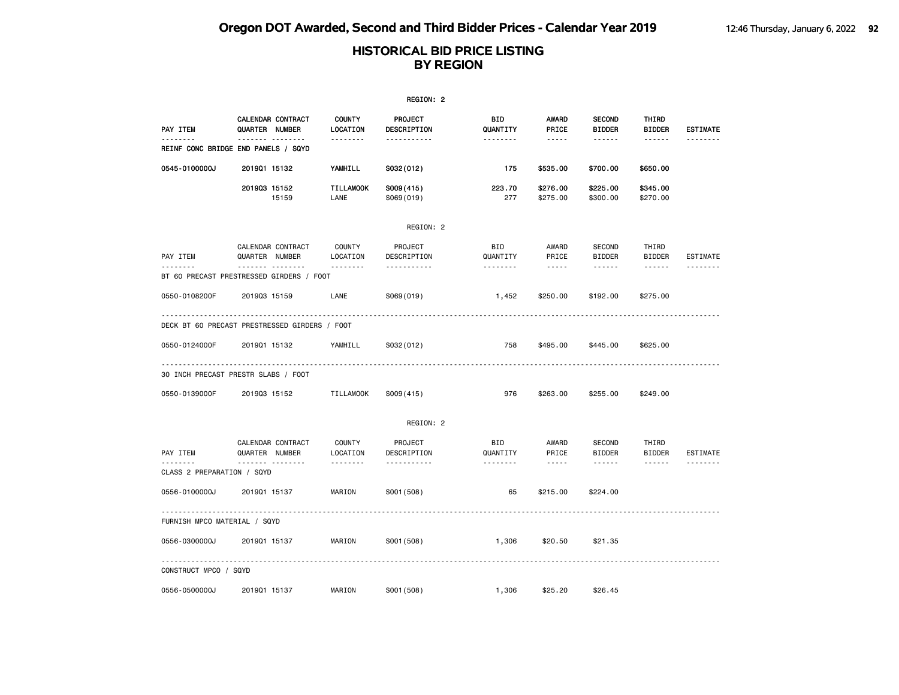# HISTORICAL BID PRICE LISTING
## BY REGION

REGION: 2

| PAY ITEM | CALENDAR QUARTER | CONTRACT NUMBER | COUNTY LOCATION | PROJECT DESCRIPTION | BID QUANTITY | AWARD PRICE | SECOND BIDDER | THIRD BIDDER | ESTIMATE |
|---|---|---|---|---|---|---|---|---|---|
| **REINF CONC BRIDGE END PANELS / SQYD** | | | | | | | | | |
| 0545-0100000J | 2019Q1 | 15132 | YAMHILL | S032(012) | 175 | $535.00 | $700.00 | $650.00 | |
| | 2019Q3 | 15152 | TILLAMOOK | S009(415) | 223.70 | $276.00 | $225.00 | $345.00 | |
| | | 15159 | LANE | S069(019) | 277 | $275.00 | $300.00 | $270.00 | |

REGION: 2

| PAY ITEM | CALENDAR QUARTER | CONTRACT NUMBER | COUNTY LOCATION | PROJECT DESCRIPTION | BID QUANTITY | AWARD PRICE | SECOND BIDDER | THIRD BIDDER | ESTIMATE |
|---|---|---|---|---|---|---|---|---|---|
| **BT 60 PRECAST PRESTRESSED GIRDERS / FOOT** | | | | | | | | | |
| 0550-0108200F | 2019Q3 | 15159 | LANE | S069(019) | 1,452 | $250.00 | $192.00 | $275.00 | |
| **DECK BT 60 PRECAST PRESTRESSED GIRDERS / FOOT** | | | | | | | | | |
| 0550-0124000F | 2019Q1 | 15132 | YAMHILL | S032(012) | 758 | $495.00 | $445.00 | $625.00 | |
| **30 INCH PRECAST PRESTR SLABS / FOOT** | | | | | | | | | |
| 0550-0139000F | 2019Q3 | 15152 | TILLAMOOK | S009(415) | 976 | $263.00 | $255.00 | $249.00 | |

REGION: 2

| PAY ITEM | CALENDAR QUARTER | CONTRACT NUMBER | COUNTY LOCATION | PROJECT DESCRIPTION | BID QUANTITY | AWARD PRICE | SECOND BIDDER | THIRD BIDDER | ESTIMATE |
|---|---|---|---|---|---|---|---|---|---|
| **CLASS 2 PREPARATION / SQYD** | | | | | | | | | |
| 0556-0100000J | 2019Q1 | 15137 | MARION | S001(508) | 65 | $215.00 | $224.00 | | |
| **FURNISH MPCO MATERIAL / SQYD** | | | | | | | | | |
| 0556-0300000J | 2019Q1 | 15137 | MARION | S001(508) | 1,306 | $20.50 | $21.35 | | |
| **CONSTRUCT MPCO / SQYD** | | | | | | | | | |
| 0556-0500000J | 2019Q1 | 15137 | MARION | S001(508) | 1,306 | $25.20 | $26.45 | | |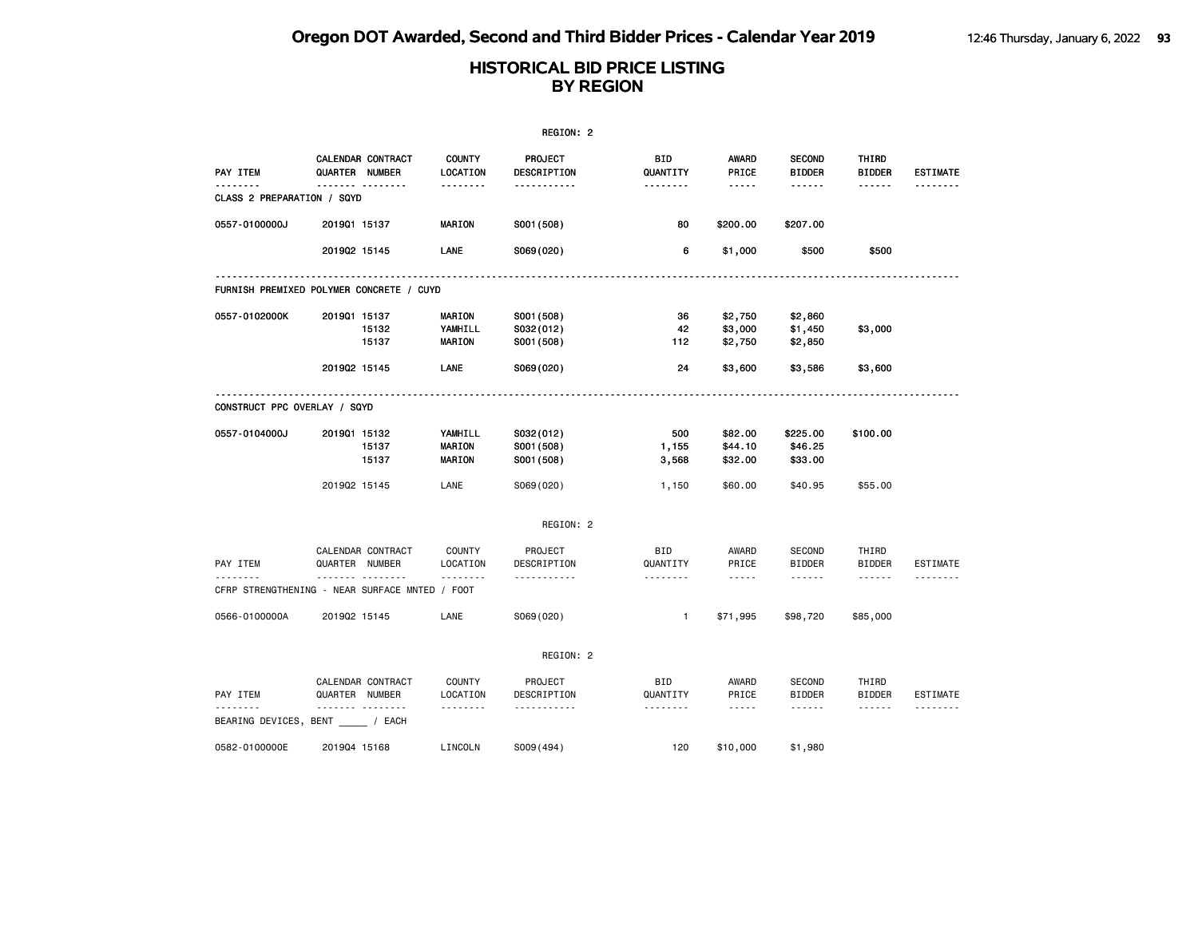# Oregon DOT Awarded, Second and Third Bidder Prices - Calendar Year 2019

## HISTORICAL BID PRICE LISTING BY REGION

REGION: 2

| PAY ITEM | CALENDAR QUARTER | CONTRACT NUMBER | COUNTY LOCATION | PROJECT DESCRIPTION | BID QUANTITY | AWARD PRICE | SECOND BIDDER | THIRD BIDDER | ESTIMATE |
|---|---|---|---|---|---|---|---|---|---|
| **CLASS 2 PREPARATION / SQYD** | | | | | | | | | |
| 0557-0100000J | 2019Q1 | 15137 | MARION | S001(508) | 80 | $200.00 | $207.00 | | |
| | 2019Q2 | 15145 | LANE | S069(020) | 6 | $1,000 | $500 | $500 | |
| **FURNISH PREMIXED POLYMER CONCRETE / CUYD** | | | | | | | | | |
| 0557-0102000K | 2019Q1 | 15137 | MARION | S001(508) | 36 | $2,750 | $2,860 | | |
| | | 15132 | YAMHILL | S032(012) | 42 | $3,000 | $1,450 | $3,000 | |
| | | 15137 | MARION | S001(508) | 112 | $2,750 | $2,850 | | |
| | 2019Q2 | 15145 | LANE | S069(020) | 24 | $3,600 | $3,586 | $3,600 | |
| **CONSTRUCT PPC OVERLAY / SQYD** | | | | | | | | | |
| 0557-0104000J | 2019Q1 | 15132 | YAMHILL | S032(012) | 500 | $82.00 | $225.00 | $100.00 | |
| | | 15137 | MARION | S001(508) | 1,155 | $44.10 | $46.25 | | |
| | | 15137 | MARION | S001(508) | 3,568 | $32.00 | $33.00 | | |
| | 2019Q2 | 15145 | LANE | S069(020) | 1,150 | $60.00 | $40.95 | $55.00 | |

REGION: 2

| PAY ITEM | CALENDAR QUARTER | CONTRACT NUMBER | COUNTY LOCATION | PROJECT DESCRIPTION | BID QUANTITY | AWARD PRICE | SECOND BIDDER | THIRD BIDDER | ESTIMATE |
|---|---|---|---|---|---|---|---|---|---|
| **CFRP STRENGTHENING - NEAR SURFACE MNTED / FOOT** | | | | | | | | | |
| 0566-0100000A | 2019Q2 | 15145 | LANE | S069(020) | 1 | $71,995 | $98,720 | $85,000 | |

REGION: 2

| PAY ITEM | CALENDAR QUARTER | CONTRACT NUMBER | COUNTY LOCATION | PROJECT DESCRIPTION | BID QUANTITY | AWARD PRICE | SECOND BIDDER | THIRD BIDDER | ESTIMATE |
|---|---|---|---|---|---|---|---|---|---|
| **BEARING DEVICES, BENT _____ / EACH** | | | | | | | | | |
| 0582-0100000E | 2019Q4 | 15168 | LINCOLN | S009(494) | 120 | $10,000 | $1,980 | | |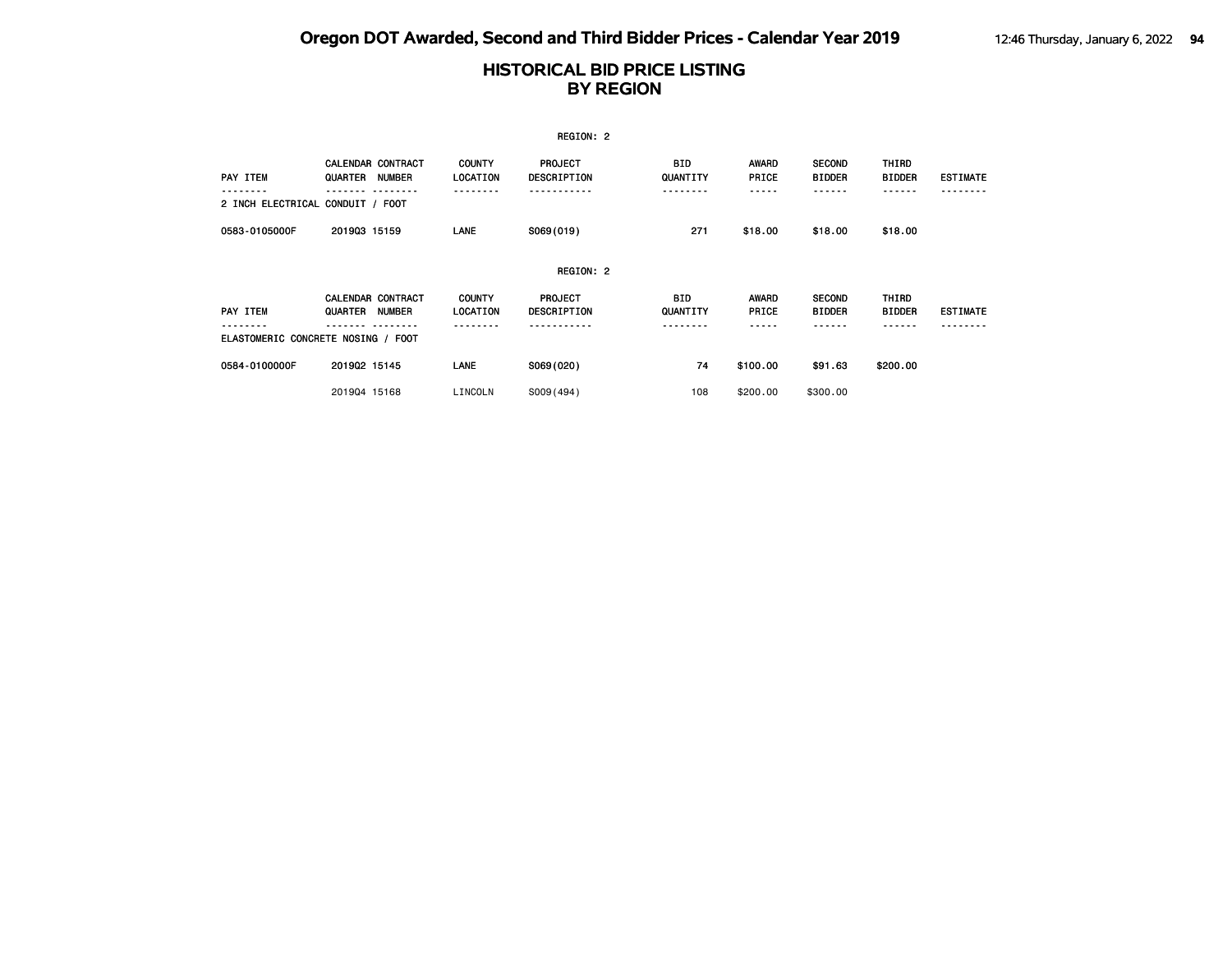# HISTORICAL BID PRICE LISTING
# BY REGION

REGION: 2

| PAY ITEM | CALENDAR QUARTER | CONTRACT NUMBER | COUNTY LOCATION | PROJECT DESCRIPTION | BID QUANTITY | AWARD PRICE | SECOND BIDDER | THIRD BIDDER | ESTIMATE |
|---|---|---|---|---|---|---|---|---|---|
| 2 INCH ELECTRICAL CONDUIT / FOOT | | | | | | | | | |
| 0583-0105000F | 2019Q3 | 15159 | LANE | S069(019) | 271 | $18.00 | $18.00 | $18.00 | |

REGION: 2

| PAY ITEM | CALENDAR QUARTER | CONTRACT NUMBER | COUNTY LOCATION | PROJECT DESCRIPTION | BID QUANTITY | AWARD PRICE | SECOND BIDDER | THIRD BIDDER | ESTIMATE |
|---|---|---|---|---|---|---|---|---|---|
| ELASTOMERIC CONCRETE NOSING / FOOT | | | | | | | | | |
| 0584-0100000F | 2019Q2 | 15145 | LANE | S069(020) | 74 | $100.00 | $91.63 | $200.00 | |
| | 2019Q4 | 15168 | LINCOLN | S009(494) | 108 | $200.00 | $300.00 | | |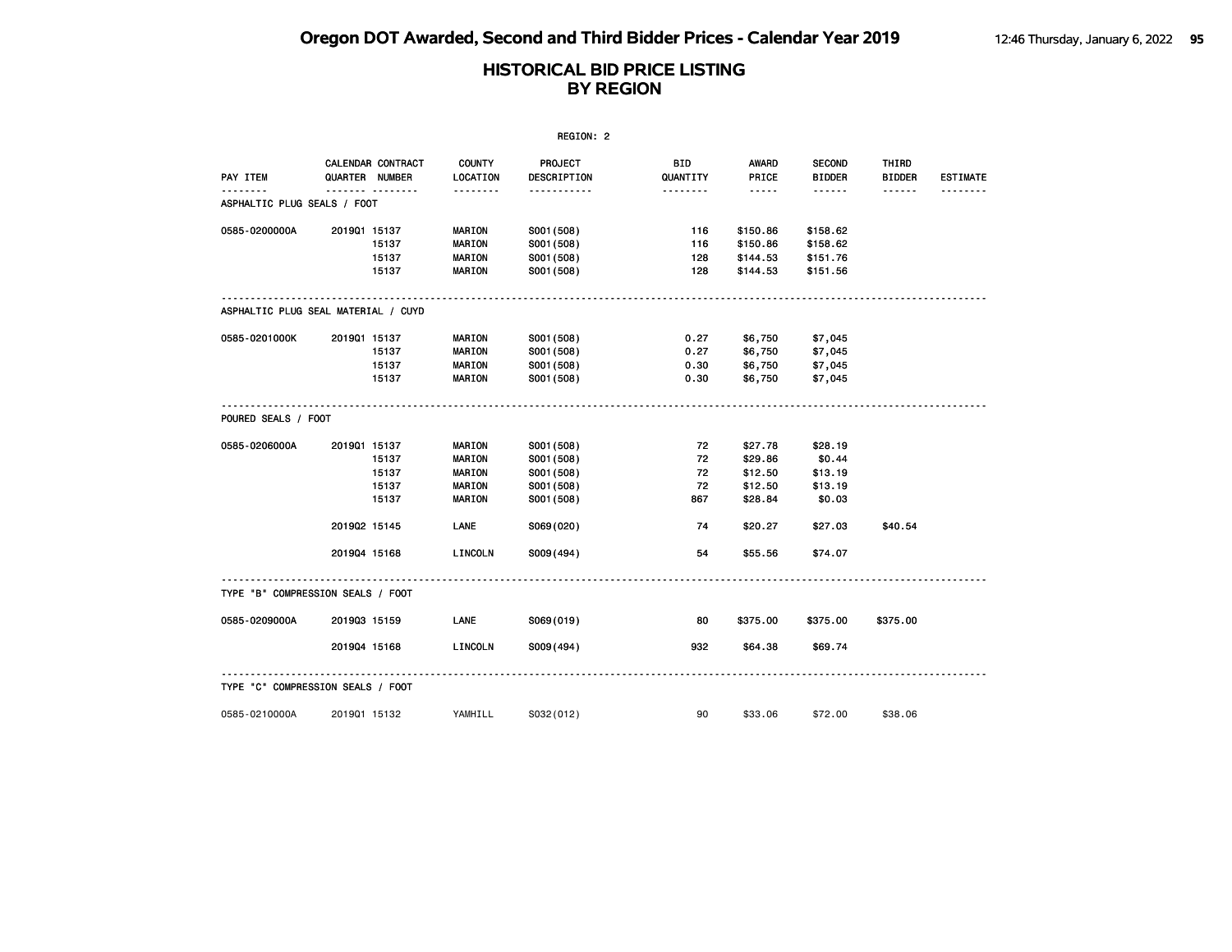# Oregon DOT Awarded, Second and Third Bidder Prices - Calendar Year 2019

## HISTORICAL BID PRICE LISTING BY REGION

REGION: 2

| PAY ITEM | CALENDAR QUARTER | CONTRACT NUMBER | COUNTY LOCATION | PROJECT DESCRIPTION | BID QUANTITY | AWARD PRICE | SECOND BIDDER | THIRD BIDDER | ESTIMATE |
|---|---|---|---|---|---|---|---|---|---|
| **ASPHALTIC PLUG SEALS / FOOT** | | | | | | | | | |
| 0585-0200000A | 2019Q1 | 15137 | MARION | S001(508) | 116 | $150.86 | $158.62 | | |
| | | 15137 | MARION | S001(508) | 116 | $150.86 | $158.62 | | |
| | | 15137 | MARION | S001(508) | 128 | $144.53 | $151.76 | | |
| | | 15137 | MARION | S001(508) | 128 | $144.53 | $151.56 | | |
| **ASPHALTIC PLUG SEAL MATERIAL / CUYD** | | | | | | | | | |
| 0585-0201000K | 2019Q1 | 15137 | MARION | S001(508) | 0.27 | $6,750 | $7,045 | | |
| | | 15137 | MARION | S001(508) | 0.27 | $6,750 | $7,045 | | |
| | | 15137 | MARION | S001(508) | 0.30 | $6,750 | $7,045 | | |
| | | 15137 | MARION | S001(508) | 0.30 | $6,750 | $7,045 | | |
| **POURED SEALS / FOOT** | | | | | | | | | |
| 0585-0206000A | 2019Q1 | 15137 | MARION | S001(508) | 72 | $27.78 | $28.19 | | |
| | | 15137 | MARION | S001(508) | 72 | $29.86 | $0.44 | | |
| | | 15137 | MARION | S001(508) | 72 | $12.50 | $13.19 | | |
| | | 15137 | MARION | S001(508) | 72 | $12.50 | $13.19 | | |
| | | 15137 | MARION | S001(508) | 867 | $28.84 | $0.03 | | |
| | 2019Q2 | 15145 | LANE | S069(020) | 74 | $20.27 | $27.03 | $40.54 | |
| | 2019Q4 | 15168 | LINCOLN | S009(494) | 54 | $55.56 | $74.07 | | |
| **TYPE "B" COMPRESSION SEALS / FOOT** | | | | | | | | | |
| 0585-0209000A | 2019Q3 | 15159 | LANE | S069(019) | 80 | $375.00 | $375.00 | $375.00 | |
| | 2019Q4 | 15168 | LINCOLN | S009(494) | 932 | $64.38 | $69.74 | | |
| **TYPE "C" COMPRESSION SEALS / FOOT** | | | | | | | | | |
| 0585-0210000A | 2019Q1 | 15132 | YAMHILL | S032(012) | 90 | $33.06 | $72.00 | $38.06 | |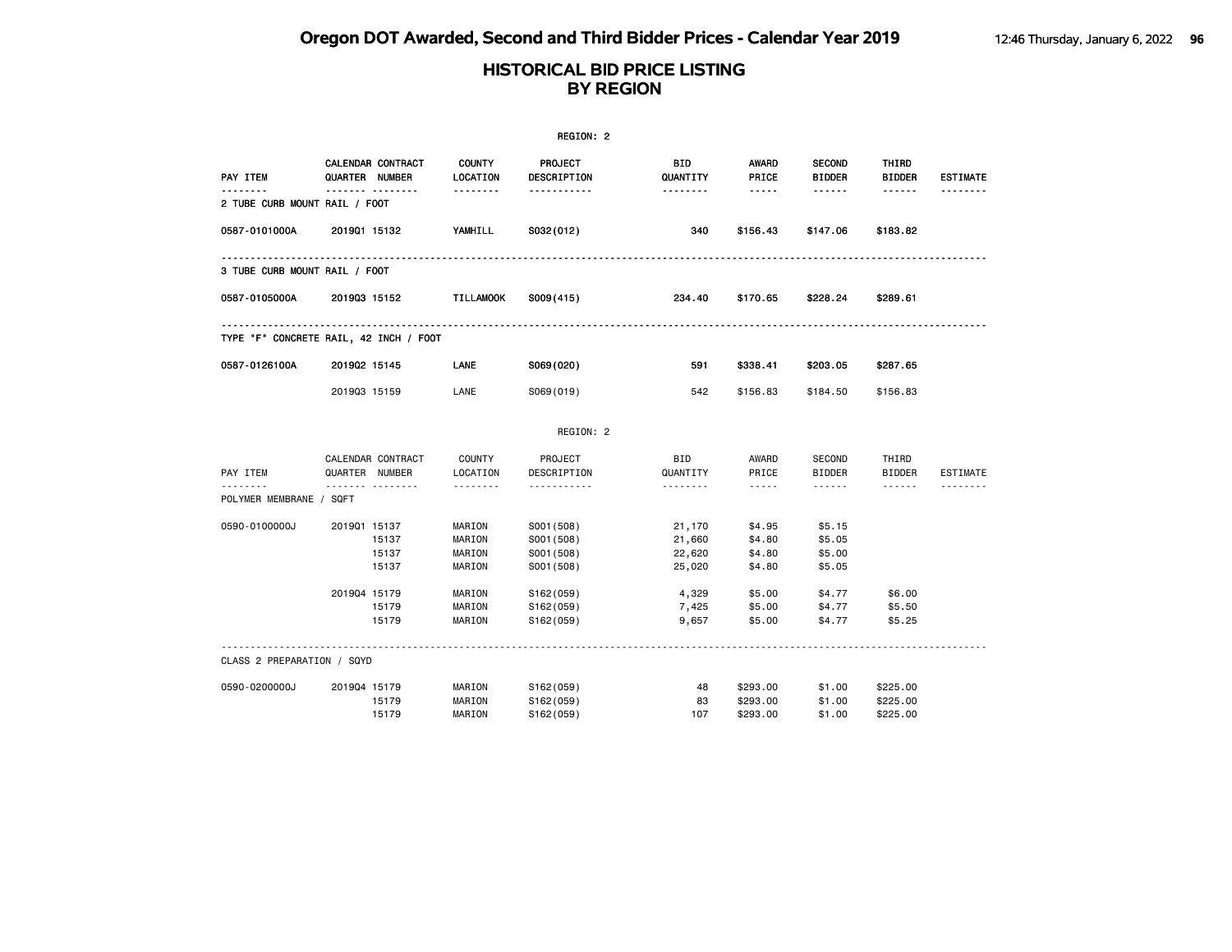# HISTORICAL BID PRICE LISTING
## BY REGION

REGION: 2

| PAY ITEM | CALENDAR QUARTER | CONTRACT NUMBER | COUNTY LOCATION | PROJECT DESCRIPTION | BID QUANTITY | AWARD PRICE | SECOND BIDDER | THIRD BIDDER | ESTIMATE |
|---|---|---|---|---|---|---|---|---|---|
| **2 TUBE CURB MOUNT RAIL / FOOT** | | | | | | | | | |
| 0587-0101000A | 2019Q1 | 15132 | YAMHILL | S032(012) | 340 | $156.43 | $147.06 | $183.82 | |
| **3 TUBE CURB MOUNT RAIL / FOOT** | | | | | | | | | |
| 0587-0105000A | 2019Q3 | 15152 | TILLAMOOK | S009(415) | 234.40 | $170.65 | $228.24 | $289.61 | |
| **TYPE "F" CONCRETE RAIL, 42 INCH / FOOT** | | | | | | | | | |
| 0587-0126100A | 2019Q2 | 15145 | LANE | S069(020) | 591 | $338.41 | $203.05 | $287.65 | |
| | 2019Q3 | 15159 | LANE | S069(019) | 542 | $156.83 | $184.50 | $156.83 | |

REGION: 2

| PAY ITEM | CALENDAR QUARTER | CONTRACT NUMBER | COUNTY LOCATION | PROJECT DESCRIPTION | BID QUANTITY | AWARD PRICE | SECOND BIDDER | THIRD BIDDER | ESTIMATE |
|---|---|---|---|---|---|---|---|---|---|
| **POLYMER MEMBRANE / SQFT** | | | | | | | | | |
| 0590-0100000J | 2019Q1 | 15137 | MARION | S001(508) | 21,170 | $4.95 | $5.15 | | |
| | | 15137 | MARION | S001(508) | 21,660 | $4.80 | $5.05 | | |
| | | 15137 | MARION | S001(508) | 22,620 | $4.80 | $5.00 | | |
| | | 15137 | MARION | S001(508) | 25,020 | $4.80 | $5.05 | | |
| | 2019Q4 | 15179 | MARION | S162(059) | 4,329 | $5.00 | $4.77 | $6.00 | |
| | | 15179 | MARION | S162(059) | 7,425 | $5.00 | $4.77 | $5.50 | |
| | | 15179 | MARION | S162(059) | 9,657 | $5.00 | $4.77 | $5.25 | |
| **CLASS 2 PREPARATION / SQYD** | | | | | | | | | |
| 0590-0200000J | 2019Q4 | 15179 | MARION | S162(059) | 48 | $293.00 | $1.00 | $225.00 | |
| | | 15179 | MARION | S162(059) | 83 | $293.00 | $1.00 | $225.00 | |
| | | 15179 | MARION | S162(059) | 107 | $293.00 | $1.00 | $225.00 | |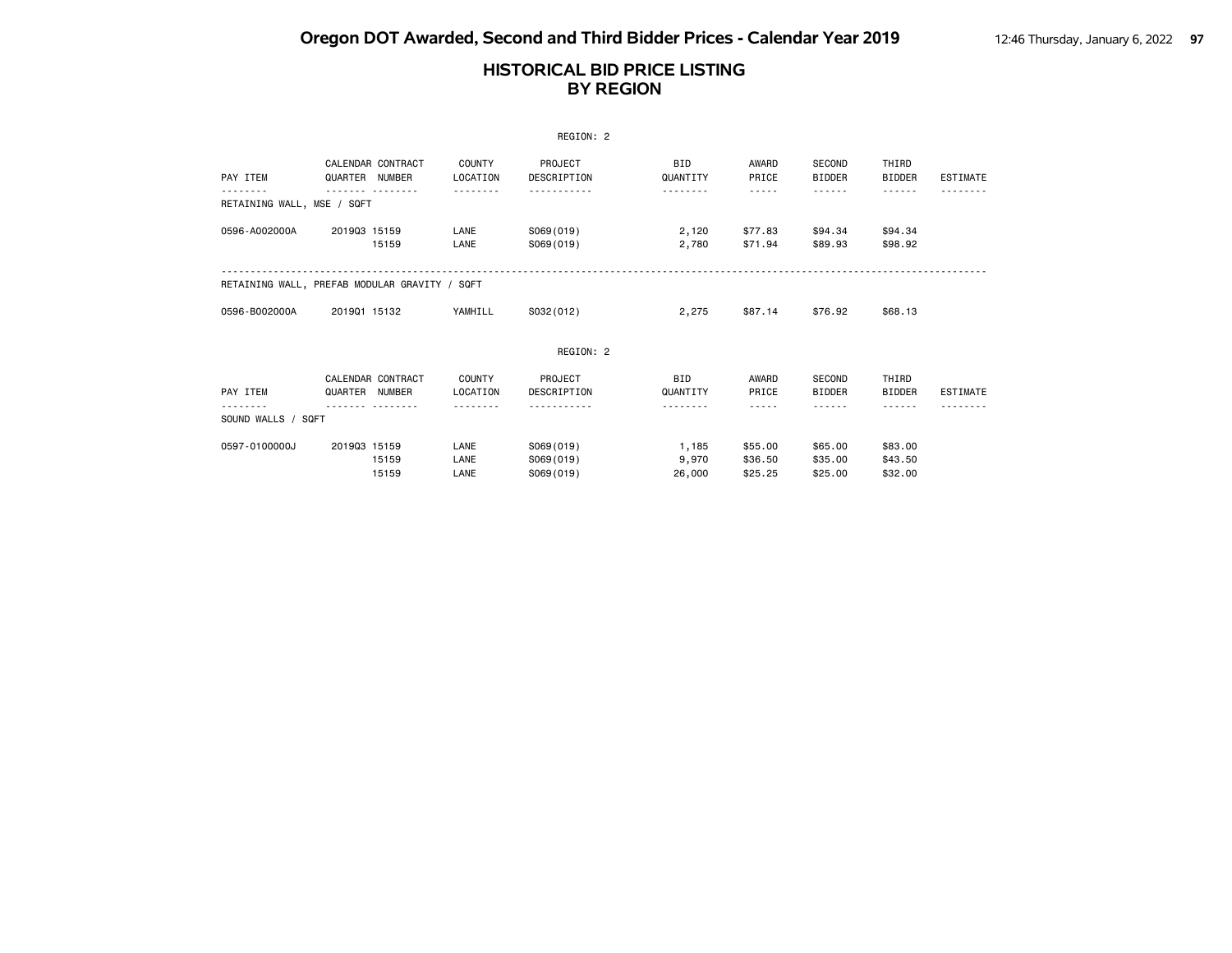## HISTORICAL BID PRICE LISTING BY REGION

REGION: 2

| PAY ITEM | CALENDAR QUARTER | CONTRACT NUMBER | COUNTY LOCATION | PROJECT DESCRIPTION | BID QUANTITY | AWARD PRICE | SECOND BIDDER | THIRD BIDDER | ESTIMATE |
|---|---|---|---|---|---|---|---|---|---|
| RETAINING WALL, MSE / SQFT | | | | | | | | | |
| 0596-A002000A | 2019Q3 | 15159 | LANE | S069(019) | 2,120 | $77.83 | $94.34 | $94.34 | |
| | | 15159 | LANE | S069(019) | 2,780 | $71.94 | $89.93 | $98.92 | |
| RETAINING WALL, PREFAB MODULAR GRAVITY / SQFT | | | | | | | | | |
| 0596-B002000A | 2019Q1 | 15132 | YAMHILL | S032(012) | 2,275 | $87.14 | $76.92 | $68.13 | |

REGION: 2

| PAY ITEM | CALENDAR QUARTER | CONTRACT NUMBER | COUNTY LOCATION | PROJECT DESCRIPTION | BID QUANTITY | AWARD PRICE | SECOND BIDDER | THIRD BIDDER | ESTIMATE |
|---|---|---|---|---|---|---|---|---|---|
| SOUND WALLS / SQFT | | | | | | | | | |
| 0597-0100000J | 2019Q3 | 15159 | LANE | S069(019) | 1,185 | $55.00 | $65.00 | $83.00 | |
| | | 15159 | LANE | S069(019) | 9,970 | $36.50 | $35.00 | $43.50 | |
| | | 15159 | LANE | S069(019) | 26,000 | $25.25 | $25.00 | $32.00 | |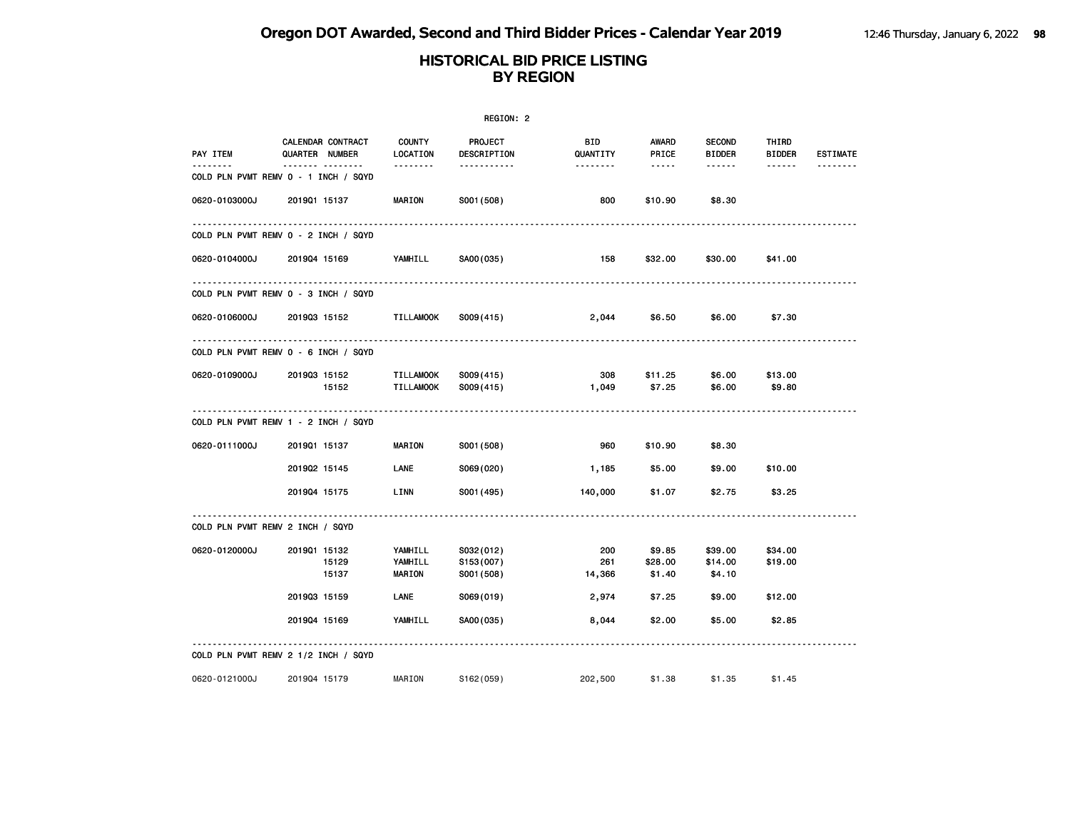# Oregon DOT Awarded, Second and Third Bidder Prices - Calendar Year 2019

## HISTORICAL BID PRICE LISTING BY REGION

REGION: 2

| PAY ITEM | CALENDAR QUARTER | CONTRACT NUMBER | COUNTY LOCATION | PROJECT DESCRIPTION | BID QUANTITY | AWARD PRICE | SECOND BIDDER | THIRD BIDDER | ESTIMATE |
|---|---|---|---|---|---|---|---|---|---|
| COLD PLN PVMT REMV 0 - 1 INCH / SQYD | | | | | | | | | |
| 0620-0103000J | 2019Q1 | 15137 | MARION | S001(508) | 800 | $10.90 | $8.30 | | |
| COLD PLN PVMT REMV 0 - 2 INCH / SQYD | | | | | | | | | |
| 0620-0104000J | 2019Q4 | 15169 | YAMHILL | SA00(035) | 158 | $32.00 | $30.00 | $41.00 | |
| COLD PLN PVMT REMV 0 - 3 INCH / SQYD | | | | | | | | | |
| 0620-0106000J | 2019Q3 | 15152 | TILLAMOOK | S009(415) | 2,044 | $6.50 | $6.00 | $7.30 | |
| COLD PLN PVMT REMV 0 - 6 INCH / SQYD | | | | | | | | | |
| 0620-0109000J | 2019Q3 | 15152 | TILLAMOOK | S009(415) | 308 | $11.25 | $6.00 | $13.00 | |
| | | 15152 | TILLAMOOK | S009(415) | 1,049 | $7.25 | $6.00 | $9.80 | |
| COLD PLN PVMT REMV 1 - 2 INCH / SQYD | | | | | | | | | |
| 0620-0111000J | 2019Q1 | 15137 | MARION | S001(508) | 960 | $10.90 | $8.30 | | |
| | 2019Q2 | 15145 | LANE | S069(020) | 1,185 | $5.00 | $9.00 | $10.00 | |
| | 2019Q4 | 15175 | LINN | S001(495) | 140,000 | $1.07 | $2.75 | $3.25 | |
| COLD PLN PVMT REMV 2 INCH / SQYD | | | | | | | | | |
| 0620-0120000J | 2019Q1 | 15132 | YAMHILL | S032(012) | 200 | $9.85 | $39.00 | $34.00 | |
| | | 15129 | YAMHILL | S153(007) | 261 | $28.00 | $14.00 | $19.00 | |
| | | 15137 | MARION | S001(508) | 14,366 | $1.40 | $4.10 | | |
| | 2019Q3 | 15159 | LANE | S069(019) | 2,974 | $7.25 | $9.00 | $12.00 | |
| | 2019Q4 | 15169 | YAMHILL | SA00(035) | 8,044 | $2.00 | $5.00 | $2.85 | |
| COLD PLN PVMT REMV 2 1/2 INCH / SQYD | | | | | | | | | |
| 0620-0121000J | 2019Q4 | 15179 | MARION | S162(059) | 202,500 | $1.38 | $1.35 | $1.45 | |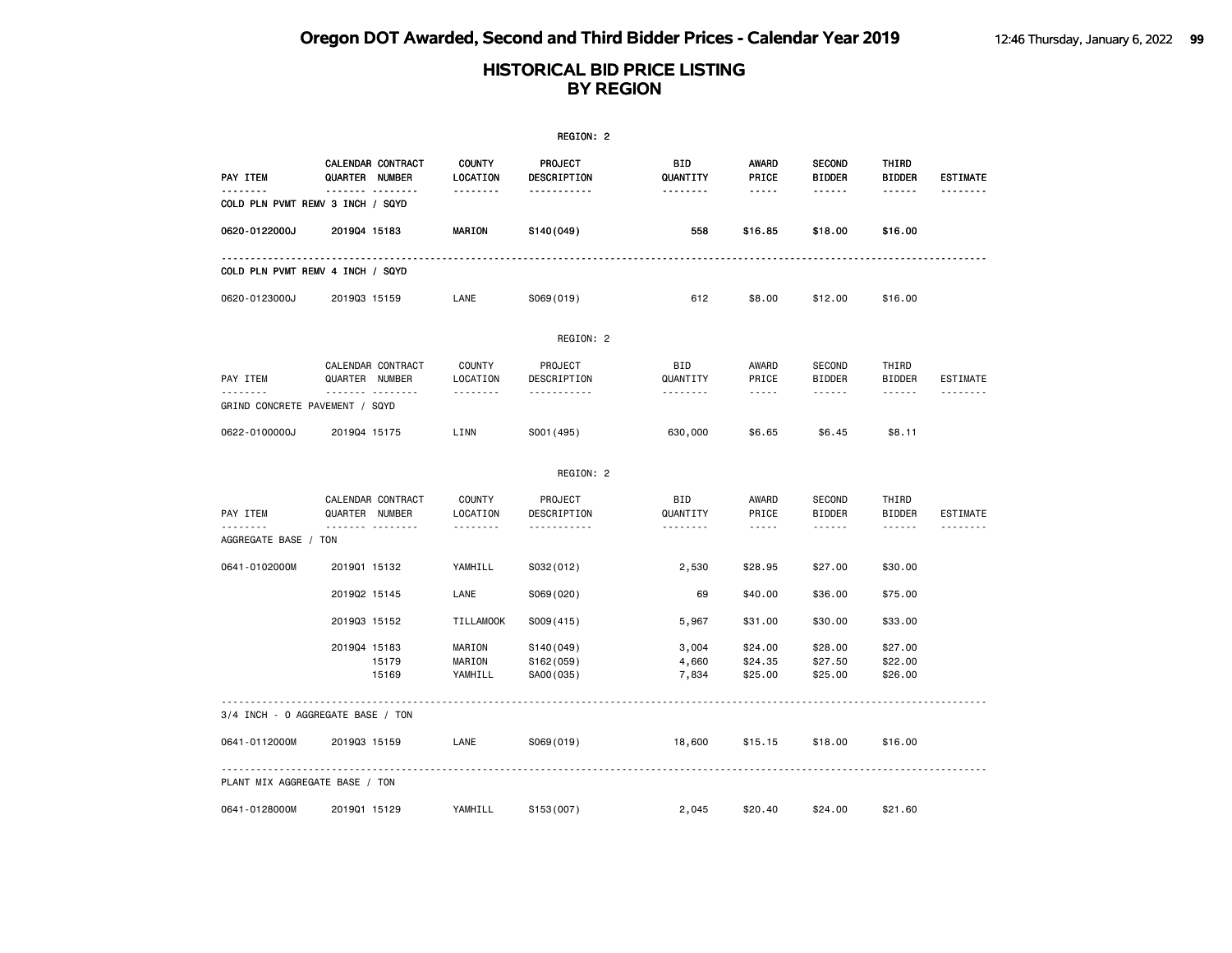# HISTORICAL BID PRICE LISTING
## BY REGION

REGION: 2

| PAY ITEM | CALENDAR QUARTER | CONTRACT NUMBER | COUNTY LOCATION | PROJECT DESCRIPTION | BID QUANTITY | AWARD PRICE | SECOND BIDDER | THIRD BIDDER | ESTIMATE |
|---|---|---|---|---|---|---|---|---|---|
| **COLD PLN PVMT REMV 3 INCH / SQYD** | | | | | | | | | |
| **0620-0122000J** | **2019Q4** | **15183** | **MARION** | **S140(049)** | **558** | **$16.85** | **$18.00** | **$16.00** | |
| COLD PLN PVMT REMV 4 INCH / SQYD | | | | | | | | | |
| 0620-0123000J | 2019Q3 | 15159 | LANE | S069(019) | 612 | $8.00 | $12.00 | $16.00 | |

REGION: 2

| PAY ITEM | CALENDAR QUARTER | CONTRACT NUMBER | COUNTY LOCATION | PROJECT DESCRIPTION | BID QUANTITY | AWARD PRICE | SECOND BIDDER | THIRD BIDDER | ESTIMATE |
|---|---|---|---|---|---|---|---|---|---|
| GRIND CONCRETE PAVEMENT / SQYD | | | | | | | | | |
| 0622-0100000J | 2019Q4 | 15175 | LINN | S001(495) | 630,000 | $6.65 | $6.45 | $8.11 | |

REGION: 2

| PAY ITEM | CALENDAR QUARTER | CONTRACT NUMBER | COUNTY LOCATION | PROJECT DESCRIPTION | BID QUANTITY | AWARD PRICE | SECOND BIDDER | THIRD BIDDER | ESTIMATE |
|---|---|---|---|---|---|---|---|---|---|
| AGGREGATE BASE / TON | | | | | | | | | |
| 0641-0102000M | 2019Q1 | 15132 | YAMHILL | S032(012) | 2,530 | $28.95 | $27.00 | $30.00 | |
| | 2019Q2 | 15145 | LANE | S069(020) | 69 | $40.00 | $36.00 | $75.00 | |
| | 2019Q3 | 15152 | TILLAMOOK | S009(415) | 5,967 | $31.00 | $30.00 | $33.00 | |
| | 2019Q4 | 15183 | MARION | S140(049) | 3,004 | $24.00 | $28.00 | $27.00 | |
| | | 15179 | MARION | S162(059) | 4,660 | $24.35 | $27.50 | $22.00 | |
| | | 15169 | YAMHILL | SA00(035) | 7,834 | $25.00 | $25.00 | $26.00 | |
| 3/4 INCH - 0 AGGREGATE BASE / TON | | | | | | | | | |
| 0641-0112000M | 2019Q3 | 15159 | LANE | S069(019) | 18,600 | $15.15 | $18.00 | $16.00 | |
| PLANT MIX AGGREGATE BASE / TON | | | | | | | | | |
| 0641-0128000M | 2019Q1 | 15129 | YAMHILL | S153(007) | 2,045 | $20.40 | $24.00 | $21.60 | |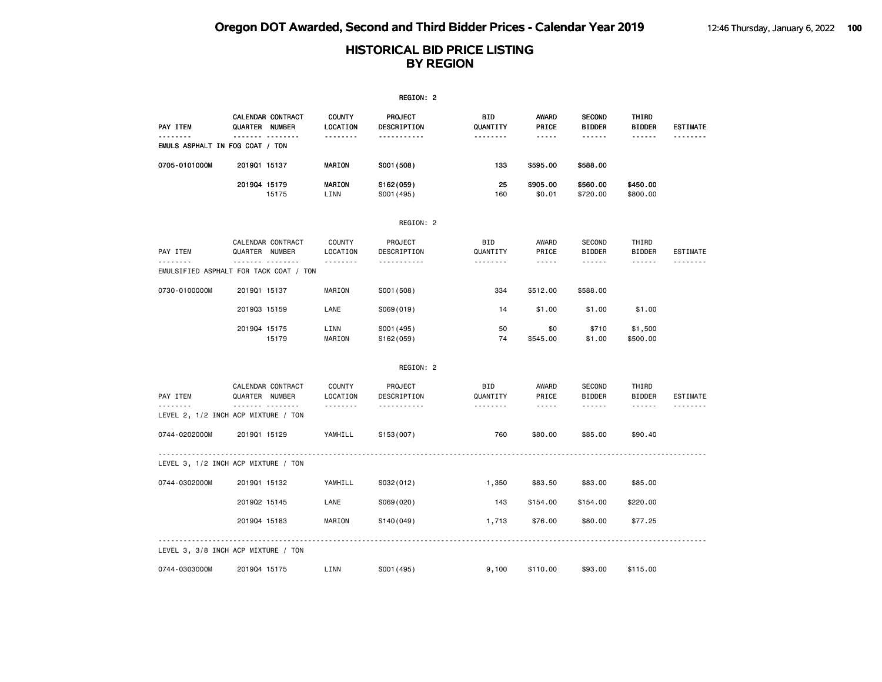# HISTORICAL BID PRICE LISTING
# BY REGION

REGION: 2

| PAY ITEM | CALENDAR QUARTER | CONTRACT NUMBER | COUNTY LOCATION | PROJECT DESCRIPTION | BID QUANTITY | AWARD PRICE | SECOND BIDDER | THIRD BIDDER | ESTIMATE |
|---|---|---|---|---|---|---|---|---|---|
| EMULS ASPHALT IN FOG COAT / TON | | | | | | | | | |
| 0705-0101000M | 2019Q1 | 15137 | MARION | S001(508) | 133 | $595.00 | $588.00 | | |
| | 2019Q4 | 15179 | MARION | S162(059) | 25 | $905.00 | $560.00 | $450.00 | |
| | | 15175 | LINN | S001(495) | 160 | $0.01 | $720.00 | $800.00 | |

REGION: 2

| PAY ITEM | CALENDAR QUARTER | CONTRACT NUMBER | COUNTY LOCATION | PROJECT DESCRIPTION | BID QUANTITY | AWARD PRICE | SECOND BIDDER | THIRD BIDDER | ESTIMATE |
|---|---|---|---|---|---|---|---|---|---|
| EMULSIFIED ASPHALT FOR TACK COAT / TON | | | | | | | | | |
| 0730-0100000M | 2019Q1 | 15137 | MARION | S001(508) | 334 | $512.00 | $588.00 | | |
| | 2019Q3 | 15159 | LANE | S069(019) | 14 | $1.00 | $1.00 | $1.00 | |
| | 2019Q4 | 15175 | LINN | S001(495) | 50 | $0 | $710 | $1,500 | |
| | | 15179 | MARION | S162(059) | 74 | $545.00 | $1.00 | $500.00 | |

REGION: 2

| PAY ITEM | CALENDAR QUARTER | CONTRACT NUMBER | COUNTY LOCATION | PROJECT DESCRIPTION | BID QUANTITY | AWARD PRICE | SECOND BIDDER | THIRD BIDDER | ESTIMATE |
|---|---|---|---|---|---|---|---|---|---|
| LEVEL 2, 1/2 INCH ACP MIXTURE / TON | | | | | | | | | |
| 0744-0202000M | 2019Q1 | 15129 | YAMHILL | S153(007) | 760 | $80.00 | $85.00 | $90.40 | |
| LEVEL 3, 1/2 INCH ACP MIXTURE / TON | | | | | | | | | |
| 0744-0302000M | 2019Q1 | 15132 | YAMHILL | S032(012) | 1,350 | $83.50 | $83.00 | $85.00 | |
| | 2019Q2 | 15145 | LANE | S069(020) | 143 | $154.00 | $154.00 | $220.00 | |
| | 2019Q4 | 15183 | MARION | S140(049) | 1,713 | $76.00 | $80.00 | $77.25 | |
| LEVEL 3, 3/8 INCH ACP MIXTURE / TON | | | | | | | | | |
| 0744-0303000M | 2019Q4 | 15175 | LINN | S001(495) | 9,100 | $110.00 | $93.00 | $115.00 | |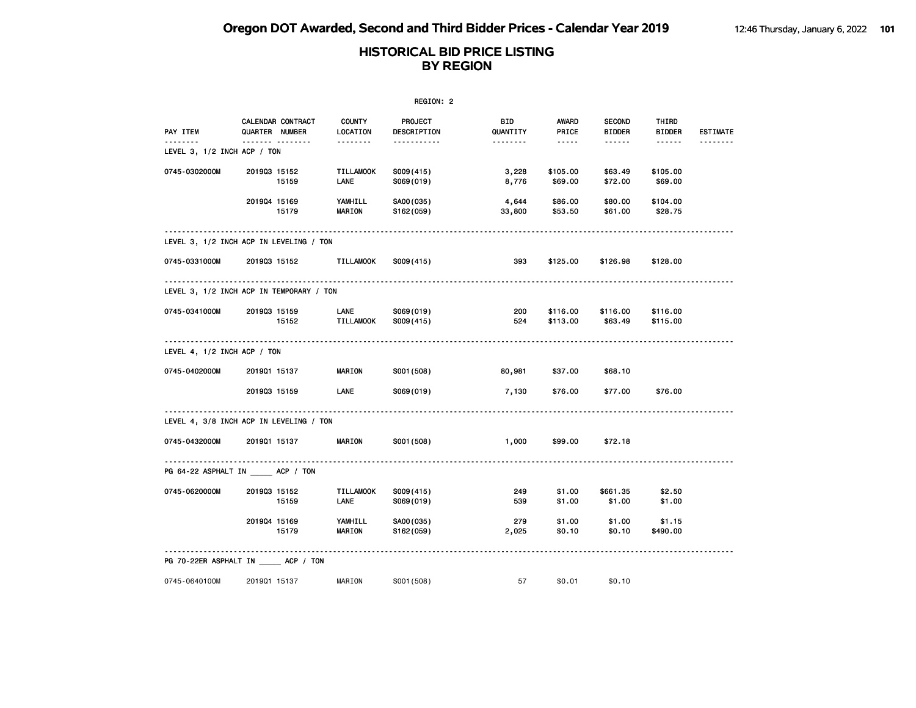# Oregon DOT Awarded, Second and Third Bidder Prices - Calendar Year 2019

## HISTORICAL BID PRICE LISTING BY REGION

REGION: 2

| PAY ITEM | CALENDAR QUARTER | CONTRACT NUMBER | COUNTY LOCATION | PROJECT DESCRIPTION | BID QUANTITY | AWARD PRICE | SECOND BIDDER | THIRD BIDDER | ESTIMATE |
|---|---|---|---|---|---|---|---|---|---|
| **LEVEL 3, 1/2 INCH ACP / TON** | | | | | | | | | |
| 0745-0302000M | 2019Q3 | 15152 | TILLAMOOK | S009(415) | 3,228 | $105.00 | $63.49 | $105.00 | |
| | | 15159 | LANE | S069(019) | 8,776 | $69.00 | $72.00 | $69.00 | |
| | 2019Q4 | 15169 | YAMHILL | SA00(035) | 4,644 | $86.00 | $80.00 | $104.00 | |
| | | 15179 | MARION | S162(059) | 33,800 | $53.50 | $61.00 | $28.75 | |
| **LEVEL 3, 1/2 INCH ACP IN LEVELING / TON** | | | | | | | | | |
| 0745-0331000M | 2019Q3 | 15152 | TILLAMOOK | S009(415) | 393 | $125.00 | $126.98 | $128.00 | |
| **LEVEL 3, 1/2 INCH ACP IN TEMPORARY / TON** | | | | | | | | | |
| 0745-0341000M | 2019Q3 | 15159 | LANE | S069(019) | 200 | $116.00 | $116.00 | $116.00 | |
| | | 15152 | TILLAMOOK | S009(415) | 524 | $113.00 | $63.49 | $115.00 | |
| **LEVEL 4, 1/2 INCH ACP / TON** | | | | | | | | | |
| 0745-0402000M | 2019Q1 | 15137 | MARION | S001(508) | 80,981 | $37.00 | $68.10 | | |
| | 2019Q3 | 15159 | LANE | S069(019) | 7,130 | $76.00 | $77.00 | $76.00 | |
| **LEVEL 4, 3/8 INCH ACP IN LEVELING / TON** | | | | | | | | | |
| 0745-0432000M | 2019Q1 | 15137 | MARION | S001(508) | 1,000 | $99.00 | $72.18 | | |
| **PG 64-22 ASPHALT IN _____ ACP / TON** | | | | | | | | | |
| 0745-0620000M | 2019Q3 | 15152 | TILLAMOOK | S009(415) | 249 | $1.00 | $661.35 | $2.50 | |
| | | 15159 | LANE | S069(019) | 539 | $1.00 | $1.00 | $1.00 | |
| | 2019Q4 | 15169 | YAMHILL | SA00(035) | 279 | $1.00 | $1.00 | $1.15 | |
| | | 15179 | MARION | S162(059) | 2,025 | $0.10 | $0.10 | $490.00 | |
| **PG 70-22ER ASPHALT IN _____ ACP / TON** | | | | | | | | | |
| 0745-0640100M | 2019Q1 | 15137 | MARION | S001(508) | 57 | $0.01 | $0.10 | | |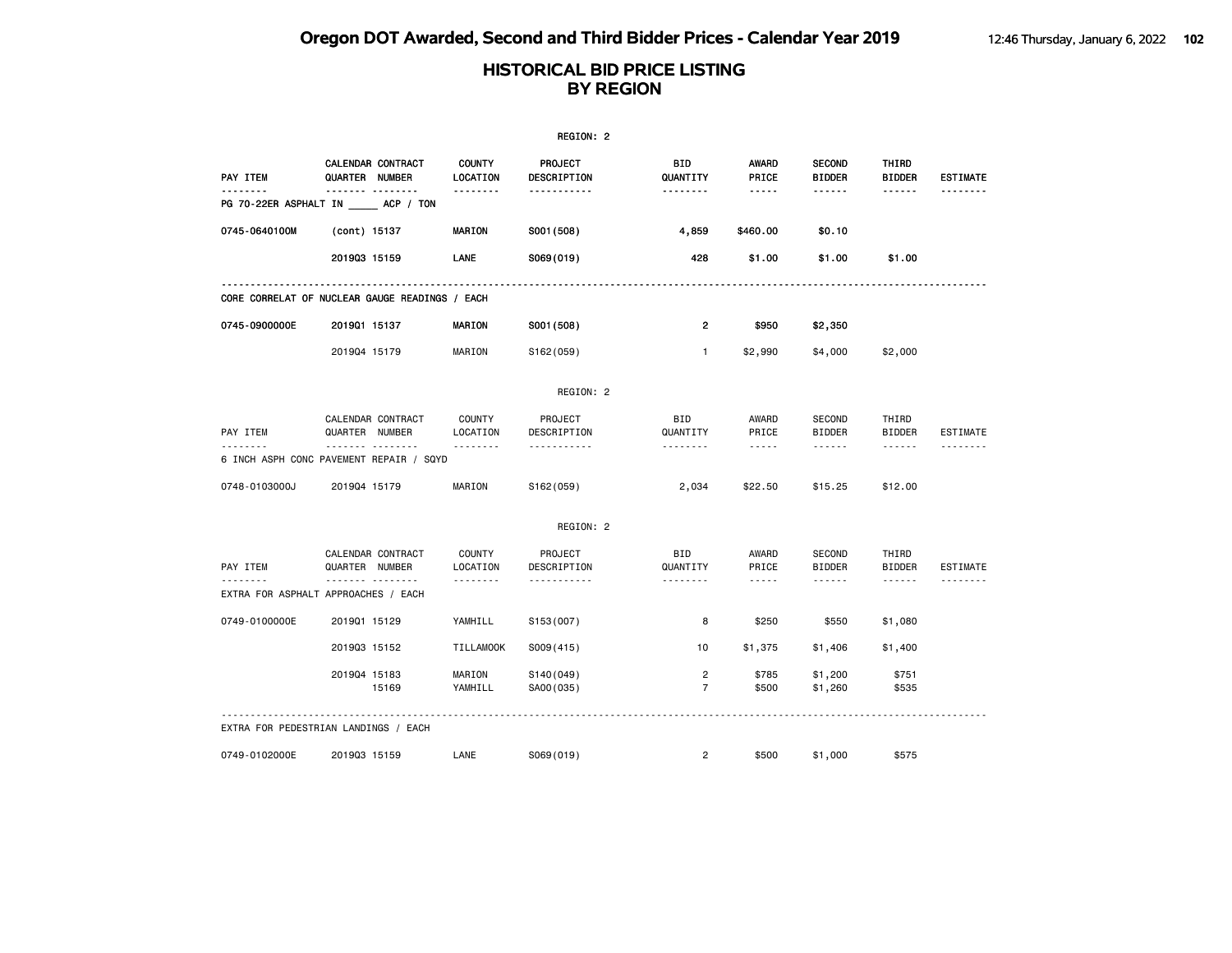# Oregon DOT Awarded, Second and Third Bidder Prices - Calendar Year 2019

## HISTORICAL BID PRICE LISTING BY REGION

REGION: 2

| PAY ITEM | CALENDAR QUARTER | CONTRACT NUMBER | COUNTY LOCATION | PROJECT DESCRIPTION | BID QUANTITY | AWARD PRICE | SECOND BIDDER | THIRD BIDDER | ESTIMATE |
|---|---|---|---|---|---|---|---|---|---|
| **PG 70-22ER ASPHALT IN _____ ACP / TON** | | | | | | | | | |
| 0745-0640100M | (cont) | 15137 | MARION | S001(508) | 4,859 | $460.00 | $0.10 | | |
| | 2019Q3 | 15159 | LANE | S069(019) | 428 | $1.00 | $1.00 | $1.00 | |
| **CORE CORRELAT OF NUCLEAR GAUGE READINGS / EACH** | | | | | | | | | |
| 0745-0900000E | 2019Q1 | 15137 | MARION | S001(508) | 2 | $950 | $2,350 | | |
| | 2019Q4 | 15179 | MARION | S162(059) | 1 | $2,990 | $4,000 | $2,000 | |

REGION: 2

| PAY ITEM | CALENDAR QUARTER | CONTRACT NUMBER | COUNTY LOCATION | PROJECT DESCRIPTION | BID QUANTITY | AWARD PRICE | SECOND BIDDER | THIRD BIDDER | ESTIMATE |
|---|---|---|---|---|---|---|---|---|---|
| **6 INCH ASPH CONC PAVEMENT REPAIR / SQYD** | | | | | | | | | |
| 0748-0103000J | 2019Q4 | 15179 | MARION | S162(059) | 2,034 | $22.50 | $15.25 | $12.00 | |

REGION: 2

| PAY ITEM | CALENDAR QUARTER | CONTRACT NUMBER | COUNTY LOCATION | PROJECT DESCRIPTION | BID QUANTITY | AWARD PRICE | SECOND BIDDER | THIRD BIDDER | ESTIMATE |
|---|---|---|---|---|---|---|---|---|---|
| **EXTRA FOR ASPHALT APPROACHES / EACH** | | | | | | | | | |
| 0749-0100000E | 2019Q1 | 15129 | YAMHILL | S153(007) | 8 | $250 | $550 | $1,080 | |
| | 2019Q3 | 15152 | TILLAMOOK | S009(415) | 10 | $1,375 | $1,406 | $1,400 | |
| | 2019Q4 | 15183 | MARION | S140(049) | 2 | $785 | $1,200 | $751 | |
| | | 15169 | YAMHILL | SA00(035) | 7 | $500 | $1,260 | $535 | |
| **EXTRA FOR PEDESTRIAN LANDINGS / EACH** | | | | | | | | | |
| 0749-0102000E | 2019Q3 | 15159 | LANE | S069(019) | 2 | $500 | $1,000 | $575 | |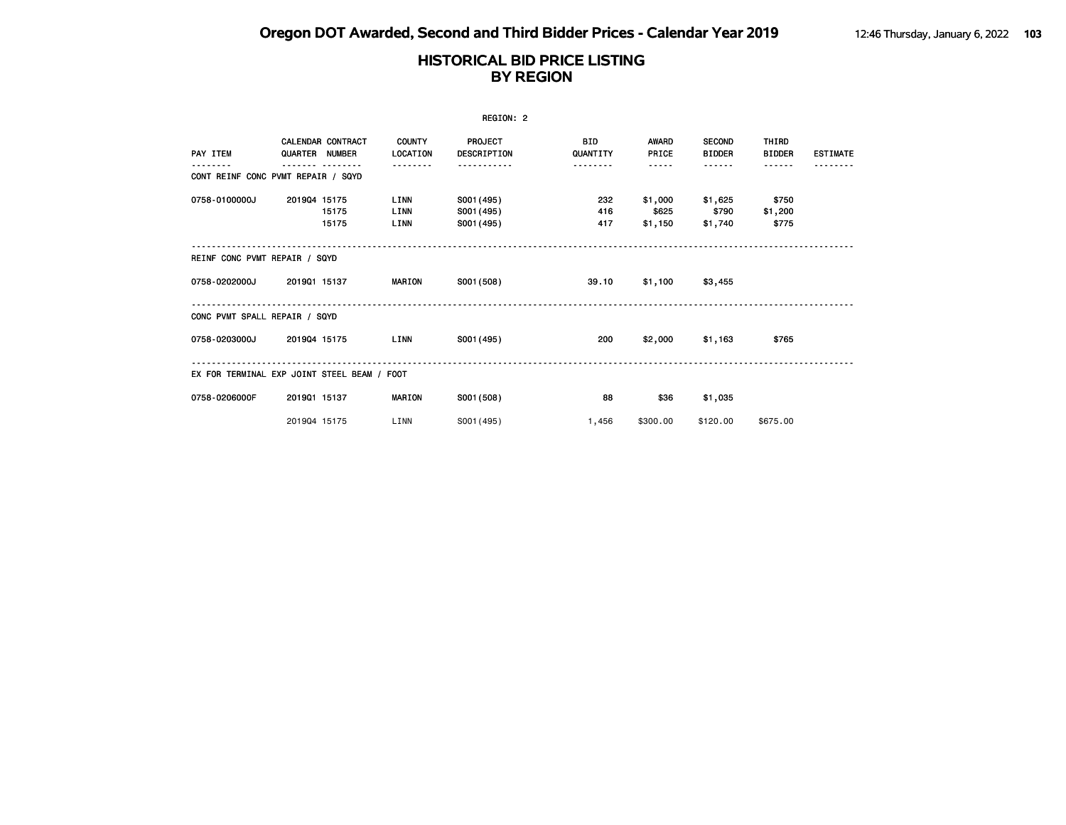# Oregon DOT Awarded, Second and Third Bidder Prices - Calendar Year 2019

## HISTORICAL BID PRICE LISTING BY REGION

REGION: 2

| PAY ITEM | CALENDAR QUARTER | CONTRACT NUMBER | COUNTY LOCATION | PROJECT DESCRIPTION | BID QUANTITY | AWARD PRICE | SECOND BIDDER | THIRD BIDDER | ESTIMATE |
|---|---|---|---|---|---|---|---|---|---|
| **CONT REINF CONC PVMT REPAIR / SQYD** | | | | | | | | | |
| 0758-0100000J | 2019Q4 | 15175 | LINN | S001(495) | 232 | $1,000 | $1,625 | $750 | |
| | | 15175 | LINN | S001(495) | 416 | $625 | $790 | $1,200 | |
| | | 15175 | LINN | S001(495) | 417 | $1,150 | $1,740 | $775 | |
| **REINF CONC PVMT REPAIR / SQYD** | | | | | | | | | |
| 0758-0202000J | 2019Q1 | 15137 | MARION | S001(508) | 39.10 | $1,100 | $3,455 | | |
| **CONC PVMT SPALL REPAIR / SQYD** | | | | | | | | | |
| 0758-0203000J | 2019Q4 | 15175 | LINN | S001(495) | 200 | $2,000 | $1,163 | $765 | |
| **EX FOR TERMINAL EXP JOINT STEEL BEAM / FOOT** | | | | | | | | | |
| 0758-0206000F | 2019Q1 | 15137 | MARION | S001(508) | 88 | $36 | $1,035 | | |
| | 2019Q4 | 15175 | LINN | S001(495) | 1,456 | $300.00 | $120.00 | $675.00 | |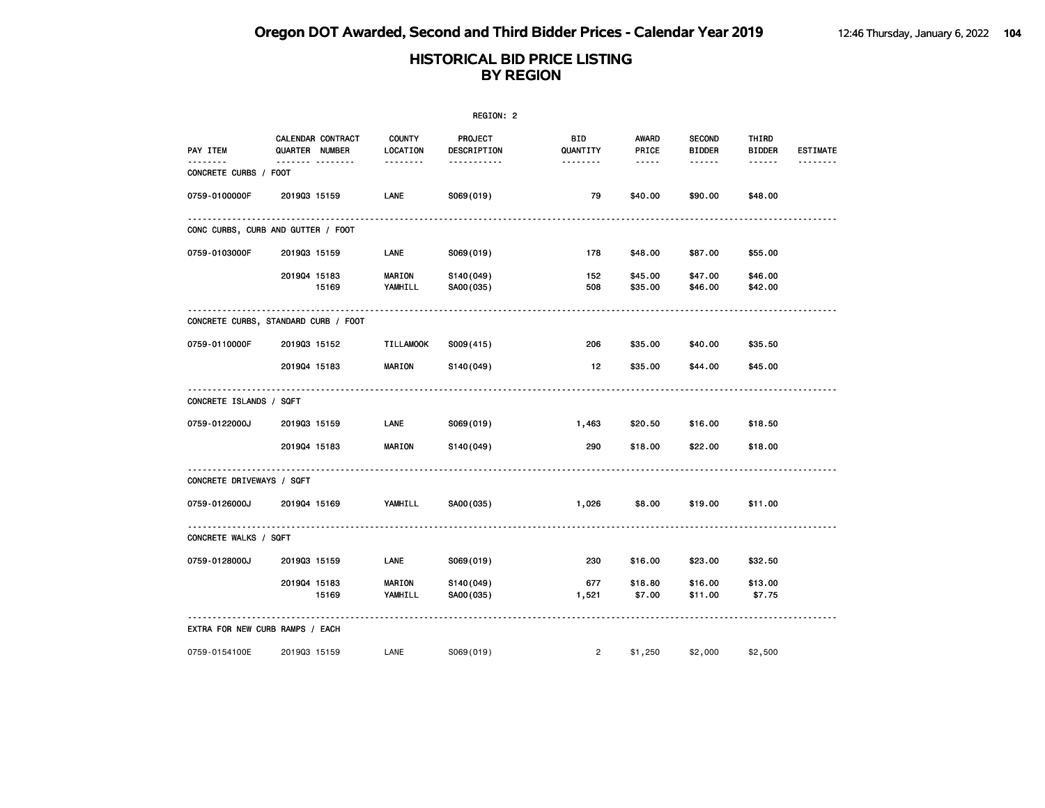# Oregon DOT Awarded, Second and Third Bidder Prices - Calendar Year 2019

## HISTORICAL BID PRICE LISTING BY REGION

REGION: 2

| PAY ITEM | CALENDAR QUARTER | CONTRACT NUMBER | COUNTY LOCATION | PROJECT DESCRIPTION | BID QUANTITY | AWARD PRICE | SECOND BIDDER | THIRD BIDDER | ESTIMATE |
|---|---|---|---|---|---|---|---|---|---|
| **CONCRETE CURBS / FOOT** | | | | | | | | | |
| 0759-0100000F | 2019Q3 | 15159 | LANE | S069(019) | 79 | $40.00 | $90.00 | $48.00 | |
| **CONC CURBS, CURB AND GUTTER / FOOT** | | | | | | | | | |
| 0759-0103000F | 2019Q3 | 15159 | LANE | S069(019) | 178 | $48.00 | $87.00 | $55.00 | |
| | 2019Q4 | 15183 | MARION | S140(049) | 152 | $45.00 | $47.00 | $46.00 | |
| | | 15169 | YAMHILL | SA00(035) | 508 | $35.00 | $46.00 | $42.00 | |
| **CONCRETE CURBS, STANDARD CURB / FOOT** | | | | | | | | | |
| 0759-0110000F | 2019Q3 | 15152 | TILLAMOOK | S009(415) | 206 | $35.00 | $40.00 | $35.50 | |
| | 2019Q4 | 15183 | MARION | S140(049) | 12 | $35.00 | $44.00 | $45.00 | |
| **CONCRETE ISLANDS / SQFT** | | | | | | | | | |
| 0759-0122000J | 2019Q3 | 15159 | LANE | S069(019) | 1,463 | $20.50 | $16.00 | $18.50 | |
| | 2019Q4 | 15183 | MARION | S140(049) | 290 | $18.00 | $22.00 | $18.00 | |
| **CONCRETE DRIVEWAYS / SQFT** | | | | | | | | | |
| 0759-0126000J | 2019Q4 | 15169 | YAMHILL | SA00(035) | 1,026 | $8.00 | $19.00 | $11.00 | |
| **CONCRETE WALKS / SQFT** | | | | | | | | | |
| 0759-0128000J | 2019Q3 | 15159 | LANE | S069(019) | 230 | $16.00 | $23.00 | $32.50 | |
| | 2019Q4 | 15183 | MARION | S140(049) | 677 | $18.80 | $16.00 | $13.00 | |
| | | 15169 | YAMHILL | SA00(035) | 1,521 | $7.00 | $11.00 | $7.75 | |
| **EXTRA FOR NEW CURB RAMPS / EACH** | | | | | | | | | |
| 0759-0154100E | 2019Q3 | 15159 | LANE | S069(019) | 2 | $1,250 | $2,000 | $2,500 | |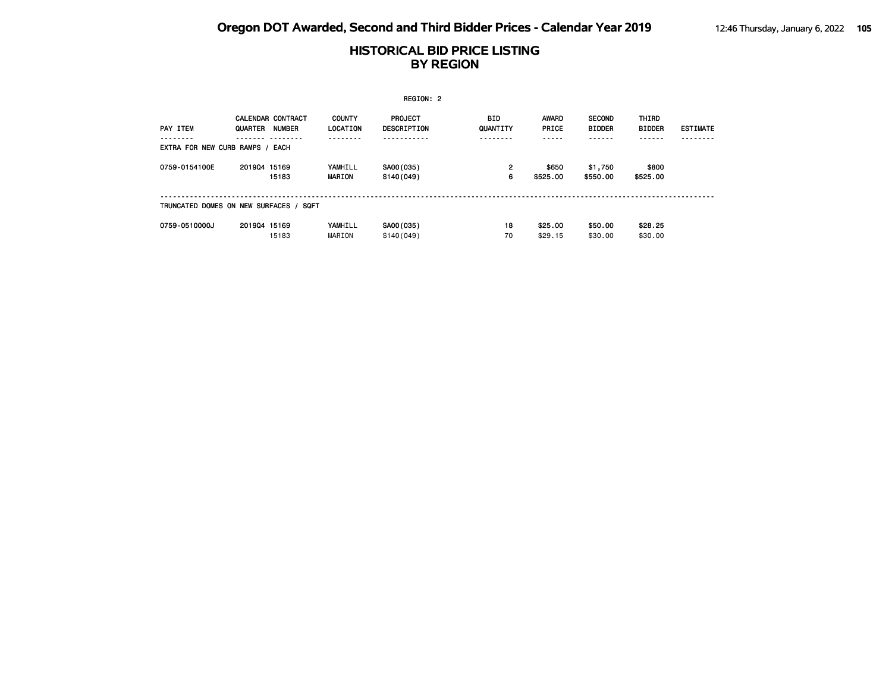# HISTORICAL BID PRICE LISTING
## BY REGION

REGION: 2

| PAY ITEM | CALENDAR QUARTER | CONTRACT NUMBER | COUNTY LOCATION | PROJECT DESCRIPTION | BID QUANTITY | AWARD PRICE | SECOND BIDDER | THIRD BIDDER | ESTIMATE |
|---|---|---|---|---|---|---|---|---|---|
| **EXTRA FOR NEW CURB RAMPS / EACH** | | | | | | | | | |
| 0759-0154100E | 2019Q4 | 15169 | YAMHILL | SA00(035) | 2 | $650 | $1,750 | $800 | |
| | | 15183 | MARION | S140(049) | 6 | $525.00 | $550.00 | $525.00 | |
| **TRUNCATED DOMES ON NEW SURFACES / SQFT** | | | | | | | | | |
| 0759-0510000J | 2019Q4 | 15169 | YAMHILL | SA00(035) | 18 | $25.00 | $50.00 | $28.25 | |
| | | 15183 | MARION | S140(049) | 70 | $29.15 | $30.00 | $30.00 | |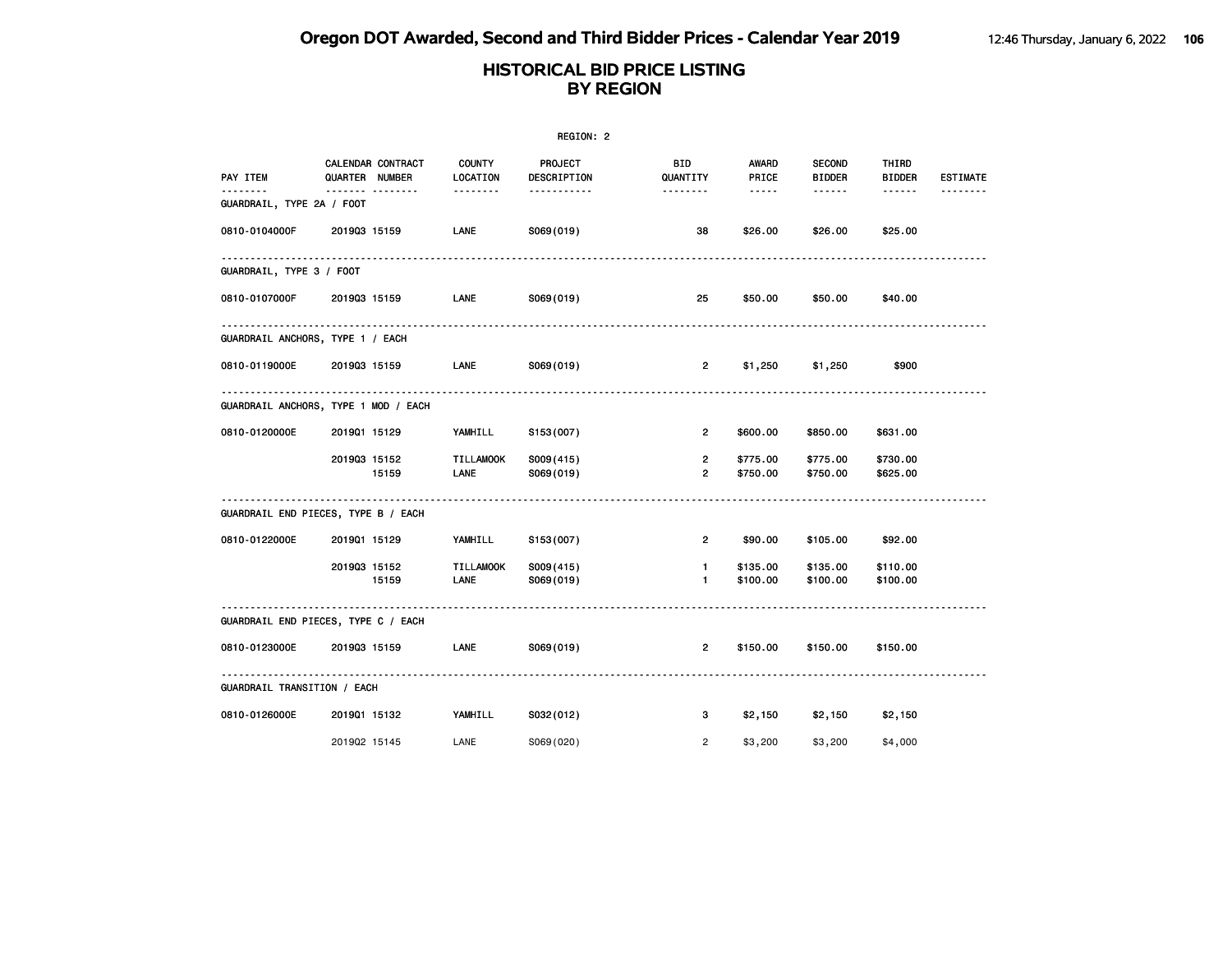# Oregon DOT Awarded, Second and Third Bidder Prices - Calendar Year 2019

## HISTORICAL BID PRICE LISTING BY REGION

REGION: 2

| PAY ITEM | CALENDAR QUARTER | CONTRACT NUMBER | COUNTY LOCATION | PROJECT DESCRIPTION | BID QUANTITY | AWARD PRICE | SECOND BIDDER | THIRD BIDDER | ESTIMATE |
|---|---|---|---|---|---|---|---|---|---|
| **GUARDRAIL, TYPE 2A / FOOT** | | | | | | | | | |
| 0810-0104000F | 2019Q3 | 15159 | LANE | S069(019) | 38 | $26.00 | $26.00 | $25.00 | |
| **GUARDRAIL, TYPE 3 / FOOT** | | | | | | | | | |
| 0810-0107000F | 2019Q3 | 15159 | LANE | S069(019) | 25 | $50.00 | $50.00 | $40.00 | |
| **GUARDRAIL ANCHORS, TYPE 1 / EACH** | | | | | | | | | |
| 0810-0119000E | 2019Q3 | 15159 | LANE | S069(019) | 2 | $1,250 | $1,250 | $900 | |
| **GUARDRAIL ANCHORS, TYPE 1 MOD / EACH** | | | | | | | | | |
| 0810-0120000E | 2019Q1 | 15129 | YAMHILL | S153(007) | 2 | $600.00 | $850.00 | $631.00 | |
| | 2019Q3 | 15152 | TILLAMOOK | S009(415) | 2 | $775.00 | $775.00 | $730.00 | |
| | | 15159 | LANE | S069(019) | 2 | $750.00 | $750.00 | $625.00 | |
| **GUARDRAIL END PIECES, TYPE B / EACH** | | | | | | | | | |
| 0810-0122000E | 2019Q1 | 15129 | YAMHILL | S153(007) | 2 | $90.00 | $105.00 | $92.00 | |
| | 2019Q3 | 15152 | TILLAMOOK | S009(415) | 1 | $135.00 | $135.00 | $110.00 | |
| | | 15159 | LANE | S069(019) | 1 | $100.00 | $100.00 | $100.00 | |
| **GUARDRAIL END PIECES, TYPE C / EACH** | | | | | | | | | |
| 0810-0123000E | 2019Q3 | 15159 | LANE | S069(019) | 2 | $150.00 | $150.00 | $150.00 | |
| **GUARDRAIL TRANSITION / EACH** | | | | | | | | | |
| 0810-0126000E | 2019Q1 | 15132 | YAMHILL | S032(012) | 3 | $2,150 | $2,150 | $2,150 | |
| | 2019Q2 | 15145 | LANE | S069(020) | 2 | $3,200 | $3,200 | $4,000 | |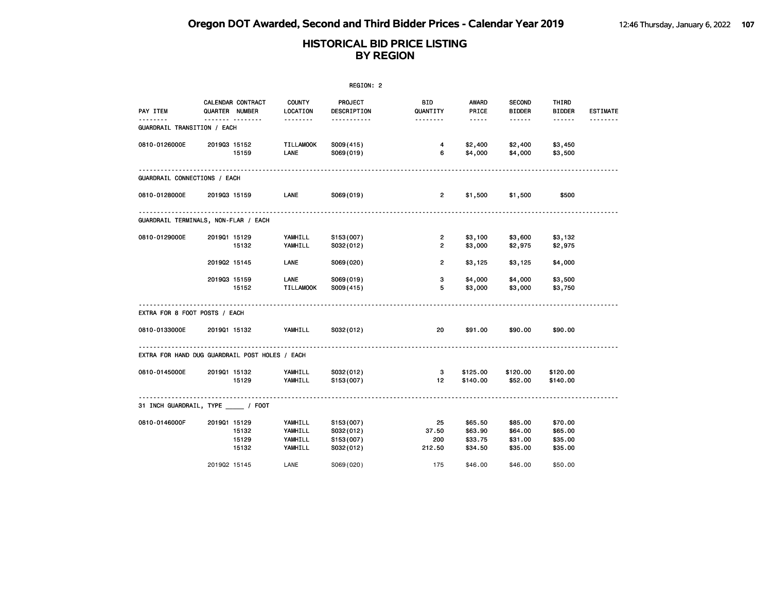# Oregon DOT Awarded, Second and Third Bidder Prices - Calendar Year 2019

## HISTORICAL BID PRICE LISTING BY REGION

REGION: 2

| PAY ITEM | CALENDAR QUARTER | CONTRACT NUMBER | COUNTY LOCATION | PROJECT DESCRIPTION | BID QUANTITY | AWARD PRICE | SECOND BIDDER | THIRD BIDDER | ESTIMATE |
|---|---|---|---|---|---|---|---|---|---|
| **GUARDRAIL TRANSITION / EACH** | | | | | | | | | |
| 0810-0126000E | 2019Q3 | 15152 | TILLAMOOK | S009(415) | 4 | $2,400 | $2,400 | $3,450 | |
| | | 15159 | LANE | S069(019) | 6 | $4,000 | $4,000 | $3,500 | |
| **GUARDRAIL CONNECTIONS / EACH** | | | | | | | | | |
| 0810-0128000E | 2019Q3 | 15159 | LANE | S069(019) | 2 | $1,500 | $1,500 | $500 | |
| **GUARDRAIL TERMINALS, NON-FLAR / EACH** | | | | | | | | | |
| 0810-0129000E | 2019Q1 | 15129 | YAMHILL | S153(007) | 2 | $3,100 | $3,600 | $3,132 | |
| | | 15132 | YAMHILL | S032(012) | 2 | $3,000 | $2,975 | $2,975 | |
| | 2019Q2 | 15145 | LANE | S069(020) | 2 | $3,125 | $3,125 | $4,000 | |
| | 2019Q3 | 15159 | LANE | S069(019) | 3 | $4,000 | $4,000 | $3,500 | |
| | | 15152 | TILLAMOOK | S009(415) | 5 | $3,000 | $3,000 | $3,750 | |
| **EXTRA FOR 8 FOOT POSTS / EACH** | | | | | | | | | |
| 0810-0133000E | 2019Q1 | 15132 | YAMHILL | S032(012) | 20 | $91.00 | $90.00 | $90.00 | |
| **EXTRA FOR HAND DUG GUARDRAIL POST HOLES / EACH** | | | | | | | | | |
| 0810-0145000E | 2019Q1 | 15132 | YAMHILL | S032(012) | 3 | $125.00 | $120.00 | $120.00 | |
| | | 15129 | YAMHILL | S153(007) | 12 | $140.00 | $52.00 | $140.00 | |
| **31 INCH GUARDRAIL, TYPE _____ / FOOT** | | | | | | | | | |
| 0810-0146000F | 2019Q1 | 15129 | YAMHILL | S153(007) | 25 | $65.50 | $85.00 | $70.00 | |
| | | 15132 | YAMHILL | S032(012) | 37.50 | $63.90 | $64.00 | $65.00 | |
| | | 15129 | YAMHILL | S153(007) | 200 | $33.75 | $31.00 | $35.00 | |
| | | 15132 | YAMHILL | S032(012) | 212.50 | $34.50 | $35.00 | $35.00 | |
| | 2019Q2 | 15145 | LANE | S069(020) | 175 | $46.00 | $46.00 | $50.00 | |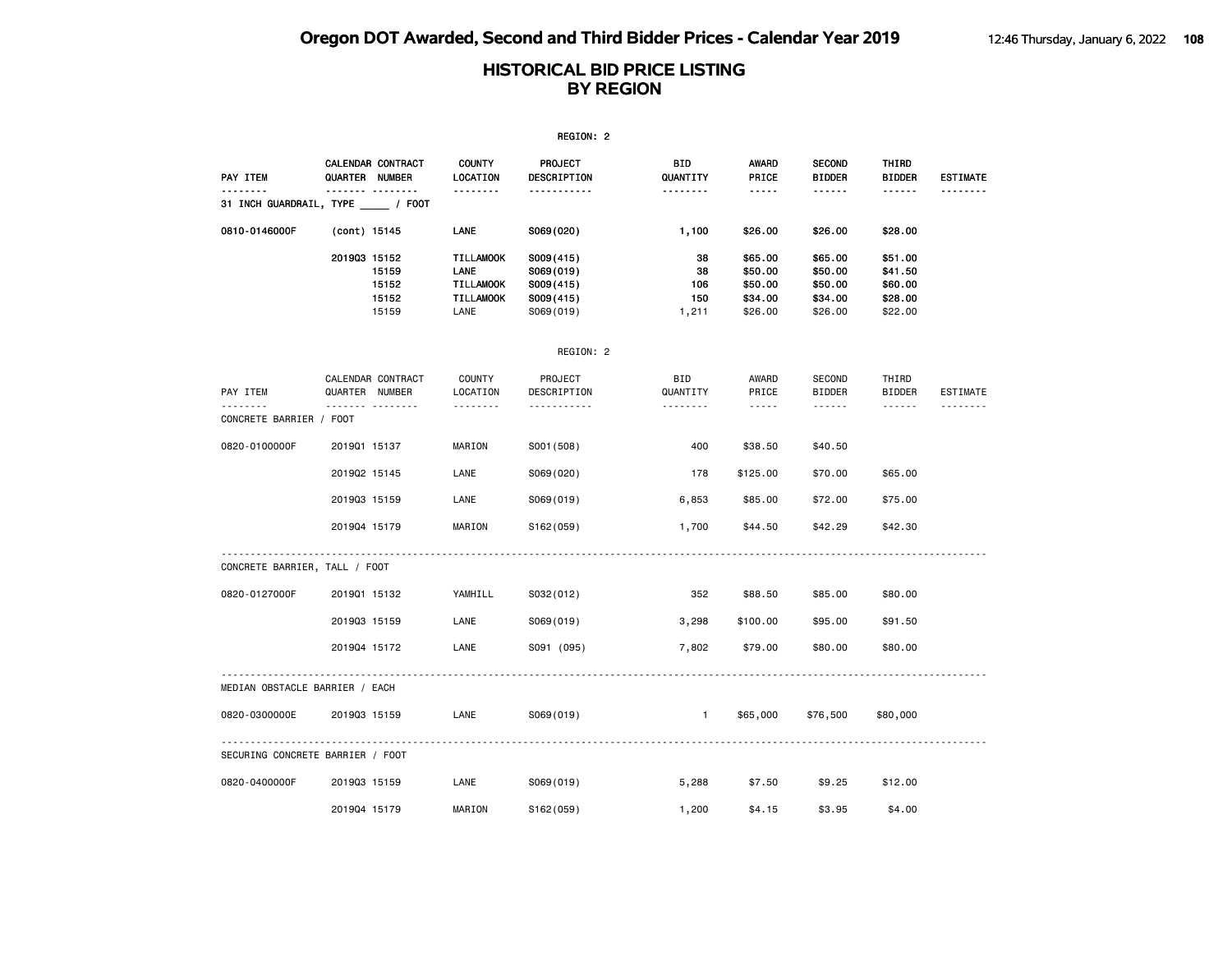# HISTORICAL BID PRICE LISTING
## BY REGION

REGION: 2

| PAY ITEM | CALENDAR QUARTER | CONTRACT NUMBER | COUNTY LOCATION | PROJECT DESCRIPTION | BID QUANTITY | AWARD PRICE | SECOND BIDDER | THIRD BIDDER | ESTIMATE |
|---|---|---|---|---|---|---|---|---|---|
| **31 INCH GUARDRAIL, TYPE _____ / FOOT** | | | | | | | | | |
| 0810-0146000F | (cont) | 15145 | LANE | S069(020) | 1,100 | $26.00 | $26.00 | $28.00 | |
| | 2019Q3 | 15152 | TILLAMOOK | S009(415) | 38 | $65.00 | $65.00 | $51.00 | |
| | | 15159 | LANE | S069(019) | 38 | $50.00 | $50.00 | $41.50 | |
| | | 15152 | TILLAMOOK | S009(415) | 106 | $50.00 | $50.00 | $60.00 | |
| | | 15152 | TILLAMOOK | S009(415) | 150 | $34.00 | $34.00 | $28.00 | |
| | | 15159 | LANE | S069(019) | 1,211 | $26.00 | $26.00 | $22.00 | |

REGION: 2

| PAY ITEM | CALENDAR QUARTER | CONTRACT NUMBER | COUNTY LOCATION | PROJECT DESCRIPTION | BID QUANTITY | AWARD PRICE | SECOND BIDDER | THIRD BIDDER | ESTIMATE |
|---|---|---|---|---|---|---|---|---|---|
| **CONCRETE BARRIER / FOOT** | | | | | | | | | |
| 0820-0100000F | 2019Q1 | 15137 | MARION | S001(508) | 400 | $38.50 | $40.50 | | |
| | 2019Q2 | 15145 | LANE | S069(020) | 178 | $125.00 | $70.00 | $65.00 | |
| | 2019Q3 | 15159 | LANE | S069(019) | 6,853 | $85.00 | $72.00 | $75.00 | |
| | 2019Q4 | 15179 | MARION | S162(059) | 1,700 | $44.50 | $42.29 | $42.30 | |
| **CONCRETE BARRIER, TALL / FOOT** | | | | | | | | | |
| 0820-0127000F | 2019Q1 | 15132 | YAMHILL | S032(012) | 352 | $88.50 | $85.00 | $80.00 | |
| | 2019Q3 | 15159 | LANE | S069(019) | 3,298 | $100.00 | $95.00 | $91.50 | |
| | 2019Q4 | 15172 | LANE | S091 (095) | 7,802 | $79.00 | $80.00 | $80.00 | |
| **MEDIAN OBSTACLE BARRIER / EACH** | | | | | | | | | |
| 0820-0300000E | 2019Q3 | 15159 | LANE | S069(019) | 1 | $65,000 | $76,500 | $80,000 | |
| **SECURING CONCRETE BARRIER / FOOT** | | | | | | | | | |
| 0820-0400000F | 2019Q3 | 15159 | LANE | S069(019) | 5,288 | $7.50 | $9.25 | $12.00 | |
| | 2019Q4 | 15179 | MARION | S162(059) | 1,200 | $4.15 | $3.95 | $4.00 | |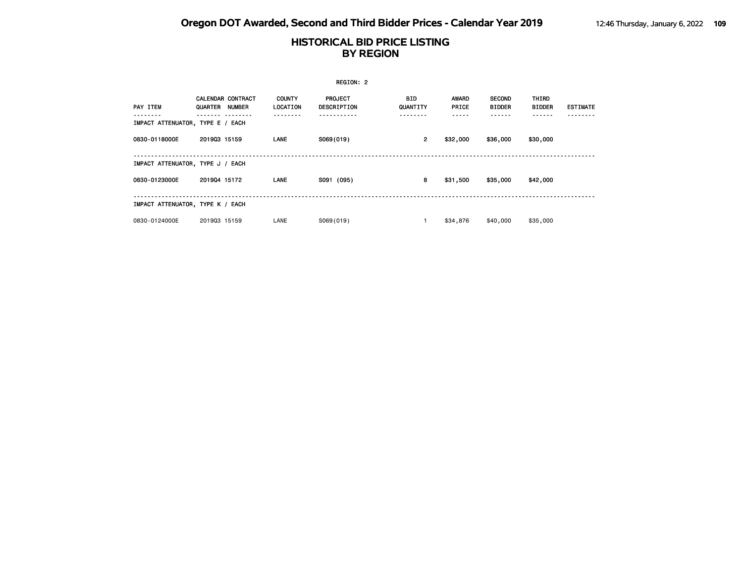# HISTORICAL BID PRICE LISTING
## BY REGION

REGION: 2

| PAY ITEM | CALENDAR QUARTER | CONTRACT NUMBER | COUNTY LOCATION | PROJECT DESCRIPTION | BID QUANTITY | AWARD PRICE | SECOND BIDDER | THIRD BIDDER | ESTIMATE |
|---|---|---|---|---|---|---|---|---|---|
| **IMPACT ATTENUATOR, TYPE E / EACH** | | | | | | | | | |
| 0830-0118000E | 2019Q3 | 15159 | LANE | S069(019) | 2 | $32,000 | $36,000 | $30,000 | |
| **IMPACT ATTENUATOR, TYPE J / EACH** | | | | | | | | | |
| 0830-0123000E | 2019Q4 | 15172 | LANE | S091 (095) | 8 | $31,500 | $35,000 | $42,000 | |
| **IMPACT ATTENUATOR, TYPE K / EACH** | | | | | | | | | |
| 0830-0124000E | 2019Q3 | 15159 | LANE | S069(019) | 1 | $34,876 | $40,000 | $35,000 | |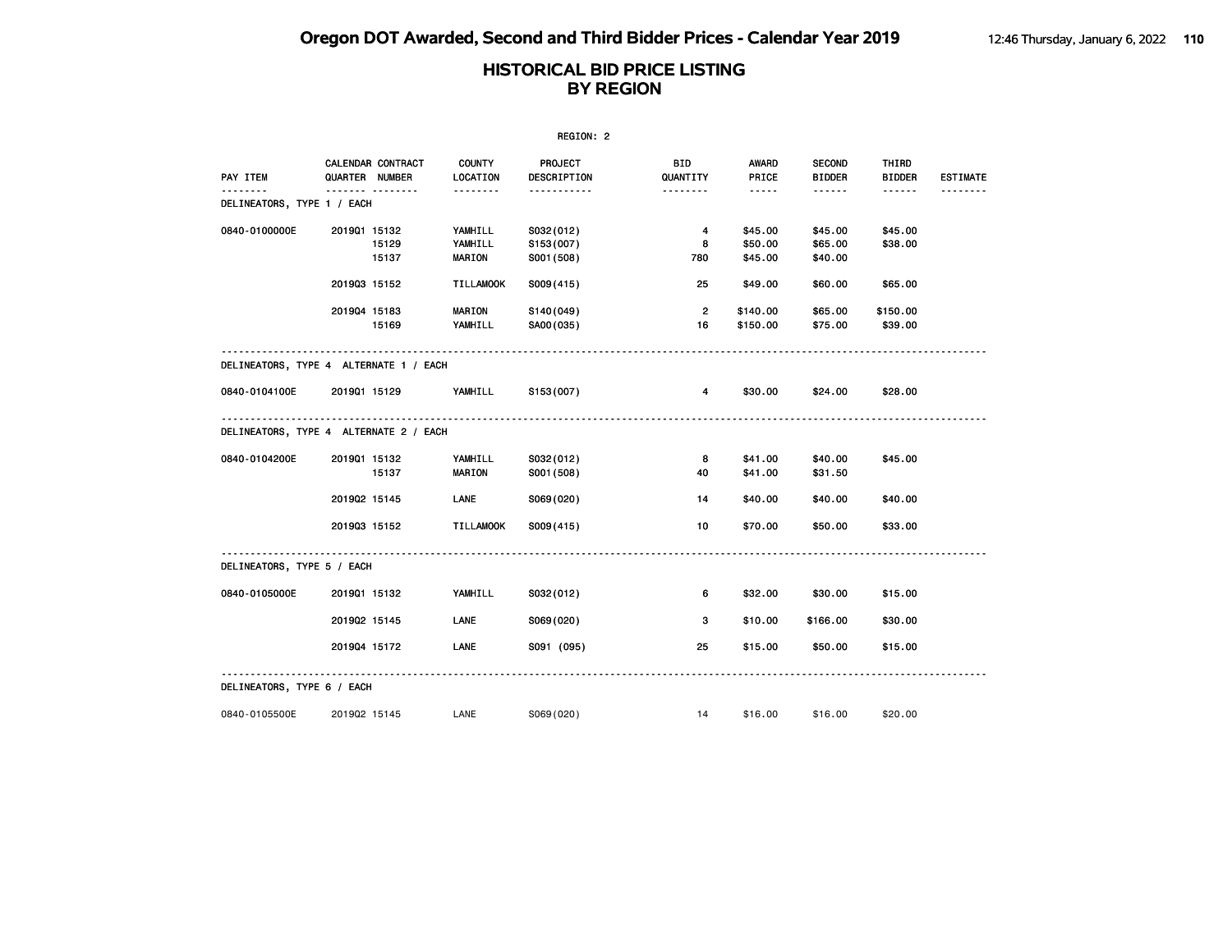# HISTORICAL BID PRICE LISTING BY REGION

REGION: 2

| PAY ITEM | CALENDAR QUARTER | CONTRACT NUMBER | COUNTY LOCATION | PROJECT DESCRIPTION | BID QUANTITY | AWARD PRICE | SECOND BIDDER | THIRD BIDDER | ESTIMATE |
|---|---|---|---|---|---|---|---|---|---|
| **DELINEATORS, TYPE 1 / EACH** | | | | | | | | | |
| 0840-0100000E | 2019Q1 | 15132 | YAMHILL | S032(012) | 4 | $45.00 | $45.00 | $45.00 | |
| | | 15129 | YAMHILL | S153(007) | 8 | $50.00 | $65.00 | $38.00 | |
| | | 15137 | MARION | S001(508) | 780 | $45.00 | $40.00 | | |
| | 2019Q3 | 15152 | TILLAMOOK | S009(415) | 25 | $49.00 | $60.00 | $65.00 | |
| | 2019Q4 | 15183 | MARION | S140(049) | 2 | $140.00 | $65.00 | $150.00 | |
| | | 15169 | YAMHILL | SA00(035) | 16 | $150.00 | $75.00 | $39.00 | |
| **DELINEATORS, TYPE 4 ALTERNATE 1 / EACH** | | | | | | | | | |
| 0840-0104100E | 2019Q1 | 15129 | YAMHILL | S153(007) | 4 | $30.00 | $24.00 | $28.00 | |
| **DELINEATORS, TYPE 4 ALTERNATE 2 / EACH** | | | | | | | | | |
| 0840-0104200E | 2019Q1 | 15132 | YAMHILL | S032(012) | 8 | $41.00 | $40.00 | $45.00 | |
| | | 15137 | MARION | S001(508) | 40 | $41.00 | $31.50 | | |
| | 2019Q2 | 15145 | LANE | S069(020) | 14 | $40.00 | $40.00 | $40.00 | |
| | 2019Q3 | 15152 | TILLAMOOK | S009(415) | 10 | $70.00 | $50.00 | $33.00 | |
| **DELINEATORS, TYPE 5 / EACH** | | | | | | | | | |
| 0840-0105000E | 2019Q1 | 15132 | YAMHILL | S032(012) | 6 | $32.00 | $30.00 | $15.00 | |
| | 2019Q2 | 15145 | LANE | S069(020) | 3 | $10.00 | $166.00 | $30.00 | |
| | 2019Q4 | 15172 | LANE | S091 (095) | 25 | $15.00 | $50.00 | $15.00 | |
| **DELINEATORS, TYPE 6 / EACH** | | | | | | | | | |
| 0840-0105500E | 2019Q2 | 15145 | LANE | S069(020) | 14 | $16.00 | $16.00 | $20.00 | |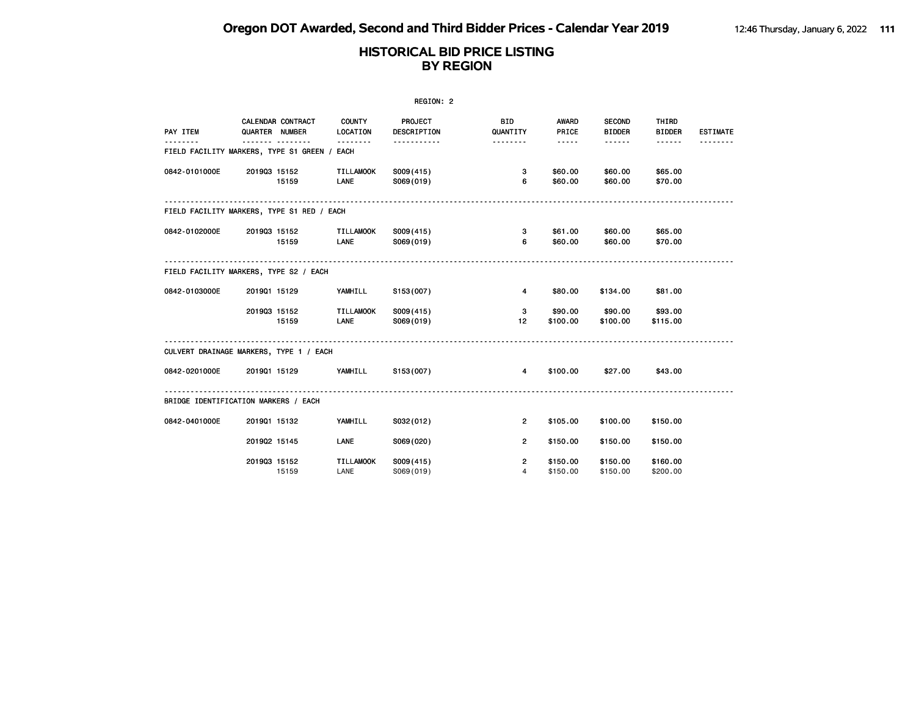# Oregon DOT Awarded, Second and Third Bidder Prices - Calendar Year 2019

## HISTORICAL BID PRICE LISTING BY REGION

REGION: 2

| PAY ITEM | CALENDAR QUARTER | CONTRACT NUMBER | COUNTY LOCATION | PROJECT DESCRIPTION | BID QUANTITY | AWARD PRICE | SECOND BIDDER | THIRD BIDDER | ESTIMATE |
|---|---|---|---|---|---|---|---|---|---|
| **FIELD FACILITY MARKERS, TYPE S1 GREEN / EACH** | | | | | | | | | |
| 0842-0101000E | 2019Q3 | 15152 | TILLAMOOK | S009(415) | 3 | $60.00 | $60.00 | $65.00 | |
| | | 15159 | LANE | S069(019) | 6 | $60.00 | $60.00 | $70.00 | |
| **FIELD FACILITY MARKERS, TYPE S1 RED / EACH** | | | | | | | | | |
| 0842-0102000E | 2019Q3 | 15152 | TILLAMOOK | S009(415) | 3 | $61.00 | $60.00 | $65.00 | |
| | | 15159 | LANE | S069(019) | 6 | $60.00 | $60.00 | $70.00 | |
| **FIELD FACILITY MARKERS, TYPE S2 / EACH** | | | | | | | | | |
| 0842-0103000E | 2019Q1 | 15129 | YAMHILL | S153(007) | 4 | $80.00 | $134.00 | $81.00 | |
| | 2019Q3 | 15152 | TILLAMOOK | S009(415) | 3 | $90.00 | $90.00 | $93.00 | |
| | | 15159 | LANE | S069(019) | 12 | $100.00 | $100.00 | $115.00 | |
| **CULVERT DRAINAGE MARKERS, TYPE 1 / EACH** | | | | | | | | | |
| 0842-0201000E | 2019Q1 | 15129 | YAMHILL | S153(007) | 4 | $100.00 | $27.00 | $43.00 | |
| **BRIDGE IDENTIFICATION MARKERS / EACH** | | | | | | | | | |
| 0842-0401000E | 2019Q1 | 15132 | YAMHILL | S032(012) | 2 | $105.00 | $100.00 | $150.00 | |
| | 2019Q2 | 15145 | LANE | S069(020) | 2 | $150.00 | $150.00 | $150.00 | |
| | 2019Q3 | 15152 | TILLAMOOK | S009(415) | 2 | $150.00 | $150.00 | $160.00 | |
| | | 15159 | LANE | S069(019) | 4 | $150.00 | $150.00 | $200.00 | |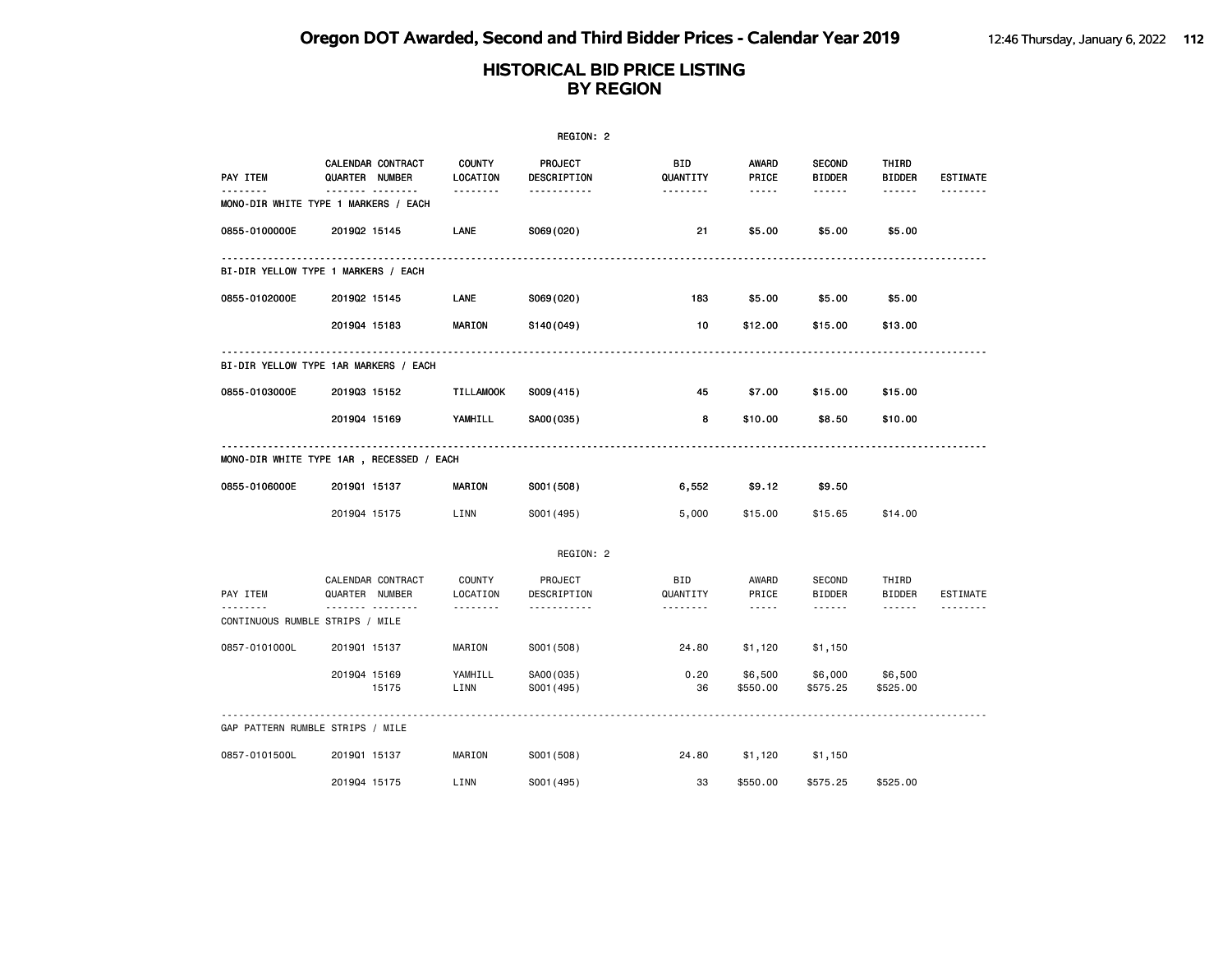# Oregon DOT Awarded, Second and Third Bidder Prices - Calendar Year 2019

## HISTORICAL BID PRICE LISTING BY REGION

REGION: 2

| PAY ITEM | CALENDAR QUARTER | CONTRACT NUMBER | COUNTY LOCATION | PROJECT DESCRIPTION | BID QUANTITY | AWARD PRICE | SECOND BIDDER | THIRD BIDDER | ESTIMATE |
|---|---|---|---|---|---|---|---|---|---|
| **MONO-DIR WHITE TYPE 1 MARKERS / EACH** | | | | | | | | | |
| 0855-0100000E | 2019Q2 | 15145 | LANE | S069(020) | 21 | $5.00 | $5.00 | $5.00 | |
| **BI-DIR YELLOW TYPE 1 MARKERS / EACH** | | | | | | | | | |
| 0855-0102000E | 2019Q2 | 15145 | LANE | S069(020) | 183 | $5.00 | $5.00 | $5.00 | |
| | 2019Q4 | 15183 | MARION | S140(049) | 10 | $12.00 | $15.00 | $13.00 | |
| **BI-DIR YELLOW TYPE 1AR MARKERS / EACH** | | | | | | | | | |
| 0855-0103000E | 2019Q3 | 15152 | TILLAMOOK | S009(415) | 45 | $7.00 | $15.00 | $15.00 | |
| | 2019Q4 | 15169 | YAMHILL | SA00(035) | 8 | $10.00 | $8.50 | $10.00 | |
| **MONO-DIR WHITE TYPE 1AR , RECESSED / EACH** | | | | | | | | | |
| 0855-0106000E | 2019Q1 | 15137 | MARION | S001(508) | 6,552 | $9.12 | $9.50 | | |
| | 2019Q4 | 15175 | LINN | S001(495) | 5,000 | $15.00 | $15.65 | $14.00 | |

REGION: 2

| PAY ITEM | CALENDAR QUARTER | CONTRACT NUMBER | COUNTY LOCATION | PROJECT DESCRIPTION | BID QUANTITY | AWARD PRICE | SECOND BIDDER | THIRD BIDDER | ESTIMATE |
|---|---|---|---|---|---|---|---|---|---|
| **CONTINUOUS RUMBLE STRIPS / MILE** | | | | | | | | | |
| 0857-0101000L | 2019Q1 | 15137 | MARION | S001(508) | 24.80 | $1,120 | $1,150 | | |
| | 2019Q4 | 15169 | YAMHILL | SA00(035) | 0.20 | $6,500 | $6,000 | $6,500 | |
| | | 15175 | LINN | S001(495) | 36 | $550.00 | $575.25 | $525.00 | |
| **GAP PATTERN RUMBLE STRIPS / MILE** | | | | | | | | | |
| 0857-0101500L | 2019Q1 | 15137 | MARION | S001(508) | 24.80 | $1,120 | $1,150 | | |
| | 2019Q4 | 15175 | LINN | S001(495) | 33 | $550.00 | $575.25 | $525.00 | |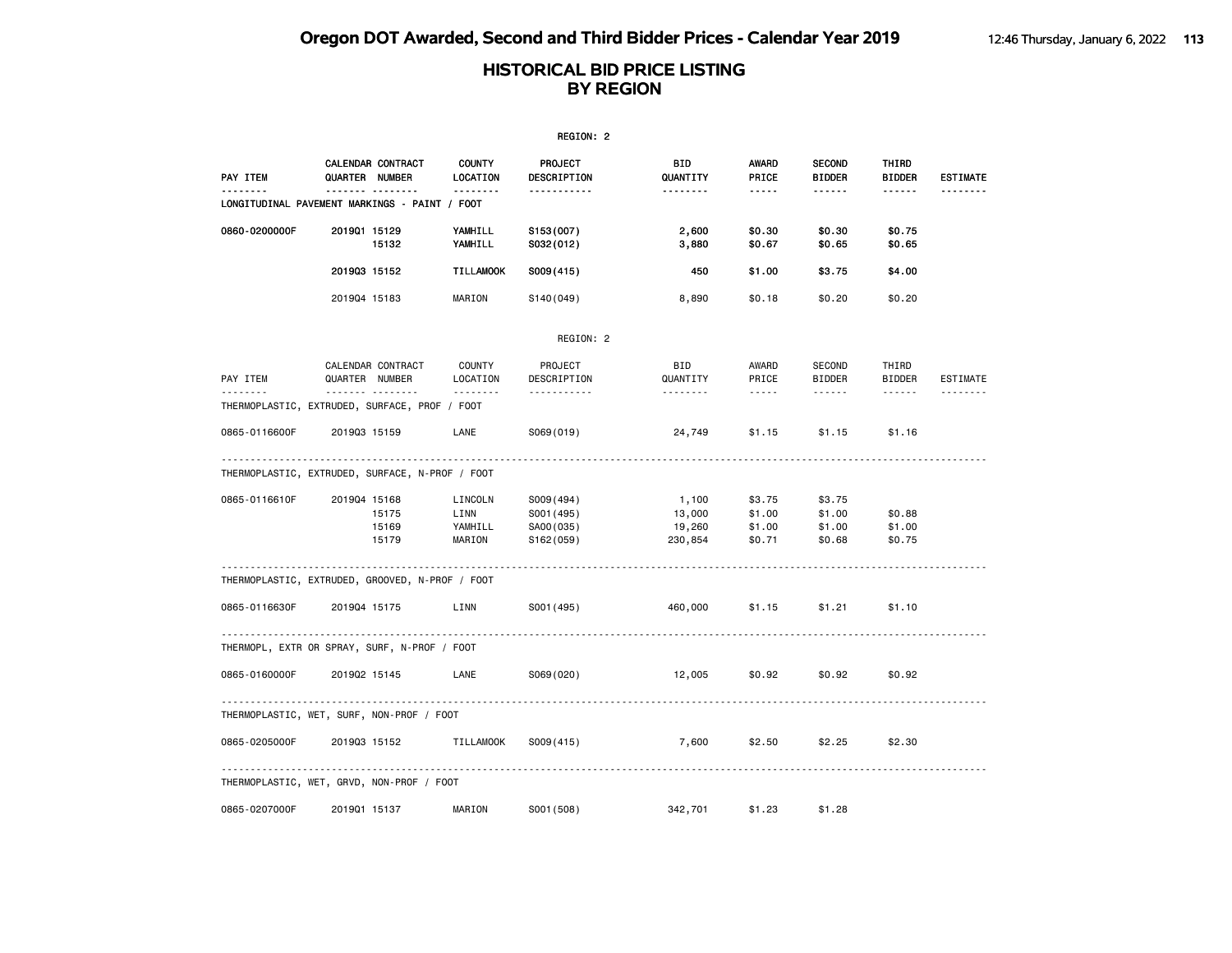# Oregon DOT Awarded, Second and Third Bidder Prices - Calendar Year 2019

## HISTORICAL BID PRICE LISTING BY REGION

REGION: 2

| PAY ITEM | CALENDAR QUARTER | CONTRACT NUMBER | COUNTY LOCATION | PROJECT DESCRIPTION | BID QUANTITY | AWARD PRICE | SECOND BIDDER | THIRD BIDDER | ESTIMATE |
|---|---|---|---|---|---|---|---|---|---|
| **LONGITUDINAL PAVEMENT MARKINGS - PAINT / FOOT** | | | | | | | | | |
| 0860-0200000F | 2019Q1 | 15129 | YAMHILL | S153(007) | 2,600 | $0.30 | $0.30 | $0.75 | |
| | | 15132 | YAMHILL | S032(012) | 3,880 | $0.67 | $0.65 | $0.65 | |
| | 2019Q3 | 15152 | TILLAMOOK | S009(415) | 450 | $1.00 | $3.75 | $4.00 | |
| | 2019Q4 | 15183 | MARION | S140(049) | 8,890 | $0.18 | $0.20 | $0.20 | |

REGION: 2

| PAY ITEM | CALENDAR QUARTER | CONTRACT NUMBER | COUNTY LOCATION | PROJECT DESCRIPTION | BID QUANTITY | AWARD PRICE | SECOND BIDDER | THIRD BIDDER | ESTIMATE |
|---|---|---|---|---|---|---|---|---|---|
| **THERMOPLASTIC, EXTRUDED, SURFACE, PROF / FOOT** | | | | | | | | | |
| 0865-0116600F | 2019Q3 | 15159 | LANE | S069(019) | 24,749 | $1.15 | $1.15 | $1.16 | |
| **THERMOPLASTIC, EXTRUDED, SURFACE, N-PROF / FOOT** | | | | | | | | | |
| 0865-0116610F | 2019Q4 | 15168 | LINCOLN | S009(494) | 1,100 | $3.75 | $3.75 | | |
| | | 15175 | LINN | S001(495) | 13,000 | $1.00 | $1.00 | $0.88 | |
| | | 15169 | YAMHILL | SA00(035) | 19,260 | $1.00 | $1.00 | $1.00 | |
| | | 15179 | MARION | S162(059) | 230,854 | $0.71 | $0.68 | $0.75 | |
| **THERMOPLASTIC, EXTRUDED, GROOVED, N-PROF / FOOT** | | | | | | | | | |
| 0865-0116630F | 2019Q4 | 15175 | LINN | S001(495) | 460,000 | $1.15 | $1.21 | $1.10 | |
| **THERMOPL, EXTR OR SPRAY, SURF, N-PROF / FOOT** | | | | | | | | | |
| 0865-0160000F | 2019Q2 | 15145 | LANE | S069(020) | 12,005 | $0.92 | $0.92 | $0.92 | |
| **THERMOPLASTIC, WET, SURF, NON-PROF / FOOT** | | | | | | | | | |
| 0865-0205000F | 2019Q3 | 15152 | TILLAMOOK | S009(415) | 7,600 | $2.50 | $2.25 | $2.30 | |
| **THERMOPLASTIC, WET, GRVD, NON-PROF / FOOT** | | | | | | | | | |
| 0865-0207000F | 2019Q1 | 15137 | MARION | S001(508) | 342,701 | $1.23 | $1.28 | | |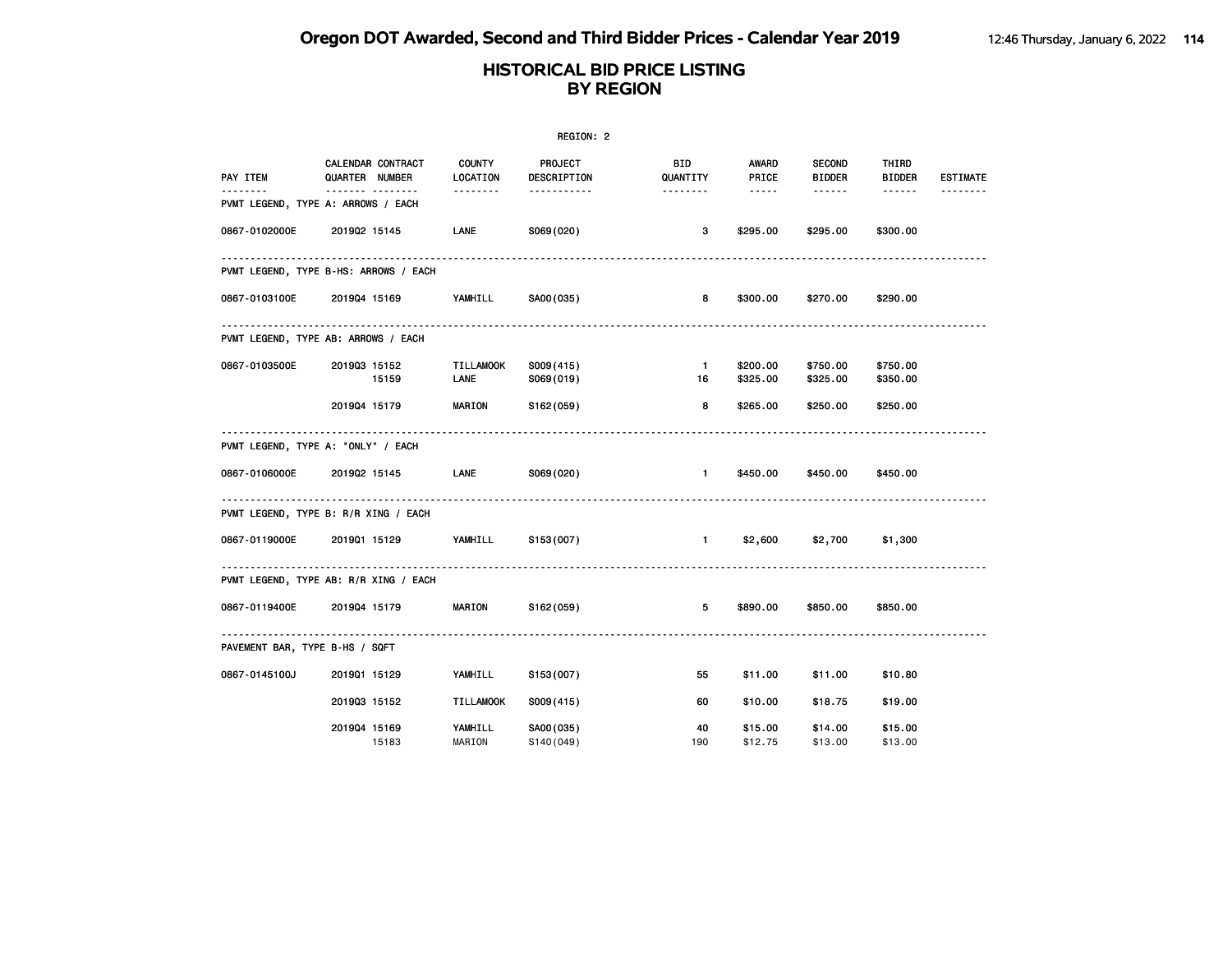# Oregon DOT Awarded, Second and Third Bidder Prices - Calendar Year 2019

## HISTORICAL BID PRICE LISTING BY REGION

REGION: 2

| PAY ITEM | CALENDAR QUARTER | CONTRACT NUMBER | COUNTY LOCATION | PROJECT DESCRIPTION | BID QUANTITY | AWARD PRICE | SECOND BIDDER | THIRD BIDDER | ESTIMATE |
|---|---|---|---|---|---|---|---|---|---|
| **PVMT LEGEND, TYPE A: ARROWS / EACH** | | | | | | | | | |
| 0867-0102000E | 2019Q2 | 15145 | LANE | S069(020) | 3 | $295.00 | $295.00 | $300.00 | |
| **PVMT LEGEND, TYPE B-HS: ARROWS / EACH** | | | | | | | | | |
| 0867-0103100E | 2019Q4 | 15169 | YAMHILL | SA00(035) | 8 | $300.00 | $270.00 | $290.00 | |
| **PVMT LEGEND, TYPE AB: ARROWS / EACH** | | | | | | | | | |
| 0867-0103500E | 2019Q3 | 15152 | TILLAMOOK | S009(415) | 1 | $200.00 | $750.00 | $750.00 | |
| | | 15159 | LANE | S069(019) | 16 | $325.00 | $325.00 | $350.00 | |
| | 2019Q4 | 15179 | MARION | S162(059) | 8 | $265.00 | $250.00 | $250.00 | |
| **PVMT LEGEND, TYPE A: "ONLY" / EACH** | | | | | | | | | |
| 0867-0106000E | 2019Q2 | 15145 | LANE | S069(020) | 1 | $450.00 | $450.00 | $450.00 | |
| **PVMT LEGEND, TYPE B: R/R XING / EACH** | | | | | | | | | |
| 0867-0119000E | 2019Q1 | 15129 | YAMHILL | S153(007) | 1 | $2,600 | $2,700 | $1,300 | |
| **PVMT LEGEND, TYPE AB: R/R XING / EACH** | | | | | | | | | |
| 0867-0119400E | 2019Q4 | 15179 | MARION | S162(059) | 5 | $890.00 | $850.00 | $850.00 | |
| **PAVEMENT BAR, TYPE B-HS / SQFT** | | | | | | | | | |
| 0867-0145100J | 2019Q1 | 15129 | YAMHILL | S153(007) | 55 | $11.00 | $11.00 | $10.80 | |
| | 2019Q3 | 15152 | TILLAMOOK | S009(415) | 60 | $10.00 | $18.75 | $19.00 | |
| | 2019Q4 | 15169 | YAMHILL | SA00(035) | 40 | $15.00 | $14.00 | $15.00 | |
| | | 15183 | MARION | S140(049) | 190 | $12.75 | $13.00 | $13.00 | |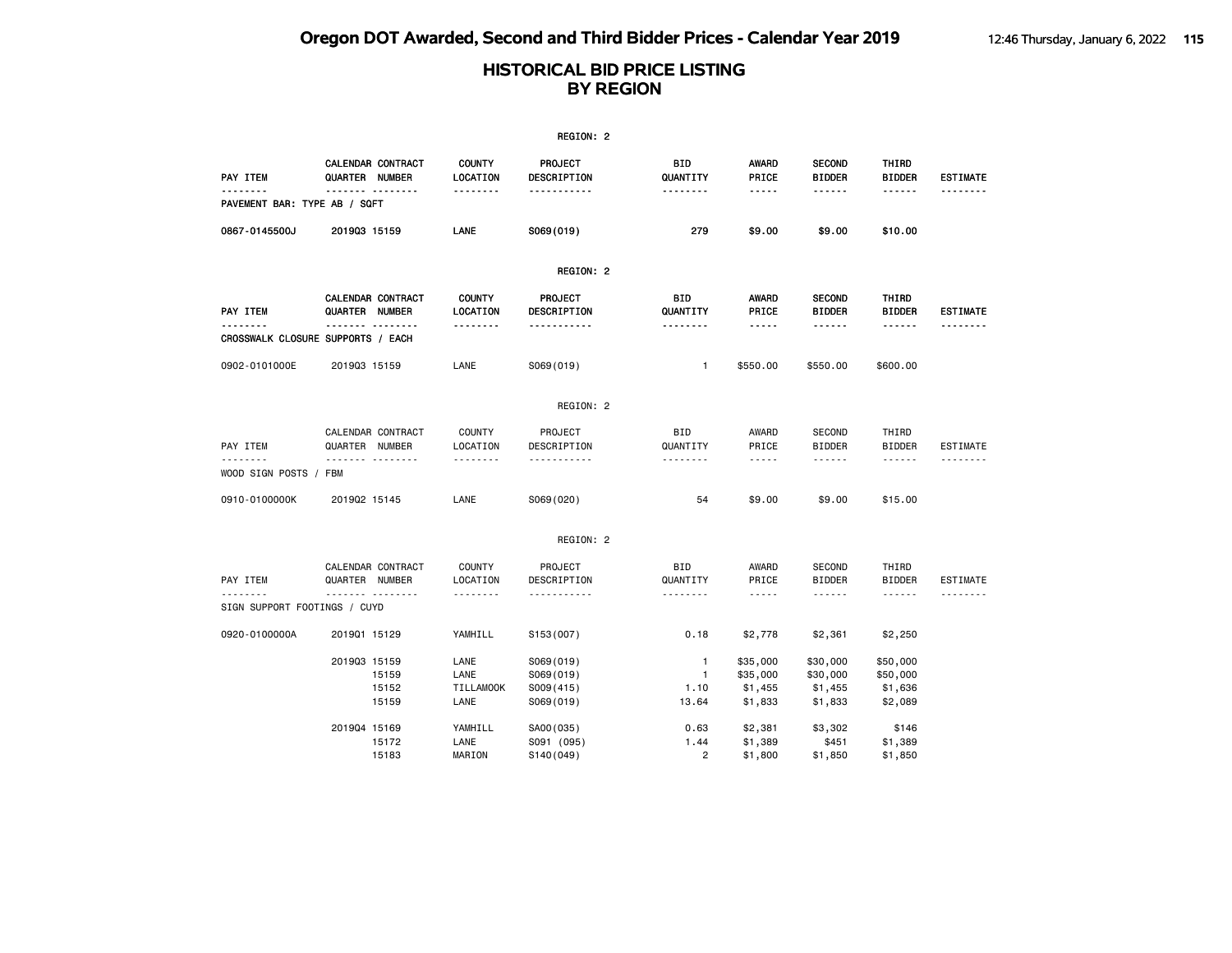# HISTORICAL BID PRICE LISTING
## BY REGION

REGION: 2

| PAY ITEM | CALENDAR QUARTER | CONTRACT NUMBER | COUNTY LOCATION | PROJECT DESCRIPTION | BID QUANTITY | AWARD PRICE | SECOND BIDDER | THIRD BIDDER | ESTIMATE |
|---|---|---|---|---|---|---|---|---|---|
| PAVEMENT BAR: TYPE AB / SQFT | | | | | | | | | |
| 0867-0145500J | 2019Q3 | 15159 | LANE | S069(019) | 279 | $9.00 | $9.00 | $10.00 | |

REGION: 2

| PAY ITEM | CALENDAR QUARTER | CONTRACT NUMBER | COUNTY LOCATION | PROJECT DESCRIPTION | BID QUANTITY | AWARD PRICE | SECOND BIDDER | THIRD BIDDER | ESTIMATE |
|---|---|---|---|---|---|---|---|---|---|
| CROSSWALK CLOSURE SUPPORTS / EACH | | | | | | | | | |
| 0902-0101000E | 2019Q3 | 15159 | LANE | S069(019) | 1 | $550.00 | $550.00 | $600.00 | |

REGION: 2

| PAY ITEM | CALENDAR QUARTER | CONTRACT NUMBER | COUNTY LOCATION | PROJECT DESCRIPTION | BID QUANTITY | AWARD PRICE | SECOND BIDDER | THIRD BIDDER | ESTIMATE |
|---|---|---|---|---|---|---|---|---|---|
| WOOD SIGN POSTS / FBM | | | | | | | | | |
| 0910-0100000K | 2019Q2 | 15145 | LANE | S069(020) | 54 | $9.00 | $9.00 | $15.00 | |

REGION: 2

| PAY ITEM | CALENDAR QUARTER | CONTRACT NUMBER | COUNTY LOCATION | PROJECT DESCRIPTION | BID QUANTITY | AWARD PRICE | SECOND BIDDER | THIRD BIDDER | ESTIMATE |
|---|---|---|---|---|---|---|---|---|---|
| SIGN SUPPORT FOOTINGS / CUYD | | | | | | | | | |
| 0920-0100000A | 2019Q1 | 15129 | YAMHILL | S153(007) | 0.18 | $2,778 | $2,361 | $2,250 | |
| | 2019Q3 | 15159 | LANE | S069(019) | 1 | $35,000 | $30,000 | $50,000 | |
| | | 15159 | LANE | S069(019) | 1 | $35,000 | $30,000 | $50,000 | |
| | | 15152 | TILLAMOOK | S009(415) | 1.10 | $1,455 | $1,455 | $1,636 | |
| | | 15159 | LANE | S069(019) | 13.64 | $1,833 | $1,833 | $2,089 | |
| | 2019Q4 | 15169 | YAMHILL | SA00(035) | 0.63 | $2,381 | $3,302 | $146 | |
| | | 15172 | LANE | S091 (095) | 1.44 | $1,389 | $451 | $1,389 | |
| | | 15183 | MARION | S140(049) | 2 | $1,800 | $1,850 | $1,850 | |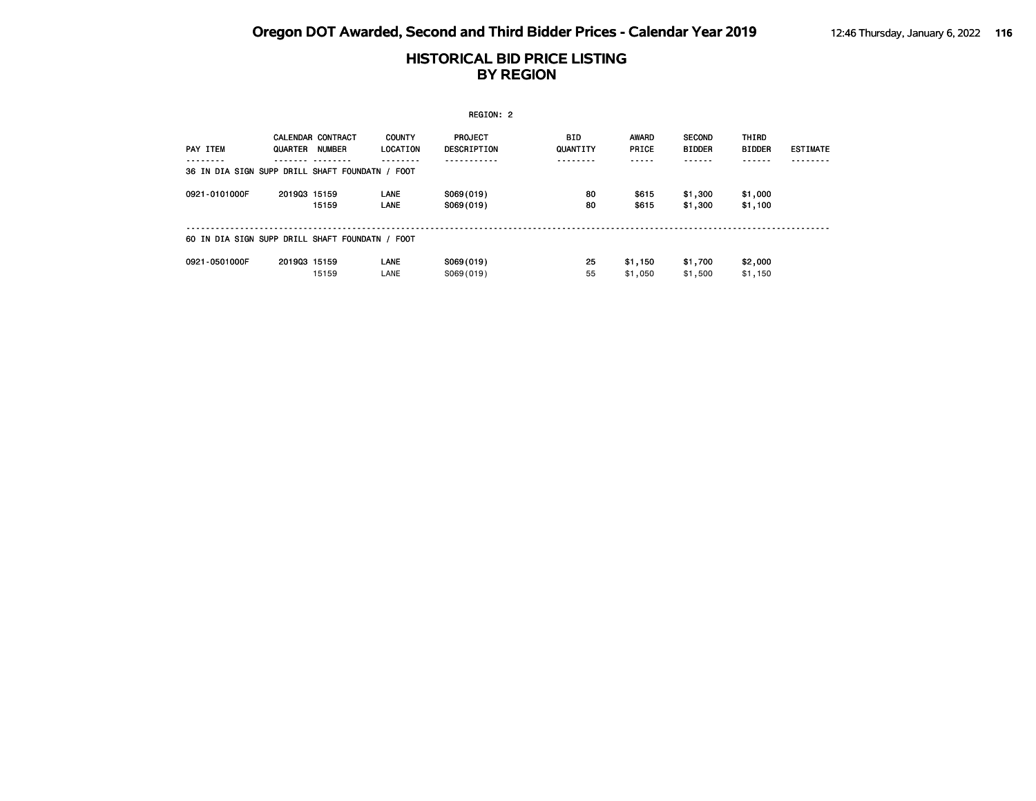# Oregon DOT Awarded, Second and Third Bidder Prices - Calendar Year 2019

## HISTORICAL BID PRICE LISTING BY REGION

REGION: 2

| PAY ITEM | CALENDAR QUARTER | CONTRACT NUMBER | COUNTY LOCATION | PROJECT DESCRIPTION | BID QUANTITY | AWARD PRICE | SECOND BIDDER | THIRD BIDDER | ESTIMATE |
|---|---|---|---|---|---|---|---|---|---|
| **36 IN DIA SIGN SUPP DRILL SHAFT FOUNDATN / FOOT** | | | | | | | | | |
| 0921-0101000F | 2019Q3 | 15159 | LANE | S069(019) | 80 | $615 | $1,300 | $1,000 | |
| | | 15159 | LANE | S069(019) | 80 | $615 | $1,300 | $1,100 | |
| **60 IN DIA SIGN SUPP DRILL SHAFT FOUNDATN / FOOT** | | | | | | | | | |
| 0921-0501000F | 2019Q3 | 15159 | LANE | S069(019) | 25 | $1,150 | $1,700 | $2,000 | |
| | | 15159 | LANE | S069(019) | 55 | $1,050 | $1,500 | $1,150 | |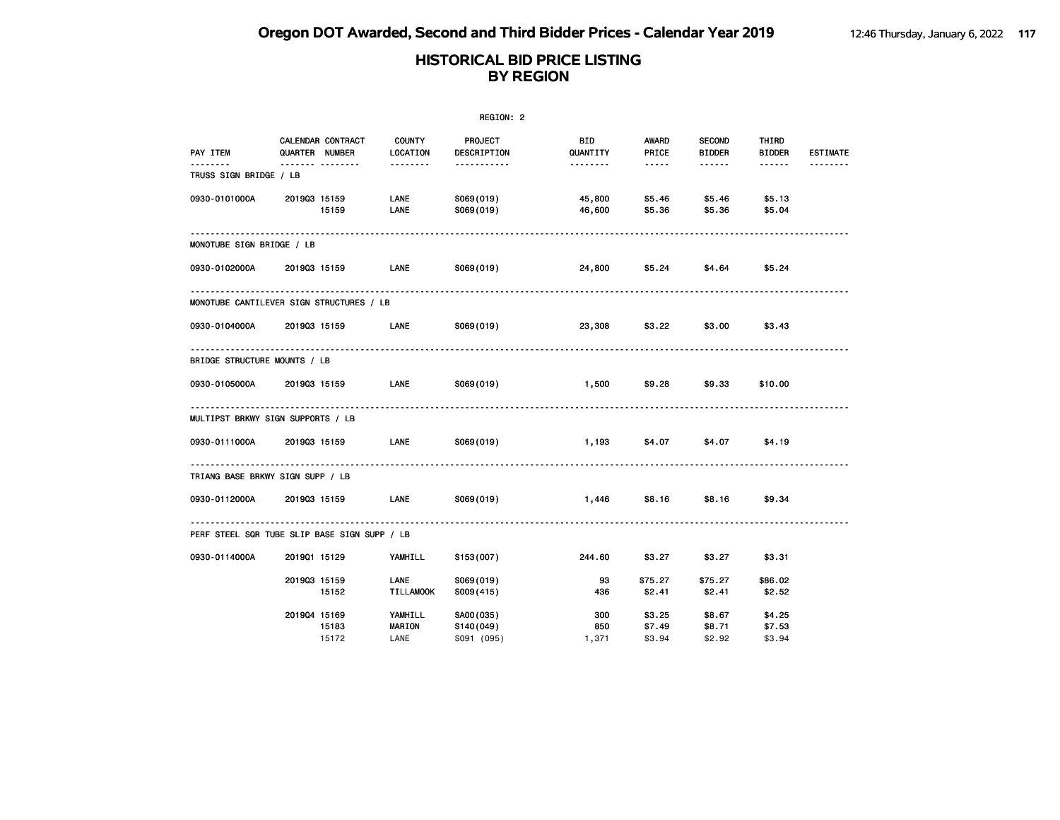# HISTORICAL BID PRICE LISTING
# BY REGION

REGION: 2

| PAY ITEM | CALENDAR QUARTER | CONTRACT NUMBER | COUNTY LOCATION | PROJECT DESCRIPTION | BID QUANTITY | AWARD PRICE | SECOND BIDDER | THIRD BIDDER | ESTIMATE |
|---|---|---|---|---|---|---|---|---|---|
| **TRUSS SIGN BRIDGE / LB** | | | | | | | | | |
| 0930-0101000A | 2019Q3 | 15159 | LANE | S069(019) | 45,800 | $5.46 | $5.46 | $5.13 | |
| | | 15159 | LANE | S069(019) | 46,600 | $5.36 | $5.36 | $5.04 | |
| **MONOTUBE SIGN BRIDGE / LB** | | | | | | | | | |
| 0930-0102000A | 2019Q3 | 15159 | LANE | S069(019) | 24,800 | $5.24 | $4.64 | $5.24 | |
| **MONOTUBE CANTILEVER SIGN STRUCTURES / LB** | | | | | | | | | |
| 0930-0104000A | 2019Q3 | 15159 | LANE | S069(019) | 23,308 | $3.22 | $3.00 | $3.43 | |
| **BRIDGE STRUCTURE MOUNTS / LB** | | | | | | | | | |
| 0930-0105000A | 2019Q3 | 15159 | LANE | S069(019) | 1,500 | $9.28 | $9.33 | $10.00 | |
| **MULTIPST BRKWY SIGN SUPPORTS / LB** | | | | | | | | | |
| 0930-0111000A | 2019Q3 | 15159 | LANE | S069(019) | 1,193 | $4.07 | $4.07 | $4.19 | |
| **TRIANG BASE BRKWY SIGN SUPP / LB** | | | | | | | | | |
| 0930-0112000A | 2019Q3 | 15159 | LANE | S069(019) | 1,446 | $8.16 | $8.16 | $9.34 | |
| **PERF STEEL SQR TUBE SLIP BASE SIGN SUPP / LB** | | | | | | | | | |
| 0930-0114000A | 2019Q1 | 15129 | YAMHILL | S153(007) | 244.60 | $3.27 | $3.27 | $3.31 | |
| | 2019Q3 | 15159 | LANE | S069(019) | 93 | $75.27 | $75.27 | $86.02 | |
| | | 15152 | TILLAMOOK | S009(415) | 436 | $2.41 | $2.41 | $2.52 | |
| | 2019Q4 | 15169 | YAMHILL | SA00(035) | 300 | $3.25 | $8.67 | $4.25 | |
| | | 15183 | MARION | S140(049) | 850 | $7.49 | $8.71 | $7.53 | |
| | | 15172 | LANE | S091 (095) | 1,371 | $3.94 | $2.92 | $3.94 | |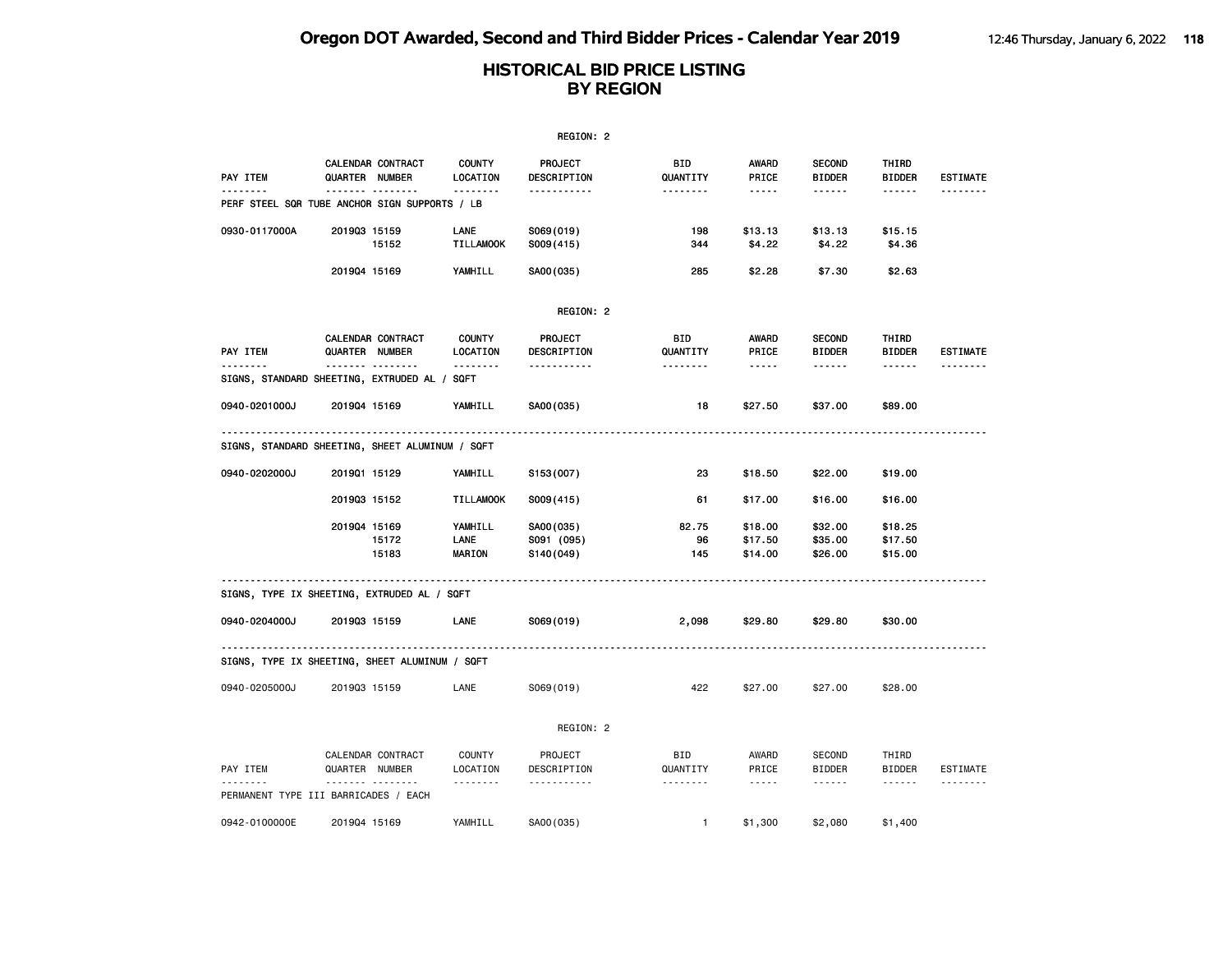# Oregon DOT Awarded, Second and Third Bidder Prices - Calendar Year 2019

## HISTORICAL BID PRICE LISTING BY REGION

REGION: 2

| PAY ITEM | CALENDAR QUARTER | CONTRACT NUMBER | COUNTY LOCATION | PROJECT DESCRIPTION | BID QUANTITY | AWARD PRICE | SECOND BIDDER | THIRD BIDDER | ESTIMATE |
|---|---|---|---|---|---|---|---|---|---|
| PERF STEEL SQR TUBE ANCHOR SIGN SUPPORTS / LB | | | | | | | | | |
| 0930-0117000A | 2019Q3 | 15159 | LANE | S069(019) | 198 | $13.13 | $13.13 | $15.15 | |
| | | 15152 | TILLAMOOK | S009(415) | 344 | $4.22 | $4.22 | $4.36 | |
| | 2019Q4 | 15169 | YAMHILL | SA00(035) | 285 | $2.28 | $7.30 | $2.63 | |

REGION: 2

| PAY ITEM | CALENDAR QUARTER | CONTRACT NUMBER | COUNTY LOCATION | PROJECT DESCRIPTION | BID QUANTITY | AWARD PRICE | SECOND BIDDER | THIRD BIDDER | ESTIMATE |
|---|---|---|---|---|---|---|---|---|---|
| SIGNS, STANDARD SHEETING, EXTRUDED AL / SQFT | | | | | | | | | |
| 0940-0201000J | 2019Q4 | 15169 | YAMHILL | SA00(035) | 18 | $27.50 | $37.00 | $89.00 | |
| SIGNS, STANDARD SHEETING, SHEET ALUMINUM / SQFT | | | | | | | | | |
| 0940-0202000J | 2019Q1 | 15129 | YAMHILL | S153(007) | 23 | $18.50 | $22.00 | $19.00 | |
| | 2019Q3 | 15152 | TILLAMOOK | S009(415) | 61 | $17.00 | $16.00 | $16.00 | |
| | 2019Q4 | 15169 | YAMHILL | SA00(035) | 82.75 | $18.00 | $32.00 | $18.25 | |
| | | 15172 | LANE | S091 (095) | 96 | $17.50 | $35.00 | $17.50 | |
| | | 15183 | MARION | S140(049) | 145 | $14.00 | $26.00 | $15.00 | |
| SIGNS, TYPE IX SHEETING, EXTRUDED AL / SQFT | | | | | | | | | |
| 0940-0204000J | 2019Q3 | 15159 | LANE | S069(019) | 2,098 | $29.80 | $29.80 | $30.00 | |
| SIGNS, TYPE IX SHEETING, SHEET ALUMINUM / SQFT | | | | | | | | | |
| 0940-0205000J | 2019Q3 | 15159 | LANE | S069(019) | 422 | $27.00 | $27.00 | $28.00 | |

REGION: 2

| PAY ITEM | CALENDAR QUARTER | CONTRACT NUMBER | COUNTY LOCATION | PROJECT DESCRIPTION | BID QUANTITY | AWARD PRICE | SECOND BIDDER | THIRD BIDDER | ESTIMATE |
|---|---|---|---|---|---|---|---|---|---|
| PERMANENT TYPE III BARRICADES / EACH | | | | | | | | | |
| 0942-0100000E | 2019Q4 | 15169 | YAMHILL | SA00(035) | 1 | $1,300 | $2,080 | $1,400 | |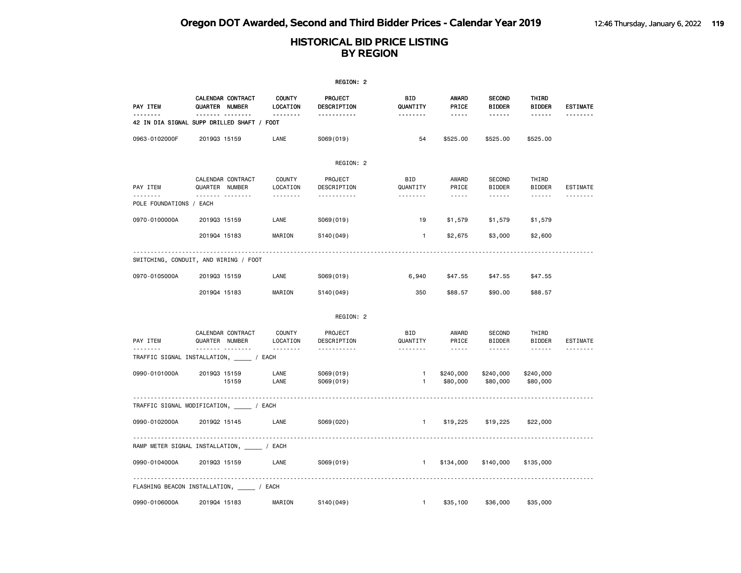# Oregon DOT Awarded, Second and Third Bidder Prices - Calendar Year 2019

## HISTORICAL BID PRICE LISTING BY REGION

REGION: 2

| PAY ITEM | CALENDAR QUARTER | CONTRACT NUMBER | COUNTY LOCATION | PROJECT DESCRIPTION | BID QUANTITY | AWARD PRICE | SECOND BIDDER | THIRD BIDDER | ESTIMATE |
|---|---|---|---|---|---|---|---|---|---|
| **42 IN DIA SIGNAL SUPP DRILLED SHAFT / FOOT** | | | | | | | | | |
| 0963-0102000F | 2019Q3 | 15159 | LANE | S069(019) | 54 | $525.00 | $525.00 | $525.00 | |

REGION: 2

| PAY ITEM | CALENDAR QUARTER | CONTRACT NUMBER | COUNTY LOCATION | PROJECT DESCRIPTION | BID QUANTITY | AWARD PRICE | SECOND BIDDER | THIRD BIDDER | ESTIMATE |
|---|---|---|---|---|---|---|---|---|---|
| **POLE FOUNDATIONS / EACH** | | | | | | | | | |
| 0970-0100000A | 2019Q3 | 15159 | LANE | S069(019) | 19 | $1,579 | $1,579 | $1,579 | |
| | 2019Q4 | 15183 | MARION | S140(049) | 1 | $2,675 | $3,000 | $2,600 | |
| **SWITCHING, CONDUIT, AND WIRING / FOOT** | | | | | | | | | |
| 0970-0105000A | 2019Q3 | 15159 | LANE | S069(019) | 6,940 | $47.55 | $47.55 | $47.55 | |
| | 2019Q4 | 15183 | MARION | S140(049) | 350 | $88.57 | $90.00 | $88.57 | |

REGION: 2

| PAY ITEM | CALENDAR QUARTER | CONTRACT NUMBER | COUNTY LOCATION | PROJECT DESCRIPTION | BID QUANTITY | AWARD PRICE | SECOND BIDDER | THIRD BIDDER | ESTIMATE |
|---|---|---|---|---|---|---|---|---|---|
| **TRAFFIC SIGNAL INSTALLATION, _____ / EACH** | | | | | | | | | |
| 0990-0101000A | 2019Q3 | 15159 | LANE | S069(019) | 1 | $240,000 | $240,000 | $240,000 | |
| | | 15159 | LANE | S069(019) | 1 | $80,000 | $80,000 | $80,000 | |
| **TRAFFIC SIGNAL MODIFICATION, _____ / EACH** | | | | | | | | | |
| 0990-0102000A | 2019Q2 | 15145 | LANE | S069(020) | 1 | $19,225 | $19,225 | $22,000 | |
| **RAMP METER SIGNAL INSTALLATION, _____ / EACH** | | | | | | | | | |
| 0990-0104000A | 2019Q3 | 15159 | LANE | S069(019) | 1 | $134,000 | $140,000 | $135,000 | |
| **FLASHING BEACON INSTALLATION, _____ / EACH** | | | | | | | | | |
| 0990-0106000A | 2019Q4 | 15183 | MARION | S140(049) | 1 | $35,100 | $36,000 | $35,000 | |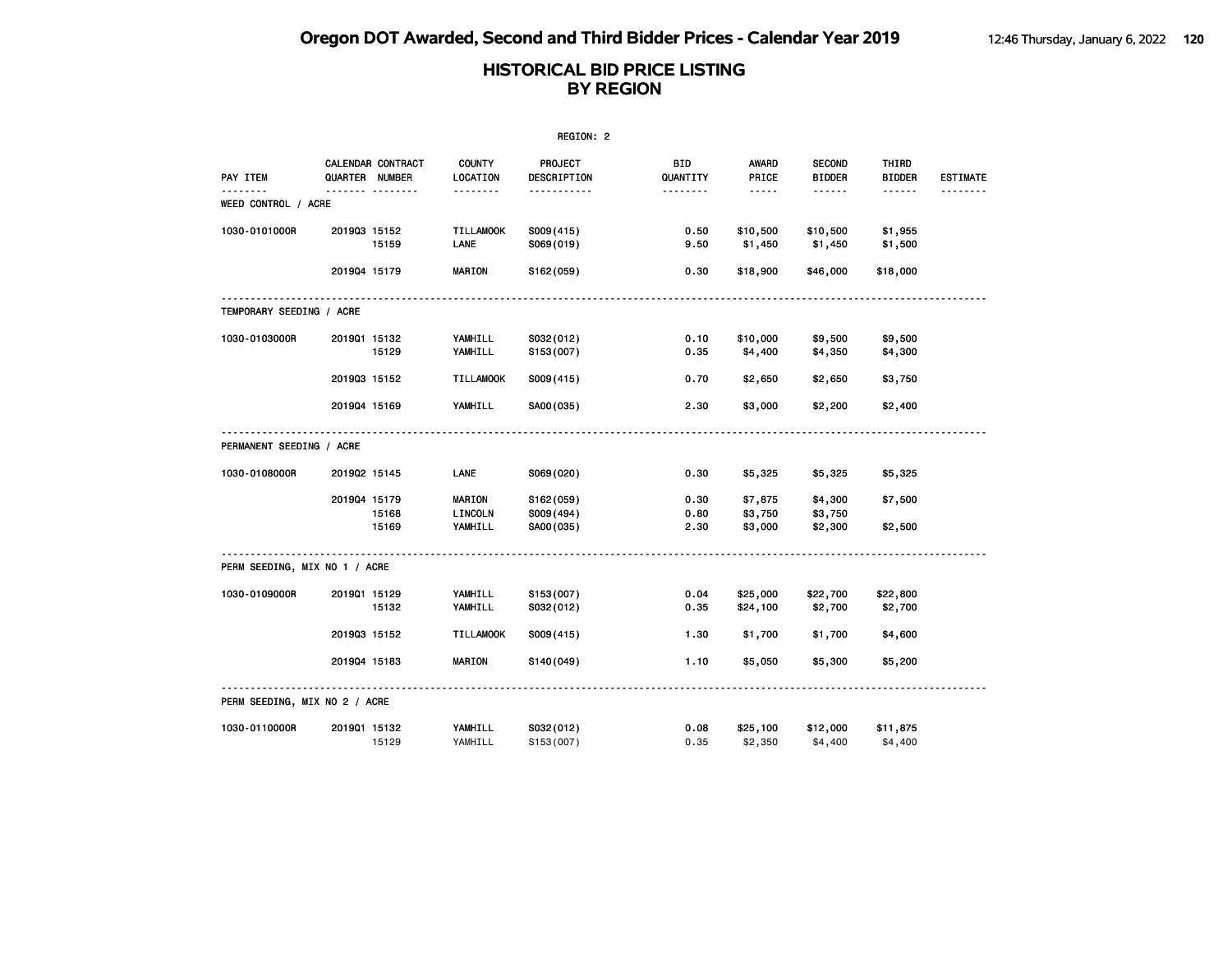# Oregon DOT Awarded, Second and Third Bidder Prices - Calendar Year 2019

## HISTORICAL BID PRICE LISTING BY REGION

REGION: 2

| PAY ITEM | CALENDAR QUARTER | CONTRACT NUMBER | COUNTY LOCATION | PROJECT DESCRIPTION | BID QUANTITY | AWARD PRICE | SECOND BIDDER | THIRD BIDDER | ESTIMATE |
|---|---|---|---|---|---|---|---|---|---|
| **WEED CONTROL / ACRE** | | | | | | | | | |
| 1030-0101000R | 2019Q3 | 15152 | TILLAMOOK | S009(415) | 0.50 | $10,500 | $10,500 | $1,955 | |
| | | 15159 | LANE | S069(019) | 9.50 | $1,450 | $1,450 | $1,500 | |
| | 2019Q4 | 15179 | MARION | S162(059) | 0.30 | $18,900 | $46,000 | $18,000 | |
| **TEMPORARY SEEDING / ACRE** | | | | | | | | | |
| 1030-0103000R | 2019Q1 | 15132 | YAMHILL | S032(012) | 0.10 | $10,000 | $9,500 | $9,500 | |
| | | 15129 | YAMHILL | S153(007) | 0.35 | $4,400 | $4,350 | $4,300 | |
| | 2019Q3 | 15152 | TILLAMOOK | S009(415) | 0.70 | $2,650 | $2,650 | $3,750 | |
| | 2019Q4 | 15169 | YAMHILL | SA00(035) | 2.30 | $3,000 | $2,200 | $2,400 | |
| **PERMANENT SEEDING / ACRE** | | | | | | | | | |
| 1030-0108000R | 2019Q2 | 15145 | LANE | S069(020) | 0.30 | $5,325 | $5,325 | $5,325 | |
| | 2019Q4 | 15179 | MARION | S162(059) | 0.30 | $7,875 | $4,300 | $7,500 | |
| | | 15168 | LINCOLN | S009(494) | 0.80 | $3,750 | $3,750 | | |
| | | 15169 | YAMHILL | SA00(035) | 2.30 | $3,000 | $2,300 | $2,500 | |
| **PERM SEEDING, MIX NO 1 / ACRE** | | | | | | | | | |
| 1030-0109000R | 2019Q1 | 15129 | YAMHILL | S153(007) | 0.04 | $25,000 | $22,700 | $22,800 | |
| | | 15132 | YAMHILL | S032(012) | 0.35 | $24,100 | $2,700 | $2,700 | |
| | 2019Q3 | 15152 | TILLAMOOK | S009(415) | 1.30 | $1,700 | $1,700 | $4,600 | |
| | 2019Q4 | 15183 | MARION | S140(049) | 1.10 | $5,050 | $5,300 | $5,200 | |
| **PERM SEEDING, MIX NO 2 / ACRE** | | | | | | | | | |
| 1030-0110000R | 2019Q1 | 15132 | YAMHILL | S032(012) | 0.08 | $25,100 | $12,000 | $11,875 | |
| | | 15129 | YAMHILL | S153(007) | 0.35 | $2,350 | $4,400 | $4,400 | |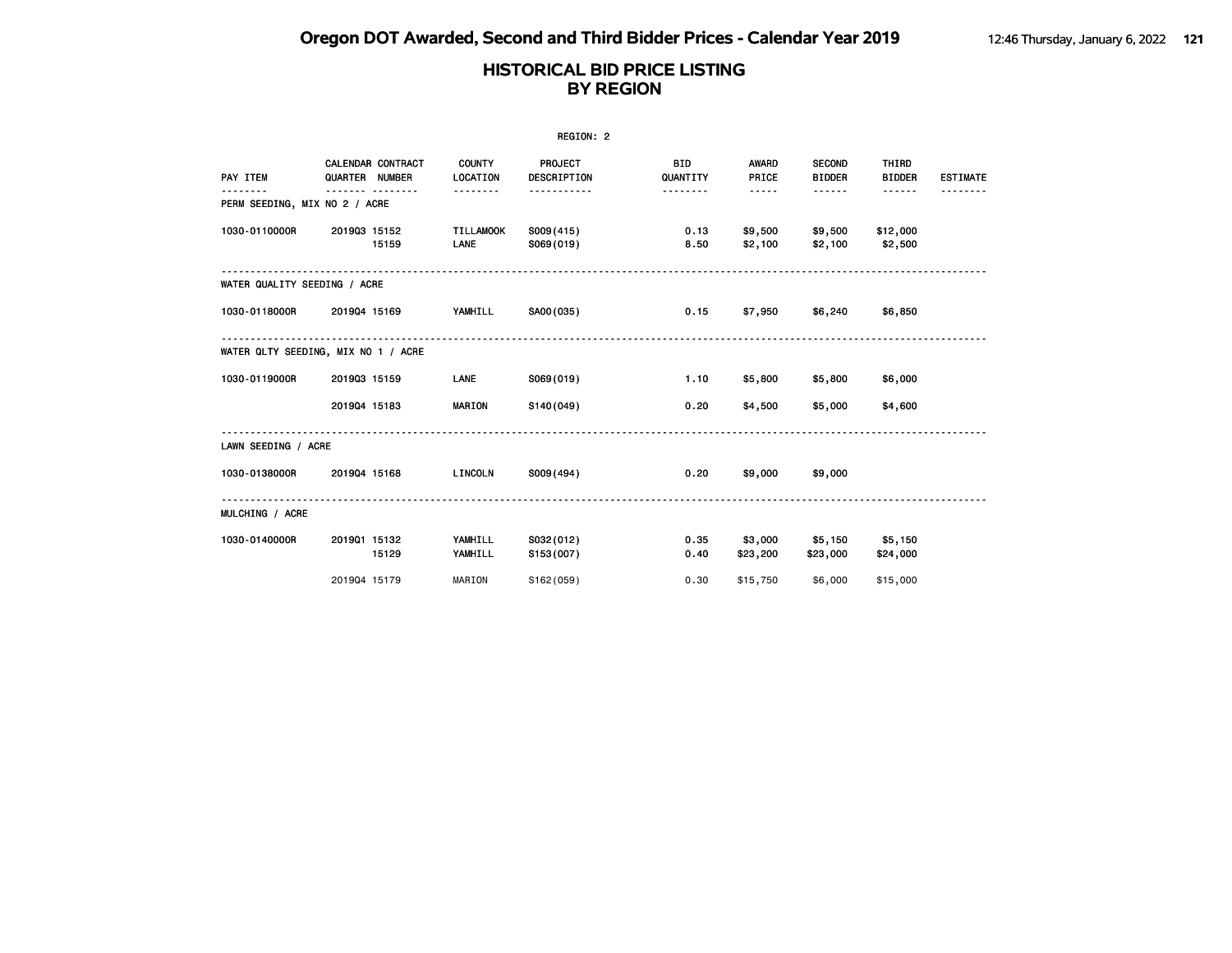# HISTORICAL BID PRICE LISTING
## BY REGION

REGION: 2

| PAY ITEM | CALENDAR QUARTER | CONTRACT NUMBER | COUNTY LOCATION | PROJECT DESCRIPTION | BID QUANTITY | AWARD PRICE | SECOND BIDDER | THIRD BIDDER | ESTIMATE |
|---|---|---|---|---|---|---|---|---|---|
| **PERM SEEDING, MIX NO 2 / ACRE** | | | | | | | | | |
| 1030-0110000R | 2019Q3 | 15152 | TILLAMOOK | S009(415) | 0.13 | $9,500 | $9,500 | $12,000 | |
| | | 15159 | LANE | S069(019) | 8.50 | $2,100 | $2,100 | $2,500 | |
| **WATER QUALITY SEEDING / ACRE** | | | | | | | | | |
| 1030-0118000R | 2019Q4 | 15169 | YAMHILL | SA00(035) | 0.15 | $7,950 | $6,240 | $6,850 | |
| **WATER QLTY SEEDING, MIX NO 1 / ACRE** | | | | | | | | | |
| 1030-0119000R | 2019Q3 | 15159 | LANE | S069(019) | 1.10 | $5,800 | $5,800 | $6,000 | |
| | 2019Q4 | 15183 | MARION | S140(049) | 0.20 | $4,500 | $5,000 | $4,600 | |
| **LAWN SEEDING / ACRE** | | | | | | | | | |
| 1030-0138000R | 2019Q4 | 15168 | LINCOLN | S009(494) | 0.20 | $9,000 | $9,000 | | |
| **MULCHING / ACRE** | | | | | | | | | |
| 1030-0140000R | 2019Q1 | 15132 | YAMHILL | S032(012) | 0.35 | $3,000 | $5,150 | $5,150 | |
| | | 15129 | YAMHILL | S153(007) | 0.40 | $23,200 | $23,000 | $24,000 | |
| | 2019Q4 | 15179 | MARION | S162(059) | 0.30 | $15,750 | $6,000 | $15,000 | |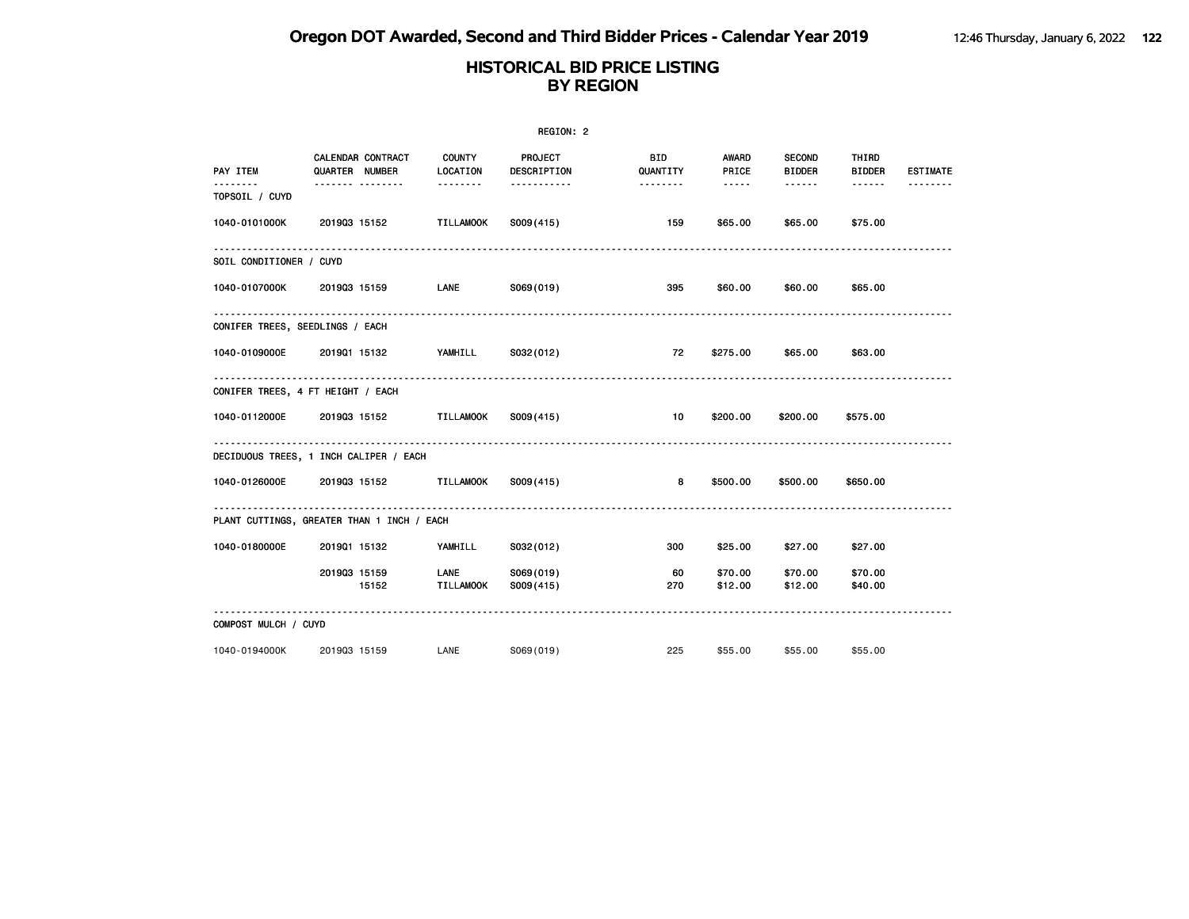# Oregon DOT Awarded, Second and Third Bidder Prices - Calendar Year 2019

## HISTORICAL BID PRICE LISTING BY REGION

REGION: 2

| PAY ITEM | CALENDAR QUARTER | CONTRACT NUMBER | COUNTY LOCATION | PROJECT DESCRIPTION | BID QUANTITY | AWARD PRICE | SECOND BIDDER | THIRD BIDDER | ESTIMATE |
|---|---|---|---|---|---|---|---|---|---|
| **TOPSOIL / CUYD** | | | | | | | | | |
| 1040-0101000K | 2019Q3 | 15152 | TILLAMOOK | S009(415) | 159 | $65.00 | $65.00 | $75.00 | |
| **SOIL CONDITIONER / CUYD** | | | | | | | | | |
| 1040-0107000K | 2019Q3 | 15159 | LANE | S069(019) | 395 | $60.00 | $60.00 | $65.00 | |
| **CONIFER TREES, SEEDLINGS / EACH** | | | | | | | | | |
| 1040-0109000E | 2019Q1 | 15132 | YAMHILL | S032(012) | 72 | $275.00 | $65.00 | $63.00 | |
| **CONIFER TREES, 4 FT HEIGHT / EACH** | | | | | | | | | |
| 1040-0112000E | 2019Q3 | 15152 | TILLAMOOK | S009(415) | 10 | $200.00 | $200.00 | $575.00 | |
| **DECIDUOUS TREES, 1 INCH CALIPER / EACH** | | | | | | | | | |
| 1040-0126000E | 2019Q3 | 15152 | TILLAMOOK | S009(415) | 8 | $500.00 | $500.00 | $650.00 | |
| **PLANT CUTTINGS, GREATER THAN 1 INCH / EACH** | | | | | | | | | |
| 1040-0180000E | 2019Q1 | 15132 | YAMHILL | S032(012) | 300 | $25.00 | $27.00 | $27.00 | |
| | 2019Q3 | 15159 | LANE | S069(019) | 60 | $70.00 | $70.00 | $70.00 | |
| | | 15152 | TILLAMOOK | S009(415) | 270 | $12.00 | $12.00 | $40.00 | |
| **COMPOST MULCH / CUYD** | | | | | | | | | |
| 1040-0194000K | 2019Q3 | 15159 | LANE | S069(019) | 225 | $55.00 | $55.00 | $55.00 | |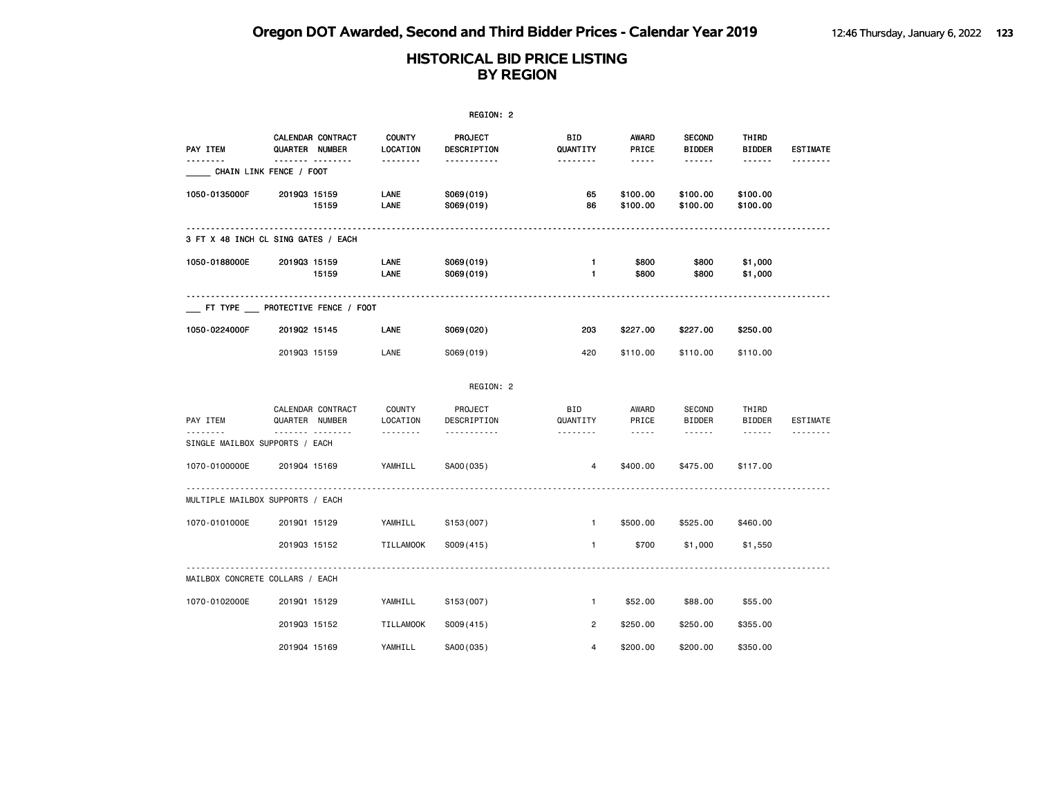# HISTORICAL BID PRICE LISTING
## BY REGION

REGION: 2

| PAY ITEM | CALENDAR QUARTER | CONTRACT NUMBER | COUNTY LOCATION | PROJECT DESCRIPTION | BID QUANTITY | AWARD PRICE | SECOND BIDDER | THIRD BIDDER | ESTIMATE |
|---|---|---|---|---|---|---|---|---|---|
| **_____ CHAIN LINK FENCE / FOOT** | | | | | | | | | |
| 1050-0135000F | 2019Q3 | 15159 | LANE | S069(019) | 65 | $100.00 | $100.00 | $100.00 | |
| | | 15159 | LANE | S069(019) | 86 | $100.00 | $100.00 | $100.00 | |
| **3 FT X 48 INCH CL SING GATES / EACH** | | | | | | | | | |
| 1050-0188000E | 2019Q3 | 15159 | LANE | S069(019) | 1 | $800 | $800 | $1,000 | |
| | | 15159 | LANE | S069(019) | 1 | $800 | $800 | $1,000 | |
| **___ FT TYPE ___ PROTECTIVE FENCE / FOOT** | | | | | | | | | |
| 1050-0224000F | 2019Q2 | 15145 | LANE | S069(020) | 203 | $227.00 | $227.00 | $250.00 | |
| | 2019Q3 | 15159 | LANE | S069(019) | 420 | $110.00 | $110.00 | $110.00 | |

REGION: 2

| PAY ITEM | CALENDAR QUARTER | CONTRACT NUMBER | COUNTY LOCATION | PROJECT DESCRIPTION | BID QUANTITY | AWARD PRICE | SECOND BIDDER | THIRD BIDDER | ESTIMATE |
|---|---|---|---|---|---|---|---|---|---|
| **SINGLE MAILBOX SUPPORTS / EACH** | | | | | | | | | |
| 1070-0100000E | 2019Q4 | 15169 | YAMHILL | SA00(035) | 4 | $400.00 | $475.00 | $117.00 | |
| **MULTIPLE MAILBOX SUPPORTS / EACH** | | | | | | | | | |
| 1070-0101000E | 2019Q1 | 15129 | YAMHILL | S153(007) | 1 | $500.00 | $525.00 | $460.00 | |
| | 2019Q3 | 15152 | TILLAMOOK | S009(415) | 1 | $700 | $1,000 | $1,550 | |
| **MAILBOX CONCRETE COLLARS / EACH** | | | | | | | | | |
| 1070-0102000E | 2019Q1 | 15129 | YAMHILL | S153(007) | 1 | $52.00 | $88.00 | $55.00 | |
| | 2019Q3 | 15152 | TILLAMOOK | S009(415) | 2 | $250.00 | $250.00 | $355.00 | |
| | 2019Q4 | 15169 | YAMHILL | SA00(035) | 4 | $200.00 | $200.00 | $350.00 | |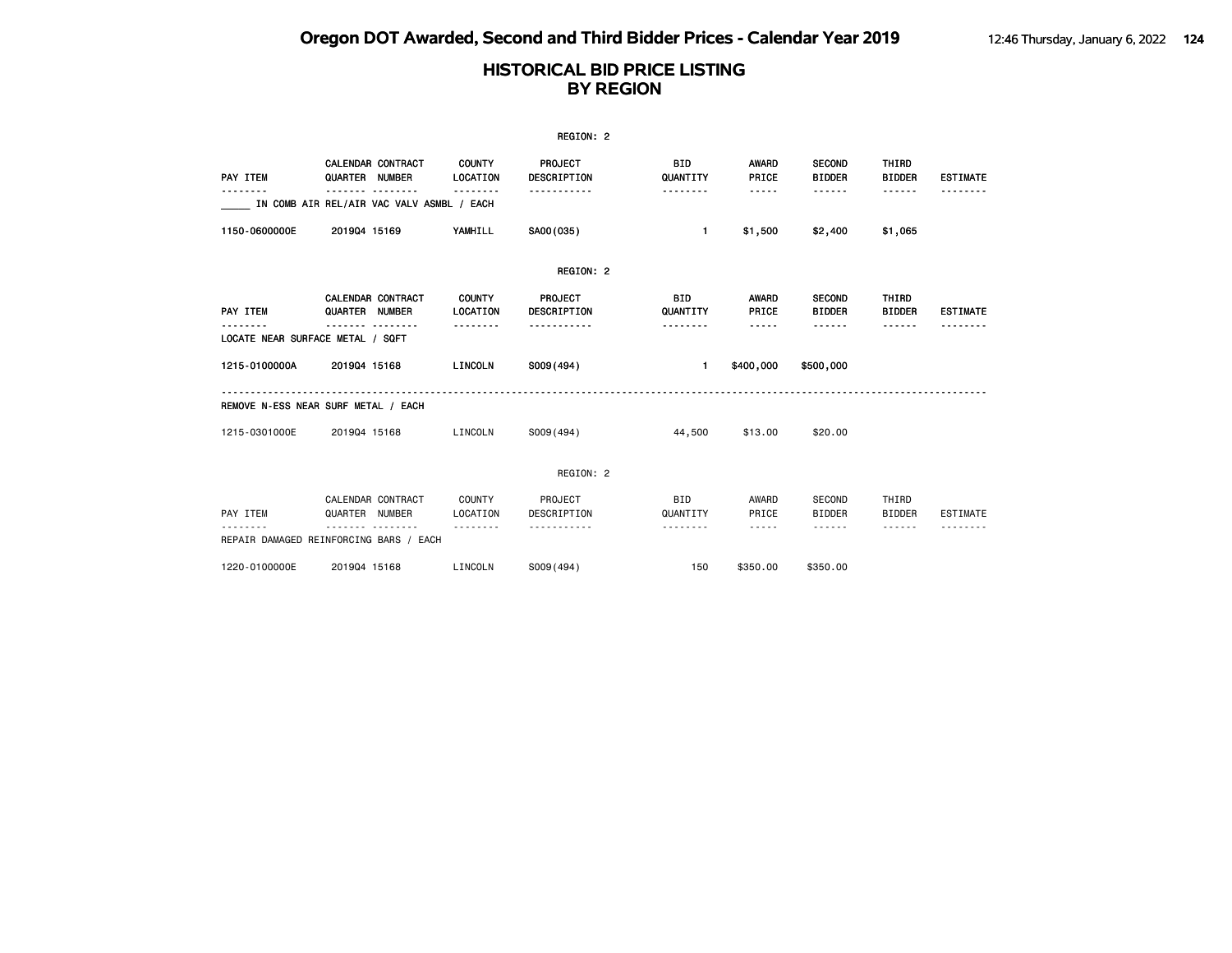# HISTORICAL BID PRICE LISTING
## BY REGION

REGION: 2

| PAY ITEM | CALENDAR QUARTER | CONTRACT NUMBER | COUNTY LOCATION | PROJECT DESCRIPTION | BID QUANTITY | AWARD PRICE | SECOND BIDDER | THIRD BIDDER | ESTIMATE |
|---|---|---|---|---|---|---|---|---|---|
| _____ IN COMB AIR REL/AIR VAC VALV ASMBL / EACH | | | | | | | | | |
| 1150-0600000E | 2019Q4 | 15169 | YAMHILL | SA00(035) | 1 | $1,500 | $2,400 | $1,065 | |

REGION: 2

| PAY ITEM | CALENDAR QUARTER | CONTRACT NUMBER | COUNTY LOCATION | PROJECT DESCRIPTION | BID QUANTITY | AWARD PRICE | SECOND BIDDER | THIRD BIDDER | ESTIMATE |
|---|---|---|---|---|---|---|---|---|---|
| LOCATE NEAR SURFACE METAL / SQFT | | | | | | | | | |
| 1215-0100000A | 2019Q4 | 15168 | LINCOLN | S009(494) | 1 | $400,000 | $500,000 | | |
| REMOVE N-ESS NEAR SURF METAL / EACH | | | | | | | | | |
| 1215-0301000E | 2019Q4 | 15168 | LINCOLN | S009(494) | 44,500 | $13.00 | $20.00 | | |

REGION: 2

| PAY ITEM | CALENDAR QUARTER | CONTRACT NUMBER | COUNTY LOCATION | PROJECT DESCRIPTION | BID QUANTITY | AWARD PRICE | SECOND BIDDER | THIRD BIDDER | ESTIMATE |
|---|---|---|---|---|---|---|---|---|---|
| REPAIR DAMAGED REINFORCING BARS / EACH | | | | | | | | | |
| 1220-0100000E | 2019Q4 | 15168 | LINCOLN | S009(494) | 150 | $350.00 | $350.00 | | |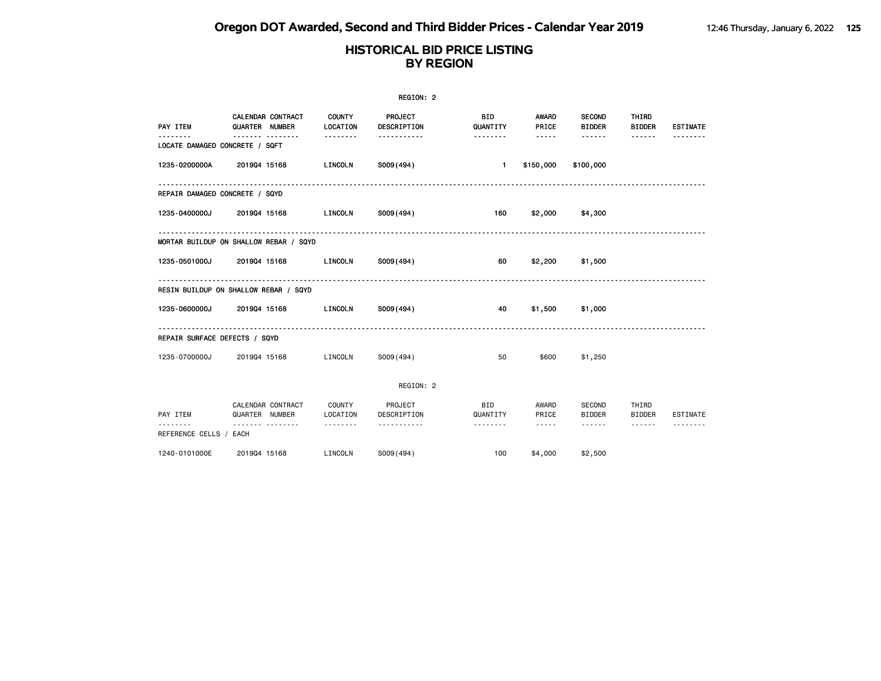# HISTORICAL BID PRICE LISTING
## BY REGION

REGION: 2

| PAY ITEM | CALENDAR QUARTER | CONTRACT NUMBER | COUNTY LOCATION | PROJECT DESCRIPTION | BID QUANTITY | AWARD PRICE | SECOND BIDDER | THIRD BIDDER | ESTIMATE |
|---|---|---|---|---|---|---|---|---|---|
| **LOCATE DAMAGED CONCRETE / SQFT** | | | | | | | | | |
| 1235-0200000A | 2019Q4 | 15168 | LINCOLN | S009(494) | 1 | $150,000 | $100,000 | | |
| **REPAIR DAMAGED CONCRETE / SQYD** | | | | | | | | | |
| 1235-0400000J | 2019Q4 | 15168 | LINCOLN | S009(494) | 160 | $2,000 | $4,300 | | |
| **MORTAR BUILDUP ON SHALLOW REBAR / SQYD** | | | | | | | | | |
| 1235-0501000J | 2019Q4 | 15168 | LINCOLN | S009(494) | 60 | $2,200 | $1,500 | | |
| **RESIN BUILDUP ON SHALLOW REBAR / SQYD** | | | | | | | | | |
| 1235-0600000J | 2019Q4 | 15168 | LINCOLN | S009(494) | 40 | $1,500 | $1,000 | | |
| **REPAIR SURFACE DEFECTS / SQYD** | | | | | | | | | |
| 1235-0700000J | 2019Q4 | 15168 | LINCOLN | S009(494) | 50 | $600 | $1,250 | | |

REGION: 2

| PAY ITEM | CALENDAR QUARTER | CONTRACT NUMBER | COUNTY LOCATION | PROJECT DESCRIPTION | BID QUANTITY | AWARD PRICE | SECOND BIDDER | THIRD BIDDER | ESTIMATE |
|---|---|---|---|---|---|---|---|---|---|
| **REFERENCE CELLS / EACH** | | | | | | | | | |
| 1240-0101000E | 2019Q4 | 15168 | LINCOLN | S009(494) | 100 | $4,000 | $2,500 | | |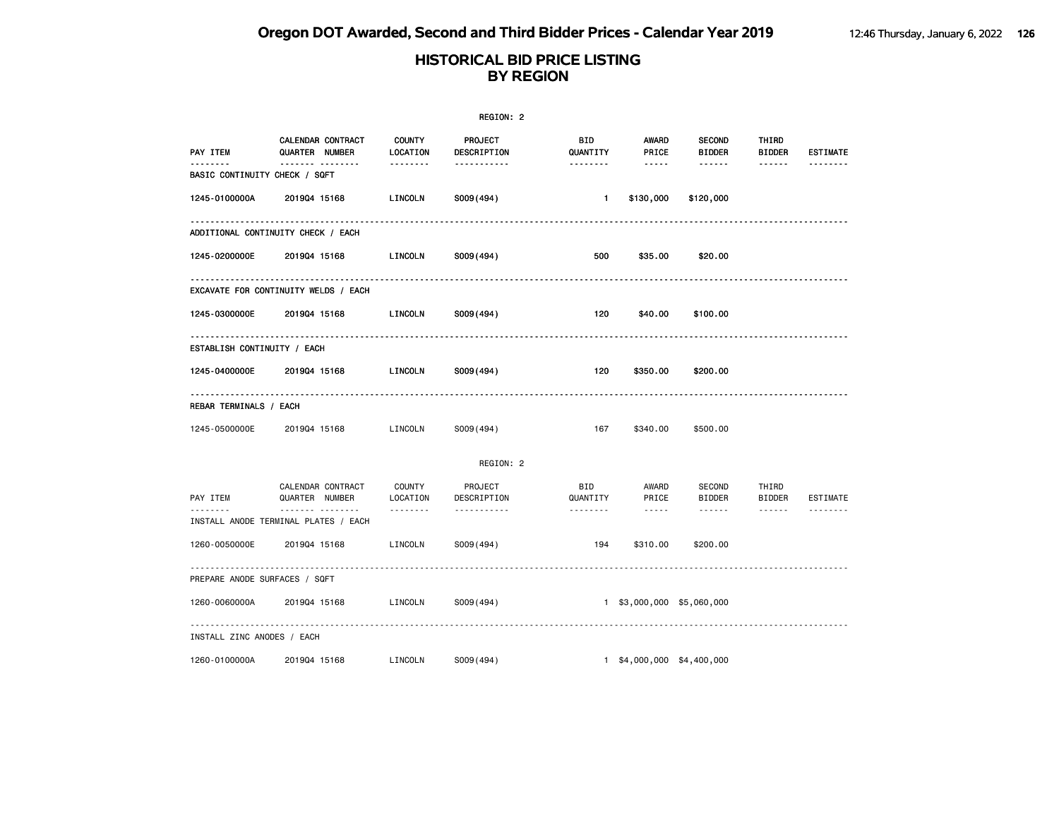# Oregon DOT Awarded, Second and Third Bidder Prices - Calendar Year 2019

## HISTORICAL BID PRICE LISTING BY REGION

REGION: 2

| PAY ITEM | CALENDAR QUARTER | CONTRACT NUMBER | COUNTY LOCATION | PROJECT DESCRIPTION | BID QUANTITY | AWARD PRICE | SECOND BIDDER | THIRD BIDDER | ESTIMATE |
|---|---|---|---|---|---|---|---|---|---|
| **BASIC CONTINUITY CHECK / SQFT** | | | | | | | | | |
| 1245-0100000A | 2019Q4 | 15168 | LINCOLN | S009(494) | 1 | $130,000 | $120,000 | | |
| **ADDITIONAL CONTINUITY CHECK / EACH** | | | | | | | | | |
| 1245-0200000E | 2019Q4 | 15168 | LINCOLN | S009(494) | 500 | $35.00 | $20.00 | | |
| **EXCAVATE FOR CONTINUITY WELDS / EACH** | | | | | | | | | |
| 1245-0300000E | 2019Q4 | 15168 | LINCOLN | S009(494) | 120 | $40.00 | $100.00 | | |
| **ESTABLISH CONTINUITY / EACH** | | | | | | | | | |
| 1245-0400000E | 2019Q4 | 15168 | LINCOLN | S009(494) | 120 | $350.00 | $200.00 | | |
| **REBAR TERMINALS / EACH** | | | | | | | | | |
| 1245-0500000E | 2019Q4 | 15168 | LINCOLN | S009(494) | 167 | $340.00 | $500.00 | | |

REGION: 2

| PAY ITEM | CALENDAR QUARTER | CONTRACT NUMBER | COUNTY LOCATION | PROJECT DESCRIPTION | BID QUANTITY | AWARD PRICE | SECOND BIDDER | THIRD BIDDER | ESTIMATE |
|---|---|---|---|---|---|---|---|---|---|
| **INSTALL ANODE TERMINAL PLATES / EACH** | | | | | | | | | |
| 1260-0050000E | 2019Q4 | 15168 | LINCOLN | S009(494) | 194 | $310.00 | $200.00 | | |
| **PREPARE ANODE SURFACES / SQFT** | | | | | | | | | |
| 1260-0060000A | 2019Q4 | 15168 | LINCOLN | S009(494) | 1 | $3,000,000 | $5,060,000 | | |
| **INSTALL ZINC ANODES / EACH** | | | | | | | | | |
| 1260-0100000A | 2019Q4 | 15168 | LINCOLN | S009(494) | 1 | $4,000,000 | $4,400,000 | | |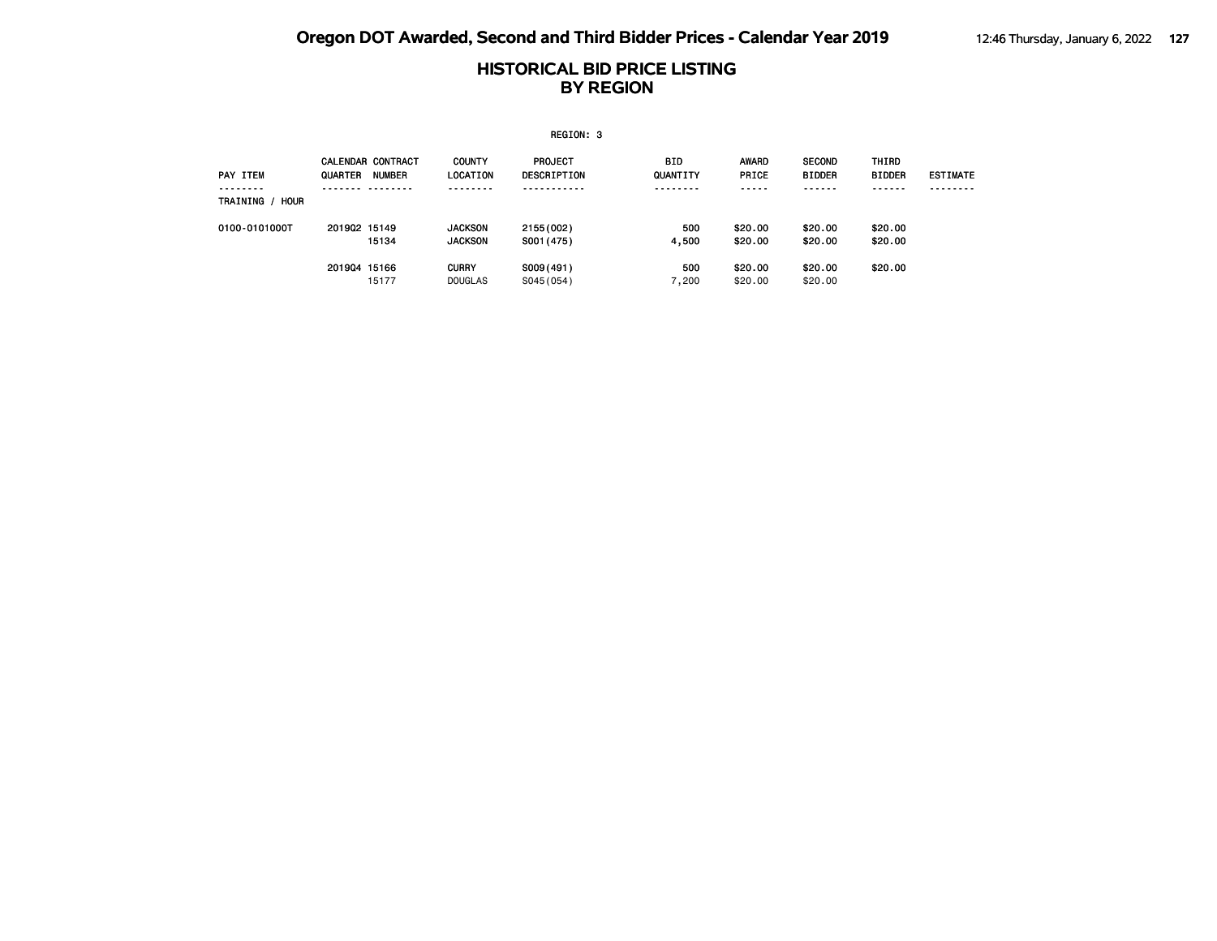# Oregon DOT Awarded, Second and Third Bidder Prices - Calendar Year 2019

## HISTORICAL BID PRICE LISTING
## BY REGION

REGION: 3

| PAY ITEM | CALENDAR QUARTER | CONTRACT NUMBER | COUNTY LOCATION | PROJECT DESCRIPTION | BID QUANTITY | AWARD PRICE | SECOND BIDDER | THIRD BIDDER | ESTIMATE |
|---|---|---|---|---|---|---|---|---|---|
| TRAINING / HOUR | | | | | | | | | |
| 0100-0101000T | 2019Q2 | 15149 | JACKSON | 2155(002) | 500 | $20.00 | $20.00 | $20.00 | |
| | | 15134 | JACKSON | S001(475) | 4,500 | $20.00 | $20.00 | $20.00 | |
| | 2019Q4 | 15166 | CURRY | S009(491) | 500 | $20.00 | $20.00 | $20.00 | |
| | | 15177 | DOUGLAS | S045(054) | 7,200 | $20.00 | $20.00 | | |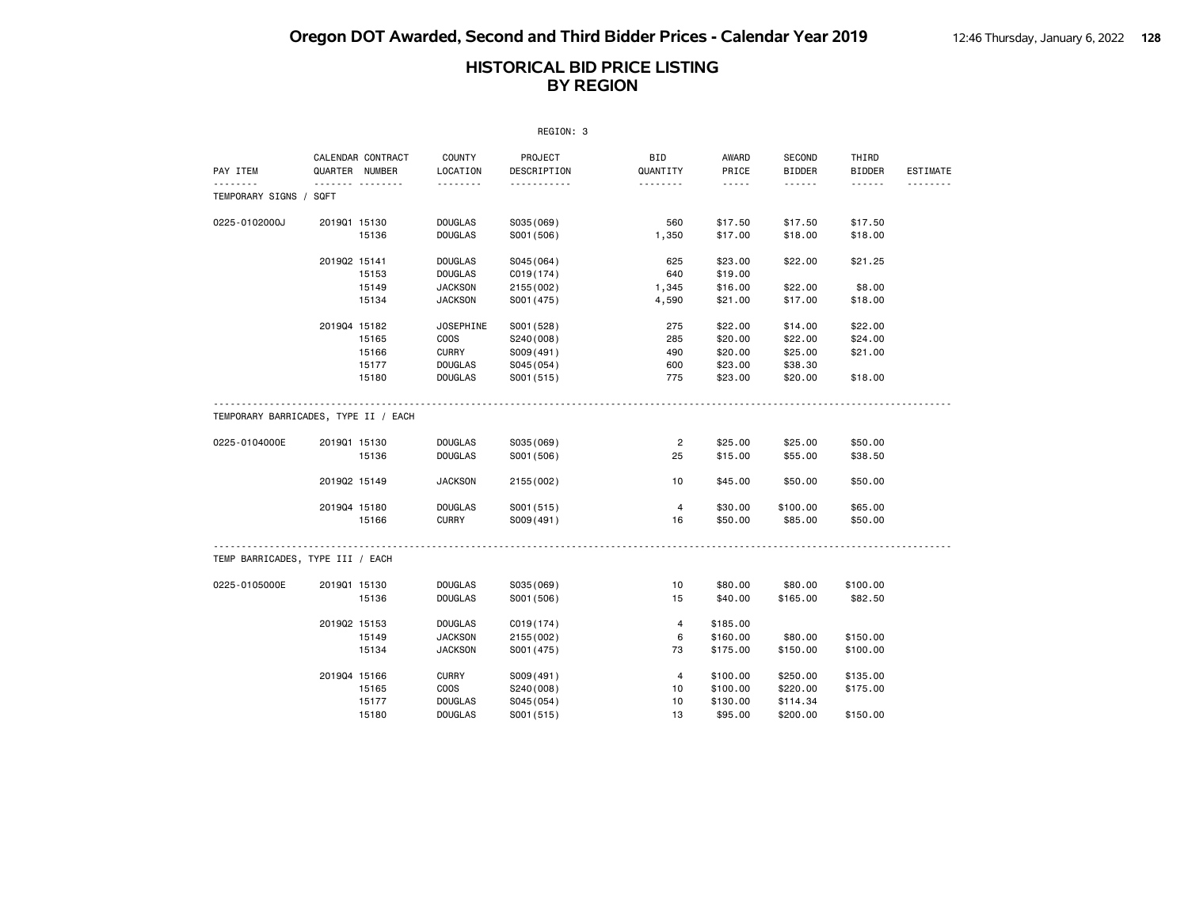# Oregon DOT Awarded, Second and Third Bidder Prices - Calendar Year 2019

## HISTORICAL BID PRICE LISTING BY REGION

REGION: 3

| PAY ITEM | CALENDAR QUARTER | CONTRACT NUMBER | COUNTY LOCATION | PROJECT DESCRIPTION | BID QUANTITY | AWARD PRICE | SECOND BIDDER | THIRD BIDDER | ESTIMATE |
|---|---|---|---|---|---|---|---|---|---|
| **TEMPORARY SIGNS / SQFT** | | | | | | | | | |
| 0225-0102000J | 2019Q1 | 15130 | DOUGLAS | S035(069) | 560 | $17.50 | $17.50 | $17.50 | |
| | | 15136 | DOUGLAS | S001(506) | 1,350 | $17.00 | $18.00 | $18.00 | |
| | 2019Q2 | 15141 | DOUGLAS | S045(064) | 625 | $23.00 | $22.00 | $21.25 | |
| | | 15153 | DOUGLAS | C019(174) | 640 | $19.00 | | | |
| | | 15149 | JACKSON | 2155(002) | 1,345 | $16.00 | $22.00 | $8.00 | |
| | | 15134 | JACKSON | S001(475) | 4,590 | $21.00 | $17.00 | $18.00 | |
| | 2019Q4 | 15182 | JOSEPHINE | S001(528) | 275 | $22.00 | $14.00 | $22.00 | |
| | | 15165 | COOS | S240(008) | 285 | $20.00 | $22.00 | $24.00 | |
| | | 15166 | CURRY | S009(491) | 490 | $20.00 | $25.00 | $21.00 | |
| | | 15177 | DOUGLAS | S045(054) | 600 | $23.00 | $38.30 | | |
| | | 15180 | DOUGLAS | S001(515) | 775 | $23.00 | $20.00 | $18.00 | |
| **TEMPORARY BARRICADES, TYPE II / EACH** | | | | | | | | | |
| 0225-0104000E | 2019Q1 | 15130 | DOUGLAS | S035(069) | 2 | $25.00 | $25.00 | $50.00 | |
| | | 15136 | DOUGLAS | S001(506) | 25 | $15.00 | $55.00 | $38.50 | |
| | 2019Q2 | 15149 | JACKSON | 2155(002) | 10 | $45.00 | $50.00 | $50.00 | |
| | 2019Q4 | 15180 | DOUGLAS | S001(515) | 4 | $30.00 | $100.00 | $65.00 | |
| | | 15166 | CURRY | S009(491) | 16 | $50.00 | $85.00 | $50.00 | |
| **TEMP BARRICADES, TYPE III / EACH** | | | | | | | | | |
| 0225-0105000E | 2019Q1 | 15130 | DOUGLAS | S035(069) | 10 | $80.00 | $80.00 | $100.00 | |
| | | 15136 | DOUGLAS | S001(506) | 15 | $40.00 | $165.00 | $82.50 | |
| | 2019Q2 | 15153 | DOUGLAS | C019(174) | 4 | $185.00 | | | |
| | | 15149 | JACKSON | 2155(002) | 6 | $160.00 | $80.00 | $150.00 | |
| | | 15134 | JACKSON | S001(475) | 73 | $175.00 | $150.00 | $100.00 | |
| | 2019Q4 | 15166 | CURRY | S009(491) | 4 | $100.00 | $250.00 | $135.00 | |
| | | 15165 | COOS | S240(008) | 10 | $100.00 | $220.00 | $175.00 | |
| | | 15177 | DOUGLAS | S045(054) | 10 | $130.00 | $114.34 | | |
| | | 15180 | DOUGLAS | S001(515) | 13 | $95.00 | $200.00 | $150.00 | |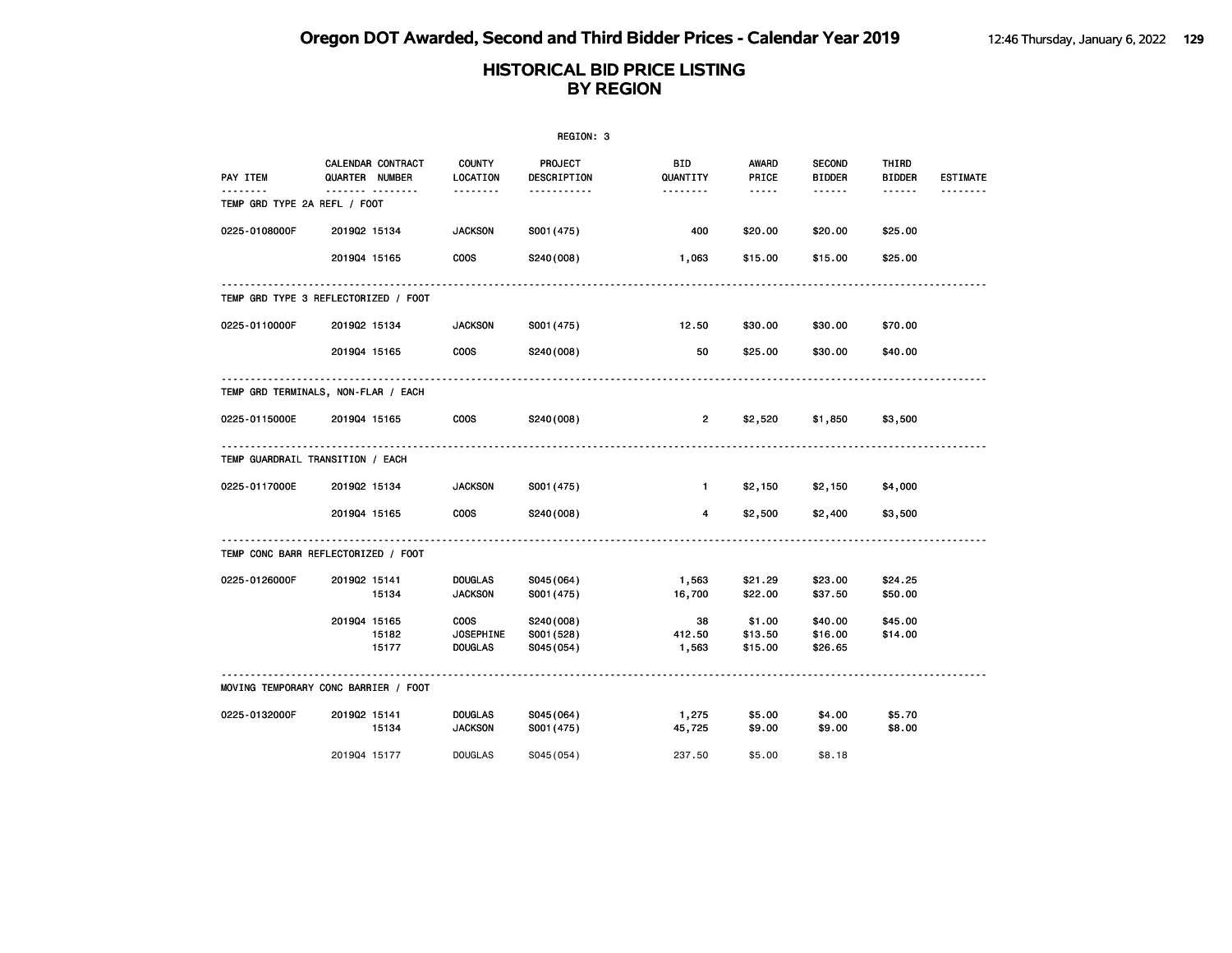# Oregon DOT Awarded, Second and Third Bidder Prices - Calendar Year 2019

## HISTORICAL BID PRICE LISTING BY REGION

REGION: 3

| PAY ITEM | CALENDAR QUARTER | CONTRACT NUMBER | COUNTY LOCATION | PROJECT DESCRIPTION | BID QUANTITY | AWARD PRICE | SECOND BIDDER | THIRD BIDDER | ESTIMATE |
|---|---|---|---|---|---|---|---|---|---|
| **TEMP GRD TYPE 2A REFL / FOOT** | | | | | | | | | |
| 0225-0108000F | 2019Q2 | 15134 | JACKSON | S001(475) | 400 | $20.00 | $20.00 | $25.00 | |
| | 2019Q4 | 15165 | COOS | S240(008) | 1,063 | $15.00 | $15.00 | $25.00 | |
| **TEMP GRD TYPE 3 REFLECTORIZED / FOOT** | | | | | | | | | |
| 0225-0110000F | 2019Q2 | 15134 | JACKSON | S001(475) | 12.50 | $30.00 | $30.00 | $70.00 | |
| | 2019Q4 | 15165 | COOS | S240(008) | 50 | $25.00 | $30.00 | $40.00 | |
| **TEMP GRD TERMINALS, NON-FLAR / EACH** | | | | | | | | | |
| 0225-0115000E | 2019Q4 | 15165 | COOS | S240(008) | 2 | $2,520 | $1,850 | $3,500 | |
| **TEMP GUARDRAIL TRANSITION / EACH** | | | | | | | | | |
| 0225-0117000E | 2019Q2 | 15134 | JACKSON | S001(475) | 1 | $2,150 | $2,150 | $4,000 | |
| | 2019Q4 | 15165 | COOS | S240(008) | 4 | $2,500 | $2,400 | $3,500 | |
| **TEMP CONC BARR REFLECTORIZED / FOOT** | | | | | | | | | |
| 0225-0126000F | 2019Q2 | 15141 | DOUGLAS | S045(064) | 1,563 | $21.29 | $23.00 | $24.25 | |
| | | 15134 | JACKSON | S001(475) | 16,700 | $22.00 | $37.50 | $50.00 | |
| | 2019Q4 | 15165 | COOS | S240(008) | 38 | $1.00 | $40.00 | $45.00 | |
| | | 15182 | JOSEPHINE | S001(528) | 412.50 | $13.50 | $16.00 | $14.00 | |
| | | 15177 | DOUGLAS | S045(054) | 1,563 | $15.00 | $26.65 | | |
| **MOVING TEMPORARY CONC BARRIER / FOOT** | | | | | | | | | |
| 0225-0132000F | 2019Q2 | 15141 | DOUGLAS | S045(064) | 1,275 | $5.00 | $4.00 | $5.70 | |
| | | 15134 | JACKSON | S001(475) | 45,725 | $9.00 | $9.00 | $8.00 | |
| | 2019Q4 | 15177 | DOUGLAS | S045(054) | 237.50 | $5.00 | $8.18 | | |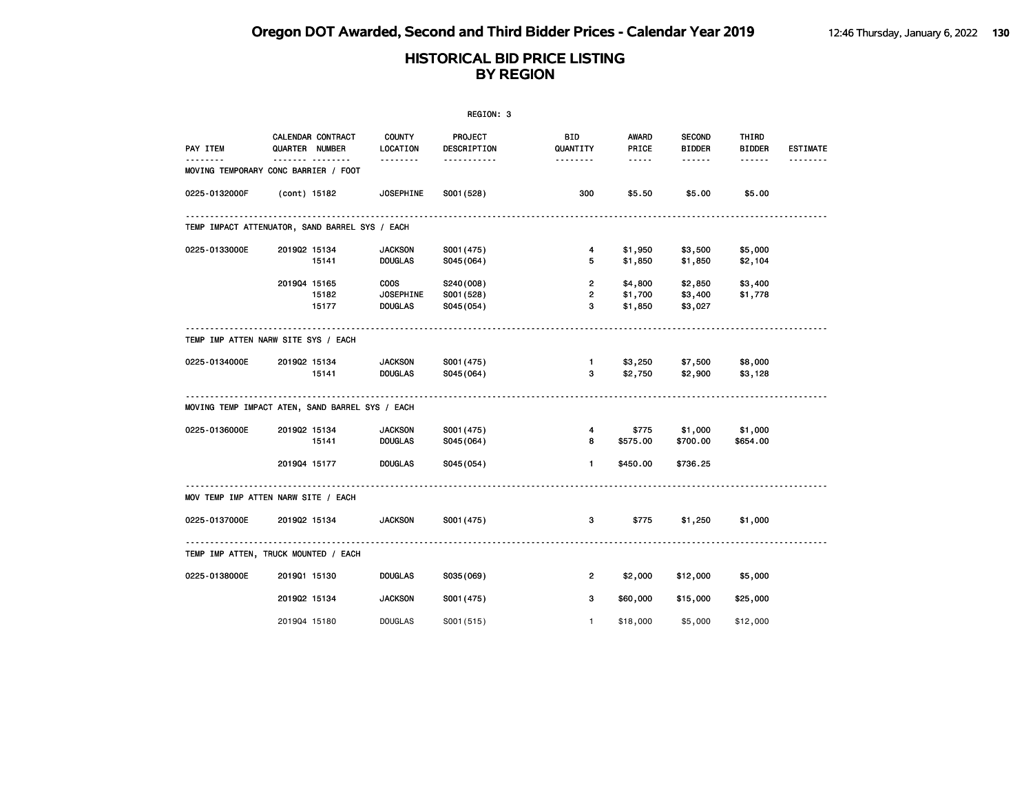# Oregon DOT Awarded, Second and Third Bidder Prices - Calendar Year 2019

## HISTORICAL BID PRICE LISTING BY REGION

REGION: 3

| PAY ITEM | CALENDAR QUARTER | CONTRACT NUMBER | COUNTY LOCATION | PROJECT DESCRIPTION | BID QUANTITY | AWARD PRICE | SECOND BIDDER | THIRD BIDDER | ESTIMATE |
|---|---|---|---|---|---|---|---|---|---|
| **MOVING TEMPORARY CONC BARRIER / FOOT** | | | | | | | | | |
| 0225-0132000F | (cont) | 15182 | JOSEPHINE | S001(528) | 300 | $5.50 | $5.00 | $5.00 | |
| **TEMP IMPACT ATTENUATOR, SAND BARREL SYS / EACH** | | | | | | | | | |
| 0225-0133000E | 2019Q2 | 15134 | JACKSON | S001(475) | 4 | $1,950 | $3,500 | $5,000 | |
| | | 15141 | DOUGLAS | S045(064) | 5 | $1,850 | $1,850 | $2,104 | |
| | 2019Q4 | 15165 | COOS | S240(008) | 2 | $4,800 | $2,850 | $3,400 | |
| | | 15182 | JOSEPHINE | S001(528) | 2 | $1,700 | $3,400 | $1,778 | |
| | | 15177 | DOUGLAS | S045(054) | 3 | $1,850 | $3,027 | | |
| **TEMP IMP ATTEN NARW SITE SYS / EACH** | | | | | | | | | |
| 0225-0134000E | 2019Q2 | 15134 | JACKSON | S001(475) | 1 | $3,250 | $7,500 | $8,000 | |
| | | 15141 | DOUGLAS | S045(064) | 3 | $2,750 | $2,900 | $3,128 | |
| **MOVING TEMP IMPACT ATEN, SAND BARREL SYS / EACH** | | | | | | | | | |
| 0225-0136000E | 2019Q2 | 15134 | JACKSON | S001(475) | 4 | $775 | $1,000 | $1,000 | |
| | | 15141 | DOUGLAS | S045(064) | 8 | $575.00 | $700.00 | $654.00 | |
| | 2019Q4 | 15177 | DOUGLAS | S045(054) | 1 | $450.00 | $736.25 | | |
| **MOV TEMP IMP ATTEN NARW SITE / EACH** | | | | | | | | | |
| 0225-0137000E | 2019Q2 | 15134 | JACKSON | S001(475) | 3 | $775 | $1,250 | $1,000 | |
| **TEMP IMP ATTEN, TRUCK MOUNTED / EACH** | | | | | | | | | |
| 0225-0138000E | 2019Q1 | 15130 | DOUGLAS | S035(069) | 2 | $2,000 | $12,000 | $5,000 | |
| | 2019Q2 | 15134 | JACKSON | S001(475) | 3 | $60,000 | $15,000 | $25,000 | |
| | 2019Q4 | 15180 | DOUGLAS | S001(515) | 1 | $18,000 | $5,000 | $12,000 | |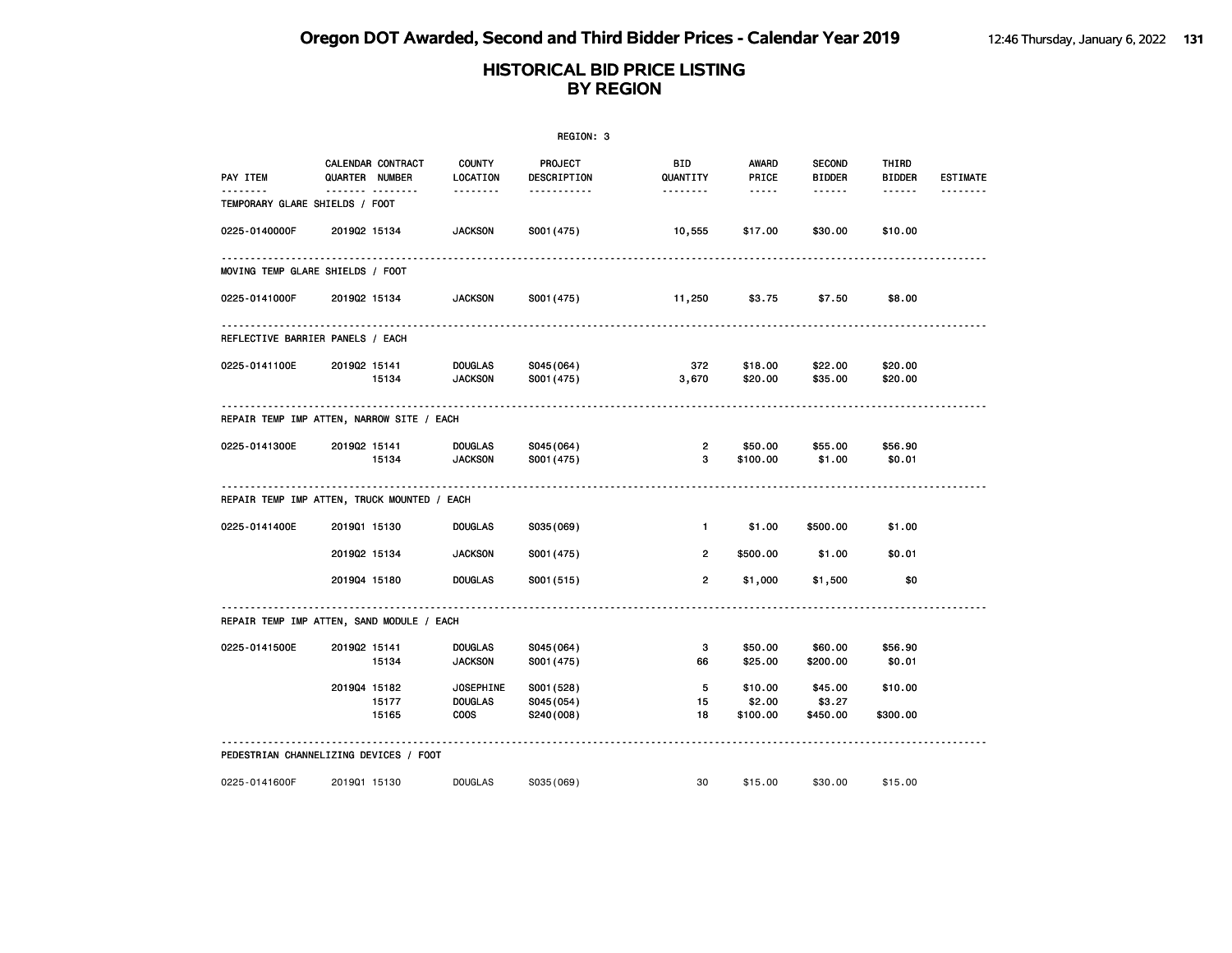# HISTORICAL BID PRICE LISTING
## BY REGION

REGION: 3

| PAY ITEM | CALENDAR QUARTER | CONTRACT NUMBER | COUNTY LOCATION | PROJECT DESCRIPTION | BID QUANTITY | AWARD PRICE | SECOND BIDDER | THIRD BIDDER | ESTIMATE |
|---|---|---|---|---|---|---|---|---|---|
| **TEMPORARY GLARE SHIELDS / FOOT** | | | | | | | | | |
| 0225-0140000F | 2019Q2 | 15134 | JACKSON | S001(475) | 10,555 | $17.00 | $30.00 | $10.00 | |
| **MOVING TEMP GLARE SHIELDS / FOOT** | | | | | | | | | |
| 0225-0141000F | 2019Q2 | 15134 | JACKSON | S001(475) | 11,250 | $3.75 | $7.50 | $8.00 | |
| **REFLECTIVE BARRIER PANELS / EACH** | | | | | | | | | |
| 0225-0141100E | 2019Q2 | 15141 | DOUGLAS | S045(064) | 372 | $18.00 | $22.00 | $20.00 | |
| | | 15134 | JACKSON | S001(475) | 3,670 | $20.00 | $35.00 | $20.00 | |
| **REPAIR TEMP IMP ATTEN, NARROW SITE / EACH** | | | | | | | | | |
| 0225-0141300E | 2019Q2 | 15141 | DOUGLAS | S045(064) | 2 | $50.00 | $55.00 | $56.90 | |
| | | 15134 | JACKSON | S001(475) | 3 | $100.00 | $1.00 | $0.01 | |
| **REPAIR TEMP IMP ATTEN, TRUCK MOUNTED / EACH** | | | | | | | | | |
| 0225-0141400E | 2019Q1 | 15130 | DOUGLAS | S035(069) | 1 | $1.00 | $500.00 | $1.00 | |
| | 2019Q2 | 15134 | JACKSON | S001(475) | 2 | $500.00 | $1.00 | $0.01 | |
| | 2019Q4 | 15180 | DOUGLAS | S001(515) | 2 | $1,000 | $1,500 | $0 | |
| **REPAIR TEMP IMP ATTEN, SAND MODULE / EACH** | | | | | | | | | |
| 0225-0141500E | 2019Q2 | 15141 | DOUGLAS | S045(064) | 3 | $50.00 | $60.00 | $56.90 | |
| | | 15134 | JACKSON | S001(475) | 66 | $25.00 | $200.00 | $0.01 | |
| | 2019Q4 | 15182 | JOSEPHINE | S001(528) | 5 | $10.00 | $45.00 | $10.00 | |
| | | 15177 | DOUGLAS | S045(054) | 15 | $2.00 | $3.27 | | |
| | | 15165 | COOS | S240(008) | 18 | $100.00 | $450.00 | $300.00 | |
| **PEDESTRIAN CHANNELIZING DEVICES / FOOT** | | | | | | | | | |
| 0225-0141600F | 2019Q1 | 15130 | DOUGLAS | S035(069) | 30 | $15.00 | $30.00 | $15.00 | |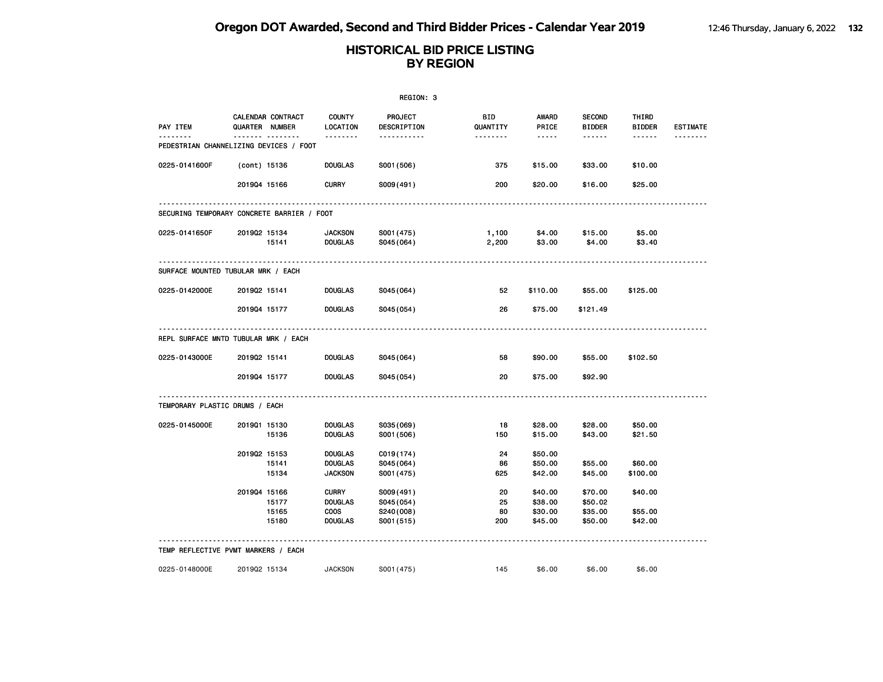# Oregon DOT Awarded, Second and Third Bidder Prices - Calendar Year 2019

## HISTORICAL BID PRICE LISTING BY REGION

REGION: 3

| PAY ITEM | CALENDAR QUARTER | CONTRACT NUMBER | COUNTY LOCATION | PROJECT DESCRIPTION | BID QUANTITY | AWARD PRICE | SECOND BIDDER | THIRD BIDDER | ESTIMATE |
|---|---|---|---|---|---|---|---|---|---|
| **PEDESTRIAN CHANNELIZING DEVICES / FOOT** | | | | | | | | | |
| 0225-0141600F | (cont) | 15136 | DOUGLAS | S001(506) | 375 | $15.00 | $33.00 | $10.00 | |
| | 2019Q4 | 15166 | CURRY | S009(491) | 200 | $20.00 | $16.00 | $25.00 | |
| **SECURING TEMPORARY CONCRETE BARRIER / FOOT** | | | | | | | | | |
| 0225-0141650F | 2019Q2 | 15134 | JACKSON | S001(475) | 1,100 | $4.00 | $15.00 | $5.00 | |
| | | 15141 | DOUGLAS | S045(064) | 2,200 | $3.00 | $4.00 | $3.40 | |
| **SURFACE MOUNTED TUBULAR MRK / EACH** | | | | | | | | | |
| 0225-0142000E | 2019Q2 | 15141 | DOUGLAS | S045(064) | 52 | $110.00 | $55.00 | $125.00 | |
| | 2019Q4 | 15177 | DOUGLAS | S045(054) | 26 | $75.00 | $121.49 | | |
| **REPL SURFACE MNTD TUBULAR MRK / EACH** | | | | | | | | | |
| 0225-0143000E | 2019Q2 | 15141 | DOUGLAS | S045(064) | 58 | $90.00 | $55.00 | $102.50 | |
| | 2019Q4 | 15177 | DOUGLAS | S045(054) | 20 | $75.00 | $92.90 | | |
| **TEMPORARY PLASTIC DRUMS / EACH** | | | | | | | | | |
| 0225-0145000E | 2019Q1 | 15130 | DOUGLAS | S035(069) | 18 | $28.00 | $28.00 | $50.00 | |
| | | 15136 | DOUGLAS | S001(506) | 150 | $15.00 | $43.00 | $21.50 | |
| | 2019Q2 | 15153 | DOUGLAS | C019(174) | 24 | $50.00 | | | |
| | | 15141 | DOUGLAS | S045(064) | 86 | $50.00 | $55.00 | $60.00 | |
| | | 15134 | JACKSON | S001(475) | 625 | $42.00 | $45.00 | $100.00 | |
| | 2019Q4 | 15166 | CURRY | S009(491) | 20 | $40.00 | $70.00 | $40.00 | |
| | | 15177 | DOUGLAS | S045(054) | 25 | $38.00 | $50.02 | | |
| | | 15165 | COOS | S240(008) | 80 | $30.00 | $35.00 | $55.00 | |
| | | 15180 | DOUGLAS | S001(515) | 200 | $45.00 | $50.00 | $42.00 | |
| **TEMP REFLECTIVE PVMT MARKERS / EACH** | | | | | | | | | |
| 0225-0148000E | 2019Q2 | 15134 | JACKSON | S001(475) | 145 | $6.00 | $6.00 | $6.00 | |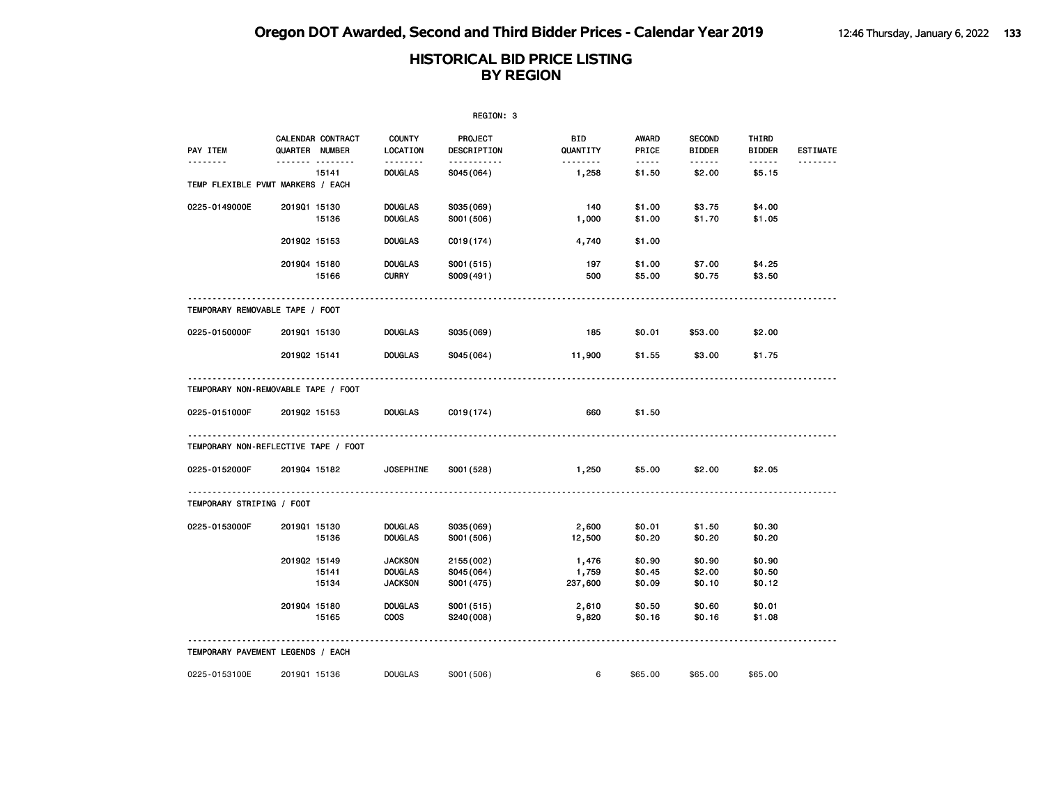# Oregon DOT Awarded, Second and Third Bidder Prices - Calendar Year 2019

## HISTORICAL BID PRICE LISTING BY REGION

REGION: 3

| PAY ITEM | CALENDAR QUARTER | CONTRACT NUMBER | COUNTY LOCATION | PROJECT DESCRIPTION | BID QUANTITY | AWARD PRICE | SECOND BIDDER | THIRD BIDDER | ESTIMATE |
|---|---|---|---|---|---|---|---|---|---|
| | | 15141 | DOUGLAS | S045(064) | 1,258 | $1.50 | $2.00 | $5.15 | |
| **TEMP FLEXIBLE PVMT MARKERS / EACH** | | | | | | | | | |
| 0225-0149000E | 2019Q1 | 15130 | DOUGLAS | S035(069) | 140 | $1.00 | $3.75 | $4.00 | |
| | | 15136 | DOUGLAS | S001(506) | 1,000 | $1.00 | $1.70 | $1.05 | |
| | 2019Q2 | 15153 | DOUGLAS | C019(174) | 4,740 | $1.00 | | | |
| | 2019Q4 | 15180 | DOUGLAS | S001(515) | 197 | $1.00 | $7.00 | $4.25 | |
| | | 15166 | CURRY | S009(491) | 500 | $5.00 | $0.75 | $3.50 | |
| **TEMPORARY REMOVABLE TAPE / FOOT** | | | | | | | | | |
| 0225-0150000F | 2019Q1 | 15130 | DOUGLAS | S035(069) | 185 | $0.01 | $53.00 | $2.00 | |
| | 2019Q2 | 15141 | DOUGLAS | S045(064) | 11,900 | $1.55 | $3.00 | $1.75 | |
| **TEMPORARY NON-REMOVABLE TAPE / FOOT** | | | | | | | | | |
| 0225-0151000F | 2019Q2 | 15153 | DOUGLAS | C019(174) | 660 | $1.50 | | | |
| **TEMPORARY NON-REFLECTIVE TAPE / FOOT** | | | | | | | | | |
| 0225-0152000F | 2019Q4 | 15182 | JOSEPHINE | S001(528) | 1,250 | $5.00 | $2.00 | $2.05 | |
| **TEMPORARY STRIPING / FOOT** | | | | | | | | | |
| 0225-0153000F | 2019Q1 | 15130 | DOUGLAS | S035(069) | 2,600 | $0.01 | $1.50 | $0.30 | |
| | | 15136 | DOUGLAS | S001(506) | 12,500 | $0.20 | $0.20 | $0.20 | |
| | 2019Q2 | 15149 | JACKSON | 2155(002) | 1,476 | $0.90 | $0.90 | $0.90 | |
| | | 15141 | DOUGLAS | S045(064) | 1,759 | $0.45 | $2.00 | $0.50 | |
| | | 15134 | JACKSON | S001(475) | 237,600 | $0.09 | $0.10 | $0.12 | |
| | 2019Q4 | 15180 | DOUGLAS | S001(515) | 2,610 | $0.50 | $0.60 | $0.01 | |
| | | 15165 | COOS | S240(008) | 9,820 | $0.16 | $0.16 | $1.08 | |
| **TEMPORARY PAVEMENT LEGENDS / EACH** | | | | | | | | | |
| 0225-0153100E | 2019Q1 | 15136 | DOUGLAS | S001(506) | 6 | $65.00 | $65.00 | $65.00 | |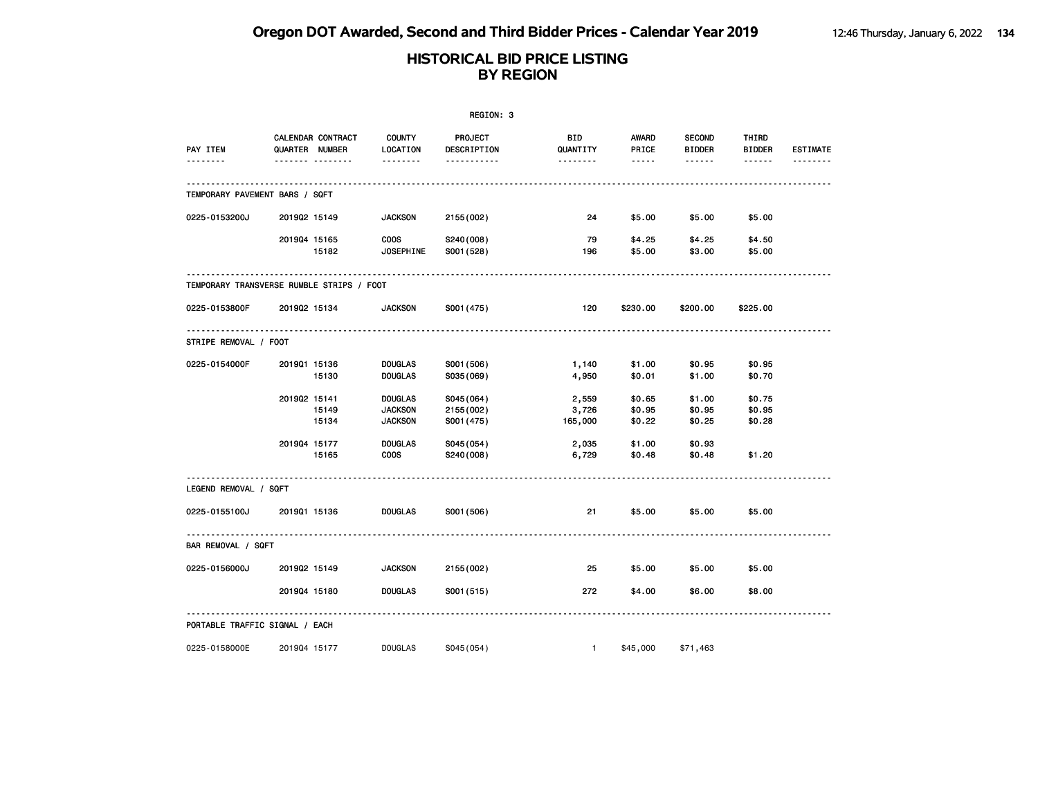# Oregon DOT Awarded, Second and Third Bidder Prices - Calendar Year 2019

## HISTORICAL BID PRICE LISTING BY REGION

REGION: 3

| PAY ITEM | CALENDAR QUARTER | CONTRACT NUMBER | COUNTY LOCATION | PROJECT DESCRIPTION | BID QUANTITY | AWARD PRICE | SECOND BIDDER | THIRD BIDDER | ESTIMATE |
|---|---|---|---|---|---|---|---|---|---|
| **TEMPORARY PAVEMENT BARS / SQFT** | | | | | | | | | |
| 0225-0153200J | 2019Q2 | 15149 | JACKSON | 2155(002) | 24 | $5.00 | $5.00 | $5.00 | |
| | 2019Q4 | 15165 | COOS | S240(008) | 79 | $4.25 | $4.25 | $4.50 | |
| | | 15182 | JOSEPHINE | S001(528) | 196 | $5.00 | $3.00 | $5.00 | |
| **TEMPORARY TRANSVERSE RUMBLE STRIPS / FOOT** | | | | | | | | | |
| 0225-0153800F | 2019Q2 | 15134 | JACKSON | S001(475) | 120 | $230.00 | $200.00 | $225.00 | |
| **STRIPE REMOVAL / FOOT** | | | | | | | | | |
| 0225-0154000F | 2019Q1 | 15136 | DOUGLAS | S001(506) | 1,140 | $1.00 | $0.95 | $0.95 | |
| | | 15130 | DOUGLAS | S035(069) | 4,950 | $0.01 | $1.00 | $0.70 | |
| | 2019Q2 | 15141 | DOUGLAS | S045(064) | 2,559 | $0.65 | $1.00 | $0.75 | |
| | | 15149 | JACKSON | 2155(002) | 3,726 | $0.95 | $0.95 | $0.95 | |
| | | 15134 | JACKSON | S001(475) | 165,000 | $0.22 | $0.25 | $0.28 | |
| | 2019Q4 | 15177 | DOUGLAS | S045(054) | 2,035 | $1.00 | $0.93 | | |
| | | 15165 | COOS | S240(008) | 6,729 | $0.48 | $0.48 | $1.20 | |
| **LEGEND REMOVAL / SQFT** | | | | | | | | | |
| 0225-0155100J | 2019Q1 | 15136 | DOUGLAS | S001(506) | 21 | $5.00 | $5.00 | $5.00 | |
| **BAR REMOVAL / SQFT** | | | | | | | | | |
| 0225-0156000J | 2019Q2 | 15149 | JACKSON | 2155(002) | 25 | $5.00 | $5.00 | $5.00 | |
| | 2019Q4 | 15180 | DOUGLAS | S001(515) | 272 | $4.00 | $6.00 | $8.00 | |
| **PORTABLE TRAFFIC SIGNAL / EACH** | | | | | | | | | |
| 0225-0158000E | 2019Q4 | 15177 | DOUGLAS | S045(054) | 1 | $45,000 | $71,463 | | |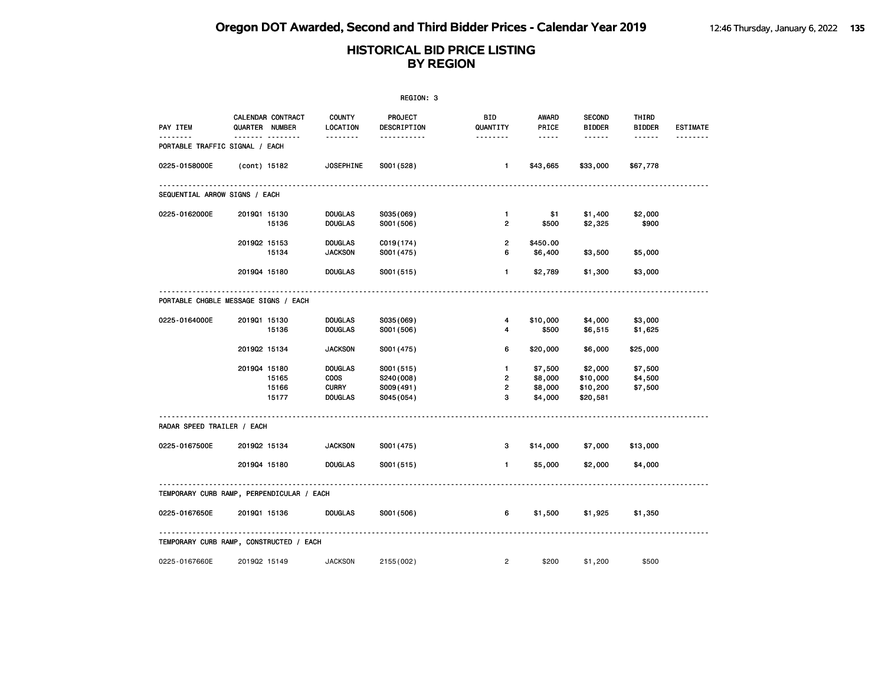# Oregon DOT Awarded, Second and Third Bidder Prices - Calendar Year 2019

## HISTORICAL BID PRICE LISTING BY REGION

REGION: 3

| PAY ITEM | CALENDAR QUARTER | CONTRACT NUMBER | COUNTY LOCATION | PROJECT DESCRIPTION | BID QUANTITY | AWARD PRICE | SECOND BIDDER | THIRD BIDDER | ESTIMATE |
|---|---|---|---|---|---|---|---|---|---|
| **PORTABLE TRAFFIC SIGNAL / EACH** | | | | | | | | | |
| 0225-0158000E | (cont) | 15182 | JOSEPHINE | S001(528) | 1 | $43,665 | $33,000 | $67,778 | |
| **SEQUENTIAL ARROW SIGNS / EACH** | | | | | | | | | |
| 0225-0162000E | 2019Q1 | 15130 | DOUGLAS | S035(069) | 1 | $1 | $1,400 | $2,000 | |
| | | 15136 | DOUGLAS | S001(506) | 2 | $500 | $2,325 | $900 | |
| | 2019Q2 | 15153 | DOUGLAS | C019(174) | 2 | $450.00 | | | |
| | | 15134 | JACKSON | S001(475) | 6 | $6,400 | $3,500 | $5,000 | |
| | 2019Q4 | 15180 | DOUGLAS | S001(515) | 1 | $2,789 | $1,300 | $3,000 | |
| **PORTABLE CHGBLE MESSAGE SIGNS / EACH** | | | | | | | | | |
| 0225-0164000E | 2019Q1 | 15130 | DOUGLAS | S035(069) | 4 | $10,000 | $4,000 | $3,000 | |
| | | 15136 | DOUGLAS | S001(506) | 4 | $500 | $6,515 | $1,625 | |
| | 2019Q2 | 15134 | JACKSON | S001(475) | 6 | $20,000 | $6,000 | $25,000 | |
| | 2019Q4 | 15180 | DOUGLAS | S001(515) | 1 | $7,500 | $2,000 | $7,500 | |
| | | 15165 | COOS | S240(008) | 2 | $8,000 | $10,000 | $4,500 | |
| | | 15166 | CURRY | S009(491) | 2 | $8,000 | $10,200 | $7,500 | |
| | | 15177 | DOUGLAS | S045(054) | 3 | $4,000 | $20,581 | | |
| **RADAR SPEED TRAILER / EACH** | | | | | | | | | |
| 0225-0167500E | 2019Q2 | 15134 | JACKSON | S001(475) | 3 | $14,000 | $7,000 | $13,000 | |
| | 2019Q4 | 15180 | DOUGLAS | S001(515) | 1 | $5,000 | $2,000 | $4,000 | |
| **TEMPORARY CURB RAMP, PERPENDICULAR / EACH** | | | | | | | | | |
| 0225-0167650E | 2019Q1 | 15136 | DOUGLAS | S001(506) | 6 | $1,500 | $1,925 | $1,350 | |
| **TEMPORARY CURB RAMP, CONSTRUCTED / EACH** | | | | | | | | | |
| 0225-0167660E | 2019Q2 | 15149 | JACKSON | 2155(002) | 2 | $200 | $1,200 | $500 | |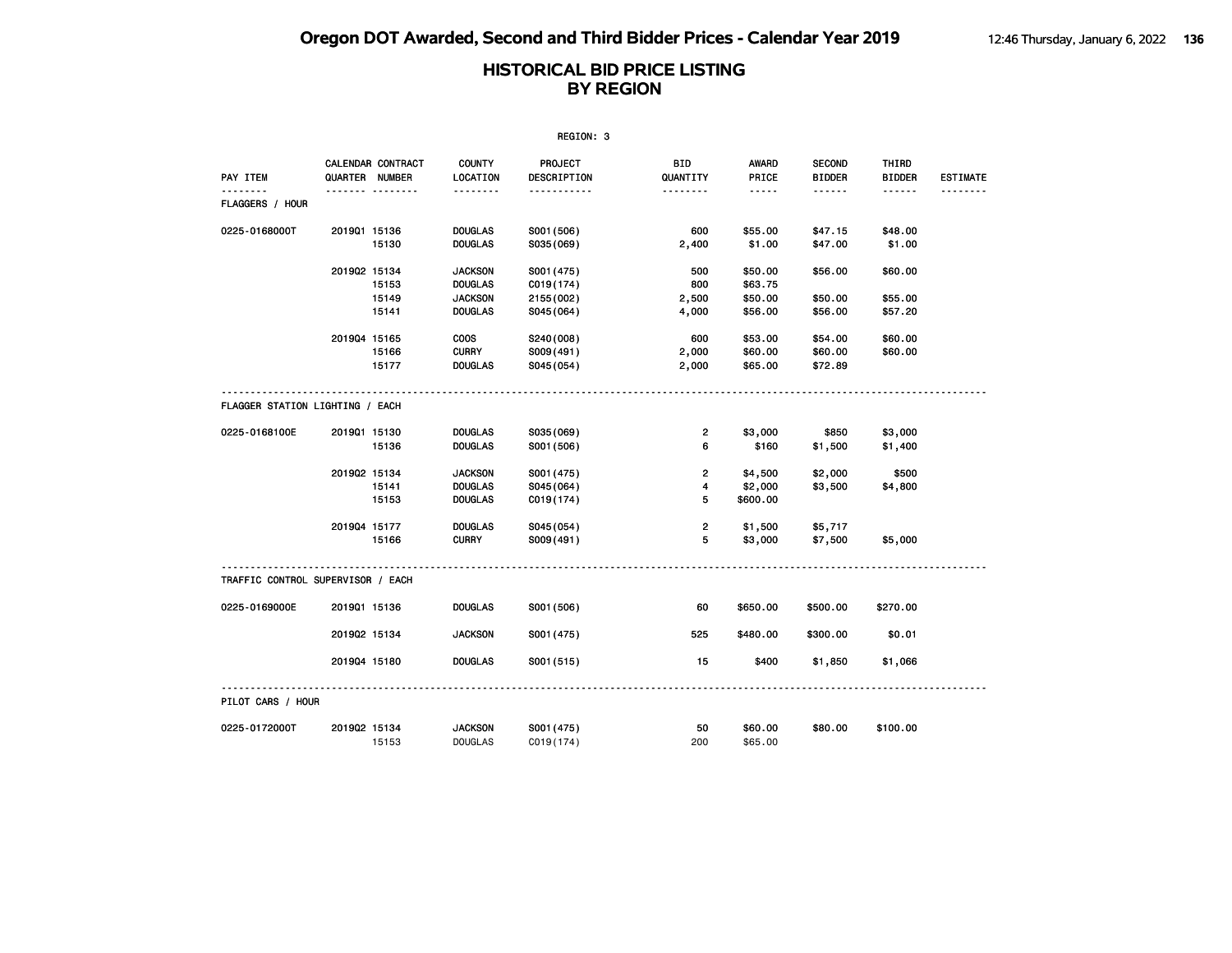# Oregon DOT Awarded, Second and Third Bidder Prices - Calendar Year 2019

## HISTORICAL BID PRICE LISTING BY REGION

REGION: 3

| PAY ITEM | CALENDAR QUARTER | CONTRACT NUMBER | COUNTY LOCATION | PROJECT DESCRIPTION | BID QUANTITY | AWARD PRICE | SECOND BIDDER | THIRD BIDDER | ESTIMATE |
|---|---|---|---|---|---|---|---|---|---|
| **FLAGGERS / HOUR** | | | | | | | | | |
| 0225-0168000T | 2019Q1 | 15136 | DOUGLAS | S001(506) | 600 | $55.00 | $47.15 | $48.00 | |
| | | 15130 | DOUGLAS | S035(069) | 2,400 | $1.00 | $47.00 | $1.00 | |
| | 2019Q2 | 15134 | JACKSON | S001(475) | 500 | $50.00 | $56.00 | $60.00 | |
| | | 15153 | DOUGLAS | C019(174) | 800 | $63.75 | | | |
| | | 15149 | JACKSON | 2155(002) | 2,500 | $50.00 | $50.00 | $55.00 | |
| | | 15141 | DOUGLAS | S045(064) | 4,000 | $56.00 | $56.00 | $57.20 | |
| | 2019Q4 | 15165 | COOS | S240(008) | 600 | $53.00 | $54.00 | $60.00 | |
| | | 15166 | CURRY | S009(491) | 2,000 | $60.00 | $60.00 | $60.00 | |
| | | 15177 | DOUGLAS | S045(054) | 2,000 | $65.00 | $72.89 | | |
| **FLAGGER STATION LIGHTING / EACH** | | | | | | | | | |
| 0225-0168100E | 2019Q1 | 15130 | DOUGLAS | S035(069) | 2 | $3,000 | $850 | $3,000 | |
| | | 15136 | DOUGLAS | S001(506) | 6 | $160 | $1,500 | $1,400 | |
| | 2019Q2 | 15134 | JACKSON | S001(475) | 2 | $4,500 | $2,000 | $500 | |
| | | 15141 | DOUGLAS | S045(064) | 4 | $2,000 | $3,500 | $4,800 | |
| | | 15153 | DOUGLAS | C019(174) | 5 | $600.00 | | | |
| | 2019Q4 | 15177 | DOUGLAS | S045(054) | 2 | $1,500 | $5,717 | | |
| | | 15166 | CURRY | S009(491) | 5 | $3,000 | $7,500 | $5,000 | |
| **TRAFFIC CONTROL SUPERVISOR / EACH** | | | | | | | | | |
| 0225-0169000E | 2019Q1 | 15136 | DOUGLAS | S001(506) | 60 | $650.00 | $500.00 | $270.00 | |
| | 2019Q2 | 15134 | JACKSON | S001(475) | 525 | $480.00 | $300.00 | $0.01 | |
| | 2019Q4 | 15180 | DOUGLAS | S001(515) | 15 | $400 | $1,850 | $1,066 | |
| **PILOT CARS / HOUR** | | | | | | | | | |
| 0225-0172000T | 2019Q2 | 15134 | JACKSON | S001(475) | 50 | $60.00 | $80.00 | $100.00 | |
| | | 15153 | DOUGLAS | C019(174) | 200 | $65.00 | | | |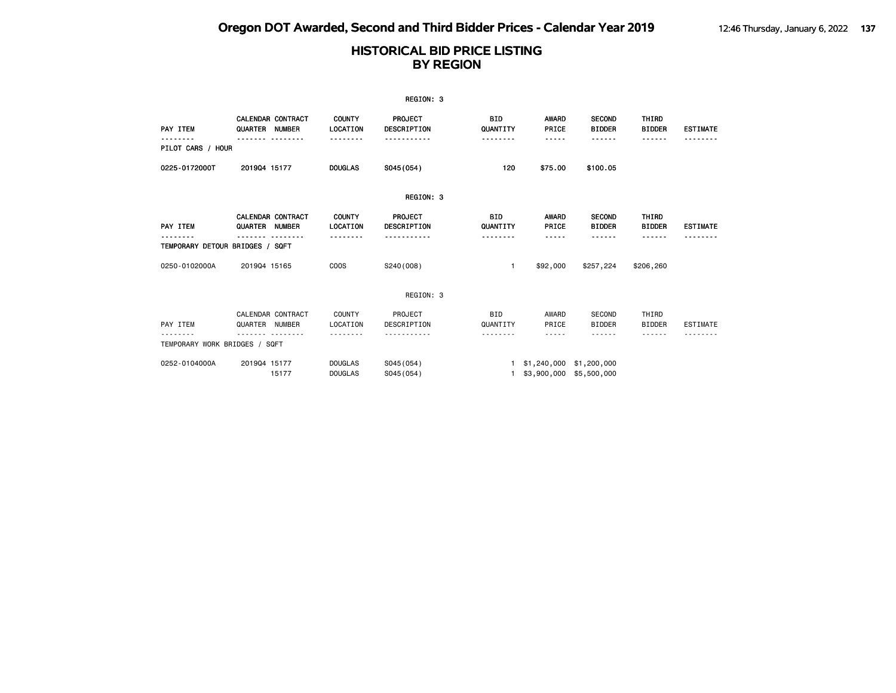# HISTORICAL BID PRICE LISTING
## BY REGION

REGION: 3

| PAY ITEM | CALENDAR QUARTER | CONTRACT NUMBER | COUNTY LOCATION | PROJECT DESCRIPTION | BID QUANTITY | AWARD PRICE | SECOND BIDDER | THIRD BIDDER | ESTIMATE |
|---|---|---|---|---|---|---|---|---|---|
| PILOT CARS / HOUR | | | | | | | | | |
| 0225-0172000T | 2019Q4 | 15177 | DOUGLAS | S045(054) | 120 | $75.00 | $100.05 | | |

REGION: 3

| PAY ITEM | CALENDAR QUARTER | CONTRACT NUMBER | COUNTY LOCATION | PROJECT DESCRIPTION | BID QUANTITY | AWARD PRICE | SECOND BIDDER | THIRD BIDDER | ESTIMATE |
|---|---|---|---|---|---|---|---|---|---|
| TEMPORARY DETOUR BRIDGES / SQFT | | | | | | | | | |
| 0250-0102000A | 2019Q4 | 15165 | COOS | S240(008) | 1 | $92,000 | $257,224 | $206,260 | |

REGION: 3

| PAY ITEM | CALENDAR QUARTER | CONTRACT NUMBER | COUNTY LOCATION | PROJECT DESCRIPTION | BID QUANTITY | AWARD PRICE | SECOND BIDDER | THIRD BIDDER | ESTIMATE |
|---|---|---|---|---|---|---|---|---|---|
| TEMPORARY WORK BRIDGES / SQFT | | | | | | | | | |
| 0252-0104000A | 2019Q4 | 15177 | DOUGLAS | S045(054) | 1 | $1,240,000 | $1,200,000 | | |
| | | 15177 | DOUGLAS | S045(054) | 1 | $3,900,000 | $5,500,000 | | |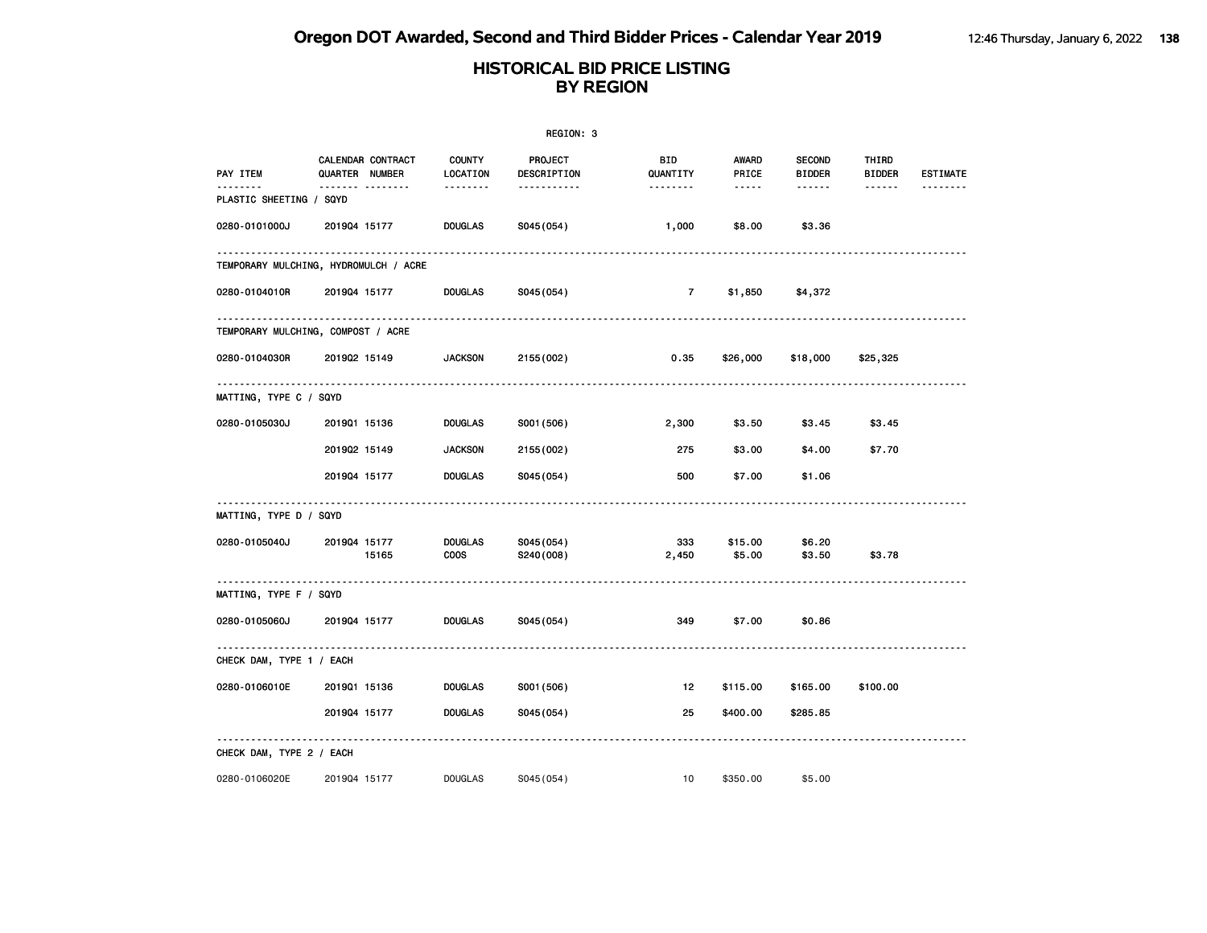# Oregon DOT Awarded, Second and Third Bidder Prices - Calendar Year 2019

## HISTORICAL BID PRICE LISTING BY REGION

REGION: 3

| PAY ITEM | CALENDAR QUARTER | CONTRACT NUMBER | COUNTY LOCATION | PROJECT DESCRIPTION | BID QUANTITY | AWARD PRICE | SECOND BIDDER | THIRD BIDDER | ESTIMATE |
|---|---|---|---|---|---|---|---|---|---|
| **PLASTIC SHEETING / SQYD** | | | | | | | | | |
| 0280-0101000J | 2019Q4 | 15177 | DOUGLAS | S045(054) | 1,000 | $8.00 | $3.36 | | |
| **TEMPORARY MULCHING, HYDROMULCH / ACRE** | | | | | | | | | |
| 0280-0104010R | 2019Q4 | 15177 | DOUGLAS | S045(054) | 7 | $1,850 | $4,372 | | |
| **TEMPORARY MULCHING, COMPOST / ACRE** | | | | | | | | | |
| 0280-0104030R | 2019Q2 | 15149 | JACKSON | 2155(002) | 0.35 | $26,000 | $18,000 | $25,325 | |
| **MATTING, TYPE C / SQYD** | | | | | | | | | |
| 0280-0105030J | 2019Q1 | 15136 | DOUGLAS | S001(506) | 2,300 | $3.50 | $3.45 | $3.45 | |
| | 2019Q2 | 15149 | JACKSON | 2155(002) | 275 | $3.00 | $4.00 | $7.70 | |
| | 2019Q4 | 15177 | DOUGLAS | S045(054) | 500 | $7.00 | $1.06 | | |
| **MATTING, TYPE D / SQYD** | | | | | | | | | |
| 0280-0105040J | 2019Q4 | 15177 | DOUGLAS | S045(054) | 333 | $15.00 | $6.20 | | |
| | | 15165 | COOS | S240(008) | 2,450 | $5.00 | $3.50 | $3.78 | |
| **MATTING, TYPE F / SQYD** | | | | | | | | | |
| 0280-0105060J | 2019Q4 | 15177 | DOUGLAS | S045(054) | 349 | $7.00 | $0.86 | | |
| **CHECK DAM, TYPE 1 / EACH** | | | | | | | | | |
| 0280-0106010E | 2019Q1 | 15136 | DOUGLAS | S001(506) | 12 | $115.00 | $165.00 | $100.00 | |
| | 2019Q4 | 15177 | DOUGLAS | S045(054) | 25 | $400.00 | $285.85 | | |
| **CHECK DAM, TYPE 2 / EACH** | | | | | | | | | |
| 0280-0106020E | 2019Q4 | 15177 | DOUGLAS | S045(054) | 10 | $350.00 | $5.00 | | |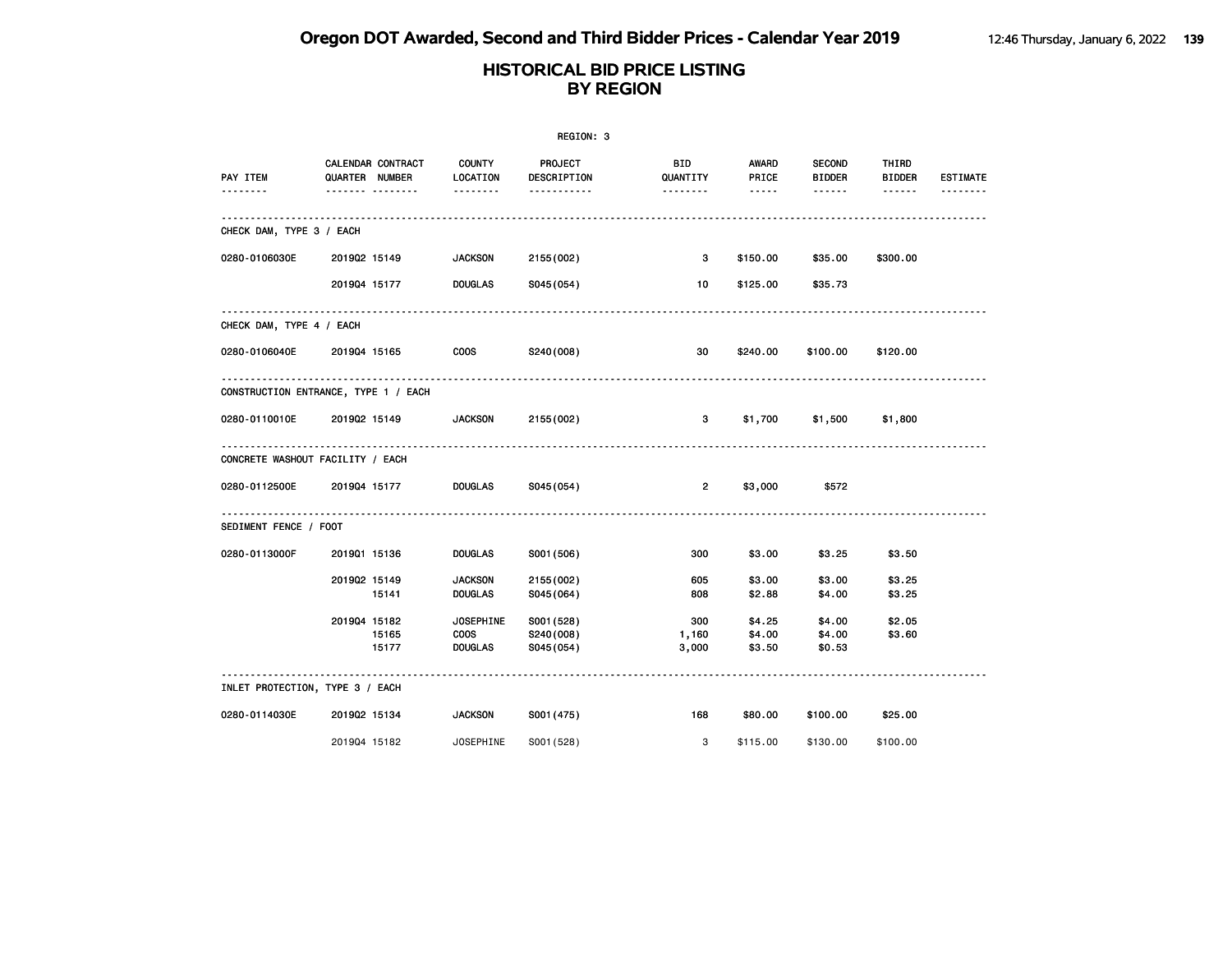# Oregon DOT Awarded, Second and Third Bidder Prices - Calendar Year 2019

## HISTORICAL BID PRICE LISTING BY REGION

REGION: 3

| PAY ITEM | CALENDAR QUARTER | CONTRACT NUMBER | COUNTY LOCATION | PROJECT DESCRIPTION | BID QUANTITY | AWARD PRICE | SECOND BIDDER | THIRD BIDDER | ESTIMATE |
|---|---|---|---|---|---|---|---|---|---|
| **CHECK DAM, TYPE 3 / EACH** | | | | | | | | | |
| 0280-0106030E | 2019Q2 | 15149 | JACKSON | 2155(002) | 3 | $150.00 | $35.00 | $300.00 | |
| | 2019Q4 | 15177 | DOUGLAS | S045(054) | 10 | $125.00 | $35.73 | | |
| **CHECK DAM, TYPE 4 / EACH** | | | | | | | | | |
| 0280-0106040E | 2019Q4 | 15165 | COOS | S240(008) | 30 | $240.00 | $100.00 | $120.00 | |
| **CONSTRUCTION ENTRANCE, TYPE 1 / EACH** | | | | | | | | | |
| 0280-0110010E | 2019Q2 | 15149 | JACKSON | 2155(002) | 3 | $1,700 | $1,500 | $1,800 | |
| **CONCRETE WASHOUT FACILITY / EACH** | | | | | | | | | |
| 0280-0112500E | 2019Q4 | 15177 | DOUGLAS | S045(054) | 2 | $3,000 | $572 | | |
| **SEDIMENT FENCE / FOOT** | | | | | | | | | |
| 0280-0113000F | 2019Q1 | 15136 | DOUGLAS | S001(506) | 300 | $3.00 | $3.25 | $3.50 | |
| | 2019Q2 | 15149 | JACKSON | 2155(002) | 605 | $3.00 | $3.00 | $3.25 | |
| | | 15141 | DOUGLAS | S045(064) | 808 | $2.88 | $4.00 | $3.25 | |
| | 2019Q4 | 15182 | JOSEPHINE | S001(528) | 300 | $4.25 | $4.00 | $2.05 | |
| | | 15165 | COOS | S240(008) | 1,160 | $4.00 | $4.00 | $3.60 | |
| | | 15177 | DOUGLAS | S045(054) | 3,000 | $3.50 | $0.53 | | |
| **INLET PROTECTION, TYPE 3 / EACH** | | | | | | | | | |
| 0280-0114030E | 2019Q2 | 15134 | JACKSON | S001(475) | 168 | $80.00 | $100.00 | $25.00 | |
| | 2019Q4 | 15182 | JOSEPHINE | S001(528) | 3 | $115.00 | $130.00 | $100.00 | |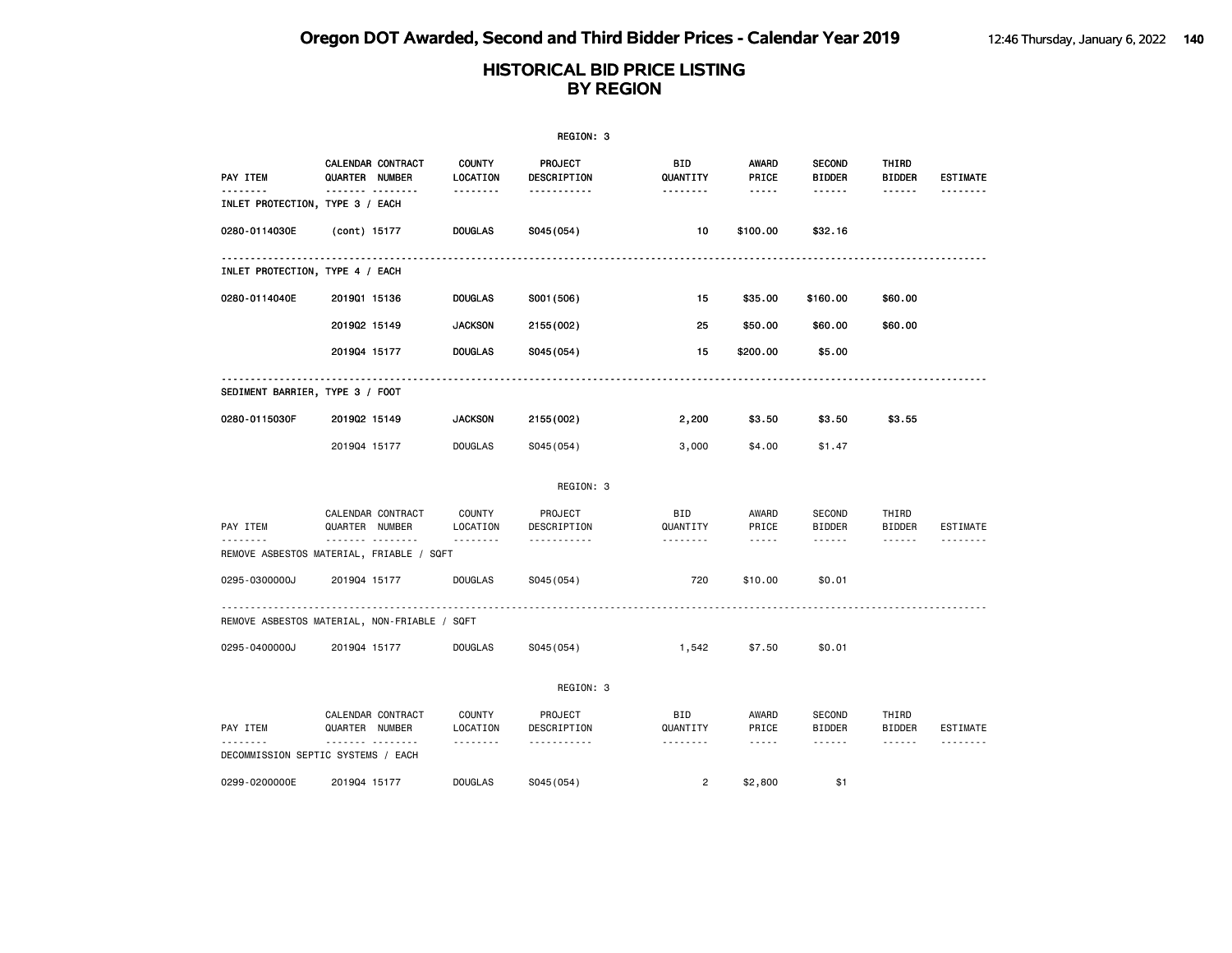## HISTORICAL BID PRICE LISTING BY REGION

REGION: 3

| PAY ITEM | CALENDAR QUARTER | CONTRACT NUMBER | COUNTY LOCATION | PROJECT DESCRIPTION | BID QUANTITY | AWARD PRICE | SECOND BIDDER | THIRD BIDDER | ESTIMATE |
|---|---|---|---|---|---|---|---|---|---|
| INLET PROTECTION, TYPE 3 / EACH | | | | | | | | | |
| 0280-0114030E | (cont) | 15177 | DOUGLAS | S045(054) | 10 | $100.00 | $32.16 | | |
| INLET PROTECTION, TYPE 4 / EACH | | | | | | | | | |
| 0280-0114040E | 2019Q1 | 15136 | DOUGLAS | S001(506) | 15 | $35.00 | $160.00 | $60.00 | |
| | 2019Q2 | 15149 | JACKSON | 2155(002) | 25 | $50.00 | $60.00 | $60.00 | |
| | 2019Q4 | 15177 | DOUGLAS | S045(054) | 15 | $200.00 | $5.00 | | |
| SEDIMENT BARRIER, TYPE 3 / FOOT | | | | | | | | | |
| 0280-0115030F | 2019Q2 | 15149 | JACKSON | 2155(002) | 2,200 | $3.50 | $3.50 | $3.55 | |
| | 2019Q4 | 15177 | DOUGLAS | S045(054) | 3,000 | $4.00 | $1.47 | | |

REGION: 3

| PAY ITEM | CALENDAR QUARTER | CONTRACT NUMBER | COUNTY LOCATION | PROJECT DESCRIPTION | BID QUANTITY | AWARD PRICE | SECOND BIDDER | THIRD BIDDER | ESTIMATE |
|---|---|---|---|---|---|---|---|---|---|
| REMOVE ASBESTOS MATERIAL, FRIABLE / SQFT | | | | | | | | | |
| 0295-0300000J | 2019Q4 | 15177 | DOUGLAS | S045(054) | 720 | $10.00 | $0.01 | | |
| REMOVE ASBESTOS MATERIAL, NON-FRIABLE / SQFT | | | | | | | | | |
| 0295-0400000J | 2019Q4 | 15177 | DOUGLAS | S045(054) | 1,542 | $7.50 | $0.01 | | |

REGION: 3

| PAY ITEM | CALENDAR QUARTER | CONTRACT NUMBER | COUNTY LOCATION | PROJECT DESCRIPTION | BID QUANTITY | AWARD PRICE | SECOND BIDDER | THIRD BIDDER | ESTIMATE |
|---|---|---|---|---|---|---|---|---|---|
| DECOMMISSION SEPTIC SYSTEMS / EACH | | | | | | | | | |
| 0299-0200000E | 2019Q4 | 15177 | DOUGLAS | S045(054) | 2 | $2,800 | $1 | | |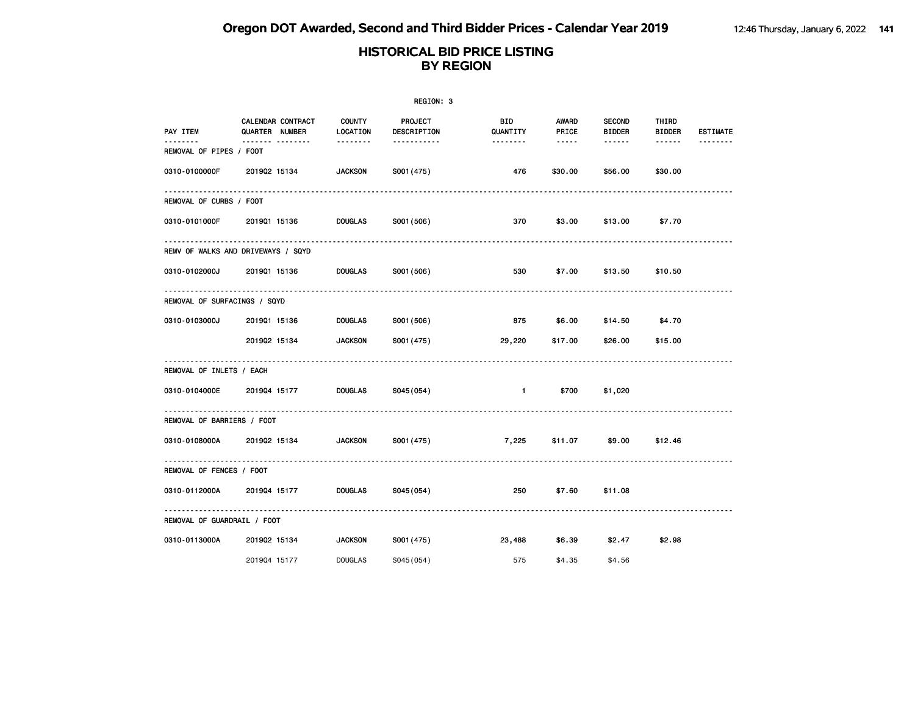# HISTORICAL BID PRICE LISTING BY REGION

REGION: 3

| PAY ITEM | CALENDAR QUARTER | CONTRACT NUMBER | COUNTY LOCATION | PROJECT DESCRIPTION | BID QUANTITY | AWARD PRICE | SECOND BIDDER | THIRD BIDDER | ESTIMATE |
|---|---|---|---|---|---|---|---|---|---|
| **REMOVAL OF PIPES / FOOT** | | | | | | | | | |
| 0310-0100000F | 2019Q2 | 15134 | JACKSON | S001(475) | 476 | $30.00 | $56.00 | $30.00 | |
| **REMOVAL OF CURBS / FOOT** | | | | | | | | | |
| 0310-0101000F | 2019Q1 | 15136 | DOUGLAS | S001(506) | 370 | $3.00 | $13.00 | $7.70 | |
| **REMV OF WALKS AND DRIVEWAYS / SQYD** | | | | | | | | | |
| 0310-0102000J | 2019Q1 | 15136 | DOUGLAS | S001(506) | 530 | $7.00 | $13.50 | $10.50 | |
| **REMOVAL OF SURFACINGS / SQYD** | | | | | | | | | |
| 0310-0103000J | 2019Q1 | 15136 | DOUGLAS | S001(506) | 875 | $6.00 | $14.50 | $4.70 | |
| | 2019Q2 | 15134 | JACKSON | S001(475) | 29,220 | $17.00 | $26.00 | $15.00 | |
| **REMOVAL OF INLETS / EACH** | | | | | | | | | |
| 0310-0104000E | 2019Q4 | 15177 | DOUGLAS | S045(054) | 1 | $700 | $1,020 | | |
| **REMOVAL OF BARRIERS / FOOT** | | | | | | | | | |
| 0310-0108000A | 2019Q2 | 15134 | JACKSON | S001(475) | 7,225 | $11.07 | $9.00 | $12.46 | |
| **REMOVAL OF FENCES / FOOT** | | | | | | | | | |
| 0310-0112000A | 2019Q4 | 15177 | DOUGLAS | S045(054) | 250 | $7.60 | $11.08 | | |
| **REMOVAL OF GUARDRAIL / FOOT** | | | | | | | | | |
| 0310-0113000A | 2019Q2 | 15134 | JACKSON | S001(475) | 23,488 | $6.39 | $2.47 | $2.98 | |
| | 2019Q4 | 15177 | DOUGLAS | S045(054) | 575 | $4.35 | $4.56 | | |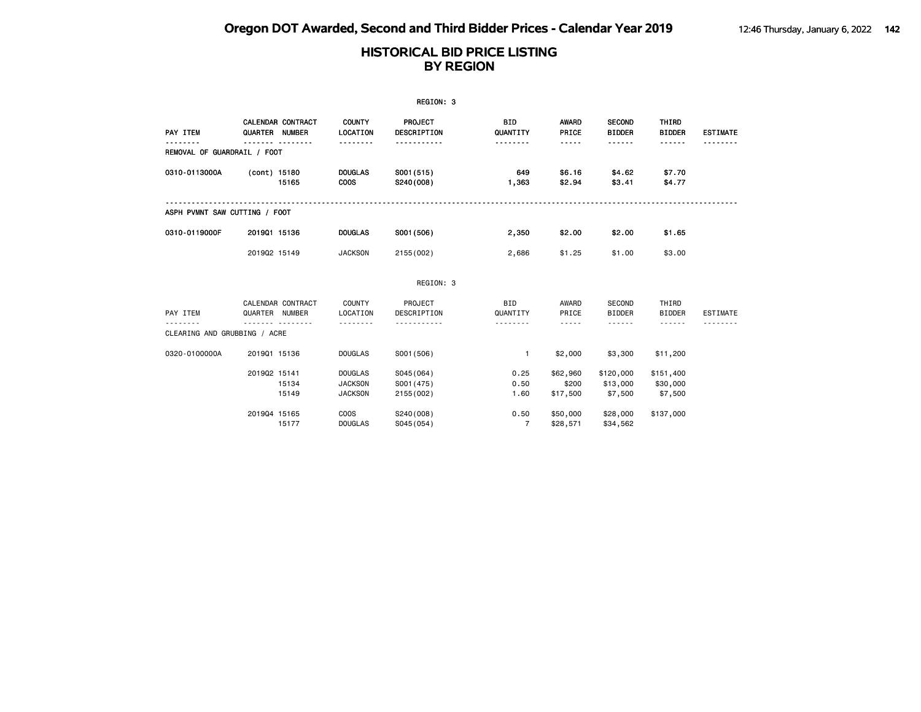# HISTORICAL BID PRICE LISTING
## BY REGION

REGION: 3

| PAY ITEM | CALENDAR QUARTER | CONTRACT NUMBER | COUNTY LOCATION | PROJECT DESCRIPTION | BID QUANTITY | AWARD PRICE | SECOND BIDDER | THIRD BIDDER | ESTIMATE |
|---|---|---|---|---|---|---|---|---|---|
| REMOVAL OF GUARDRAIL / FOOT | | | | | | | | | |
| 0310-0113000A | (cont) | 15180 | DOUGLAS | S001(515) | 649 | $6.16 | $4.62 | $7.70 | |
| | | 15165 | COOS | S240(008) | 1,363 | $2.94 | $3.41 | $4.77 | |
| ASPH PVMNT SAW CUTTING / FOOT | | | | | | | | | |
| 0310-0119000F | 2019Q1 | 15136 | DOUGLAS | S001(506) | 2,350 | $2.00 | $2.00 | $1.65 | |
| | 2019Q2 | 15149 | JACKSON | 2155(002) | 2,686 | $1.25 | $1.00 | $3.00 | |

REGION: 3

| PAY ITEM | CALENDAR QUARTER | CONTRACT NUMBER | COUNTY LOCATION | PROJECT DESCRIPTION | BID QUANTITY | AWARD PRICE | SECOND BIDDER | THIRD BIDDER | ESTIMATE |
|---|---|---|---|---|---|---|---|---|---|
| CLEARING AND GRUBBING / ACRE | | | | | | | | | |
| 0320-0100000A | 2019Q1 | 15136 | DOUGLAS | S001(506) | 1 | $2,000 | $3,300 | $11,200 | |
| | 2019Q2 | 15141 | DOUGLAS | S045(064) | 0.25 | $62,960 | $120,000 | $151,400 | |
| | | 15134 | JACKSON | S001(475) | 0.50 | $200 | $13,000 | $30,000 | |
| | | 15149 | JACKSON | 2155(002) | 1.60 | $17,500 | $7,500 | $7,500 | |
| | 2019Q4 | 15165 | COOS | S240(008) | 0.50 | $50,000 | $28,000 | $137,000 | |
| | | 15177 | DOUGLAS | S045(054) | 7 | $28,571 | $34,562 | | |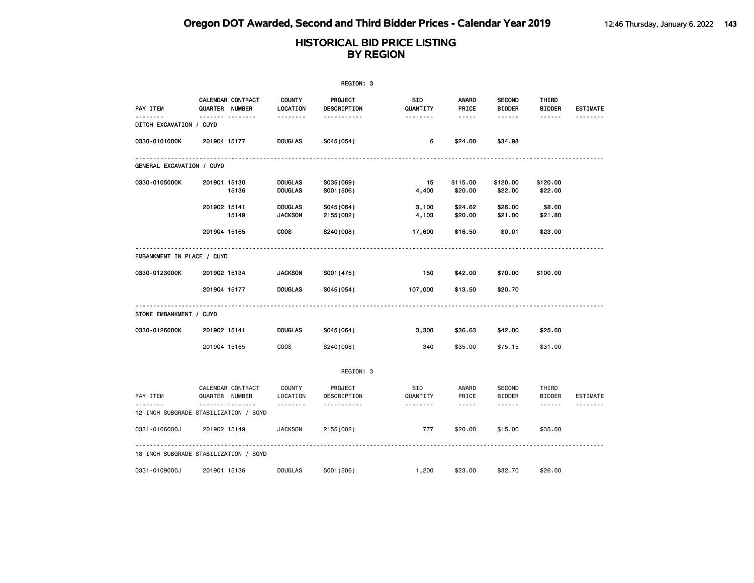# Oregon DOT Awarded, Second and Third Bidder Prices - Calendar Year 2019

## HISTORICAL BID PRICE LISTING BY REGION

REGION: 3

| PAY ITEM | CALENDAR QUARTER | CONTRACT NUMBER | COUNTY LOCATION | PROJECT DESCRIPTION | BID QUANTITY | AWARD PRICE | SECOND BIDDER | THIRD BIDDER | ESTIMATE |
|---|---|---|---|---|---|---|---|---|---|
| DITCH EXCAVATION / CUYD | | | | | | | | | |
| 0330-0101000K | 2019Q4 | 15177 | DOUGLAS | S045(054) | 6 | $24.00 | $34.98 | | |
| GENERAL EXCAVATION / CUYD | | | | | | | | | |
| 0330-0105000K | 2019Q1 | 15130 | DOUGLAS | S035(069) | 15 | $115.00 | $120.00 | $120.00 | |
| | | 15136 | DOUGLAS | S001(506) | 4,400 | $20.00 | $22.00 | $22.00 | |
| | 2019Q2 | 15141 | DOUGLAS | S045(064) | 3,100 | $24.62 | $26.00 | $8.00 | |
| | | 15149 | JACKSON | 2155(002) | 4,103 | $20.00 | $21.00 | $21.80 | |
| | 2019Q4 | 15165 | COOS | S240(008) | 17,600 | $16.50 | $0.01 | $23.00 | |
| EMBANKMENT IN PLACE / CUYD | | | | | | | | | |
| 0330-0123000K | 2019Q2 | 15134 | JACKSON | S001(475) | 150 | $42.00 | $70.00 | $100.00 | |
| | 2019Q4 | 15177 | DOUGLAS | S045(054) | 107,000 | $13.50 | $20.70 | | |
| STONE EMBANKMENT / CUYD | | | | | | | | | |
| 0330-0126000K | 2019Q2 | 15141 | DOUGLAS | S045(064) | 3,300 | $36.63 | $42.00 | $25.00 | |
| | 2019Q4 | 15165 | COOS | S240(008) | 340 | $35.00 | $75.15 | $31.00 | |

REGION: 3

| PAY ITEM | CALENDAR QUARTER | CONTRACT NUMBER | COUNTY LOCATION | PROJECT DESCRIPTION | BID QUANTITY | AWARD PRICE | SECOND BIDDER | THIRD BIDDER | ESTIMATE |
|---|---|---|---|---|---|---|---|---|---|
| 12 INCH SUBGRADE STABILIZATION / SQYD | | | | | | | | | |
| 0331-0106000J | 2019Q2 | 15149 | JACKSON | 2155(002) | 777 | $20.00 | $15.00 | $35.00 | |
| 18 INCH SUBGRADE STABILIZATION / SQYD | | | | | | | | | |
| 0331-0109000J | 2019Q1 | 15136 | DOUGLAS | S001(506) | 1,200 | $23.00 | $32.70 | $26.00 | |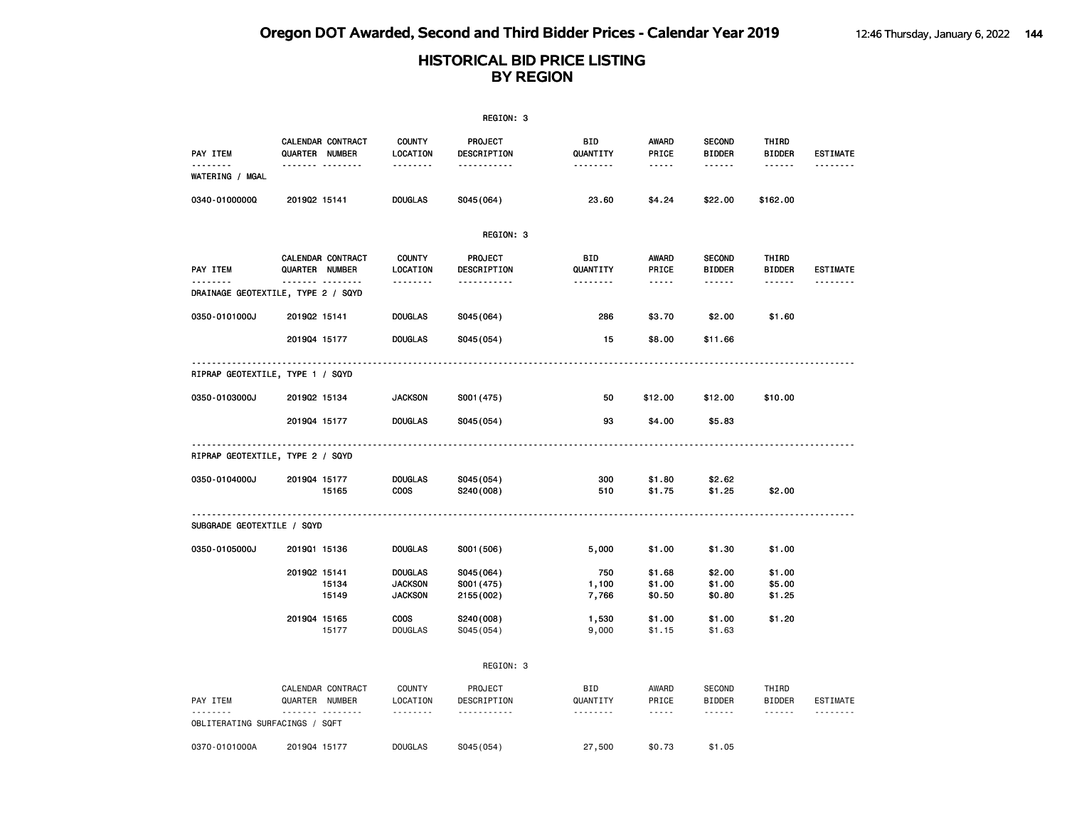# Oregon DOT Awarded, Second and Third Bidder Prices - Calendar Year 2019

## HISTORICAL BID PRICE LISTING BY REGION

REGION: 3

| PAY ITEM | CALENDAR QUARTER | CONTRACT NUMBER | COUNTY LOCATION | PROJECT DESCRIPTION | BID QUANTITY | AWARD PRICE | SECOND BIDDER | THIRD BIDDER | ESTIMATE |
|---|---|---|---|---|---|---|---|---|---|
| WATERING / MGAL | | | | | | | | | |
| 0340-0100000Q | 2019Q2 | 15141 | DOUGLAS | S045(064) | 23.60 | $4.24 | $22.00 | $162.00 | |

REGION: 3

| PAY ITEM | CALENDAR QUARTER | CONTRACT NUMBER | COUNTY LOCATION | PROJECT DESCRIPTION | BID QUANTITY | AWARD PRICE | SECOND BIDDER | THIRD BIDDER | ESTIMATE |
|---|---|---|---|---|---|---|---|---|---|
| DRAINAGE GEOTEXTILE, TYPE 2 / SQYD | | | | | | | | | |
| 0350-0101000J | 2019Q2 | 15141 | DOUGLAS | S045(064) | 286 | $3.70 | $2.00 | $1.60 | |
| | 2019Q4 | 15177 | DOUGLAS | S045(054) | 15 | $8.00 | $11.66 | | |
| RIPRAP GEOTEXTILE, TYPE 1 / SQYD | | | | | | | | | |
| 0350-0103000J | 2019Q2 | 15134 | JACKSON | S001(475) | 50 | $12.00 | $12.00 | $10.00 | |
| | 2019Q4 | 15177 | DOUGLAS | S045(054) | 93 | $4.00 | $5.83 | | |
| RIPRAP GEOTEXTILE, TYPE 2 / SQYD | | | | | | | | | |
| 0350-0104000J | 2019Q4 | 15177 | DOUGLAS | S045(054) | 300 | $1.80 | $2.62 | | |
| | | 15165 | COOS | S240(008) | 510 | $1.75 | $1.25 | $2.00 | |
| SUBGRADE GEOTEXTILE / SQYD | | | | | | | | | |
| 0350-0105000J | 2019Q1 | 15136 | DOUGLAS | S001(506) | 5,000 | $1.00 | $1.30 | $1.00 | |
| | 2019Q2 | 15141 | DOUGLAS | S045(064) | 750 | $1.68 | $2.00 | $1.00 | |
| | | 15134 | JACKSON | S001(475) | 1,100 | $1.00 | $1.00 | $5.00 | |
| | | 15149 | JACKSON | 2155(002) | 7,766 | $0.50 | $0.80 | $1.25 | |
| | 2019Q4 | 15165 | COOS | S240(008) | 1,530 | $1.00 | $1.00 | $1.20 | |
| | | 15177 | DOUGLAS | S045(054) | 9,000 | $1.15 | $1.63 | | |

REGION: 3

| PAY ITEM | CALENDAR QUARTER | CONTRACT NUMBER | COUNTY LOCATION | PROJECT DESCRIPTION | BID QUANTITY | AWARD PRICE | SECOND BIDDER | THIRD BIDDER | ESTIMATE |
|---|---|---|---|---|---|---|---|---|---|
| OBLITERATING SURFACINGS / SQFT | | | | | | | | | |
| 0370-0101000A | 2019Q4 | 15177 | DOUGLAS | S045(054) | 27,500 | $0.73 | $1.05 | | |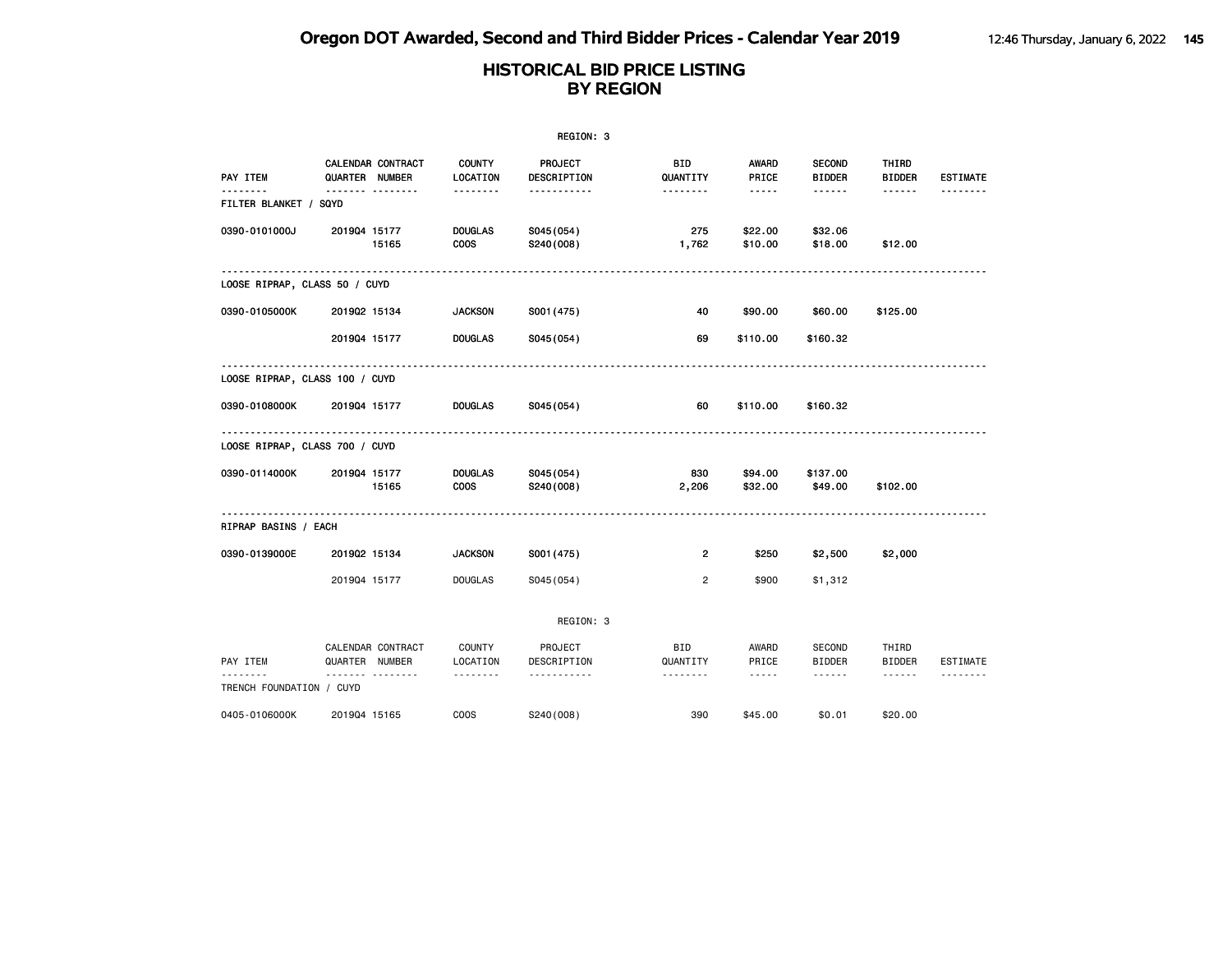# Oregon DOT Awarded, Second and Third Bidder Prices - Calendar Year 2019

## HISTORICAL BID PRICE LISTING BY REGION

REGION: 3

| PAY ITEM | CALENDAR QUARTER | CONTRACT NUMBER | COUNTY LOCATION | PROJECT DESCRIPTION | BID QUANTITY | AWARD PRICE | SECOND BIDDER | THIRD BIDDER | ESTIMATE |
|---|---|---|---|---|---|---|---|---|---|
| **FILTER BLANKET / SQYD** | | | | | | | | | |
| 0390-0101000J | 2019Q4 | 15177 | DOUGLAS | S045(054) | 275 | $22.00 | $32.06 | | |
| | | 15165 | COOS | S240(008) | 1,762 | $10.00 | $18.00 | $12.00 | |
| **LOOSE RIPRAP, CLASS 50 / CUYD** | | | | | | | | | |
| 0390-0105000K | 2019Q2 | 15134 | JACKSON | S001(475) | 40 | $90.00 | $60.00 | $125.00 | |
| | 2019Q4 | 15177 | DOUGLAS | S045(054) | 69 | $110.00 | $160.32 | | |
| **LOOSE RIPRAP, CLASS 100 / CUYD** | | | | | | | | | |
| 0390-0108000K | 2019Q4 | 15177 | DOUGLAS | S045(054) | 60 | $110.00 | $160.32 | | |
| **LOOSE RIPRAP, CLASS 700 / CUYD** | | | | | | | | | |
| 0390-0114000K | 2019Q4 | 15177 | DOUGLAS | S045(054) | 830 | $94.00 | $137.00 | | |
| | | 15165 | COOS | S240(008) | 2,206 | $32.00 | $49.00 | $102.00 | |
| **RIPRAP BASINS / EACH** | | | | | | | | | |
| 0390-0139000E | 2019Q2 | 15134 | JACKSON | S001(475) | 2 | $250 | $2,500 | $2,000 | |
| | 2019Q4 | 15177 | DOUGLAS | S045(054) | 2 | $900 | $1,312 | | |

REGION: 3

| PAY ITEM | CALENDAR QUARTER | CONTRACT NUMBER | COUNTY LOCATION | PROJECT DESCRIPTION | BID QUANTITY | AWARD PRICE | SECOND BIDDER | THIRD BIDDER | ESTIMATE |
|---|---|---|---|---|---|---|---|---|---|
| **TRENCH FOUNDATION / CUYD** | | | | | | | | | |
| 0405-0106000K | 2019Q4 | 15165 | COOS | S240(008) | 390 | $45.00 | $0.01 | $20.00 | |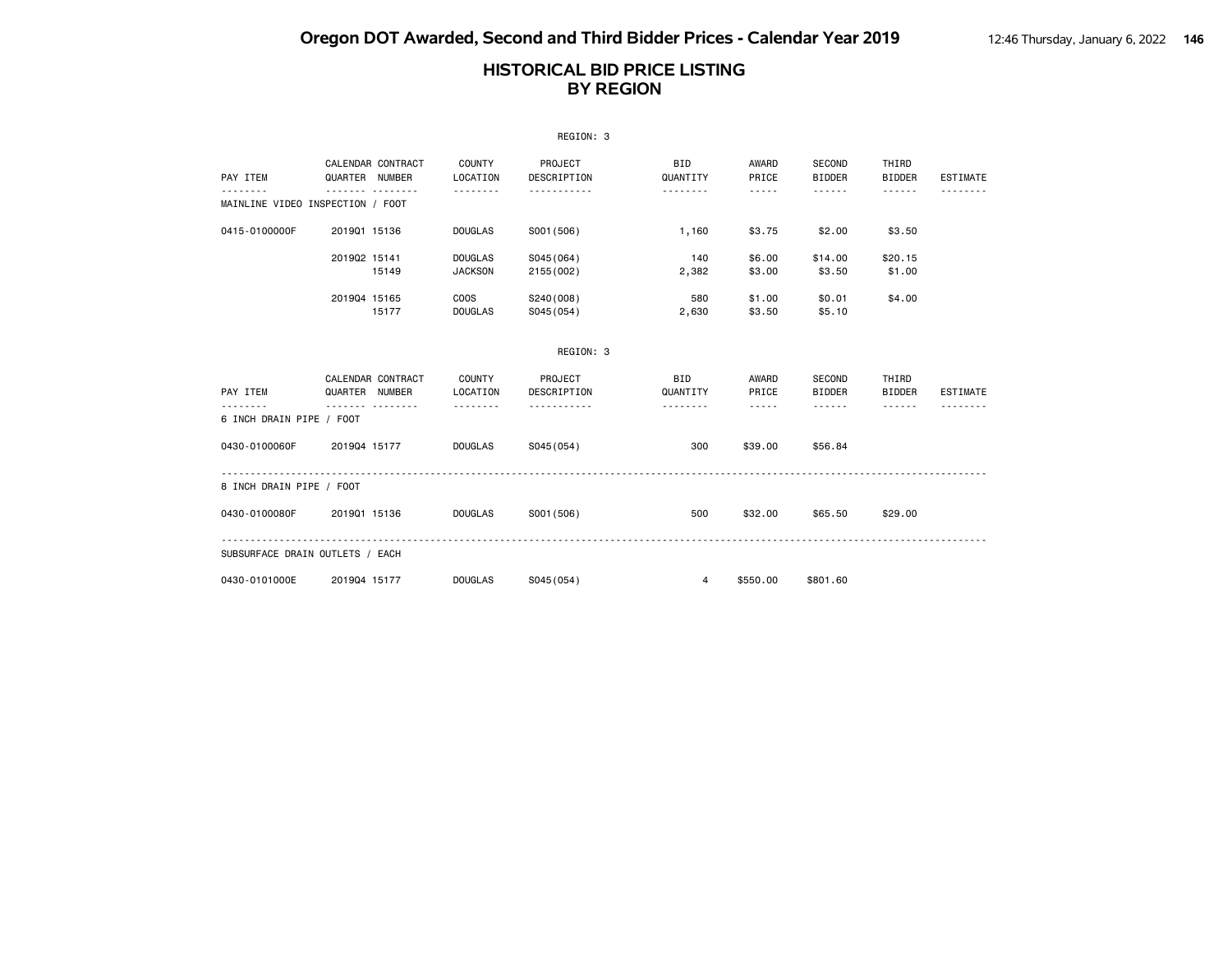# HISTORICAL BID PRICE LISTING
## BY REGION

REGION: 3

| PAY ITEM | CALENDAR QUARTER | CONTRACT NUMBER | COUNTY LOCATION | PROJECT DESCRIPTION | BID QUANTITY | AWARD PRICE | SECOND BIDDER | THIRD BIDDER | ESTIMATE |
|---|---|---|---|---|---|---|---|---|---|
| **MAINLINE VIDEO INSPECTION / FOOT** | | | | | | | | | |
| 0415-0100000F | 2019Q1 | 15136 | DOUGLAS | S001(506) | 1,160 | $3.75 | $2.00 | $3.50 | |
| | 2019Q2 | 15141 | DOUGLAS | S045(064) | 140 | $6.00 | $14.00 | $20.15 | |
| | | 15149 | JACKSON | 2155(002) | 2,382 | $3.00 | $3.50 | $1.00 | |
| | 2019Q4 | 15165 | COOS | S240(008) | 580 | $1.00 | $0.01 | $4.00 | |
| | | 15177 | DOUGLAS | S045(054) | 2,630 | $3.50 | $5.10 | | |

REGION: 3

| PAY ITEM | CALENDAR QUARTER | CONTRACT NUMBER | COUNTY LOCATION | PROJECT DESCRIPTION | BID QUANTITY | AWARD PRICE | SECOND BIDDER | THIRD BIDDER | ESTIMATE |
|---|---|---|---|---|---|---|---|---|---|
| **6 INCH DRAIN PIPE / FOOT** | | | | | | | | | |
| 0430-0100060F | 2019Q4 | 15177 | DOUGLAS | S045(054) | 300 | $39.00 | $56.84 | | |
| **8 INCH DRAIN PIPE / FOOT** | | | | | | | | | |
| 0430-0100080F | 2019Q1 | 15136 | DOUGLAS | S001(506) | 500 | $32.00 | $65.50 | $29.00 | |
| **SUBSURFACE DRAIN OUTLETS / EACH** | | | | | | | | | |
| 0430-0101000E | 2019Q4 | 15177 | DOUGLAS | S045(054) | 4 | $550.00 | $801.60 | | |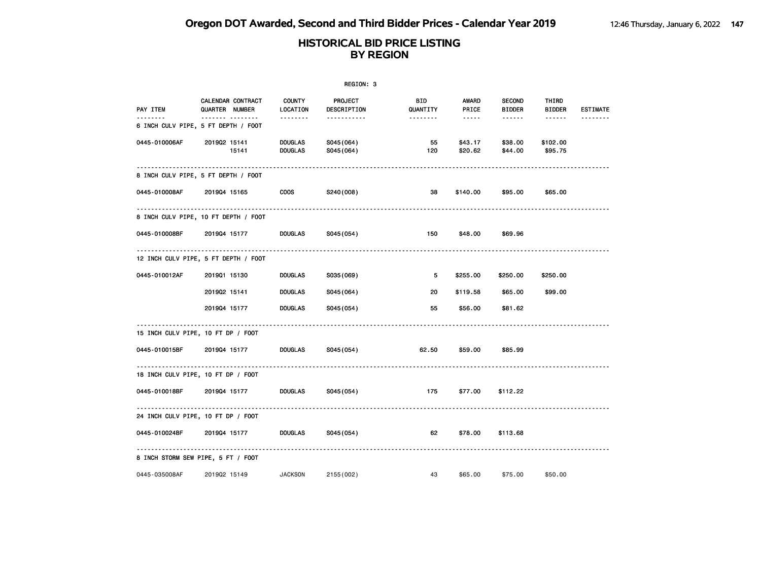# Oregon DOT Awarded, Second and Third Bidder Prices - Calendar Year 2019

## HISTORICAL BID PRICE LISTING BY REGION

REGION: 3

| PAY ITEM | CALENDAR QUARTER | CONTRACT NUMBER | COUNTY LOCATION | PROJECT DESCRIPTION | BID QUANTITY | AWARD PRICE | SECOND BIDDER | THIRD BIDDER | ESTIMATE |
|---|---|---|---|---|---|---|---|---|---|
| **6 INCH CULV PIPE, 5 FT DEPTH / FOOT** | | | | | | | | | |
| 0445-010006AF | 2019Q2 | 15141 | DOUGLAS | S045(064) | 55 | $43.17 | $38.00 | $102.00 | |
| | | 15141 | DOUGLAS | S045(064) | 120 | $20.62 | $44.00 | $95.75 | |
| **8 INCH CULV PIPE, 5 FT DEPTH / FOOT** | | | | | | | | | |
| 0445-010008AF | 2019Q4 | 15165 | COOS | S240(008) | 38 | $140.00 | $95.00 | $65.00 | |
| **8 INCH CULV PIPE, 10 FT DEPTH / FOOT** | | | | | | | | | |
| 0445-010008BF | 2019Q4 | 15177 | DOUGLAS | S045(054) | 150 | $48.00 | $69.96 | | |
| **12 INCH CULV PIPE, 5 FT DEPTH / FOOT** | | | | | | | | | |
| 0445-010012AF | 2019Q1 | 15130 | DOUGLAS | S035(069) | 5 | $255.00 | $250.00 | $250.00 | |
| | 2019Q2 | 15141 | DOUGLAS | S045(064) | 20 | $119.58 | $65.00 | $99.00 | |
| | 2019Q4 | 15177 | DOUGLAS | S045(054) | 55 | $56.00 | $81.62 | | |
| **15 INCH CULV PIPE, 10 FT DP / FOOT** | | | | | | | | | |
| 0445-010015BF | 2019Q4 | 15177 | DOUGLAS | S045(054) | 62.50 | $59.00 | $85.99 | | |
| **18 INCH CULV PIPE, 10 FT DP / FOOT** | | | | | | | | | |
| 0445-010018BF | 2019Q4 | 15177 | DOUGLAS | S045(054) | 175 | $77.00 | $112.22 | | |
| **24 INCH CULV PIPE, 10 FT DP / FOOT** | | | | | | | | | |
| 0445-010024BF | 2019Q4 | 15177 | DOUGLAS | S045(054) | 62 | $78.00 | $113.68 | | |
| **8 INCH STORM SEW PIPE, 5 FT / FOOT** | | | | | | | | | |
| 0445-035008AF | 2019Q2 | 15149 | JACKSON | 2155(002) | 43 | $65.00 | $75.00 | $50.00 | |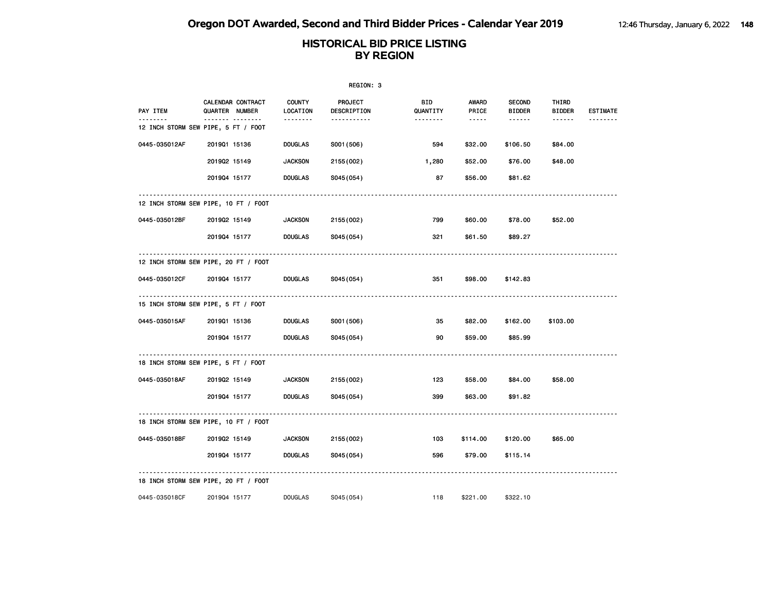# Oregon DOT Awarded, Second and Third Bidder Prices - Calendar Year 2019

## HISTORICAL BID PRICE LISTING BY REGION

REGION: 3

| PAY ITEM | CALENDAR QUARTER | CONTRACT NUMBER | COUNTY LOCATION | PROJECT DESCRIPTION | BID QUANTITY | AWARD PRICE | SECOND BIDDER | THIRD BIDDER | ESTIMATE |
|---|---|---|---|---|---|---|---|---|---|
| **12 INCH STORM SEW PIPE, 5 FT / FOOT** | | | | | | | | | |
| 0445-035012AF | 2019Q1 | 15136 | DOUGLAS | S001(506) | 594 | $32.00 | $106.50 | $84.00 | |
| | 2019Q2 | 15149 | JACKSON | 2155(002) | 1,280 | $52.00 | $76.00 | $48.00 | |
| | 2019Q4 | 15177 | DOUGLAS | S045(054) | 87 | $56.00 | $81.62 | | |
| **12 INCH STORM SEW PIPE, 10 FT / FOOT** | | | | | | | | | |
| 0445-035012BF | 2019Q2 | 15149 | JACKSON | 2155(002) | 799 | $60.00 | $78.00 | $52.00 | |
| | 2019Q4 | 15177 | DOUGLAS | S045(054) | 321 | $61.50 | $89.27 | | |
| **12 INCH STORM SEW PIPE, 20 FT / FOOT** | | | | | | | | | |
| 0445-035012CF | 2019Q4 | 15177 | DOUGLAS | S045(054) | 351 | $98.00 | $142.83 | | |
| **15 INCH STORM SEW PIPE, 5 FT / FOOT** | | | | | | | | | |
| 0445-035015AF | 2019Q1 | 15136 | DOUGLAS | S001(506) | 35 | $82.00 | $162.00 | $103.00 | |
| | 2019Q4 | 15177 | DOUGLAS | S045(054) | 90 | $59.00 | $85.99 | | |
| **18 INCH STORM SEW PIPE, 5 FT / FOOT** | | | | | | | | | |
| 0445-035018AF | 2019Q2 | 15149 | JACKSON | 2155(002) | 123 | $58.00 | $84.00 | $58.00 | |
| | 2019Q4 | 15177 | DOUGLAS | S045(054) | 399 | $63.00 | $91.82 | | |
| **18 INCH STORM SEW PIPE, 10 FT / FOOT** | | | | | | | | | |
| 0445-035018BF | 2019Q2 | 15149 | JACKSON | 2155(002) | 103 | $114.00 | $120.00 | $65.00 | |
| | 2019Q4 | 15177 | DOUGLAS | S045(054) | 596 | $79.00 | $115.14 | | |
| **18 INCH STORM SEW PIPE, 20 FT / FOOT** | | | | | | | | | |
| 0445-035018CF | 2019Q4 | 15177 | DOUGLAS | S045(054) | 118 | $221.00 | $322.10 | | |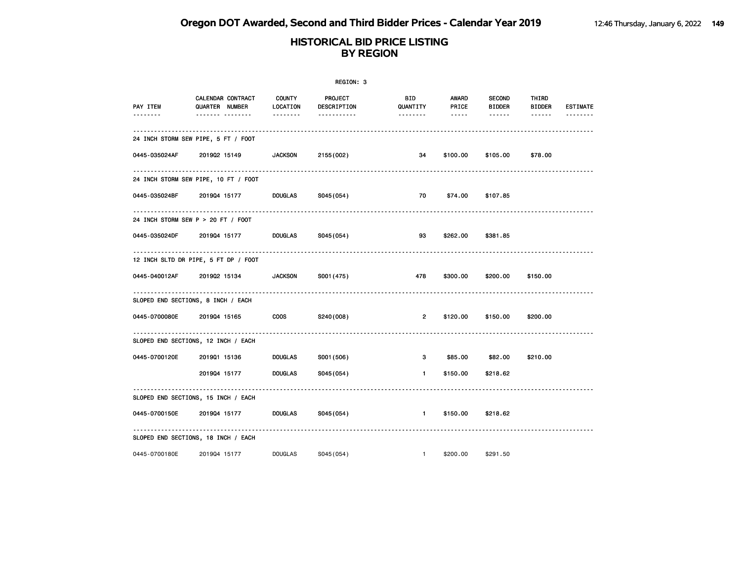# Oregon DOT Awarded, Second and Third Bidder Prices - Calendar Year 2019

## HISTORICAL BID PRICE LISTING BY REGION

REGION: 3

| PAY ITEM | CALENDAR QUARTER | CONTRACT NUMBER | COUNTY LOCATION | PROJECT DESCRIPTION | BID QUANTITY | AWARD PRICE | SECOND BIDDER | THIRD BIDDER | ESTIMATE |
|---|---|---|---|---|---|---|---|---|---|
| **24 INCH STORM SEW PIPE, 5 FT / FOOT** | | | | | | | | | |
| 0445-035024AF | 2019Q2 | 15149 | JACKSON | 2155(002) | 34 | $100.00 | $105.00 | $78.00 | |
| **24 INCH STORM SEW PIPE, 10 FT / FOOT** | | | | | | | | | |
| 0445-035024BF | 2019Q4 | 15177 | DOUGLAS | S045(054) | 70 | $74.00 | $107.85 | | |
| **24 INCH STORM SEW P > 20 FT / FOOT** | | | | | | | | | |
| 0445-035024DF | 2019Q4 | 15177 | DOUGLAS | S045(054) | 93 | $262.00 | $381.85 | | |
| **12 INCH SLTD DR PIPE, 5 FT DP / FOOT** | | | | | | | | | |
| 0445-040012AF | 2019Q2 | 15134 | JACKSON | S001(475) | 478 | $300.00 | $200.00 | $150.00 | |
| **SLOPED END SECTIONS, 8 INCH / EACH** | | | | | | | | | |
| 0445-0700080E | 2019Q4 | 15165 | COOS | S240(008) | 2 | $120.00 | $150.00 | $200.00 | |
| **SLOPED END SECTIONS, 12 INCH / EACH** | | | | | | | | | |
| 0445-0700120E | 2019Q1 | 15136 | DOUGLAS | S001(506) | 3 | $85.00 | $82.00 | $210.00 | |
| | 2019Q4 | 15177 | DOUGLAS | S045(054) | 1 | $150.00 | $218.62 | | |
| **SLOPED END SECTIONS, 15 INCH / EACH** | | | | | | | | | |
| 0445-0700150E | 2019Q4 | 15177 | DOUGLAS | S045(054) | 1 | $150.00 | $218.62 | | |
| **SLOPED END SECTIONS, 18 INCH / EACH** | | | | | | | | | |
| 0445-0700180E | 2019Q4 | 15177 | DOUGLAS | S045(054) | 1 | $200.00 | $291.50 | | |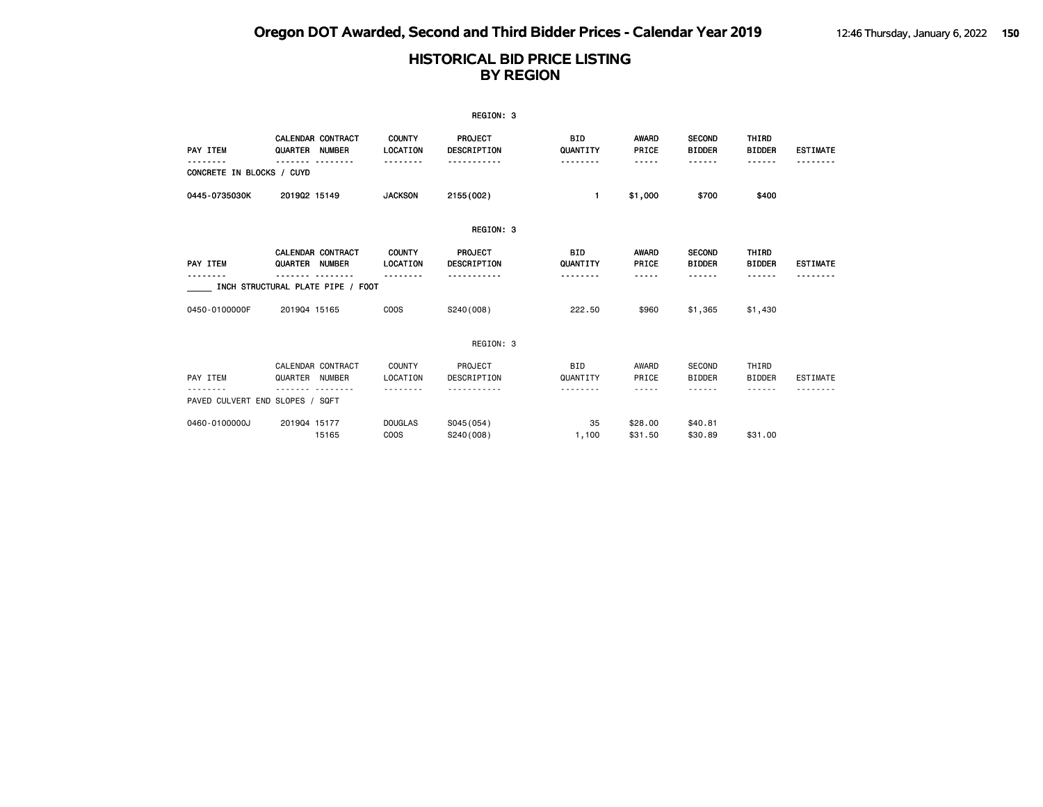# Oregon DOT Awarded, Second and Third Bidder Prices - Calendar Year 2019

## HISTORICAL BID PRICE LISTING BY REGION

REGION: 3

| PAY ITEM | CALENDAR QUARTER | CONTRACT NUMBER | COUNTY LOCATION | PROJECT DESCRIPTION | BID QUANTITY | AWARD PRICE | SECOND BIDDER | THIRD BIDDER | ESTIMATE |
|---|---|---|---|---|---|---|---|---|---|
| CONCRETE IN BLOCKS / CUYD | | | | | | | | | |
| 0445-0735030K | 2019Q2 | 15149 | JACKSON | 2155(002) | 1 | $1,000 | $700 | $400 | |

REGION: 3

| PAY ITEM | CALENDAR QUARTER | CONTRACT NUMBER | COUNTY LOCATION | PROJECT DESCRIPTION | BID QUANTITY | AWARD PRICE | SECOND BIDDER | THIRD BIDDER | ESTIMATE |
|---|---|---|---|---|---|---|---|---|---|
| _____ INCH STRUCTURAL PLATE PIPE / FOOT | | | | | | | | | |
| 0450-0100000F | 2019Q4 | 15165 | COOS | S240(008) | 222.50 | $960 | $1,365 | $1,430 | |

REGION: 3

| PAY ITEM | CALENDAR QUARTER | CONTRACT NUMBER | COUNTY LOCATION | PROJECT DESCRIPTION | BID QUANTITY | AWARD PRICE | SECOND BIDDER | THIRD BIDDER | ESTIMATE |
|---|---|---|---|---|---|---|---|---|---|
| PAVED CULVERT END SLOPES / SQFT | | | | | | | | | |
| 0460-0100000J | 2019Q4 | 15177 | DOUGLAS | S045(054) | 35 | $28.00 | $40.81 | | |
| | | 15165 | COOS | S240(008) | 1,100 | $31.50 | $30.89 | $31.00 | |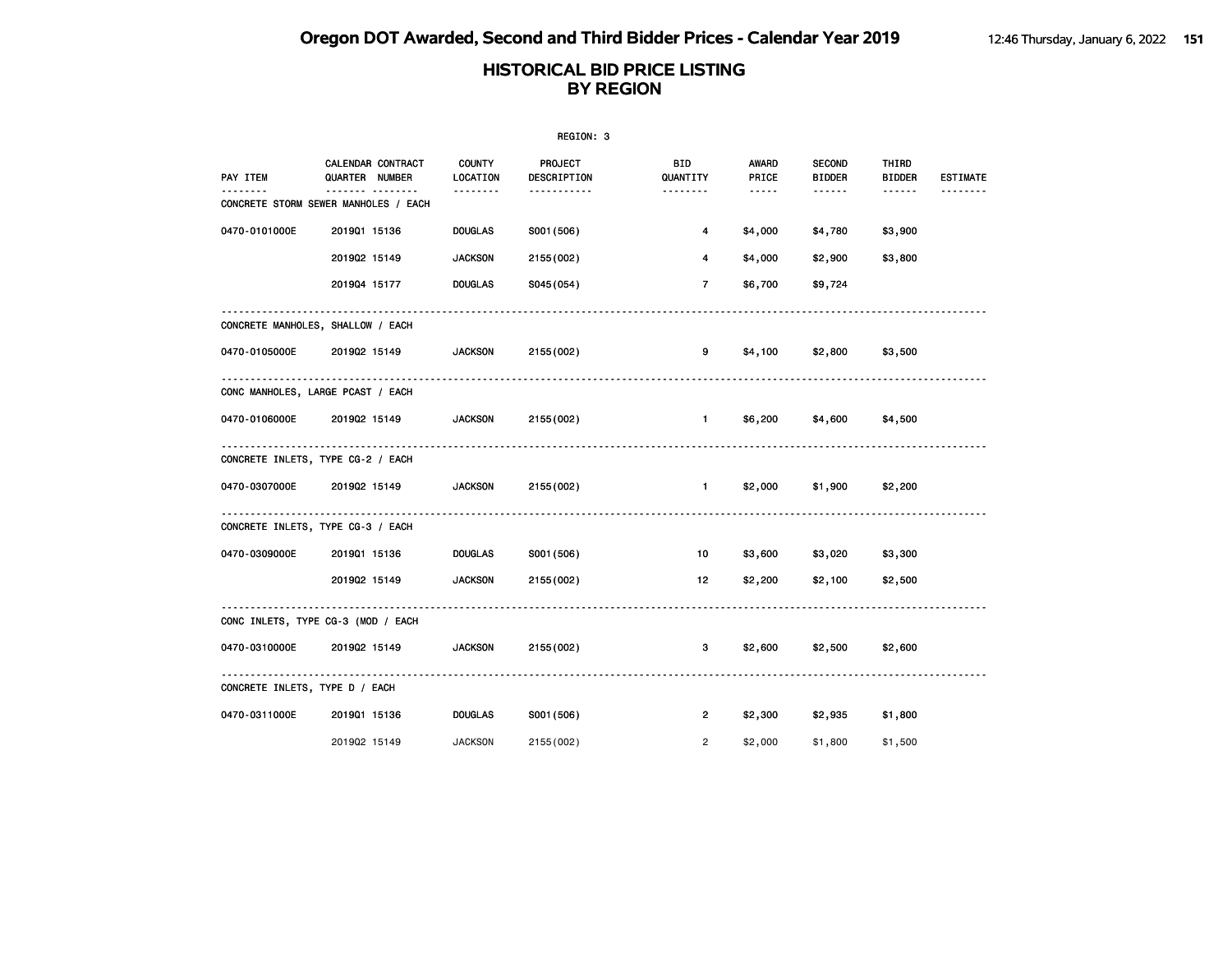# HISTORICAL BID PRICE LISTING
## BY REGION

REGION: 3

| PAY ITEM | CALENDAR QUARTER | CONTRACT NUMBER | COUNTY LOCATION | PROJECT DESCRIPTION | BID QUANTITY | AWARD PRICE | SECOND BIDDER | THIRD BIDDER | ESTIMATE |
|---|---|---|---|---|---|---|---|---|---|
| **CONCRETE STORM SEWER MANHOLES / EACH** | | | | | | | | | |
| 0470-0101000E | 2019Q1 | 15136 | DOUGLAS | S001(506) | 4 | $4,000 | $4,780 | $3,900 | |
| | 2019Q2 | 15149 | JACKSON | 2155(002) | 4 | $4,000 | $2,900 | $3,800 | |
| | 2019Q4 | 15177 | DOUGLAS | S045(054) | 7 | $6,700 | $9,724 | | |
| **CONCRETE MANHOLES, SHALLOW / EACH** | | | | | | | | | |
| 0470-0105000E | 2019Q2 | 15149 | JACKSON | 2155(002) | 9 | $4,100 | $2,800 | $3,500 | |
| **CONC MANHOLES, LARGE PCAST / EACH** | | | | | | | | | |
| 0470-0106000E | 2019Q2 | 15149 | JACKSON | 2155(002) | 1 | $6,200 | $4,600 | $4,500 | |
| **CONCRETE INLETS, TYPE CG-2 / EACH** | | | | | | | | | |
| 0470-0307000E | 2019Q2 | 15149 | JACKSON | 2155(002) | 1 | $2,000 | $1,900 | $2,200 | |
| **CONCRETE INLETS, TYPE CG-3 / EACH** | | | | | | | | | |
| 0470-0309000E | 2019Q1 | 15136 | DOUGLAS | S001(506) | 10 | $3,600 | $3,020 | $3,300 | |
| | 2019Q2 | 15149 | JACKSON | 2155(002) | 12 | $2,200 | $2,100 | $2,500 | |
| **CONC INLETS, TYPE CG-3 (MOD / EACH** | | | | | | | | | |
| 0470-0310000E | 2019Q2 | 15149 | JACKSON | 2155(002) | 3 | $2,600 | $2,500 | $2,600 | |
| **CONCRETE INLETS, TYPE D / EACH** | | | | | | | | | |
| 0470-0311000E | 2019Q1 | 15136 | DOUGLAS | S001(506) | 2 | $2,300 | $2,935 | $1,800 | |
| | 2019Q2 | 15149 | JACKSON | 2155(002) | 2 | $2,000 | $1,800 | $1,500 | |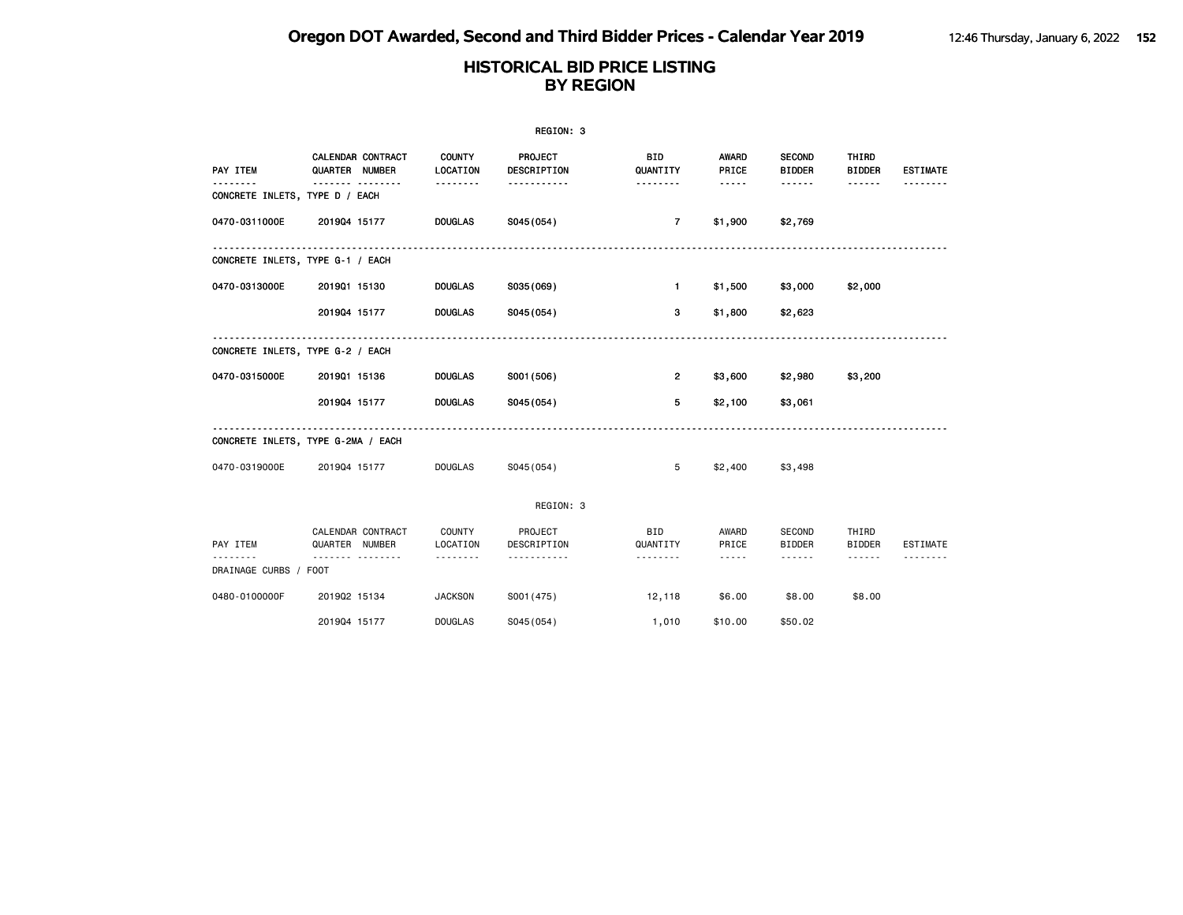# HISTORICAL BID PRICE LISTING
## BY REGION

REGION: 3

| PAY ITEM | CALENDAR QUARTER | CONTRACT NUMBER | COUNTY LOCATION | PROJECT DESCRIPTION | BID QUANTITY | AWARD PRICE | SECOND BIDDER | THIRD BIDDER | ESTIMATE |
|---|---|---|---|---|---|---|---|---|---|
| **CONCRETE INLETS, TYPE D / EACH** | | | | | | | | | |
| 0470-0311000E | 2019Q4 | 15177 | DOUGLAS | S045(054) | 7 | $1,900 | $2,769 | | |
| **CONCRETE INLETS, TYPE G-1 / EACH** | | | | | | | | | |
| 0470-0313000E | 2019Q1 | 15130 | DOUGLAS | S035(069) | 1 | $1,500 | $3,000 | $2,000 | |
| | 2019Q4 | 15177 | DOUGLAS | S045(054) | 3 | $1,800 | $2,623 | | |
| **CONCRETE INLETS, TYPE G-2 / EACH** | | | | | | | | | |
| 0470-0315000E | 2019Q1 | 15136 | DOUGLAS | S001(506) | 2 | $3,600 | $2,980 | $3,200 | |
| | 2019Q4 | 15177 | DOUGLAS | S045(054) | 5 | $2,100 | $3,061 | | |
| **CONCRETE INLETS, TYPE G-2MA / EACH** | | | | | | | | | |
| 0470-0319000E | 2019Q4 | 15177 | DOUGLAS | S045(054) | 5 | $2,400 | $3,498 | | |

REGION: 3

| PAY ITEM | CALENDAR QUARTER | CONTRACT NUMBER | COUNTY LOCATION | PROJECT DESCRIPTION | BID QUANTITY | AWARD PRICE | SECOND BIDDER | THIRD BIDDER | ESTIMATE |
|---|---|---|---|---|---|---|---|---|---|
| **DRAINAGE CURBS / FOOT** | | | | | | | | | |
| 0480-0100000F | 2019Q2 | 15134 | JACKSON | S001(475) | 12,118 | $6.00 | $8.00 | $8.00 | |
| | 2019Q4 | 15177 | DOUGLAS | S045(054) | 1,010 | $10.00 | $50.02 | | |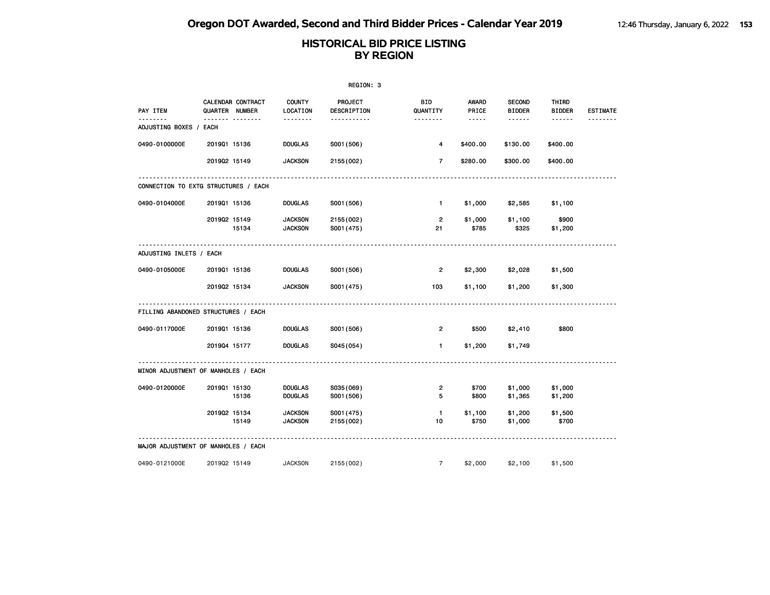# HISTORICAL BID PRICE LISTING
# BY REGION

REGION: 3

| PAY ITEM | CALENDAR QUARTER | CONTRACT NUMBER | COUNTY LOCATION | PROJECT DESCRIPTION | BID QUANTITY | AWARD PRICE | SECOND BIDDER | THIRD BIDDER | ESTIMATE |
|---|---|---|---|---|---|---|---|---|---|
| **ADJUSTING BOXES / EACH** | | | | | | | | | |
| 0490-0100000E | 2019Q1 | 15136 | DOUGLAS | S001(506) | 4 | $400.00 | $130.00 | $400.00 | |
| | 2019Q2 | 15149 | JACKSON | 2155(002) | 7 | $280.00 | $300.00 | $400.00 | |
| **CONNECTION TO EXTG STRUCTURES / EACH** | | | | | | | | | |
| 0490-0104000E | 2019Q1 | 15136 | DOUGLAS | S001(506) | 1 | $1,000 | $2,585 | $1,100 | |
| | 2019Q2 | 15149 | JACKSON | 2155(002) | 2 | $1,000 | $1,100 | $900 | |
| | | 15134 | JACKSON | S001(475) | 21 | $785 | $325 | $1,200 | |
| **ADJUSTING INLETS / EACH** | | | | | | | | | |
| 0490-0105000E | 2019Q1 | 15136 | DOUGLAS | S001(506) | 2 | $2,300 | $2,028 | $1,500 | |
| | 2019Q2 | 15134 | JACKSON | S001(475) | 103 | $1,100 | $1,200 | $1,300 | |
| **FILLING ABANDONED STRUCTURES / EACH** | | | | | | | | | |
| 0490-0117000E | 2019Q1 | 15136 | DOUGLAS | S001(506) | 2 | $500 | $2,410 | $800 | |
| | 2019Q4 | 15177 | DOUGLAS | S045(054) | 1 | $1,200 | $1,749 | | |
| **MINOR ADJUSTMENT OF MANHOLES / EACH** | | | | | | | | | |
| 0490-0120000E | 2019Q1 | 15130 | DOUGLAS | S035(069) | 2 | $700 | $1,000 | $1,000 | |
| | | 15136 | DOUGLAS | S001(506) | 5 | $800 | $1,365 | $1,200 | |
| | 2019Q2 | 15134 | JACKSON | S001(475) | 1 | $1,100 | $1,200 | $1,500 | |
| | | 15149 | JACKSON | 2155(002) | 10 | $750 | $1,000 | $700 | |
| **MAJOR ADJUSTMENT OF MANHOLES / EACH** | | | | | | | | | |
| 0490-0121000E | 2019Q2 | 15149 | JACKSON | 2155(002) | 7 | $2,000 | $2,100 | $1,500 | |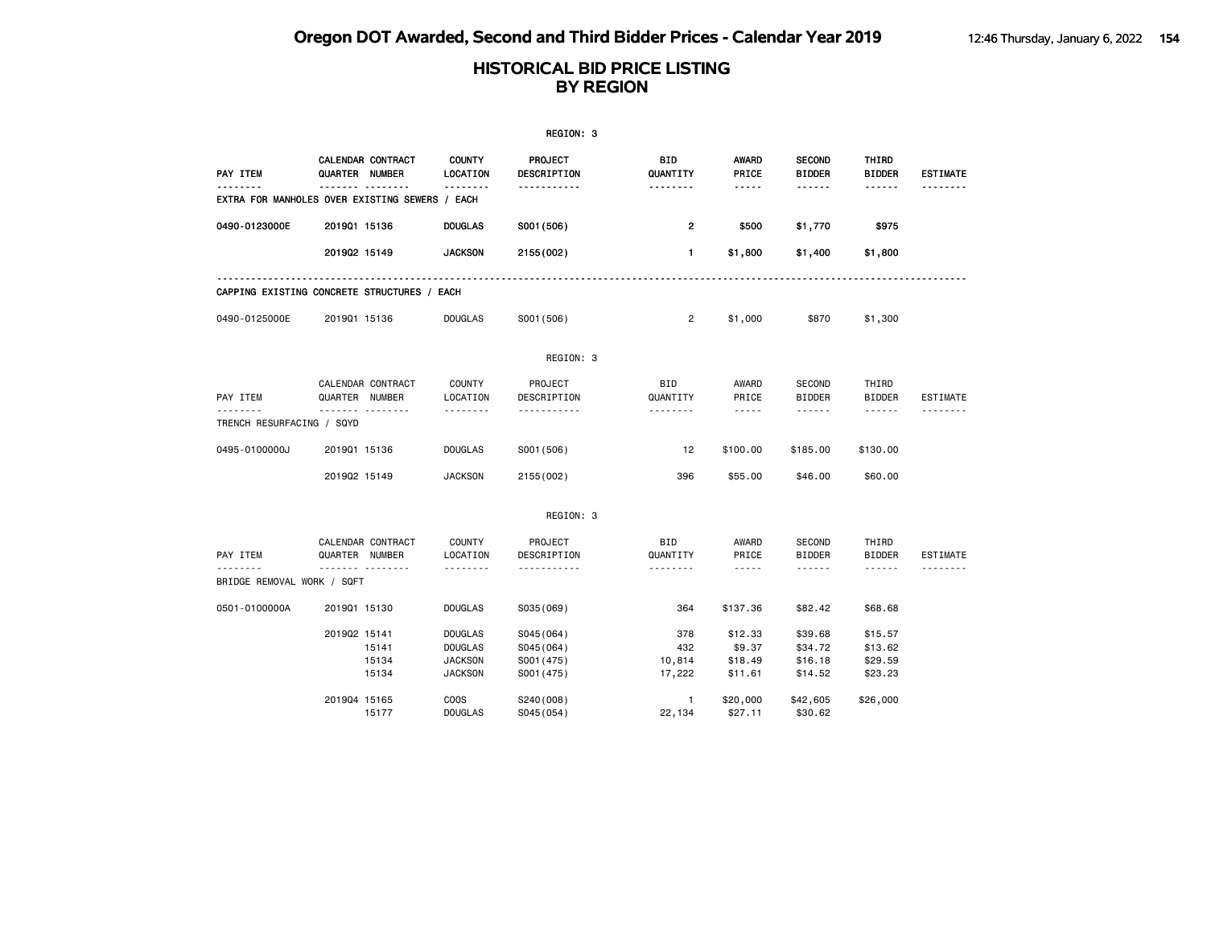# Oregon DOT Awarded, Second and Third Bidder Prices - Calendar Year 2019

## HISTORICAL BID PRICE LISTING BY REGION

REGION: 3

| PAY ITEM | CALENDAR QUARTER | CONTRACT NUMBER | COUNTY LOCATION | PROJECT DESCRIPTION | BID QUANTITY | AWARD PRICE | SECOND BIDDER | THIRD BIDDER | ESTIMATE |
|---|---|---|---|---|---|---|---|---|---|
| **EXTRA FOR MANHOLES OVER EXISTING SEWERS / EACH** | | | | | | | | | |
| 0490-0123000E | 2019Q1 | 15136 | DOUGLAS | S001(506) | 2 | $500 | $1,770 | $975 | |
| | 2019Q2 | 15149 | JACKSON | 2155(002) | 1 | $1,800 | $1,400 | $1,800 | |
| **CAPPING EXISTING CONCRETE STRUCTURES / EACH** | | | | | | | | | |
| 0490-0125000E | 2019Q1 | 15136 | DOUGLAS | S001(506) | 2 | $1,000 | $870 | $1,300 | |

REGION: 3

| PAY ITEM | CALENDAR QUARTER | CONTRACT NUMBER | COUNTY LOCATION | PROJECT DESCRIPTION | BID QUANTITY | AWARD PRICE | SECOND BIDDER | THIRD BIDDER | ESTIMATE |
|---|---|---|---|---|---|---|---|---|---|
| **TRENCH RESURFACING / SQYD** | | | | | | | | | |
| 0495-0100000J | 2019Q1 | 15136 | DOUGLAS | S001(506) | 12 | $100.00 | $185.00 | $130.00 | |
| | 2019Q2 | 15149 | JACKSON | 2155(002) | 396 | $55.00 | $46.00 | $60.00 | |

REGION: 3

| PAY ITEM | CALENDAR QUARTER | CONTRACT NUMBER | COUNTY LOCATION | PROJECT DESCRIPTION | BID QUANTITY | AWARD PRICE | SECOND BIDDER | THIRD BIDDER | ESTIMATE |
|---|---|---|---|---|---|---|---|---|---|
| **BRIDGE REMOVAL WORK / SQFT** | | | | | | | | | |
| 0501-0100000A | 2019Q1 | 15130 | DOUGLAS | S035(069) | 364 | $137.36 | $82.42 | $68.68 | |
| | 2019Q2 | 15141 | DOUGLAS | S045(064) | 378 | $12.33 | $39.68 | $15.57 | |
| | | 15141 | DOUGLAS | S045(064) | 432 | $9.37 | $34.72 | $13.62 | |
| | | 15134 | JACKSON | S001(475) | 10,814 | $18.49 | $16.18 | $29.59 | |
| | | 15134 | JACKSON | S001(475) | 17,222 | $11.61 | $14.52 | $23.23 | |
| | 2019Q4 | 15165 | COOS | S240(008) | 1 | $20,000 | $42,605 | $26,000 | |
| | | 15177 | DOUGLAS | S045(054) | 22,134 | $27.11 | $30.62 | | |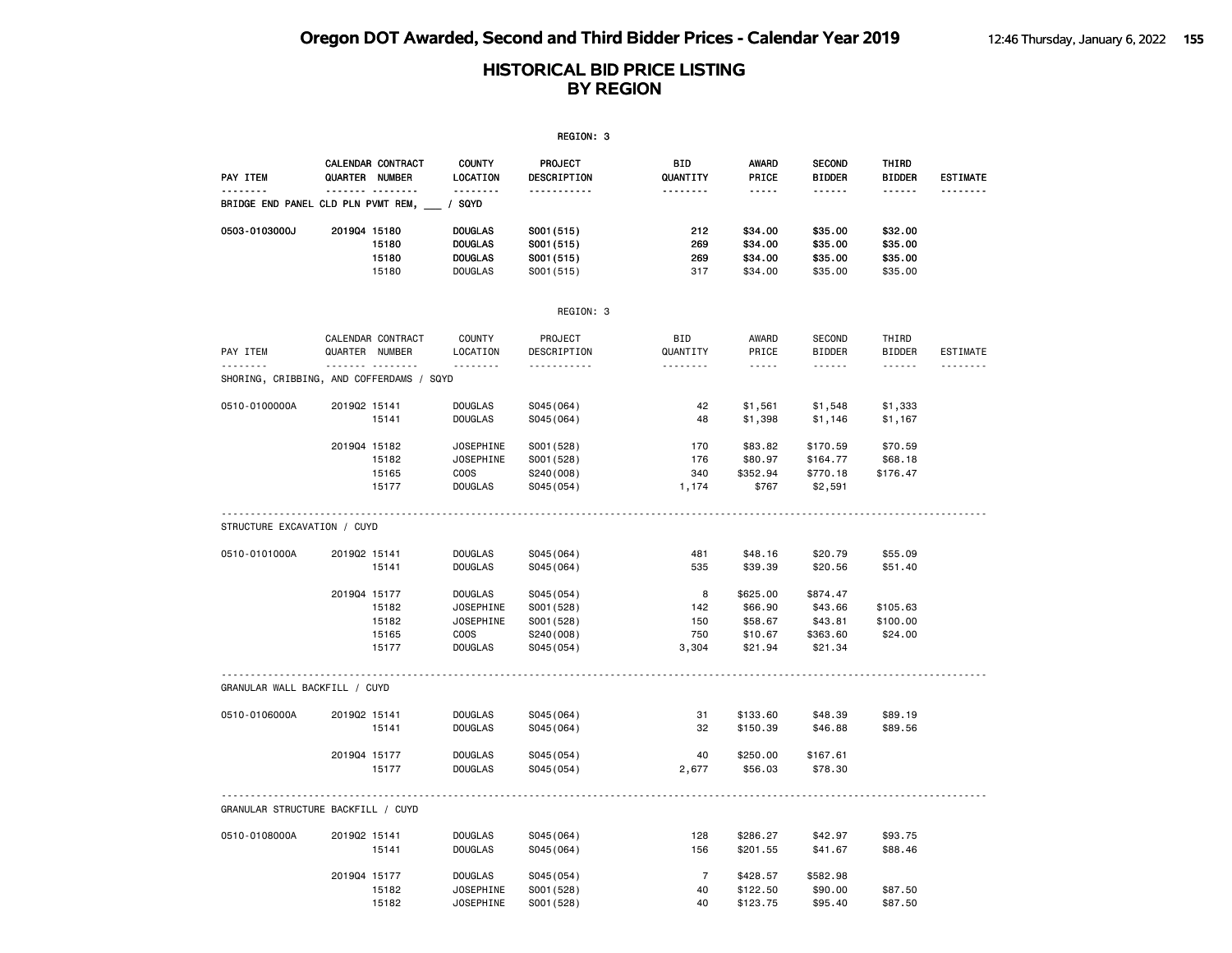# HISTORICAL BID PRICE LISTING
## BY REGION

REGION: 3

| PAY ITEM | CALENDAR QUARTER | CONTRACT NUMBER | COUNTY LOCATION | PROJECT DESCRIPTION | BID QUANTITY | AWARD PRICE | SECOND BIDDER | THIRD BIDDER | ESTIMATE |
|---|---|---|---|---|---|---|---|---|---|
| **BRIDGE END PANEL CLD PLN PVMT REM, ___ / SQYD** | | | | | | | | | |
| **0503-0103000J** | **2019Q4** | **15180** | **DOUGLAS** | **S001(515)** | **212** | **$34.00** | **$35.00** | **$32.00** | |
| | | **15180** | **DOUGLAS** | **S001(515)** | **269** | **$34.00** | **$35.00** | **$35.00** | |
| | | **15180** | **DOUGLAS** | **S001(515)** | **269** | **$34.00** | **$35.00** | **$35.00** | |
| | | 15180 | DOUGLAS | S001(515) | 317 | $34.00 | $35.00 | $35.00 | |

REGION: 3

| PAY ITEM | CALENDAR QUARTER | CONTRACT NUMBER | COUNTY LOCATION | PROJECT DESCRIPTION | BID QUANTITY | AWARD PRICE | SECOND BIDDER | THIRD BIDDER | ESTIMATE |
|---|---|---|---|---|---|---|---|---|---|
| SHORING, CRIBBING, AND COFFERDAMS / SQYD | | | | | | | | | |
| 0510-0100000A | 2019Q2 | 15141 | DOUGLAS | S045(064) | 42 | $1,561 | $1,548 | $1,333 | |
| | | 15141 | DOUGLAS | S045(064) | 48 | $1,398 | $1,146 | $1,167 | |
| | 2019Q4 | 15182 | JOSEPHINE | S001(528) | 170 | $83.82 | $170.59 | $70.59 | |
| | | 15182 | JOSEPHINE | S001(528) | 176 | $80.97 | $164.77 | $68.18 | |
| | | 15165 | COOS | S240(008) | 340 | $352.94 | $770.18 | $176.47 | |
| | | 15177 | DOUGLAS | S045(054) | 1,174 | $767 | $2,591 | | |
| STRUCTURE EXCAVATION / CUYD | | | | | | | | | |
| 0510-0101000A | 2019Q2 | 15141 | DOUGLAS | S045(064) | 481 | $48.16 | $20.79 | $55.09 | |
| | | 15141 | DOUGLAS | S045(064) | 535 | $39.39 | $20.56 | $51.40 | |
| | 2019Q4 | 15177 | DOUGLAS | S045(054) | 8 | $625.00 | $874.47 | | |
| | | 15182 | JOSEPHINE | S001(528) | 142 | $66.90 | $43.66 | $105.63 | |
| | | 15182 | JOSEPHINE | S001(528) | 150 | $58.67 | $43.81 | $100.00 | |
| | | 15165 | COOS | S240(008) | 750 | $10.67 | $363.60 | $24.00 | |
| | | 15177 | DOUGLAS | S045(054) | 3,304 | $21.94 | $21.34 | | |
| GRANULAR WALL BACKFILL / CUYD | | | | | | | | | |
| 0510-0106000A | 2019Q2 | 15141 | DOUGLAS | S045(064) | 31 | $133.60 | $48.39 | $89.19 | |
| | | 15141 | DOUGLAS | S045(064) | 32 | $150.39 | $46.88 | $89.56 | |
| | 2019Q4 | 15177 | DOUGLAS | S045(054) | 40 | $250.00 | $167.61 | | |
| | | 15177 | DOUGLAS | S045(054) | 2,677 | $56.03 | $78.30 | | |
| GRANULAR STRUCTURE BACKFILL / CUYD | | | | | | | | | |
| 0510-0108000A | 2019Q2 | 15141 | DOUGLAS | S045(064) | 128 | $286.27 | $42.97 | $93.75 | |
| | | 15141 | DOUGLAS | S045(064) | 156 | $201.55 | $41.67 | $88.46 | |
| | 2019Q4 | 15177 | DOUGLAS | S045(054) | 7 | $428.57 | $582.98 | | |
| | | 15182 | JOSEPHINE | S001(528) | 40 | $122.50 | $90.00 | $87.50 | |
| | | 15182 | JOSEPHINE | S001(528) | 40 | $123.75 | $95.40 | $87.50 | |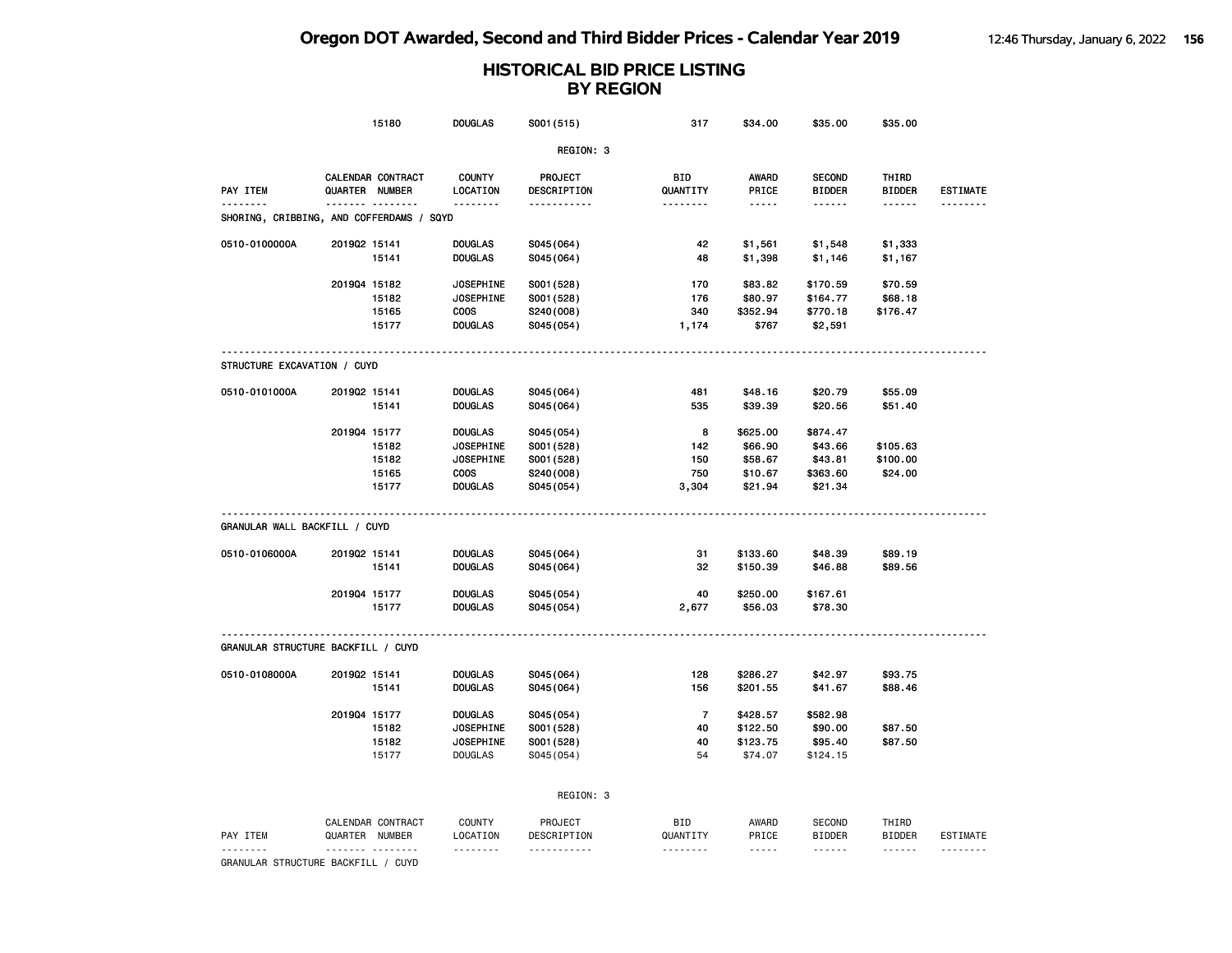## HISTORICAL BID PRICE LISTING BY REGION

| | | 15180 | DOUGLAS | S001(515) | 317 | $34.00 | $35.00 | $35.00 | |
|---|---|---|---|---|---|---|---|---|---|

REGION: 3

| PAY ITEM | CALENDAR QUARTER | CONTRACT NUMBER | COUNTY LOCATION | PROJECT DESCRIPTION | BID QUANTITY | AWARD PRICE | SECOND BIDDER | THIRD BIDDER | ESTIMATE |
|---|---|---|---|---|---|---|---|---|---|
| **SHORING, CRIBBING, AND COFFERDAMS / SQYD** | | | | | | | | | |
| 0510-0100000A | 2019Q2 | 15141 | DOUGLAS | S045(064) | 42 | $1,561 | $1,548 | $1,333 | |
| | | 15141 | DOUGLAS | S045(064) | 48 | $1,398 | $1,146 | $1,167 | |
| | 2019Q4 | 15182 | JOSEPHINE | S001(528) | 170 | $83.82 | $170.59 | $70.59 | |
| | | 15182 | JOSEPHINE | S001(528) | 176 | $80.97 | $164.77 | $68.18 | |
| | | 15165 | COOS | S240(008) | 340 | $352.94 | $770.18 | $176.47 | |
| | | 15177 | DOUGLAS | S045(054) | 1,174 | $767 | $2,591 | | |
| **STRUCTURE EXCAVATION / CUYD** | | | | | | | | | |
| 0510-0101000A | 2019Q2 | 15141 | DOUGLAS | S045(064) | 481 | $48.16 | $20.79 | $55.09 | |
| | | 15141 | DOUGLAS | S045(064) | 535 | $39.39 | $20.56 | $51.40 | |
| | 2019Q4 | 15177 | DOUGLAS | S045(054) | 8 | $625.00 | $874.47 | | |
| | | 15182 | JOSEPHINE | S001(528) | 142 | $66.90 | $43.66 | $105.63 | |
| | | 15182 | JOSEPHINE | S001(528) | 150 | $58.67 | $43.81 | $100.00 | |
| | | 15165 | COOS | S240(008) | 750 | $10.67 | $363.60 | $24.00 | |
| | | 15177 | DOUGLAS | S045(054) | 3,304 | $21.94 | $21.34 | | |
| **GRANULAR WALL BACKFILL / CUYD** | | | | | | | | | |
| 0510-0106000A | 2019Q2 | 15141 | DOUGLAS | S045(064) | 31 | $133.60 | $48.39 | $89.19 | |
| | | 15141 | DOUGLAS | S045(064) | 32 | $150.39 | $46.88 | $89.56 | |
| | 2019Q4 | 15177 | DOUGLAS | S045(054) | 40 | $250.00 | $167.61 | | |
| | | 15177 | DOUGLAS | S045(054) | 2,677 | $56.03 | $78.30 | | |
| **GRANULAR STRUCTURE BACKFILL / CUYD** | | | | | | | | | |
| 0510-0108000A | 2019Q2 | 15141 | DOUGLAS | S045(064) | 128 | $286.27 | $42.97 | $93.75 | |
| | | 15141 | DOUGLAS | S045(064) | 156 | $201.55 | $41.67 | $88.46 | |
| | 2019Q4 | 15177 | DOUGLAS | S045(054) | 7 | $428.57 | $582.98 | | |
| | | 15182 | JOSEPHINE | S001(528) | 40 | $122.50 | $90.00 | $87.50 | |
| | | 15182 | JOSEPHINE | S001(528) | 40 | $123.75 | $95.40 | $87.50 | |
| | | 15177 | DOUGLAS | S045(054) | 54 | $74.07 | $124.15 | | |

REGION: 3

| PAY ITEM | CALENDAR QUARTER | CONTRACT NUMBER | COUNTY LOCATION | PROJECT DESCRIPTION | BID QUANTITY | AWARD PRICE | SECOND BIDDER | THIRD BIDDER | ESTIMATE |
|---|---|---|---|---|---|---|---|---|---|
| **GRANULAR STRUCTURE BACKFILL / CUYD** | | | | | | | | | |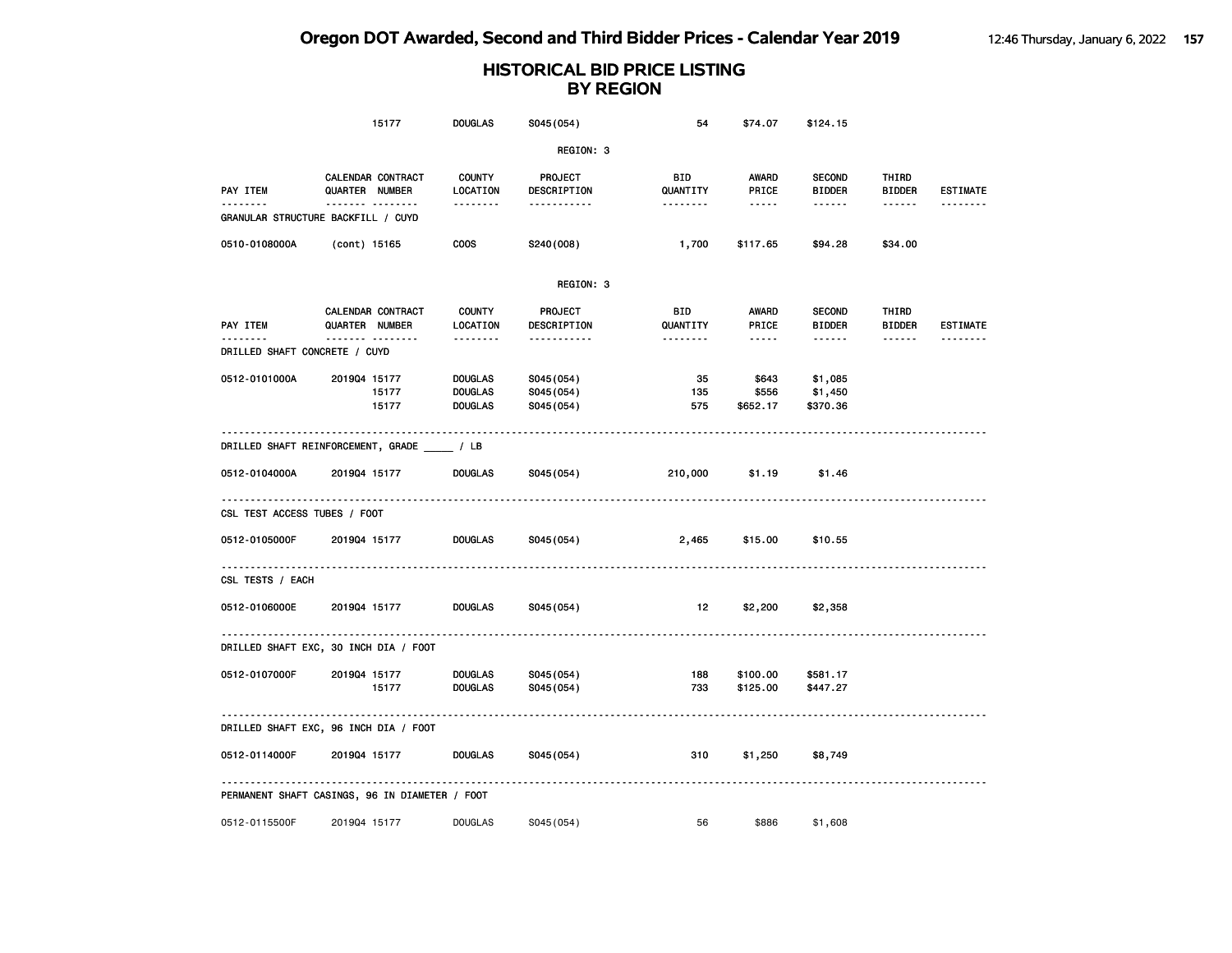# HISTORICAL BID PRICE LISTING
## BY REGION

| | | | | | | | | |
|---|---|---|---|---|---|---|---|---|
| | 15177 | DOUGLAS | S045(054) | 54 | $74.07 | $124.15 | | |

REGION: 3

| PAY ITEM | CALENDAR QUARTER | CONTRACT NUMBER | COUNTY LOCATION | PROJECT DESCRIPTION | BID QUANTITY | AWARD PRICE | SECOND BIDDER | THIRD BIDDER | ESTIMATE |
|---|---|---|---|---|---|---|---|---|---|
| **GRANULAR STRUCTURE BACKFILL / CUYD** | | | | | | | | | |
| 0510-0108000A | (cont) | 15165 | COOS | S240(008) | 1,700 | $117.65 | $94.28 | $34.00 | |

REGION: 3

| PAY ITEM | CALENDAR QUARTER | CONTRACT NUMBER | COUNTY LOCATION | PROJECT DESCRIPTION | BID QUANTITY | AWARD PRICE | SECOND BIDDER | THIRD BIDDER | ESTIMATE |
|---|---|---|---|---|---|---|---|---|---|
| **DRILLED SHAFT CONCRETE / CUYD** | | | | | | | | | |
| 0512-0101000A | 2019Q4 | 15177 | DOUGLAS | S045(054) | 35 | $643 | $1,085 | | |
| | | 15177 | DOUGLAS | S045(054) | 135 | $556 | $1,450 | | |
| | | 15177 | DOUGLAS | S045(054) | 575 | $652.17 | $370.36 | | |
| **DRILLED SHAFT REINFORCEMENT, GRADE _____ / LB** | | | | | | | | | |
| 0512-0104000A | 2019Q4 | 15177 | DOUGLAS | S045(054) | 210,000 | $1.19 | $1.46 | | |
| **CSL TEST ACCESS TUBES / FOOT** | | | | | | | | | |
| 0512-0105000F | 2019Q4 | 15177 | DOUGLAS | S045(054) | 2,465 | $15.00 | $10.55 | | |
| **CSL TESTS / EACH** | | | | | | | | | |
| 0512-0106000E | 2019Q4 | 15177 | DOUGLAS | S045(054) | 12 | $2,200 | $2,358 | | |
| **DRILLED SHAFT EXC, 30 INCH DIA / FOOT** | | | | | | | | | |
| 0512-0107000F | 2019Q4 | 15177 | DOUGLAS | S045(054) | 188 | $100.00 | $581.17 | | |
| | | 15177 | DOUGLAS | S045(054) | 733 | $125.00 | $447.27 | | |
| **DRILLED SHAFT EXC, 96 INCH DIA / FOOT** | | | | | | | | | |
| 0512-0114000F | 2019Q4 | 15177 | DOUGLAS | S045(054) | 310 | $1,250 | $8,749 | | |
| **PERMANENT SHAFT CASINGS, 96 IN DIAMETER / FOOT** | | | | | | | | | |
| 0512-0115500F | 2019Q4 | 15177 | DOUGLAS | S045(054) | 56 | $886 | $1,608 | | |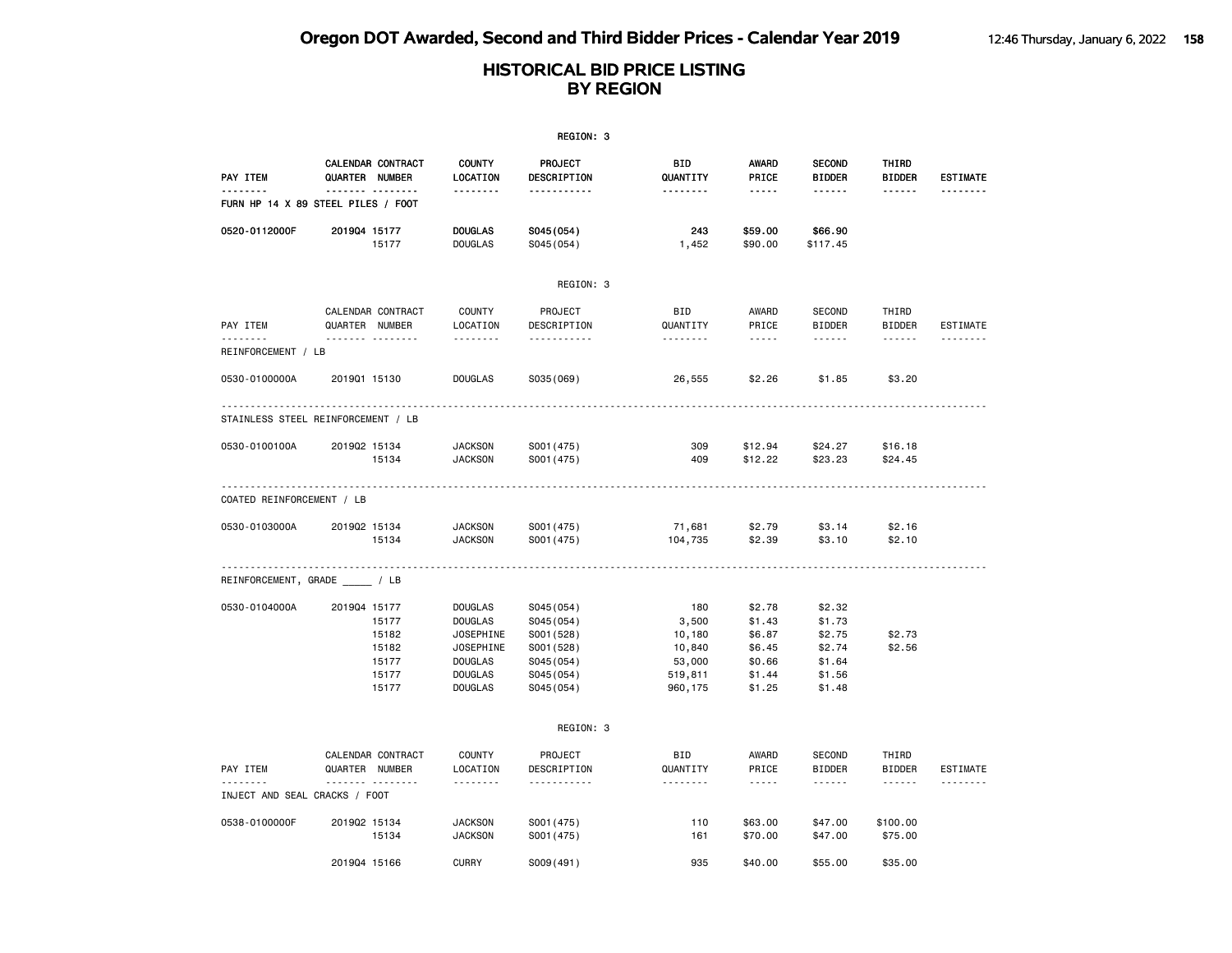# Oregon DOT Awarded, Second and Third Bidder Prices - Calendar Year 2019

## HISTORICAL BID PRICE LISTING BY REGION

REGION: 3

| PAY ITEM | CALENDAR QUARTER | CONTRACT NUMBER | COUNTY LOCATION | PROJECT DESCRIPTION | BID QUANTITY | AWARD PRICE | SECOND BIDDER | THIRD BIDDER | ESTIMATE |
|---|---|---|---|---|---|---|---|---|---|
| FURN HP 14 X 89 STEEL PILES / FOOT | | | | | | | | | |
| 0520-0112000F | 2019Q4 | 15177 | DOUGLAS | S045(054) | 243 | $59.00 | $66.90 | | |
| | | 15177 | DOUGLAS | S045(054) | 1,452 | $90.00 | $117.45 | | |

REGION: 3

| PAY ITEM | CALENDAR QUARTER | CONTRACT NUMBER | COUNTY LOCATION | PROJECT DESCRIPTION | BID QUANTITY | AWARD PRICE | SECOND BIDDER | THIRD BIDDER | ESTIMATE |
|---|---|---|---|---|---|---|---|---|---|
| REINFORCEMENT / LB | | | | | | | | | |
| 0530-0100000A | 2019Q1 | 15130 | DOUGLAS | S035(069) | 26,555 | $2.26 | $1.85 | $3.20 | |
| STAINLESS STEEL REINFORCEMENT / LB | | | | | | | | | |
| 0530-0100100A | 2019Q2 | 15134 | JACKSON | S001(475) | 309 | $12.94 | $24.27 | $16.18 | |
| | | 15134 | JACKSON | S001(475) | 409 | $12.22 | $23.23 | $24.45 | |
| COATED REINFORCEMENT / LB | | | | | | | | | |
| 0530-0103000A | 2019Q2 | 15134 | JACKSON | S001(475) | 71,681 | $2.79 | $3.14 | $2.16 | |
| | | 15134 | JACKSON | S001(475) | 104,735 | $2.39 | $3.10 | $2.10 | |
| REINFORCEMENT, GRADE _____ / LB | | | | | | | | | |
| 0530-0104000A | 2019Q4 | 15177 | DOUGLAS | S045(054) | 180 | $2.78 | $2.32 | | |
| | | 15177 | DOUGLAS | S045(054) | 3,500 | $1.43 | $1.73 | | |
| | | 15182 | JOSEPHINE | S001(528) | 10,180 | $6.87 | $2.75 | $2.73 | |
| | | 15182 | JOSEPHINE | S001(528) | 10,840 | $6.45 | $2.74 | $2.56 | |
| | | 15177 | DOUGLAS | S045(054) | 53,000 | $0.66 | $1.64 | | |
| | | 15177 | DOUGLAS | S045(054) | 519,811 | $1.44 | $1.56 | | |
| | | 15177 | DOUGLAS | S045(054) | 960,175 | $1.25 | $1.48 | | |

REGION: 3

| PAY ITEM | CALENDAR QUARTER | CONTRACT NUMBER | COUNTY LOCATION | PROJECT DESCRIPTION | BID QUANTITY | AWARD PRICE | SECOND BIDDER | THIRD BIDDER | ESTIMATE |
|---|---|---|---|---|---|---|---|---|---|
| INJECT AND SEAL CRACKS / FOOT | | | | | | | | | |
| 0538-0100000F | 2019Q2 | 15134 | JACKSON | S001(475) | 110 | $63.00 | $47.00 | $100.00 | |
| | | 15134 | JACKSON | S001(475) | 161 | $70.00 | $47.00 | $75.00 | |
| | 2019Q4 | 15166 | CURRY | S009(491) | 935 | $40.00 | $55.00 | $35.00 | |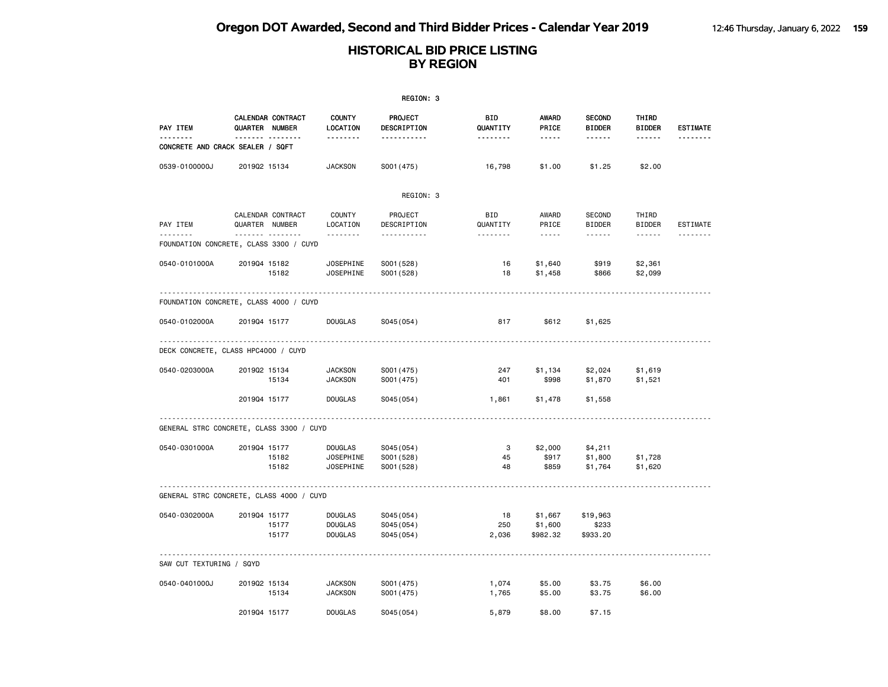# Oregon DOT Awarded, Second and Third Bidder Prices - Calendar Year 2019

## HISTORICAL BID PRICE LISTING BY REGION

REGION: 3

| PAY ITEM | CALENDAR QUARTER | CONTRACT NUMBER | COUNTY LOCATION | PROJECT DESCRIPTION | BID QUANTITY | AWARD PRICE | SECOND BIDDER | THIRD BIDDER | ESTIMATE |
|---|---|---|---|---|---|---|---|---|---|
| **CONCRETE AND CRACK SEALER / SQFT** | | | | | | | | | |
| 0539-0100000J | 2019Q2 | 15134 | JACKSON | S001(475) | 16,798 | $1.00 | $1.25 | $2.00 | |

REGION: 3

| PAY ITEM | CALENDAR QUARTER | CONTRACT NUMBER | COUNTY LOCATION | PROJECT DESCRIPTION | BID QUANTITY | AWARD PRICE | SECOND BIDDER | THIRD BIDDER | ESTIMATE |
|---|---|---|---|---|---|---|---|---|---|
| **FOUNDATION CONCRETE, CLASS 3300 / CUYD** | | | | | | | | | |
| 0540-0101000A | 2019Q4 | 15182 | JOSEPHINE | S001(528) | 16 | $1,640 | $919 | $2,361 | |
| | | 15182 | JOSEPHINE | S001(528) | 18 | $1,458 | $866 | $2,099 | |
| **FOUNDATION CONCRETE, CLASS 4000 / CUYD** | | | | | | | | | |
| 0540-0102000A | 2019Q4 | 15177 | DOUGLAS | S045(054) | 817 | $612 | $1,625 | | |
| **DECK CONCRETE, CLASS HPC4000 / CUYD** | | | | | | | | | |
| 0540-0203000A | 2019Q2 | 15134 | JACKSON | S001(475) | 247 | $1,134 | $2,024 | $1,619 | |
| | | 15134 | JACKSON | S001(475) | 401 | $998 | $1,870 | $1,521 | |
| | 2019Q4 | 15177 | DOUGLAS | S045(054) | 1,861 | $1,478 | $1,558 | | |
| **GENERAL STRC CONCRETE, CLASS 3300 / CUYD** | | | | | | | | | |
| 0540-0301000A | 2019Q4 | 15177 | DOUGLAS | S045(054) | 3 | $2,000 | $4,211 | | |
| | | 15182 | JOSEPHINE | S001(528) | 45 | $917 | $1,800 | $1,728 | |
| | | 15182 | JOSEPHINE | S001(528) | 48 | $859 | $1,764 | $1,620 | |
| **GENERAL STRC CONCRETE, CLASS 4000 / CUYD** | | | | | | | | | |
| 0540-0302000A | 2019Q4 | 15177 | DOUGLAS | S045(054) | 18 | $1,667 | $19,963 | | |
| | | 15177 | DOUGLAS | S045(054) | 250 | $1,600 | $233 | | |
| | | 15177 | DOUGLAS | S045(054) | 2,036 | $982.32 | $933.20 | | |
| **SAW CUT TEXTURING / SQYD** | | | | | | | | | |
| 0540-0401000J | 2019Q2 | 15134 | JACKSON | S001(475) | 1,074 | $5.00 | $3.75 | $6.00 | |
| | | 15134 | JACKSON | S001(475) | 1,765 | $5.00 | $3.75 | $6.00 | |
| | 2019Q4 | 15177 | DOUGLAS | S045(054) | 5,879 | $8.00 | $7.15 | | |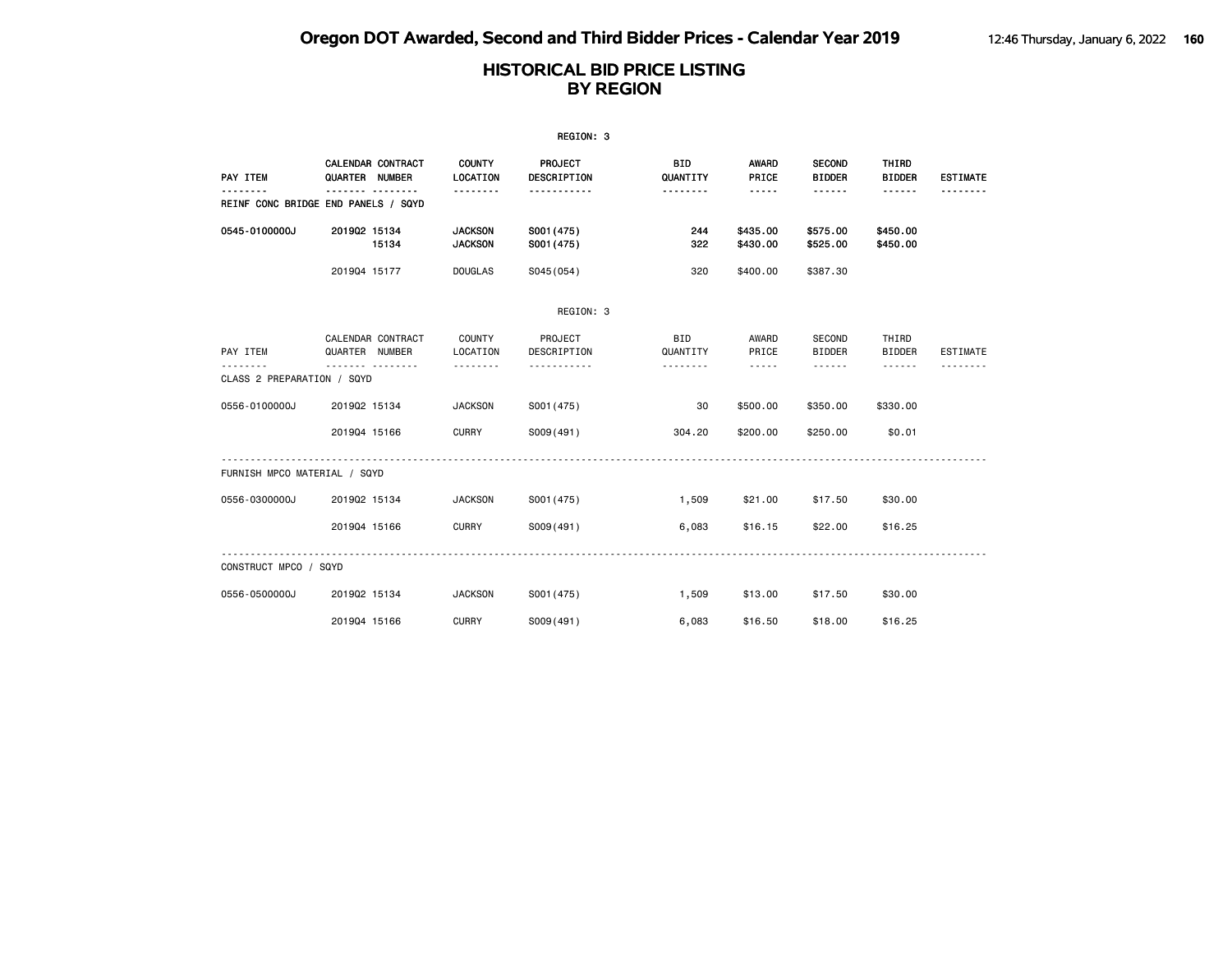# HISTORICAL BID PRICE LISTING
## BY REGION

REGION: 3

| PAY ITEM | CALENDAR QUARTER | CONTRACT NUMBER | COUNTY LOCATION | PROJECT DESCRIPTION | BID QUANTITY | AWARD PRICE | SECOND BIDDER | THIRD BIDDER | ESTIMATE |
|---|---|---|---|---|---|---|---|---|---|
| REINF CONC BRIDGE END PANELS / SQYD | | | | | | | | | |
| 0545-0100000J | 2019Q2 | 15134 | JACKSON | S001(475) | 244 | $435.00 | $575.00 | $450.00 | |
| | | 15134 | JACKSON | S001(475) | 322 | $430.00 | $525.00 | $450.00 | |
| | 2019Q4 | 15177 | DOUGLAS | S045(054) | 320 | $400.00 | $387.30 | | |

REGION: 3

| PAY ITEM | CALENDAR QUARTER | CONTRACT NUMBER | COUNTY LOCATION | PROJECT DESCRIPTION | BID QUANTITY | AWARD PRICE | SECOND BIDDER | THIRD BIDDER | ESTIMATE |
|---|---|---|---|---|---|---|---|---|---|
| CLASS 2 PREPARATION / SQYD | | | | | | | | | |
| 0556-0100000J | 2019Q2 | 15134 | JACKSON | S001(475) | 30 | $500.00 | $350.00 | $330.00 | |
| | 2019Q4 | 15166 | CURRY | S009(491) | 304.20 | $200.00 | $250.00 | $0.01 | |
| FURNISH MPCO MATERIAL / SQYD | | | | | | | | | |
| 0556-0300000J | 2019Q2 | 15134 | JACKSON | S001(475) | 1,509 | $21.00 | $17.50 | $30.00 | |
| | 2019Q4 | 15166 | CURRY | S009(491) | 6,083 | $16.15 | $22.00 | $16.25 | |
| CONSTRUCT MPCO / SQYD | | | | | | | | | |
| 0556-0500000J | 2019Q2 | 15134 | JACKSON | S001(475) | 1,509 | $13.00 | $17.50 | $30.00 | |
| | 2019Q4 | 15166 | CURRY | S009(491) | 6,083 | $16.50 | $18.00 | $16.25 | |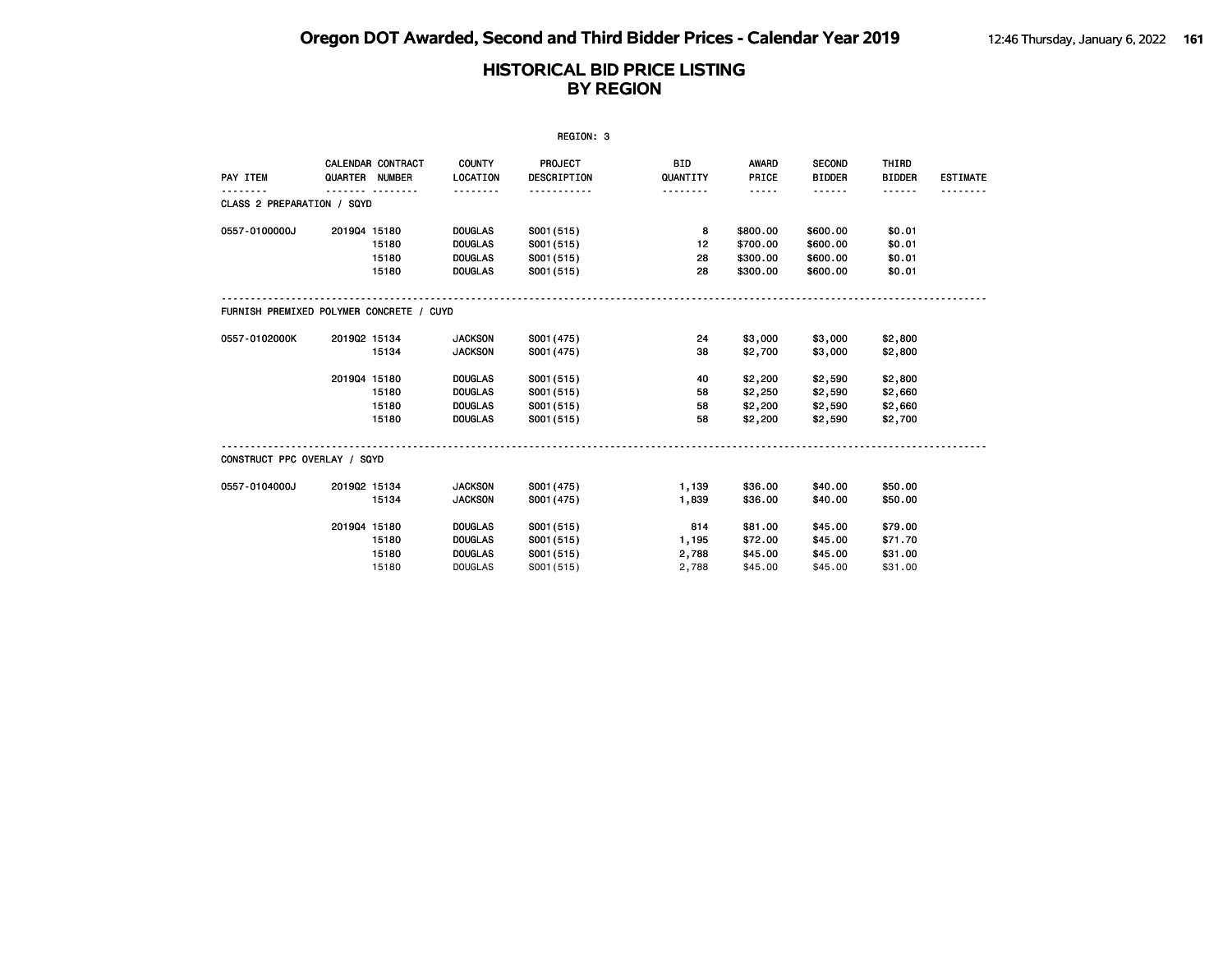# Oregon DOT Awarded, Second and Third Bidder Prices - Calendar Year 2019

## HISTORICAL BID PRICE LISTING BY REGION

REGION: 3

| PAY ITEM | CALENDAR QUARTER | CONTRACT NUMBER | COUNTY LOCATION | PROJECT DESCRIPTION | BID QUANTITY | AWARD PRICE | SECOND BIDDER | THIRD BIDDER | ESTIMATE |
|---|---|---|---|---|---|---|---|---|---|
| **CLASS 2 PREPARATION / SQYD** | | | | | | | | | |
| 0557-0100000J | 2019Q4 | 15180 | DOUGLAS | S001(515) | 8 | $800.00 | $600.00 | $0.01 | |
| | | 15180 | DOUGLAS | S001(515) | 12 | $700.00 | $600.00 | $0.01 | |
| | | 15180 | DOUGLAS | S001(515) | 28 | $300.00 | $600.00 | $0.01 | |
| | | 15180 | DOUGLAS | S001(515) | 28 | $300.00 | $600.00 | $0.01 | |
| **FURNISH PREMIXED POLYMER CONCRETE / CUYD** | | | | | | | | | |
| 0557-0102000K | 2019Q2 | 15134 | JACKSON | S001(475) | 24 | $3,000 | $3,000 | $2,800 | |
| | | 15134 | JACKSON | S001(475) | 38 | $2,700 | $3,000 | $2,800 | |
| | 2019Q4 | 15180 | DOUGLAS | S001(515) | 40 | $2,200 | $2,590 | $2,800 | |
| | | 15180 | DOUGLAS | S001(515) | 58 | $2,250 | $2,590 | $2,660 | |
| | | 15180 | DOUGLAS | S001(515) | 58 | $2,200 | $2,590 | $2,660 | |
| | | 15180 | DOUGLAS | S001(515) | 58 | $2,200 | $2,590 | $2,700 | |
| **CONSTRUCT PPC OVERLAY / SQYD** | | | | | | | | | |
| 0557-0104000J | 2019Q2 | 15134 | JACKSON | S001(475) | 1,139 | $36.00 | $40.00 | $50.00 | |
| | | 15134 | JACKSON | S001(475) | 1,839 | $36.00 | $40.00 | $50.00 | |
| | 2019Q4 | 15180 | DOUGLAS | S001(515) | 814 | $81.00 | $45.00 | $79.00 | |
| | | 15180 | DOUGLAS | S001(515) | 1,195 | $72.00 | $45.00 | $71.70 | |
| | | 15180 | DOUGLAS | S001(515) | 2,788 | $45.00 | $45.00 | $31.00 | |
| | | 15180 | DOUGLAS | S001(515) | 2,788 | $45.00 | $45.00 | $31.00 | |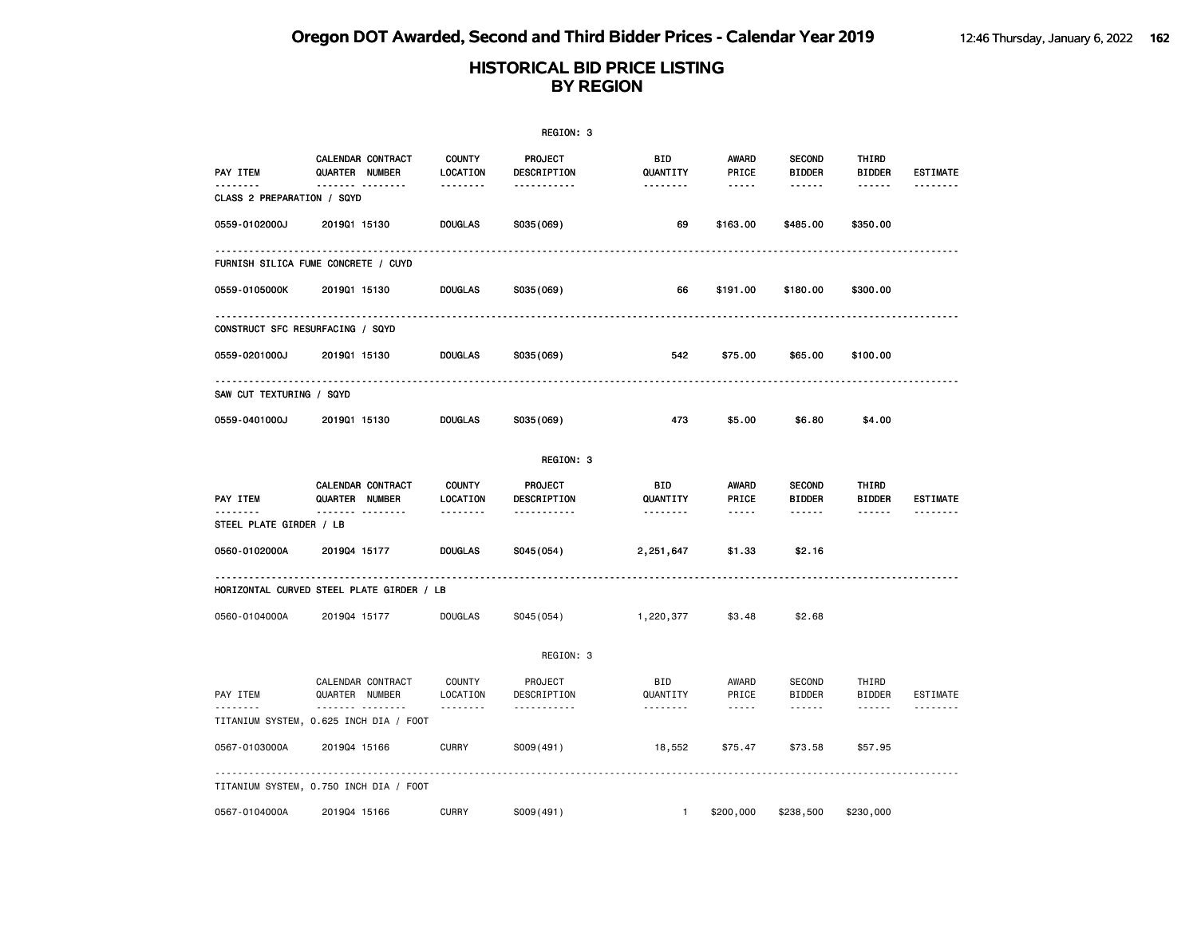# Oregon DOT Awarded, Second and Third Bidder Prices - Calendar Year 2019

## HISTORICAL BID PRICE LISTING
## BY REGION

REGION: 3

| PAY ITEM | CALENDAR QUARTER | CONTRACT NUMBER | COUNTY LOCATION | PROJECT DESCRIPTION | BID QUANTITY | AWARD PRICE | SECOND BIDDER | THIRD BIDDER | ESTIMATE |
|---|---|---|---|---|---|---|---|---|---|
| CLASS 2 PREPARATION / SQYD | | | | | | | | | |
| 0559-0102000J | 2019Q1 | 15130 | DOUGLAS | S035(069) | 69 | $163.00 | $485.00 | $350.00 | |
| FURNISH SILICA FUME CONCRETE / CUYD | | | | | | | | | |
| 0559-0105000K | 2019Q1 | 15130 | DOUGLAS | S035(069) | 66 | $191.00 | $180.00 | $300.00 | |
| CONSTRUCT SFC RESURFACING / SQYD | | | | | | | | | |
| 0559-0201000J | 2019Q1 | 15130 | DOUGLAS | S035(069) | 542 | $75.00 | $65.00 | $100.00 | |
| SAW CUT TEXTURING / SQYD | | | | | | | | | |
| 0559-0401000J | 2019Q1 | 15130 | DOUGLAS | S035(069) | 473 | $5.00 | $6.80 | $4.00 | |

REGION: 3

| PAY ITEM | CALENDAR QUARTER | CONTRACT NUMBER | COUNTY LOCATION | PROJECT DESCRIPTION | BID QUANTITY | AWARD PRICE | SECOND BIDDER | THIRD BIDDER | ESTIMATE |
|---|---|---|---|---|---|---|---|---|---|
| STEEL PLATE GIRDER / LB | | | | | | | | | |
| 0560-0102000A | 2019Q4 | 15177 | DOUGLAS | S045(054) | 2,251,647 | $1.33 | $2.16 | | |
| HORIZONTAL CURVED STEEL PLATE GIRDER / LB | | | | | | | | | |
| 0560-0104000A | 2019Q4 | 15177 | DOUGLAS | S045(054) | 1,220,377 | $3.48 | $2.68 | | |

REGION: 3

| PAY ITEM | CALENDAR QUARTER | CONTRACT NUMBER | COUNTY LOCATION | PROJECT DESCRIPTION | BID QUANTITY | AWARD PRICE | SECOND BIDDER | THIRD BIDDER | ESTIMATE |
|---|---|---|---|---|---|---|---|---|---|
| TITANIUM SYSTEM, 0.625 INCH DIA / FOOT | | | | | | | | | |
| 0567-0103000A | 2019Q4 | 15166 | CURRY | S009(491) | 18,552 | $75.47 | $73.58 | $57.95 | |
| TITANIUM SYSTEM, 0.750 INCH DIA / FOOT | | | | | | | | | |
| 0567-0104000A | 2019Q4 | 15166 | CURRY | S009(491) | 1 | $200,000 | $238,500 | $230,000 | |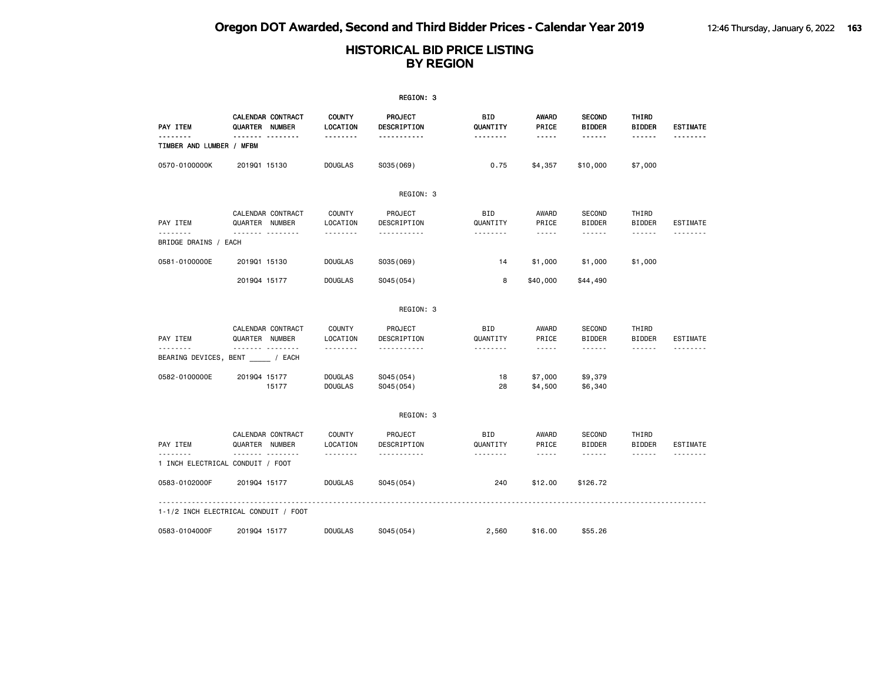# Oregon DOT Awarded, Second and Third Bidder Prices - Calendar Year 2019

## HISTORICAL BID PRICE LISTING BY REGION

REGION: 3

| PAY ITEM | CALENDAR QUARTER | CONTRACT NUMBER | COUNTY LOCATION | PROJECT DESCRIPTION | BID QUANTITY | AWARD PRICE | SECOND BIDDER | THIRD BIDDER | ESTIMATE |
|---|---|---|---|---|---|---|---|---|---|
| TIMBER AND LUMBER / MFBM | | | | | | | | | |
| 0570-0100000K | 2019Q1 | 15130 | DOUGLAS | S035(069) | 0.75 | $4,357 | $10,000 | $7,000 | |

REGION: 3

| PAY ITEM | CALENDAR QUARTER | CONTRACT NUMBER | COUNTY LOCATION | PROJECT DESCRIPTION | BID QUANTITY | AWARD PRICE | SECOND BIDDER | THIRD BIDDER | ESTIMATE |
|---|---|---|---|---|---|---|---|---|---|
| BRIDGE DRAINS / EACH | | | | | | | | | |
| 0581-0100000E | 2019Q1 | 15130 | DOUGLAS | S035(069) | 14 | $1,000 | $1,000 | $1,000 | |
| | 2019Q4 | 15177 | DOUGLAS | S045(054) | 8 | $40,000 | $44,490 | | |

REGION: 3

| PAY ITEM | CALENDAR QUARTER | CONTRACT NUMBER | COUNTY LOCATION | PROJECT DESCRIPTION | BID QUANTITY | AWARD PRICE | SECOND BIDDER | THIRD BIDDER | ESTIMATE |
|---|---|---|---|---|---|---|---|---|---|
| BEARING DEVICES, BENT _____ / EACH | | | | | | | | | |
| 0582-0100000E | 2019Q4 | 15177 | DOUGLAS | S045(054) | 18 | $7,000 | $9,379 | | |
| | | 15177 | DOUGLAS | S045(054) | 28 | $4,500 | $6,340 | | |

REGION: 3

| PAY ITEM | CALENDAR QUARTER | CONTRACT NUMBER | COUNTY LOCATION | PROJECT DESCRIPTION | BID QUANTITY | AWARD PRICE | SECOND BIDDER | THIRD BIDDER | ESTIMATE |
|---|---|---|---|---|---|---|---|---|---|
| 1 INCH ELECTRICAL CONDUIT / FOOT | | | | | | | | | |
| 0583-0102000F | 2019Q4 | 15177 | DOUGLAS | S045(054) | 240 | $12.00 | $126.72 | | |
| 1-1/2 INCH ELECTRICAL CONDUIT / FOOT | | | | | | | | | |
| 0583-0104000F | 2019Q4 | 15177 | DOUGLAS | S045(054) | 2,560 | $16.00 | $55.26 | | |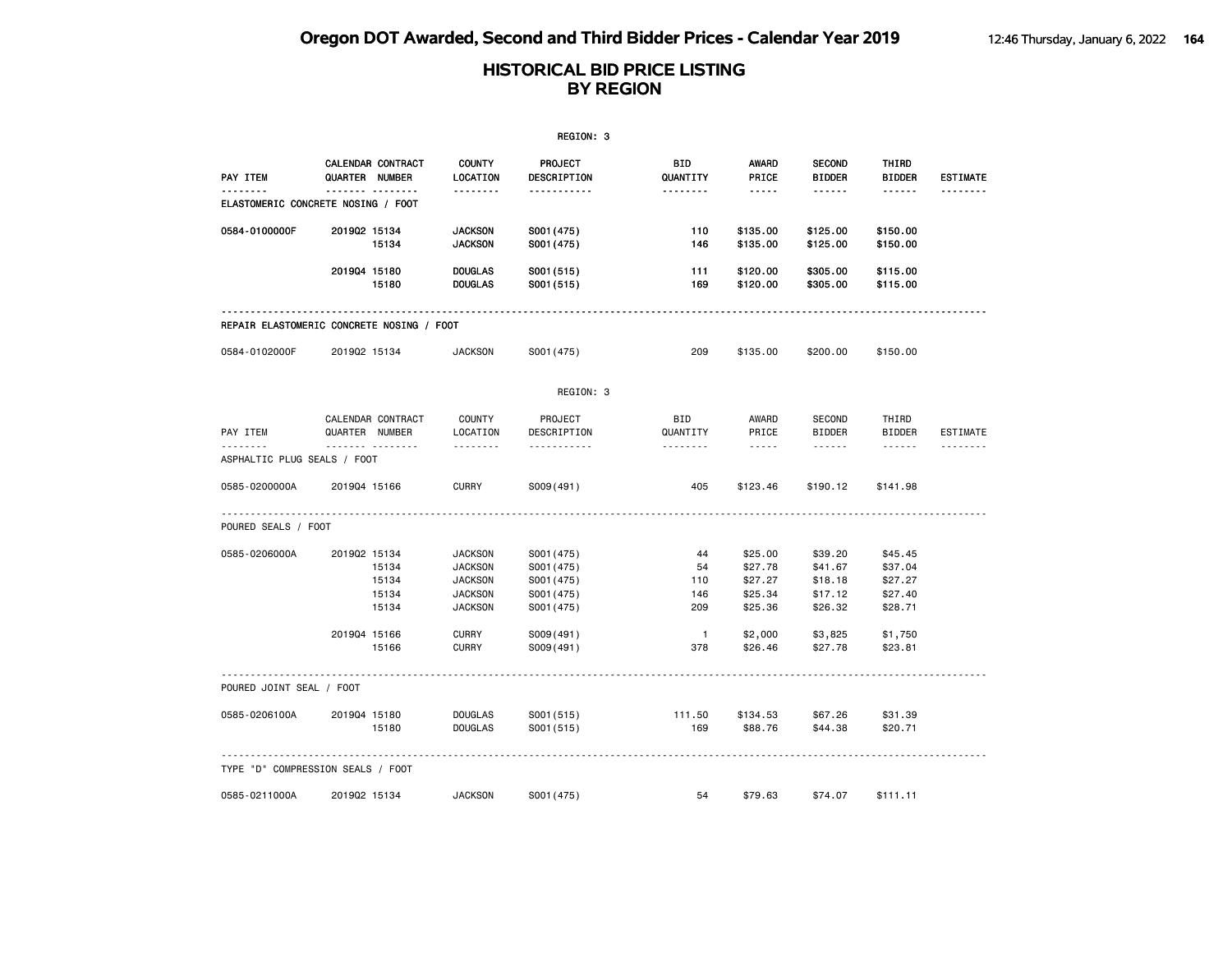# HISTORICAL BID PRICE LISTING
## BY REGION

REGION: 3

| PAY ITEM | CALENDAR QUARTER | CONTRACT NUMBER | COUNTY LOCATION | PROJECT DESCRIPTION | BID QUANTITY | AWARD PRICE | SECOND BIDDER | THIRD BIDDER | ESTIMATE |
|---|---|---|---|---|---|---|---|---|---|
| **ELASTOMERIC CONCRETE NOSING / FOOT** | | | | | | | | | |
| 0584-0100000F | 2019Q2 | 15134 | JACKSON | S001(475) | 110 | $135.00 | $125.00 | $150.00 | |
| | | 15134 | JACKSON | S001(475) | 146 | $135.00 | $125.00 | $150.00 | |
| | 2019Q4 | 15180 | DOUGLAS | S001(515) | 111 | $120.00 | $305.00 | $115.00 | |
| | | 15180 | DOUGLAS | S001(515) | 169 | $120.00 | $305.00 | $115.00 | |
| **REPAIR ELASTOMERIC CONCRETE NOSING / FOOT** | | | | | | | | | |
| 0584-0102000F | 2019Q2 | 15134 | JACKSON | S001(475) | 209 | $135.00 | $200.00 | $150.00 | |

REGION: 3

| PAY ITEM | CALENDAR QUARTER | CONTRACT NUMBER | COUNTY LOCATION | PROJECT DESCRIPTION | BID QUANTITY | AWARD PRICE | SECOND BIDDER | THIRD BIDDER | ESTIMATE |
|---|---|---|---|---|---|---|---|---|---|
| **ASPHALTIC PLUG SEALS / FOOT** | | | | | | | | | |
| 0585-0200000A | 2019Q4 | 15166 | CURRY | S009(491) | 405 | $123.46 | $190.12 | $141.98 | |
| **POURED SEALS / FOOT** | | | | | | | | | |
| 0585-0206000A | 2019Q2 | 15134 | JACKSON | S001(475) | 44 | $25.00 | $39.20 | $45.45 | |
| | | 15134 | JACKSON | S001(475) | 54 | $27.78 | $41.67 | $37.04 | |
| | | 15134 | JACKSON | S001(475) | 110 | $27.27 | $18.18 | $27.27 | |
| | | 15134 | JACKSON | S001(475) | 146 | $25.34 | $17.12 | $27.40 | |
| | | 15134 | JACKSON | S001(475) | 209 | $25.36 | $26.32 | $28.71 | |
| | 2019Q4 | 15166 | CURRY | S009(491) | 1 | $2,000 | $3,825 | $1,750 | |
| | | 15166 | CURRY | S009(491) | 378 | $26.46 | $27.78 | $23.81 | |
| **POURED JOINT SEAL / FOOT** | | | | | | | | | |
| 0585-0206100A | 2019Q4 | 15180 | DOUGLAS | S001(515) | 111.50 | $134.53 | $67.26 | $31.39 | |
| | | 15180 | DOUGLAS | S001(515) | 169 | $88.76 | $44.38 | $20.71 | |
| **TYPE "D" COMPRESSION SEALS / FOOT** | | | | | | | | | |
| 0585-0211000A | 2019Q2 | 15134 | JACKSON | S001(475) | 54 | $79.63 | $74.07 | $111.11 | |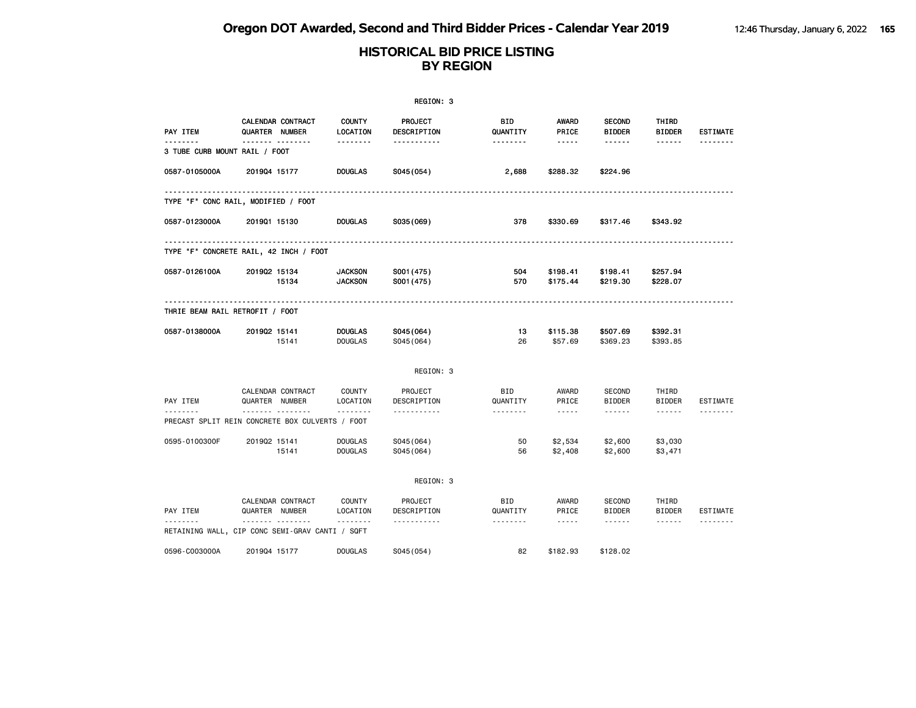# Oregon DOT Awarded, Second and Third Bidder Prices - Calendar Year 2019

## HISTORICAL BID PRICE LISTING BY REGION

REGION: 3

| PAY ITEM | CALENDAR QUARTER | CONTRACT NUMBER | COUNTY LOCATION | PROJECT DESCRIPTION | BID QUANTITY | AWARD PRICE | SECOND BIDDER | THIRD BIDDER | ESTIMATE |
|---|---|---|---|---|---|---|---|---|---|
| **3 TUBE CURB MOUNT RAIL / FOOT** | | | | | | | | | |
| 0587-0105000A | 2019Q4 | 15177 | DOUGLAS | S045(054) | 2,688 | $288.32 | $224.96 | | |
| **TYPE "F" CONC RAIL, MODIFIED / FOOT** | | | | | | | | | |
| 0587-0123000A | 2019Q1 | 15130 | DOUGLAS | S035(069) | 378 | $330.69 | $317.46 | $343.92 | |
| **TYPE "F" CONCRETE RAIL, 42 INCH / FOOT** | | | | | | | | | |
| 0587-0126100A | 2019Q2 | 15134 | JACKSON | S001(475) | 504 | $198.41 | $198.41 | $257.94 | |
| | | 15134 | JACKSON | S001(475) | 570 | $175.44 | $219.30 | $228.07 | |
| **THRIE BEAM RAIL RETROFIT / FOOT** | | | | | | | | | |
| 0587-0138000A | 2019Q2 | 15141 | DOUGLAS | S045(064) | 13 | $115.38 | $507.69 | $392.31 | |
| | | 15141 | DOUGLAS | S045(064) | 26 | $57.69 | $369.23 | $393.85 | |

REGION: 3

| PAY ITEM | CALENDAR QUARTER | CONTRACT NUMBER | COUNTY LOCATION | PROJECT DESCRIPTION | BID QUANTITY | AWARD PRICE | SECOND BIDDER | THIRD BIDDER | ESTIMATE |
|---|---|---|---|---|---|---|---|---|---|
| **PRECAST SPLIT REIN CONCRETE BOX CULVERTS / FOOT** | | | | | | | | | |
| 0595-0100300F | 2019Q2 | 15141 | DOUGLAS | S045(064) | 50 | $2,534 | $2,600 | $3,030 | |
| | | 15141 | DOUGLAS | S045(064) | 56 | $2,408 | $2,600 | $3,471 | |

REGION: 3

| PAY ITEM | CALENDAR QUARTER | CONTRACT NUMBER | COUNTY LOCATION | PROJECT DESCRIPTION | BID QUANTITY | AWARD PRICE | SECOND BIDDER | THIRD BIDDER | ESTIMATE |
|---|---|---|---|---|---|---|---|---|---|
| **RETAINING WALL, CIP CONC SEMI-GRAV CANTI / SQFT** | | | | | | | | | |
| 0596-C003000A | 2019Q4 | 15177 | DOUGLAS | S045(054) | 82 | $182.93 | $128.02 | | |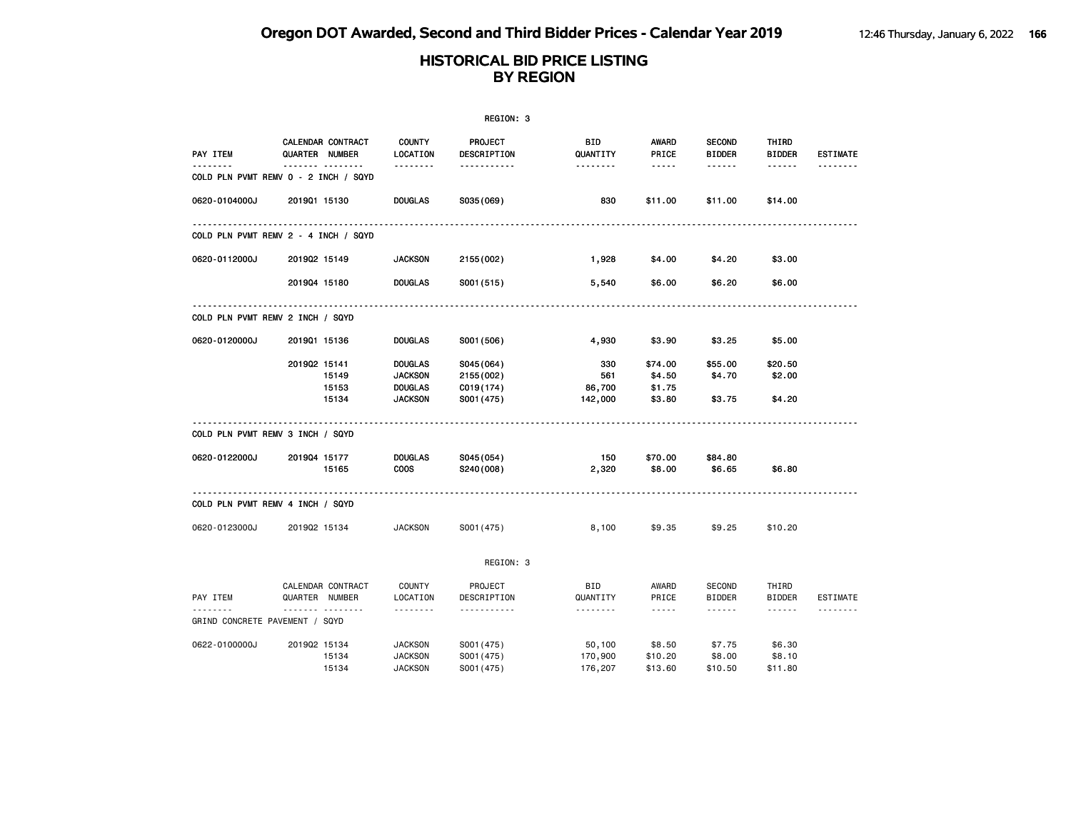# Oregon DOT Awarded, Second and Third Bidder Prices - Calendar Year 2019

## HISTORICAL BID PRICE LISTING BY REGION

REGION: 3

| PAY ITEM | CALENDAR QUARTER | CONTRACT NUMBER | COUNTY LOCATION | PROJECT DESCRIPTION | BID QUANTITY | AWARD PRICE | SECOND BIDDER | THIRD BIDDER | ESTIMATE |
|---|---|---|---|---|---|---|---|---|---|
| COLD PLN PVMT REMV 0 - 2 INCH / SQYD | | | | | | | | | |
| 0620-0104000J | 2019Q1 | 15130 | DOUGLAS | S035(069) | 830 | $11.00 | $11.00 | $14.00 | |
| COLD PLN PVMT REMV 2 - 4 INCH / SQYD | | | | | | | | | |
| 0620-0112000J | 2019Q2 | 15149 | JACKSON | 2155(002) | 1,928 | $4.00 | $4.20 | $3.00 | |
| | 2019Q4 | 15180 | DOUGLAS | S001(515) | 5,540 | $6.00 | $6.20 | $6.00 | |
| COLD PLN PVMT REMV 2 INCH / SQYD | | | | | | | | | |
| 0620-0120000J | 2019Q1 | 15136 | DOUGLAS | S001(506) | 4,930 | $3.90 | $3.25 | $5.00 | |
| | 2019Q2 | 15141 | DOUGLAS | S045(064) | 330 | $74.00 | $55.00 | $20.50 | |
| | | 15149 | JACKSON | 2155(002) | 561 | $4.50 | $4.70 | $2.00 | |
| | | 15153 | DOUGLAS | C019(174) | 86,700 | $1.75 | | | |
| | | 15134 | JACKSON | S001(475) | 142,000 | $3.80 | $3.75 | $4.20 | |
| COLD PLN PVMT REMV 3 INCH / SQYD | | | | | | | | | |
| 0620-0122000J | 2019Q4 | 15177 | DOUGLAS | S045(054) | 150 | $70.00 | $84.80 | | |
| | | 15165 | COOS | S240(008) | 2,320 | $8.00 | $6.65 | $6.80 | |
| COLD PLN PVMT REMV 4 INCH / SQYD | | | | | | | | | |
| 0620-0123000J | 2019Q2 | 15134 | JACKSON | S001(475) | 8,100 | $9.35 | $9.25 | $10.20 | |

REGION: 3

| PAY ITEM | CALENDAR QUARTER | CONTRACT NUMBER | COUNTY LOCATION | PROJECT DESCRIPTION | BID QUANTITY | AWARD PRICE | SECOND BIDDER | THIRD BIDDER | ESTIMATE |
|---|---|---|---|---|---|---|---|---|---|
| GRIND CONCRETE PAVEMENT / SQYD | | | | | | | | | |
| 0622-0100000J | 2019Q2 | 15134 | JACKSON | S001(475) | 50,100 | $8.50 | $7.75 | $6.30 | |
| | | 15134 | JACKSON | S001(475) | 170,900 | $10.20 | $8.00 | $8.10 | |
| | | 15134 | JACKSON | S001(475) | 176,207 | $13.60 | $10.50 | $11.80 | |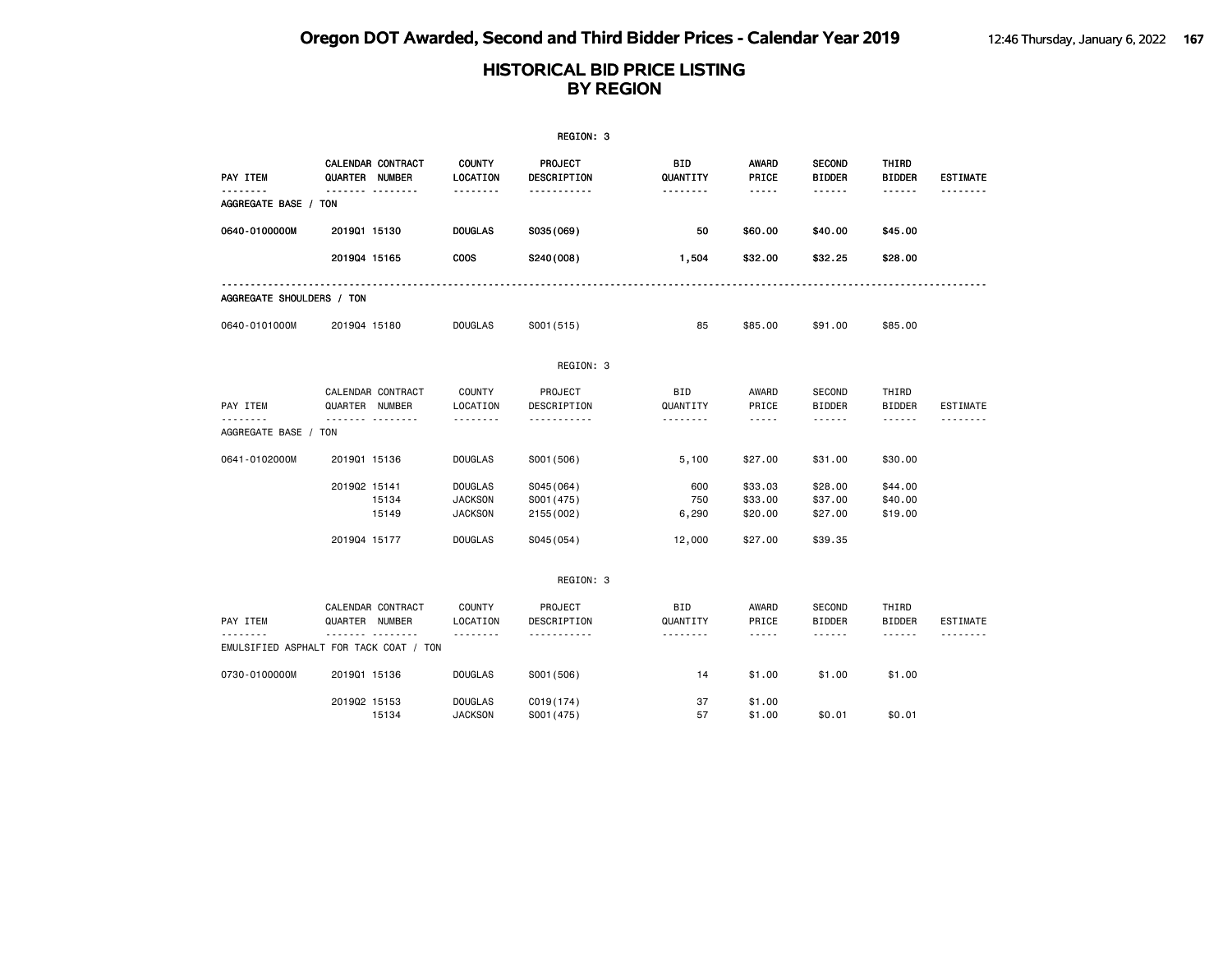# Oregon DOT Awarded, Second and Third Bidder Prices - Calendar Year 2019

## HISTORICAL BID PRICE LISTING BY REGION

REGION: 3

| PAY ITEM | CALENDAR QUARTER | CONTRACT NUMBER | COUNTY LOCATION | PROJECT DESCRIPTION | BID QUANTITY | AWARD PRICE | SECOND BIDDER | THIRD BIDDER | ESTIMATE |
|---|---|---|---|---|---|---|---|---|---|
| **AGGREGATE BASE / TON** | | | | | | | | | |
| **0640-0100000M** | **2019Q1** | **15130** | **DOUGLAS** | **S035(069)** | **50** | **$60.00** | **$40.00** | **$45.00** | |
| | **2019Q4** | **15165** | **COOS** | **S240(008)** | **1,504** | **$32.00** | **$32.25** | **$28.00** | |
| **AGGREGATE SHOULDERS / TON** | | | | | | | | | |
| 0640-0101000M | 2019Q4 | 15180 | DOUGLAS | S001(515) | 85 | $85.00 | $91.00 | $85.00 | |

REGION: 3

| PAY ITEM | CALENDAR QUARTER | CONTRACT NUMBER | COUNTY LOCATION | PROJECT DESCRIPTION | BID QUANTITY | AWARD PRICE | SECOND BIDDER | THIRD BIDDER | ESTIMATE |
|---|---|---|---|---|---|---|---|---|---|
| AGGREGATE BASE / TON | | | | | | | | | |
| 0641-0102000M | 2019Q1 | 15136 | DOUGLAS | S001(506) | 5,100 | $27.00 | $31.00 | $30.00 | |
| | 2019Q2 | 15141 | DOUGLAS | S045(064) | 600 | $33.03 | $28.00 | $44.00 | |
| | | 15134 | JACKSON | S001(475) | 750 | $33.00 | $37.00 | $40.00 | |
| | | 15149 | JACKSON | 2155(002) | 6,290 | $20.00 | $27.00 | $19.00 | |
| | 2019Q4 | 15177 | DOUGLAS | S045(054) | 12,000 | $27.00 | $39.35 | | |

REGION: 3

| PAY ITEM | CALENDAR QUARTER | CONTRACT NUMBER | COUNTY LOCATION | PROJECT DESCRIPTION | BID QUANTITY | AWARD PRICE | SECOND BIDDER | THIRD BIDDER | ESTIMATE |
|---|---|---|---|---|---|---|---|---|---|
| EMULSIFIED ASPHALT FOR TACK COAT / TON | | | | | | | | | |
| 0730-0100000M | 2019Q1 | 15136 | DOUGLAS | S001(506) | 14 | $1.00 | $1.00 | $1.00 | |
| | 2019Q2 | 15153 | DOUGLAS | C019(174) | 37 | $1.00 | | | |
| | | 15134 | JACKSON | S001(475) | 57 | $1.00 | $0.01 | $0.01 | |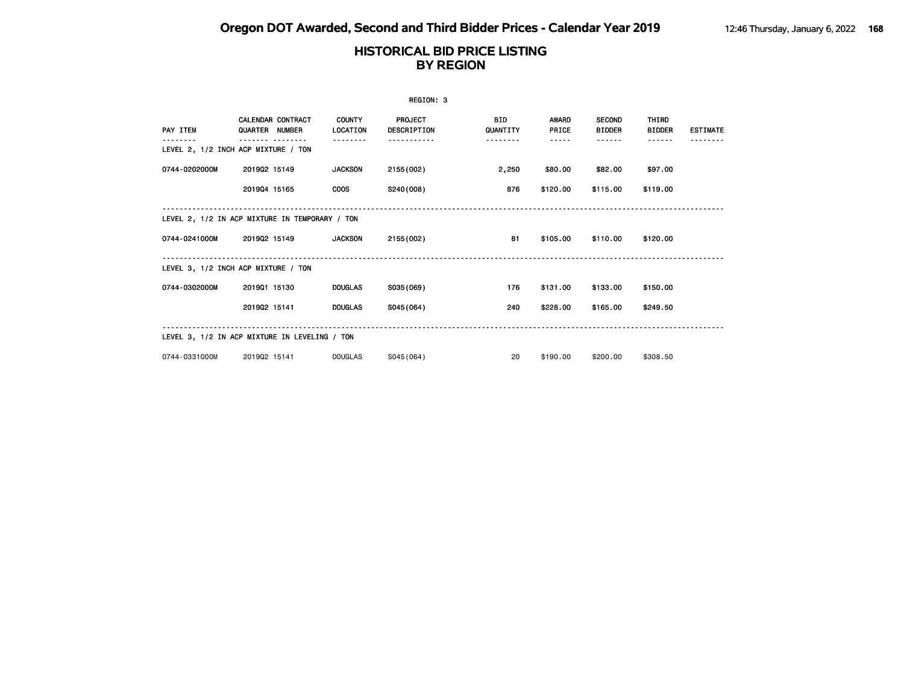# Oregon DOT Awarded, Second and Third Bidder Prices - Calendar Year 2019

## HISTORICAL BID PRICE LISTING BY REGION

REGION: 3

| PAY ITEM | CALENDAR QUARTER | CONTRACT NUMBER | COUNTY LOCATION | PROJECT DESCRIPTION | BID QUANTITY | AWARD PRICE | SECOND BIDDER | THIRD BIDDER | ESTIMATE |
|---|---|---|---|---|---|---|---|---|---|
| LEVEL 2, 1/2 INCH ACP MIXTURE / TON | | | | | | | | | |
| 0744-0202000M | 2019Q2 | 15149 | JACKSON | 2155(002) | 2,250 | $80.00 | $82.00 | $97.00 | |
| | 2019Q4 | 15165 | COOS | S240(008) | 876 | $120.00 | $115.00 | $119.00 | |
| LEVEL 2, 1/2 IN ACP MIXTURE IN TEMPORARY / TON | | | | | | | | | |
| 0744-0241000M | 2019Q2 | 15149 | JACKSON | 2155(002) | 81 | $105.00 | $110.00 | $120.00 | |
| LEVEL 3, 1/2 INCH ACP MIXTURE / TON | | | | | | | | | |
| 0744-0302000M | 2019Q1 | 15130 | DOUGLAS | S035(069) | 176 | $131.00 | $133.00 | $150.00 | |
| | 2019Q2 | 15141 | DOUGLAS | S045(064) | 240 | $228.00 | $165.00 | $249.50 | |
| LEVEL 3, 1/2 IN ACP MIXTURE IN LEVELING / TON | | | | | | | | | |
| 0744-0331000M | 2019Q2 | 15141 | DOUGLAS | S045(064) | 20 | $190.00 | $200.00 | $308.50 | |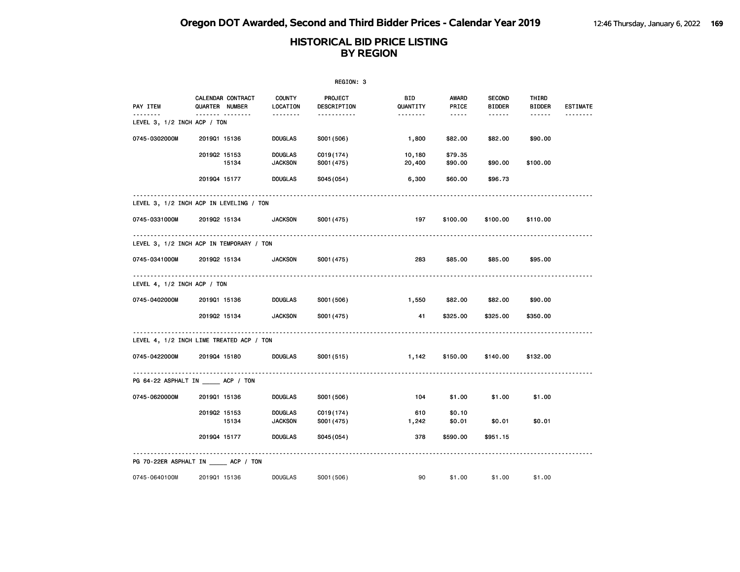# Oregon DOT Awarded, Second and Third Bidder Prices - Calendar Year 2019

## HISTORICAL BID PRICE LISTING BY REGION

REGION: 3

| PAY ITEM | CALENDAR QUARTER | CONTRACT NUMBER | COUNTY LOCATION | PROJECT DESCRIPTION | BID QUANTITY | AWARD PRICE | SECOND BIDDER | THIRD BIDDER | ESTIMATE |
|---|---|---|---|---|---|---|---|---|---|
| **LEVEL 3, 1/2 INCH ACP / TON** | | | | | | | | | |
| 0745-0302000M | 2019Q1 | 15136 | DOUGLAS | S001(506) | 1,800 | $82.00 | $82.00 | $90.00 | |
| | 2019Q2 | 15153 | DOUGLAS | C019(174) | 10,180 | $79.35 | | | |
| | | 15134 | JACKSON | S001(475) | 20,400 | $90.00 | $90.00 | $100.00 | |
| | 2019Q4 | 15177 | DOUGLAS | S045(054) | 6,300 | $60.00 | $96.73 | | |
| **LEVEL 3, 1/2 INCH ACP IN LEVELING / TON** | | | | | | | | | |
| 0745-0331000M | 2019Q2 | 15134 | JACKSON | S001(475) | 197 | $100.00 | $100.00 | $110.00 | |
| **LEVEL 3, 1/2 INCH ACP IN TEMPORARY / TON** | | | | | | | | | |
| 0745-0341000M | 2019Q2 | 15134 | JACKSON | S001(475) | 283 | $85.00 | $85.00 | $95.00 | |
| **LEVEL 4, 1/2 INCH ACP / TON** | | | | | | | | | |
| 0745-0402000M | 2019Q1 | 15136 | DOUGLAS | S001(506) | 1,550 | $82.00 | $82.00 | $90.00 | |
| | 2019Q2 | 15134 | JACKSON | S001(475) | 41 | $325.00 | $325.00 | $350.00 | |
| **LEVEL 4, 1/2 INCH LIME TREATED ACP / TON** | | | | | | | | | |
| 0745-0422000M | 2019Q4 | 15180 | DOUGLAS | S001(515) | 1,142 | $150.00 | $140.00 | $132.00 | |
| **PG 64-22 ASPHALT IN _____ ACP / TON** | | | | | | | | | |
| 0745-0620000M | 2019Q1 | 15136 | DOUGLAS | S001(506) | 104 | $1.00 | $1.00 | $1.00 | |
| | 2019Q2 | 15153 | DOUGLAS | C019(174) | 610 | $0.10 | | | |
| | | 15134 | JACKSON | S001(475) | 1,242 | $0.01 | $0.01 | $0.01 | |
| | 2019Q4 | 15177 | DOUGLAS | S045(054) | 378 | $590.00 | $951.15 | | |
| **PG 70-22ER ASPHALT IN _____ ACP / TON** | | | | | | | | | |
| 0745-0640100M | 2019Q1 | 15136 | DOUGLAS | S001(506) | 90 | $1.00 | $1.00 | $1.00 | |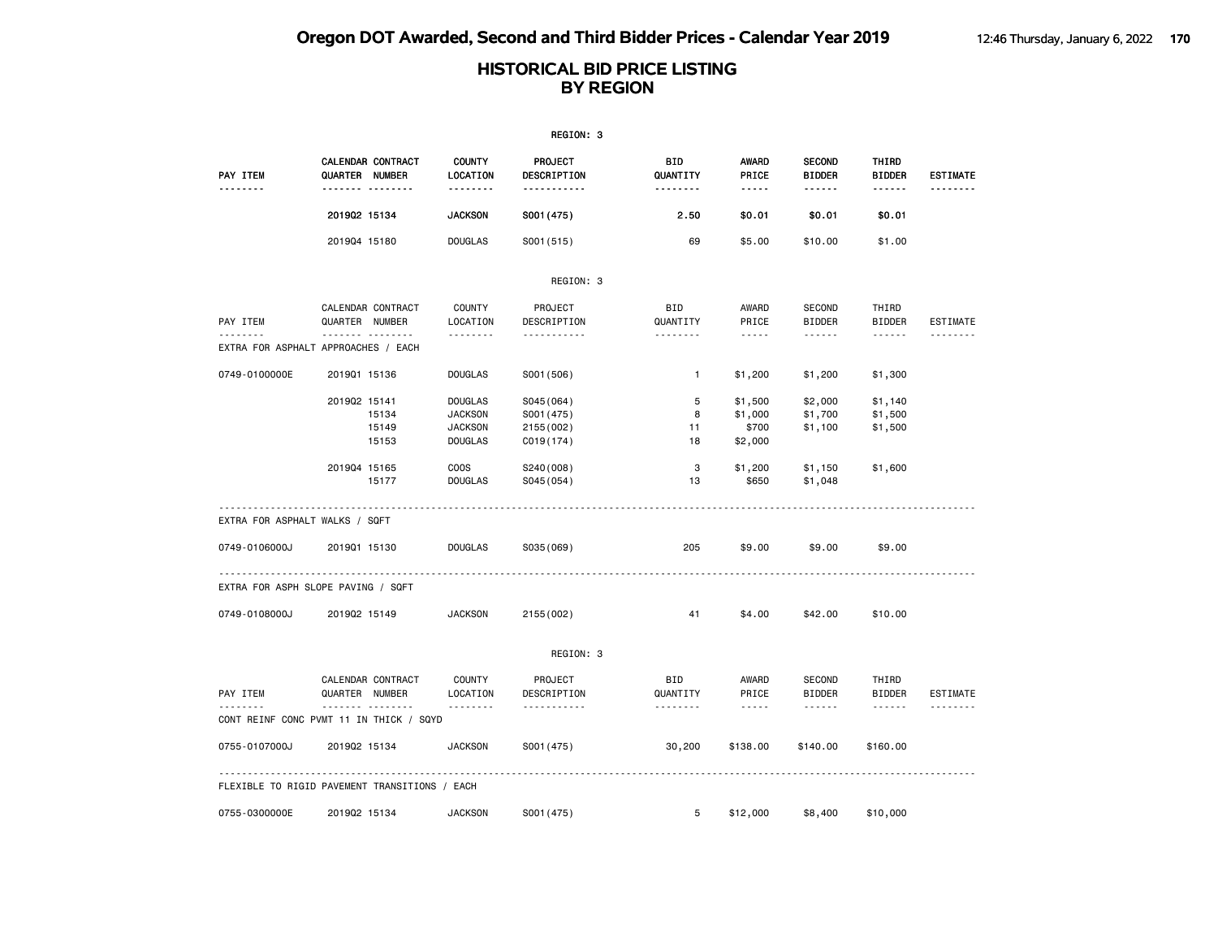# Oregon DOT Awarded, Second and Third Bidder Prices - Calendar Year 2019

## HISTORICAL BID PRICE LISTING BY REGION

REGION: 3

| PAY ITEM | CALENDAR QUARTER | CONTRACT NUMBER | COUNTY LOCATION | PROJECT DESCRIPTION | BID QUANTITY | AWARD PRICE | SECOND BIDDER | THIRD BIDDER | ESTIMATE |
|---|---|---|---|---|---|---|---|---|---|
| | 2019Q2 | 15134 | JACKSON | S001(475) | 2.50 | $0.01 | $0.01 | $0.01 | |
| | 2019Q4 | 15180 | DOUGLAS | S001(515) | 69 | $5.00 | $10.00 | $1.00 | |

REGION: 3

| PAY ITEM | CALENDAR QUARTER | CONTRACT NUMBER | COUNTY LOCATION | PROJECT DESCRIPTION | BID QUANTITY | AWARD PRICE | SECOND BIDDER | THIRD BIDDER | ESTIMATE |
|---|---|---|---|---|---|---|---|---|---|
| EXTRA FOR ASPHALT APPROACHES / EACH | | | | | | | | | |
| 0749-0100000E | 2019Q1 | 15136 | DOUGLAS | S001(506) | 1 | $1,200 | $1,200 | $1,300 | |
| | 2019Q2 | 15141 | DOUGLAS | S045(064) | 5 | $1,500 | $2,000 | $1,140 | |
| | | 15134 | JACKSON | S001(475) | 8 | $1,000 | $1,700 | $1,500 | |
| | | 15149 | JACKSON | 2155(002) | 11 | $700 | $1,100 | $1,500 | |
| | | 15153 | DOUGLAS | C019(174) | 18 | $2,000 | | | |
| | 2019Q4 | 15165 | COOS | S240(008) | 3 | $1,200 | $1,150 | $1,600 | |
| | | 15177 | DOUGLAS | S045(054) | 13 | $650 | $1,048 | | |
| EXTRA FOR ASPHALT WALKS / SQFT | | | | | | | | | |
| 0749-0106000J | 2019Q1 | 15130 | DOUGLAS | S035(069) | 205 | $9.00 | $9.00 | $9.00 | |
| EXTRA FOR ASPH SLOPE PAVING / SQFT | | | | | | | | | |
| 0749-0108000J | 2019Q2 | 15149 | JACKSON | 2155(002) | 41 | $4.00 | $42.00 | $10.00 | |

REGION: 3

| PAY ITEM | CALENDAR QUARTER | CONTRACT NUMBER | COUNTY LOCATION | PROJECT DESCRIPTION | BID QUANTITY | AWARD PRICE | SECOND BIDDER | THIRD BIDDER | ESTIMATE |
|---|---|---|---|---|---|---|---|---|---|
| CONT REINF CONC PVMT 11 IN THICK / SQYD | | | | | | | | | |
| 0755-0107000J | 2019Q2 | 15134 | JACKSON | S001(475) | 30,200 | $138.00 | $140.00 | $160.00 | |
| FLEXIBLE TO RIGID PAVEMENT TRANSITIONS / EACH | | | | | | | | | |
| 0755-0300000E | 2019Q2 | 15134 | JACKSON | S001(475) | 5 | $12,000 | $8,400 | $10,000 | |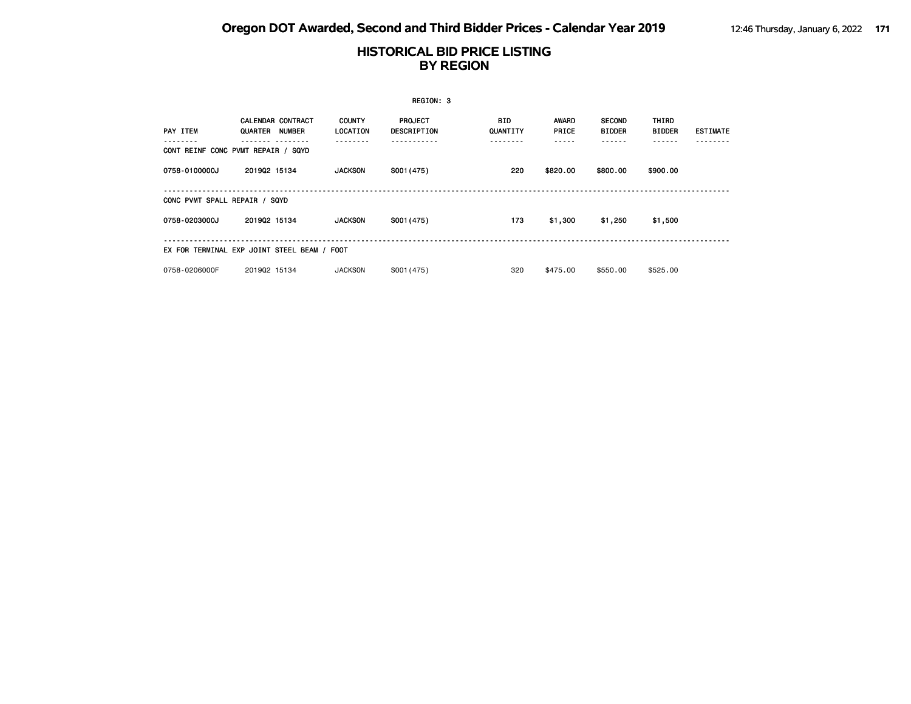# HISTORICAL BID PRICE LISTING
## BY REGION

REGION: 3

| PAY ITEM | CALENDAR QUARTER | CONTRACT NUMBER | COUNTY LOCATION | PROJECT DESCRIPTION | BID QUANTITY | AWARD PRICE | SECOND BIDDER | THIRD BIDDER | ESTIMATE |
|---|---|---|---|---|---|---|---|---|---|
| **CONT REINF CONC PVMT REPAIR / SQYD** | | | | | | | | | |
| 0758-0100000J | 2019Q2 | 15134 | JACKSON | S001(475) | 220 | $820.00 | $800.00 | $900.00 | |
| **CONC PVMT SPALL REPAIR / SQYD** | | | | | | | | | |
| 0758-0203000J | 2019Q2 | 15134 | JACKSON | S001(475) | 173 | $1,300 | $1,250 | $1,500 | |
| **EX FOR TERMINAL EXP JOINT STEEL BEAM / FOOT** | | | | | | | | | |
| 0758-0206000F | 2019Q2 | 15134 | JACKSON | S001(475) | 320 | $475.00 | $550.00 | $525.00 | |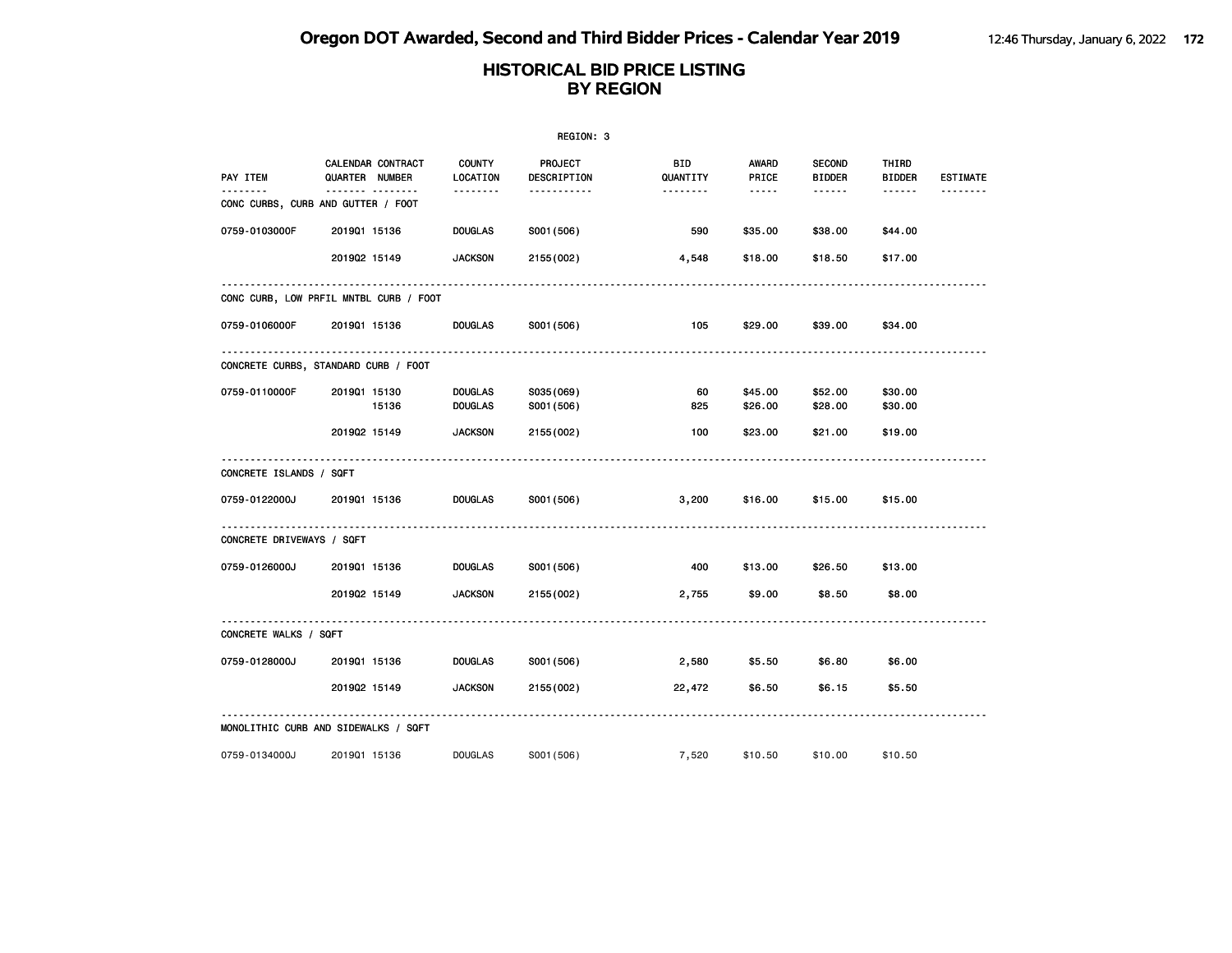# Oregon DOT Awarded, Second and Third Bidder Prices - Calendar Year 2019

## HISTORICAL BID PRICE LISTING BY REGION

REGION: 3

| PAY ITEM | CALENDAR QUARTER | CONTRACT NUMBER | COUNTY LOCATION | PROJECT DESCRIPTION | BID QUANTITY | AWARD PRICE | SECOND BIDDER | THIRD BIDDER | ESTIMATE |
|---|---|---|---|---|---|---|---|---|---|
| **CONC CURBS, CURB AND GUTTER / FOOT** | | | | | | | | | |
| 0759-0103000F | 2019Q1 | 15136 | DOUGLAS | S001(506) | 590 | $35.00 | $38.00 | $44.00 | |
| | 2019Q2 | 15149 | JACKSON | 2155(002) | 4,548 | $18.00 | $18.50 | $17.00 | |
| **CONC CURB, LOW PRFIL MNTBL CURB / FOOT** | | | | | | | | | |
| 0759-0106000F | 2019Q1 | 15136 | DOUGLAS | S001(506) | 105 | $29.00 | $39.00 | $34.00 | |
| **CONCRETE CURBS, STANDARD CURB / FOOT** | | | | | | | | | |
| 0759-0110000F | 2019Q1 | 15130 | DOUGLAS | S035(069) | 60 | $45.00 | $52.00 | $30.00 | |
| | | 15136 | DOUGLAS | S001(506) | 825 | $26.00 | $28.00 | $30.00 | |
| | 2019Q2 | 15149 | JACKSON | 2155(002) | 100 | $23.00 | $21.00 | $19.00 | |
| **CONCRETE ISLANDS / SQFT** | | | | | | | | | |
| 0759-0122000J | 2019Q1 | 15136 | DOUGLAS | S001(506) | 3,200 | $16.00 | $15.00 | $15.00 | |
| **CONCRETE DRIVEWAYS / SQFT** | | | | | | | | | |
| 0759-0126000J | 2019Q1 | 15136 | DOUGLAS | S001(506) | 400 | $13.00 | $26.50 | $13.00 | |
| | 2019Q2 | 15149 | JACKSON | 2155(002) | 2,755 | $9.00 | $8.50 | $8.00 | |
| **CONCRETE WALKS / SQFT** | | | | | | | | | |
| 0759-0128000J | 2019Q1 | 15136 | DOUGLAS | S001(506) | 2,580 | $5.50 | $6.80 | $6.00 | |
| | 2019Q2 | 15149 | JACKSON | 2155(002) | 22,472 | $6.50 | $6.15 | $5.50 | |
| **MONOLITHIC CURB AND SIDEWALKS / SQFT** | | | | | | | | | |
| 0759-0134000J | 2019Q1 | 15136 | DOUGLAS | S001(506) | 7,520 | $10.50 | $10.00 | $10.50 | |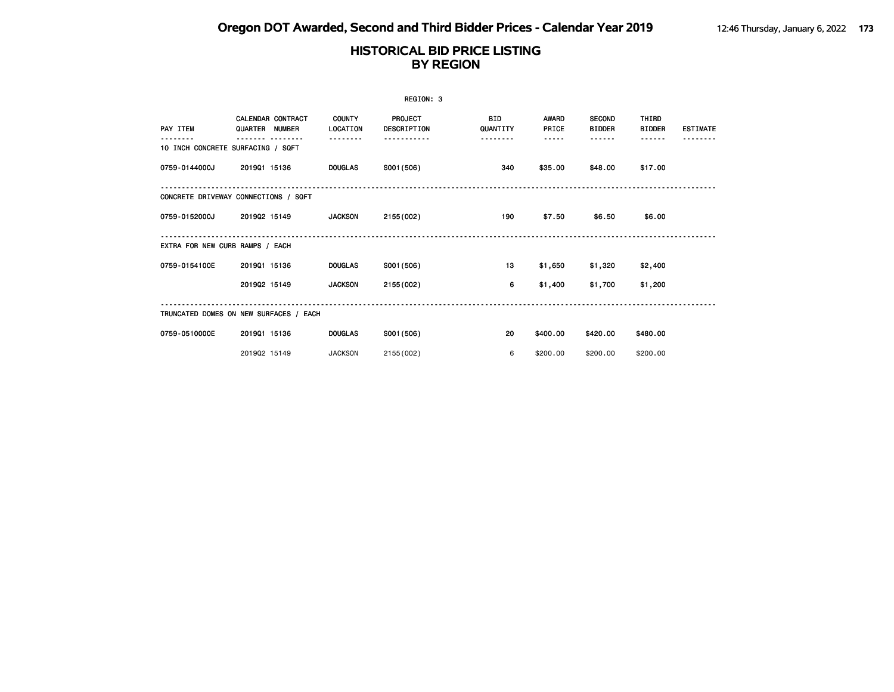# HISTORICAL BID PRICE LISTING
## BY REGION

REGION: 3

| PAY ITEM | CALENDAR QUARTER | CONTRACT NUMBER | COUNTY LOCATION | PROJECT DESCRIPTION | BID QUANTITY | AWARD PRICE | SECOND BIDDER | THIRD BIDDER | ESTIMATE |
|---|---|---|---|---|---|---|---|---|---|
| **10 INCH CONCRETE SURFACING / SQFT** | | | | | | | | | |
| 0759-0144000J | 2019Q1 | 15136 | DOUGLAS | S001(506) | 340 | $35.00 | $48.00 | $17.00 | |
| **CONCRETE DRIVEWAY CONNECTIONS / SQFT** | | | | | | | | | |
| 0759-0152000J | 2019Q2 | 15149 | JACKSON | 2155(002) | 190 | $7.50 | $6.50 | $6.00 | |
| **EXTRA FOR NEW CURB RAMPS / EACH** | | | | | | | | | |
| 0759-0154100E | 2019Q1 | 15136 | DOUGLAS | S001(506) | 13 | $1,650 | $1,320 | $2,400 | |
| | 2019Q2 | 15149 | JACKSON | 2155(002) | 6 | $1,400 | $1,700 | $1,200 | |
| **TRUNCATED DOMES ON NEW SURFACES / EACH** | | | | | | | | | |
| 0759-0510000E | 2019Q1 | 15136 | DOUGLAS | S001(506) | 20 | $400.00 | $420.00 | $480.00 | |
| | 2019Q2 | 15149 | JACKSON | 2155(002) | 6 | $200.00 | $200.00 | $200.00 | |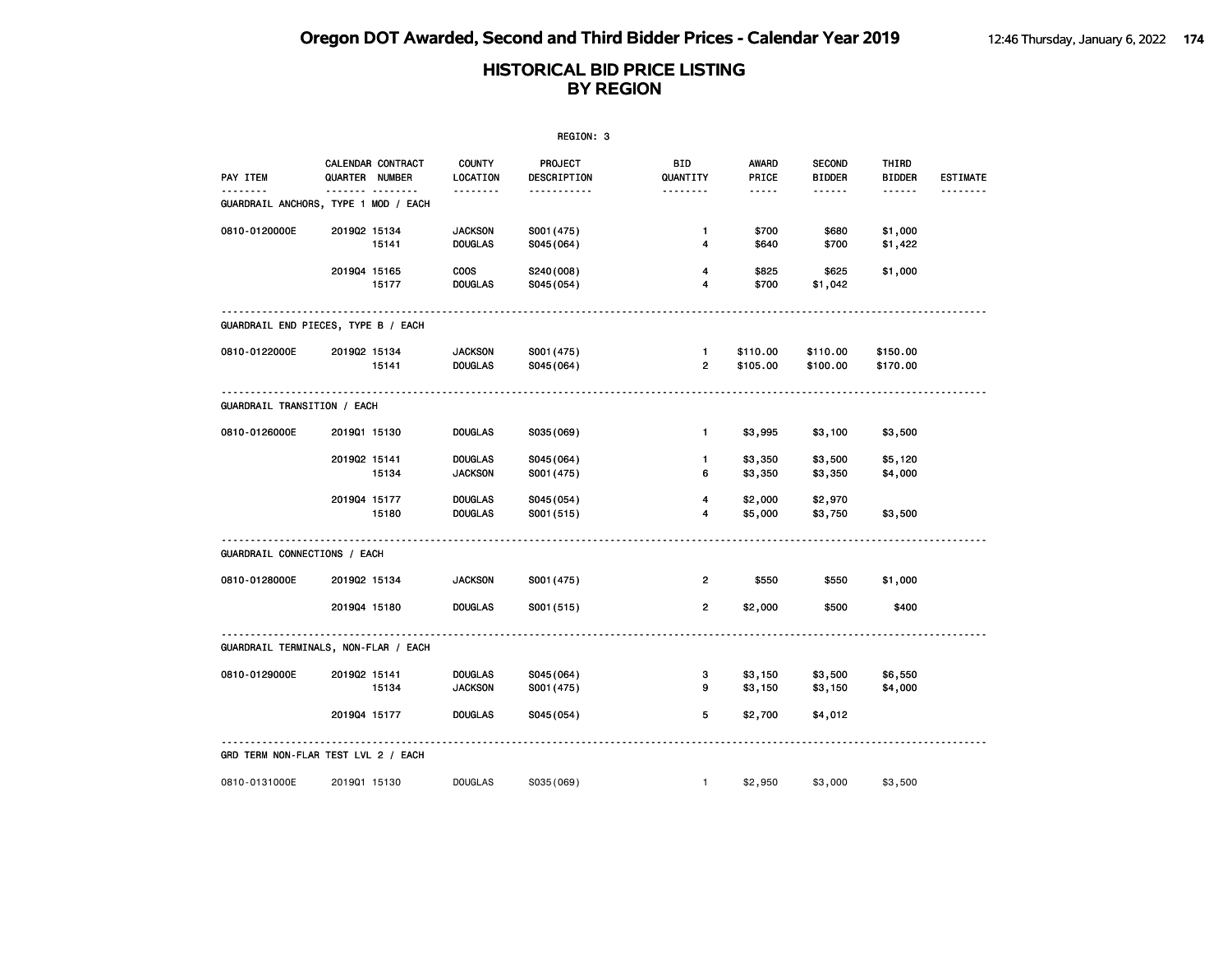# Oregon DOT Awarded, Second and Third Bidder Prices - Calendar Year 2019

## HISTORICAL BID PRICE LISTING BY REGION

REGION: 3

| PAY ITEM | CALENDAR QUARTER | CONTRACT NUMBER | COUNTY LOCATION | PROJECT DESCRIPTION | BID QUANTITY | AWARD PRICE | SECOND BIDDER | THIRD BIDDER | ESTIMATE |
|---|---|---|---|---|---|---|---|---|---|
| **GUARDRAIL ANCHORS, TYPE 1 MOD / EACH** | | | | | | | | | |
| 0810-0120000E | 2019Q2 | 15134 | JACKSON | S001(475) | 1 | $700 | $680 | $1,000 | |
| | | 15141 | DOUGLAS | S045(064) | 4 | $640 | $700 | $1,422 | |
| | 2019Q4 | 15165 | COOS | S240(008) | 4 | $825 | $625 | $1,000 | |
| | | 15177 | DOUGLAS | S045(054) | 4 | $700 | $1,042 | | |
| **GUARDRAIL END PIECES, TYPE B / EACH** | | | | | | | | | |
| 0810-0122000E | 2019Q2 | 15134 | JACKSON | S001(475) | 1 | $110.00 | $110.00 | $150.00 | |
| | | 15141 | DOUGLAS | S045(064) | 2 | $105.00 | $100.00 | $170.00 | |
| **GUARDRAIL TRANSITION / EACH** | | | | | | | | | |
| 0810-0126000E | 2019Q1 | 15130 | DOUGLAS | S035(069) | 1 | $3,995 | $3,100 | $3,500 | |
| | 2019Q2 | 15141 | DOUGLAS | S045(064) | 1 | $3,350 | $3,500 | $5,120 | |
| | | 15134 | JACKSON | S001(475) | 6 | $3,350 | $3,350 | $4,000 | |
| | 2019Q4 | 15177 | DOUGLAS | S045(054) | 4 | $2,000 | $2,970 | | |
| | | 15180 | DOUGLAS | S001(515) | 4 | $5,000 | $3,750 | $3,500 | |
| **GUARDRAIL CONNECTIONS / EACH** | | | | | | | | | |
| 0810-0128000E | 2019Q2 | 15134 | JACKSON | S001(475) | 2 | $550 | $550 | $1,000 | |
| | 2019Q4 | 15180 | DOUGLAS | S001(515) | 2 | $2,000 | $500 | $400 | |
| **GUARDRAIL TERMINALS, NON-FLAR / EACH** | | | | | | | | | |
| 0810-0129000E | 2019Q2 | 15141 | DOUGLAS | S045(064) | 3 | $3,150 | $3,500 | $6,550 | |
| | | 15134 | JACKSON | S001(475) | 9 | $3,150 | $3,150 | $4,000 | |
| | 2019Q4 | 15177 | DOUGLAS | S045(054) | 5 | $2,700 | $4,012 | | |
| **GRD TERM NON-FLAR TEST LVL 2 / EACH** | | | | | | | | | |
| 0810-0131000E | 2019Q1 | 15130 | DOUGLAS | S035(069) | 1 | $2,950 | $3,000 | $3,500 | |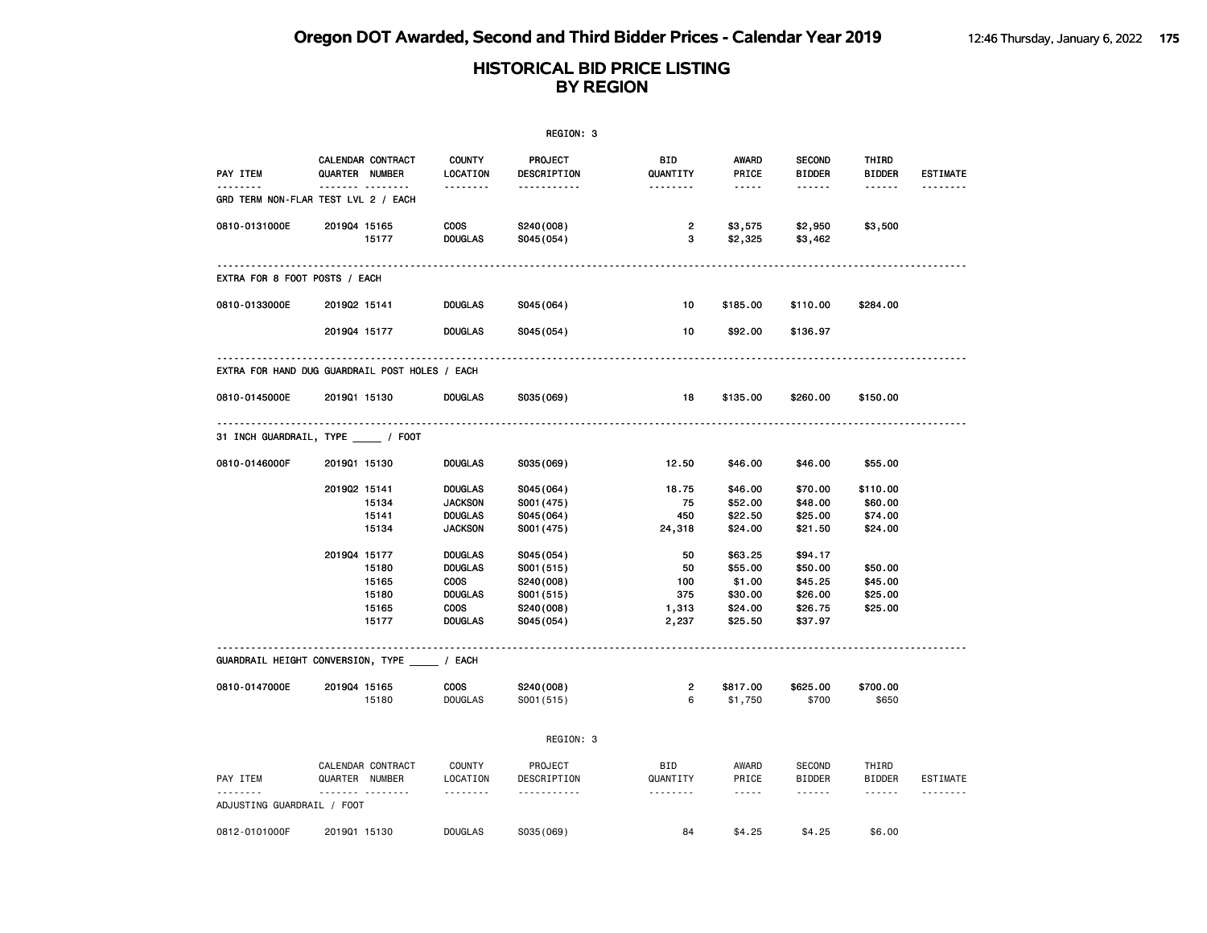# HISTORICAL BID PRICE LISTING BY REGION

REGION: 3

| PAY ITEM | CALENDAR QUARTER | CONTRACT NUMBER | COUNTY LOCATION | PROJECT DESCRIPTION | BID QUANTITY | AWARD PRICE | SECOND BIDDER | THIRD BIDDER | ESTIMATE |
|---|---|---|---|---|---|---|---|---|---|
| **GRD TERM NON-FLAR TEST LVL 2 / EACH** | | | | | | | | | |
| 0810-0131000E | 2019Q4 | 15165 | COOS | S240(008) | 2 | $3,575 | $2,950 | $3,500 | |
| | | 15177 | DOUGLAS | S045(054) | 3 | $2,325 | $3,462 | | |
| **EXTRA FOR 8 FOOT POSTS / EACH** | | | | | | | | | |
| 0810-0133000E | 2019Q2 | 15141 | DOUGLAS | S045(064) | 10 | $185.00 | $110.00 | $284.00 | |
| | 2019Q4 | 15177 | DOUGLAS | S045(054) | 10 | $92.00 | $136.97 | | |
| **EXTRA FOR HAND DUG GUARDRAIL POST HOLES / EACH** | | | | | | | | | |
| 0810-0145000E | 2019Q1 | 15130 | DOUGLAS | S035(069) | 18 | $135.00 | $260.00 | $150.00 | |
| **31 INCH GUARDRAIL, TYPE _____ / FOOT** | | | | | | | | | |
| 0810-0146000F | 2019Q1 | 15130 | DOUGLAS | S035(069) | 12.50 | $46.00 | $46.00 | $55.00 | |
| | 2019Q2 | 15141 | DOUGLAS | S045(064) | 18.75 | $46.00 | $70.00 | $110.00 | |
| | | 15134 | JACKSON | S001(475) | 75 | $52.00 | $48.00 | $60.00 | |
| | | 15141 | DOUGLAS | S045(064) | 450 | $22.50 | $25.00 | $74.00 | |
| | | 15134 | JACKSON | S001(475) | 24,318 | $24.00 | $21.50 | $24.00 | |
| | 2019Q4 | 15177 | DOUGLAS | S045(054) | 50 | $63.25 | $94.17 | | |
| | | 15180 | DOUGLAS | S001(515) | 50 | $55.00 | $50.00 | $50.00 | |
| | | 15165 | COOS | S240(008) | 100 | $1.00 | $45.25 | $45.00 | |
| | | 15180 | DOUGLAS | S001(515) | 375 | $30.00 | $26.00 | $25.00 | |
| | | 15165 | COOS | S240(008) | 1,313 | $24.00 | $26.75 | $25.00 | |
| | | 15177 | DOUGLAS | S045(054) | 2,237 | $25.50 | $37.97 | | |
| **GUARDRAIL HEIGHT CONVERSION, TYPE _____ / EACH** | | | | | | | | | |
| 0810-0147000E | 2019Q4 | 15165 | COOS | S240(008) | 2 | $817.00 | $625.00 | $700.00 | |
| | | 15180 | DOUGLAS | S001(515) | 6 | $1,750 | $700 | $650 | |

REGION: 3

| PAY ITEM | CALENDAR QUARTER | CONTRACT NUMBER | COUNTY LOCATION | PROJECT DESCRIPTION | BID QUANTITY | AWARD PRICE | SECOND BIDDER | THIRD BIDDER | ESTIMATE |
|---|---|---|---|---|---|---|---|---|---|
| **ADJUSTING GUARDRAIL / FOOT** | | | | | | | | | |
| 0812-0101000F | 2019Q1 | 15130 | DOUGLAS | S035(069) | 84 | $4.25 | $4.25 | $6.00 | |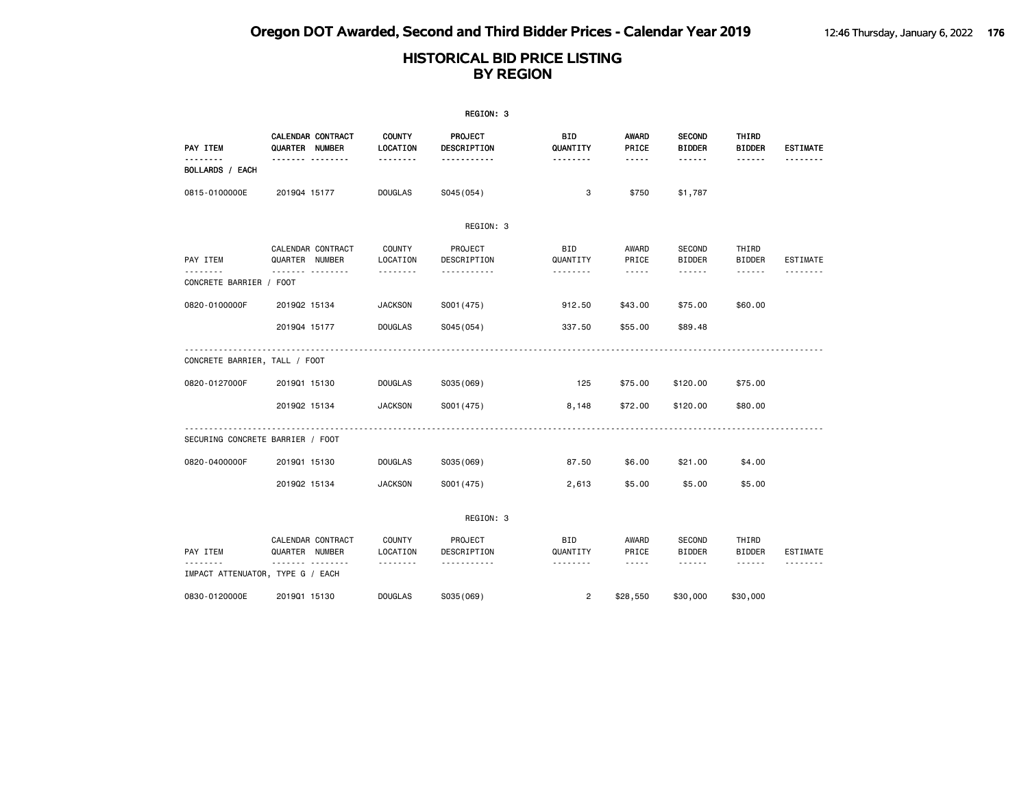# Oregon DOT Awarded, Second and Third Bidder Prices - Calendar Year 2019

## HISTORICAL BID PRICE LISTING BY REGION

REGION: 3

| PAY ITEM | CALENDAR QUARTER | CONTRACT NUMBER | COUNTY LOCATION | PROJECT DESCRIPTION | BID QUANTITY | AWARD PRICE | SECOND BIDDER | THIRD BIDDER | ESTIMATE |
|---|---|---|---|---|---|---|---|---|---|
| BOLLARDS / EACH | | | | | | | | | |
| 0815-0100000E | 2019Q4 | 15177 | DOUGLAS | S045(054) | 3 | $750 | $1,787 | | |

REGION: 3

| PAY ITEM | CALENDAR QUARTER | CONTRACT NUMBER | COUNTY LOCATION | PROJECT DESCRIPTION | BID QUANTITY | AWARD PRICE | SECOND BIDDER | THIRD BIDDER | ESTIMATE |
|---|---|---|---|---|---|---|---|---|---|
| CONCRETE BARRIER / FOOT | | | | | | | | | |
| 0820-0100000F | 2019Q2 | 15134 | JACKSON | S001(475) | 912.50 | $43.00 | $75.00 | $60.00 | |
| | 2019Q4 | 15177 | DOUGLAS | S045(054) | 337.50 | $55.00 | $89.48 | | |
| CONCRETE BARRIER, TALL / FOOT | | | | | | | | | |
| 0820-0127000F | 2019Q1 | 15130 | DOUGLAS | S035(069) | 125 | $75.00 | $120.00 | $75.00 | |
| | 2019Q2 | 15134 | JACKSON | S001(475) | 8,148 | $72.00 | $120.00 | $80.00 | |
| SECURING CONCRETE BARRIER / FOOT | | | | | | | | | |
| 0820-0400000F | 2019Q1 | 15130 | DOUGLAS | S035(069) | 87.50 | $6.00 | $21.00 | $4.00 | |
| | 2019Q2 | 15134 | JACKSON | S001(475) | 2,613 | $5.00 | $5.00 | $5.00 | |

REGION: 3

| PAY ITEM | CALENDAR QUARTER | CONTRACT NUMBER | COUNTY LOCATION | PROJECT DESCRIPTION | BID QUANTITY | AWARD PRICE | SECOND BIDDER | THIRD BIDDER | ESTIMATE |
|---|---|---|---|---|---|---|---|---|---|
| IMPACT ATTENUATOR, TYPE G / EACH | | | | | | | | | |
| 0830-0120000E | 2019Q1 | 15130 | DOUGLAS | S035(069) | 2 | $28,550 | $30,000 | $30,000 | |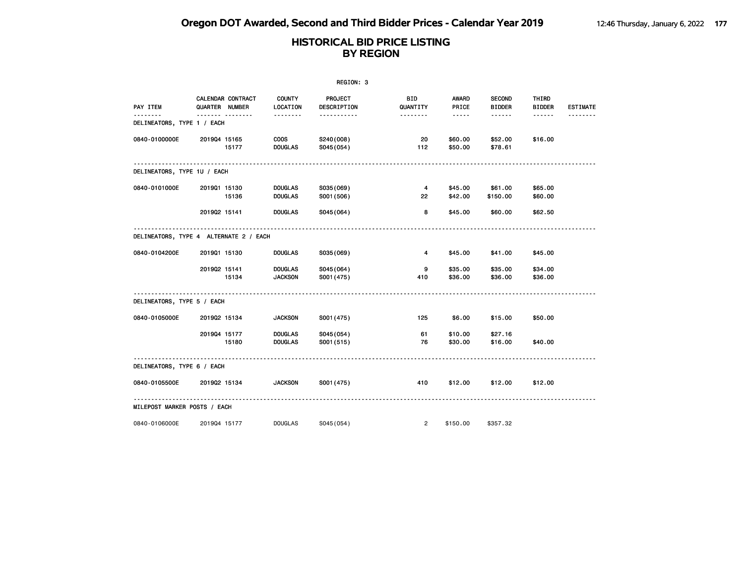# Oregon DOT Awarded, Second and Third Bidder Prices - Calendar Year 2019

## HISTORICAL BID PRICE LISTING BY REGION

REGION: 3

| PAY ITEM | CALENDAR QUARTER | CONTRACT NUMBER | COUNTY LOCATION | PROJECT DESCRIPTION | BID QUANTITY | AWARD PRICE | SECOND BIDDER | THIRD BIDDER | ESTIMATE |
|---|---|---|---|---|---|---|---|---|---|
| **DELINEATORS, TYPE 1 / EACH** | | | | | | | | | |
| 0840-0100000E | 2019Q4 | 15165 | COOS | S240(008) | 20 | $60.00 | $52.00 | $16.00 | |
| | | 15177 | DOUGLAS | S045(054) | 112 | $50.00 | $78.61 | | |
| **DELINEATORS, TYPE 1U / EACH** | | | | | | | | | |
| 0840-0101000E | 2019Q1 | 15130 | DOUGLAS | S035(069) | 4 | $45.00 | $61.00 | $65.00 | |
| | | 15136 | DOUGLAS | S001(506) | 22 | $42.00 | $150.00 | $60.00 | |
| | 2019Q2 | 15141 | DOUGLAS | S045(064) | 8 | $45.00 | $60.00 | $62.50 | |
| **DELINEATORS, TYPE 4 ALTERNATE 2 / EACH** | | | | | | | | | |
| 0840-0104200E | 2019Q1 | 15130 | DOUGLAS | S035(069) | 4 | $45.00 | $41.00 | $45.00 | |
| | 2019Q2 | 15141 | DOUGLAS | S045(064) | 9 | $35.00 | $35.00 | $34.00 | |
| | | 15134 | JACKSON | S001(475) | 410 | $36.00 | $36.00 | $36.00 | |
| **DELINEATORS, TYPE 5 / EACH** | | | | | | | | | |
| 0840-0105000E | 2019Q2 | 15134 | JACKSON | S001(475) | 125 | $6.00 | $15.00 | $50.00 | |
| | 2019Q4 | 15177 | DOUGLAS | S045(054) | 61 | $10.00 | $27.16 | | |
| | | 15180 | DOUGLAS | S001(515) | 76 | $30.00 | $16.00 | $40.00 | |
| **DELINEATORS, TYPE 6 / EACH** | | | | | | | | | |
| 0840-0105500E | 2019Q2 | 15134 | JACKSON | S001(475) | 410 | $12.00 | $12.00 | $12.00 | |
| **MILEPOST MARKER POSTS / EACH** | | | | | | | | | |
| 0840-0106000E | 2019Q4 | 15177 | DOUGLAS | S045(054) | 2 | $150.00 | $357.32 | | |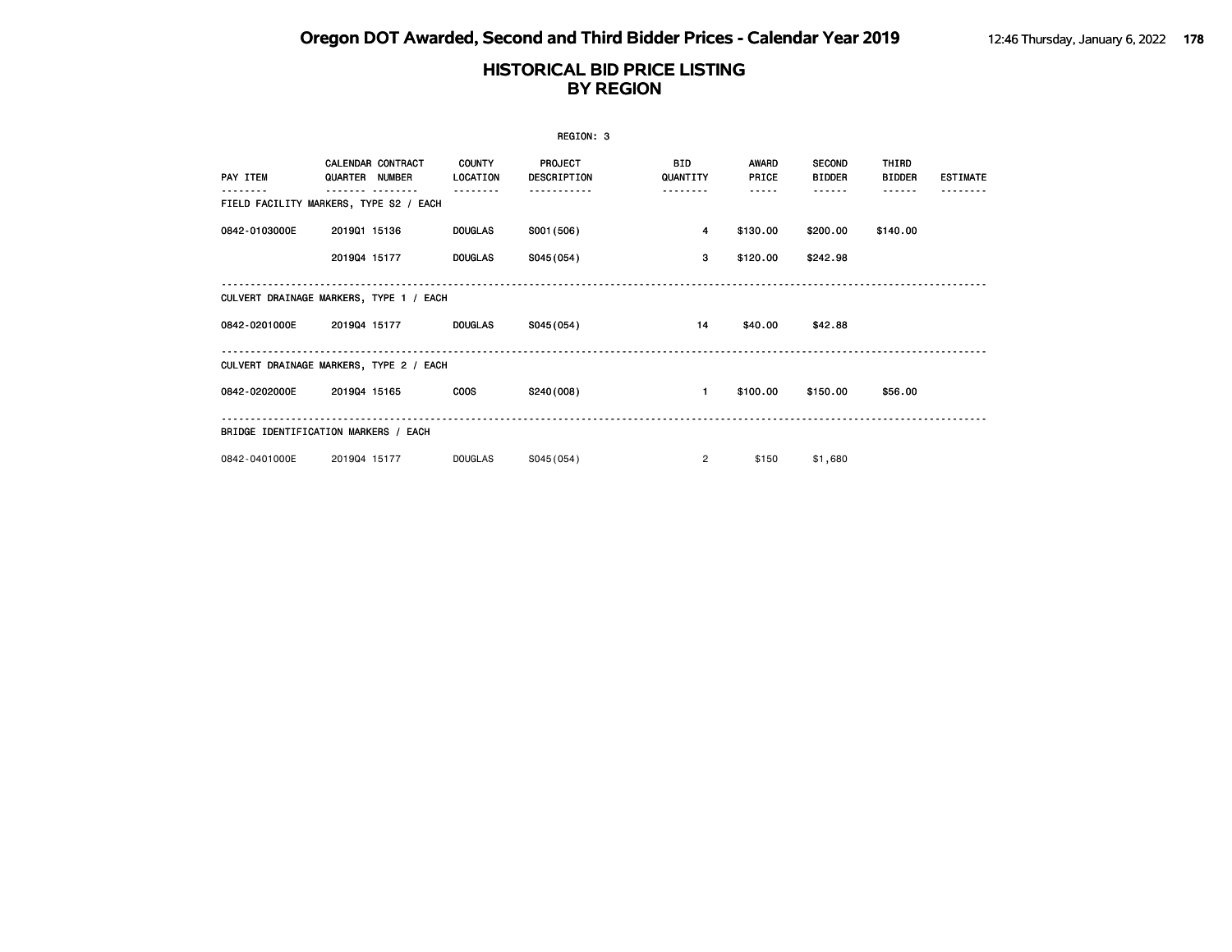# Oregon DOT Awarded, Second and Third Bidder Prices - Calendar Year 2019

## HISTORICAL BID PRICE LISTING BY REGION

REGION: 3

| PAY ITEM | CALENDAR QUARTER | CONTRACT NUMBER | COUNTY LOCATION | PROJECT DESCRIPTION | BID QUANTITY | AWARD PRICE | SECOND BIDDER | THIRD BIDDER | ESTIMATE |
|---|---|---|---|---|---|---|---|---|---|
| **FIELD FACILITY MARKERS, TYPE S2 / EACH** | | | | | | | | | |
| 0842-0103000E | 2019Q1 | 15136 | DOUGLAS | S001(506) | 4 | $130.00 | $200.00 | $140.00 | |
| | 2019Q4 | 15177 | DOUGLAS | S045(054) | 3 | $120.00 | $242.98 | | |
| **CULVERT DRAINAGE MARKERS, TYPE 1 / EACH** | | | | | | | | | |
| 0842-0201000E | 2019Q4 | 15177 | DOUGLAS | S045(054) | 14 | $40.00 | $42.88 | | |
| **CULVERT DRAINAGE MARKERS, TYPE 2 / EACH** | | | | | | | | | |
| 0842-0202000E | 2019Q4 | 15165 | COOS | S240(008) | 1 | $100.00 | $150.00 | $56.00 | |
| **BRIDGE IDENTIFICATION MARKERS / EACH** | | | | | | | | | |
| 0842-0401000E | 2019Q4 | 15177 | DOUGLAS | S045(054) | 2 | $150 | $1,680 | | |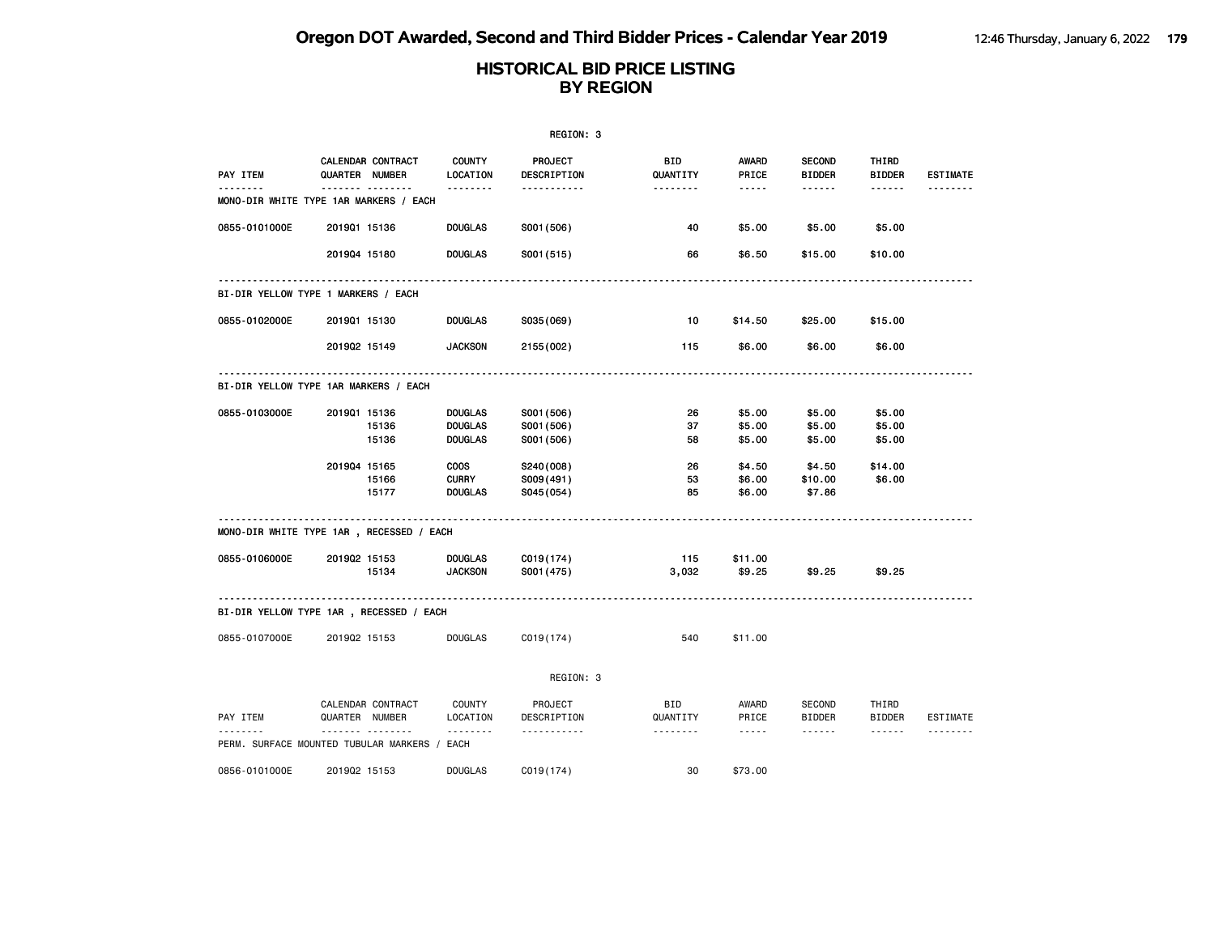# HISTORICAL BID PRICE LISTING BY REGION

REGION: 3

| PAY ITEM | CALENDAR QUARTER | CONTRACT NUMBER | COUNTY LOCATION | PROJECT DESCRIPTION | BID QUANTITY | AWARD PRICE | SECOND BIDDER | THIRD BIDDER | ESTIMATE |
|---|---|---|---|---|---|---|---|---|---|
| **MONO-DIR WHITE TYPE 1AR MARKERS / EACH** | | | | | | | | | |
| 0855-0101000E | 2019Q1 | 15136 | DOUGLAS | S001(506) | 40 | $5.00 | $5.00 | $5.00 | |
| | 2019Q4 | 15180 | DOUGLAS | S001(515) | 66 | $6.50 | $15.00 | $10.00 | |
| **BI-DIR YELLOW TYPE 1 MARKERS / EACH** | | | | | | | | | |
| 0855-0102000E | 2019Q1 | 15130 | DOUGLAS | S035(069) | 10 | $14.50 | $25.00 | $15.00 | |
| | 2019Q2 | 15149 | JACKSON | 2155(002) | 115 | $6.00 | $6.00 | $6.00 | |
| **BI-DIR YELLOW TYPE 1AR MARKERS / EACH** | | | | | | | | | |
| 0855-0103000E | 2019Q1 | 15136 | DOUGLAS | S001(506) | 26 | $5.00 | $5.00 | $5.00 | |
| | | 15136 | DOUGLAS | S001(506) | 37 | $5.00 | $5.00 | $5.00 | |
| | | 15136 | DOUGLAS | S001(506) | 58 | $5.00 | $5.00 | $5.00 | |
| | 2019Q4 | 15165 | COOS | S240(008) | 26 | $4.50 | $4.50 | $14.00 | |
| | | 15166 | CURRY | S009(491) | 53 | $6.00 | $10.00 | $6.00 | |
| | | 15177 | DOUGLAS | S045(054) | 85 | $6.00 | $7.86 | | |
| **MONO-DIR WHITE TYPE 1AR , RECESSED / EACH** | | | | | | | | | |
| 0855-0106000E | 2019Q2 | 15153 | DOUGLAS | C019(174) | 115 | $11.00 | | | |
| | | 15134 | JACKSON | S001(475) | 3,032 | $9.25 | $9.25 | $9.25 | |
| **BI-DIR YELLOW TYPE 1AR , RECESSED / EACH** | | | | | | | | | |
| 0855-0107000E | 2019Q2 | 15153 | DOUGLAS | C019(174) | 540 | $11.00 | | | |

REGION: 3

| PAY ITEM | CALENDAR QUARTER | CONTRACT NUMBER | COUNTY LOCATION | PROJECT DESCRIPTION | BID QUANTITY | AWARD PRICE | SECOND BIDDER | THIRD BIDDER | ESTIMATE |
|---|---|---|---|---|---|---|---|---|---|
| **PERM. SURFACE MOUNTED TUBULAR MARKERS / EACH** | | | | | | | | | |
| 0856-0101000E | 2019Q2 | 15153 | DOUGLAS | C019(174) | 30 | $73.00 | | | |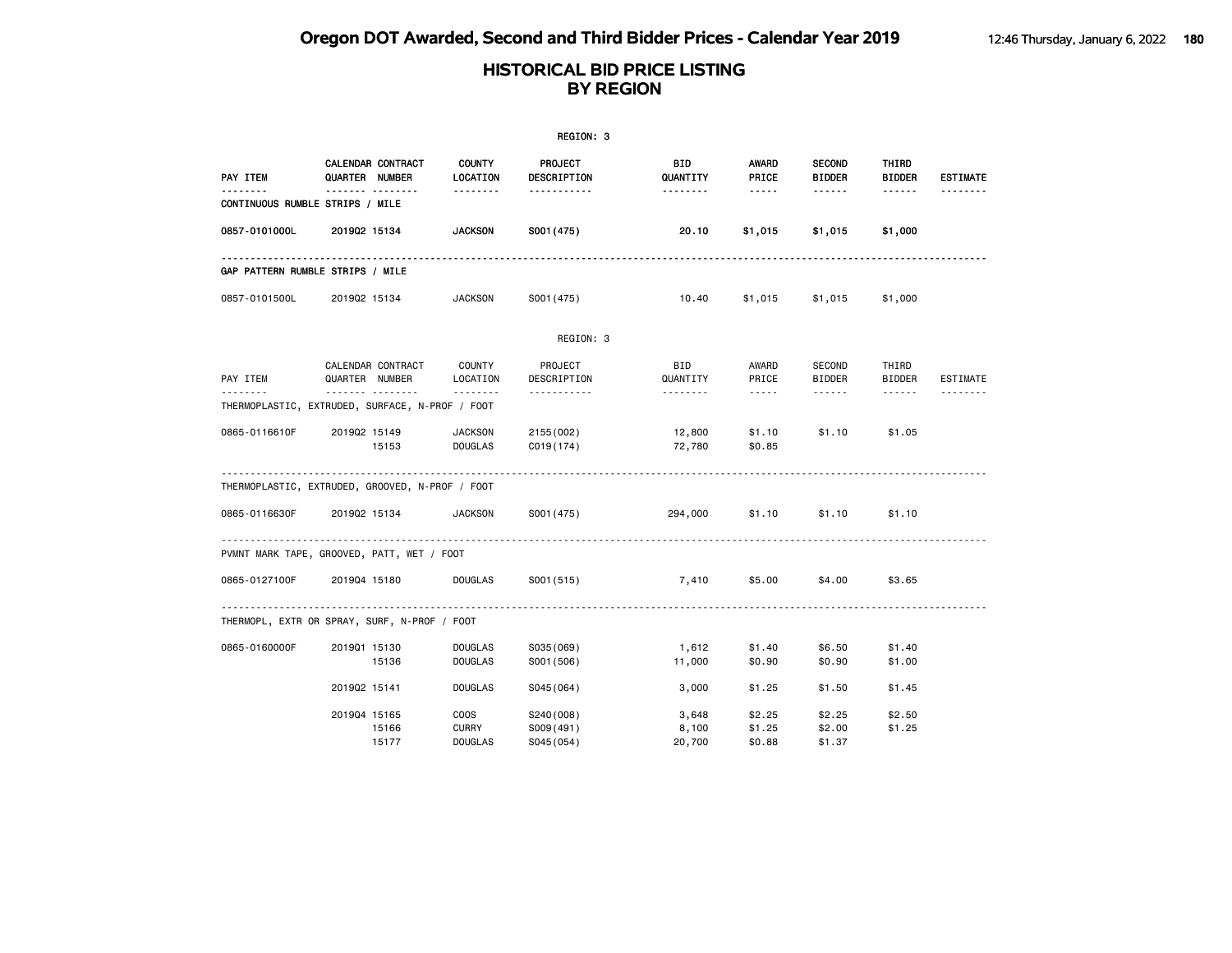# HISTORICAL BID PRICE LISTING
## BY REGION

REGION: 3

| PAY ITEM | CALENDAR QUARTER | CONTRACT NUMBER | COUNTY LOCATION | PROJECT DESCRIPTION | BID QUANTITY | AWARD PRICE | SECOND BIDDER | THIRD BIDDER | ESTIMATE |
|---|---|---|---|---|---|---|---|---|---|
| **CONTINUOUS RUMBLE STRIPS / MILE** | | | | | | | | | |
| **0857-0101000L** | **2019Q2** | **15134** | **JACKSON** | **S001(475)** | **20.10** | **$1,015** | **$1,015** | **$1,000** | |
| GAP PATTERN RUMBLE STRIPS / MILE | | | | | | | | | |
| 0857-0101500L | 2019Q2 | 15134 | JACKSON | S001(475) | 10.40 | $1,015 | $1,015 | $1,000 | |

REGION: 3

| PAY ITEM | CALENDAR QUARTER | CONTRACT NUMBER | COUNTY LOCATION | PROJECT DESCRIPTION | BID QUANTITY | AWARD PRICE | SECOND BIDDER | THIRD BIDDER | ESTIMATE |
|---|---|---|---|---|---|---|---|---|---|
| THERMOPLASTIC, EXTRUDED, SURFACE, N-PROF / FOOT | | | | | | | | | |
| 0865-0116610F | 2019Q2 | 15149 | JACKSON | 2155(002) | 12,800 | $1.10 | $1.10 | $1.05 | |
| | | 15153 | DOUGLAS | C019(174) | 72,780 | $0.85 | | | |
| THERMOPLASTIC, EXTRUDED, GROOVED, N-PROF / FOOT | | | | | | | | | |
| 0865-0116630F | 2019Q2 | 15134 | JACKSON | S001(475) | 294,000 | $1.10 | $1.10 | $1.10 | |
| PVMNT MARK TAPE, GROOVED, PATT, WET / FOOT | | | | | | | | | |
| 0865-0127100F | 2019Q4 | 15180 | DOUGLAS | S001(515) | 7,410 | $5.00 | $4.00 | $3.65 | |
| THERMOPL, EXTR OR SPRAY, SURF, N-PROF / FOOT | | | | | | | | | |
| 0865-0160000F | 2019Q1 | 15130 | DOUGLAS | S035(069) | 1,612 | $1.40 | $6.50 | $1.40 | |
| | | 15136 | DOUGLAS | S001(506) | 11,000 | $0.90 | $0.90 | $1.00 | |
| | 2019Q2 | 15141 | DOUGLAS | S045(064) | 3,000 | $1.25 | $1.50 | $1.45 | |
| | 2019Q4 | 15165 | COOS | S240(008) | 3,648 | $2.25 | $2.25 | $2.50 | |
| | | 15166 | CURRY | S009(491) | 8,100 | $1.25 | $2.00 | $1.25 | |
| | | 15177 | DOUGLAS | S045(054) | 20,700 | $0.88 | $1.37 | | |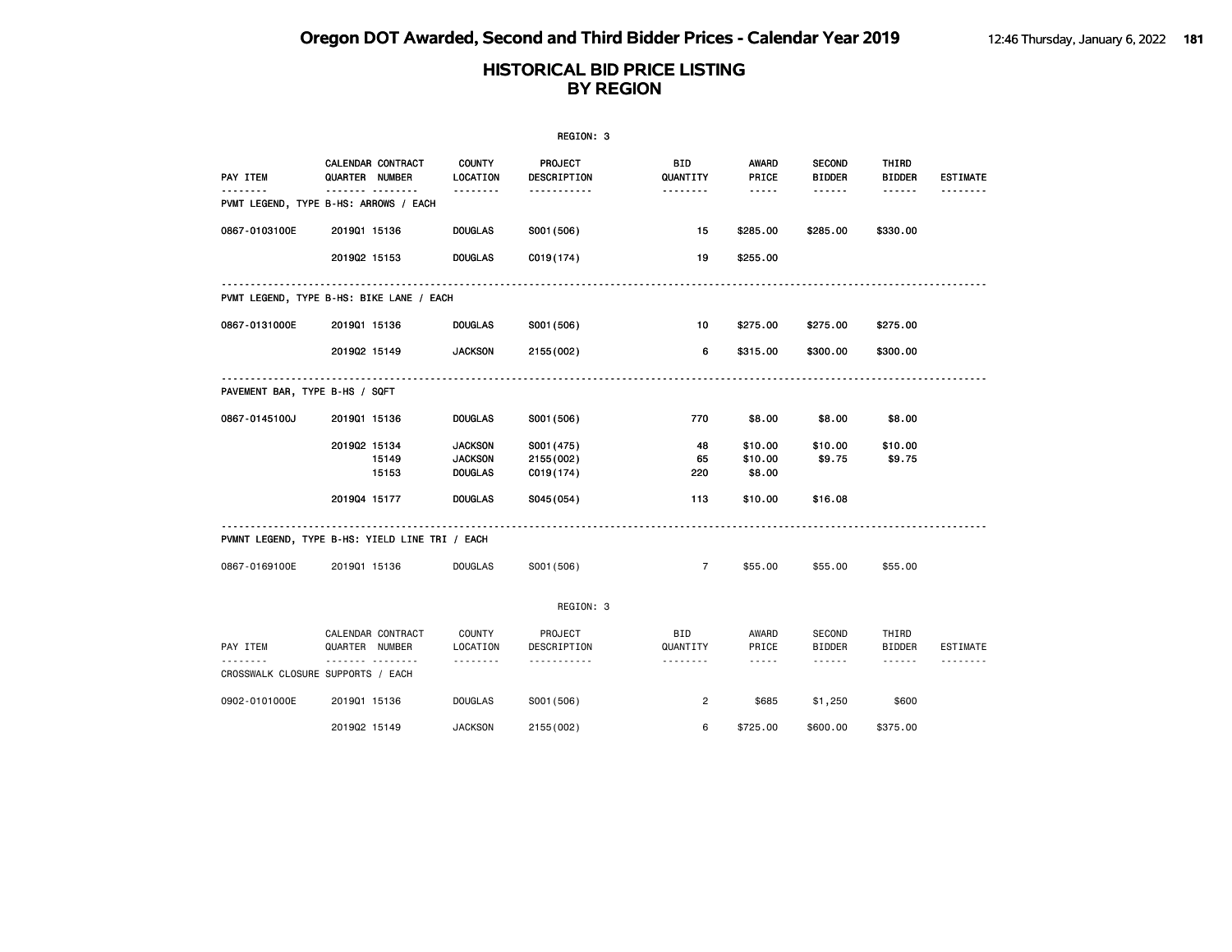# Oregon DOT Awarded, Second and Third Bidder Prices - Calendar Year 2019

## HISTORICAL BID PRICE LISTING BY REGION

REGION: 3

| PAY ITEM | CALENDAR QUARTER | CONTRACT NUMBER | COUNTY LOCATION | PROJECT DESCRIPTION | BID QUANTITY | AWARD PRICE | SECOND BIDDER | THIRD BIDDER | ESTIMATE |
|---|---|---|---|---|---|---|---|---|---|
| **PVMT LEGEND, TYPE B-HS: ARROWS / EACH** | | | | | | | | | |
| 0867-0103100E | 2019Q1 | 15136 | DOUGLAS | S001(506) | 15 | $285.00 | $285.00 | $330.00 | |
| | 2019Q2 | 15153 | DOUGLAS | C019(174) | 19 | $255.00 | | | |
| **PVMT LEGEND, TYPE B-HS: BIKE LANE / EACH** | | | | | | | | | |
| 0867-0131000E | 2019Q1 | 15136 | DOUGLAS | S001(506) | 10 | $275.00 | $275.00 | $275.00 | |
| | 2019Q2 | 15149 | JACKSON | 2155(002) | 6 | $315.00 | $300.00 | $300.00 | |
| **PAVEMENT BAR, TYPE B-HS / SQFT** | | | | | | | | | |
| 0867-0145100J | 2019Q1 | 15136 | DOUGLAS | S001(506) | 770 | $8.00 | $8.00 | $8.00 | |
| | 2019Q2 | 15134 | JACKSON | S001(475) | 48 | $10.00 | $10.00 | $10.00 | |
| | | 15149 | JACKSON | 2155(002) | 65 | $10.00 | $9.75 | $9.75 | |
| | | 15153 | DOUGLAS | C019(174) | 220 | $8.00 | | | |
| | 2019Q4 | 15177 | DOUGLAS | S045(054) | 113 | $10.00 | $16.08 | | |
| **PVMNT LEGEND, TYPE B-HS: YIELD LINE TRI / EACH** | | | | | | | | | |
| 0867-0169100E | 2019Q1 | 15136 | DOUGLAS | S001(506) | 7 | $55.00 | $55.00 | $55.00 | |

REGION: 3

| PAY ITEM | CALENDAR QUARTER | CONTRACT NUMBER | COUNTY LOCATION | PROJECT DESCRIPTION | BID QUANTITY | AWARD PRICE | SECOND BIDDER | THIRD BIDDER | ESTIMATE |
|---|---|---|---|---|---|---|---|---|---|
| **CROSSWALK CLOSURE SUPPORTS / EACH** | | | | | | | | | |
| 0902-0101000E | 2019Q1 | 15136 | DOUGLAS | S001(506) | 2 | $685 | $1,250 | $600 | |
| | 2019Q2 | 15149 | JACKSON | 2155(002) | 6 | $725.00 | $600.00 | $375.00 | |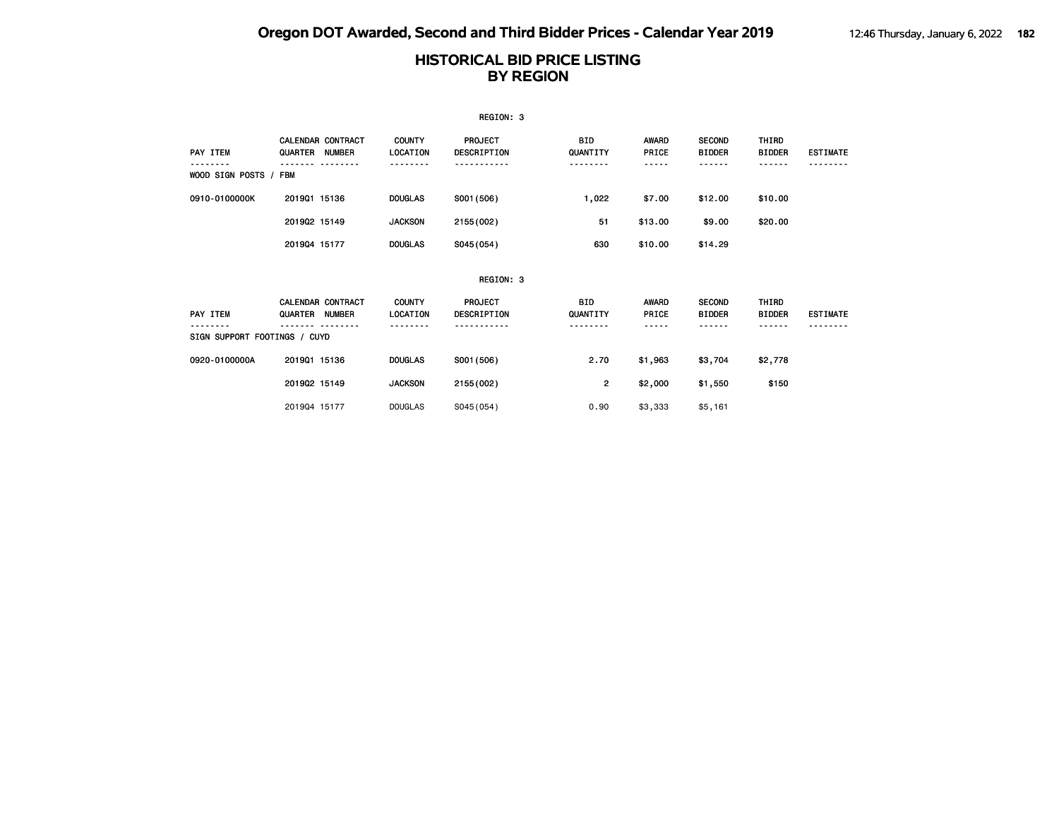# HISTORICAL BID PRICE LISTING
## BY REGION

REGION: 3

| PAY ITEM | CALENDAR QUARTER | CONTRACT NUMBER | COUNTY LOCATION | PROJECT DESCRIPTION | BID QUANTITY | AWARD PRICE | SECOND BIDDER | THIRD BIDDER | ESTIMATE |
|---|---|---|---|---|---|---|---|---|---|
| WOOD SIGN POSTS / FBM | | | | | | | | | |
| 0910-0100000K | 2019Q1 | 15136 | DOUGLAS | S001(506) | 1,022 | $7.00 | $12.00 | $10.00 | |
| | 2019Q2 | 15149 | JACKSON | 2155(002) | 51 | $13.00 | $9.00 | $20.00 | |
| | 2019Q4 | 15177 | DOUGLAS | S045(054) | 630 | $10.00 | $14.29 | | |

REGION: 3

| PAY ITEM | CALENDAR QUARTER | CONTRACT NUMBER | COUNTY LOCATION | PROJECT DESCRIPTION | BID QUANTITY | AWARD PRICE | SECOND BIDDER | THIRD BIDDER | ESTIMATE |
|---|---|---|---|---|---|---|---|---|---|
| SIGN SUPPORT FOOTINGS / CUYD | | | | | | | | | |
| 0920-0100000A | 2019Q1 | 15136 | DOUGLAS | S001(506) | 2.70 | $1,963 | $3,704 | $2,778 | |
| | 2019Q2 | 15149 | JACKSON | 2155(002) | 2 | $2,000 | $1,550 | $150 | |
| | 2019Q4 | 15177 | DOUGLAS | S045(054) | 0.90 | $3,333 | $5,161 | | |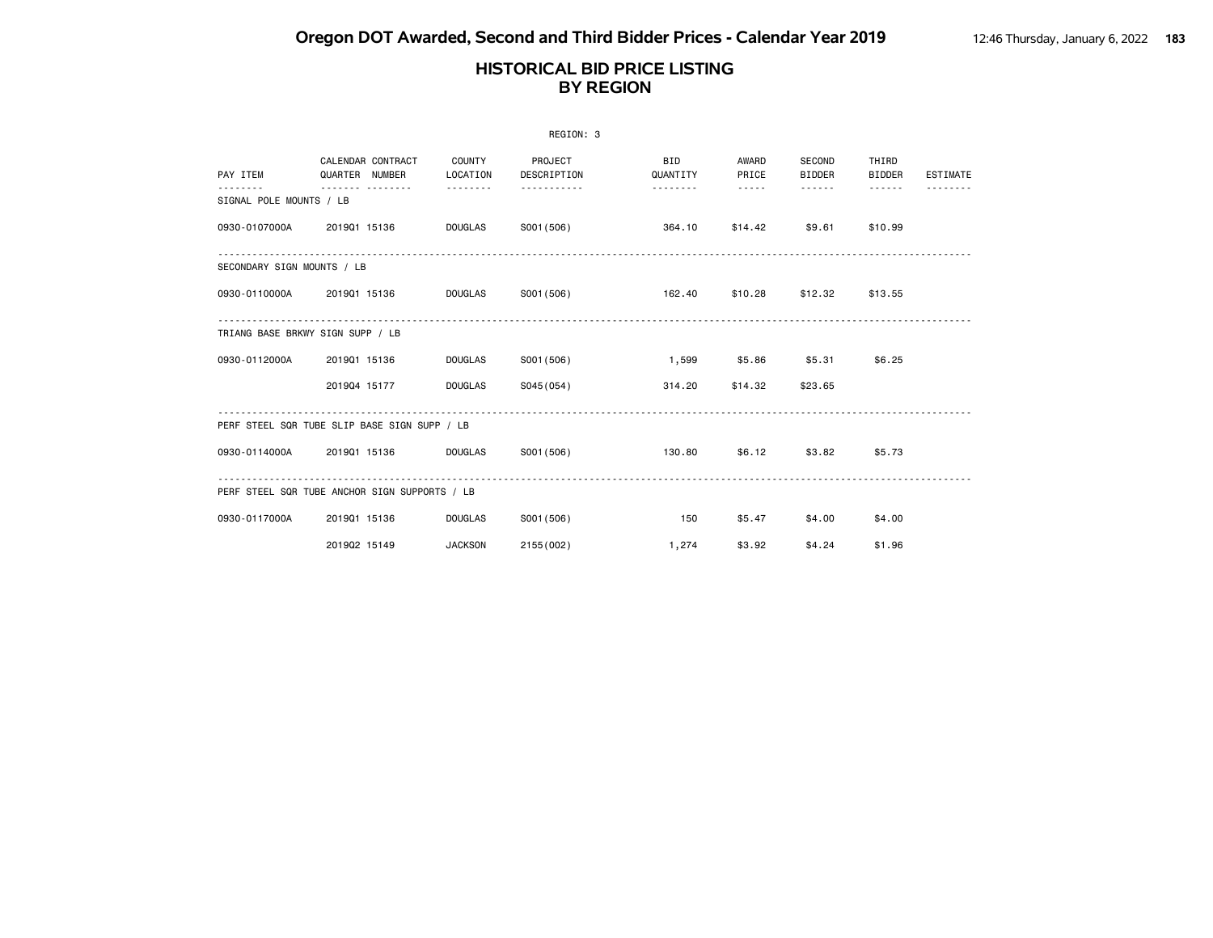# HISTORICAL BID PRICE LISTING
## BY REGION

REGION: 3

| PAY ITEM | CALENDAR QUARTER | CONTRACT NUMBER | COUNTY LOCATION | PROJECT DESCRIPTION | BID QUANTITY | AWARD PRICE | SECOND BIDDER | THIRD BIDDER | ESTIMATE |
|---|---|---|---|---|---|---|---|---|---|
| **SIGNAL POLE MOUNTS / LB** | | | | | | | | | |
| 0930-0107000A | 2019Q1 | 15136 | DOUGLAS | S001(506) | 364.10 | $14.42 | $9.61 | $10.99 | |
| **SECONDARY SIGN MOUNTS / LB** | | | | | | | | | |
| 0930-0110000A | 2019Q1 | 15136 | DOUGLAS | S001(506) | 162.40 | $10.28 | $12.32 | $13.55 | |
| **TRIANG BASE BRKWY SIGN SUPP / LB** | | | | | | | | | |
| 0930-0112000A | 2019Q1 | 15136 | DOUGLAS | S001(506) | 1,599 | $5.86 | $5.31 | $6.25 | |
| | 2019Q4 | 15177 | DOUGLAS | S045(054) | 314.20 | $14.32 | $23.65 | | |
| **PERF STEEL SQR TUBE SLIP BASE SIGN SUPP / LB** | | | | | | | | | |
| 0930-0114000A | 2019Q1 | 15136 | DOUGLAS | S001(506) | 130.80 | $6.12 | $3.82 | $5.73 | |
| **PERF STEEL SQR TUBE ANCHOR SIGN SUPPORTS / LB** | | | | | | | | | |
| 0930-0117000A | 2019Q1 | 15136 | DOUGLAS | S001(506) | 150 | $5.47 | $4.00 | $4.00 | |
| | 2019Q2 | 15149 | JACKSON | 2155(002) | 1,274 | $3.92 | $4.24 | $1.96 | |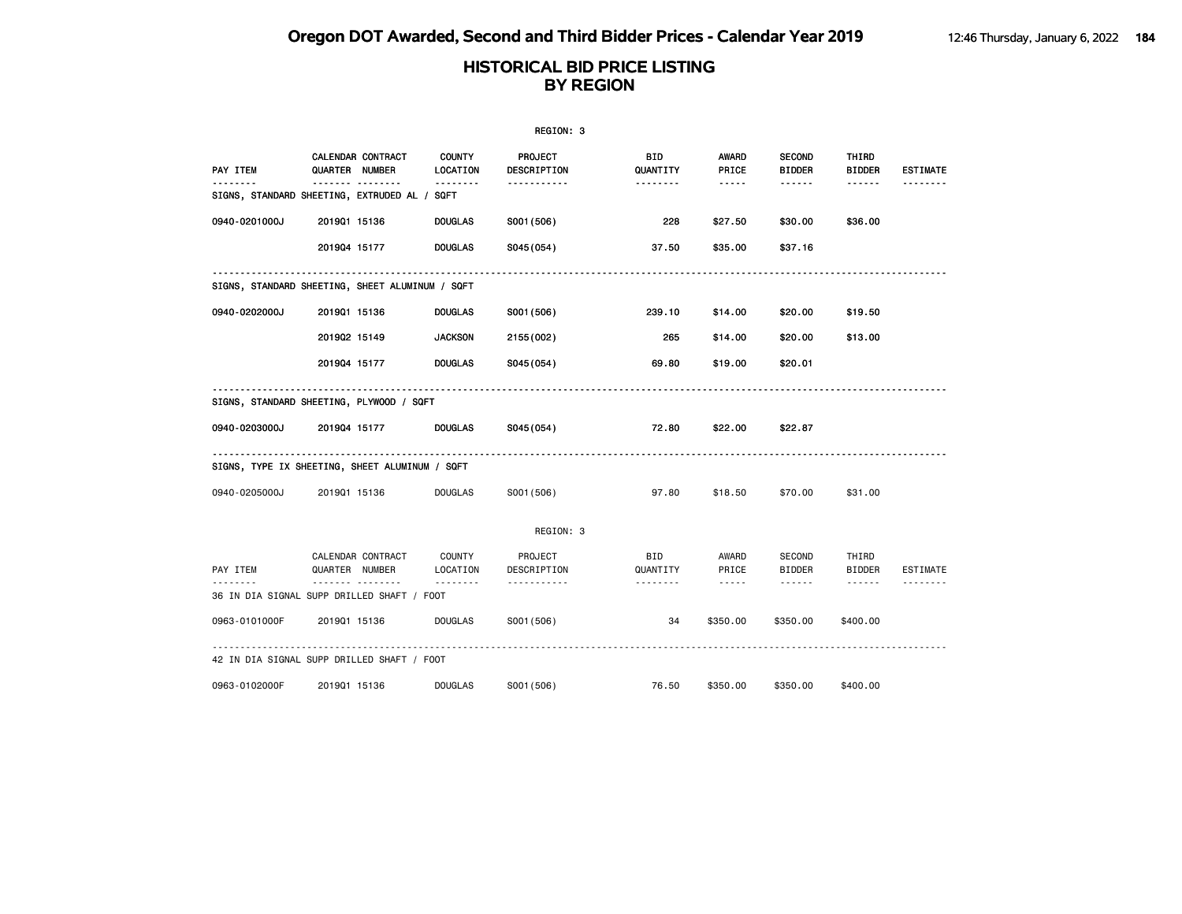# Oregon DOT Awarded, Second and Third Bidder Prices - Calendar Year 2019

## HISTORICAL BID PRICE LISTING BY REGION

REGION: 3

| PAY ITEM | CALENDAR QUARTER | CONTRACT NUMBER | COUNTY LOCATION | PROJECT DESCRIPTION | BID QUANTITY | AWARD PRICE | SECOND BIDDER | THIRD BIDDER | ESTIMATE |
|---|---|---|---|---|---|---|---|---|---|
| **SIGNS, STANDARD SHEETING, EXTRUDED AL / SQFT** | | | | | | | | | |
| 0940-0201000J | 2019Q1 | 15136 | DOUGLAS | S001(506) | 228 | $27.50 | $30.00 | $36.00 | |
| | 2019Q4 | 15177 | DOUGLAS | S045(054) | 37.50 | $35.00 | $37.16 | | |
| **SIGNS, STANDARD SHEETING, SHEET ALUMINUM / SQFT** | | | | | | | | | |
| 0940-0202000J | 2019Q1 | 15136 | DOUGLAS | S001(506) | 239.10 | $14.00 | $20.00 | $19.50 | |
| | 2019Q2 | 15149 | JACKSON | 2155(002) | 265 | $14.00 | $20.00 | $13.00 | |
| | 2019Q4 | 15177 | DOUGLAS | S045(054) | 69.80 | $19.00 | $20.01 | | |
| **SIGNS, STANDARD SHEETING, PLYWOOD / SQFT** | | | | | | | | | |
| 0940-0203000J | 2019Q4 | 15177 | DOUGLAS | S045(054) | 72.80 | $22.00 | $22.87 | | |
| **SIGNS, TYPE IX SHEETING, SHEET ALUMINUM / SQFT** | | | | | | | | | |
| 0940-0205000J | 2019Q1 | 15136 | DOUGLAS | S001(506) | 97.80 | $18.50 | $70.00 | $31.00 | |

REGION: 3

| PAY ITEM | CALENDAR QUARTER | CONTRACT NUMBER | COUNTY LOCATION | PROJECT DESCRIPTION | BID QUANTITY | AWARD PRICE | SECOND BIDDER | THIRD BIDDER | ESTIMATE |
|---|---|---|---|---|---|---|---|---|---|
| **36 IN DIA SIGNAL SUPP DRILLED SHAFT / FOOT** | | | | | | | | | |
| 0963-0101000F | 2019Q1 | 15136 | DOUGLAS | S001(506) | 34 | $350.00 | $350.00 | $400.00 | |
| **42 IN DIA SIGNAL SUPP DRILLED SHAFT / FOOT** | | | | | | | | | |
| 0963-0102000F | 2019Q1 | 15136 | DOUGLAS | S001(506) | 76.50 | $350.00 | $350.00 | $400.00 | |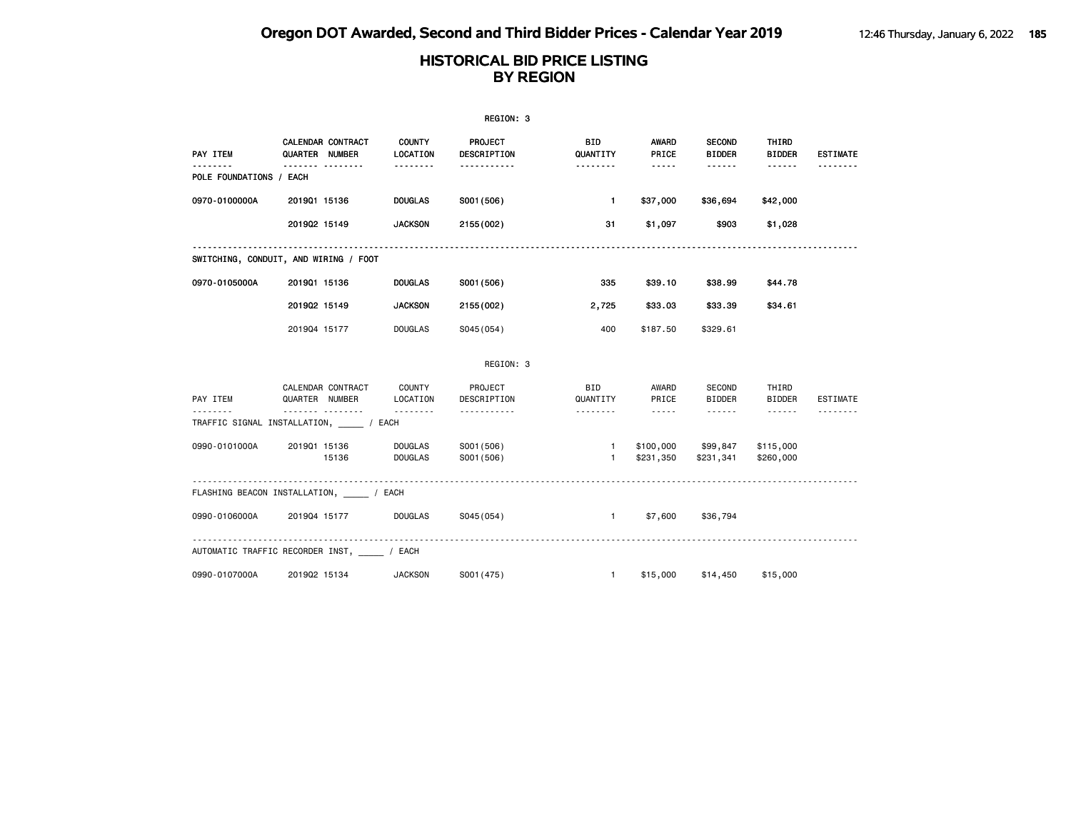# HISTORICAL BID PRICE LISTING BY REGION

REGION: 3

| PAY ITEM | CALENDAR QUARTER | CONTRACT NUMBER | COUNTY LOCATION | PROJECT DESCRIPTION | BID QUANTITY | AWARD PRICE | SECOND BIDDER | THIRD BIDDER | ESTIMATE |
|---|---|---|---|---|---|---|---|---|---|
| **POLE FOUNDATIONS / EACH** | | | | | | | | | |
| 0970-0100000A | 2019Q1 | 15136 | DOUGLAS | S001(506) | 1 | $37,000 | $36,694 | $42,000 | |
| | 2019Q2 | 15149 | JACKSON | 2155(002) | 31 | $1,097 | $903 | $1,028 | |
| **SWITCHING, CONDUIT, AND WIRING / FOOT** | | | | | | | | | |
| 0970-0105000A | 2019Q1 | 15136 | DOUGLAS | S001(506) | 335 | $39.10 | $38.99 | $44.78 | |
| | 2019Q2 | 15149 | JACKSON | 2155(002) | 2,725 | $33.03 | $33.39 | $34.61 | |
| | 2019Q4 | 15177 | DOUGLAS | S045(054) | 400 | $187.50 | $329.61 | | |

REGION: 3

| PAY ITEM | CALENDAR QUARTER | CONTRACT NUMBER | COUNTY LOCATION | PROJECT DESCRIPTION | BID QUANTITY | AWARD PRICE | SECOND BIDDER | THIRD BIDDER | ESTIMATE |
|---|---|---|---|---|---|---|---|---|---|
| TRAFFIC SIGNAL INSTALLATION, _____ / EACH | | | | | | | | | |
| 0990-0101000A | 2019Q1 | 15136 | DOUGLAS | S001(506) | 1 | $100,000 | $99,847 | $115,000 | |
| | | 15136 | DOUGLAS | S001(506) | 1 | $231,350 | $231,341 | $260,000 | |
| FLASHING BEACON INSTALLATION, _____ / EACH | | | | | | | | | |
| 0990-0106000A | 2019Q4 | 15177 | DOUGLAS | S045(054) | 1 | $7,600 | $36,794 | | |
| AUTOMATIC TRAFFIC RECORDER INST, _____ / EACH | | | | | | | | | |
| 0990-0107000A | 2019Q2 | 15134 | JACKSON | S001(475) | 1 | $15,000 | $14,450 | $15,000 | |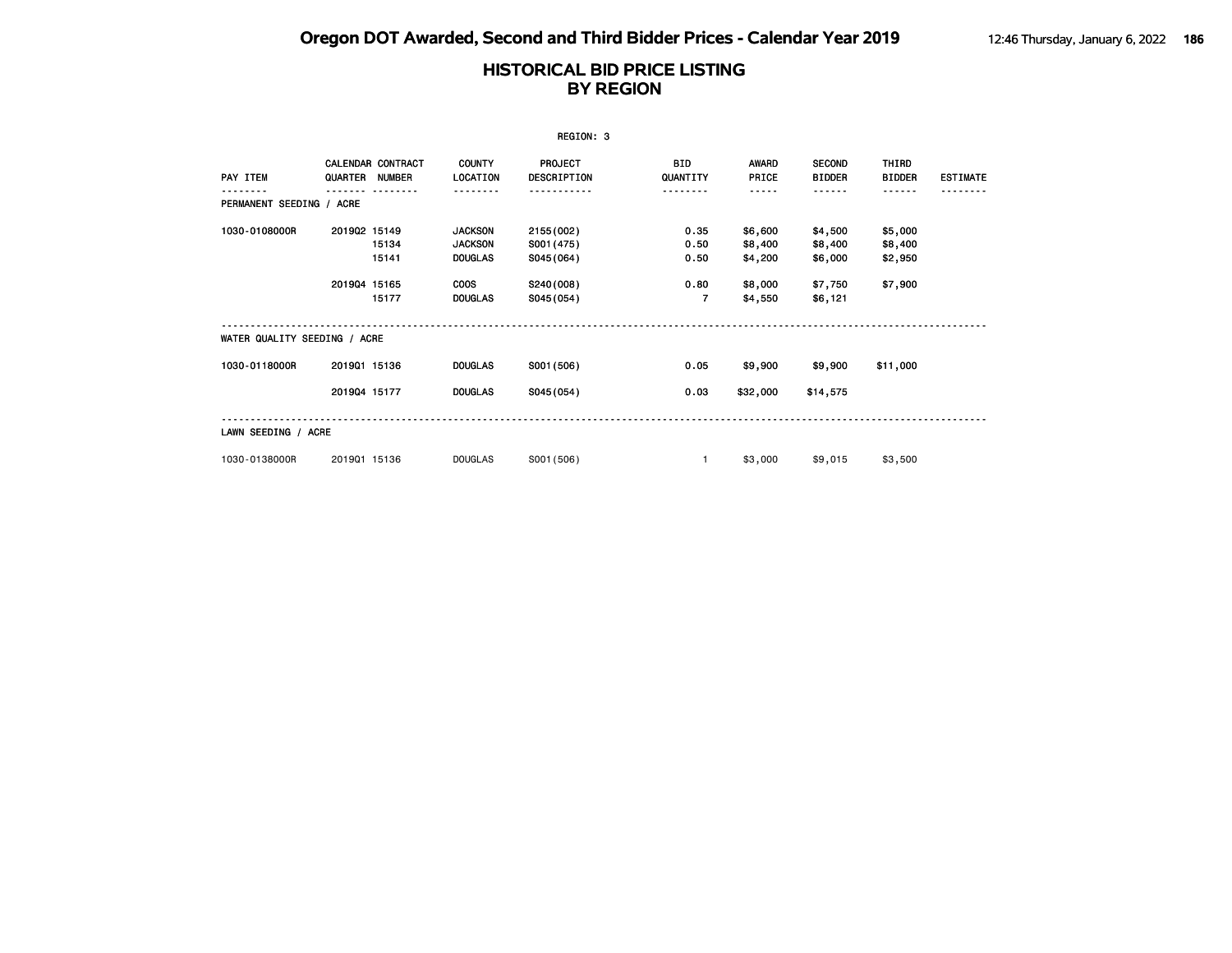# Oregon DOT Awarded, Second and Third Bidder Prices - Calendar Year 2019

## HISTORICAL BID PRICE LISTING BY REGION

REGION: 3

| PAY ITEM | CALENDAR QUARTER | CONTRACT NUMBER | COUNTY LOCATION | PROJECT DESCRIPTION | BID QUANTITY | AWARD PRICE | SECOND BIDDER | THIRD BIDDER | ESTIMATE |
|---|---|---|---|---|---|---|---|---|---|
| **PERMANENT SEEDING / ACRE** | | | | | | | | | |
| 1030-0108000R | 2019Q2 | 15149 | JACKSON | 2155(002) | 0.35 | $6,600 | $4,500 | $5,000 | |
| | | 15134 | JACKSON | S001(475) | 0.50 | $8,400 | $8,400 | $8,400 | |
| | | 15141 | DOUGLAS | S045(064) | 0.50 | $4,200 | $6,000 | $2,950 | |
| | 2019Q4 | 15165 | COOS | S240(008) | 0.80 | $8,000 | $7,750 | $7,900 | |
| | | 15177 | DOUGLAS | S045(054) | 7 | $4,550 | $6,121 | | |
| **WATER QUALITY SEEDING / ACRE** | | | | | | | | | |
| 1030-0118000R | 2019Q1 | 15136 | DOUGLAS | S001(506) | 0.05 | $9,900 | $9,900 | $11,000 | |
| | 2019Q4 | 15177 | DOUGLAS | S045(054) | 0.03 | $32,000 | $14,575 | | |
| **LAWN SEEDING / ACRE** | | | | | | | | | |
| 1030-0138000R | 2019Q1 | 15136 | DOUGLAS | S001(506) | 1 | $3,000 | $9,015 | $3,500 | |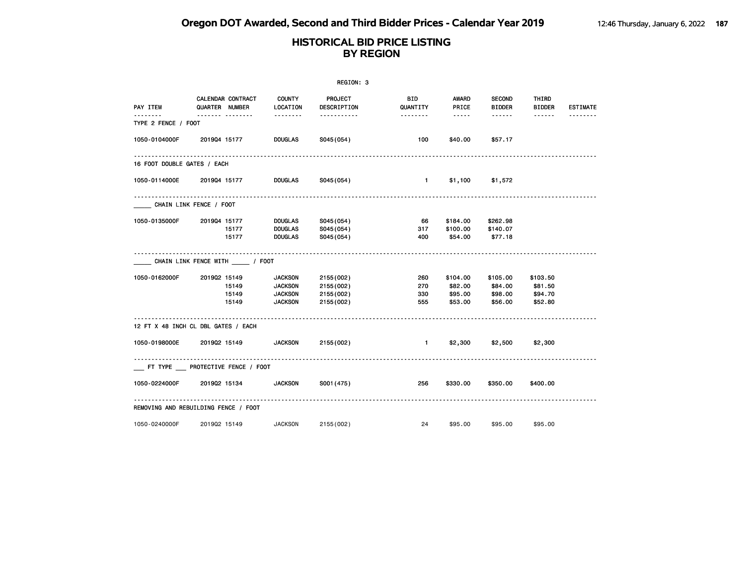# Oregon DOT Awarded, Second and Third Bidder Prices - Calendar Year 2019

## HISTORICAL BID PRICE LISTING BY REGION

REGION: 3

| PAY ITEM | CALENDAR QUARTER | CONTRACT NUMBER | COUNTY LOCATION | PROJECT DESCRIPTION | BID QUANTITY | AWARD PRICE | SECOND BIDDER | THIRD BIDDER | ESTIMATE |
|---|---|---|---|---|---|---|---|---|---|
| **TYPE 2 FENCE / FOOT** | | | | | | | | | |
| 1050-0104000F | 2019Q4 | 15177 | DOUGLAS | S045(054) | 100 | $40.00 | $57.17 | | |
| **16 FOOT DOUBLE GATES / EACH** | | | | | | | | | |
| 1050-0114000E | 2019Q4 | 15177 | DOUGLAS | S045(054) | 1 | $1,100 | $1,572 | | |
| **_____ CHAIN LINK FENCE / FOOT** | | | | | | | | | |
| 1050-0135000F | 2019Q4 | 15177 | DOUGLAS | S045(054) | 66 | $184.00 | $262.98 | | |
| | | 15177 | DOUGLAS | S045(054) | 317 | $100.00 | $140.07 | | |
| | | 15177 | DOUGLAS | S045(054) | 400 | $54.00 | $77.18 | | |
| **_____ CHAIN LINK FENCE WITH _____ / FOOT** | | | | | | | | | |
| 1050-0162000F | 2019Q2 | 15149 | JACKSON | 2155(002) | 260 | $104.00 | $105.00 | $103.50 | |
| | | 15149 | JACKSON | 2155(002) | 270 | $82.00 | $84.00 | $81.50 | |
| | | 15149 | JACKSON | 2155(002) | 330 | $95.00 | $98.00 | $94.70 | |
| | | 15149 | JACKSON | 2155(002) | 555 | $53.00 | $56.00 | $52.80 | |
| **12 FT X 48 INCH CL DBL GATES / EACH** | | | | | | | | | |
| 1050-0198000E | 2019Q2 | 15149 | JACKSON | 2155(002) | 1 | $2,300 | $2,500 | $2,300 | |
| **___ FT TYPE ___ PROTECTIVE FENCE / FOOT** | | | | | | | | | |
| 1050-0224000F | 2019Q2 | 15134 | JACKSON | S001(475) | 256 | $330.00 | $350.00 | $400.00 | |
| **REMOVING AND REBUILDING FENCE / FOOT** | | | | | | | | | |
| 1050-0240000F | 2019Q2 | 15149 | JACKSON | 2155(002) | 24 | $95.00 | $95.00 | $95.00 | |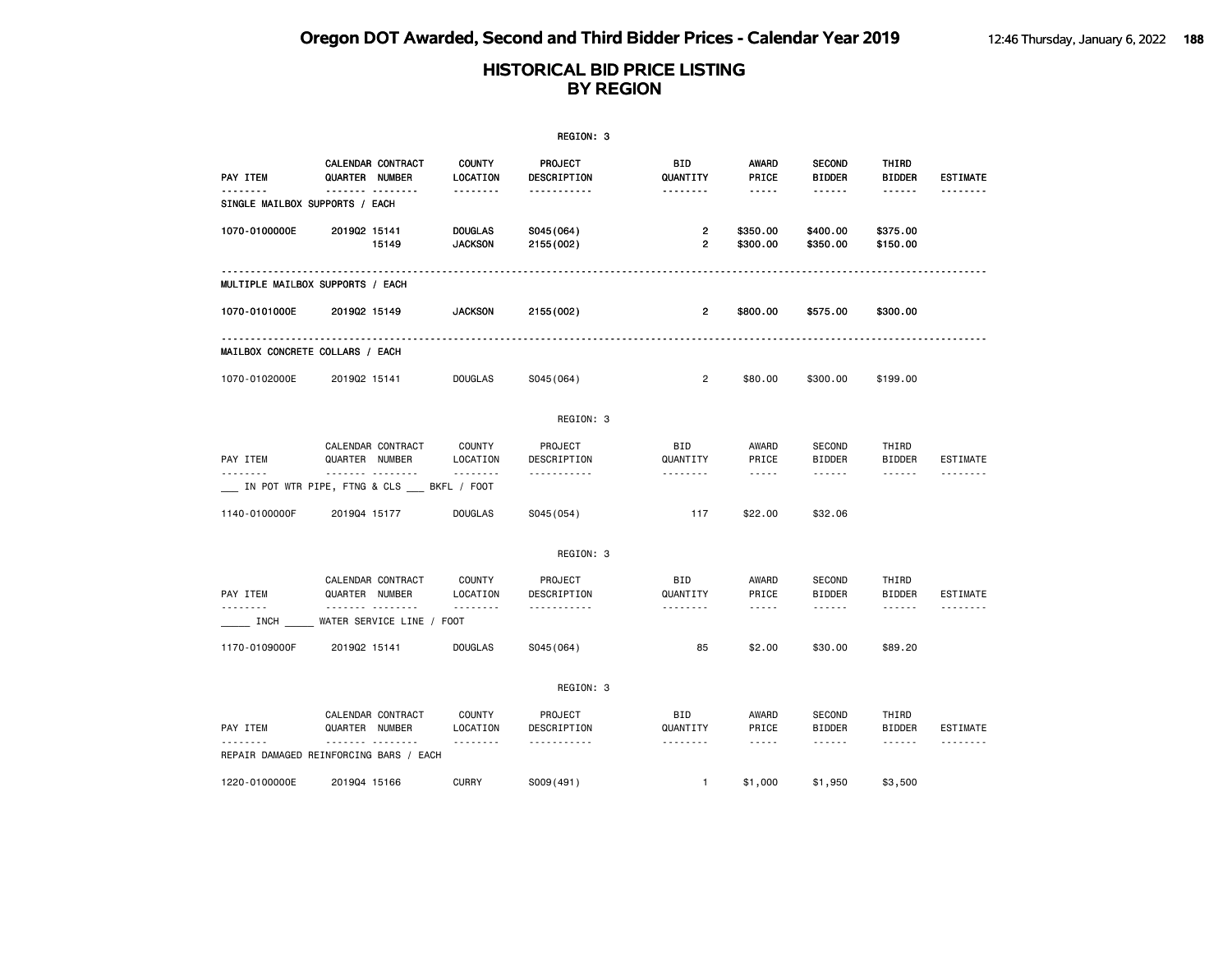# Oregon DOT Awarded, Second and Third Bidder Prices - Calendar Year 2019

## HISTORICAL BID PRICE LISTING BY REGION

REGION: 3

| PAY ITEM | CALENDAR QUARTER | CONTRACT NUMBER | COUNTY LOCATION | PROJECT DESCRIPTION | BID QUANTITY | AWARD PRICE | SECOND BIDDER | THIRD BIDDER | ESTIMATE |
|---|---|---|---|---|---|---|---|---|---|
| **SINGLE MAILBOX SUPPORTS / EACH** | | | | | | | | | |
| 1070-0100000E | 2019Q2 | 15141 | DOUGLAS | S045(064) | 2 | $350.00 | $400.00 | $375.00 | |
| | | 15149 | JACKSON | 2155(002) | 2 | $300.00 | $350.00 | $150.00 | |
| **MULTIPLE MAILBOX SUPPORTS / EACH** | | | | | | | | | |
| 1070-0101000E | 2019Q2 | 15149 | JACKSON | 2155(002) | 2 | $800.00 | $575.00 | $300.00 | |
| **MAILBOX CONCRETE COLLARS / EACH** | | | | | | | | | |
| 1070-0102000E | 2019Q2 | 15141 | DOUGLAS | S045(064) | 2 | $80.00 | $300.00 | $199.00 | |

REGION: 3

| PAY ITEM | CALENDAR QUARTER | CONTRACT NUMBER | COUNTY LOCATION | PROJECT DESCRIPTION | BID QUANTITY | AWARD PRICE | SECOND BIDDER | THIRD BIDDER | ESTIMATE |
|---|---|---|---|---|---|---|---|---|---|
| **___ IN POT WTR PIPE, FTNG & CLS ___ BKFL / FOOT** | | | | | | | | | |
| 1140-0100000F | 2019Q4 | 15177 | DOUGLAS | S045(054) | 117 | $22.00 | $32.06 | | |

REGION: 3

| PAY ITEM | CALENDAR QUARTER | CONTRACT NUMBER | COUNTY LOCATION | PROJECT DESCRIPTION | BID QUANTITY | AWARD PRICE | SECOND BIDDER | THIRD BIDDER | ESTIMATE |
|---|---|---|---|---|---|---|---|---|---|
| **_____ INCH _____ WATER SERVICE LINE / FOOT** | | | | | | | | | |
| 1170-0109000F | 2019Q2 | 15141 | DOUGLAS | S045(064) | 85 | $2.00 | $30.00 | $89.20 | |

REGION: 3

| PAY ITEM | CALENDAR QUARTER | CONTRACT NUMBER | COUNTY LOCATION | PROJECT DESCRIPTION | BID QUANTITY | AWARD PRICE | SECOND BIDDER | THIRD BIDDER | ESTIMATE |
|---|---|---|---|---|---|---|---|---|---|
| **REPAIR DAMAGED REINFORCING BARS / EACH** | | | | | | | | | |
| 1220-0100000E | 2019Q4 | 15166 | CURRY | S009(491) | 1 | $1,000 | $1,950 | $3,500 | |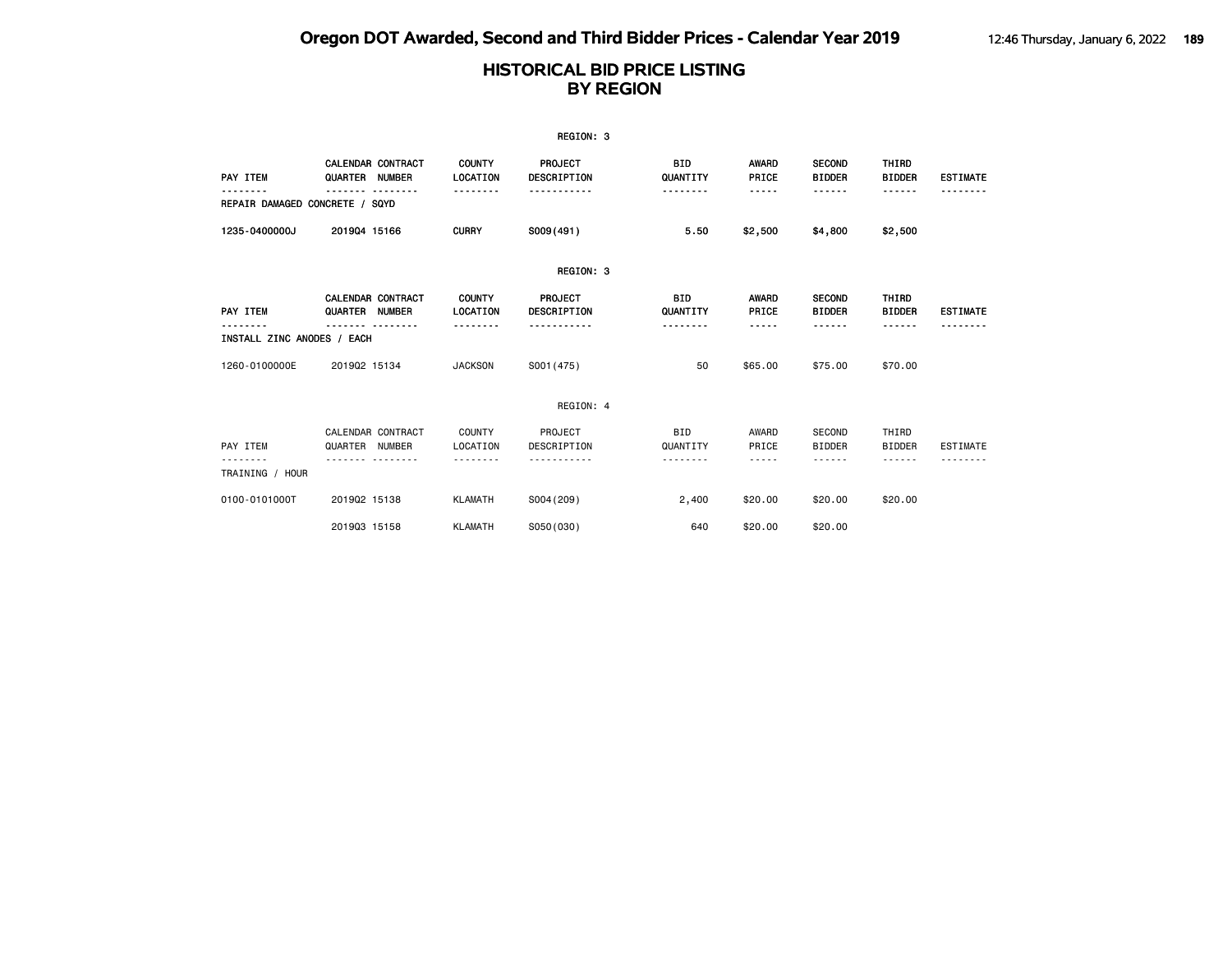# HISTORICAL BID PRICE LISTING
## BY REGION

REGION: 3

| PAY ITEM | CALENDAR QUARTER | CONTRACT NUMBER | COUNTY LOCATION | PROJECT DESCRIPTION | BID QUANTITY | AWARD PRICE | SECOND BIDDER | THIRD BIDDER | ESTIMATE |
|---|---|---|---|---|---|---|---|---|---|
| REPAIR DAMAGED CONCRETE / SQYD | | | | | | | | | |
| 1235-0400000J | 2019Q4 | 15166 | CURRY | S009(491) | 5.50 | $2,500 | $4,800 | $2,500 | |

REGION: 3

| PAY ITEM | CALENDAR QUARTER | CONTRACT NUMBER | COUNTY LOCATION | PROJECT DESCRIPTION | BID QUANTITY | AWARD PRICE | SECOND BIDDER | THIRD BIDDER | ESTIMATE |
|---|---|---|---|---|---|---|---|---|---|
| INSTALL ZINC ANODES / EACH | | | | | | | | | |
| 1260-0100000E | 2019Q2 | 15134 | JACKSON | S001(475) | 50 | $65.00 | $75.00 | $70.00 | |

REGION: 4

| PAY ITEM | CALENDAR QUARTER | CONTRACT NUMBER | COUNTY LOCATION | PROJECT DESCRIPTION | BID QUANTITY | AWARD PRICE | SECOND BIDDER | THIRD BIDDER | ESTIMATE |
|---|---|---|---|---|---|---|---|---|---|
| TRAINING / HOUR | | | | | | | | | |
| 0100-0101000T | 2019Q2 | 15138 | KLAMATH | S004(209) | 2,400 | $20.00 | $20.00 | $20.00 | |
| | 2019Q3 | 15158 | KLAMATH | S050(030) | 640 | $20.00 | $20.00 | | |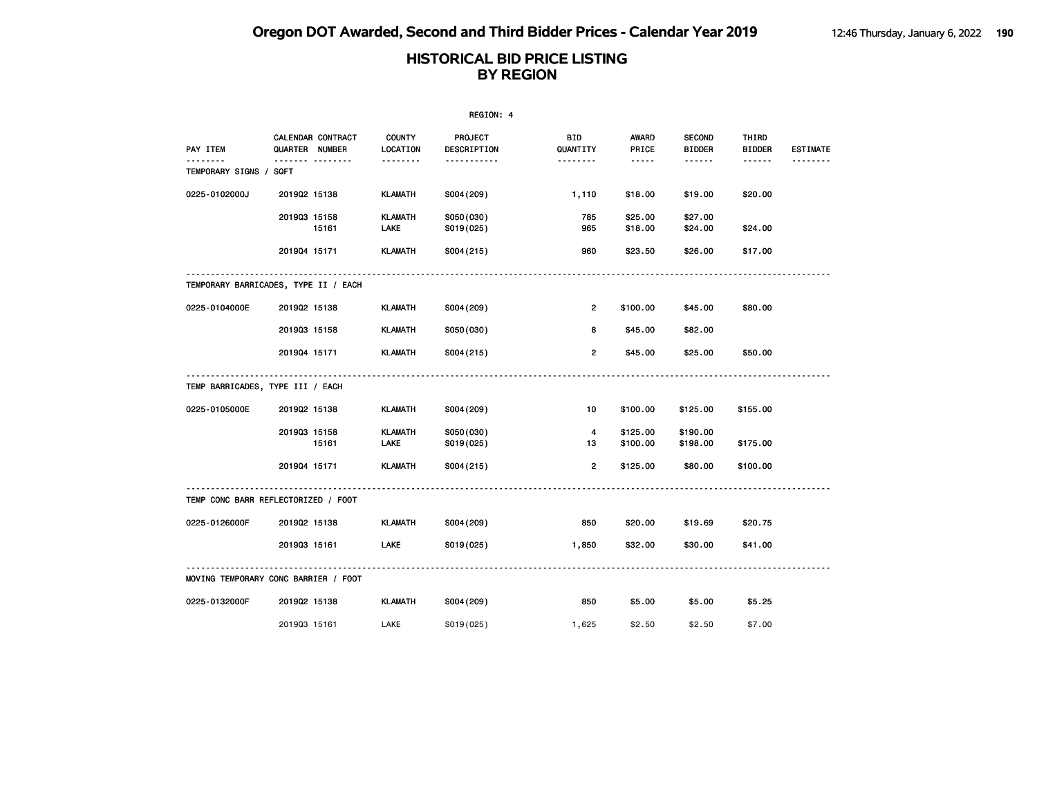# Oregon DOT Awarded, Second and Third Bidder Prices - Calendar Year 2019

## HISTORICAL BID PRICE LISTING BY REGION

REGION: 4

| PAY ITEM | CALENDAR QUARTER | CONTRACT NUMBER | COUNTY LOCATION | PROJECT DESCRIPTION | BID QUANTITY | AWARD PRICE | SECOND BIDDER | THIRD BIDDER | ESTIMATE |
|---|---|---|---|---|---|---|---|---|---|
| TEMPORARY SIGNS / SQFT | | | | | | | | | |
| 0225-0102000J | 2019Q2 | 15138 | KLAMATH | S004(209) | 1,110 | $18.00 | $19.00 | $20.00 | |
| | 2019Q3 | 15158 | KLAMATH | S050(030) | 785 | $25.00 | $27.00 | | |
| | | 15161 | LAKE | S019(025) | 965 | $18.00 | $24.00 | $24.00 | |
| | 2019Q4 | 15171 | KLAMATH | S004(215) | 960 | $23.50 | $26.00 | $17.00 | |
| TEMPORARY BARRICADES, TYPE II / EACH | | | | | | | | | |
| 0225-0104000E | 2019Q2 | 15138 | KLAMATH | S004(209) | 2 | $100.00 | $45.00 | $80.00 | |
| | 2019Q3 | 15158 | KLAMATH | S050(030) | 8 | $45.00 | $82.00 | | |
| | 2019Q4 | 15171 | KLAMATH | S004(215) | 2 | $45.00 | $25.00 | $50.00 | |
| TEMP BARRICADES, TYPE III / EACH | | | | | | | | | |
| 0225-0105000E | 2019Q2 | 15138 | KLAMATH | S004(209) | 10 | $100.00 | $125.00 | $155.00 | |
| | 2019Q3 | 15158 | KLAMATH | S050(030) | 4 | $125.00 | $190.00 | | |
| | | 15161 | LAKE | S019(025) | 13 | $100.00 | $198.00 | $175.00 | |
| | 2019Q4 | 15171 | KLAMATH | S004(215) | 2 | $125.00 | $80.00 | $100.00 | |
| TEMP CONC BARR REFLECTORIZED / FOOT | | | | | | | | | |
| 0225-0126000F | 2019Q2 | 15138 | KLAMATH | S004(209) | 850 | $20.00 | $19.69 | $20.75 | |
| | 2019Q3 | 15161 | LAKE | S019(025) | 1,850 | $32.00 | $30.00 | $41.00 | |
| MOVING TEMPORARY CONC BARRIER / FOOT | | | | | | | | | |
| 0225-0132000F | 2019Q2 | 15138 | KLAMATH | S004(209) | 850 | $5.00 | $5.00 | $5.25 | |
| | 2019Q3 | 15161 | LAKE | S019(025) | 1,625 | $2.50 | $2.50 | $7.00 | |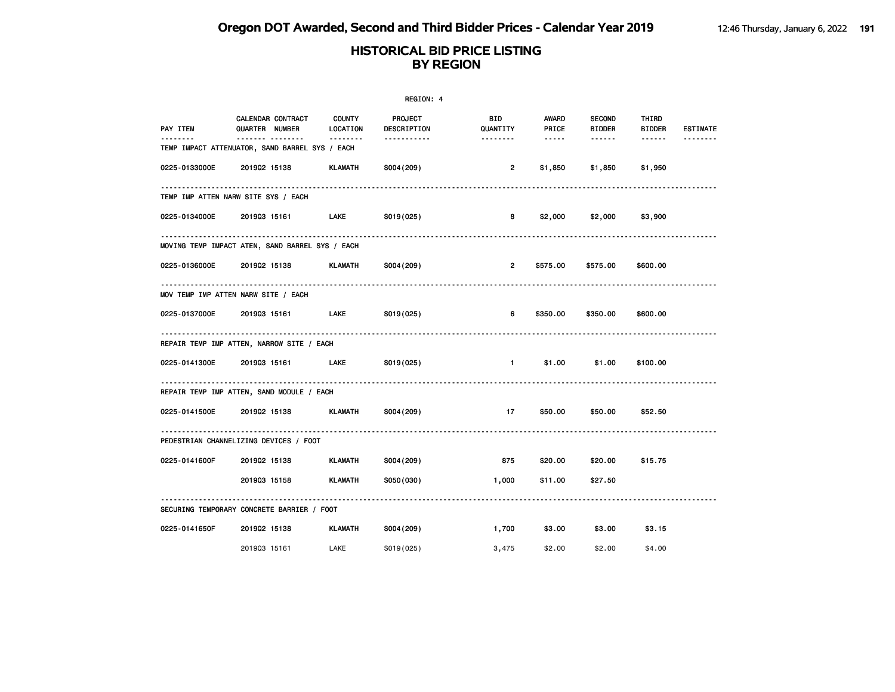# Oregon DOT Awarded, Second and Third Bidder Prices - Calendar Year 2019

## HISTORICAL BID PRICE LISTING BY REGION

REGION: 4

| PAY ITEM | CALENDAR QUARTER | CONTRACT NUMBER | COUNTY LOCATION | PROJECT DESCRIPTION | BID QUANTITY | AWARD PRICE | SECOND BIDDER | THIRD BIDDER | ESTIMATE |
|---|---|---|---|---|---|---|---|---|---|
| **TEMP IMPACT ATTENUATOR, SAND BARREL SYS / EACH** | | | | | | | | | |
| 0225-0133000E | 2019Q2 | 15138 | KLAMATH | S004(209) | 2 | $1,850 | $1,850 | $1,950 | |
| **TEMP IMP ATTEN NARW SITE SYS / EACH** | | | | | | | | | |
| 0225-0134000E | 2019Q3 | 15161 | LAKE | S019(025) | 8 | $2,000 | $2,000 | $3,900 | |
| **MOVING TEMP IMPACT ATEN, SAND BARREL SYS / EACH** | | | | | | | | | |
| 0225-0136000E | 2019Q2 | 15138 | KLAMATH | S004(209) | 2 | $575.00 | $575.00 | $600.00 | |
| **MOV TEMP IMP ATTEN NARW SITE / EACH** | | | | | | | | | |
| 0225-0137000E | 2019Q3 | 15161 | LAKE | S019(025) | 6 | $350.00 | $350.00 | $600.00 | |
| **REPAIR TEMP IMP ATTEN, NARROW SITE / EACH** | | | | | | | | | |
| 0225-0141300E | 2019Q3 | 15161 | LAKE | S019(025) | 1 | $1.00 | $1.00 | $100.00 | |
| **REPAIR TEMP IMP ATTEN, SAND MODULE / EACH** | | | | | | | | | |
| 0225-0141500E | 2019Q2 | 15138 | KLAMATH | S004(209) | 17 | $50.00 | $50.00 | $52.50 | |
| **PEDESTRIAN CHANNELIZING DEVICES / FOOT** | | | | | | | | | |
| 0225-0141600F | 2019Q2 | 15138 | KLAMATH | S004(209) | 875 | $20.00 | $20.00 | $15.75 | |
| | 2019Q3 | 15158 | KLAMATH | S050(030) | 1,000 | $11.00 | $27.50 | | |
| **SECURING TEMPORARY CONCRETE BARRIER / FOOT** | | | | | | | | | |
| 0225-0141650F | 2019Q2 | 15138 | KLAMATH | S004(209) | 1,700 | $3.00 | $3.00 | $3.15 | |
| | 2019Q3 | 15161 | LAKE | S019(025) | 3,475 | $2.00 | $2.00 | $4.00 | |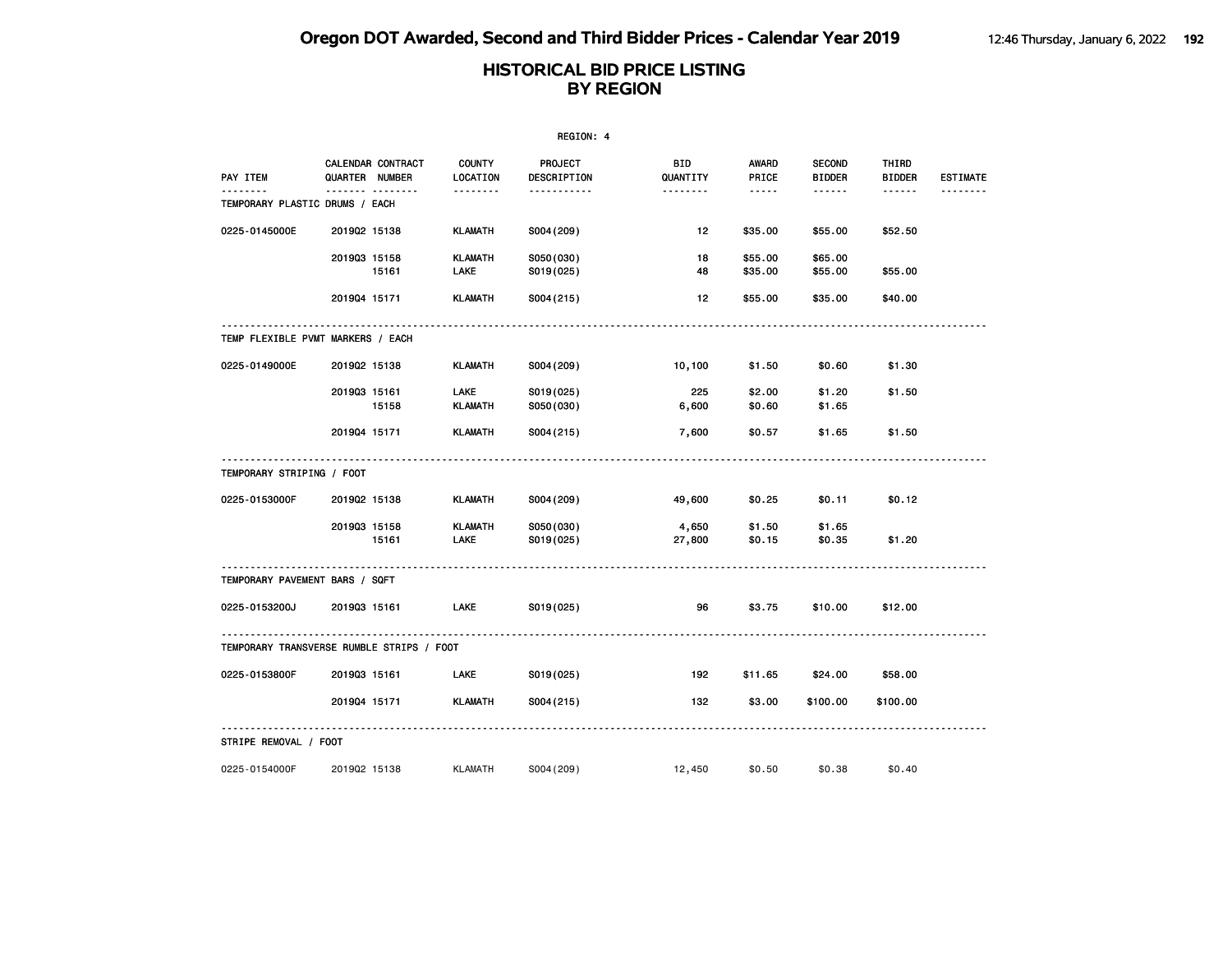# Oregon DOT Awarded, Second and Third Bidder Prices - Calendar Year 2019

## HISTORICAL BID PRICE LISTING BY REGION

REGION: 4

| PAY ITEM | CALENDAR QUARTER | CONTRACT NUMBER | COUNTY LOCATION | PROJECT DESCRIPTION | BID QUANTITY | AWARD PRICE | SECOND BIDDER | THIRD BIDDER | ESTIMATE |
|---|---|---|---|---|---|---|---|---|---|
| **TEMPORARY PLASTIC DRUMS / EACH** | | | | | | | | | |
| 0225-0145000E | 2019Q2 | 15138 | KLAMATH | S004(209) | 12 | $35.00 | $55.00 | $52.50 | |
| | 2019Q3 | 15158 | KLAMATH | S050(030) | 18 | $55.00 | $65.00 | | |
| | | 15161 | LAKE | S019(025) | 48 | $35.00 | $55.00 | $55.00 | |
| | 2019Q4 | 15171 | KLAMATH | S004(215) | 12 | $55.00 | $35.00 | $40.00 | |
| **TEMP FLEXIBLE PVMT MARKERS / EACH** | | | | | | | | | |
| 0225-0149000E | 2019Q2 | 15138 | KLAMATH | S004(209) | 10,100 | $1.50 | $0.60 | $1.30 | |
| | 2019Q3 | 15161 | LAKE | S019(025) | 225 | $2.00 | $1.20 | $1.50 | |
| | | 15158 | KLAMATH | S050(030) | 6,600 | $0.60 | $1.65 | | |
| | 2019Q4 | 15171 | KLAMATH | S004(215) | 7,600 | $0.57 | $1.65 | $1.50 | |
| **TEMPORARY STRIPING / FOOT** | | | | | | | | | |
| 0225-0153000F | 2019Q2 | 15138 | KLAMATH | S004(209) | 49,600 | $0.25 | $0.11 | $0.12 | |
| | 2019Q3 | 15158 | KLAMATH | S050(030) | 4,650 | $1.50 | $1.65 | | |
| | | 15161 | LAKE | S019(025) | 27,800 | $0.15 | $0.35 | $1.20 | |
| **TEMPORARY PAVEMENT BARS / SQFT** | | | | | | | | | |
| 0225-0153200J | 2019Q3 | 15161 | LAKE | S019(025) | 96 | $3.75 | $10.00 | $12.00 | |
| **TEMPORARY TRANSVERSE RUMBLE STRIPS / FOOT** | | | | | | | | | |
| 0225-0153800F | 2019Q3 | 15161 | LAKE | S019(025) | 192 | $11.65 | $24.00 | $58.00 | |
| | 2019Q4 | 15171 | KLAMATH | S004(215) | 132 | $3.00 | $100.00 | $100.00 | |
| **STRIPE REMOVAL / FOOT** | | | | | | | | | |
| 0225-0154000F | 2019Q2 | 15138 | KLAMATH | S004(209) | 12,450 | $0.50 | $0.38 | $0.40 | |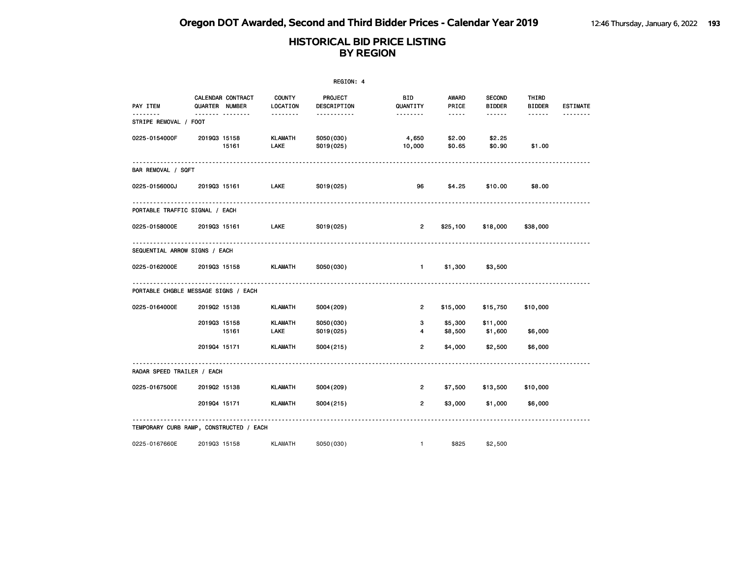# Oregon DOT Awarded, Second and Third Bidder Prices - Calendar Year 2019

## HISTORICAL BID PRICE LISTING BY REGION

REGION: 4

| PAY ITEM | CALENDAR QUARTER | CONTRACT NUMBER | COUNTY LOCATION | PROJECT DESCRIPTION | BID QUANTITY | AWARD PRICE | SECOND BIDDER | THIRD BIDDER | ESTIMATE |
|---|---|---|---|---|---|---|---|---|---|
| **STRIPE REMOVAL / FOOT** | | | | | | | | | |
| 0225-0154000F | 2019Q3 | 15158 | KLAMATH | S050(030) | 4,650 | $2.00 | $2.25 | | |
| | | 15161 | LAKE | S019(025) | 10,000 | $0.65 | $0.90 | $1.00 | |
| **BAR REMOVAL / SQFT** | | | | | | | | | |
| 0225-0156000J | 2019Q3 | 15161 | LAKE | S019(025) | 96 | $4.25 | $10.00 | $8.00 | |
| **PORTABLE TRAFFIC SIGNAL / EACH** | | | | | | | | | |
| 0225-0158000E | 2019Q3 | 15161 | LAKE | S019(025) | 2 | $25,100 | $18,000 | $38,000 | |
| **SEQUENTIAL ARROW SIGNS / EACH** | | | | | | | | | |
| 0225-0162000E | 2019Q3 | 15158 | KLAMATH | S050(030) | 1 | $1,300 | $3,500 | | |
| **PORTABLE CHGBLE MESSAGE SIGNS / EACH** | | | | | | | | | |
| 0225-0164000E | 2019Q2 | 15138 | KLAMATH | S004(209) | 2 | $15,000 | $15,750 | $10,000 | |
| | 2019Q3 | 15158 | KLAMATH | S050(030) | 3 | $5,300 | $11,000 | | |
| | | 15161 | LAKE | S019(025) | 4 | $8,500 | $1,600 | $6,000 | |
| | 2019Q4 | 15171 | KLAMATH | S004(215) | 2 | $4,000 | $2,500 | $6,000 | |
| **RADAR SPEED TRAILER / EACH** | | | | | | | | | |
| 0225-0167500E | 2019Q2 | 15138 | KLAMATH | S004(209) | 2 | $7,500 | $13,500 | $10,000 | |
| | 2019Q4 | 15171 | KLAMATH | S004(215) | 2 | $3,000 | $1,000 | $6,000 | |
| **TEMPORARY CURB RAMP, CONSTRUCTED / EACH** | | | | | | | | | |
| 0225-0167660E | 2019Q3 | 15158 | KLAMATH | S050(030) | 1 | $825 | $2,500 | | |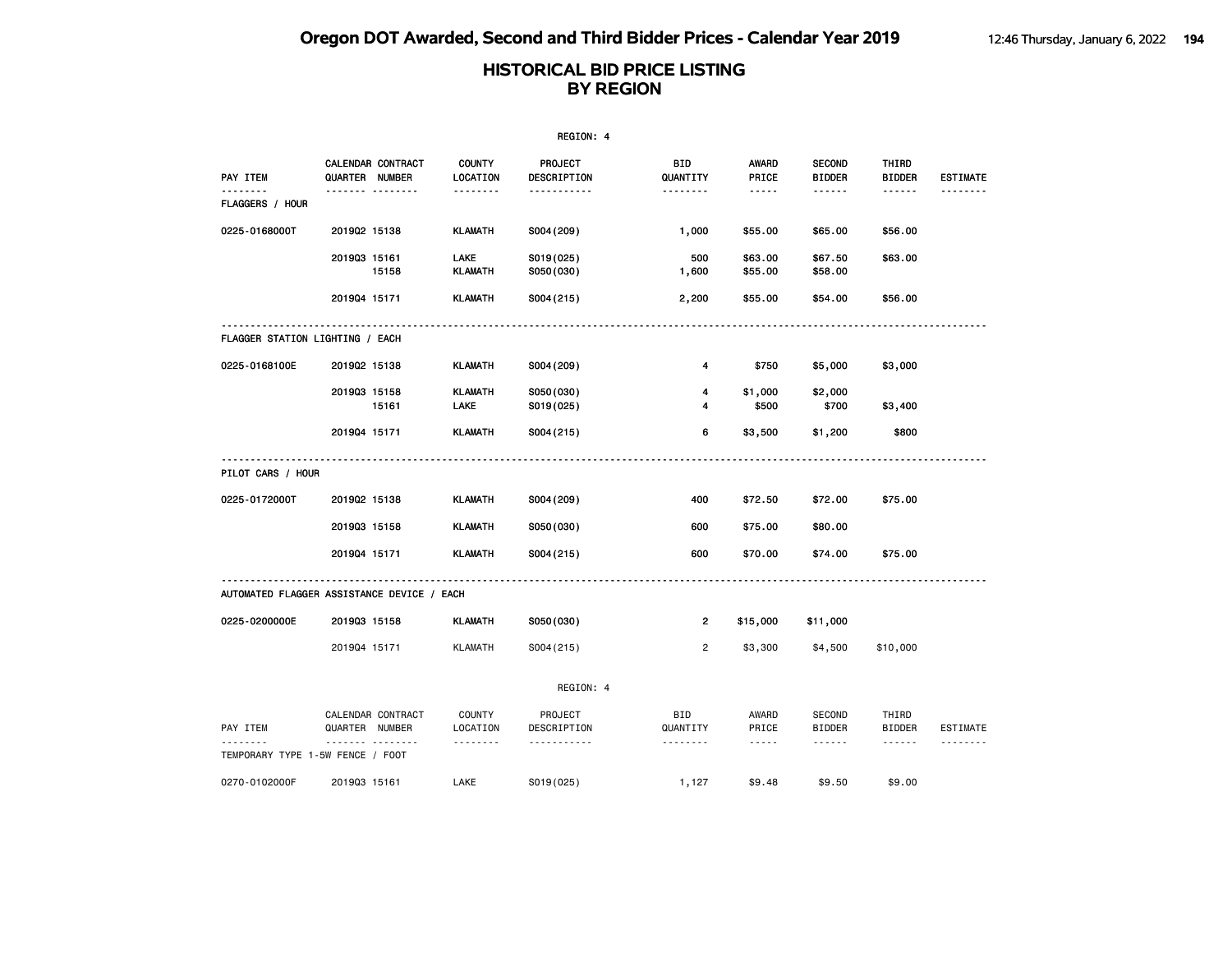# Oregon DOT Awarded, Second and Third Bidder Prices - Calendar Year 2019

## HISTORICAL BID PRICE LISTING BY REGION

REGION: 4

| PAY ITEM | CALENDAR QUARTER | CONTRACT NUMBER | COUNTY LOCATION | PROJECT DESCRIPTION | BID QUANTITY | AWARD PRICE | SECOND BIDDER | THIRD BIDDER | ESTIMATE |
|---|---|---|---|---|---|---|---|---|---|
| **FLAGGERS / HOUR** | | | | | | | | | |
| 0225-0168000T | 2019Q2 | 15138 | KLAMATH | S004(209) | 1,000 | $55.00 | $65.00 | $56.00 | |
| | 2019Q3 | 15161 | LAKE | S019(025) | 500 | $63.00 | $67.50 | $63.00 | |
| | | 15158 | KLAMATH | S050(030) | 1,600 | $55.00 | $58.00 | | |
| | 2019Q4 | 15171 | KLAMATH | S004(215) | 2,200 | $55.00 | $54.00 | $56.00 | |
| **FLAGGER STATION LIGHTING / EACH** | | | | | | | | | |
| 0225-0168100E | 2019Q2 | 15138 | KLAMATH | S004(209) | 4 | $750 | $5,000 | $3,000 | |
| | 2019Q3 | 15158 | KLAMATH | S050(030) | 4 | $1,000 | $2,000 | | |
| | | 15161 | LAKE | S019(025) | 4 | $500 | $700 | $3,400 | |
| | 2019Q4 | 15171 | KLAMATH | S004(215) | 6 | $3,500 | $1,200 | $800 | |
| **PILOT CARS / HOUR** | | | | | | | | | |
| 0225-0172000T | 2019Q2 | 15138 | KLAMATH | S004(209) | 400 | $72.50 | $72.00 | $75.00 | |
| | 2019Q3 | 15158 | KLAMATH | S050(030) | 600 | $75.00 | $80.00 | | |
| | 2019Q4 | 15171 | KLAMATH | S004(215) | 600 | $70.00 | $74.00 | $75.00 | |
| **AUTOMATED FLAGGER ASSISTANCE DEVICE / EACH** | | | | | | | | | |
| 0225-0200000E | 2019Q3 | 15158 | KLAMATH | S050(030) | 2 | $15,000 | $11,000 | | |
| | 2019Q4 | 15171 | KLAMATH | S004(215) | 2 | $3,300 | $4,500 | $10,000 | |

REGION: 4

| PAY ITEM | CALENDAR QUARTER | CONTRACT NUMBER | COUNTY LOCATION | PROJECT DESCRIPTION | BID QUANTITY | AWARD PRICE | SECOND BIDDER | THIRD BIDDER | ESTIMATE |
|---|---|---|---|---|---|---|---|---|---|
| **TEMPORARY TYPE 1-5W FENCE / FOOT** | | | | | | | | | |
| 0270-0102000F | 2019Q3 | 15161 | LAKE | S019(025) | 1,127 | $9.48 | $9.50 | $9.00 | |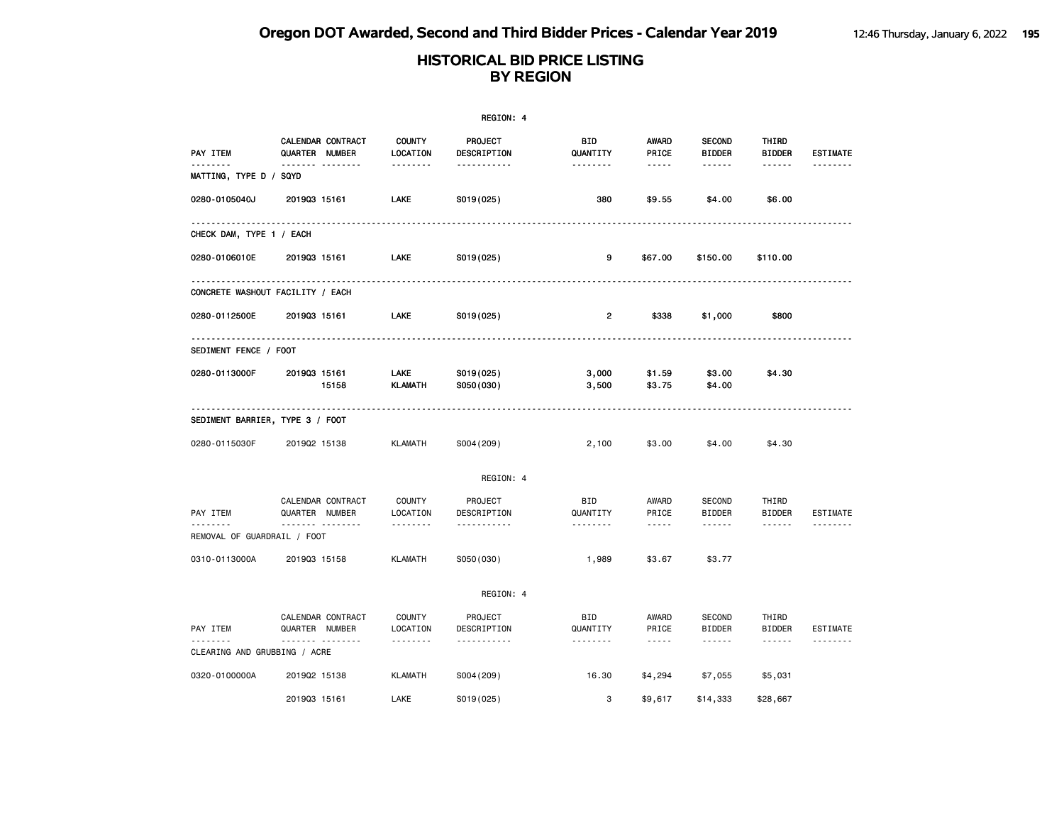# Oregon DOT Awarded, Second and Third Bidder Prices - Calendar Year 2019

## HISTORICAL BID PRICE LISTING BY REGION

REGION: 4

| PAY ITEM | CALENDAR QUARTER | CONTRACT NUMBER | COUNTY LOCATION | PROJECT DESCRIPTION | BID QUANTITY | AWARD PRICE | SECOND BIDDER | THIRD BIDDER | ESTIMATE |
|---|---|---|---|---|---|---|---|---|---|
| MATTING, TYPE D / SQYD | | | | | | | | | |
| 0280-0105040J | 2019Q3 | 15161 | LAKE | S019(025) | 380 | $9.55 | $4.00 | $6.00 | |
| CHECK DAM, TYPE 1 / EACH | | | | | | | | | |
| 0280-0106010E | 2019Q3 | 15161 | LAKE | S019(025) | 9 | $67.00 | $150.00 | $110.00 | |
| CONCRETE WASHOUT FACILITY / EACH | | | | | | | | | |
| 0280-0112500E | 2019Q3 | 15161 | LAKE | S019(025) | 2 | $338 | $1,000 | $800 | |
| SEDIMENT FENCE / FOOT | | | | | | | | | |
| 0280-0113000F | 2019Q3 | 15161 | LAKE | S019(025) | 3,000 | $1.59 | $3.00 | $4.30 | |
| | | 15158 | KLAMATH | S050(030) | 3,500 | $3.75 | $4.00 | | |
| SEDIMENT BARRIER, TYPE 3 / FOOT | | | | | | | | | |
| 0280-0115030F | 2019Q2 | 15138 | KLAMATH | S004(209) | 2,100 | $3.00 | $4.00 | $4.30 | |

REGION: 4

| PAY ITEM | CALENDAR QUARTER | CONTRACT NUMBER | COUNTY LOCATION | PROJECT DESCRIPTION | BID QUANTITY | AWARD PRICE | SECOND BIDDER | THIRD BIDDER | ESTIMATE |
|---|---|---|---|---|---|---|---|---|---|
| REMOVAL OF GUARDRAIL / FOOT | | | | | | | | | |
| 0310-0113000A | 2019Q3 | 15158 | KLAMATH | S050(030) | 1,989 | $3.67 | $3.77 | | |

REGION: 4

| PAY ITEM | CALENDAR QUARTER | CONTRACT NUMBER | COUNTY LOCATION | PROJECT DESCRIPTION | BID QUANTITY | AWARD PRICE | SECOND BIDDER | THIRD BIDDER | ESTIMATE |
|---|---|---|---|---|---|---|---|---|---|
| CLEARING AND GRUBBING / ACRE | | | | | | | | | |
| 0320-0100000A | 2019Q2 | 15138 | KLAMATH | S004(209) | 16.30 | $4,294 | $7,055 | $5,031 | |
| | 2019Q3 | 15161 | LAKE | S019(025) | 3 | $9,617 | $14,333 | $28,667 | |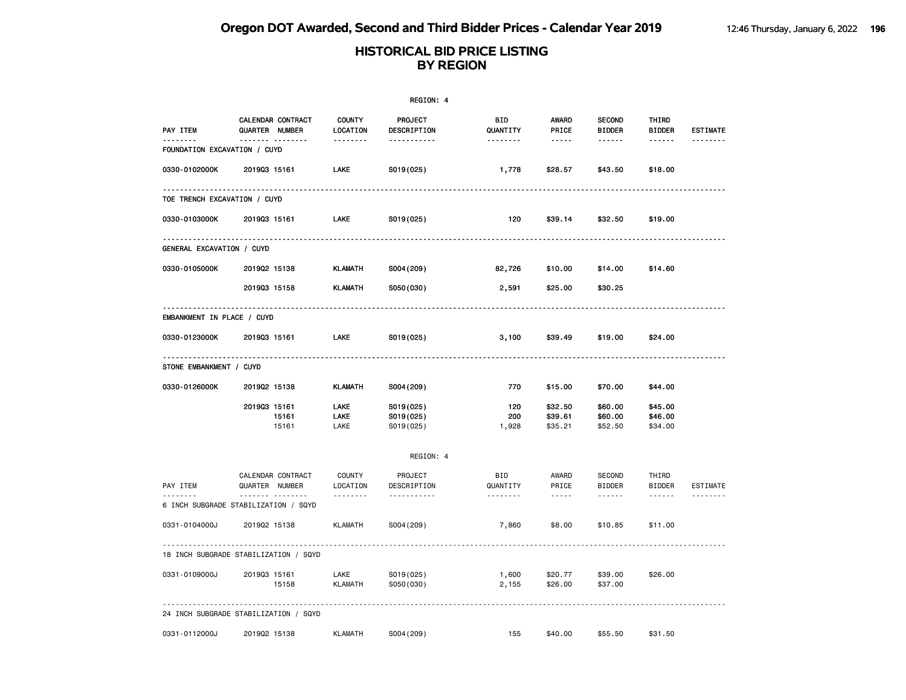# Oregon DOT Awarded, Second and Third Bidder Prices - Calendar Year 2019

## HISTORICAL BID PRICE LISTING BY REGION

REGION: 4

| PAY ITEM | CALENDAR QUARTER | CONTRACT NUMBER | COUNTY LOCATION | PROJECT DESCRIPTION | BID QUANTITY | AWARD PRICE | SECOND BIDDER | THIRD BIDDER | ESTIMATE |
|---|---|---|---|---|---|---|---|---|---|
| FOUNDATION EXCAVATION / CUYD | | | | | | | | | |
| 0330-0102000K | 2019Q3 | 15161 | LAKE | S019(025) | 1,778 | $28.57 | $43.50 | $18.00 | |
| TOE TRENCH EXCAVATION / CUYD | | | | | | | | | |
| 0330-0103000K | 2019Q3 | 15161 | LAKE | S019(025) | 120 | $39.14 | $32.50 | $19.00 | |
| GENERAL EXCAVATION / CUYD | | | | | | | | | |
| 0330-0105000K | 2019Q2 | 15138 | KLAMATH | S004(209) | 82,726 | $10.00 | $14.00 | $14.60 | |
| | 2019Q3 | 15158 | KLAMATH | S050(030) | 2,591 | $25.00 | $30.25 | | |
| EMBANKMENT IN PLACE / CUYD | | | | | | | | | |
| 0330-0123000K | 2019Q3 | 15161 | LAKE | S019(025) | 3,100 | $39.49 | $19.00 | $24.00 | |
| STONE EMBANKMENT / CUYD | | | | | | | | | |
| 0330-0126000K | 2019Q2 | 15138 | KLAMATH | S004(209) | 770 | $15.00 | $70.00 | $44.00 | |
| | 2019Q3 | 15161 | LAKE | S019(025) | 120 | $32.50 | $60.00 | $45.00 | |
| | | 15161 | LAKE | S019(025) | 200 | $39.61 | $60.00 | $46.00 | |
| | | 15161 | LAKE | S019(025) | 1,928 | $35.21 | $52.50 | $34.00 | |

REGION: 4

| PAY ITEM | CALENDAR QUARTER | CONTRACT NUMBER | COUNTY LOCATION | PROJECT DESCRIPTION | BID QUANTITY | AWARD PRICE | SECOND BIDDER | THIRD BIDDER | ESTIMATE |
|---|---|---|---|---|---|---|---|---|---|
| 6 INCH SUBGRADE STABILIZATION / SQYD | | | | | | | | | |
| 0331-0104000J | 2019Q2 | 15138 | KLAMATH | S004(209) | 7,860 | $8.00 | $10.85 | $11.00 | |
| 18 INCH SUBGRADE STABILIZATION / SQYD | | | | | | | | | |
| 0331-0109000J | 2019Q3 | 15161 | LAKE | S019(025) | 1,600 | $20.77 | $39.00 | $26.00 | |
| | | 15158 | KLAMATH | S050(030) | 2,155 | $26.00 | $37.00 | | |
| 24 INCH SUBGRADE STABILIZATION / SQYD | | | | | | | | | |
| 0331-0112000J | 2019Q2 | 15138 | KLAMATH | S004(209) | 155 | $40.00 | $55.50 | $31.50 | |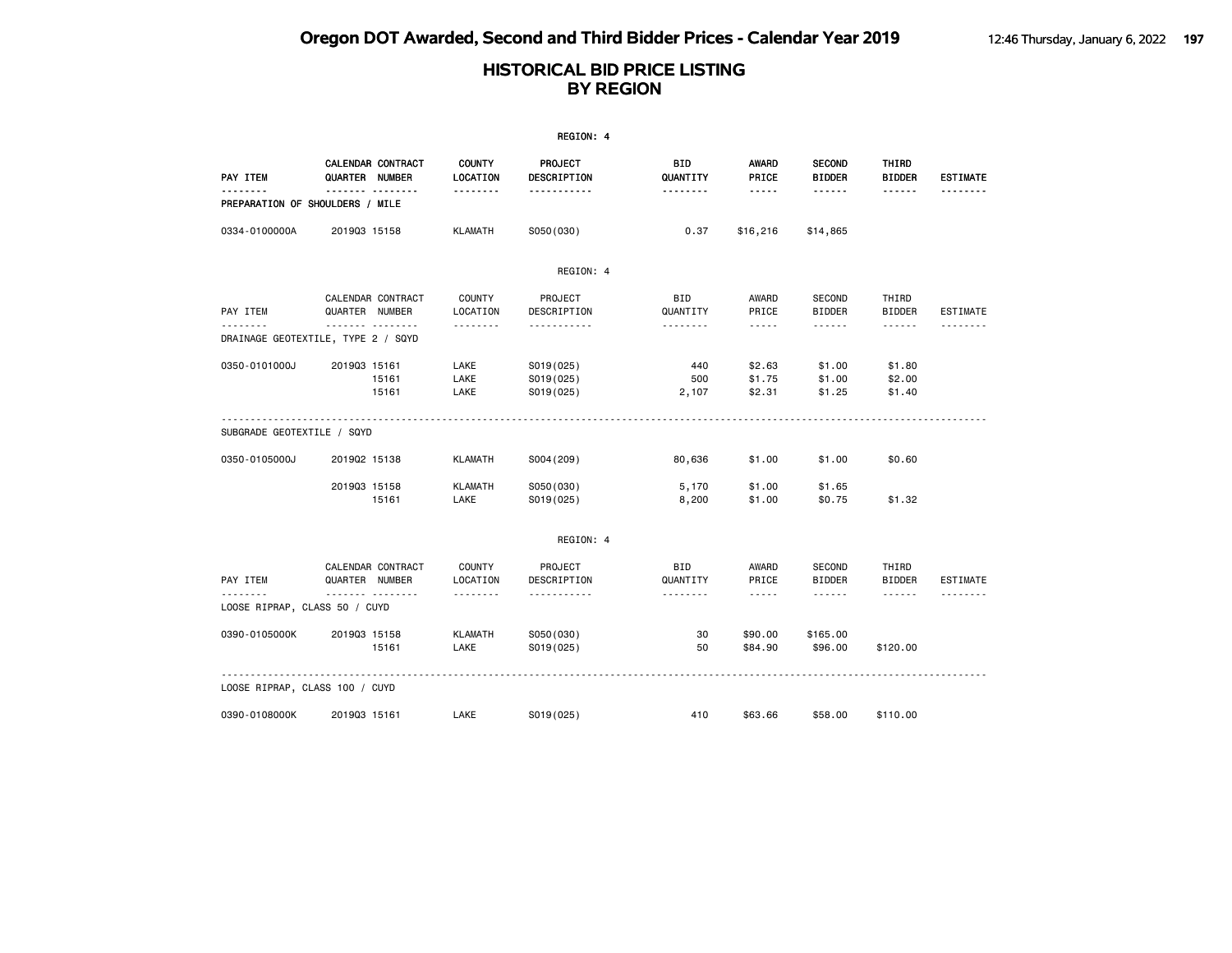# Oregon DOT Awarded, Second and Third Bidder Prices - Calendar Year 2019

## HISTORICAL BID PRICE LISTING BY REGION

REGION: 4

| PAY ITEM | CALENDAR QUARTER | CONTRACT NUMBER | COUNTY LOCATION | PROJECT DESCRIPTION | BID QUANTITY | AWARD PRICE | SECOND BIDDER | THIRD BIDDER | ESTIMATE |
|---|---|---|---|---|---|---|---|---|---|
| PREPARATION OF SHOULDERS / MILE | | | | | | | | | |
| 0334-0100000A | 2019Q3 | 15158 | KLAMATH | S050(030) | 0.37 | $16,216 | $14,865 | | |

REGION: 4

| PAY ITEM | CALENDAR QUARTER | CONTRACT NUMBER | COUNTY LOCATION | PROJECT DESCRIPTION | BID QUANTITY | AWARD PRICE | SECOND BIDDER | THIRD BIDDER | ESTIMATE |
|---|---|---|---|---|---|---|---|---|---|
| DRAINAGE GEOTEXTILE, TYPE 2 / SQYD | | | | | | | | | |
| 0350-0101000J | 2019Q3 | 15161 | LAKE | S019(025) | 440 | $2.63 | $1.00 | $1.80 | |
| | | 15161 | LAKE | S019(025) | 500 | $1.75 | $1.00 | $2.00 | |
| | | 15161 | LAKE | S019(025) | 2,107 | $2.31 | $1.25 | $1.40 | |
| SUBGRADE GEOTEXTILE / SQYD | | | | | | | | | |
| 0350-0105000J | 2019Q2 | 15138 | KLAMATH | S004(209) | 80,636 | $1.00 | $1.00 | $0.60 | |
| | 2019Q3 | 15158 | KLAMATH | S050(030) | 5,170 | $1.00 | $1.65 | | |
| | | 15161 | LAKE | S019(025) | 8,200 | $1.00 | $0.75 | $1.32 | |

REGION: 4

| PAY ITEM | CALENDAR QUARTER | CONTRACT NUMBER | COUNTY LOCATION | PROJECT DESCRIPTION | BID QUANTITY | AWARD PRICE | SECOND BIDDER | THIRD BIDDER | ESTIMATE |
|---|---|---|---|---|---|---|---|---|---|
| LOOSE RIPRAP, CLASS 50 / CUYD | | | | | | | | | |
| 0390-0105000K | 2019Q3 | 15158 | KLAMATH | S050(030) | 30 | $90.00 | $165.00 | | |
| | | 15161 | LAKE | S019(025) | 50 | $84.90 | $96.00 | $120.00 | |
| LOOSE RIPRAP, CLASS 100 / CUYD | | | | | | | | | |
| 0390-0108000K | 2019Q3 | 15161 | LAKE | S019(025) | 410 | $63.66 | $58.00 | $110.00 | |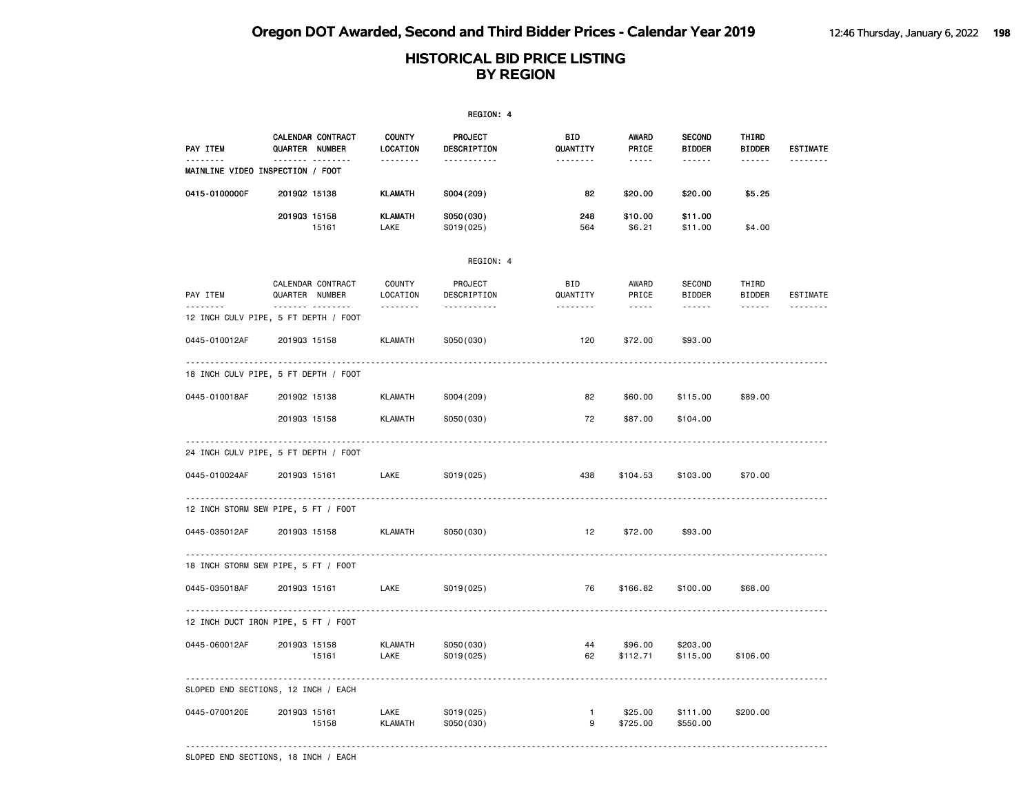# HISTORICAL BID PRICE LISTING
## BY REGION

REGION: 4

| PAY ITEM | CALENDAR QUARTER | CONTRACT NUMBER | COUNTY LOCATION | PROJECT DESCRIPTION | BID QUANTITY | AWARD PRICE | SECOND BIDDER | THIRD BIDDER | ESTIMATE |
|---|---|---|---|---|---|---|---|---|---|
| MAINLINE VIDEO INSPECTION / FOOT | | | | | | | | | |
| 0415-0100000F | 2019Q2 | 15138 | KLAMATH | S004(209) | 82 | $20.00 | $20.00 | $5.25 | |
| | 2019Q3 | 15158 | KLAMATH | S050(030) | 248 | $10.00 | $11.00 | | |
| | | 15161 | LAKE | S019(025) | 564 | $6.21 | $11.00 | $4.00 | |

REGION: 4

| PAY ITEM | CALENDAR QUARTER | CONTRACT NUMBER | COUNTY LOCATION | PROJECT DESCRIPTION | BID QUANTITY | AWARD PRICE | SECOND BIDDER | THIRD BIDDER | ESTIMATE |
|---|---|---|---|---|---|---|---|---|---|
| 12 INCH CULV PIPE, 5 FT DEPTH / FOOT | | | | | | | | | |
| 0445-010012AF | 2019Q3 | 15158 | KLAMATH | S050(030) | 120 | $72.00 | $93.00 | | |
| 18 INCH CULV PIPE, 5 FT DEPTH / FOOT | | | | | | | | | |
| 0445-010018AF | 2019Q2 | 15138 | KLAMATH | S004(209) | 82 | $60.00 | $115.00 | $89.00 | |
| | 2019Q3 | 15158 | KLAMATH | S050(030) | 72 | $87.00 | $104.00 | | |
| 24 INCH CULV PIPE, 5 FT DEPTH / FOOT | | | | | | | | | |
| 0445-010024AF | 2019Q3 | 15161 | LAKE | S019(025) | 438 | $104.53 | $103.00 | $70.00 | |
| 12 INCH STORM SEW PIPE, 5 FT / FOOT | | | | | | | | | |
| 0445-035012AF | 2019Q3 | 15158 | KLAMATH | S050(030) | 12 | $72.00 | $93.00 | | |
| 18 INCH STORM SEW PIPE, 5 FT / FOOT | | | | | | | | | |
| 0445-035018AF | 2019Q3 | 15161 | LAKE | S019(025) | 76 | $166.82 | $100.00 | $68.00 | |
| 12 INCH DUCT IRON PIPE, 5 FT / FOOT | | | | | | | | | |
| 0445-060012AF | 2019Q3 | 15158 | KLAMATH | S050(030) | 44 | $96.00 | $203.00 | | |
| | | 15161 | LAKE | S019(025) | 62 | $112.71 | $115.00 | $106.00 | |
| SLOPED END SECTIONS, 12 INCH / EACH | | | | | | | | | |
| 0445-0700120E | 2019Q3 | 15161 | LAKE | S019(025) | 1 | $25.00 | $111.00 | $200.00 | |
| | | 15158 | KLAMATH | S050(030) | 9 | $725.00 | $550.00 | | |

SLOPED END SECTIONS, 18 INCH / EACH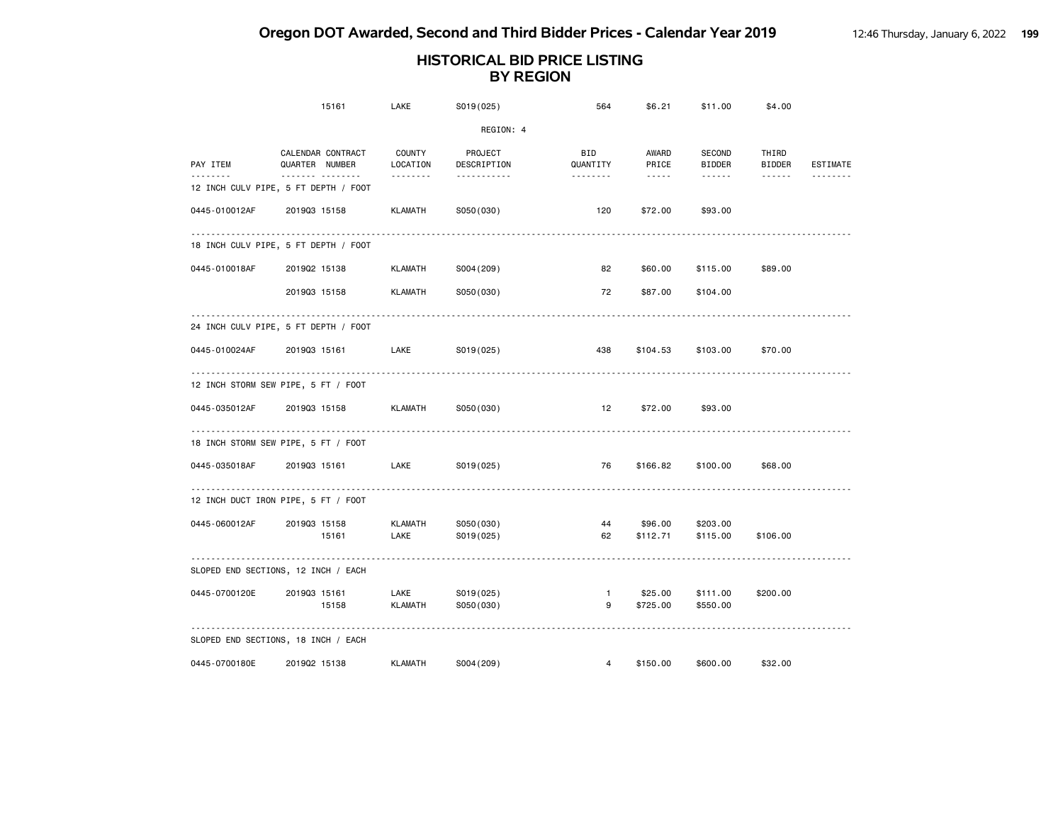# Oregon DOT Awarded, Second and Third Bidder Prices - Calendar Year 2019

## HISTORICAL BID PRICE LISTING BY REGION

| PAY ITEM | CALENDAR QUARTER | CONTRACT NUMBER | COUNTY LOCATION | PROJECT DESCRIPTION | BID QUANTITY | AWARD PRICE | SECOND BIDDER | THIRD BIDDER | ESTIMATE |
|---|---|---|---|---|---|---|---|---|---|
| | | 15161 | LAKE | S019(025) | 564 | $6.21 | $11.00 | $4.00 | |

REGION: 4

| PAY ITEM | CALENDAR QUARTER | CONTRACT NUMBER | COUNTY LOCATION | PROJECT DESCRIPTION | BID QUANTITY | AWARD PRICE | SECOND BIDDER | THIRD BIDDER | ESTIMATE |
|---|---|---|---|---|---|---|---|---|---|
| **12 INCH CULV PIPE, 5 FT DEPTH / FOOT** | | | | | | | | | |
| 0445-010012AF | 2019Q3 | 15158 | KLAMATH | S050(030) | 120 | $72.00 | $93.00 | | |
| **18 INCH CULV PIPE, 5 FT DEPTH / FOOT** | | | | | | | | | |
| 0445-010018AF | 2019Q2 | 15138 | KLAMATH | S004(209) | 82 | $60.00 | $115.00 | $89.00 | |
| | 2019Q3 | 15158 | KLAMATH | S050(030) | 72 | $87.00 | $104.00 | | |
| **24 INCH CULV PIPE, 5 FT DEPTH / FOOT** | | | | | | | | | |
| 0445-010024AF | 2019Q3 | 15161 | LAKE | S019(025) | 438 | $104.53 | $103.00 | $70.00 | |
| **12 INCH STORM SEW PIPE, 5 FT / FOOT** | | | | | | | | | |
| 0445-035012AF | 2019Q3 | 15158 | KLAMATH | S050(030) | 12 | $72.00 | $93.00 | | |
| **18 INCH STORM SEW PIPE, 5 FT / FOOT** | | | | | | | | | |
| 0445-035018AF | 2019Q3 | 15161 | LAKE | S019(025) | 76 | $166.82 | $100.00 | $68.00 | |
| **12 INCH DUCT IRON PIPE, 5 FT / FOOT** | | | | | | | | | |
| 0445-060012AF | 2019Q3 | 15158 | KLAMATH | S050(030) | 44 | $96.00 | $203.00 | | |
| | | 15161 | LAKE | S019(025) | 62 | $112.71 | $115.00 | $106.00 | |
| **SLOPED END SECTIONS, 12 INCH / EACH** | | | | | | | | | |
| 0445-0700120E | 2019Q3 | 15161 | LAKE | S019(025) | 1 | $25.00 | $111.00 | $200.00 | |
| | | 15158 | KLAMATH | S050(030) | 9 | $725.00 | $550.00 | | |
| **SLOPED END SECTIONS, 18 INCH / EACH** | | | | | | | | | |
| 0445-0700180E | 2019Q2 | 15138 | KLAMATH | S004(209) | 4 | $150.00 | $600.00 | $32.00 | |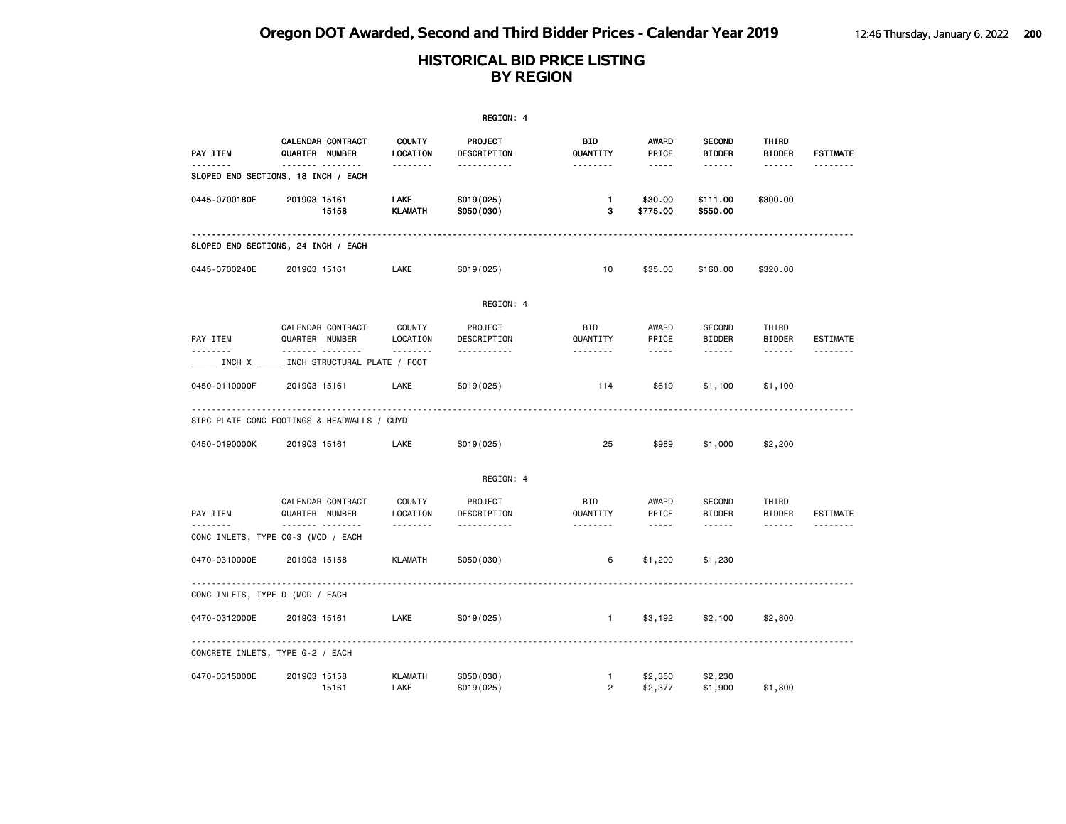# HISTORICAL BID PRICE LISTING BY REGION

REGION: 4

| PAY ITEM | CALENDAR QUARTER | CONTRACT NUMBER | COUNTY LOCATION | PROJECT DESCRIPTION | BID QUANTITY | AWARD PRICE | SECOND BIDDER | THIRD BIDDER | ESTIMATE |
|---|---|---|---|---|---|---|---|---|---|
| **SLOPED END SECTIONS, 18 INCH / EACH** | | | | | | | | | |
| 0445-0700180E | 2019Q3 | 15161 | LAKE | S019(025) | 1 | $30.00 | $111.00 | $300.00 | |
| | | 15158 | KLAMATH | S050(030) | 3 | $775.00 | $550.00 | | |
| **SLOPED END SECTIONS, 24 INCH / EACH** | | | | | | | | | |
| 0445-0700240E | 2019Q3 | 15161 | LAKE | S019(025) | 10 | $35.00 | $160.00 | $320.00 | |

REGION: 4

| PAY ITEM | CALENDAR QUARTER | CONTRACT NUMBER | COUNTY LOCATION | PROJECT DESCRIPTION | BID QUANTITY | AWARD PRICE | SECOND BIDDER | THIRD BIDDER | ESTIMATE |
|---|---|---|---|---|---|---|---|---|---|
| **_____ INCH X _____ INCH STRUCTURAL PLATE / FOOT** | | | | | | | | | |
| 0450-0110000F | 2019Q3 | 15161 | LAKE | S019(025) | 114 | $619 | $1,100 | $1,100 | |
| **STRC PLATE CONC FOOTINGS & HEADWALLS / CUYD** | | | | | | | | | |
| 0450-0190000K | 2019Q3 | 15161 | LAKE | S019(025) | 25 | $989 | $1,000 | $2,200 | |

REGION: 4

| PAY ITEM | CALENDAR QUARTER | CONTRACT NUMBER | COUNTY LOCATION | PROJECT DESCRIPTION | BID QUANTITY | AWARD PRICE | SECOND BIDDER | THIRD BIDDER | ESTIMATE |
|---|---|---|---|---|---|---|---|---|---|
| **CONC INLETS, TYPE CG-3 (MOD / EACH** | | | | | | | | | |
| 0470-0310000E | 2019Q3 | 15158 | KLAMATH | S050(030) | 6 | $1,200 | $1,230 | | |
| **CONC INLETS, TYPE D (MOD / EACH** | | | | | | | | | |
| 0470-0312000E | 2019Q3 | 15161 | LAKE | S019(025) | 1 | $3,192 | $2,100 | $2,800 | |
| **CONCRETE INLETS, TYPE G-2 / EACH** | | | | | | | | | |
| 0470-0315000E | 2019Q3 | 15158 | KLAMATH | S050(030) | 1 | $2,350 | $2,230 | | |
| | | 15161 | LAKE | S019(025) | 2 | $2,377 | $1,900 | $1,800 | |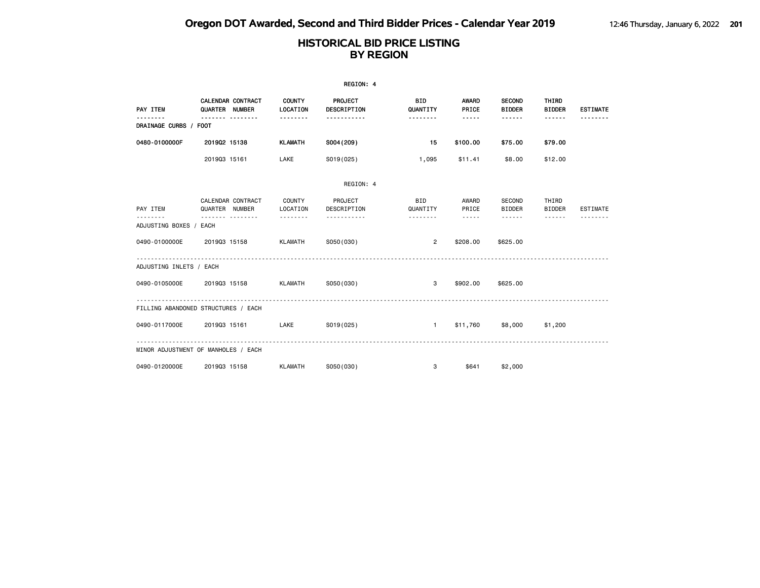# HISTORICAL BID PRICE LISTING
## BY REGION

REGION: 4

| PAY ITEM | CALENDAR QUARTER | CONTRACT NUMBER | COUNTY LOCATION | PROJECT DESCRIPTION | BID QUANTITY | AWARD PRICE | SECOND BIDDER | THIRD BIDDER | ESTIMATE |
|---|---|---|---|---|---|---|---|---|---|
| DRAINAGE CURBS / FOOT | | | | | | | | | |
| 0480-0100000F | 2019Q2 | 15138 | KLAMATH | S004(209) | 15 | $100.00 | $75.00 | $79.00 | |
| | 2019Q3 | 15161 | LAKE | S019(025) | 1,095 | $11.41 | $8.00 | $12.00 | |

REGION: 4

| PAY ITEM | CALENDAR QUARTER | CONTRACT NUMBER | COUNTY LOCATION | PROJECT DESCRIPTION | BID QUANTITY | AWARD PRICE | SECOND BIDDER | THIRD BIDDER | ESTIMATE |
|---|---|---|---|---|---|---|---|---|---|
| ADJUSTING BOXES / EACH | | | | | | | | | |
| 0490-0100000E | 2019Q3 | 15158 | KLAMATH | S050(030) | 2 | $208.00 | $625.00 | | |
| ADJUSTING INLETS / EACH | | | | | | | | | |
| 0490-0105000E | 2019Q3 | 15158 | KLAMATH | S050(030) | 3 | $902.00 | $625.00 | | |
| FILLING ABANDONED STRUCTURES / EACH | | | | | | | | | |
| 0490-0117000E | 2019Q3 | 15161 | LAKE | S019(025) | 1 | $11,760 | $8,000 | $1,200 | |
| MINOR ADJUSTMENT OF MANHOLES / EACH | | | | | | | | | |
| 0490-0120000E | 2019Q3 | 15158 | KLAMATH | S050(030) | 3 | $641 | $2,000 | | |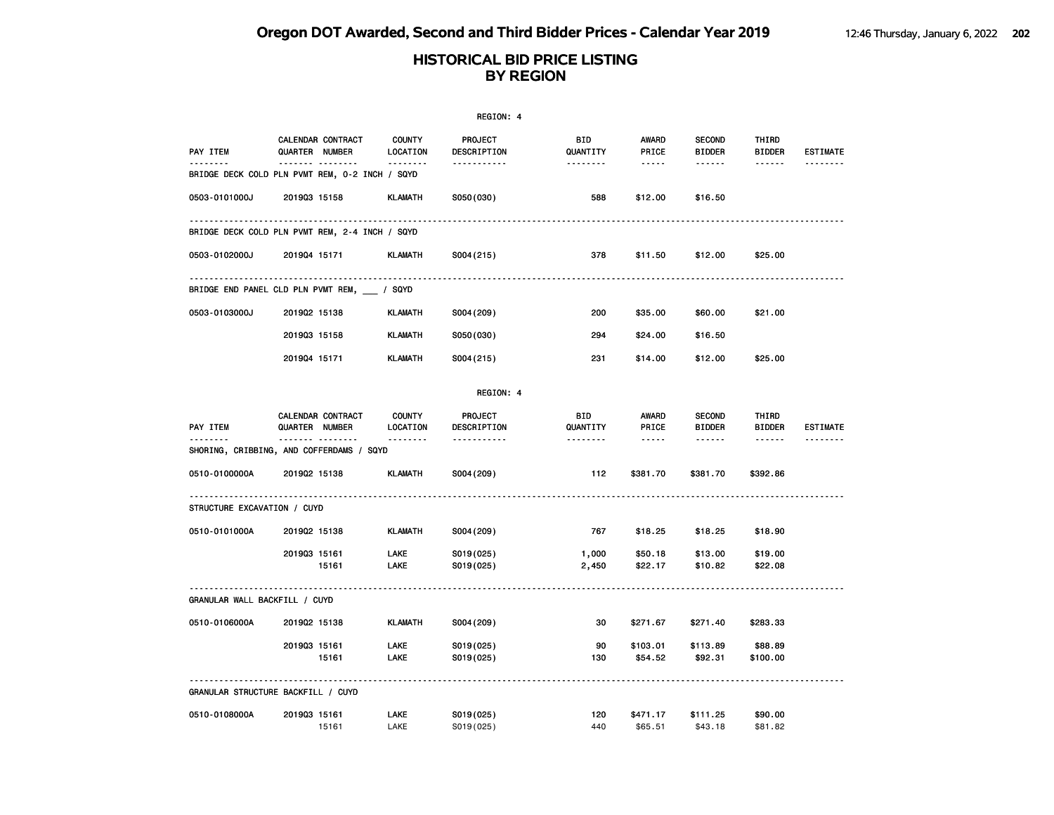# Oregon DOT Awarded, Second and Third Bidder Prices - Calendar Year 2019

## HISTORICAL BID PRICE LISTING BY REGION

REGION: 4

| PAY ITEM | CALENDAR QUARTER | CONTRACT NUMBER | COUNTY LOCATION | PROJECT DESCRIPTION | BID QUANTITY | AWARD PRICE | SECOND BIDDER | THIRD BIDDER | ESTIMATE |
|---|---|---|---|---|---|---|---|---|---|
| **BRIDGE DECK COLD PLN PVMT REM, 0-2 INCH / SQYD** | | | | | | | | | |
| 0503-0101000J | 2019Q3 | 15158 | KLAMATH | S050(030) | 588 | $12.00 | $16.50 | | |
| **BRIDGE DECK COLD PLN PVMT REM, 2-4 INCH / SQYD** | | | | | | | | | |
| 0503-0102000J | 2019Q4 | 15171 | KLAMATH | S004(215) | 378 | $11.50 | $12.00 | $25.00 | |
| **BRIDGE END PANEL CLD PLN PVMT REM, ___ / SQYD** | | | | | | | | | |
| 0503-0103000J | 2019Q2 | 15138 | KLAMATH | S004(209) | 200 | $35.00 | $60.00 | $21.00 | |
| | 2019Q3 | 15158 | KLAMATH | S050(030) | 294 | $24.00 | $16.50 | | |
| | 2019Q4 | 15171 | KLAMATH | S004(215) | 231 | $14.00 | $12.00 | $25.00 | |

REGION: 4

| PAY ITEM | CALENDAR QUARTER | CONTRACT NUMBER | COUNTY LOCATION | PROJECT DESCRIPTION | BID QUANTITY | AWARD PRICE | SECOND BIDDER | THIRD BIDDER | ESTIMATE |
|---|---|---|---|---|---|---|---|---|---|
| **SHORING, CRIBBING, AND COFFERDAMS / SQYD** | | | | | | | | | |
| 0510-0100000A | 2019Q2 | 15138 | KLAMATH | S004(209) | 112 | $381.70 | $381.70 | $392.86 | |
| **STRUCTURE EXCAVATION / CUYD** | | | | | | | | | |
| 0510-0101000A | 2019Q2 | 15138 | KLAMATH | S004(209) | 767 | $18.25 | $18.25 | $18.90 | |
| | 2019Q3 | 15161 | LAKE | S019(025) | 1,000 | $50.18 | $13.00 | $19.00 | |
| | | 15161 | LAKE | S019(025) | 2,450 | $22.17 | $10.82 | $22.08 | |
| **GRANULAR WALL BACKFILL / CUYD** | | | | | | | | | |
| 0510-0106000A | 2019Q2 | 15138 | KLAMATH | S004(209) | 30 | $271.67 | $271.40 | $283.33 | |
| | 2019Q3 | 15161 | LAKE | S019(025) | 90 | $103.01 | $113.89 | $88.89 | |
| | | 15161 | LAKE | S019(025) | 130 | $54.52 | $92.31 | $100.00 | |
| **GRANULAR STRUCTURE BACKFILL / CUYD** | | | | | | | | | |
| 0510-0108000A | 2019Q3 | 15161 | LAKE | S019(025) | 120 | $471.17 | $111.25 | $90.00 | |
| | | 15161 | LAKE | S019(025) | 440 | $65.51 | $43.18 | $81.82 | |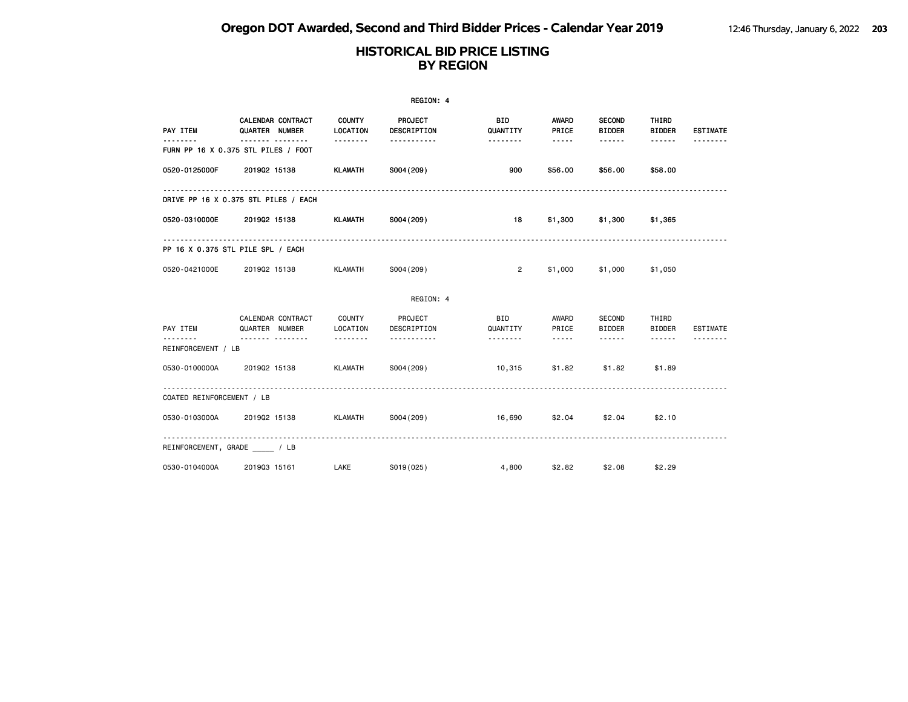# HISTORICAL BID PRICE LISTING
## BY REGION

REGION: 4

| PAY ITEM | CALENDAR QUARTER | CONTRACT NUMBER | COUNTY LOCATION | PROJECT DESCRIPTION | BID QUANTITY | AWARD PRICE | SECOND BIDDER | THIRD BIDDER | ESTIMATE |
|---|---|---|---|---|---|---|---|---|---|
| **FURN PP 16 X 0.375 STL PILES / FOOT** | | | | | | | | | |
| 0520-0125000F | 2019Q2 | 15138 | KLAMATH | S004(209) | 900 | $56.00 | $56.00 | $58.00 | |
| **DRIVE PP 16 X 0.375 STL PILES / EACH** | | | | | | | | | |
| 0520-0310000E | 2019Q2 | 15138 | KLAMATH | S004(209) | 18 | $1,300 | $1,300 | $1,365 | |
| **PP 16 X 0.375 STL PILE SPL / EACH** | | | | | | | | | |
| 0520-0421000E | 2019Q2 | 15138 | KLAMATH | S004(209) | 2 | $1,000 | $1,000 | $1,050 | |

REGION: 4

| PAY ITEM | CALENDAR QUARTER | CONTRACT NUMBER | COUNTY LOCATION | PROJECT DESCRIPTION | BID QUANTITY | AWARD PRICE | SECOND BIDDER | THIRD BIDDER | ESTIMATE |
|---|---|---|---|---|---|---|---|---|---|
| **REINFORCEMENT / LB** | | | | | | | | | |
| 0530-0100000A | 2019Q2 | 15138 | KLAMATH | S004(209) | 10,315 | $1.82 | $1.82 | $1.89 | |
| **COATED REINFORCEMENT / LB** | | | | | | | | | |
| 0530-0103000A | 2019Q2 | 15138 | KLAMATH | S004(209) | 16,690 | $2.04 | $2.04 | $2.10 | |
| **REINFORCEMENT, GRADE _____ / LB** | | | | | | | | | |
| 0530-0104000A | 2019Q3 | 15161 | LAKE | S019(025) | 4,800 | $2.82 | $2.08 | $2.29 | |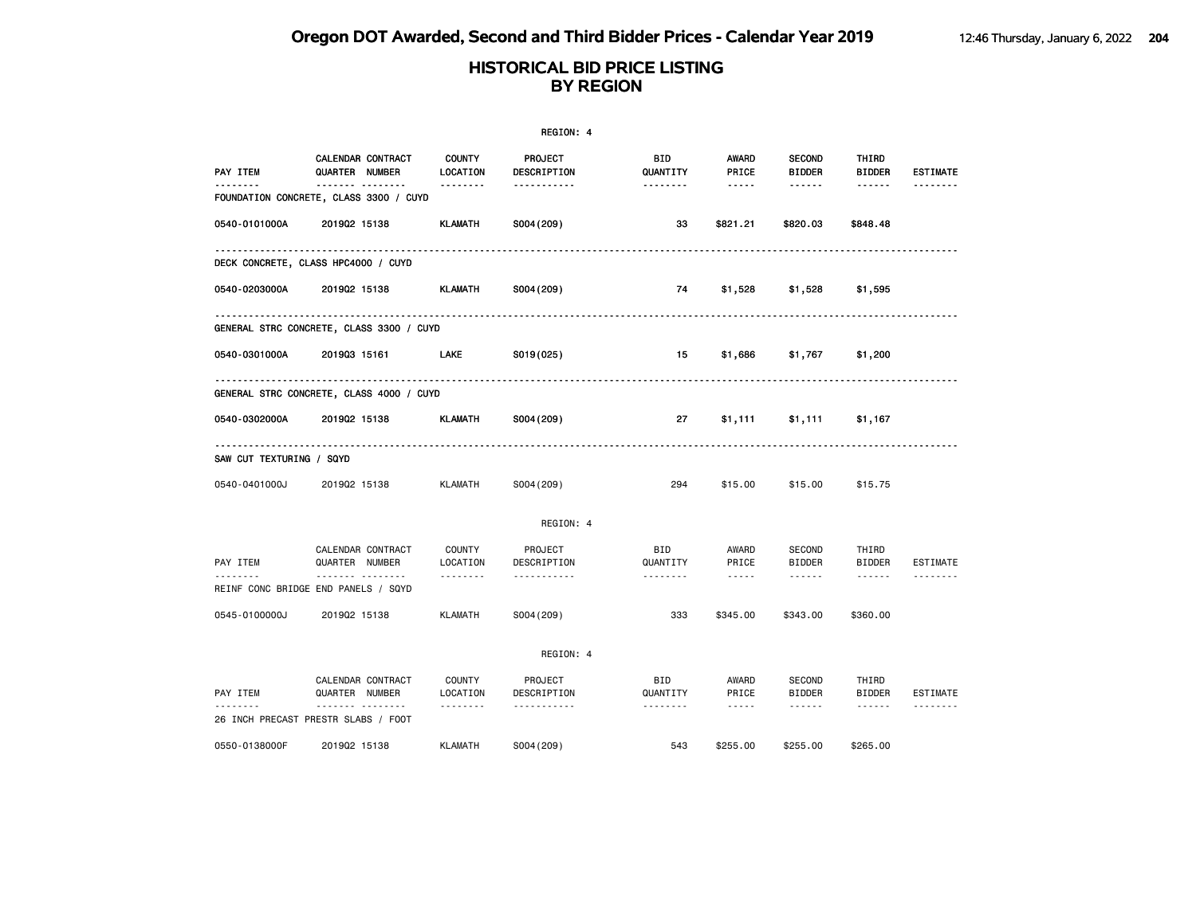# Oregon DOT Awarded, Second and Third Bidder Prices - Calendar Year 2019

## HISTORICAL BID PRICE LISTING BY REGION

REGION: 4

| PAY ITEM | CALENDAR QUARTER | CONTRACT NUMBER | COUNTY LOCATION | PROJECT DESCRIPTION | BID QUANTITY | AWARD PRICE | SECOND BIDDER | THIRD BIDDER | ESTIMATE |
|---|---|---|---|---|---|---|---|---|---|
| **FOUNDATION CONCRETE, CLASS 3300 / CUYD** | | | | | | | | | |
| 0540-0101000A | 2019Q2 | 15138 | KLAMATH | S004(209) | 33 | $821.21 | $820.03 | $848.48 | |
| **DECK CONCRETE, CLASS HPC4000 / CUYD** | | | | | | | | | |
| 0540-0203000A | 2019Q2 | 15138 | KLAMATH | S004(209) | 74 | $1,528 | $1,528 | $1,595 | |
| **GENERAL STRC CONCRETE, CLASS 3300 / CUYD** | | | | | | | | | |
| 0540-0301000A | 2019Q3 | 15161 | LAKE | S019(025) | 15 | $1,686 | $1,767 | $1,200 | |
| **GENERAL STRC CONCRETE, CLASS 4000 / CUYD** | | | | | | | | | |
| 0540-0302000A | 2019Q2 | 15138 | KLAMATH | S004(209) | 27 | $1,111 | $1,111 | $1,167 | |
| **SAW CUT TEXTURING / SQYD** | | | | | | | | | |
| 0540-0401000J | 2019Q2 | 15138 | KLAMATH | S004(209) | 294 | $15.00 | $15.00 | $15.75 | |

REGION: 4

| PAY ITEM | CALENDAR QUARTER | CONTRACT NUMBER | COUNTY LOCATION | PROJECT DESCRIPTION | BID QUANTITY | AWARD PRICE | SECOND BIDDER | THIRD BIDDER | ESTIMATE |
|---|---|---|---|---|---|---|---|---|---|
| **REINF CONC BRIDGE END PANELS / SQYD** | | | | | | | | | |
| 0545-0100000J | 2019Q2 | 15138 | KLAMATH | S004(209) | 333 | $345.00 | $343.00 | $360.00 | |

REGION: 4

| PAY ITEM | CALENDAR QUARTER | CONTRACT NUMBER | COUNTY LOCATION | PROJECT DESCRIPTION | BID QUANTITY | AWARD PRICE | SECOND BIDDER | THIRD BIDDER | ESTIMATE |
|---|---|---|---|---|---|---|---|---|---|
| **26 INCH PRECAST PRESTR SLABS / FOOT** | | | | | | | | | |
| 0550-0138000F | 2019Q2 | 15138 | KLAMATH | S004(209) | 543 | $255.00 | $255.00 | $265.00 | |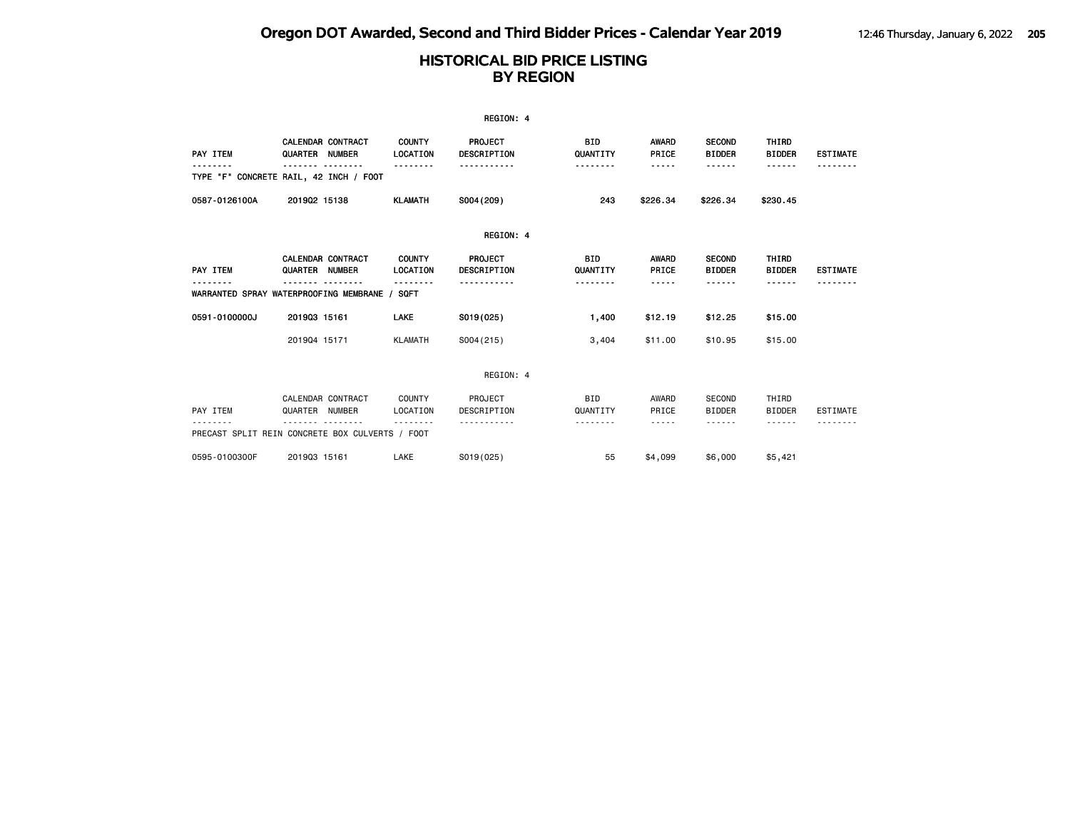# HISTORICAL BID PRICE LISTING
## BY REGION

REGION: 4

| PAY ITEM | CALENDAR QUARTER | CONTRACT NUMBER | COUNTY LOCATION | PROJECT DESCRIPTION | BID QUANTITY | AWARD PRICE | SECOND BIDDER | THIRD BIDDER | ESTIMATE |
|---|---|---|---|---|---|---|---|---|---|
| TYPE "F" CONCRETE RAIL, 42 INCH / FOOT | | | | | | | | | |
| 0587-0126100A | 2019Q2 | 15138 | KLAMATH | S004(209) | 243 | $226.34 | $226.34 | $230.45 | |

REGION: 4

| PAY ITEM | CALENDAR QUARTER | CONTRACT NUMBER | COUNTY LOCATION | PROJECT DESCRIPTION | BID QUANTITY | AWARD PRICE | SECOND BIDDER | THIRD BIDDER | ESTIMATE |
|---|---|---|---|---|---|---|---|---|---|
| WARRANTED SPRAY WATERPROOFING MEMBRANE / SQFT | | | | | | | | | |
| 0591-0100000J | 2019Q3 | 15161 | LAKE | S019(025) | 1,400 | $12.19 | $12.25 | $15.00 | |
| | 2019Q4 | 15171 | KLAMATH | S004(215) | 3,404 | $11.00 | $10.95 | $15.00 | |

REGION: 4

| PAY ITEM | CALENDAR QUARTER | CONTRACT NUMBER | COUNTY LOCATION | PROJECT DESCRIPTION | BID QUANTITY | AWARD PRICE | SECOND BIDDER | THIRD BIDDER | ESTIMATE |
|---|---|---|---|---|---|---|---|---|---|
| PRECAST SPLIT REIN CONCRETE BOX CULVERTS / FOOT | | | | | | | | | |
| 0595-0100300F | 2019Q3 | 15161 | LAKE | S019(025) | 55 | $4,099 | $6,000 | $5,421 | |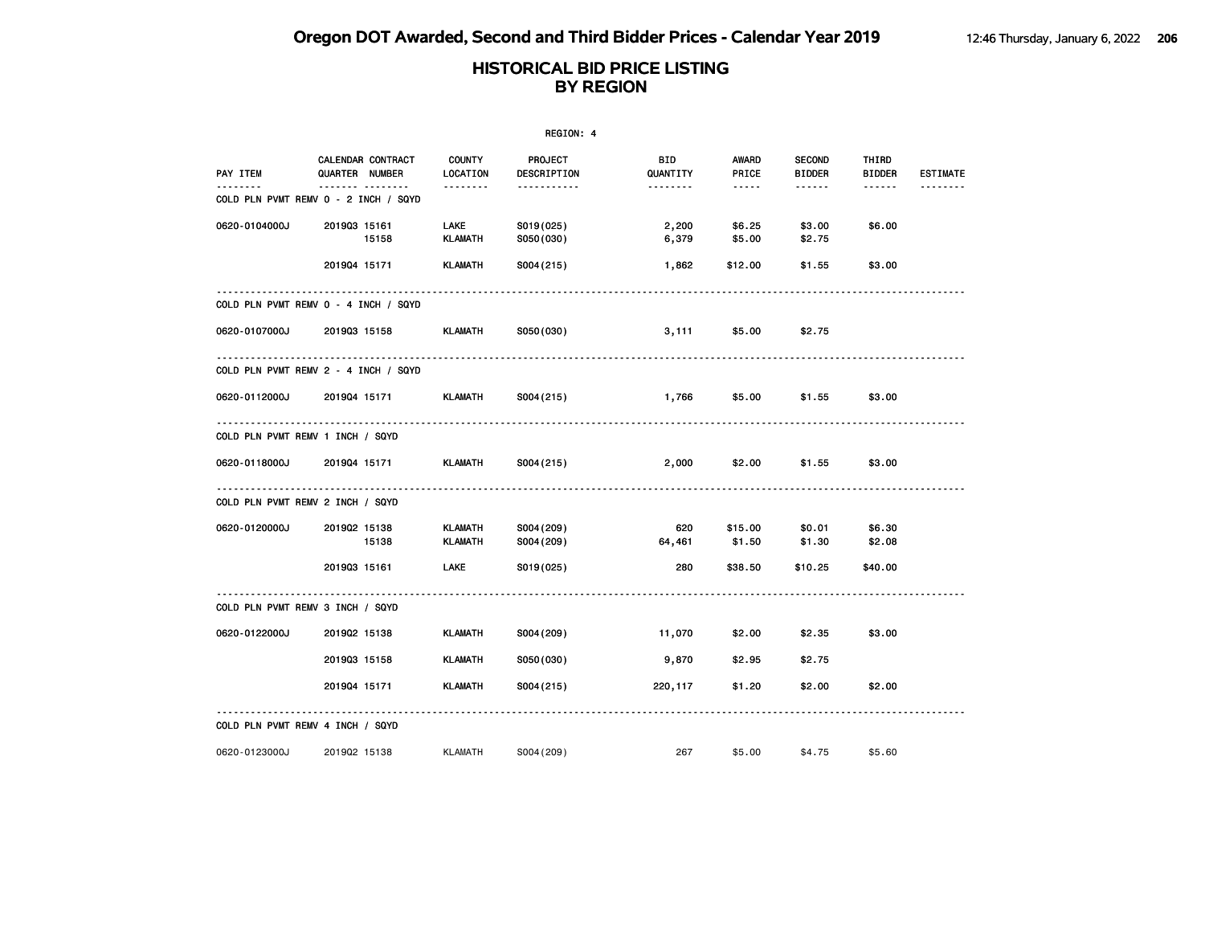# Oregon DOT Awarded, Second and Third Bidder Prices - Calendar Year 2019

## HISTORICAL BID PRICE LISTING BY REGION

REGION: 4

| PAY ITEM | CALENDAR QUARTER | CONTRACT NUMBER | COUNTY LOCATION | PROJECT DESCRIPTION | BID QUANTITY | AWARD PRICE | SECOND BIDDER | THIRD BIDDER | ESTIMATE |
|---|---|---|---|---|---|---|---|---|---|
| COLD PLN PVMT REMV 0 - 2 INCH / SQYD | | | | | | | | | |
| 0620-0104000J | 2019Q3 | 15161 | LAKE | S019(025) | 2,200 | $6.25 | $3.00 | $6.00 | |
| | | 15158 | KLAMATH | S050(030) | 6,379 | $5.00 | $2.75 | | |
| | 2019Q4 | 15171 | KLAMATH | S004(215) | 1,862 | $12.00 | $1.55 | $3.00 | |
| COLD PLN PVMT REMV 0 - 4 INCH / SQYD | | | | | | | | | |
| 0620-0107000J | 2019Q3 | 15158 | KLAMATH | S050(030) | 3,111 | $5.00 | $2.75 | | |
| COLD PLN PVMT REMV 2 - 4 INCH / SQYD | | | | | | | | | |
| 0620-0112000J | 2019Q4 | 15171 | KLAMATH | S004(215) | 1,766 | $5.00 | $1.55 | $3.00 | |
| COLD PLN PVMT REMV 1 INCH / SQYD | | | | | | | | | |
| 0620-0118000J | 2019Q4 | 15171 | KLAMATH | S004(215) | 2,000 | $2.00 | $1.55 | $3.00 | |
| COLD PLN PVMT REMV 2 INCH / SQYD | | | | | | | | | |
| 0620-0120000J | 2019Q2 | 15138 | KLAMATH | S004(209) | 620 | $15.00 | $0.01 | $6.30 | |
| | | 15138 | KLAMATH | S004(209) | 64,461 | $1.50 | $1.30 | $2.08 | |
| | 2019Q3 | 15161 | LAKE | S019(025) | 280 | $38.50 | $10.25 | $40.00 | |
| COLD PLN PVMT REMV 3 INCH / SQYD | | | | | | | | | |
| 0620-0122000J | 2019Q2 | 15138 | KLAMATH | S004(209) | 11,070 | $2.00 | $2.35 | $3.00 | |
| | 2019Q3 | 15158 | KLAMATH | S050(030) | 9,870 | $2.95 | $2.75 | | |
| | 2019Q4 | 15171 | KLAMATH | S004(215) | 220,117 | $1.20 | $2.00 | $2.00 | |
| COLD PLN PVMT REMV 4 INCH / SQYD | | | | | | | | | |
| 0620-0123000J | 2019Q2 | 15138 | KLAMATH | S004(209) | 267 | $5.00 | $4.75 | $5.60 | |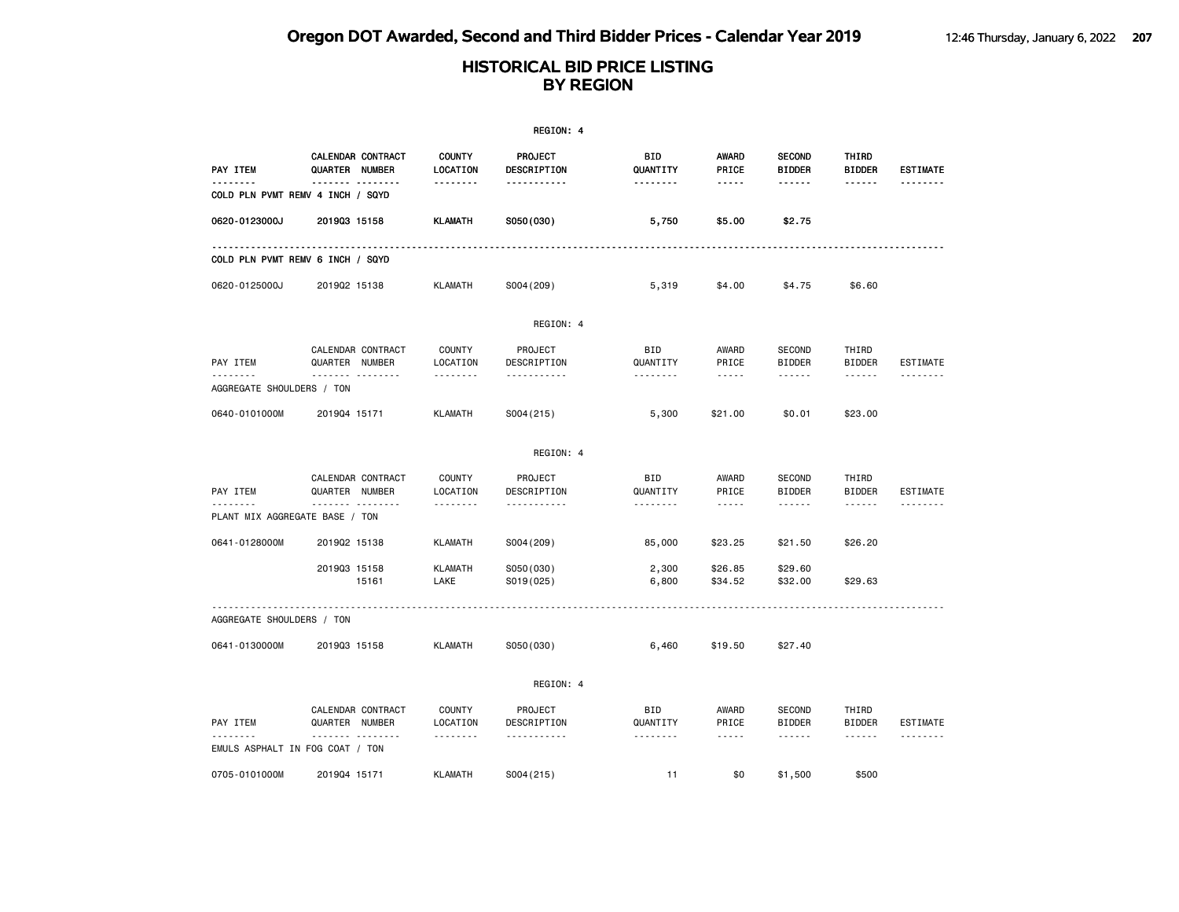# Oregon DOT Awarded, Second and Third Bidder Prices - Calendar Year 2019

## HISTORICAL BID PRICE LISTING BY REGION

REGION: 4

| PAY ITEM | CALENDAR QUARTER | CONTRACT NUMBER | COUNTY LOCATION | PROJECT DESCRIPTION | BID QUANTITY | AWARD PRICE | SECOND BIDDER | THIRD BIDDER | ESTIMATE |
|---|---|---|---|---|---|---|---|---|---|
| **COLD PLN PVMT REMV 4 INCH / SQYD** | | | | | | | | | |
| **0620-0123000J** | **2019Q3** | **15158** | **KLAMATH** | **S050(030)** | **5,750** | **$5.00** | **$2.75** | | |
| COLD PLN PVMT REMV 6 INCH / SQYD | | | | | | | | | |
| 0620-0125000J | 2019Q2 | 15138 | KLAMATH | S004(209) | 5,319 | $4.00 | $4.75 | $6.60 | |

REGION: 4

| PAY ITEM | CALENDAR QUARTER | CONTRACT NUMBER | COUNTY LOCATION | PROJECT DESCRIPTION | BID QUANTITY | AWARD PRICE | SECOND BIDDER | THIRD BIDDER | ESTIMATE |
|---|---|---|---|---|---|---|---|---|---|
| AGGREGATE SHOULDERS / TON | | | | | | | | | |
| 0640-0101000M | 2019Q4 | 15171 | KLAMATH | S004(215) | 5,300 | $21.00 | $0.01 | $23.00 | |

REGION: 4

| PAY ITEM | CALENDAR QUARTER | CONTRACT NUMBER | COUNTY LOCATION | PROJECT DESCRIPTION | BID QUANTITY | AWARD PRICE | SECOND BIDDER | THIRD BIDDER | ESTIMATE |
|---|---|---|---|---|---|---|---|---|---|
| PLANT MIX AGGREGATE BASE / TON | | | | | | | | | |
| 0641-0128000M | 2019Q2 | 15138 | KLAMATH | S004(209) | 85,000 | $23.25 | $21.50 | $26.20 | |
| | 2019Q3 | 15158 | KLAMATH | S050(030) | 2,300 | $26.85 | $29.60 | | |
| | | 15161 | LAKE | S019(025) | 6,800 | $34.52 | $32.00 | $29.63 | |
| AGGREGATE SHOULDERS / TON | | | | | | | | | |
| 0641-0130000M | 2019Q3 | 15158 | KLAMATH | S050(030) | 6,460 | $19.50 | $27.40 | | |

REGION: 4

| PAY ITEM | CALENDAR QUARTER | CONTRACT NUMBER | COUNTY LOCATION | PROJECT DESCRIPTION | BID QUANTITY | AWARD PRICE | SECOND BIDDER | THIRD BIDDER | ESTIMATE |
|---|---|---|---|---|---|---|---|---|---|
| EMULS ASPHALT IN FOG COAT / TON | | | | | | | | | |
| 0705-0101000M | 2019Q4 | 15171 | KLAMATH | S004(215) | 11 | $0 | $1,500 | $500 | |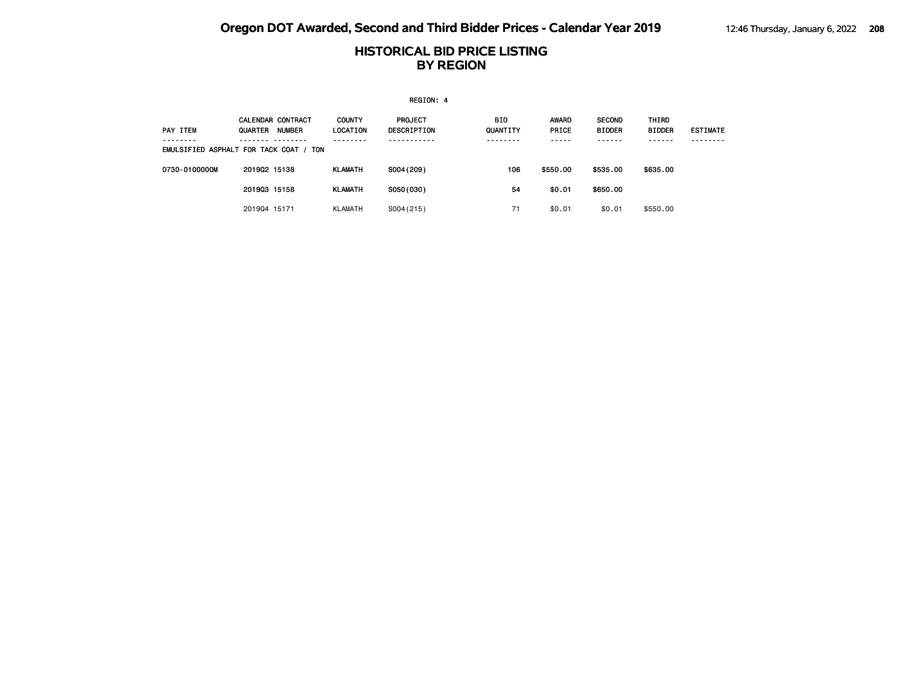# HISTORICAL BID PRICE LISTING
## BY REGION

REGION: 4

| PAY ITEM | CALENDAR QUARTER | CONTRACT NUMBER | COUNTY LOCATION | PROJECT DESCRIPTION | BID QUANTITY | AWARD PRICE | SECOND BIDDER | THIRD BIDDER | ESTIMATE |
|---|---|---|---|---|---|---|---|---|---|
| EMULSIFIED ASPHALT FOR TACK COAT / TON | | | | | | | | | |
| 0730-0100000M | 2019Q2 | 15138 | KLAMATH | S004(209) | 106 | $550.00 | $535.00 | $635.00 | |
| | 2019Q3 | 15158 | KLAMATH | S050(030) | 54 | $0.01 | $650.00 | | |
| | 2019Q4 | 15171 | KLAMATH | S004(215) | 71 | $0.01 | $0.01 | $550.00 | |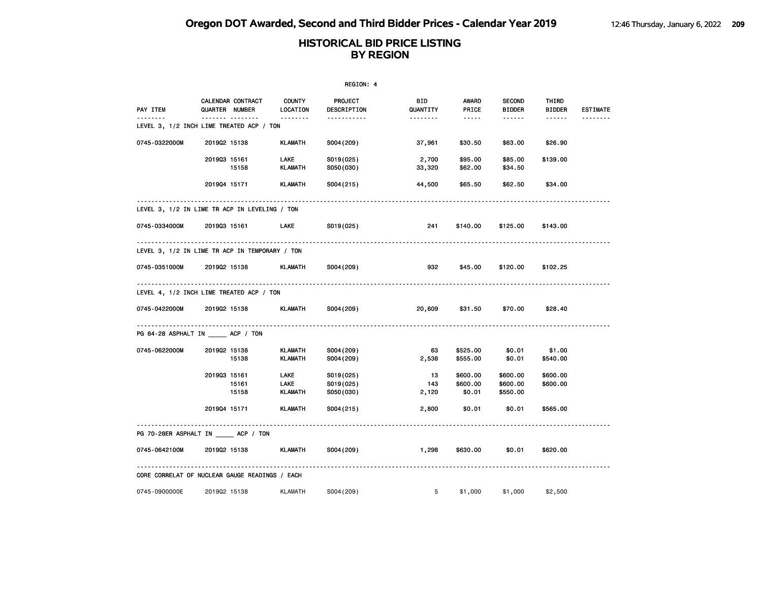# Oregon DOT Awarded, Second and Third Bidder Prices - Calendar Year 2019

## HISTORICAL BID PRICE LISTING BY REGION

REGION: 4

| PAY ITEM | CALENDAR QUARTER | CONTRACT NUMBER | COUNTY LOCATION | PROJECT DESCRIPTION | BID QUANTITY | AWARD PRICE | SECOND BIDDER | THIRD BIDDER | ESTIMATE |
|---|---|---|---|---|---|---|---|---|---|
| **LEVEL 3, 1/2 INCH LIME TREATED ACP / TON** | | | | | | | | | |
| 0745-0322000M | 2019Q2 | 15138 | KLAMATH | S004(209) | 37,961 | $30.50 | $63.00 | $26.90 | |
| | 2019Q3 | 15161 | LAKE | S019(025) | 2,700 | $95.00 | $85.00 | $139.00 | |
| | | 15158 | KLAMATH | S050(030) | 33,320 | $62.00 | $34.50 | | |
| | 2019Q4 | 15171 | KLAMATH | S004(215) | 44,500 | $65.50 | $62.50 | $34.00 | |
| **LEVEL 3, 1/2 IN LIME TR ACP IN LEVELING / TON** | | | | | | | | | |
| 0745-0334000M | 2019Q3 | 15161 | LAKE | S019(025) | 241 | $140.00 | $125.00 | $143.00 | |
| **LEVEL 3, 1/2 IN LIME TR ACP IN TEMPORARY / TON** | | | | | | | | | |
| 0745-0351000M | 2019Q2 | 15138 | KLAMATH | S004(209) | 932 | $45.00 | $120.00 | $102.25 | |
| **LEVEL 4, 1/2 INCH LIME TREATED ACP / TON** | | | | | | | | | |
| 0745-0422000M | 2019Q2 | 15138 | KLAMATH | S004(209) | 20,609 | $31.50 | $70.00 | $28.40 | |
| **PG 64-28 ASPHALT IN _____ ACP / TON** | | | | | | | | | |
| 0745-0622000M | 2019Q2 | 15138 | KLAMATH | S004(209) | 63 | $525.00 | $0.01 | $1.00 | |
| | | 15138 | KLAMATH | S004(209) | 2,538 | $555.00 | $0.01 | $540.00 | |
| | 2019Q3 | 15161 | LAKE | S019(025) | 13 | $600.00 | $600.00 | $600.00 | |
| | | 15161 | LAKE | S019(025) | 143 | $600.00 | $600.00 | $600.00 | |
| | | 15158 | KLAMATH | S050(030) | 2,120 | $0.01 | $550.00 | | |
| | 2019Q4 | 15171 | KLAMATH | S004(215) | 2,800 | $0.01 | $0.01 | $565.00 | |
| **PG 70-28ER ASPHALT IN _____ ACP / TON** | | | | | | | | | |
| 0745-0642100M | 2019Q2 | 15138 | KLAMATH | S004(209) | 1,298 | $630.00 | $0.01 | $620.00 | |
| **CORE CORRELAT OF NUCLEAR GAUGE READINGS / EACH** | | | | | | | | | |
| 0745-0900000E | 2019Q2 | 15138 | KLAMATH | S004(209) | 5 | $1,000 | $1,000 | $2,500 | |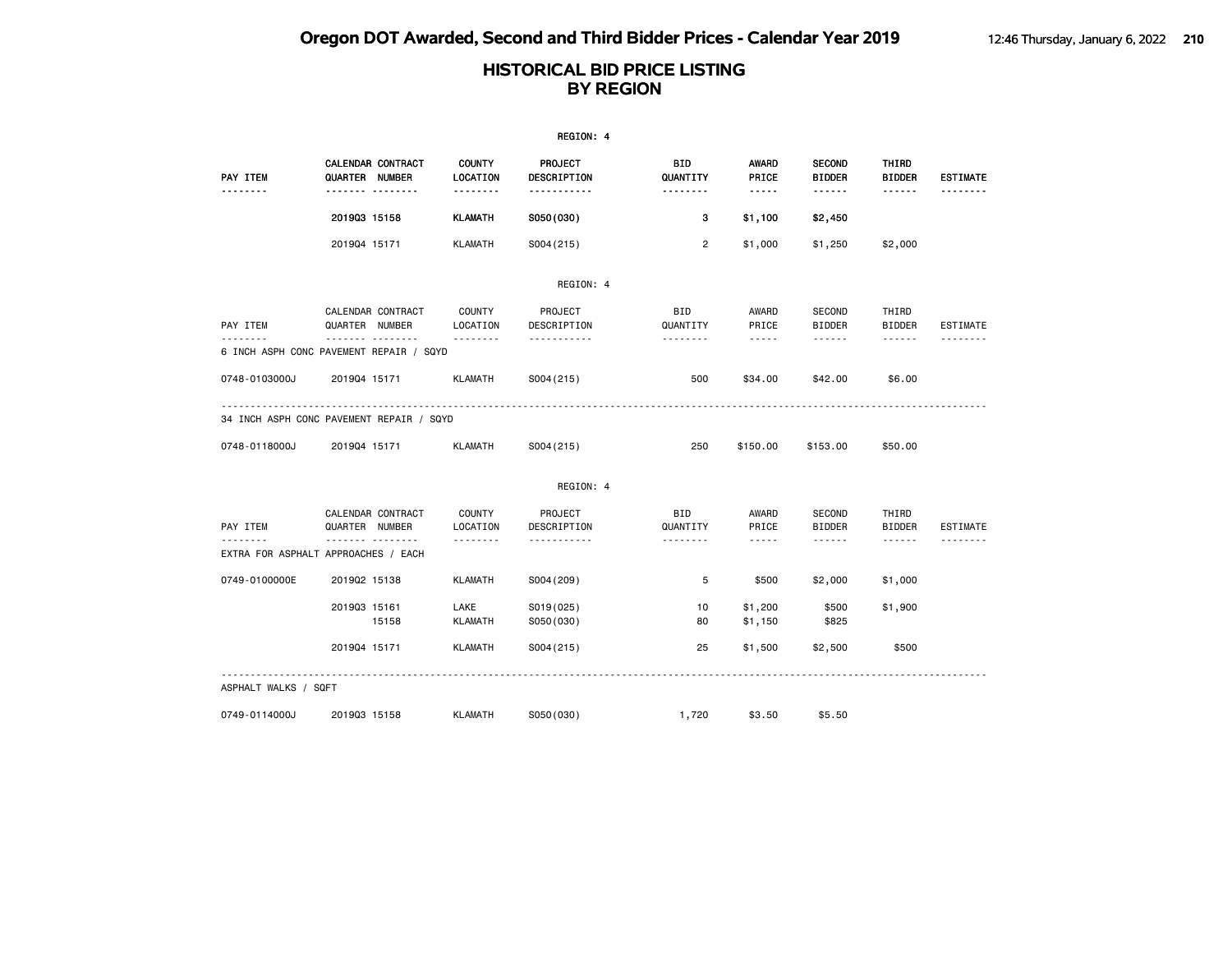# HISTORICAL BID PRICE LISTING BY REGION

REGION: 4

| PAY ITEM | CALENDAR QUARTER | CONTRACT NUMBER | COUNTY LOCATION | PROJECT DESCRIPTION | BID QUANTITY | AWARD PRICE | SECOND BIDDER | THIRD BIDDER | ESTIMATE |
|---|---|---|---|---|---|---|---|---|---|
| | 2019Q3 | 15158 | KLAMATH | S050(030) | 3 | $1,100 | $2,450 | | |
| | 2019Q4 | 15171 | KLAMATH | S004(215) | 2 | $1,000 | $1,250 | $2,000 | |

REGION: 4

| PAY ITEM | CALENDAR QUARTER | CONTRACT NUMBER | COUNTY LOCATION | PROJECT DESCRIPTION | BID QUANTITY | AWARD PRICE | SECOND BIDDER | THIRD BIDDER | ESTIMATE |
|---|---|---|---|---|---|---|---|---|---|
| **6 INCH ASPH CONC PAVEMENT REPAIR / SQYD** | | | | | | | | | |
| 0748-0103000J | 2019Q4 | 15171 | KLAMATH | S004(215) | 500 | $34.00 | $42.00 | $6.00 | |
| **34 INCH ASPH CONC PAVEMENT REPAIR / SQYD** | | | | | | | | | |
| 0748-0118000J | 2019Q4 | 15171 | KLAMATH | S004(215) | 250 | $150.00 | $153.00 | $50.00 | |

REGION: 4

| PAY ITEM | CALENDAR QUARTER | CONTRACT NUMBER | COUNTY LOCATION | PROJECT DESCRIPTION | BID QUANTITY | AWARD PRICE | SECOND BIDDER | THIRD BIDDER | ESTIMATE |
|---|---|---|---|---|---|---|---|---|---|
| **EXTRA FOR ASPHALT APPROACHES / EACH** | | | | | | | | | |
| 0749-0100000E | 2019Q2 | 15138 | KLAMATH | S004(209) | 5 | $500 | $2,000 | $1,000 | |
| | 2019Q3 | 15161 | LAKE | S019(025) | 10 | $1,200 | $500 | $1,900 | |
| | | 15158 | KLAMATH | S050(030) | 80 | $1,150 | $825 | | |
| | 2019Q4 | 15171 | KLAMATH | S004(215) | 25 | $1,500 | $2,500 | $500 | |
| **ASPHALT WALKS / SQFT** | | | | | | | | | |
| 0749-0114000J | 2019Q3 | 15158 | KLAMATH | S050(030) | 1,720 | $3.50 | $5.50 | | |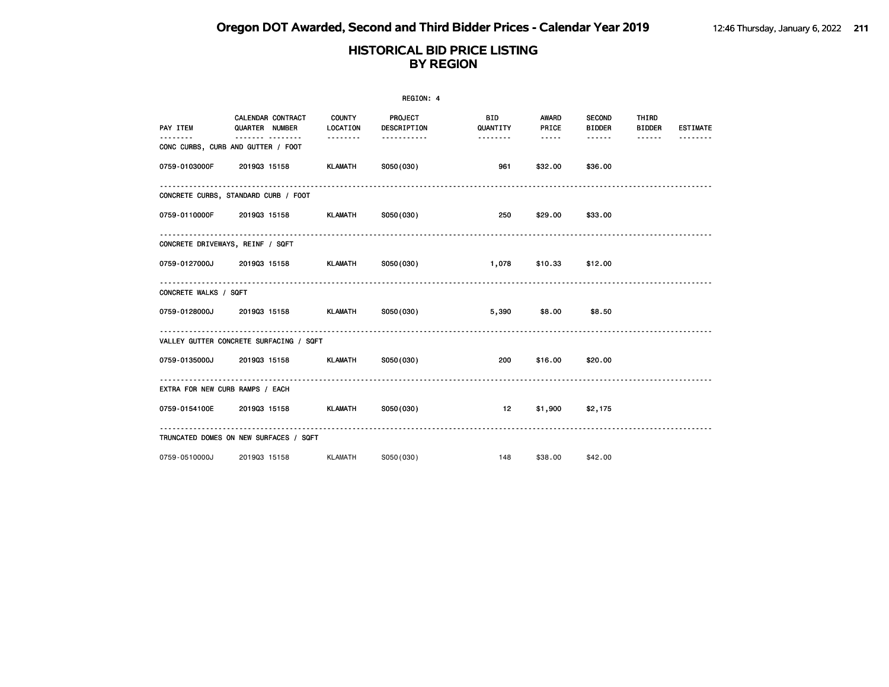# Oregon DOT Awarded, Second and Third Bidder Prices - Calendar Year 2019

## HISTORICAL BID PRICE LISTING BY REGION

REGION: 4

| PAY ITEM | CALENDAR QUARTER | CONTRACT NUMBER | COUNTY LOCATION | PROJECT DESCRIPTION | BID QUANTITY | AWARD PRICE | SECOND BIDDER | THIRD BIDDER | ESTIMATE |
|---|---|---|---|---|---|---|---|---|---|
| **CONC CURBS, CURB AND GUTTER / FOOT** | | | | | | | | | |
| 0759-0103000F | 2019Q3 | 15158 | KLAMATH | S050(030) | 961 | $32.00 | $36.00 | | |
| **CONCRETE CURBS, STANDARD CURB / FOOT** | | | | | | | | | |
| 0759-0110000F | 2019Q3 | 15158 | KLAMATH | S050(030) | 250 | $29.00 | $33.00 | | |
| **CONCRETE DRIVEWAYS, REINF / SQFT** | | | | | | | | | |
| 0759-0127000J | 2019Q3 | 15158 | KLAMATH | S050(030) | 1,078 | $10.33 | $12.00 | | |
| **CONCRETE WALKS / SQFT** | | | | | | | | | |
| 0759-0128000J | 2019Q3 | 15158 | KLAMATH | S050(030) | 5,390 | $8.00 | $8.50 | | |
| **VALLEY GUTTER CONCRETE SURFACING / SQFT** | | | | | | | | | |
| 0759-0135000J | 2019Q3 | 15158 | KLAMATH | S050(030) | 200 | $16.00 | $20.00 | | |
| **EXTRA FOR NEW CURB RAMPS / EACH** | | | | | | | | | |
| 0759-0154100E | 2019Q3 | 15158 | KLAMATH | S050(030) | 12 | $1,900 | $2,175 | | |
| **TRUNCATED DOMES ON NEW SURFACES / SQFT** | | | | | | | | | |
| 0759-0510000J | 2019Q3 | 15158 | KLAMATH | S050(030) | 148 | $38.00 | $42.00 | | |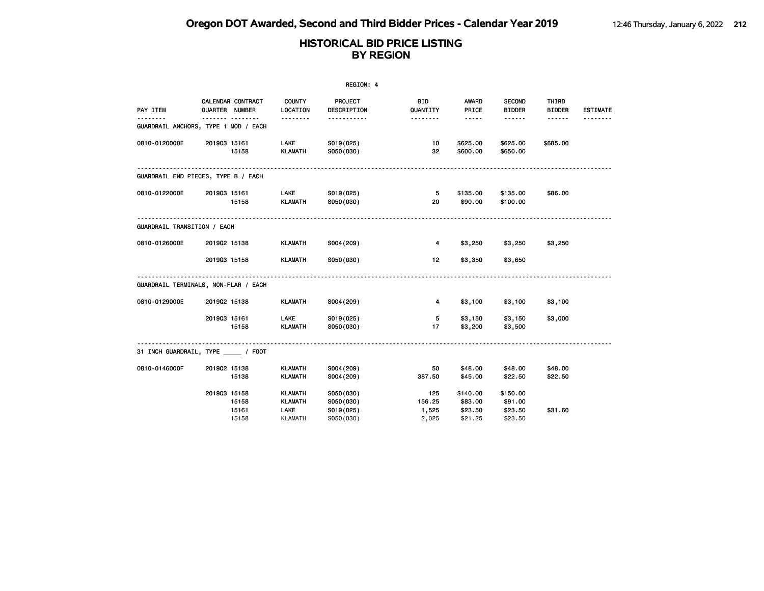## HISTORICAL BID PRICE LISTING BY REGION

REGION: 4

| PAY ITEM | CALENDAR QUARTER | CONTRACT NUMBER | COUNTY LOCATION | PROJECT DESCRIPTION | BID QUANTITY | AWARD PRICE | SECOND BIDDER | THIRD BIDDER | ESTIMATE |
|---|---|---|---|---|---|---|---|---|---|
| **GUARDRAIL ANCHORS, TYPE 1 MOD / EACH** | | | | | | | | | |
| 0810-0120000E | 2019Q3 | 15161 | LAKE | S019(025) | 10 | $625.00 | $625.00 | $685.00 | |
| | | 15158 | KLAMATH | S050(030) | 32 | $600.00 | $650.00 | | |
| **GUARDRAIL END PIECES, TYPE B / EACH** | | | | | | | | | |
| 0810-0122000E | 2019Q3 | 15161 | LAKE | S019(025) | 5 | $135.00 | $135.00 | $86.00 | |
| | | 15158 | KLAMATH | S050(030) | 20 | $90.00 | $100.00 | | |
| **GUARDRAIL TRANSITION / EACH** | | | | | | | | | |
| 0810-0126000E | 2019Q2 | 15138 | KLAMATH | S004(209) | 4 | $3,250 | $3,250 | $3,250 | |
| | 2019Q3 | 15158 | KLAMATH | S050(030) | 12 | $3,350 | $3,650 | | |
| **GUARDRAIL TERMINALS, NON-FLAR / EACH** | | | | | | | | | |
| 0810-0129000E | 2019Q2 | 15138 | KLAMATH | S004(209) | 4 | $3,100 | $3,100 | $3,100 | |
| | 2019Q3 | 15161 | LAKE | S019(025) | 5 | $3,150 | $3,150 | $3,000 | |
| | | 15158 | KLAMATH | S050(030) | 17 | $3,200 | $3,500 | | |
| **31 INCH GUARDRAIL, TYPE _____ / FOOT** | | | | | | | | | |
| 0810-0146000F | 2019Q2 | 15138 | KLAMATH | S004(209) | 50 | $48.00 | $48.00 | $48.00 | |
| | | 15138 | KLAMATH | S004(209) | 387.50 | $45.00 | $22.50 | $22.50 | |
| | 2019Q3 | 15158 | KLAMATH | S050(030) | 125 | $140.00 | $150.00 | | |
| | | 15158 | KLAMATH | S050(030) | 156.25 | $83.00 | $91.00 | | |
| | | 15161 | LAKE | S019(025) | 1,525 | $23.50 | $23.50 | $31.60 | |
| | | 15158 | KLAMATH | S050(030) | 2,025 | $21.25 | $23.50 | | |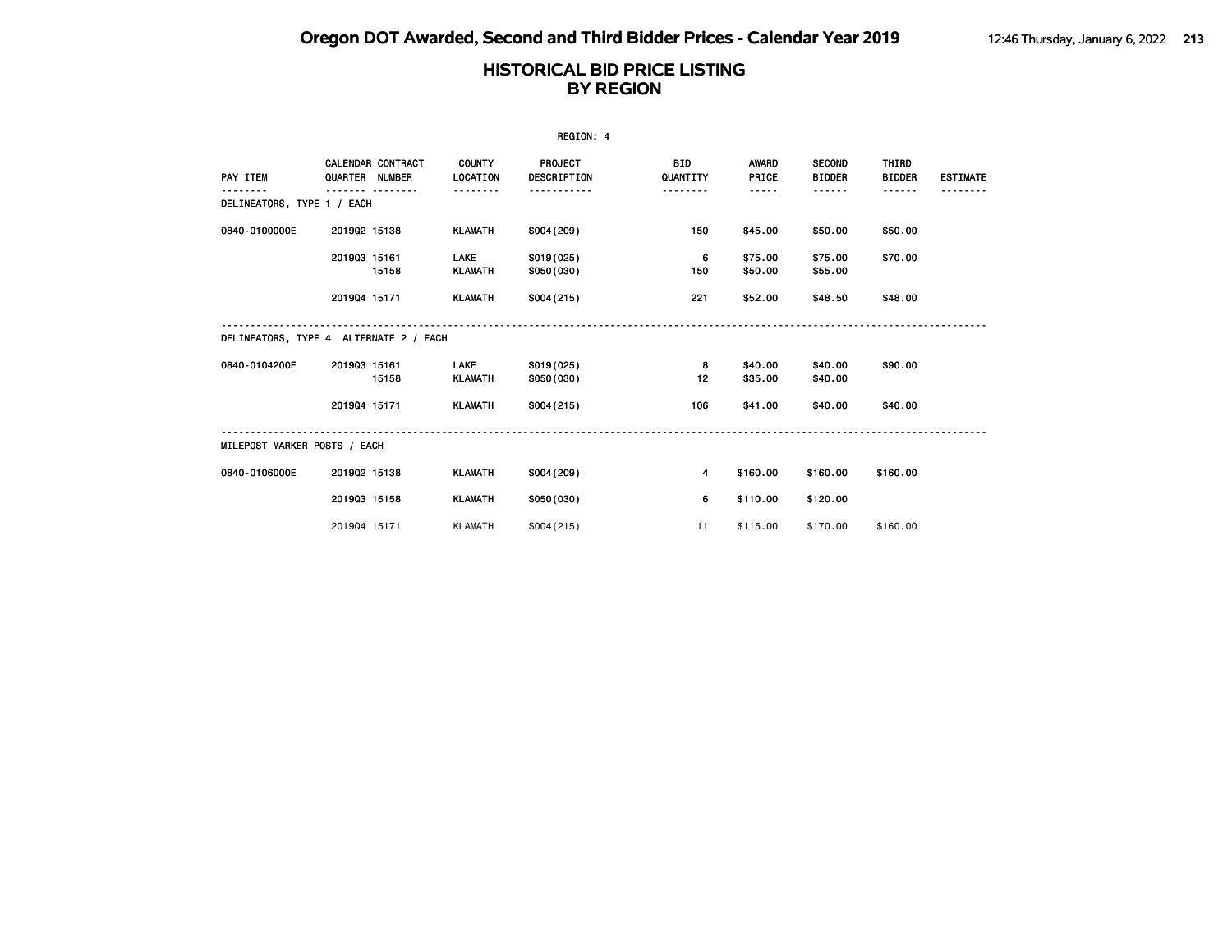# Oregon DOT Awarded, Second and Third Bidder Prices - Calendar Year 2019

## HISTORICAL BID PRICE LISTING BY REGION

REGION: 4

| PAY ITEM | CALENDAR QUARTER | CONTRACT NUMBER | COUNTY LOCATION | PROJECT DESCRIPTION | BID QUANTITY | AWARD PRICE | SECOND BIDDER | THIRD BIDDER | ESTIMATE |
|---|---|---|---|---|---|---|---|---|---|
| **DELINEATORS, TYPE 1 / EACH** | | | | | | | | | |
| 0840-0100000E | 2019Q2 | 15138 | KLAMATH | S004(209) | 150 | $45.00 | $50.00 | $50.00 | |
| | 2019Q3 | 15161 | LAKE | S019(025) | 6 | $75.00 | $75.00 | $70.00 | |
| | | 15158 | KLAMATH | S050(030) | 150 | $50.00 | $55.00 | | |
| | 2019Q4 | 15171 | KLAMATH | S004(215) | 221 | $52.00 | $48.50 | $48.00 | |
| **DELINEATORS, TYPE 4 ALTERNATE 2 / EACH** | | | | | | | | | |
| 0840-0104200E | 2019Q3 | 15161 | LAKE | S019(025) | 8 | $40.00 | $40.00 | $90.00 | |
| | | 15158 | KLAMATH | S050(030) | 12 | $35.00 | $40.00 | | |
| | 2019Q4 | 15171 | KLAMATH | S004(215) | 106 | $41.00 | $40.00 | $40.00 | |
| **MILEPOST MARKER POSTS / EACH** | | | | | | | | | |
| 0840-0106000E | 2019Q2 | 15138 | KLAMATH | S004(209) | 4 | $160.00 | $160.00 | $160.00 | |
| | 2019Q3 | 15158 | KLAMATH | S050(030) | 6 | $110.00 | $120.00 | | |
| | 2019Q4 | 15171 | KLAMATH | S004(215) | 11 | $115.00 | $170.00 | $160.00 | |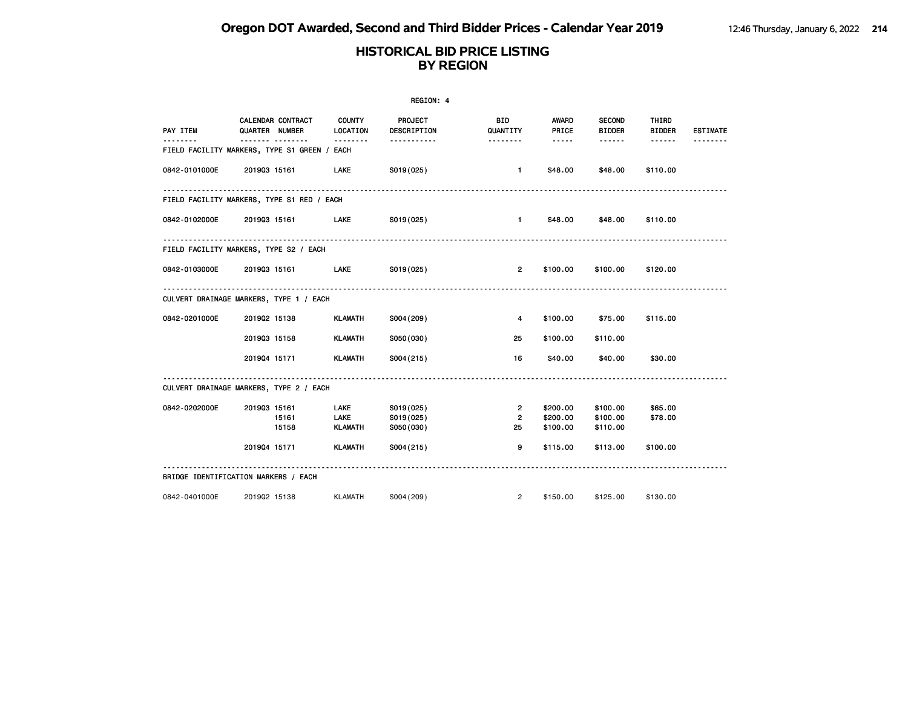# Oregon DOT Awarded, Second and Third Bidder Prices - Calendar Year 2019

## HISTORICAL BID PRICE LISTING BY REGION

REGION: 4

| PAY ITEM | CALENDAR QUARTER | CONTRACT NUMBER | COUNTY LOCATION | PROJECT DESCRIPTION | BID QUANTITY | AWARD PRICE | SECOND BIDDER | THIRD BIDDER | ESTIMATE |
|---|---|---|---|---|---|---|---|---|---|
| **FIELD FACILITY MARKERS, TYPE S1 GREEN / EACH** | | | | | | | | | |
| 0842-0101000E | 2019Q3 | 15161 | LAKE | S019(025) | 1 | $48.00 | $48.00 | $110.00 | |
| **FIELD FACILITY MARKERS, TYPE S1 RED / EACH** | | | | | | | | | |
| 0842-0102000E | 2019Q3 | 15161 | LAKE | S019(025) | 1 | $48.00 | $48.00 | $110.00 | |
| **FIELD FACILITY MARKERS, TYPE S2 / EACH** | | | | | | | | | |
| 0842-0103000E | 2019Q3 | 15161 | LAKE | S019(025) | 2 | $100.00 | $100.00 | $120.00 | |
| **CULVERT DRAINAGE MARKERS, TYPE 1 / EACH** | | | | | | | | | |
| 0842-0201000E | 2019Q2 | 15138 | KLAMATH | S004(209) | 4 | $100.00 | $75.00 | $115.00 | |
| | 2019Q3 | 15158 | KLAMATH | S050(030) | 25 | $100.00 | $110.00 | | |
| | 2019Q4 | 15171 | KLAMATH | S004(215) | 16 | $40.00 | $40.00 | $30.00 | |
| **CULVERT DRAINAGE MARKERS, TYPE 2 / EACH** | | | | | | | | | |
| 0842-0202000E | 2019Q3 | 15161 | LAKE | S019(025) | 2 | $200.00 | $100.00 | $65.00 | |
| | | 15161 | LAKE | S019(025) | 2 | $200.00 | $100.00 | $78.00 | |
| | | 15158 | KLAMATH | S050(030) | 25 | $100.00 | $110.00 | | |
| | 2019Q4 | 15171 | KLAMATH | S004(215) | 9 | $115.00 | $113.00 | $100.00 | |
| **BRIDGE IDENTIFICATION MARKERS / EACH** | | | | | | | | | |
| 0842-0401000E | 2019Q2 | 15138 | KLAMATH | S004(209) | 2 | $150.00 | $125.00 | $130.00 | |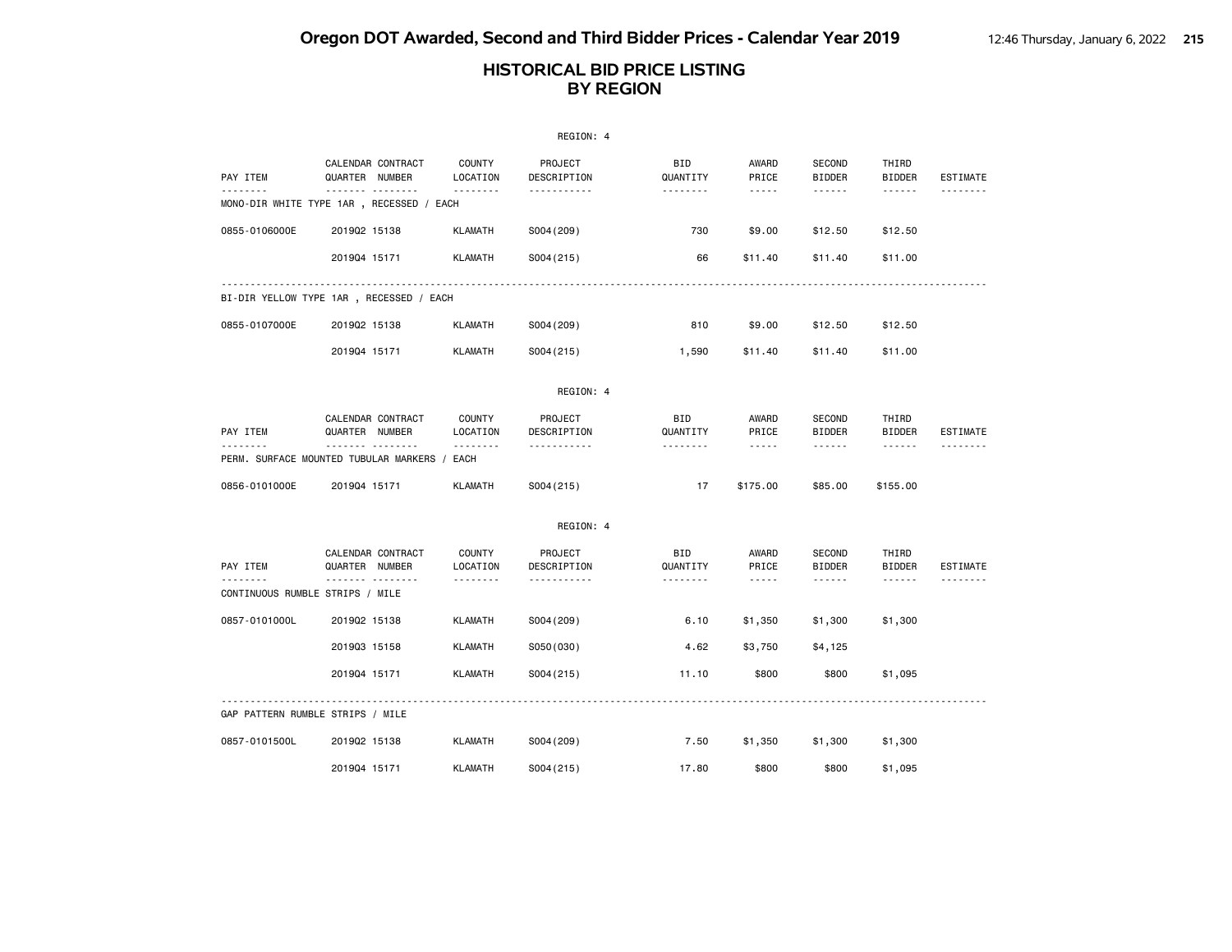# HISTORICAL BID PRICE LISTING BY REGION

REGION: 4

| PAY ITEM | CALENDAR QUARTER | CONTRACT NUMBER | COUNTY LOCATION | PROJECT DESCRIPTION | BID QUANTITY | AWARD PRICE | SECOND BIDDER | THIRD BIDDER | ESTIMATE |
|---|---|---|---|---|---|---|---|---|---|
| MONO-DIR WHITE TYPE 1AR , RECESSED / EACH | | | | | | | | | |
| 0855-0106000E | 2019Q2 | 15138 | KLAMATH | S004(209) | 730 | $9.00 | $12.50 | $12.50 | |
| | 2019Q4 | 15171 | KLAMATH | S004(215) | 66 | $11.40 | $11.40 | $11.00 | |
| BI-DIR YELLOW TYPE 1AR , RECESSED / EACH | | | | | | | | | |
| 0855-0107000E | 2019Q2 | 15138 | KLAMATH | S004(209) | 810 | $9.00 | $12.50 | $12.50 | |
| | 2019Q4 | 15171 | KLAMATH | S004(215) | 1,590 | $11.40 | $11.40 | $11.00 | |

REGION: 4

| PAY ITEM | CALENDAR QUARTER | CONTRACT NUMBER | COUNTY LOCATION | PROJECT DESCRIPTION | BID QUANTITY | AWARD PRICE | SECOND BIDDER | THIRD BIDDER | ESTIMATE |
|---|---|---|---|---|---|---|---|---|---|
| PERM. SURFACE MOUNTED TUBULAR MARKERS / EACH | | | | | | | | | |
| 0856-0101000E | 2019Q4 | 15171 | KLAMATH | S004(215) | 17 | $175.00 | $85.00 | $155.00 | |

REGION: 4

| PAY ITEM | CALENDAR QUARTER | CONTRACT NUMBER | COUNTY LOCATION | PROJECT DESCRIPTION | BID QUANTITY | AWARD PRICE | SECOND BIDDER | THIRD BIDDER | ESTIMATE |
|---|---|---|---|---|---|---|---|---|---|
| CONTINUOUS RUMBLE STRIPS / MILE | | | | | | | | | |
| 0857-0101000L | 2019Q2 | 15138 | KLAMATH | S004(209) | 6.10 | $1,350 | $1,300 | $1,300 | |
| | 2019Q3 | 15158 | KLAMATH | S050(030) | 4.62 | $3,750 | $4,125 | | |
| | 2019Q4 | 15171 | KLAMATH | S004(215) | 11.10 | $800 | $800 | $1,095 | |
| GAP PATTERN RUMBLE STRIPS / MILE | | | | | | | | | |
| 0857-0101500L | 2019Q2 | 15138 | KLAMATH | S004(209) | 7.50 | $1,350 | $1,300 | $1,300 | |
| | 2019Q4 | 15171 | KLAMATH | S004(215) | 17.80 | $800 | $800 | $1,095 | |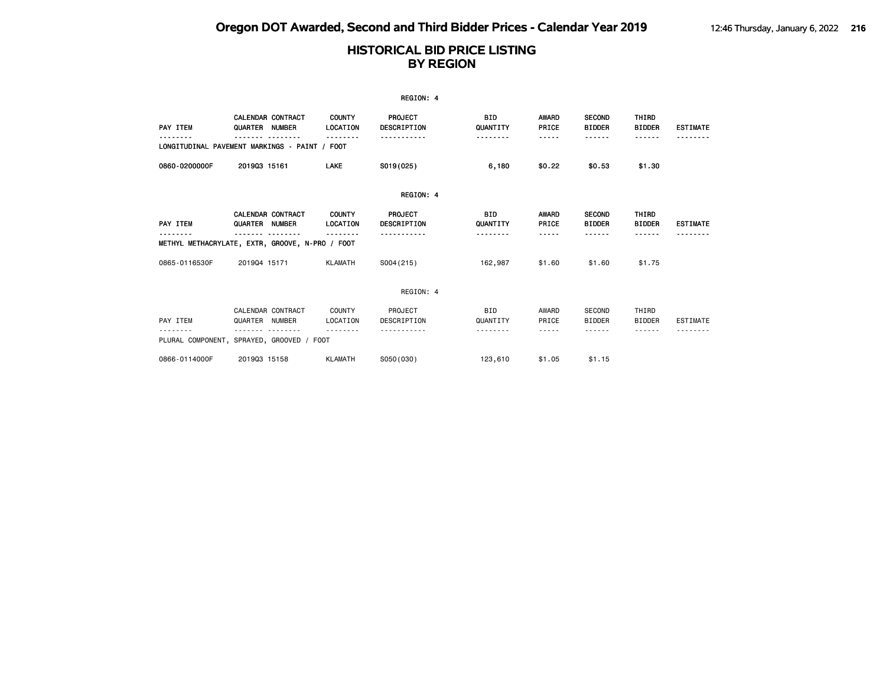# Oregon DOT Awarded, Second and Third Bidder Prices - Calendar Year 2019

## HISTORICAL BID PRICE LISTING BY REGION

REGION: 4

| PAY ITEM | CALENDAR QUARTER | CONTRACT NUMBER | COUNTY LOCATION | PROJECT DESCRIPTION | BID QUANTITY | AWARD PRICE | SECOND BIDDER | THIRD BIDDER | ESTIMATE |
|---|---|---|---|---|---|---|---|---|---|
| LONGITUDINAL PAVEMENT MARKINGS - PAINT / FOOT | | | | | | | | | |
| 0860-0200000F | 2019Q3 | 15161 | LAKE | S019(025) | 6,180 | $0.22 | $0.53 | $1.30 | |

REGION: 4

| PAY ITEM | CALENDAR QUARTER | CONTRACT NUMBER | COUNTY LOCATION | PROJECT DESCRIPTION | BID QUANTITY | AWARD PRICE | SECOND BIDDER | THIRD BIDDER | ESTIMATE |
|---|---|---|---|---|---|---|---|---|---|
| METHYL METHACRYLATE, EXTR, GROOVE, N-PRO / FOOT | | | | | | | | | |
| 0865-0116530F | 2019Q4 | 15171 | KLAMATH | S004(215) | 162,987 | $1.60 | $1.60 | $1.75 | |

REGION: 4

| PAY ITEM | CALENDAR QUARTER | CONTRACT NUMBER | COUNTY LOCATION | PROJECT DESCRIPTION | BID QUANTITY | AWARD PRICE | SECOND BIDDER | THIRD BIDDER | ESTIMATE |
|---|---|---|---|---|---|---|---|---|---|
| PLURAL COMPONENT, SPRAYED, GROOVED / FOOT | | | | | | | | | |
| 0866-0114000F | 2019Q3 | 15158 | KLAMATH | S050(030) | 123,610 | $1.05 | $1.15 | | |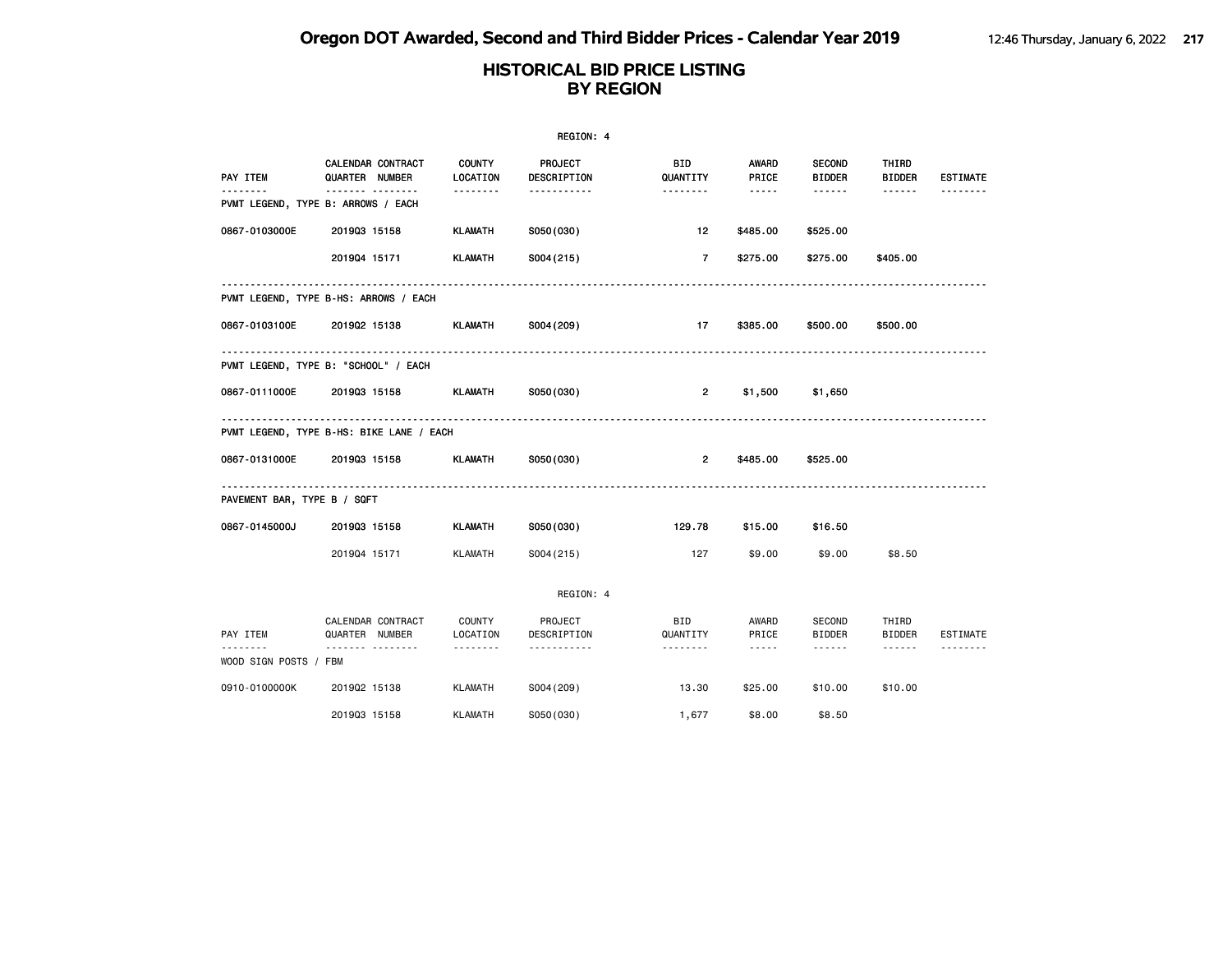# HISTORICAL BID PRICE LISTING
## BY REGION

REGION: 4

| PAY ITEM | CALENDAR QUARTER | CONTRACT NUMBER | COUNTY LOCATION | PROJECT DESCRIPTION | BID QUANTITY | AWARD PRICE | SECOND BIDDER | THIRD BIDDER | ESTIMATE |
|---|---|---|---|---|---|---|---|---|---|
| **PVMT LEGEND, TYPE B: ARROWS / EACH** | | | | | | | | | |
| 0867-0103000E | 2019Q3 | 15158 | KLAMATH | S050(030) | 12 | $485.00 | $525.00 | | |
| | 2019Q4 | 15171 | KLAMATH | S004(215) | 7 | $275.00 | $275.00 | $405.00 | |
| **PVMT LEGEND, TYPE B-HS: ARROWS / EACH** | | | | | | | | | |
| 0867-0103100E | 2019Q2 | 15138 | KLAMATH | S004(209) | 17 | $385.00 | $500.00 | $500.00 | |
| **PVMT LEGEND, TYPE B: "SCHOOL" / EACH** | | | | | | | | | |
| 0867-0111000E | 2019Q3 | 15158 | KLAMATH | S050(030) | 2 | $1,500 | $1,650 | | |
| **PVMT LEGEND, TYPE B-HS: BIKE LANE / EACH** | | | | | | | | | |
| 0867-0131000E | 2019Q3 | 15158 | KLAMATH | S050(030) | 2 | $485.00 | $525.00 | | |
| **PAVEMENT BAR, TYPE B / SQFT** | | | | | | | | | |
| 0867-0145000J | 2019Q3 | 15158 | KLAMATH | S050(030) | 129.78 | $15.00 | $16.50 | | |
| | 2019Q4 | 15171 | KLAMATH | S004(215) | 127 | $9.00 | $9.00 | $8.50 | |

REGION: 4

| PAY ITEM | CALENDAR QUARTER | CONTRACT NUMBER | COUNTY LOCATION | PROJECT DESCRIPTION | BID QUANTITY | AWARD PRICE | SECOND BIDDER | THIRD BIDDER | ESTIMATE |
|---|---|---|---|---|---|---|---|---|---|
| **WOOD SIGN POSTS / FBM** | | | | | | | | | |
| 0910-0100000K | 2019Q2 | 15138 | KLAMATH | S004(209) | 13.30 | $25.00 | $10.00 | $10.00 | |
| | 2019Q3 | 15158 | KLAMATH | S050(030) | 1,677 | $8.00 | $8.50 | | |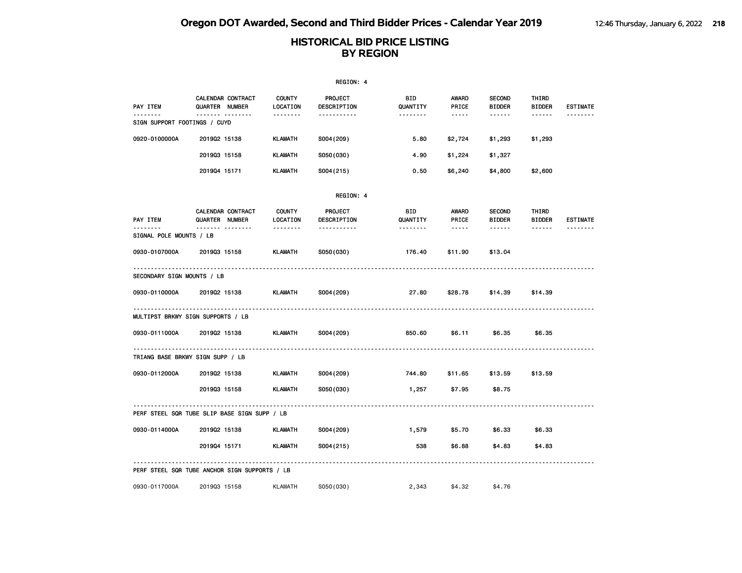# Oregon DOT Awarded, Second and Third Bidder Prices - Calendar Year 2019

## HISTORICAL BID PRICE LISTING BY REGION

REGION: 4

| PAY ITEM | CALENDAR QUARTER | CONTRACT NUMBER | COUNTY LOCATION | PROJECT DESCRIPTION | BID QUANTITY | AWARD PRICE | SECOND BIDDER | THIRD BIDDER | ESTIMATE |
|---|---|---|---|---|---|---|---|---|---|
| SIGN SUPPORT FOOTINGS / CUYD | | | | | | | | | |
| 0920-0100000A | 2019Q2 | 15138 | KLAMATH | S004(209) | 5.80 | $2,724 | $1,293 | $1,293 | |
| | 2019Q3 | 15158 | KLAMATH | S050(030) | 4.90 | $1,224 | $1,327 | | |
| | 2019Q4 | 15171 | KLAMATH | S004(215) | 0.50 | $6,240 | $4,800 | $2,600 | |

REGION: 4

| PAY ITEM | CALENDAR QUARTER | CONTRACT NUMBER | COUNTY LOCATION | PROJECT DESCRIPTION | BID QUANTITY | AWARD PRICE | SECOND BIDDER | THIRD BIDDER | ESTIMATE |
|---|---|---|---|---|---|---|---|---|---|
| SIGNAL POLE MOUNTS / LB | | | | | | | | | |
| 0930-0107000A | 2019Q3 | 15158 | KLAMATH | S050(030) | 176.40 | $11.90 | $13.04 | | |
| SECONDARY SIGN MOUNTS / LB | | | | | | | | | |
| 0930-0110000A | 2019Q2 | 15138 | KLAMATH | S004(209) | 27.80 | $28.78 | $14.39 | $14.39 | |
| MULTIPST BRKWY SIGN SUPPORTS / LB | | | | | | | | | |
| 0930-0111000A | 2019Q2 | 15138 | KLAMATH | S004(209) | 850.60 | $6.11 | $6.35 | $6.35 | |
| TRIANG BASE BRKWY SIGN SUPP / LB | | | | | | | | | |
| 0930-0112000A | 2019Q2 | 15138 | KLAMATH | S004(209) | 744.80 | $11.65 | $13.59 | $13.59 | |
| | 2019Q3 | 15158 | KLAMATH | S050(030) | 1,257 | $7.95 | $8.75 | | |
| PERF STEEL SQR TUBE SLIP BASE SIGN SUPP / LB | | | | | | | | | |
| 0930-0114000A | 2019Q2 | 15138 | KLAMATH | S004(209) | 1,579 | $5.70 | $6.33 | $6.33 | |
| | 2019Q4 | 15171 | KLAMATH | S004(215) | 538 | $6.88 | $4.83 | $4.83 | |
| PERF STEEL SQR TUBE ANCHOR SIGN SUPPORTS / LB | | | | | | | | | |
| 0930-0117000A | 2019Q3 | 15158 | KLAMATH | S050(030) | 2,343 | $4.32 | $4.76 | | |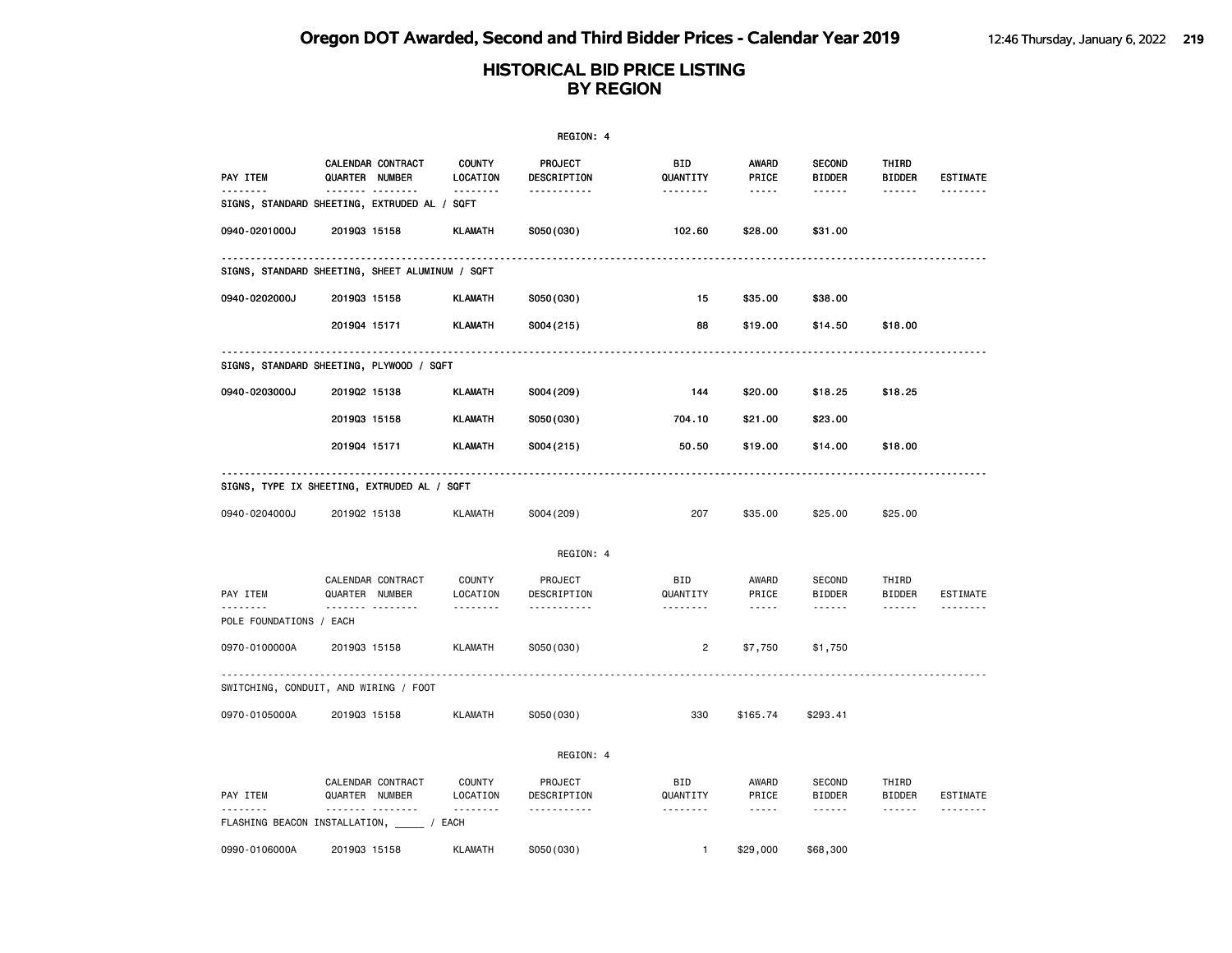# Oregon DOT Awarded, Second and Third Bidder Prices - Calendar Year 2019

## HISTORICAL BID PRICE LISTING BY REGION

REGION: 4

| PAY ITEM | CALENDAR QUARTER | CONTRACT NUMBER | COUNTY LOCATION | PROJECT DESCRIPTION | BID QUANTITY | AWARD PRICE | SECOND BIDDER | THIRD BIDDER | ESTIMATE |
|---|---|---|---|---|---|---|---|---|---|
| **SIGNS, STANDARD SHEETING, EXTRUDED AL / SQFT** | | | | | | | | | |
| 0940-0201000J | 2019Q3 | 15158 | KLAMATH | S050(030) | 102.60 | $28.00 | $31.00 | | |
| **SIGNS, STANDARD SHEETING, SHEET ALUMINUM / SQFT** | | | | | | | | | |
| 0940-0202000J | 2019Q3 | 15158 | KLAMATH | S050(030) | 15 | $35.00 | $38.00 | | |
| | 2019Q4 | 15171 | KLAMATH | S004(215) | 88 | $19.00 | $14.50 | $18.00 | |
| **SIGNS, STANDARD SHEETING, PLYWOOD / SQFT** | | | | | | | | | |
| 0940-0203000J | 2019Q2 | 15138 | KLAMATH | S004(209) | 144 | $20.00 | $18.25 | $18.25 | |
| | 2019Q3 | 15158 | KLAMATH | S050(030) | 704.10 | $21.00 | $23.00 | | |
| | 2019Q4 | 15171 | KLAMATH | S004(215) | 50.50 | $19.00 | $14.00 | $18.00 | |
| **SIGNS, TYPE IX SHEETING, EXTRUDED AL / SQFT** | | | | | | | | | |
| 0940-0204000J | 2019Q2 | 15138 | KLAMATH | S004(209) | 207 | $35.00 | $25.00 | $25.00 | |

REGION: 4

| PAY ITEM | CALENDAR QUARTER | CONTRACT NUMBER | COUNTY LOCATION | PROJECT DESCRIPTION | BID QUANTITY | AWARD PRICE | SECOND BIDDER | THIRD BIDDER | ESTIMATE |
|---|---|---|---|---|---|---|---|---|---|
| **POLE FOUNDATIONS / EACH** | | | | | | | | | |
| 0970-0100000A | 2019Q3 | 15158 | KLAMATH | S050(030) | 2 | $7,750 | $1,750 | | |
| **SWITCHING, CONDUIT, AND WIRING / FOOT** | | | | | | | | | |
| 0970-0105000A | 2019Q3 | 15158 | KLAMATH | S050(030) | 330 | $165.74 | $293.41 | | |

REGION: 4

| PAY ITEM | CALENDAR QUARTER | CONTRACT NUMBER | COUNTY LOCATION | PROJECT DESCRIPTION | BID QUANTITY | AWARD PRICE | SECOND BIDDER | THIRD BIDDER | ESTIMATE |
|---|---|---|---|---|---|---|---|---|---|
| **FLASHING BEACON INSTALLATION, _____ / EACH** | | | | | | | | | |
| 0990-0106000A | 2019Q3 | 15158 | KLAMATH | S050(030) | 1 | $29,000 | $68,300 | | |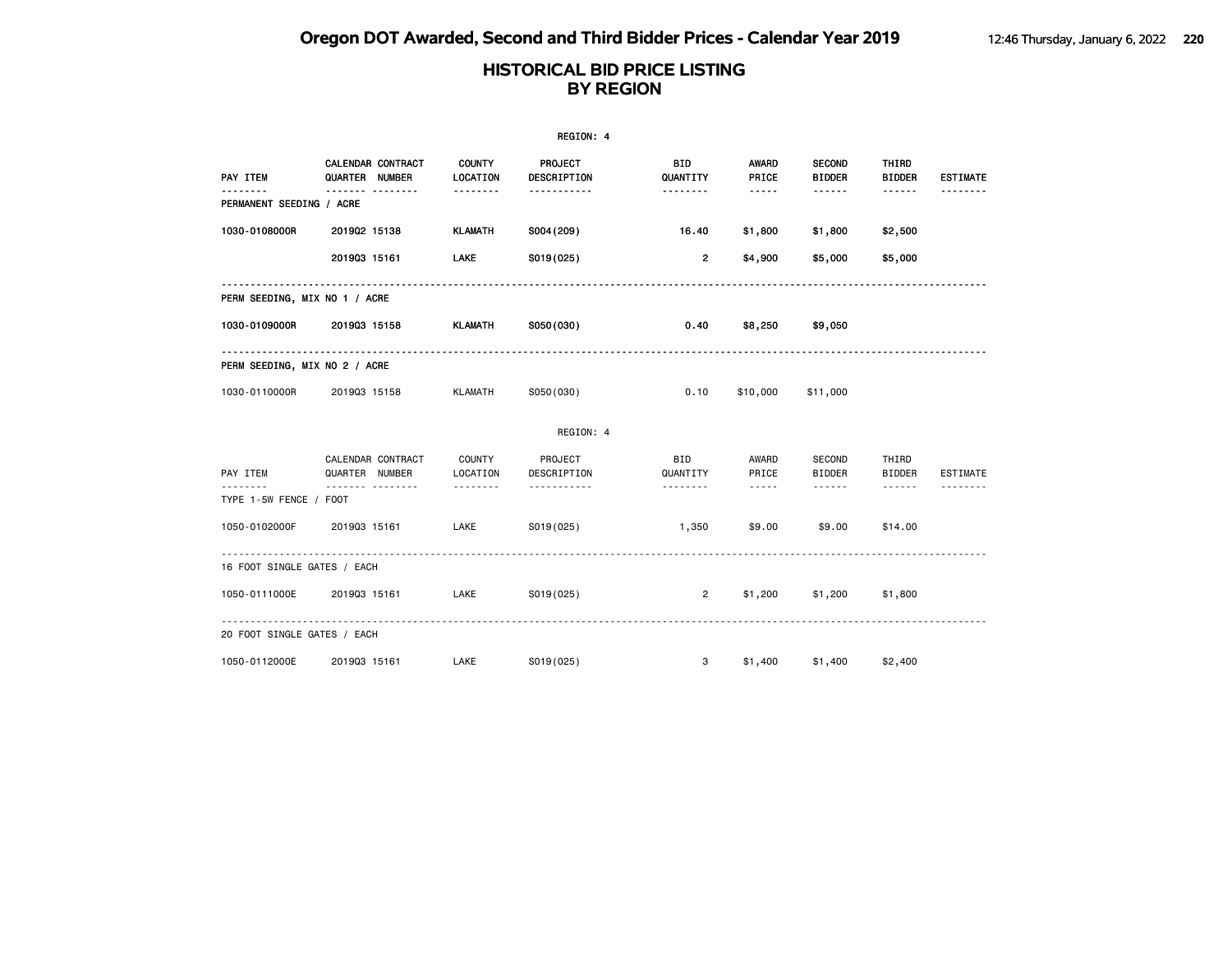# Oregon DOT Awarded, Second and Third Bidder Prices - Calendar Year 2019

## HISTORICAL BID PRICE LISTING BY REGION

REGION: 4

| PAY ITEM | CALENDAR QUARTER | CONTRACT NUMBER | COUNTY LOCATION | PROJECT DESCRIPTION | BID QUANTITY | AWARD PRICE | SECOND BIDDER | THIRD BIDDER | ESTIMATE |
|---|---|---|---|---|---|---|---|---|---|
| **PERMANENT SEEDING / ACRE** | | | | | | | | | |
| 1030-0108000R | 2019Q2 | 15138 | KLAMATH | S004(209) | 16.40 | $1,800 | $1,800 | $2,500 | |
| | 2019Q3 | 15161 | LAKE | S019(025) | 2 | $4,900 | $5,000 | $5,000 | |
| **PERM SEEDING, MIX NO 1 / ACRE** | | | | | | | | | |
| 1030-0109000R | 2019Q3 | 15158 | KLAMATH | S050(030) | 0.40 | $8,250 | $9,050 | | |
| **PERM SEEDING, MIX NO 2 / ACRE** | | | | | | | | | |
| 1030-0110000R | 2019Q3 | 15158 | KLAMATH | S050(030) | 0.10 | $10,000 | $11,000 | | |

REGION: 4

| PAY ITEM | CALENDAR QUARTER | CONTRACT NUMBER | COUNTY LOCATION | PROJECT DESCRIPTION | BID QUANTITY | AWARD PRICE | SECOND BIDDER | THIRD BIDDER | ESTIMATE |
|---|---|---|---|---|---|---|---|---|---|
| **TYPE 1-5W FENCE / FOOT** | | | | | | | | | |
| 1050-0102000F | 2019Q3 | 15161 | LAKE | S019(025) | 1,350 | $9.00 | $9.00 | $14.00 | |
| **16 FOOT SINGLE GATES / EACH** | | | | | | | | | |
| 1050-0111000E | 2019Q3 | 15161 | LAKE | S019(025) | 2 | $1,200 | $1,200 | $1,800 | |
| **20 FOOT SINGLE GATES / EACH** | | | | | | | | | |
| 1050-0112000E | 2019Q3 | 15161 | LAKE | S019(025) | 3 | $1,400 | $1,400 | $2,400 | |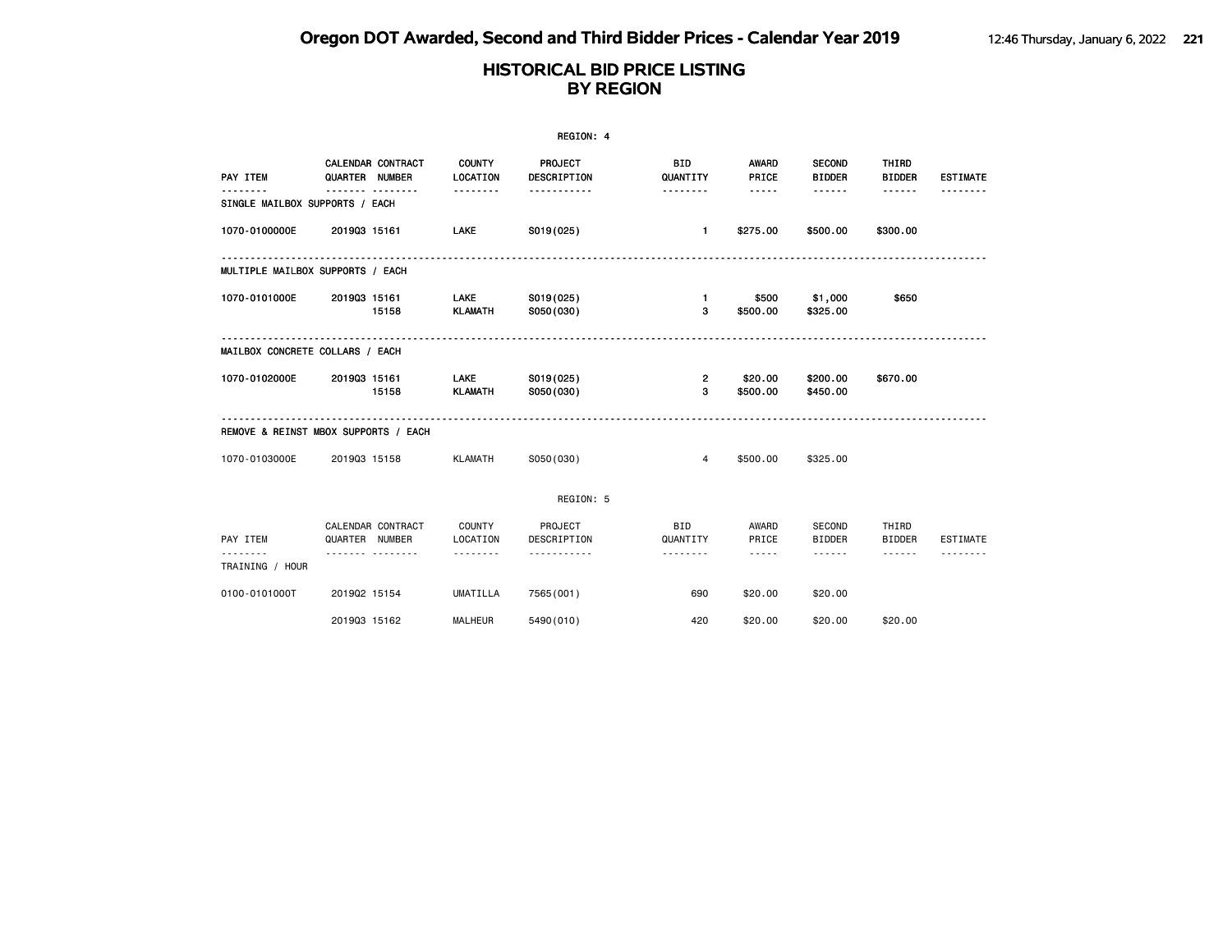# HISTORICAL BID PRICE LISTING
## BY REGION

REGION: 4

| PAY ITEM | CALENDAR QUARTER | CONTRACT NUMBER | COUNTY LOCATION | PROJECT DESCRIPTION | BID QUANTITY | AWARD PRICE | SECOND BIDDER | THIRD BIDDER | ESTIMATE |
|---|---|---|---|---|---|---|---|---|---|
| **SINGLE MAILBOX SUPPORTS / EACH** | | | | | | | | | |
| 1070-0100000E | 2019Q3 | 15161 | LAKE | S019(025) | 1 | $275.00 | $500.00 | $300.00 | |
| **MULTIPLE MAILBOX SUPPORTS / EACH** | | | | | | | | | |
| 1070-0101000E | 2019Q3 | 15161 | LAKE | S019(025) | 1 | $500 | $1,000 | $650 | |
| | | 15158 | KLAMATH | S050(030) | 3 | $500.00 | $325.00 | | |
| **MAILBOX CONCRETE COLLARS / EACH** | | | | | | | | | |
| 1070-0102000E | 2019Q3 | 15161 | LAKE | S019(025) | 2 | $20.00 | $200.00 | $670.00 | |
| | | 15158 | KLAMATH | S050(030) | 3 | $500.00 | $450.00 | | |
| **REMOVE & REINST MBOX SUPPORTS / EACH** | | | | | | | | | |
| 1070-0103000E | 2019Q3 | 15158 | KLAMATH | S050(030) | 4 | $500.00 | $325.00 | | |

REGION: 5

| PAY ITEM | CALENDAR QUARTER | CONTRACT NUMBER | COUNTY LOCATION | PROJECT DESCRIPTION | BID QUANTITY | AWARD PRICE | SECOND BIDDER | THIRD BIDDER | ESTIMATE |
|---|---|---|---|---|---|---|---|---|---|
| **TRAINING / HOUR** | | | | | | | | | |
| 0100-0101000T | 2019Q2 | 15154 | UMATILLA | 7565(001) | 690 | $20.00 | $20.00 | | |
| | 2019Q3 | 15162 | MALHEUR | 5490(010) | 420 | $20.00 | $20.00 | $20.00 | |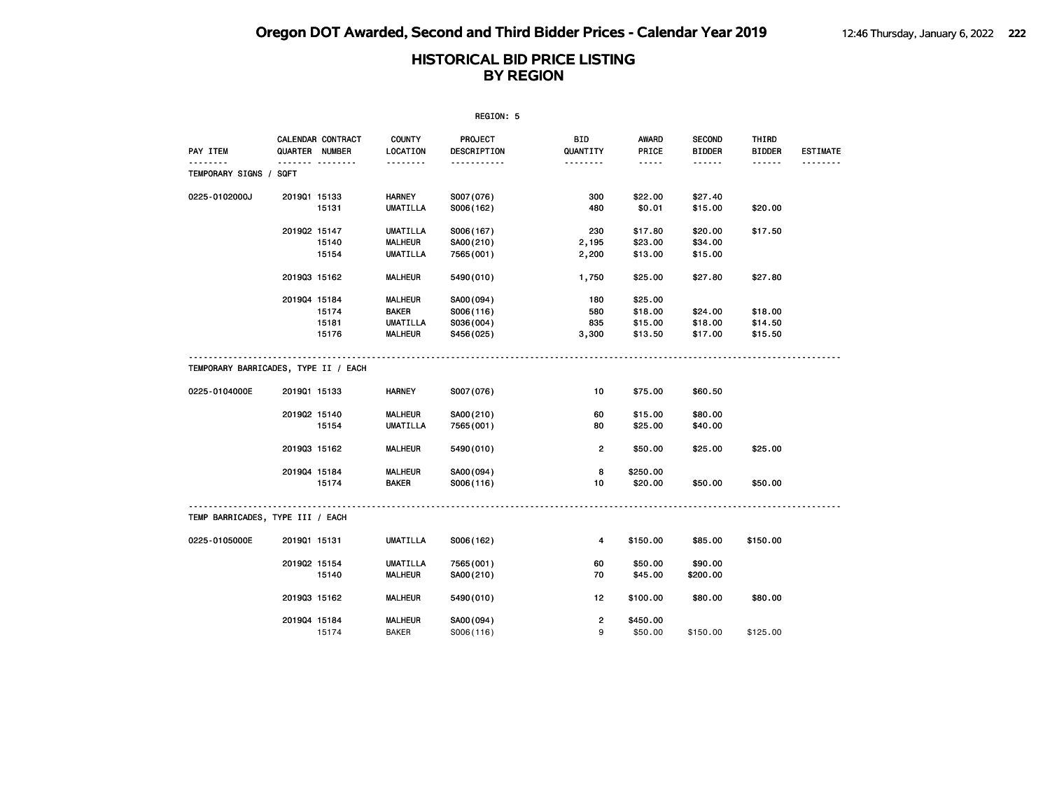# Oregon DOT Awarded, Second and Third Bidder Prices - Calendar Year 2019

## HISTORICAL BID PRICE LISTING BY REGION

REGION: 5

| PAY ITEM | CALENDAR QUARTER | CONTRACT NUMBER | COUNTY LOCATION | PROJECT DESCRIPTION | BID QUANTITY | AWARD PRICE | SECOND BIDDER | THIRD BIDDER | ESTIMATE |
|---|---|---|---|---|---|---|---|---|---|
| **TEMPORARY SIGNS / SQFT** | | | | | | | | | |
| 0225-0102000J | 2019Q1 | 15133 | HARNEY | S007(076) | 300 | $22.00 | $27.40 | | |
| | | 15131 | UMATILLA | S006(162) | 480 | $0.01 | $15.00 | $20.00 | |
| | 2019Q2 | 15147 | UMATILLA | S006(167) | 230 | $17.80 | $20.00 | $17.50 | |
| | | 15140 | MALHEUR | SA00(210) | 2,195 | $23.00 | $34.00 | | |
| | | 15154 | UMATILLA | 7565(001) | 2,200 | $13.00 | $15.00 | | |
| | 2019Q3 | 15162 | MALHEUR | 5490(010) | 1,750 | $25.00 | $27.80 | $27.80 | |
| | 2019Q4 | 15184 | MALHEUR | SA00(094) | 180 | $25.00 | | | |
| | | 15174 | BAKER | S006(116) | 580 | $18.00 | $24.00 | $18.00 | |
| | | 15181 | UMATILLA | S036(004) | 835 | $15.00 | $18.00 | $14.50 | |
| | | 15176 | MALHEUR | S456(025) | 3,300 | $13.50 | $17.00 | $15.50 | |
| **TEMPORARY BARRICADES, TYPE II / EACH** | | | | | | | | | |
| 0225-0104000E | 2019Q1 | 15133 | HARNEY | S007(076) | 10 | $75.00 | $60.50 | | |
| | 2019Q2 | 15140 | MALHEUR | SA00(210) | 60 | $15.00 | $80.00 | | |
| | | 15154 | UMATILLA | 7565(001) | 80 | $25.00 | $40.00 | | |
| | 2019Q3 | 15162 | MALHEUR | 5490(010) | 2 | $50.00 | $25.00 | $25.00 | |
| | 2019Q4 | 15184 | MALHEUR | SA00(094) | 8 | $250.00 | | | |
| | | 15174 | BAKER | S006(116) | 10 | $20.00 | $50.00 | $50.00 | |
| **TEMP BARRICADES, TYPE III / EACH** | | | | | | | | | |
| 0225-0105000E | 2019Q1 | 15131 | UMATILLA | S006(162) | 4 | $150.00 | $85.00 | $150.00 | |
| | 2019Q2 | 15154 | UMATILLA | 7565(001) | 60 | $50.00 | $90.00 | | |
| | | 15140 | MALHEUR | SA00(210) | 70 | $45.00 | $200.00 | | |
| | 2019Q3 | 15162 | MALHEUR | 5490(010) | 12 | $100.00 | $80.00 | $80.00 | |
| | 2019Q4 | 15184 | MALHEUR | SA00(094) | 2 | $450.00 | | | |
| | | 15174 | BAKER | S006(116) | 9 | $50.00 | $150.00 | $125.00 | |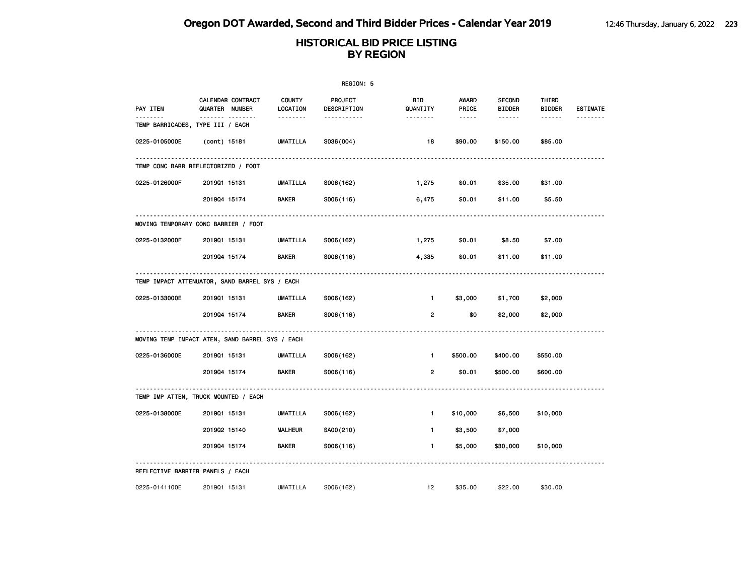# Oregon DOT Awarded, Second and Third Bidder Prices - Calendar Year 2019

## HISTORICAL BID PRICE LISTING BY REGION

REGION: 5

| PAY ITEM | CALENDAR QUARTER | CONTRACT NUMBER | COUNTY LOCATION | PROJECT DESCRIPTION | BID QUANTITY | AWARD PRICE | SECOND BIDDER | THIRD BIDDER | ESTIMATE |
|---|---|---|---|---|---|---|---|---|---|
| **TEMP BARRICADES, TYPE III / EACH** | | | | | | | | | |
| 0225-0105000E | (cont) | 15181 | UMATILLA | S036(004) | 18 | $90.00 | $150.00 | $85.00 | |
| **TEMP CONC BARR REFLECTORIZED / FOOT** | | | | | | | | | |
| 0225-0126000F | 2019Q1 | 15131 | UMATILLA | S006(162) | 1,275 | $0.01 | $35.00 | $31.00 | |
| | 2019Q4 | 15174 | BAKER | S006(116) | 6,475 | $0.01 | $11.00 | $5.50 | |
| **MOVING TEMPORARY CONC BARRIER / FOOT** | | | | | | | | | |
| 0225-0132000F | 2019Q1 | 15131 | UMATILLA | S006(162) | 1,275 | $0.01 | $8.50 | $7.00 | |
| | 2019Q4 | 15174 | BAKER | S006(116) | 4,335 | $0.01 | $11.00 | $11.00 | |
| **TEMP IMPACT ATTENUATOR, SAND BARREL SYS / EACH** | | | | | | | | | |
| 0225-0133000E | 2019Q1 | 15131 | UMATILLA | S006(162) | 1 | $3,000 | $1,700 | $2,000 | |
| | 2019Q4 | 15174 | BAKER | S006(116) | 2 | $0 | $2,000 | $2,000 | |
| **MOVING TEMP IMPACT ATEN, SAND BARREL SYS / EACH** | | | | | | | | | |
| 0225-0136000E | 2019Q1 | 15131 | UMATILLA | S006(162) | 1 | $500.00 | $400.00 | $550.00 | |
| | 2019Q4 | 15174 | BAKER | S006(116) | 2 | $0.01 | $500.00 | $600.00 | |
| **TEMP IMP ATTEN, TRUCK MOUNTED / EACH** | | | | | | | | | |
| 0225-0138000E | 2019Q1 | 15131 | UMATILLA | S006(162) | 1 | $10,000 | $6,500 | $10,000 | |
| | 2019Q2 | 15140 | MALHEUR | SA00(210) | 1 | $3,500 | $7,000 | | |
| | 2019Q4 | 15174 | BAKER | S006(116) | 1 | $5,000 | $30,000 | $10,000 | |
| **REFLECTIVE BARRIER PANELS / EACH** | | | | | | | | | |
| 0225-0141100E | 2019Q1 | 15131 | UMATILLA | S006(162) | 12 | $35.00 | $22.00 | $30.00 | |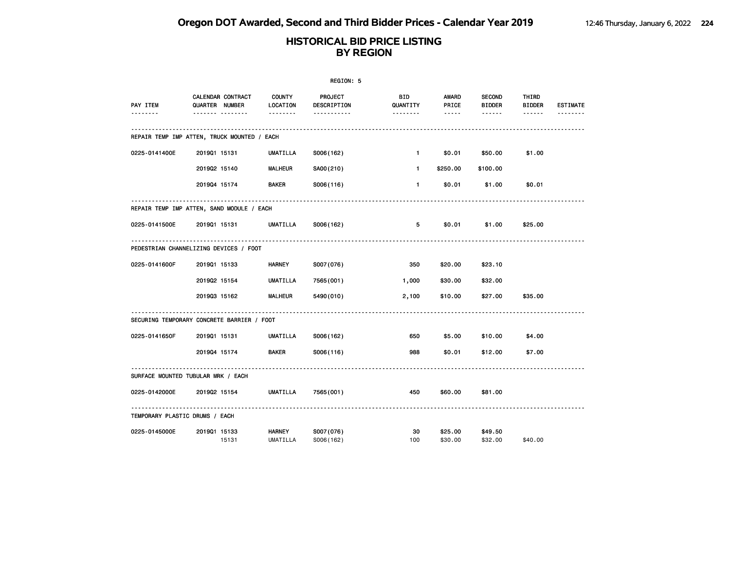# Oregon DOT Awarded, Second and Third Bidder Prices - Calendar Year 2019

## HISTORICAL BID PRICE LISTING BY REGION

REGION: 5

| PAY ITEM | CALENDAR QUARTER | CONTRACT NUMBER | COUNTY LOCATION | PROJECT DESCRIPTION | BID QUANTITY | AWARD PRICE | SECOND BIDDER | THIRD BIDDER | ESTIMATE |
|---|---|---|---|---|---|---|---|---|---|
| **REPAIR TEMP IMP ATTEN, TRUCK MOUNTED / EACH** | | | | | | | | | |
| 0225-0141400E | 2019Q1 | 15131 | UMATILLA | S006(162) | 1 | $0.01 | $50.00 | $1.00 | |
| | 2019Q2 | 15140 | MALHEUR | SA00(210) | 1 | $250.00 | $100.00 | | |
| | 2019Q4 | 15174 | BAKER | S006(116) | 1 | $0.01 | $1.00 | $0.01 | |
| **REPAIR TEMP IMP ATTEN, SAND MODULE / EACH** | | | | | | | | | |
| 0225-0141500E | 2019Q1 | 15131 | UMATILLA | S006(162) | 5 | $0.01 | $1.00 | $25.00 | |
| **PEDESTRIAN CHANNELIZING DEVICES / FOOT** | | | | | | | | | |
| 0225-0141600F | 2019Q1 | 15133 | HARNEY | S007(076) | 350 | $20.00 | $23.10 | | |
| | 2019Q2 | 15154 | UMATILLA | 7565(001) | 1,000 | $30.00 | $32.00 | | |
| | 2019Q3 | 15162 | MALHEUR | 5490(010) | 2,100 | $10.00 | $27.00 | $35.00 | |
| **SECURING TEMPORARY CONCRETE BARRIER / FOOT** | | | | | | | | | |
| 0225-0141650F | 2019Q1 | 15131 | UMATILLA | S006(162) | 650 | $5.00 | $10.00 | $4.00 | |
| | 2019Q4 | 15174 | BAKER | S006(116) | 988 | $0.01 | $12.00 | $7.00 | |
| **SURFACE MOUNTED TUBULAR MRK / EACH** | | | | | | | | | |
| 0225-0142000E | 2019Q2 | 15154 | UMATILLA | 7565(001) | 450 | $60.00 | $81.00 | | |
| **TEMPORARY PLASTIC DRUMS / EACH** | | | | | | | | | |
| 0225-0145000E | 2019Q1 | 15133 | HARNEY | S007(076) | 30 | $25.00 | $49.50 | | |
| | | 15131 | UMATILLA | S006(162) | 100 | $30.00 | $32.00 | $40.00 | |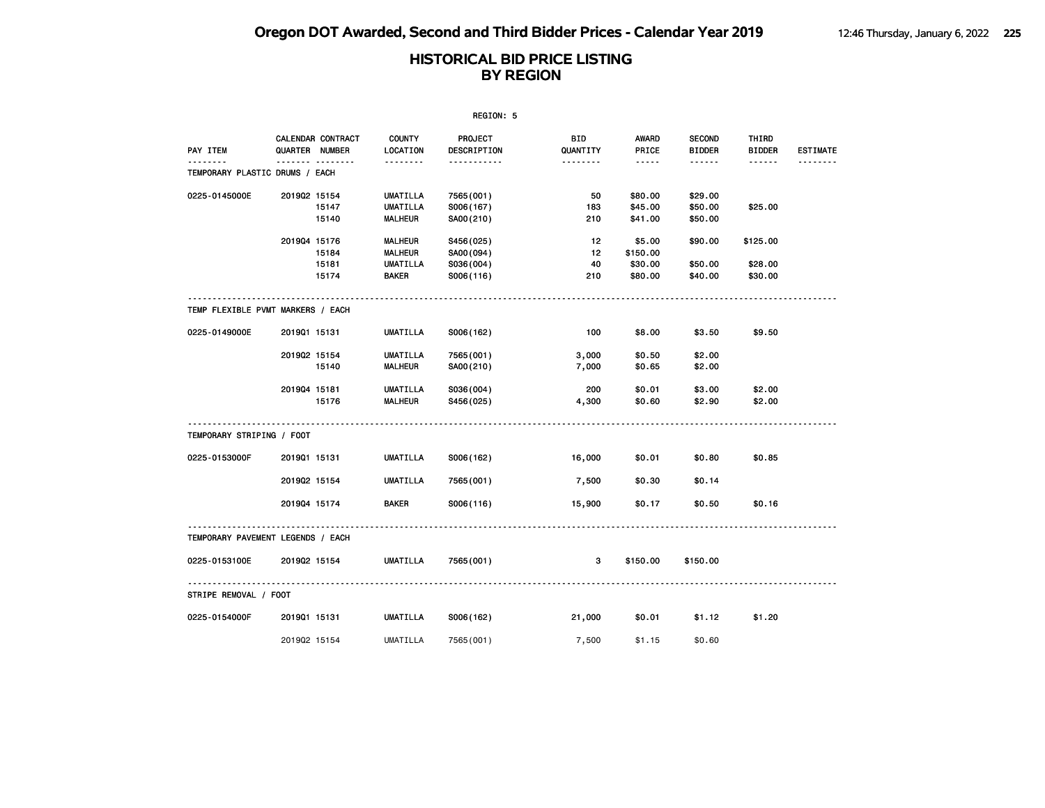# Oregon DOT Awarded, Second and Third Bidder Prices - Calendar Year 2019

## HISTORICAL BID PRICE LISTING BY REGION

REGION: 5

| PAY ITEM | CALENDAR QUARTER | CONTRACT NUMBER | COUNTY LOCATION | PROJECT DESCRIPTION | BID QUANTITY | AWARD PRICE | SECOND BIDDER | THIRD BIDDER | ESTIMATE |
|---|---|---|---|---|---|---|---|---|---|
| **TEMPORARY PLASTIC DRUMS / EACH** | | | | | | | | | |
| 0225-0145000E | 2019Q2 | 15154 | UMATILLA | 7565(001) | 50 | $80.00 | $29.00 | | |
| | | 15147 | UMATILLA | S006(167) | 183 | $45.00 | $50.00 | $25.00 | |
| | | 15140 | MALHEUR | SA00(210) | 210 | $41.00 | $50.00 | | |
| | 2019Q4 | 15176 | MALHEUR | S456(025) | 12 | $5.00 | $90.00 | $125.00 | |
| | | 15184 | MALHEUR | SA00(094) | 12 | $150.00 | | | |
| | | 15181 | UMATILLA | S036(004) | 40 | $30.00 | $50.00 | $28.00 | |
| | | 15174 | BAKER | S006(116) | 210 | $80.00 | $40.00 | $30.00 | |
| **TEMP FLEXIBLE PVMT MARKERS / EACH** | | | | | | | | | |
| 0225-0149000E | 2019Q1 | 15131 | UMATILLA | S006(162) | 100 | $8.00 | $3.50 | $9.50 | |
| | 2019Q2 | 15154 | UMATILLA | 7565(001) | 3,000 | $0.50 | $2.00 | | |
| | | 15140 | MALHEUR | SA00(210) | 7,000 | $0.65 | $2.00 | | |
| | 2019Q4 | 15181 | UMATILLA | S036(004) | 200 | $0.01 | $3.00 | $2.00 | |
| | | 15176 | MALHEUR | S456(025) | 4,300 | $0.60 | $2.90 | $2.00 | |
| **TEMPORARY STRIPING / FOOT** | | | | | | | | | |
| 0225-0153000F | 2019Q1 | 15131 | UMATILLA | S006(162) | 16,000 | $0.01 | $0.80 | $0.85 | |
| | 2019Q2 | 15154 | UMATILLA | 7565(001) | 7,500 | $0.30 | $0.14 | | |
| | 2019Q4 | 15174 | BAKER | S006(116) | 15,900 | $0.17 | $0.50 | $0.16 | |
| **TEMPORARY PAVEMENT LEGENDS / EACH** | | | | | | | | | |
| 0225-0153100E | 2019Q2 | 15154 | UMATILLA | 7565(001) | 3 | $150.00 | $150.00 | | |
| **STRIPE REMOVAL / FOOT** | | | | | | | | | |
| 0225-0154000F | 2019Q1 | 15131 | UMATILLA | S006(162) | 21,000 | $0.01 | $1.12 | $1.20 | |
| | 2019Q2 | 15154 | UMATILLA | 7565(001) | 7,500 | $1.15 | $0.60 | | |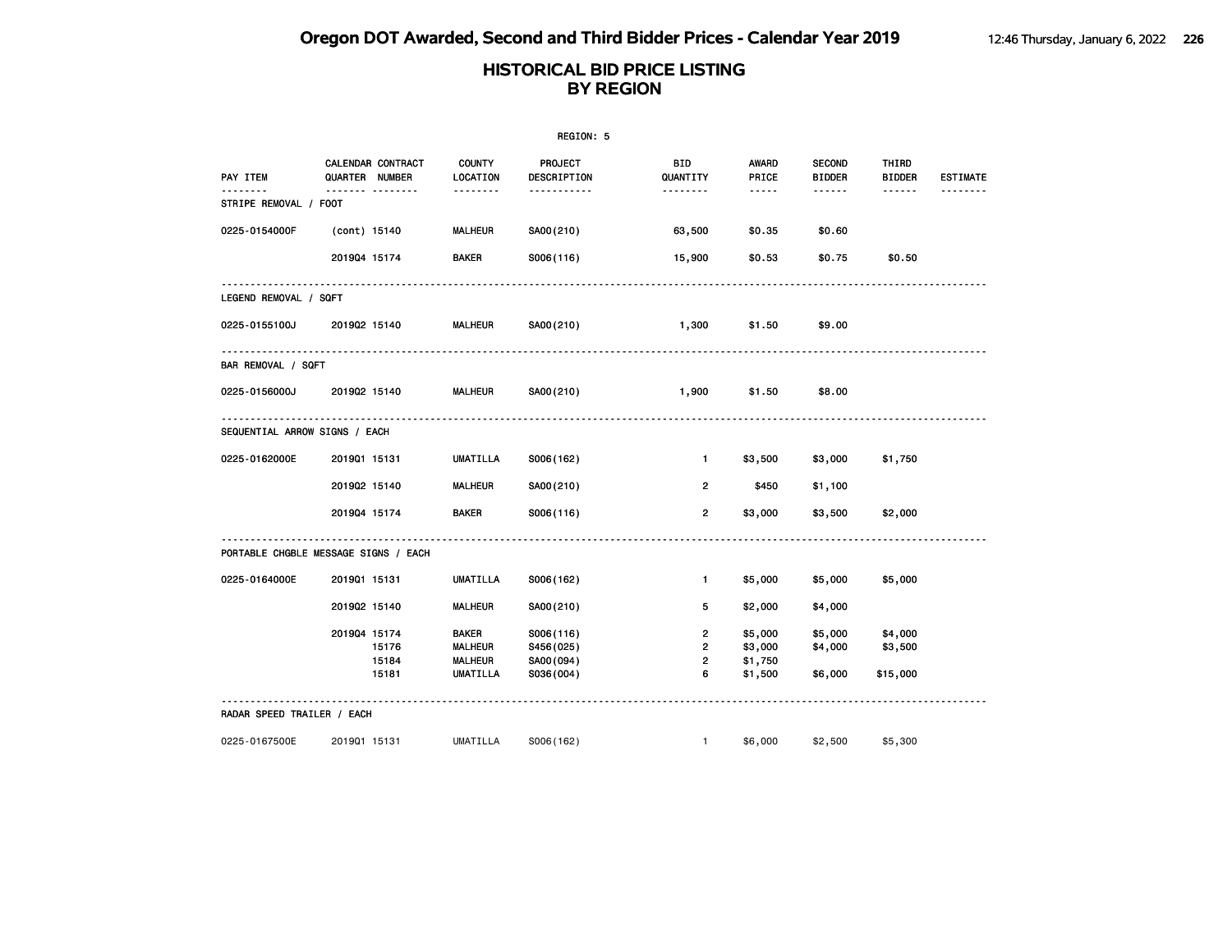# HISTORICAL BID PRICE LISTING
# BY REGION

REGION: 5

| PAY ITEM | CALENDAR QUARTER | CONTRACT NUMBER | COUNTY LOCATION | PROJECT DESCRIPTION | BID QUANTITY | AWARD PRICE | SECOND BIDDER | THIRD BIDDER | ESTIMATE |
|---|---|---|---|---|---|---|---|---|---|
| **STRIPE REMOVAL / FOOT** | | | | | | | | | |
| 0225-0154000F | (cont) | 15140 | MALHEUR | SA00(210) | 63,500 | $0.35 | $0.60 | | |
| | 2019Q4 | 15174 | BAKER | S006(116) | 15,900 | $0.53 | $0.75 | $0.50 | |
| **LEGEND REMOVAL / SQFT** | | | | | | | | | |
| 0225-0155100J | 2019Q2 | 15140 | MALHEUR | SA00(210) | 1,300 | $1.50 | $9.00 | | |
| **BAR REMOVAL / SQFT** | | | | | | | | | |
| 0225-0156000J | 2019Q2 | 15140 | MALHEUR | SA00(210) | 1,900 | $1.50 | $8.00 | | |
| **SEQUENTIAL ARROW SIGNS / EACH** | | | | | | | | | |
| 0225-0162000E | 2019Q1 | 15131 | UMATILLA | S006(162) | 1 | $3,500 | $3,000 | $1,750 | |
| | 2019Q2 | 15140 | MALHEUR | SA00(210) | 2 | $450 | $1,100 | | |
| | 2019Q4 | 15174 | BAKER | S006(116) | 2 | $3,000 | $3,500 | $2,000 | |
| **PORTABLE CHGBLE MESSAGE SIGNS / EACH** | | | | | | | | | |
| 0225-0164000E | 2019Q1 | 15131 | UMATILLA | S006(162) | 1 | $5,000 | $5,000 | $5,000 | |
| | 2019Q2 | 15140 | MALHEUR | SA00(210) | 5 | $2,000 | $4,000 | | |
| | 2019Q4 | 15174 | BAKER | S006(116) | 2 | $5,000 | $5,000 | $4,000 | |
| | | 15176 | MALHEUR | S456(025) | 2 | $3,000 | $4,000 | $3,500 | |
| | | 15184 | MALHEUR | SA00(094) | 2 | $1,750 | | | |
| | | 15181 | UMATILLA | S036(004) | 6 | $1,500 | $6,000 | $15,000 | |
| **RADAR SPEED TRAILER / EACH** | | | | | | | | | |
| 0225-0167500E | 2019Q1 | 15131 | UMATILLA | S006(162) | 1 | $6,000 | $2,500 | $5,300 | |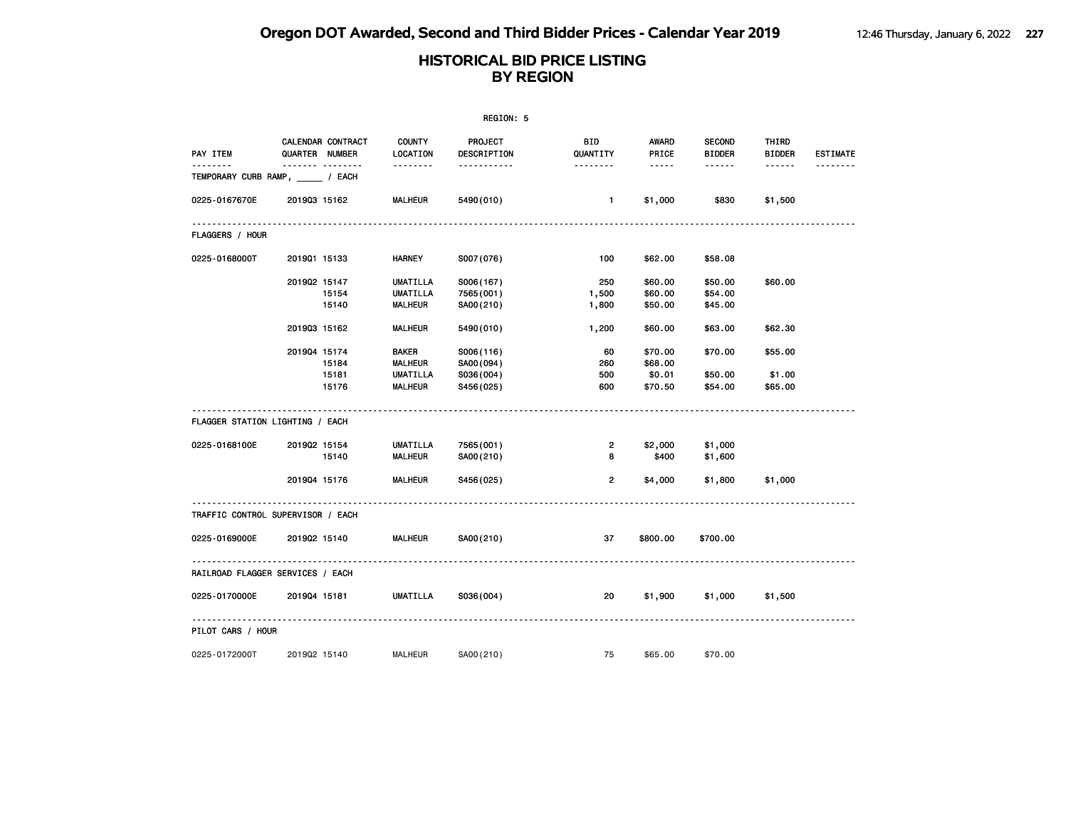# HISTORICAL BID PRICE LISTING
## BY REGION

REGION: 5

| PAY ITEM | CALENDAR QUARTER | CONTRACT NUMBER | COUNTY LOCATION | PROJECT DESCRIPTION | BID QUANTITY | AWARD PRICE | SECOND BIDDER | THIRD BIDDER | ESTIMATE |
|---|---|---|---|---|---|---|---|---|---|
| **TEMPORARY CURB RAMP, _____ / EACH** | | | | | | | | | |
| 0225-0167670E | 2019Q3 | 15162 | MALHEUR | 5490(010) | 1 | $1,000 | $830 | $1,500 | |
| **FLAGGERS / HOUR** | | | | | | | | | |
| 0225-0168000T | 2019Q1 | 15133 | HARNEY | S007(076) | 100 | $62.00 | $58.08 | | |
| | 2019Q2 | 15147 | UMATILLA | S006(167) | 250 | $60.00 | $50.00 | $60.00 | |
| | | 15154 | UMATILLA | 7565(001) | 1,500 | $60.00 | $54.00 | | |
| | | 15140 | MALHEUR | SA00(210) | 1,800 | $50.00 | $45.00 | | |
| | 2019Q3 | 15162 | MALHEUR | 5490(010) | 1,200 | $60.00 | $63.00 | $62.30 | |
| | 2019Q4 | 15174 | BAKER | S006(116) | 60 | $70.00 | $70.00 | $55.00 | |
| | | 15184 | MALHEUR | SA00(094) | 260 | $68.00 | | | |
| | | 15181 | UMATILLA | S036(004) | 500 | $0.01 | $50.00 | $1.00 | |
| | | 15176 | MALHEUR | S456(025) | 600 | $70.50 | $54.00 | $65.00 | |
| **FLAGGER STATION LIGHTING / EACH** | | | | | | | | | |
| 0225-0168100E | 2019Q2 | 15154 | UMATILLA | 7565(001) | 2 | $2,000 | $1,000 | | |
| | | 15140 | MALHEUR | SA00(210) | 8 | $400 | $1,600 | | |
| | 2019Q4 | 15176 | MALHEUR | S456(025) | 2 | $4,000 | $1,800 | $1,000 | |
| **TRAFFIC CONTROL SUPERVISOR / EACH** | | | | | | | | | |
| 0225-0169000E | 2019Q2 | 15140 | MALHEUR | SA00(210) | 37 | $800.00 | $700.00 | | |
| **RAILROAD FLAGGER SERVICES / EACH** | | | | | | | | | |
| 0225-0170000E | 2019Q4 | 15181 | UMATILLA | S036(004) | 20 | $1,900 | $1,000 | $1,500 | |
| **PILOT CARS / HOUR** | | | | | | | | | |
| 0225-0172000T | 2019Q2 | 15140 | MALHEUR | SA00(210) | 75 | $65.00 | $70.00 | | |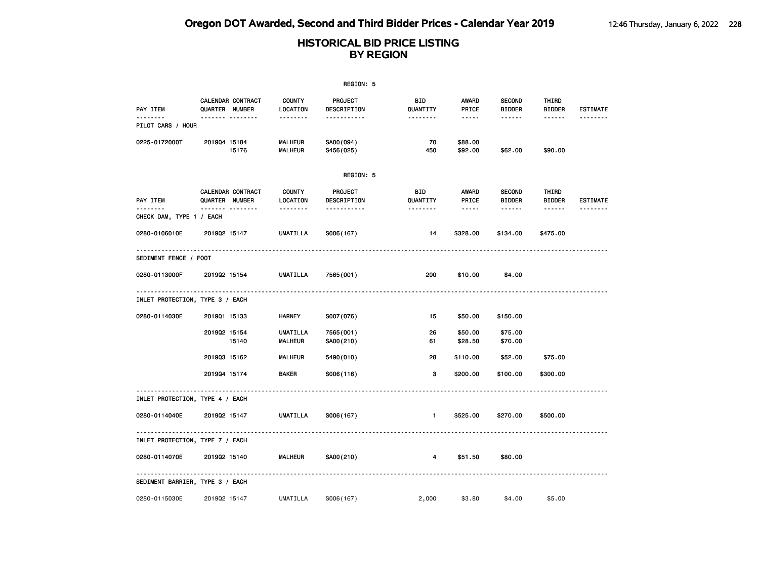# Oregon DOT Awarded, Second and Third Bidder Prices - Calendar Year 2019

## HISTORICAL BID PRICE LISTING BY REGION

REGION: 5

| PAY ITEM | CALENDAR QUARTER | CONTRACT NUMBER | COUNTY LOCATION | PROJECT DESCRIPTION | BID QUANTITY | AWARD PRICE | SECOND BIDDER | THIRD BIDDER | ESTIMATE |
|---|---|---|---|---|---|---|---|---|---|
| PILOT CARS / HOUR | | | | | | | | | |
| 0225-0172000T | 2019Q4 | 15184 | MALHEUR | SA00(094) | 70 | $88.00 | | | |
| | | 15176 | MALHEUR | S456(025) | 450 | $92.00 | $62.00 | $90.00 | |

REGION: 5

| PAY ITEM | CALENDAR QUARTER | CONTRACT NUMBER | COUNTY LOCATION | PROJECT DESCRIPTION | BID QUANTITY | AWARD PRICE | SECOND BIDDER | THIRD BIDDER | ESTIMATE |
|---|---|---|---|---|---|---|---|---|---|
| CHECK DAM, TYPE 1 / EACH | | | | | | | | | |
| 0280-0106010E | 2019Q2 | 15147 | UMATILLA | S006(167) | 14 | $328.00 | $134.00 | $475.00 | |
| SEDIMENT FENCE / FOOT | | | | | | | | | |
| 0280-0113000F | 2019Q2 | 15154 | UMATILLA | 7565(001) | 200 | $10.00 | $4.00 | | |
| INLET PROTECTION, TYPE 3 / EACH | | | | | | | | | |
| 0280-0114030E | 2019Q1 | 15133 | HARNEY | S007(076) | 15 | $50.00 | $150.00 | | |
| | 2019Q2 | 15154 | UMATILLA | 7565(001) | 26 | $50.00 | $75.00 | | |
| | | 15140 | MALHEUR | SA00(210) | 61 | $28.50 | $70.00 | | |
| | 2019Q3 | 15162 | MALHEUR | 5490(010) | 28 | $110.00 | $52.00 | $75.00 | |
| | 2019Q4 | 15174 | BAKER | S006(116) | 3 | $200.00 | $100.00 | $300.00 | |
| INLET PROTECTION, TYPE 4 / EACH | | | | | | | | | |
| 0280-0114040E | 2019Q2 | 15147 | UMATILLA | S006(167) | 1 | $525.00 | $270.00 | $500.00 | |
| INLET PROTECTION, TYPE 7 / EACH | | | | | | | | | |
| 0280-0114070E | 2019Q2 | 15140 | MALHEUR | SA00(210) | 4 | $51.50 | $80.00 | | |
| SEDIMENT BARRIER, TYPE 3 / EACH | | | | | | | | | |
| 0280-0115030E | 2019Q2 | 15147 | UMATILLA | S006(167) | 2,000 | $3.80 | $4.00 | $5.00 | |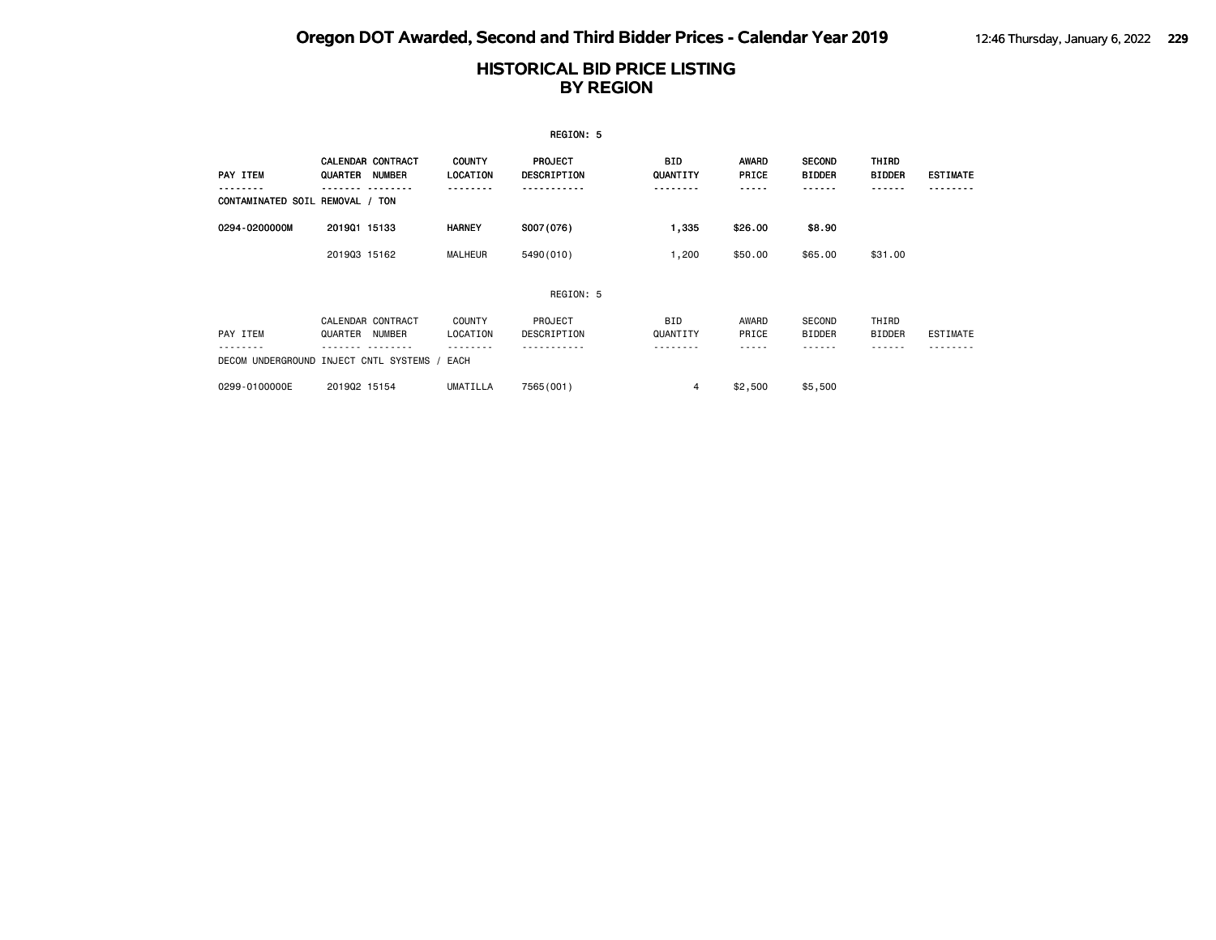# HISTORICAL BID PRICE LISTING
# BY REGION

REGION: 5

| PAY ITEM | CALENDAR QUARTER | CONTRACT NUMBER | COUNTY LOCATION | PROJECT DESCRIPTION | BID QUANTITY | AWARD PRICE | SECOND BIDDER | THIRD BIDDER | ESTIMATE |
|---|---|---|---|---|---|---|---|---|---|
| CONTAMINATED SOIL REMOVAL / TON | | | | | | | | | |
| **0294-0200000M** | **2019Q1** | **15133** | **HARNEY** | **S007(076)** | **1,335** | **$26.00** | **$8.90** | | |
| | 2019Q3 | 15162 | MALHEUR | 5490(010) | 1,200 | $50.00 | $65.00 | $31.00 | |

REGION: 5

| PAY ITEM | CALENDAR QUARTER | CONTRACT NUMBER | COUNTY LOCATION | PROJECT DESCRIPTION | BID QUANTITY | AWARD PRICE | SECOND BIDDER | THIRD BIDDER | ESTIMATE |
|---|---|---|---|---|---|---|---|---|---|
| DECOM UNDERGROUND INJECT CNTL SYSTEMS / EACH | | | | | | | | | |
| 0299-0100000E | 2019Q2 | 15154 | UMATILLA | 7565(001) | 4 | $2,500 | $5,500 | | |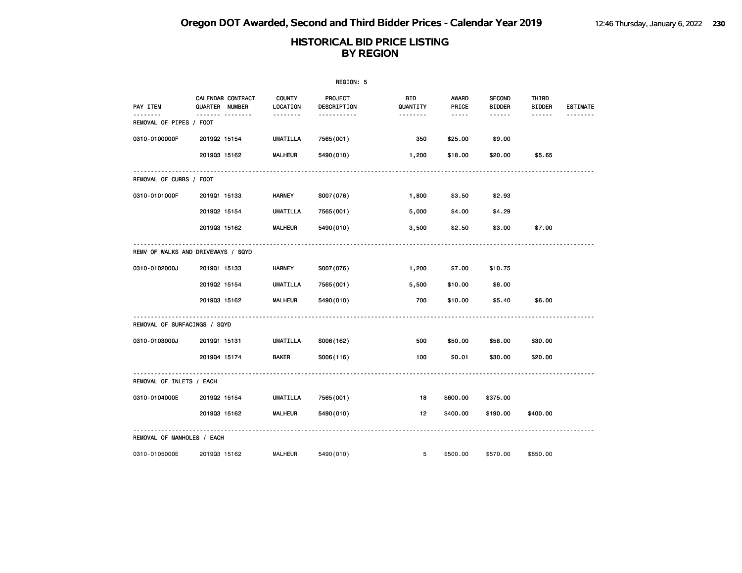# Oregon DOT Awarded, Second and Third Bidder Prices - Calendar Year 2019

## HISTORICAL BID PRICE LISTING BY REGION

REGION: 5

| PAY ITEM | CALENDAR QUARTER | CONTRACT NUMBER | COUNTY LOCATION | PROJECT DESCRIPTION | BID QUANTITY | AWARD PRICE | SECOND BIDDER | THIRD BIDDER | ESTIMATE |
|---|---|---|---|---|---|---|---|---|---|
| **REMOVAL OF PIPES / FOOT** | | | | | | | | | |
| 0310-0100000F | 2019Q2 | 15154 | UMATILLA | 7565(001) | 350 | $25.00 | $9.00 | | |
| | 2019Q3 | 15162 | MALHEUR | 5490(010) | 1,200 | $18.00 | $20.00 | $5.65 | |
| **REMOVAL OF CURBS / FOOT** | | | | | | | | | |
| 0310-0101000F | 2019Q1 | 15133 | HARNEY | S007(076) | 1,800 | $3.50 | $2.93 | | |
| | 2019Q2 | 15154 | UMATILLA | 7565(001) | 5,000 | $4.00 | $4.29 | | |
| | 2019Q3 | 15162 | MALHEUR | 5490(010) | 3,500 | $2.50 | $3.00 | $7.00 | |
| **REMV OF WALKS AND DRIVEWAYS / SQYD** | | | | | | | | | |
| 0310-0102000J | 2019Q1 | 15133 | HARNEY | S007(076) | 1,200 | $7.00 | $10.75 | | |
| | 2019Q2 | 15154 | UMATILLA | 7565(001) | 5,500 | $10.00 | $8.00 | | |
| | 2019Q3 | 15162 | MALHEUR | 5490(010) | 700 | $10.00 | $5.40 | $6.00 | |
| **REMOVAL OF SURFACINGS / SQYD** | | | | | | | | | |
| 0310-0103000J | 2019Q1 | 15131 | UMATILLA | S006(162) | 500 | $50.00 | $58.00 | $30.00 | |
| | 2019Q4 | 15174 | BAKER | S006(116) | 100 | $0.01 | $30.00 | $20.00 | |
| **REMOVAL OF INLETS / EACH** | | | | | | | | | |
| 0310-0104000E | 2019Q2 | 15154 | UMATILLA | 7565(001) | 18 | $600.00 | $375.00 | | |
| | 2019Q3 | 15162 | MALHEUR | 5490(010) | 12 | $400.00 | $190.00 | $400.00 | |
| **REMOVAL OF MANHOLES / EACH** | | | | | | | | | |
| 0310-0105000E | 2019Q3 | 15162 | MALHEUR | 5490(010) | 5 | $500.00 | $570.00 | $850.00 | |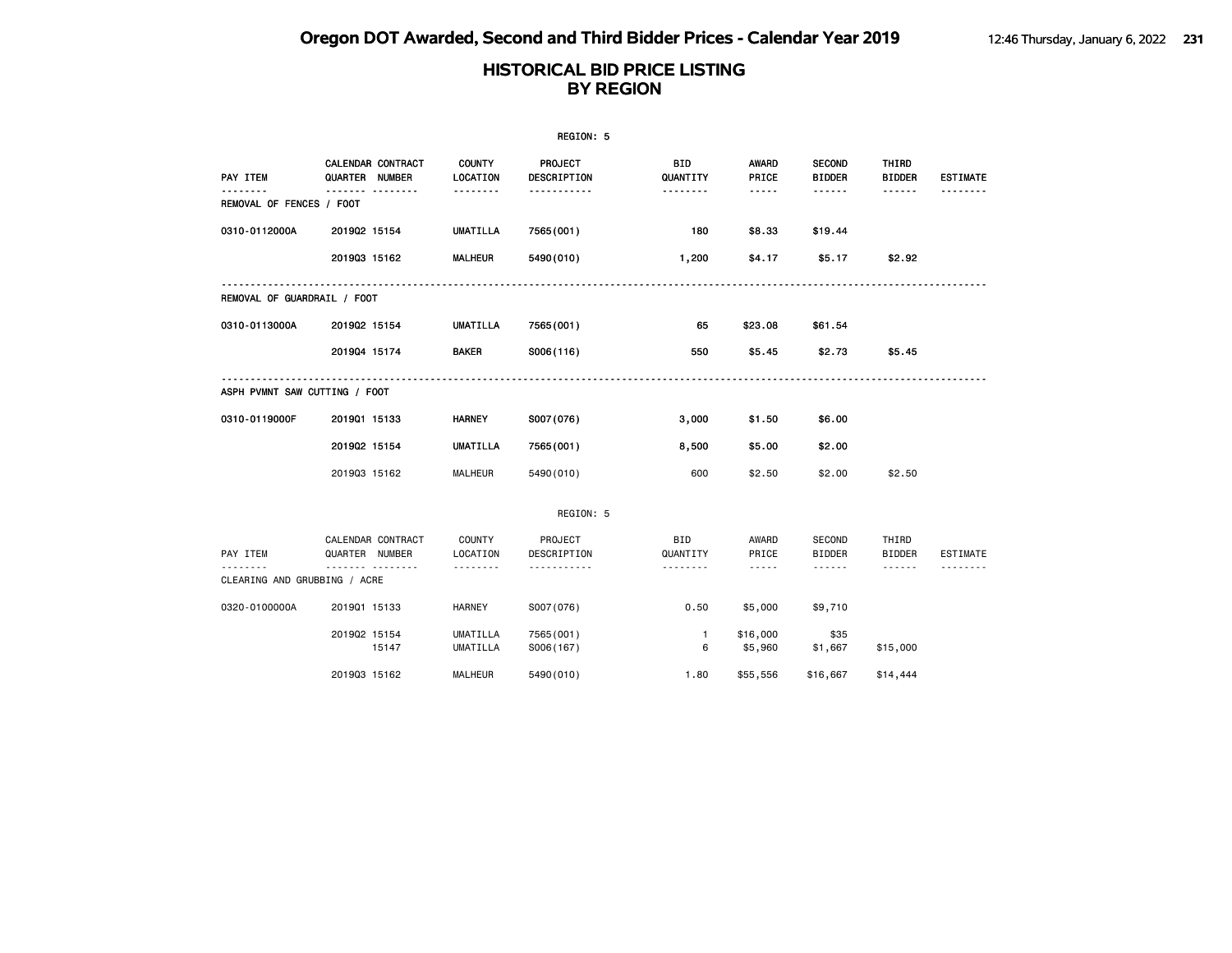# Oregon DOT Awarded, Second and Third Bidder Prices - Calendar Year 2019

## HISTORICAL BID PRICE LISTING BY REGION

REGION: 5

| PAY ITEM | CALENDAR QUARTER | CONTRACT NUMBER | COUNTY LOCATION | PROJECT DESCRIPTION | BID QUANTITY | AWARD PRICE | SECOND BIDDER | THIRD BIDDER | ESTIMATE |
|---|---|---|---|---|---|---|---|---|---|
| REMOVAL OF FENCES / FOOT | | | | | | | | | |
| 0310-0112000A | 2019Q2 | 15154 | UMATILLA | 7565(001) | 180 | $8.33 | $19.44 | | |
| | 2019Q3 | 15162 | MALHEUR | 5490(010) | 1,200 | $4.17 | $5.17 | $2.92 | |
| REMOVAL OF GUARDRAIL / FOOT | | | | | | | | | |
| 0310-0113000A | 2019Q2 | 15154 | UMATILLA | 7565(001) | 65 | $23.08 | $61.54 | | |
| | 2019Q4 | 15174 | BAKER | S006(116) | 550 | $5.45 | $2.73 | $5.45 | |
| ASPH PVMNT SAW CUTTING / FOOT | | | | | | | | | |
| 0310-0119000F | 2019Q1 | 15133 | HARNEY | S007(076) | 3,000 | $1.50 | $6.00 | | |
| | 2019Q2 | 15154 | UMATILLA | 7565(001) | 8,500 | $5.00 | $2.00 | | |
| | 2019Q3 | 15162 | MALHEUR | 5490(010) | 600 | $2.50 | $2.00 | $2.50 | |

REGION: 5

| PAY ITEM | CALENDAR QUARTER | CONTRACT NUMBER | COUNTY LOCATION | PROJECT DESCRIPTION | BID QUANTITY | AWARD PRICE | SECOND BIDDER | THIRD BIDDER | ESTIMATE |
|---|---|---|---|---|---|---|---|---|---|
| CLEARING AND GRUBBING / ACRE | | | | | | | | | |
| 0320-0100000A | 2019Q1 | 15133 | HARNEY | S007(076) | 0.50 | $5,000 | $9,710 | | |
| | 2019Q2 | 15154 | UMATILLA | 7565(001) | 1 | $16,000 | $35 | | |
| | | 15147 | UMATILLA | S006(167) | 6 | $5,960 | $1,667 | $15,000 | |
| | 2019Q3 | 15162 | MALHEUR | 5490(010) | 1.80 | $55,556 | $16,667 | $14,444 | |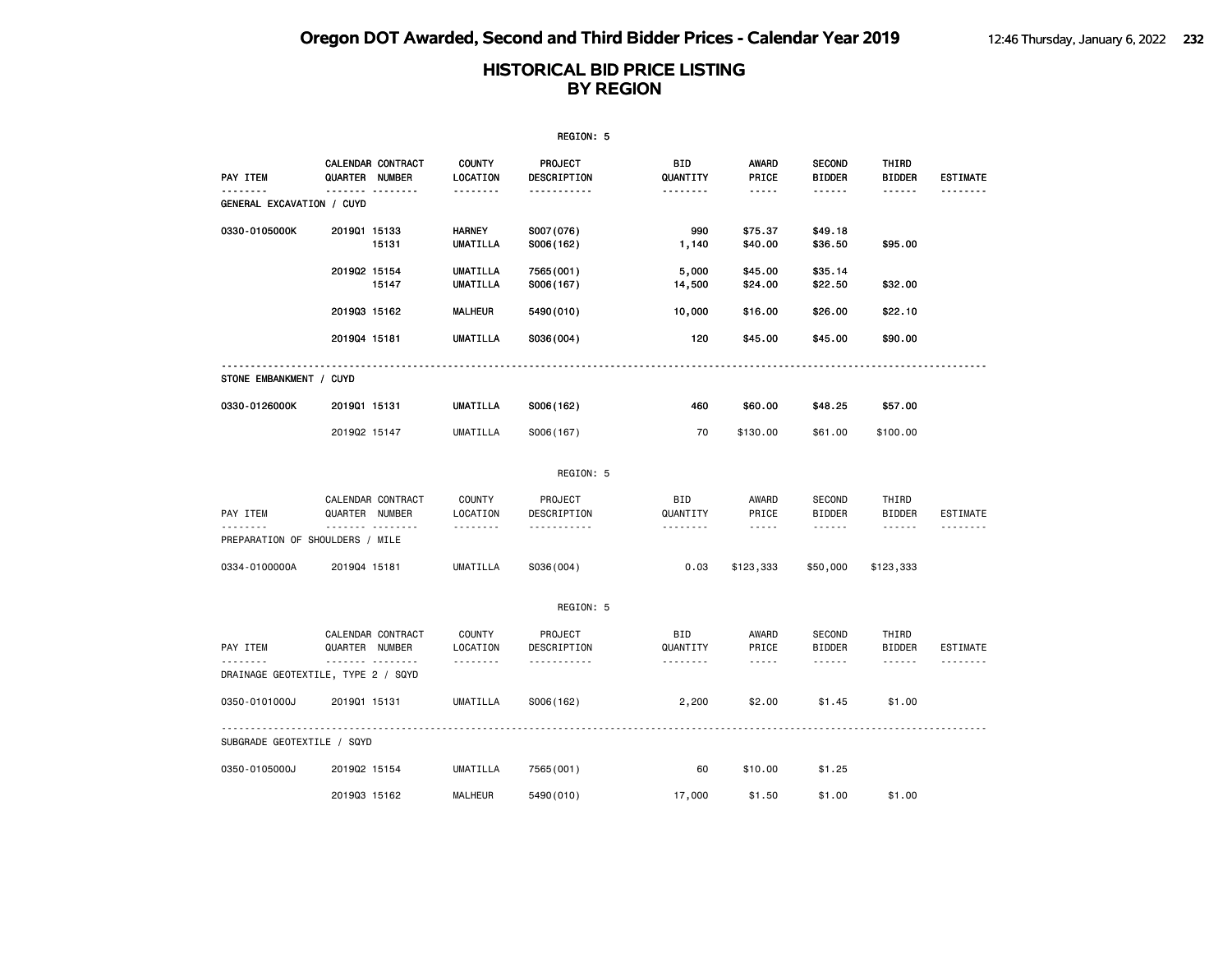# Oregon DOT Awarded, Second and Third Bidder Prices - Calendar Year 2019

## HISTORICAL BID PRICE LISTING BY REGION

REGION: 5

| PAY ITEM | CALENDAR QUARTER | CONTRACT NUMBER | COUNTY LOCATION | PROJECT DESCRIPTION | BID QUANTITY | AWARD PRICE | SECOND BIDDER | THIRD BIDDER | ESTIMATE |
|---|---|---|---|---|---|---|---|---|---|
| GENERAL EXCAVATION / CUYD | | | | | | | | | |
| 0330-0105000K | 2019Q1 | 15133 | HARNEY | S007(076) | 990 | $75.37 | $49.18 | | |
| | | 15131 | UMATILLA | S006(162) | 1,140 | $40.00 | $36.50 | $95.00 | |
| | 2019Q2 | 15154 | UMATILLA | 7565(001) | 5,000 | $45.00 | $35.14 | | |
| | | 15147 | UMATILLA | S006(167) | 14,500 | $24.00 | $22.50 | $32.00 | |
| | 2019Q3 | 15162 | MALHEUR | 5490(010) | 10,000 | $16.00 | $26.00 | $22.10 | |
| | 2019Q4 | 15181 | UMATILLA | S036(004) | 120 | $45.00 | $45.00 | $90.00 | |
| STONE EMBANKMENT / CUYD | | | | | | | | | |
| 0330-0126000K | 2019Q1 | 15131 | UMATILLA | S006(162) | 460 | $60.00 | $48.25 | $57.00 | |
| | 2019Q2 | 15147 | UMATILLA | S006(167) | 70 | $130.00 | $61.00 | $100.00 | |

REGION: 5

| PAY ITEM | CALENDAR QUARTER | CONTRACT NUMBER | COUNTY LOCATION | PROJECT DESCRIPTION | BID QUANTITY | AWARD PRICE | SECOND BIDDER | THIRD BIDDER | ESTIMATE |
|---|---|---|---|---|---|---|---|---|---|
| PREPARATION OF SHOULDERS / MILE | | | | | | | | | |
| 0334-0100000A | 2019Q4 | 15181 | UMATILLA | S036(004) | 0.03 | $123,333 | $50,000 | $123,333 | |

REGION: 5

| PAY ITEM | CALENDAR QUARTER | CONTRACT NUMBER | COUNTY LOCATION | PROJECT DESCRIPTION | BID QUANTITY | AWARD PRICE | SECOND BIDDER | THIRD BIDDER | ESTIMATE |
|---|---|---|---|---|---|---|---|---|---|
| DRAINAGE GEOTEXTILE, TYPE 2 / SQYD | | | | | | | | | |
| 0350-0101000J | 2019Q1 | 15131 | UMATILLA | S006(162) | 2,200 | $2.00 | $1.45 | $1.00 | |
| SUBGRADE GEOTEXTILE / SQYD | | | | | | | | | |
| 0350-0105000J | 2019Q2 | 15154 | UMATILLA | 7565(001) | 60 | $10.00 | $1.25 | | |
| | 2019Q3 | 15162 | MALHEUR | 5490(010) | 17,000 | $1.50 | $1.00 | $1.00 | |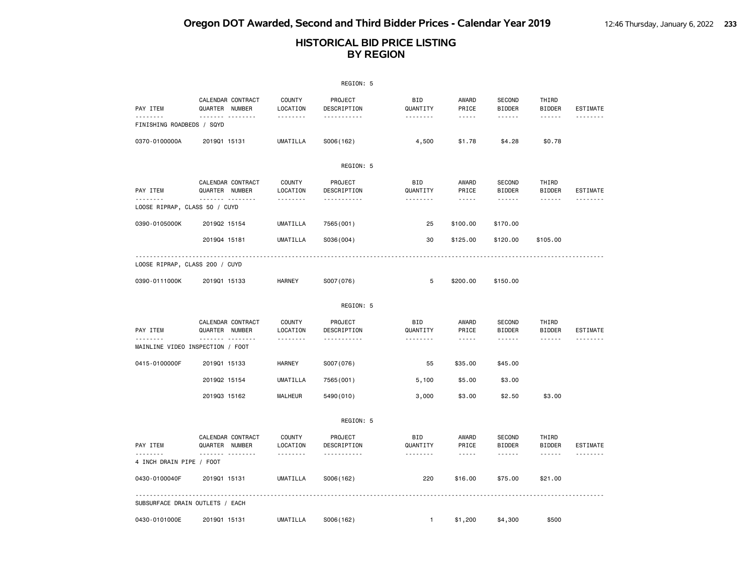# Oregon DOT Awarded, Second and Third Bidder Prices - Calendar Year 2019

## HISTORICAL BID PRICE LISTING BY REGION

REGION: 5

| PAY ITEM | CALENDAR QUARTER | CONTRACT NUMBER | COUNTY LOCATION | PROJECT DESCRIPTION | BID QUANTITY | AWARD PRICE | SECOND BIDDER | THIRD BIDDER | ESTIMATE |
|---|---|---|---|---|---|---|---|---|---|
| FINISHING ROADBEDS / SQYD | | | | | | | | | |
| 0370-0100000A | 2019Q1 | 15131 | UMATILLA | S006(162) | 4,500 | $1.78 | $4.28 | $0.78 | |

REGION: 5

| PAY ITEM | CALENDAR QUARTER | CONTRACT NUMBER | COUNTY LOCATION | PROJECT DESCRIPTION | BID QUANTITY | AWARD PRICE | SECOND BIDDER | THIRD BIDDER | ESTIMATE |
|---|---|---|---|---|---|---|---|---|---|
| LOOSE RIPRAP, CLASS 50 / CUYD | | | | | | | | | |
| 0390-0105000K | 2019Q2 | 15154 | UMATILLA | 7565(001) | 25 | $100.00 | $170.00 | | |
| | 2019Q4 | 15181 | UMATILLA | S036(004) | 30 | $125.00 | $120.00 | $105.00 | |
| LOOSE RIPRAP, CLASS 200 / CUYD | | | | | | | | | |
| 0390-0111000K | 2019Q1 | 15133 | HARNEY | S007(076) | 5 | $200.00 | $150.00 | | |

REGION: 5

| PAY ITEM | CALENDAR QUARTER | CONTRACT NUMBER | COUNTY LOCATION | PROJECT DESCRIPTION | BID QUANTITY | AWARD PRICE | SECOND BIDDER | THIRD BIDDER | ESTIMATE |
|---|---|---|---|---|---|---|---|---|---|
| MAINLINE VIDEO INSPECTION / FOOT | | | | | | | | | |
| 0415-0100000F | 2019Q1 | 15133 | HARNEY | S007(076) | 55 | $35.00 | $45.00 | | |
| | 2019Q2 | 15154 | UMATILLA | 7565(001) | 5,100 | $5.00 | $3.00 | | |
| | 2019Q3 | 15162 | MALHEUR | 5490(010) | 3,000 | $3.00 | $2.50 | $3.00 | |

REGION: 5

| PAY ITEM | CALENDAR QUARTER | CONTRACT NUMBER | COUNTY LOCATION | PROJECT DESCRIPTION | BID QUANTITY | AWARD PRICE | SECOND BIDDER | THIRD BIDDER | ESTIMATE |
|---|---|---|---|---|---|---|---|---|---|
| 4 INCH DRAIN PIPE / FOOT | | | | | | | | | |
| 0430-0100040F | 2019Q1 | 15131 | UMATILLA | S006(162) | 220 | $16.00 | $75.00 | $21.00 | |
| SUBSURFACE DRAIN OUTLETS / EACH | | | | | | | | | |
| 0430-0101000E | 2019Q1 | 15131 | UMATILLA | S006(162) | 1 | $1,200 | $4,300 | $500 | |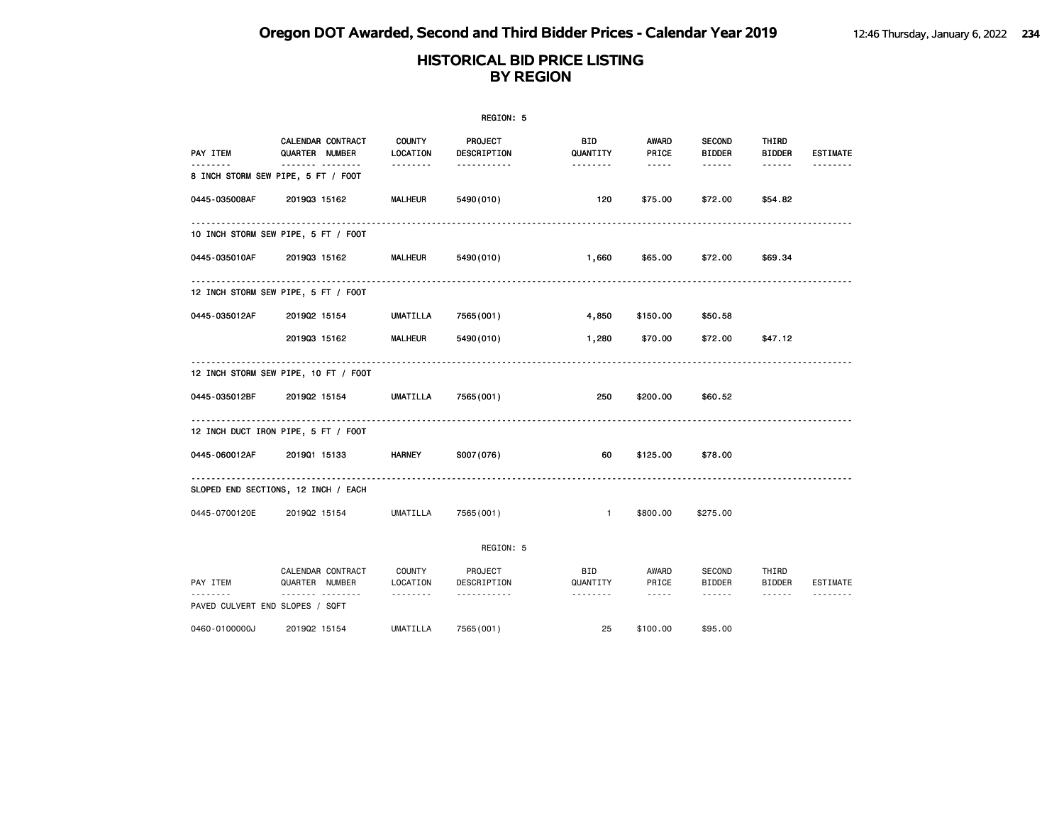# Oregon DOT Awarded, Second and Third Bidder Prices - Calendar Year 2019

## HISTORICAL BID PRICE LISTING BY REGION

REGION: 5

| PAY ITEM | CALENDAR QUARTER | CONTRACT NUMBER | COUNTY LOCATION | PROJECT DESCRIPTION | BID QUANTITY | AWARD PRICE | SECOND BIDDER | THIRD BIDDER | ESTIMATE |
|---|---|---|---|---|---|---|---|---|---|
| **8 INCH STORM SEW PIPE, 5 FT / FOOT** | | | | | | | | | |
| 0445-035008AF | 2019Q3 | 15162 | MALHEUR | 5490(010) | 120 | $75.00 | $72.00 | $54.82 | |
| **10 INCH STORM SEW PIPE, 5 FT / FOOT** | | | | | | | | | |
| 0445-035010AF | 2019Q3 | 15162 | MALHEUR | 5490(010) | 1,660 | $65.00 | $72.00 | $69.34 | |
| **12 INCH STORM SEW PIPE, 5 FT / FOOT** | | | | | | | | | |
| 0445-035012AF | 2019Q2 | 15154 | UMATILLA | 7565(001) | 4,850 | $150.00 | $50.58 | | |
| | 2019Q3 | 15162 | MALHEUR | 5490(010) | 1,280 | $70.00 | $72.00 | $47.12 | |
| **12 INCH STORM SEW PIPE, 10 FT / FOOT** | | | | | | | | | |
| 0445-035012BF | 2019Q2 | 15154 | UMATILLA | 7565(001) | 250 | $200.00 | $60.52 | | |
| **12 INCH DUCT IRON PIPE, 5 FT / FOOT** | | | | | | | | | |
| 0445-060012AF | 2019Q1 | 15133 | HARNEY | S007(076) | 60 | $125.00 | $78.00 | | |
| **SLOPED END SECTIONS, 12 INCH / EACH** | | | | | | | | | |
| 0445-0700120E | 2019Q2 | 15154 | UMATILLA | 7565(001) | 1 | $800.00 | $275.00 | | |

REGION: 5

| PAY ITEM | CALENDAR QUARTER | CONTRACT NUMBER | COUNTY LOCATION | PROJECT DESCRIPTION | BID QUANTITY | AWARD PRICE | SECOND BIDDER | THIRD BIDDER | ESTIMATE |
|---|---|---|---|---|---|---|---|---|---|
| **PAVED CULVERT END SLOPES / SQFT** | | | | | | | | | |
| 0460-0100000J | 2019Q2 | 15154 | UMATILLA | 7565(001) | 25 | $100.00 | $95.00 | | |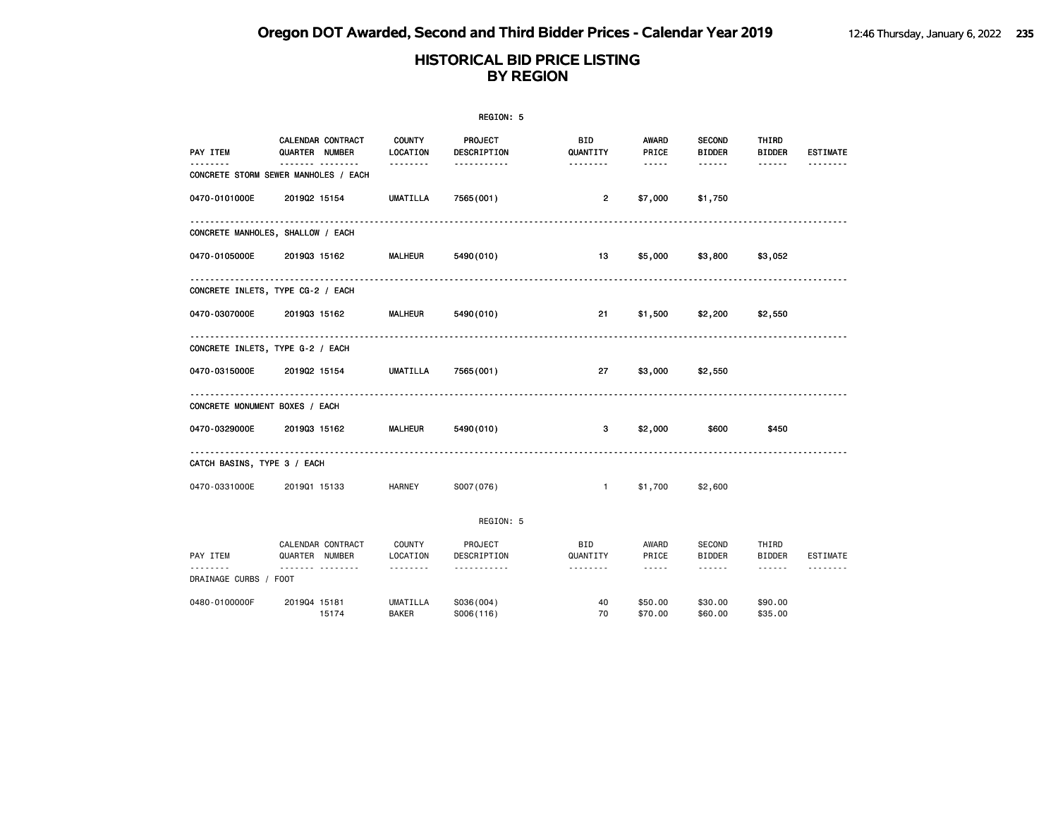# Oregon DOT Awarded, Second and Third Bidder Prices - Calendar Year 2019

## HISTORICAL BID PRICE LISTING BY REGION

REGION: 5

| PAY ITEM | CALENDAR QUARTER | CONTRACT NUMBER | COUNTY LOCATION | PROJECT DESCRIPTION | BID QUANTITY | AWARD PRICE | SECOND BIDDER | THIRD BIDDER | ESTIMATE |
|---|---|---|---|---|---|---|---|---|---|
| **CONCRETE STORM SEWER MANHOLES / EACH** | | | | | | | | | |
| 0470-0101000E | 2019Q2 | 15154 | UMATILLA | 7565(001) | 2 | $7,000 | $1,750 | | |
| **CONCRETE MANHOLES, SHALLOW / EACH** | | | | | | | | | |
| 0470-0105000E | 2019Q3 | 15162 | MALHEUR | 5490(010) | 13 | $5,000 | $3,800 | $3,052 | |
| **CONCRETE INLETS, TYPE CG-2 / EACH** | | | | | | | | | |
| 0470-0307000E | 2019Q3 | 15162 | MALHEUR | 5490(010) | 21 | $1,500 | $2,200 | $2,550 | |
| **CONCRETE INLETS, TYPE G-2 / EACH** | | | | | | | | | |
| 0470-0315000E | 2019Q2 | 15154 | UMATILLA | 7565(001) | 27 | $3,000 | $2,550 | | |
| **CONCRETE MONUMENT BOXES / EACH** | | | | | | | | | |
| 0470-0329000E | 2019Q3 | 15162 | MALHEUR | 5490(010) | 3 | $2,000 | $600 | $450 | |
| **CATCH BASINS, TYPE 3 / EACH** | | | | | | | | | |
| 0470-0331000E | 2019Q1 | 15133 | HARNEY | S007(076) | 1 | $1,700 | $2,600 | | |

REGION: 5

| PAY ITEM | CALENDAR QUARTER | CONTRACT NUMBER | COUNTY LOCATION | PROJECT DESCRIPTION | BID QUANTITY | AWARD PRICE | SECOND BIDDER | THIRD BIDDER | ESTIMATE |
|---|---|---|---|---|---|---|---|---|---|
| **DRAINAGE CURBS / FOOT** | | | | | | | | | |
| 0480-0100000F | 2019Q4 | 15181 | UMATILLA | S036(004) | 40 | $50.00 | $30.00 | $90.00 | |
| | | 15174 | BAKER | S006(116) | 70 | $70.00 | $60.00 | $35.00 | |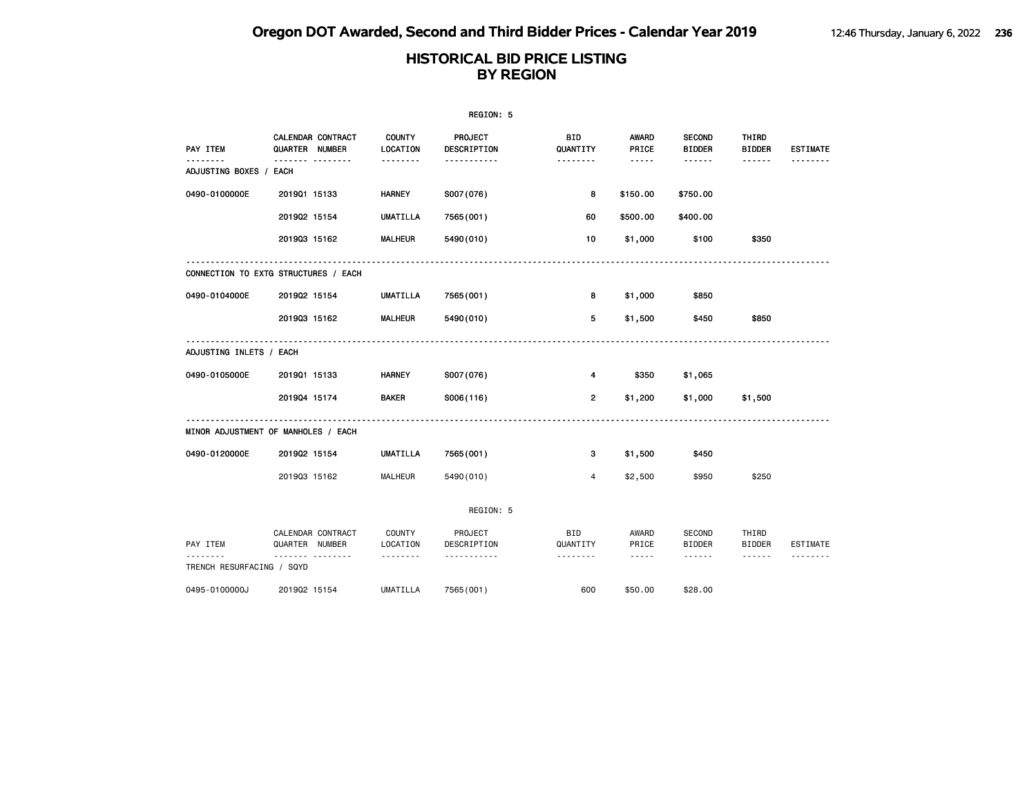# HISTORICAL BID PRICE LISTING
## BY REGION

REGION: 5

| PAY ITEM | CALENDAR QUARTER | CONTRACT NUMBER | COUNTY LOCATION | PROJECT DESCRIPTION | BID QUANTITY | AWARD PRICE | SECOND BIDDER | THIRD BIDDER | ESTIMATE |
|---|---|---|---|---|---|---|---|---|---|
| **ADJUSTING BOXES / EACH** | | | | | | | | | |
| 0490-0100000E | 2019Q1 | 15133 | HARNEY | S007(076) | 8 | $150.00 | $750.00 | | |
| | 2019Q2 | 15154 | UMATILLA | 7565(001) | 60 | $500.00 | $400.00 | | |
| | 2019Q3 | 15162 | MALHEUR | 5490(010) | 10 | $1,000 | $100 | $350 | |
| **CONNECTION TO EXTG STRUCTURES / EACH** | | | | | | | | | |
| 0490-0104000E | 2019Q2 | 15154 | UMATILLA | 7565(001) | 8 | $1,000 | $850 | | |
| | 2019Q3 | 15162 | MALHEUR | 5490(010) | 5 | $1,500 | $450 | $850 | |
| **ADJUSTING INLETS / EACH** | | | | | | | | | |
| 0490-0105000E | 2019Q1 | 15133 | HARNEY | S007(076) | 4 | $350 | $1,065 | | |
| | 2019Q4 | 15174 | BAKER | S006(116) | 2 | $1,200 | $1,000 | $1,500 | |
| **MINOR ADJUSTMENT OF MANHOLES / EACH** | | | | | | | | | |
| 0490-0120000E | 2019Q2 | 15154 | UMATILLA | 7565(001) | 3 | $1,500 | $450 | | |
| | 2019Q3 | 15162 | MALHEUR | 5490(010) | 4 | $2,500 | $950 | $250 | |

REGION: 5

| PAY ITEM | CALENDAR QUARTER | CONTRACT NUMBER | COUNTY LOCATION | PROJECT DESCRIPTION | BID QUANTITY | AWARD PRICE | SECOND BIDDER | THIRD BIDDER | ESTIMATE |
|---|---|---|---|---|---|---|---|---|---|
| **TRENCH RESURFACING / SQYD** | | | | | | | | | |
| 0495-0100000J | 2019Q2 | 15154 | UMATILLA | 7565(001) | 600 | $50.00 | $28.00 | | |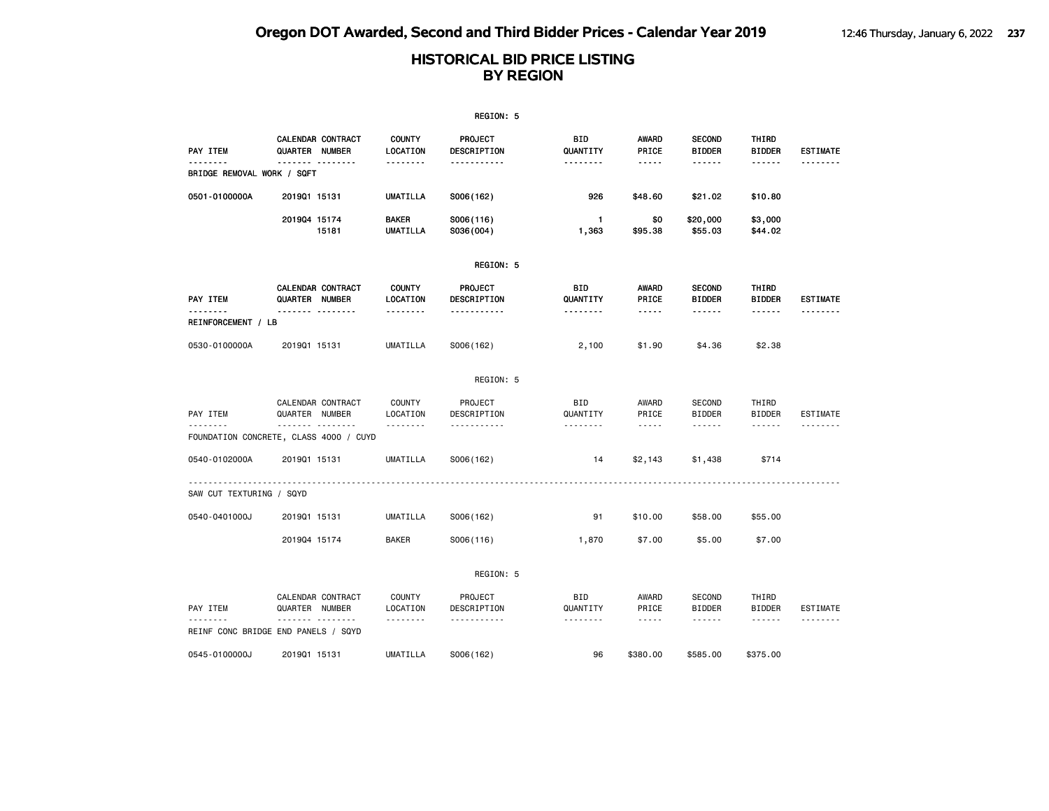# HISTORICAL BID PRICE LISTING
## BY REGION

REGION: 5

| PAY ITEM | CALENDAR QUARTER | CONTRACT NUMBER | COUNTY LOCATION | PROJECT DESCRIPTION | BID QUANTITY | AWARD PRICE | SECOND BIDDER | THIRD BIDDER | ESTIMATE |
|---|---|---|---|---|---|---|---|---|---|
| **BRIDGE REMOVAL WORK / SQFT** | | | | | | | | | |
| 0501-0100000A | 2019Q1 | 15131 | UMATILLA | S006(162) | 926 | $48.60 | $21.02 | $10.80 | |
| | 2019Q4 | 15174 | BAKER | S006(116) | 1 | $0 | $20,000 | $3,000 | |
| | | 15181 | UMATILLA | S036(004) | 1,363 | $95.38 | $55.03 | $44.02 | |

REGION: 5

| PAY ITEM | CALENDAR QUARTER | CONTRACT NUMBER | COUNTY LOCATION | PROJECT DESCRIPTION | BID QUANTITY | AWARD PRICE | SECOND BIDDER | THIRD BIDDER | ESTIMATE |
|---|---|---|---|---|---|---|---|---|---|
| **REINFORCEMENT / LB** | | | | | | | | | |
| 0530-0100000A | 2019Q1 | 15131 | UMATILLA | S006(162) | 2,100 | $1.90 | $4.36 | $2.38 | |

REGION: 5

| PAY ITEM | CALENDAR QUARTER | CONTRACT NUMBER | COUNTY LOCATION | PROJECT DESCRIPTION | BID QUANTITY | AWARD PRICE | SECOND BIDDER | THIRD BIDDER | ESTIMATE |
|---|---|---|---|---|---|---|---|---|---|
| **FOUNDATION CONCRETE, CLASS 4000 / CUYD** | | | | | | | | | |
| 0540-0102000A | 2019Q1 | 15131 | UMATILLA | S006(162) | 14 | $2,143 | $1,438 | $714 | |
| **SAW CUT TEXTURING / SQYD** | | | | | | | | | |
| 0540-0401000J | 2019Q1 | 15131 | UMATILLA | S006(162) | 91 | $10.00 | $58.00 | $55.00 | |
| | 2019Q4 | 15174 | BAKER | S006(116) | 1,870 | $7.00 | $5.00 | $7.00 | |

REGION: 5

| PAY ITEM | CALENDAR QUARTER | CONTRACT NUMBER | COUNTY LOCATION | PROJECT DESCRIPTION | BID QUANTITY | AWARD PRICE | SECOND BIDDER | THIRD BIDDER | ESTIMATE |
|---|---|---|---|---|---|---|---|---|---|
| **REINF CONC BRIDGE END PANELS / SQYD** | | | | | | | | | |
| 0545-0100000J | 2019Q1 | 15131 | UMATILLA | S006(162) | 96 | $380.00 | $585.00 | $375.00 | |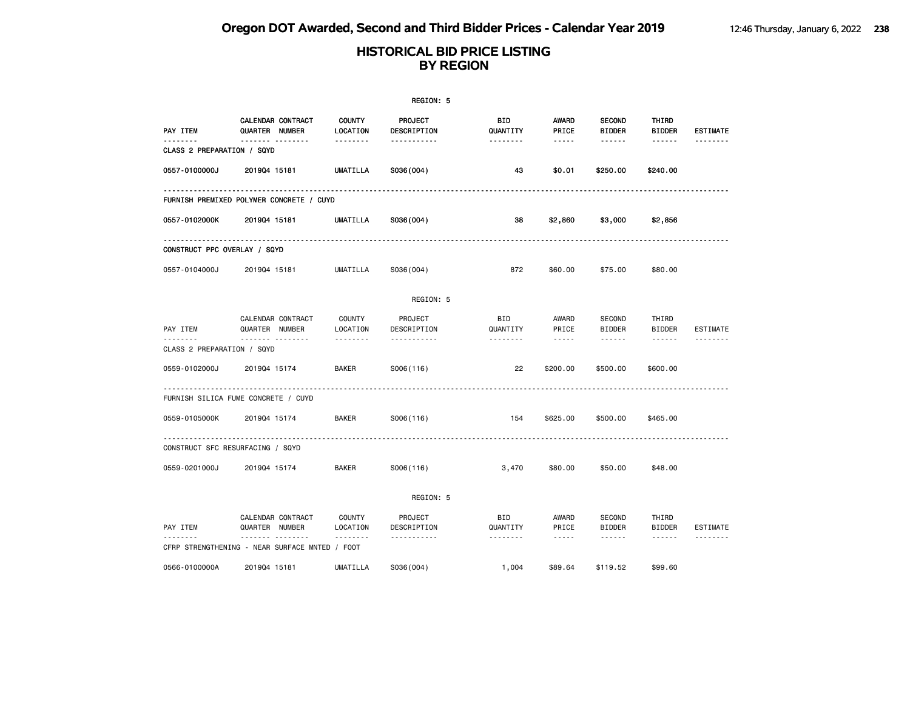# HISTORICAL BID PRICE LISTING BY REGION

REGION: 5

| PAY ITEM | CALENDAR QUARTER | CONTRACT NUMBER | COUNTY LOCATION | PROJECT DESCRIPTION | BID QUANTITY | AWARD PRICE | SECOND BIDDER | THIRD BIDDER | ESTIMATE |
|---|---|---|---|---|---|---|---|---|---|
| **CLASS 2 PREPARATION / SQYD** | | | | | | | | | |
| 0557-0100000J | 2019Q4 | 15181 | UMATILLA | S036(004) | 43 | $0.01 | $250.00 | $240.00 | |
| **FURNISH PREMIXED POLYMER CONCRETE / CUYD** | | | | | | | | | |
| 0557-0102000K | 2019Q4 | 15181 | UMATILLA | S036(004) | 38 | $2,860 | $3,000 | $2,856 | |
| **CONSTRUCT PPC OVERLAY / SQYD** | | | | | | | | | |
| 0557-0104000J | 2019Q4 | 15181 | UMATILLA | S036(004) | 872 | $60.00 | $75.00 | $80.00 | |

REGION: 5

| PAY ITEM | CALENDAR QUARTER | CONTRACT NUMBER | COUNTY LOCATION | PROJECT DESCRIPTION | BID QUANTITY | AWARD PRICE | SECOND BIDDER | THIRD BIDDER | ESTIMATE |
|---|---|---|---|---|---|---|---|---|---|
| **CLASS 2 PREPARATION / SQYD** | | | | | | | | | |
| 0559-0102000J | 2019Q4 | 15174 | BAKER | S006(116) | 22 | $200.00 | $500.00 | $600.00 | |
| **FURNISH SILICA FUME CONCRETE / CUYD** | | | | | | | | | |
| 0559-0105000K | 2019Q4 | 15174 | BAKER | S006(116) | 154 | $625.00 | $500.00 | $465.00 | |
| **CONSTRUCT SFC RESURFACING / SQYD** | | | | | | | | | |
| 0559-0201000J | 2019Q4 | 15174 | BAKER | S006(116) | 3,470 | $80.00 | $50.00 | $48.00 | |

REGION: 5

| PAY ITEM | CALENDAR QUARTER | CONTRACT NUMBER | COUNTY LOCATION | PROJECT DESCRIPTION | BID QUANTITY | AWARD PRICE | SECOND BIDDER | THIRD BIDDER | ESTIMATE |
|---|---|---|---|---|---|---|---|---|---|
| **CFRP STRENGTHENING - NEAR SURFACE MNTED / FOOT** | | | | | | | | | |
| 0566-0100000A | 2019Q4 | 15181 | UMATILLA | S036(004) | 1,004 | $89.64 | $119.52 | $99.60 | |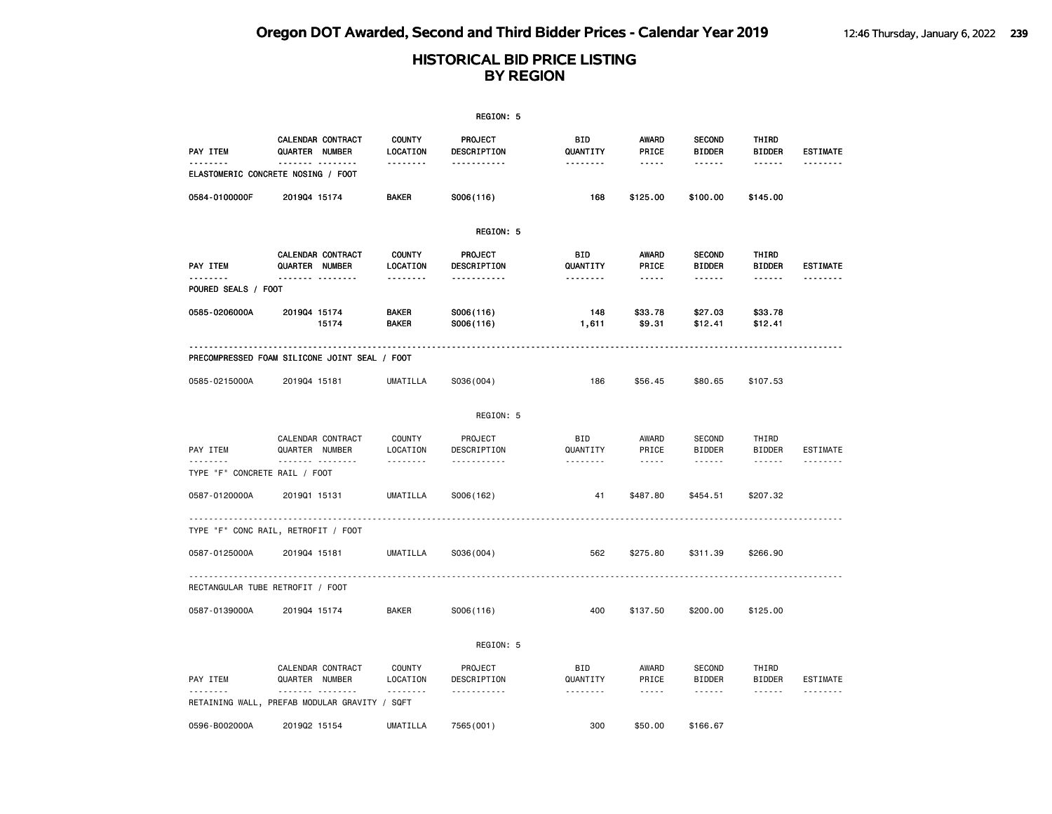# Oregon DOT Awarded, Second and Third Bidder Prices - Calendar Year 2019

## HISTORICAL BID PRICE LISTING BY REGION

REGION: 5

| PAY ITEM | CALENDAR QUARTER | CONTRACT NUMBER | COUNTY LOCATION | PROJECT DESCRIPTION | BID QUANTITY | AWARD PRICE | SECOND BIDDER | THIRD BIDDER | ESTIMATE |
|---|---|---|---|---|---|---|---|---|---|
| **ELASTOMERIC CONCRETE NOSING / FOOT** | | | | | | | | | |
| 0584-0100000F | 2019Q4 | 15174 | BAKER | S006(116) | 168 | $125.00 | $100.00 | $145.00 | |

REGION: 5

| PAY ITEM | CALENDAR QUARTER | CONTRACT NUMBER | COUNTY LOCATION | PROJECT DESCRIPTION | BID QUANTITY | AWARD PRICE | SECOND BIDDER | THIRD BIDDER | ESTIMATE |
|---|---|---|---|---|---|---|---|---|---|
| **POURED SEALS / FOOT** | | | | | | | | | |
| 0585-0206000A | 2019Q4 | 15174 | BAKER | S006(116) | 148 | $33.78 | $27.03 | $33.78 | |
| | | 15174 | BAKER | S006(116) | 1,611 | $9.31 | $12.41 | $12.41 | |
| **PRECOMPRESSED FOAM SILICONE JOINT SEAL / FOOT** | | | | | | | | | |
| 0585-0215000A | 2019Q4 | 15181 | UMATILLA | S036(004) | 186 | $56.45 | $80.65 | $107.53 | |

REGION: 5

| PAY ITEM | CALENDAR QUARTER | CONTRACT NUMBER | COUNTY LOCATION | PROJECT DESCRIPTION | BID QUANTITY | AWARD PRICE | SECOND BIDDER | THIRD BIDDER | ESTIMATE |
|---|---|---|---|---|---|---|---|---|---|
| **TYPE "F" CONCRETE RAIL / FOOT** | | | | | | | | | |
| 0587-0120000A | 2019Q1 | 15131 | UMATILLA | S006(162) | 41 | $487.80 | $454.51 | $207.32 | |
| **TYPE "F" CONC RAIL, RETROFIT / FOOT** | | | | | | | | | |
| 0587-0125000A | 2019Q4 | 15181 | UMATILLA | S036(004) | 562 | $275.80 | $311.39 | $266.90 | |
| **RECTANGULAR TUBE RETROFIT / FOOT** | | | | | | | | | |
| 0587-0139000A | 2019Q4 | 15174 | BAKER | S006(116) | 400 | $137.50 | $200.00 | $125.00 | |

REGION: 5

| PAY ITEM | CALENDAR QUARTER | CONTRACT NUMBER | COUNTY LOCATION | PROJECT DESCRIPTION | BID QUANTITY | AWARD PRICE | SECOND BIDDER | THIRD BIDDER | ESTIMATE |
|---|---|---|---|---|---|---|---|---|---|
| **RETAINING WALL, PREFAB MODULAR GRAVITY / SQFT** | | | | | | | | | |
| 0596-B002000A | 2019Q2 | 15154 | UMATILLA | 7565(001) | 300 | $50.00 | $166.67 | | |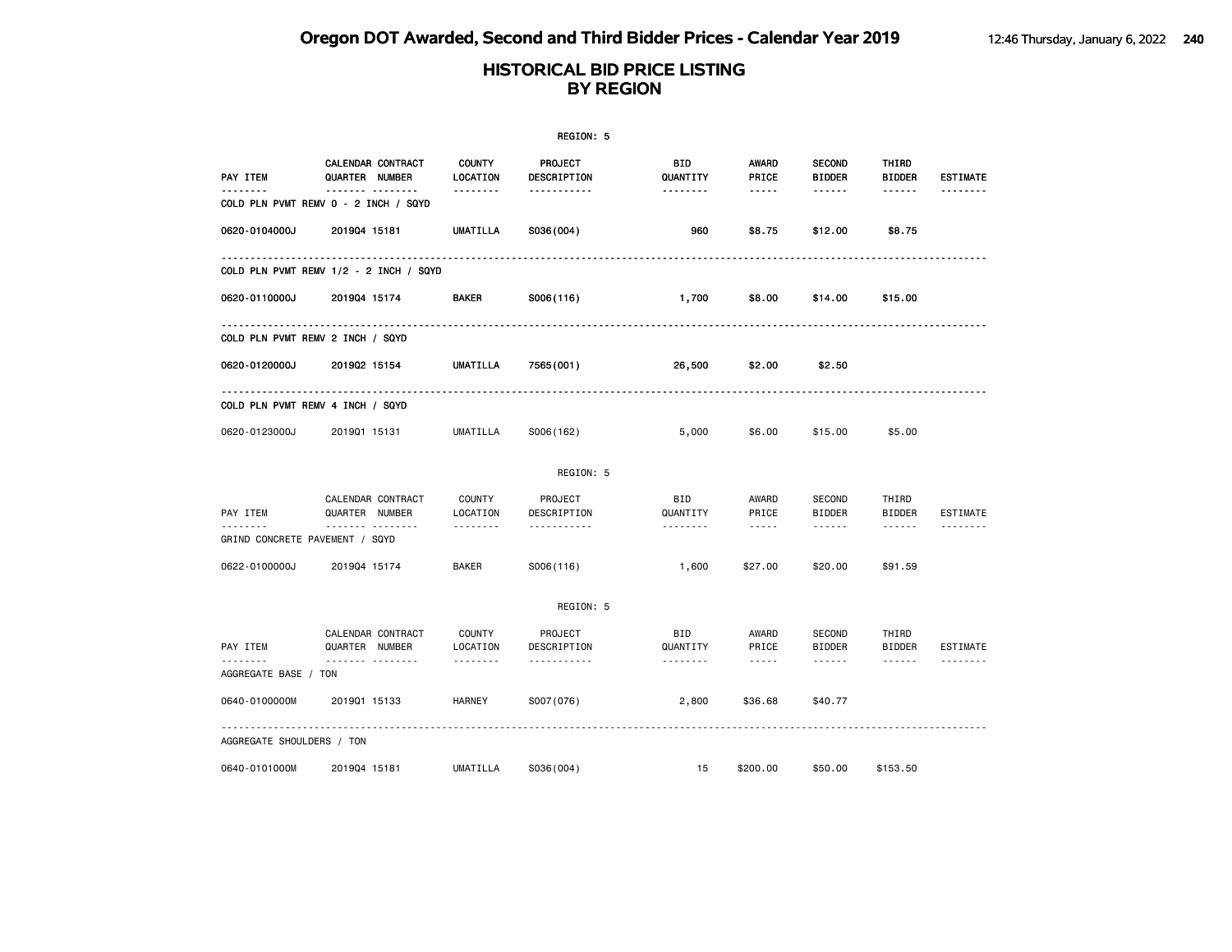# Oregon DOT Awarded, Second and Third Bidder Prices - Calendar Year 2019

## HISTORICAL BID PRICE LISTING BY REGION

REGION: 5

| PAY ITEM | CALENDAR QUARTER | CONTRACT NUMBER | COUNTY LOCATION | PROJECT DESCRIPTION | BID QUANTITY | AWARD PRICE | SECOND BIDDER | THIRD BIDDER | ESTIMATE |
|---|---|---|---|---|---|---|---|---|---|
| **COLD PLN PVMT REMV 0 - 2 INCH / SQYD** | | | | | | | | | |
| 0620-0104000J | 2019Q4 | 15181 | UMATILLA | S036(004) | 960 | $8.75 | $12.00 | $8.75 | |
| **COLD PLN PVMT REMV 1/2 - 2 INCH / SQYD** | | | | | | | | | |
| 0620-0110000J | 2019Q4 | 15174 | BAKER | S006(116) | 1,700 | $8.00 | $14.00 | $15.00 | |
| **COLD PLN PVMT REMV 2 INCH / SQYD** | | | | | | | | | |
| 0620-0120000J | 2019Q2 | 15154 | UMATILLA | 7565(001) | 26,500 | $2.00 | $2.50 | | |
| **COLD PLN PVMT REMV 4 INCH / SQYD** | | | | | | | | | |
| 0620-0123000J | 2019Q1 | 15131 | UMATILLA | S006(162) | 5,000 | $6.00 | $15.00 | $5.00 | |

REGION: 5

| PAY ITEM | CALENDAR QUARTER | CONTRACT NUMBER | COUNTY LOCATION | PROJECT DESCRIPTION | BID QUANTITY | AWARD PRICE | SECOND BIDDER | THIRD BIDDER | ESTIMATE |
|---|---|---|---|---|---|---|---|---|---|
| **GRIND CONCRETE PAVEMENT / SQYD** | | | | | | | | | |
| 0622-0100000J | 2019Q4 | 15174 | BAKER | S006(116) | 1,600 | $27.00 | $20.00 | $91.59 | |

REGION: 5

| PAY ITEM | CALENDAR QUARTER | CONTRACT NUMBER | COUNTY LOCATION | PROJECT DESCRIPTION | BID QUANTITY | AWARD PRICE | SECOND BIDDER | THIRD BIDDER | ESTIMATE |
|---|---|---|---|---|---|---|---|---|---|
| **AGGREGATE BASE / TON** | | | | | | | | | |
| 0640-0100000M | 2019Q1 | 15133 | HARNEY | S007(076) | 2,800 | $36.68 | $40.77 | | |
| **AGGREGATE SHOULDERS / TON** | | | | | | | | | |
| 0640-0101000M | 2019Q4 | 15181 | UMATILLA | S036(004) | 15 | $200.00 | $50.00 | $153.50 | |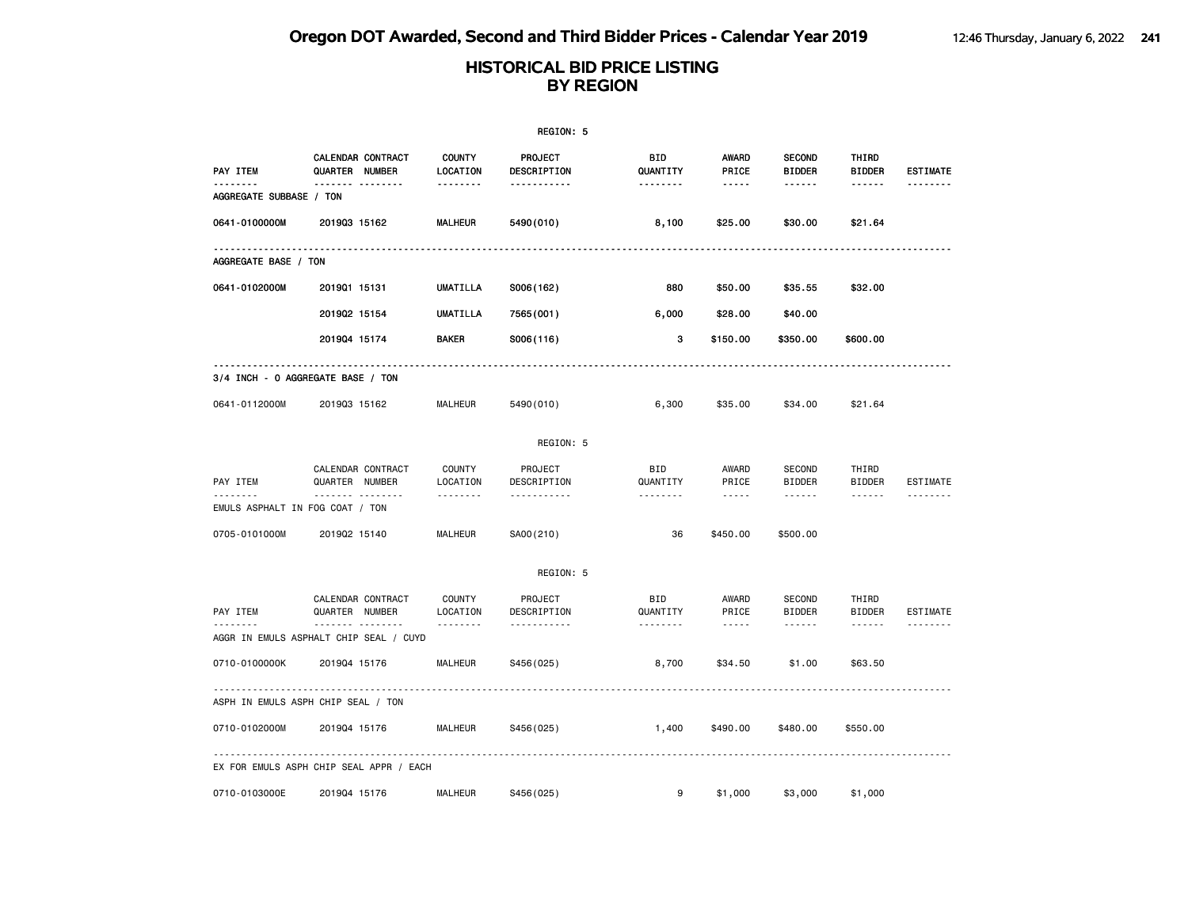# Oregon DOT Awarded, Second and Third Bidder Prices - Calendar Year 2019

## HISTORICAL BID PRICE LISTING BY REGION

REGION: 5

| PAY ITEM | CALENDAR QUARTER | CONTRACT NUMBER | COUNTY LOCATION | PROJECT DESCRIPTION | BID QUANTITY | AWARD PRICE | SECOND BIDDER | THIRD BIDDER | ESTIMATE |
|---|---|---|---|---|---|---|---|---|---|
| AGGREGATE SUBBASE / TON | | | | | | | | | |
| 0641-0100000M | 2019Q3 | 15162 | MALHEUR | 5490(010) | 8,100 | $25.00 | $30.00 | $21.64 | |
| AGGREGATE BASE / TON | | | | | | | | | |
| 0641-0102000M | 2019Q1 | 15131 | UMATILLA | S006(162) | 880 | $50.00 | $35.55 | $32.00 | |
| | 2019Q2 | 15154 | UMATILLA | 7565(001) | 6,000 | $28.00 | $40.00 | | |
| | 2019Q4 | 15174 | BAKER | S006(116) | 3 | $150.00 | $350.00 | $600.00 | |
| 3/4 INCH - 0 AGGREGATE BASE / TON | | | | | | | | | |
| 0641-0112000M | 2019Q3 | 15162 | MALHEUR | 5490(010) | 6,300 | $35.00 | $34.00 | $21.64 | |

REGION: 5

| PAY ITEM | CALENDAR QUARTER | CONTRACT NUMBER | COUNTY LOCATION | PROJECT DESCRIPTION | BID QUANTITY | AWARD PRICE | SECOND BIDDER | THIRD BIDDER | ESTIMATE |
|---|---|---|---|---|---|---|---|---|---|
| EMULS ASPHALT IN FOG COAT / TON | | | | | | | | | |
| 0705-0101000M | 2019Q2 | 15140 | MALHEUR | SA00(210) | 36 | $450.00 | $500.00 | | |

REGION: 5

| PAY ITEM | CALENDAR QUARTER | CONTRACT NUMBER | COUNTY LOCATION | PROJECT DESCRIPTION | BID QUANTITY | AWARD PRICE | SECOND BIDDER | THIRD BIDDER | ESTIMATE |
|---|---|---|---|---|---|---|---|---|---|
| AGGR IN EMULS ASPHALT CHIP SEAL / CUYD | | | | | | | | | |
| 0710-0100000K | 2019Q4 | 15176 | MALHEUR | S456(025) | 8,700 | $34.50 | $1.00 | $63.50 | |
| ASPH IN EMULS ASPH CHIP SEAL / TON | | | | | | | | | |
| 0710-0102000M | 2019Q4 | 15176 | MALHEUR | S456(025) | 1,400 | $490.00 | $480.00 | $550.00 | |
| EX FOR EMULS ASPH CHIP SEAL APPR / EACH | | | | | | | | | |
| 0710-0103000E | 2019Q4 | 15176 | MALHEUR | S456(025) | 9 | $1,000 | $3,000 | $1,000 | |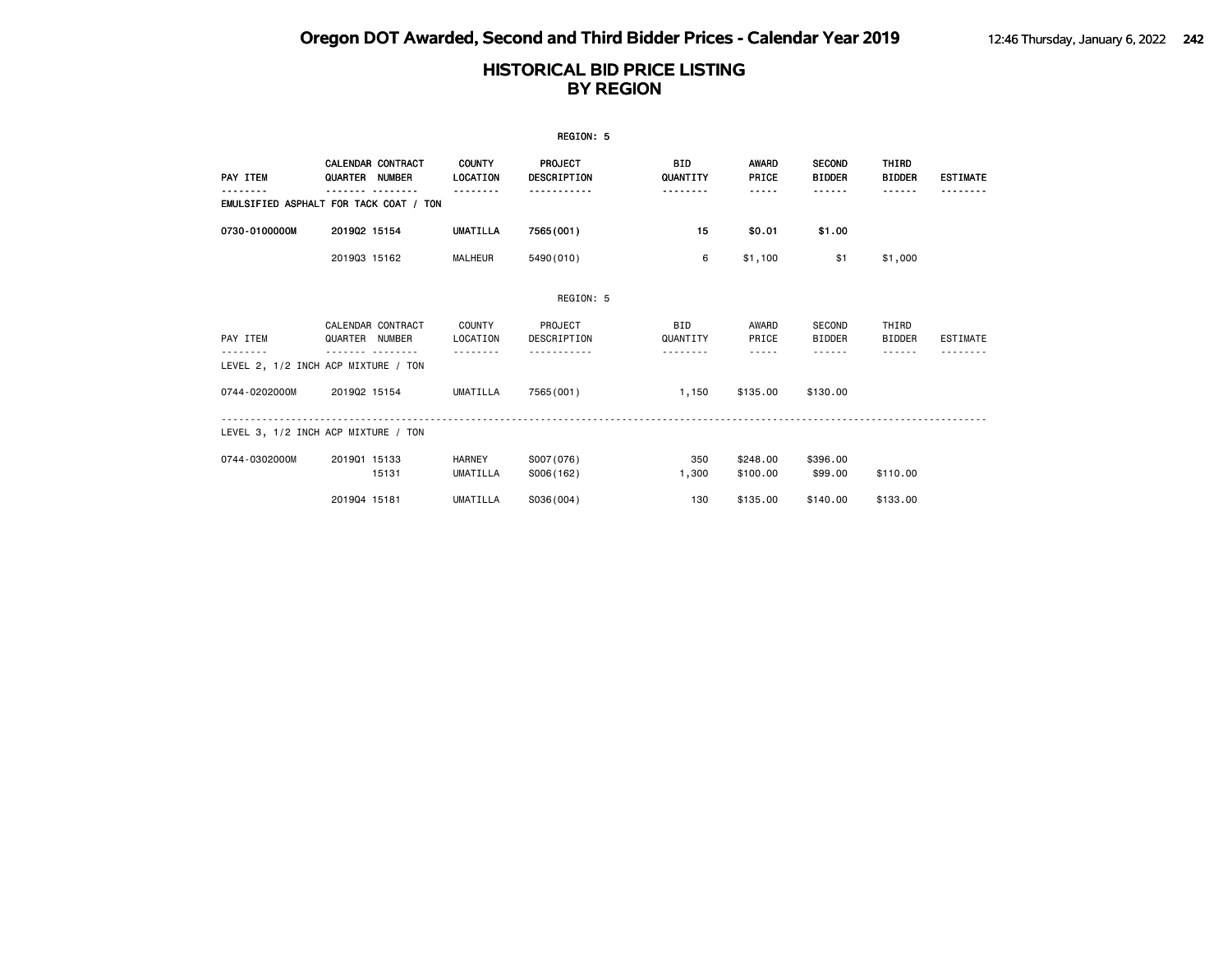# HISTORICAL BID PRICE LISTING BY REGION

**REGION: 5**

| PAY ITEM | CALENDAR QUARTER | CONTRACT NUMBER | COUNTY LOCATION | PROJECT DESCRIPTION | BID QUANTITY | AWARD PRICE | SECOND BIDDER | THIRD BIDDER | ESTIMATE |
|---|---|---|---|---|---|---|---|---|---|
| EMULSIFIED ASPHALT FOR TACK COAT / TON | | | | | | | | | |
| **0730-0100000M** | **2019Q2** | **15154** | **UMATILLA** | **7565(001)** | **15** | **$0.01** | **$1.00** | | |
| | 2019Q3 | 15162 | MALHEUR | 5490(010) | 6 | $1,100 | $1 | $1,000 | |

REGION: 5

| PAY ITEM | CALENDAR QUARTER | CONTRACT NUMBER | COUNTY LOCATION | PROJECT DESCRIPTION | BID QUANTITY | AWARD PRICE | SECOND BIDDER | THIRD BIDDER | ESTIMATE |
|---|---|---|---|---|---|---|---|---|---|
| LEVEL 2, 1/2 INCH ACP MIXTURE / TON | | | | | | | | | |
| 0744-0202000M | 2019Q2 | 15154 | UMATILLA | 7565(001) | 1,150 | $135.00 | $130.00 | | |
| LEVEL 3, 1/2 INCH ACP MIXTURE / TON | | | | | | | | | |
| 0744-0302000M | 2019Q1 | 15133 | HARNEY | S007(076) | 350 | $248.00 | $396.00 | | |
| | | 15131 | UMATILLA | S006(162) | 1,300 | $100.00 | $99.00 | $110.00 | |
| | 2019Q4 | 15181 | UMATILLA | S036(004) | 130 | $135.00 | $140.00 | $133.00 | |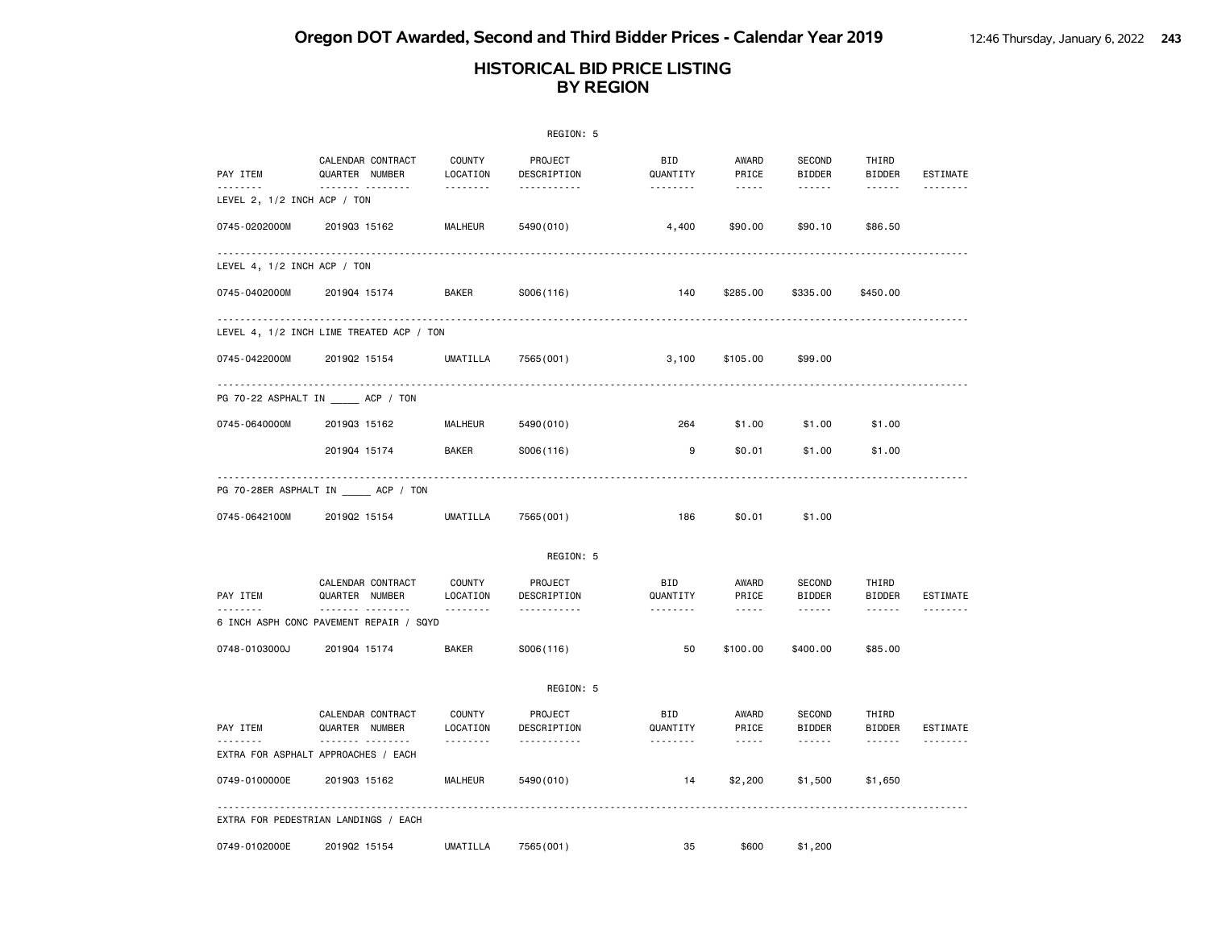## Oregon DOT Awarded, Second and Third Bidder Prices - Calendar Year 2019

## HISTORICAL BID PRICE LISTING BY REGION

REGION: 5

| PAY ITEM | CALENDAR QUARTER | CONTRACT NUMBER | COUNTY LOCATION | PROJECT DESCRIPTION | BID QUANTITY | AWARD PRICE | SECOND BIDDER | THIRD BIDDER | ESTIMATE |
|---|---|---|---|---|---|---|---|---|---|
| LEVEL 2, 1/2 INCH ACP / TON | | | | | | | | | |
| 0745-0202000M | 2019Q3 | 15162 | MALHEUR | 5490(010) | 4,400 | $90.00 | $90.10 | $86.50 | |
| LEVEL 4, 1/2 INCH ACP / TON | | | | | | | | | |
| 0745-0402000M | 2019Q4 | 15174 | BAKER | S006(116) | 140 | $285.00 | $335.00 | $450.00 | |
| LEVEL 4, 1/2 INCH LIME TREATED ACP / TON | | | | | | | | | |
| 0745-0422000M | 2019Q2 | 15154 | UMATILLA | 7565(001) | 3,100 | $105.00 | $99.00 | | |
| PG 70-22 ASPHALT IN _____ ACP / TON | | | | | | | | | |
| 0745-0640000M | 2019Q3 | 15162 | MALHEUR | 5490(010) | 264 | $1.00 | $1.00 | $1.00 | |
| | 2019Q4 | 15174 | BAKER | S006(116) | 9 | $0.01 | $1.00 | $1.00 | |
| PG 70-28ER ASPHALT IN _____ ACP / TON | | | | | | | | | |
| 0745-0642100M | 2019Q2 | 15154 | UMATILLA | 7565(001) | 186 | $0.01 | $1.00 | | |

REGION: 5

| PAY ITEM | CALENDAR QUARTER | CONTRACT NUMBER | COUNTY LOCATION | PROJECT DESCRIPTION | BID QUANTITY | AWARD PRICE | SECOND BIDDER | THIRD BIDDER | ESTIMATE |
|---|---|---|---|---|---|---|---|---|---|
| 6 INCH ASPH CONC PAVEMENT REPAIR / SQYD | | | | | | | | | |
| 0748-0103000J | 2019Q4 | 15174 | BAKER | S006(116) | 50 | $100.00 | $400.00 | $85.00 | |

REGION: 5

| PAY ITEM | CALENDAR QUARTER | CONTRACT NUMBER | COUNTY LOCATION | PROJECT DESCRIPTION | BID QUANTITY | AWARD PRICE | SECOND BIDDER | THIRD BIDDER | ESTIMATE |
|---|---|---|---|---|---|---|---|---|---|
| EXTRA FOR ASPHALT APPROACHES / EACH | | | | | | | | | |
| 0749-0100000E | 2019Q3 | 15162 | MALHEUR | 5490(010) | 14 | $2,200 | $1,500 | $1,650 | |
| EXTRA FOR PEDESTRIAN LANDINGS / EACH | | | | | | | | | |
| 0749-0102000E | 2019Q2 | 15154 | UMATILLA | 7565(001) | 35 | $600 | $1,200 | | |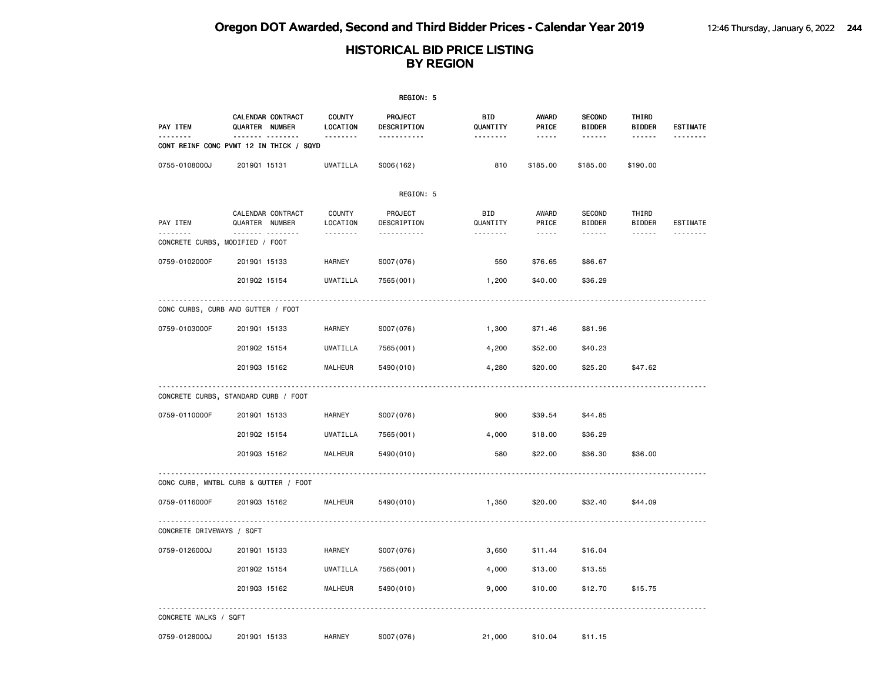# Oregon DOT Awarded, Second and Third Bidder Prices - Calendar Year 2019

## HISTORICAL BID PRICE LISTING BY REGION

REGION: 5

| PAY ITEM | CALENDAR QUARTER | CONTRACT NUMBER | COUNTY LOCATION | PROJECT DESCRIPTION | BID QUANTITY | AWARD PRICE | SECOND BIDDER | THIRD BIDDER | ESTIMATE |
|---|---|---|---|---|---|---|---|---|---|
| CONT REINF CONC PVMT 12 IN THICK / SQYD | | | | | | | | | |
| 0755-0108000J | 2019Q1 | 15131 | UMATILLA | S006(162) | 810 | $185.00 | $185.00 | $190.00 | |

REGION: 5

| PAY ITEM | CALENDAR QUARTER | CONTRACT NUMBER | COUNTY LOCATION | PROJECT DESCRIPTION | BID QUANTITY | AWARD PRICE | SECOND BIDDER | THIRD BIDDER | ESTIMATE |
|---|---|---|---|---|---|---|---|---|---|
| CONCRETE CURBS, MODIFIED / FOOT | | | | | | | | | |
| 0759-0102000F | 2019Q1 | 15133 | HARNEY | S007(076) | 550 | $76.65 | $86.67 | | |
| | 2019Q2 | 15154 | UMATILLA | 7565(001) | 1,200 | $40.00 | $36.29 | | |
| CONC CURBS, CURB AND GUTTER / FOOT | | | | | | | | | |
| 0759-0103000F | 2019Q1 | 15133 | HARNEY | S007(076) | 1,300 | $71.46 | $81.96 | | |
| | 2019Q2 | 15154 | UMATILLA | 7565(001) | 4,200 | $52.00 | $40.23 | | |
| | 2019Q3 | 15162 | MALHEUR | 5490(010) | 4,280 | $20.00 | $25.20 | $47.62 | |
| CONCRETE CURBS, STANDARD CURB / FOOT | | | | | | | | | |
| 0759-0110000F | 2019Q1 | 15133 | HARNEY | S007(076) | 900 | $39.54 | $44.85 | | |
| | 2019Q2 | 15154 | UMATILLA | 7565(001) | 4,000 | $18.00 | $36.29 | | |
| | 2019Q3 | 15162 | MALHEUR | 5490(010) | 580 | $22.00 | $36.30 | $36.00 | |
| CONC CURB, MNTBL CURB & GUTTER / FOOT | | | | | | | | | |
| 0759-0116000F | 2019Q3 | 15162 | MALHEUR | 5490(010) | 1,350 | $20.00 | $32.40 | $44.09 | |
| CONCRETE DRIVEWAYS / SQFT | | | | | | | | | |
| 0759-0126000J | 2019Q1 | 15133 | HARNEY | S007(076) | 3,650 | $11.44 | $16.04 | | |
| | 2019Q2 | 15154 | UMATILLA | 7565(001) | 4,000 | $13.00 | $13.55 | | |
| | 2019Q3 | 15162 | MALHEUR | 5490(010) | 9,000 | $10.00 | $12.70 | $15.75 | |
| CONCRETE WALKS / SQFT | | | | | | | | | |
| 0759-0128000J | 2019Q1 | 15133 | HARNEY | S007(076) | 21,000 | $10.04 | $11.15 | | |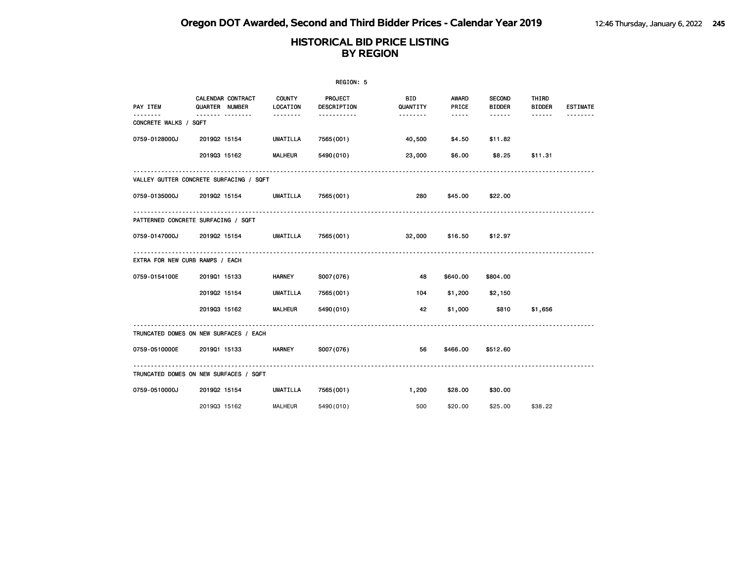# Oregon DOT Awarded, Second and Third Bidder Prices - Calendar Year 2019

## HISTORICAL BID PRICE LISTING BY REGION

REGION: 5

| PAY ITEM | CALENDAR QUARTER | CONTRACT NUMBER | COUNTY LOCATION | PROJECT DESCRIPTION | BID QUANTITY | AWARD PRICE | SECOND BIDDER | THIRD BIDDER | ESTIMATE |
|---|---|---|---|---|---|---|---|---|---|
| **CONCRETE WALKS / SQFT** | | | | | | | | | |
| 0759-0128000J | 2019Q2 | 15154 | UMATILLA | 7565(001) | 40,500 | $4.50 | $11.82 | | |
| | 2019Q3 | 15162 | MALHEUR | 5490(010) | 23,000 | $6.00 | $8.25 | $11.31 | |
| **VALLEY GUTTER CONCRETE SURFACING / SQFT** | | | | | | | | | |
| 0759-0135000J | 2019Q2 | 15154 | UMATILLA | 7565(001) | 280 | $45.00 | $22.00 | | |
| **PATTERNED CONCRETE SURFACING / SQFT** | | | | | | | | | |
| 0759-0147000J | 2019Q2 | 15154 | UMATILLA | 7565(001) | 32,000 | $16.50 | $12.97 | | |
| **EXTRA FOR NEW CURB RAMPS / EACH** | | | | | | | | | |
| 0759-0154100E | 2019Q1 | 15133 | HARNEY | S007(076) | 48 | $640.00 | $804.00 | | |
| | 2019Q2 | 15154 | UMATILLA | 7565(001) | 104 | $1,200 | $2,150 | | |
| | 2019Q3 | 15162 | MALHEUR | 5490(010) | 42 | $1,000 | $810 | $1,656 | |
| **TRUNCATED DOMES ON NEW SURFACES / EACH** | | | | | | | | | |
| 0759-0510000E | 2019Q1 | 15133 | HARNEY | S007(076) | 56 | $466.00 | $512.60 | | |
| **TRUNCATED DOMES ON NEW SURFACES / SQFT** | | | | | | | | | |
| 0759-0510000J | 2019Q2 | 15154 | UMATILLA | 7565(001) | 1,200 | $28.00 | $30.00 | | |
| | 2019Q3 | 15162 | MALHEUR | 5490(010) | 500 | $20.00 | $25.00 | $38.22 | |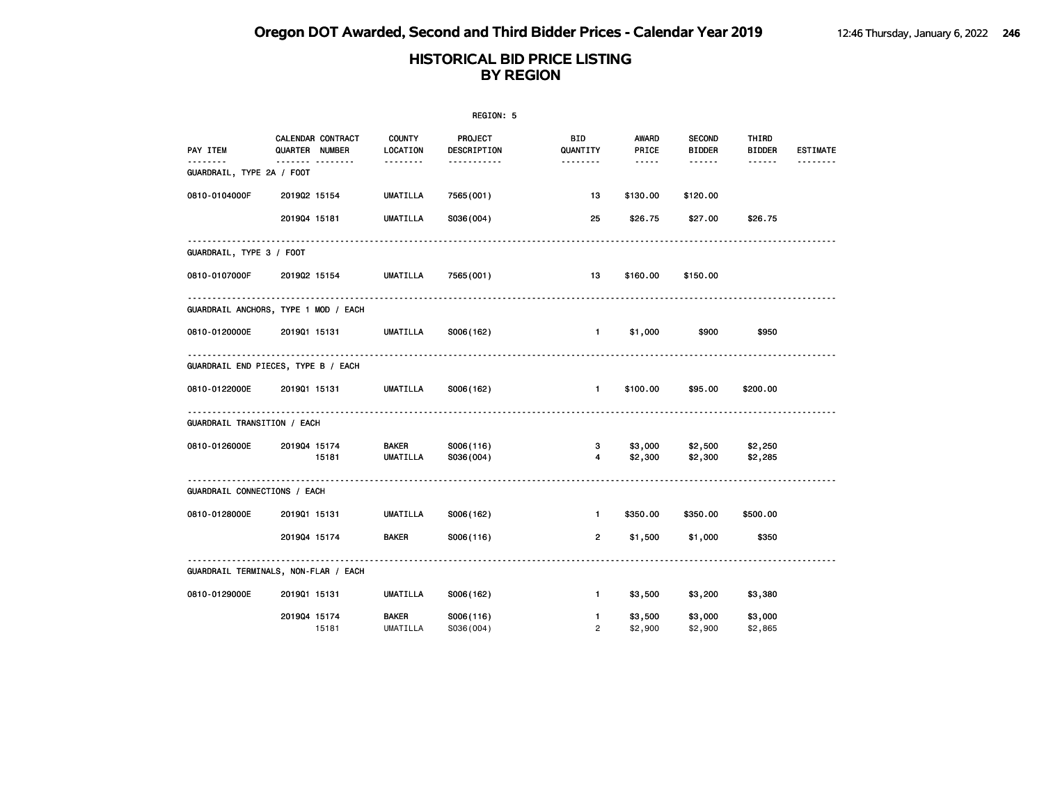# Oregon DOT Awarded, Second and Third Bidder Prices - Calendar Year 2019

## HISTORICAL BID PRICE LISTING BY REGION

REGION: 5

| PAY ITEM | CALENDAR QUARTER | CONTRACT NUMBER | COUNTY LOCATION | PROJECT DESCRIPTION | BID QUANTITY | AWARD PRICE | SECOND BIDDER | THIRD BIDDER | ESTIMATE |
|---|---|---|---|---|---|---|---|---|---|
| **GUARDRAIL, TYPE 2A / FOOT** | | | | | | | | | |
| 0810-0104000F | 2019Q2 | 15154 | UMATILLA | 7565(001) | 13 | $130.00 | $120.00 | | |
| | 2019Q4 | 15181 | UMATILLA | S036(004) | 25 | $26.75 | $27.00 | $26.75 | |
| **GUARDRAIL, TYPE 3 / FOOT** | | | | | | | | | |
| 0810-0107000F | 2019Q2 | 15154 | UMATILLA | 7565(001) | 13 | $160.00 | $150.00 | | |
| **GUARDRAIL ANCHORS, TYPE 1 MOD / EACH** | | | | | | | | | |
| 0810-0120000E | 2019Q1 | 15131 | UMATILLA | S006(162) | 1 | $1,000 | $900 | $950 | |
| **GUARDRAIL END PIECES, TYPE B / EACH** | | | | | | | | | |
| 0810-0122000E | 2019Q1 | 15131 | UMATILLA | S006(162) | 1 | $100.00 | $95.00 | $200.00 | |
| **GUARDRAIL TRANSITION / EACH** | | | | | | | | | |
| 0810-0126000E | 2019Q4 | 15174 | BAKER | S006(116) | 3 | $3,000 | $2,500 | $2,250 | |
| | | 15181 | UMATILLA | S036(004) | 4 | $2,300 | $2,300 | $2,285 | |
| **GUARDRAIL CONNECTIONS / EACH** | | | | | | | | | |
| 0810-0128000E | 2019Q1 | 15131 | UMATILLA | S006(162) | 1 | $350.00 | $350.00 | $500.00 | |
| | 2019Q4 | 15174 | BAKER | S006(116) | 2 | $1,500 | $1,000 | $350 | |
| **GUARDRAIL TERMINALS, NON-FLAR / EACH** | | | | | | | | | |
| 0810-0129000E | 2019Q1 | 15131 | UMATILLA | S006(162) | 1 | $3,500 | $3,200 | $3,380 | |
| | 2019Q4 | 15174 | BAKER | S006(116) | 1 | $3,500 | $3,000 | $3,000 | |
| | | 15181 | UMATILLA | S036(004) | 2 | $2,900 | $2,900 | $2,865 | |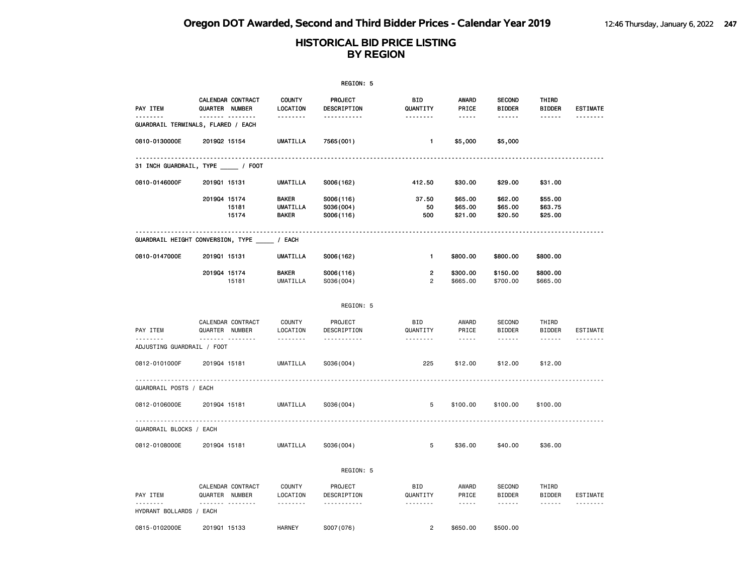# Oregon DOT Awarded, Second and Third Bidder Prices - Calendar Year 2019

## HISTORICAL BID PRICE LISTING BY REGION

REGION: 5

| PAY ITEM | CALENDAR QUARTER | CONTRACT NUMBER | COUNTY LOCATION | PROJECT DESCRIPTION | BID QUANTITY | AWARD PRICE | SECOND BIDDER | THIRD BIDDER | ESTIMATE |
|---|---|---|---|---|---|---|---|---|---|
| GUARDRAIL TERMINALS, FLARED / EACH | | | | | | | | | |
| 0810-0130000E | 2019Q2 | 15154 | UMATILLA | 7565(001) | 1 | $5,000 | $5,000 | | |
| 31 INCH GUARDRAIL, TYPE _____ / FOOT | | | | | | | | | |
| 0810-0146000F | 2019Q1 | 15131 | UMATILLA | S006(162) | 412.50 | $30.00 | $29.00 | $31.00 | |
| | 2019Q4 | 15174 | BAKER | S006(116) | 37.50 | $65.00 | $62.00 | $55.00 | |
| | | 15181 | UMATILLA | S036(004) | 50 | $65.00 | $65.00 | $63.75 | |
| | | 15174 | BAKER | S006(116) | 500 | $21.00 | $20.50 | $25.00 | |
| GUARDRAIL HEIGHT CONVERSION, TYPE _____ / EACH | | | | | | | | | |
| 0810-0147000E | 2019Q1 | 15131 | UMATILLA | S006(162) | 1 | $800.00 | $800.00 | $800.00 | |
| | 2019Q4 | 15174 | BAKER | S006(116) | 2 | $300.00 | $150.00 | $800.00 | |
| | | 15181 | UMATILLA | S036(004) | 2 | $665.00 | $700.00 | $665.00 | |

REGION: 5

| PAY ITEM | CALENDAR QUARTER | CONTRACT NUMBER | COUNTY LOCATION | PROJECT DESCRIPTION | BID QUANTITY | AWARD PRICE | SECOND BIDDER | THIRD BIDDER | ESTIMATE |
|---|---|---|---|---|---|---|---|---|---|
| ADJUSTING GUARDRAIL / FOOT | | | | | | | | | |
| 0812-0101000F | 2019Q4 | 15181 | UMATILLA | S036(004) | 225 | $12.00 | $12.00 | $12.00 | |
| GUARDRAIL POSTS / EACH | | | | | | | | | |
| 0812-0106000E | 2019Q4 | 15181 | UMATILLA | S036(004) | 5 | $100.00 | $100.00 | $100.00 | |
| GUARDRAIL BLOCKS / EACH | | | | | | | | | |
| 0812-0108000E | 2019Q4 | 15181 | UMATILLA | S036(004) | 5 | $36.00 | $40.00 | $36.00 | |

REGION: 5

| PAY ITEM | CALENDAR QUARTER | CONTRACT NUMBER | COUNTY LOCATION | PROJECT DESCRIPTION | BID QUANTITY | AWARD PRICE | SECOND BIDDER | THIRD BIDDER | ESTIMATE |
|---|---|---|---|---|---|---|---|---|---|
| HYDRANT BOLLARDS / EACH | | | | | | | | | |
| 0815-0102000E | 2019Q1 | 15133 | HARNEY | S007(076) | 2 | $650.00 | $500.00 | | |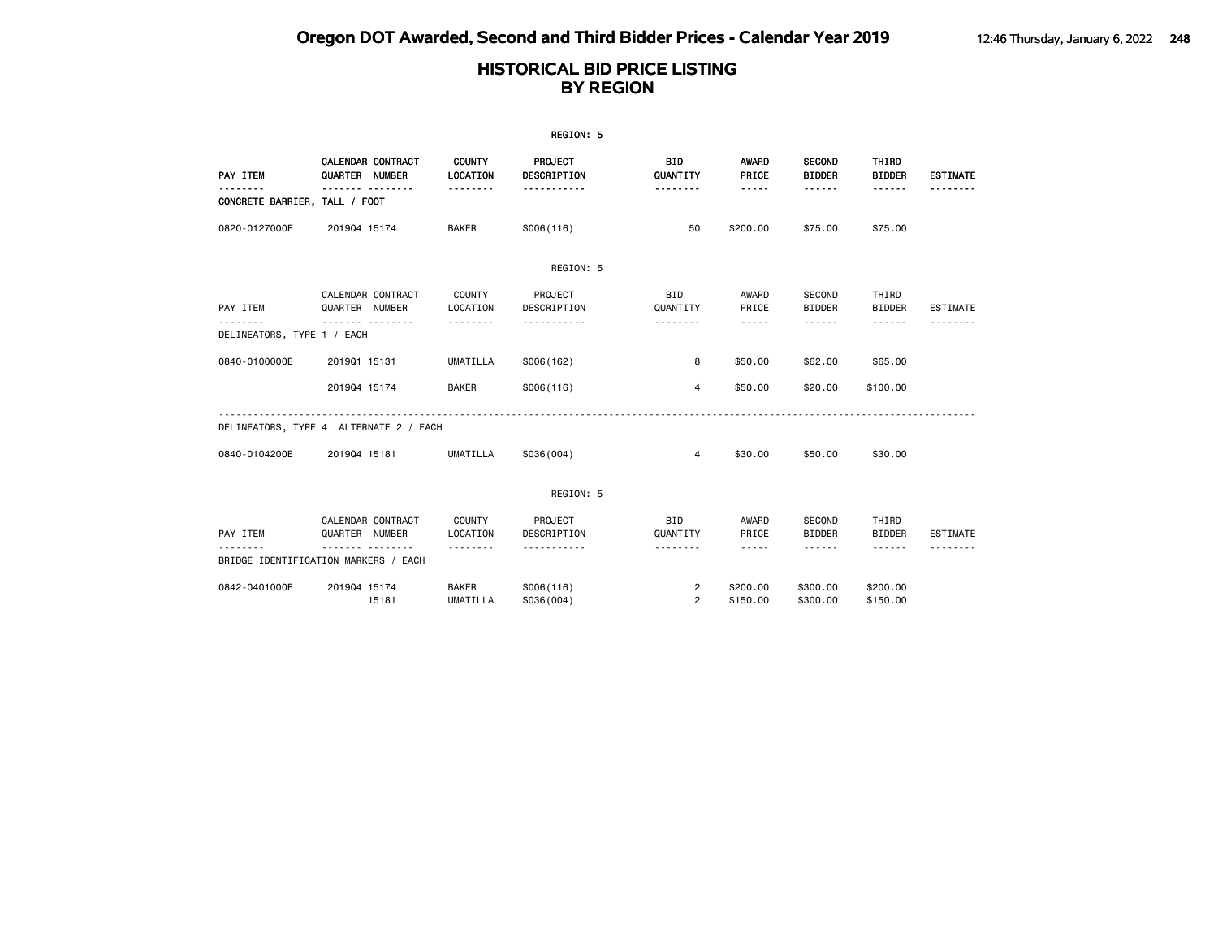# Oregon DOT Awarded, Second and Third Bidder Prices - Calendar Year 2019

## HISTORICAL BID PRICE LISTING BY REGION

REGION: 5

| PAY ITEM | CALENDAR QUARTER | CONTRACT NUMBER | COUNTY LOCATION | PROJECT DESCRIPTION | BID QUANTITY | AWARD PRICE | SECOND BIDDER | THIRD BIDDER | ESTIMATE |
|---|---|---|---|---|---|---|---|---|---|
| CONCRETE BARRIER, TALL / FOOT | | | | | | | | | |
| 0820-0127000F | 2019Q4 | 15174 | BAKER | S006(116) | 50 | $200.00 | $75.00 | $75.00 | |

REGION: 5

| PAY ITEM | CALENDAR QUARTER | CONTRACT NUMBER | COUNTY LOCATION | PROJECT DESCRIPTION | BID QUANTITY | AWARD PRICE | SECOND BIDDER | THIRD BIDDER | ESTIMATE |
|---|---|---|---|---|---|---|---|---|---|
| DELINEATORS, TYPE 1 / EACH | | | | | | | | | |
| 0840-0100000E | 2019Q1 | 15131 | UMATILLA | S006(162) | 8 | $50.00 | $62.00 | $65.00 | |
| | 2019Q4 | 15174 | BAKER | S006(116) | 4 | $50.00 | $20.00 | $100.00 | |
| DELINEATORS, TYPE 4 ALTERNATE 2 / EACH | | | | | | | | | |
| 0840-0104200E | 2019Q4 | 15181 | UMATILLA | S036(004) | 4 | $30.00 | $50.00 | $30.00 | |

REGION: 5

| PAY ITEM | CALENDAR QUARTER | CONTRACT NUMBER | COUNTY LOCATION | PROJECT DESCRIPTION | BID QUANTITY | AWARD PRICE | SECOND BIDDER | THIRD BIDDER | ESTIMATE |
|---|---|---|---|---|---|---|---|---|---|
| BRIDGE IDENTIFICATION MARKERS / EACH | | | | | | | | | |
| 0842-0401000E | 2019Q4 | 15174 | BAKER | S006(116) | 2 | $200.00 | $300.00 | $200.00 | |
| | | 15181 | UMATILLA | S036(004) | 2 | $150.00 | $300.00 | $150.00 | |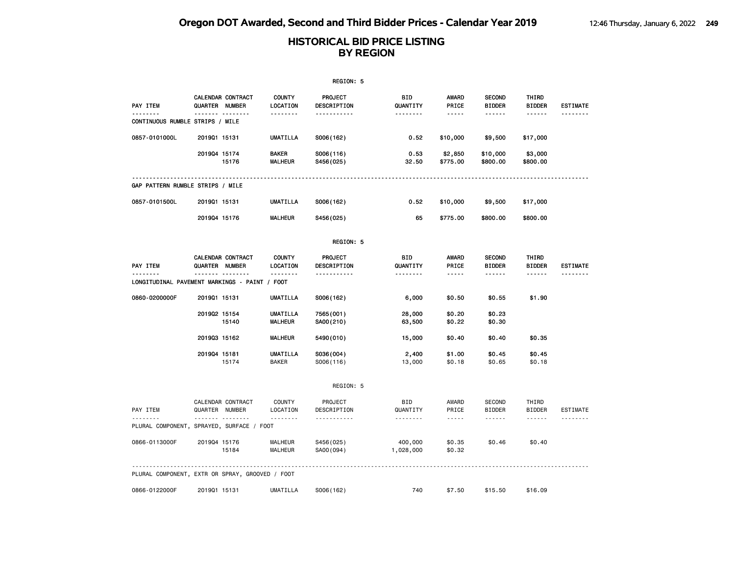# Oregon DOT Awarded, Second and Third Bidder Prices - Calendar Year 2019

## HISTORICAL BID PRICE LISTING BY REGION

REGION: 5

| PAY ITEM | CALENDAR QUARTER | CONTRACT NUMBER | COUNTY LOCATION | PROJECT DESCRIPTION | BID QUANTITY | AWARD PRICE | SECOND BIDDER | THIRD BIDDER | ESTIMATE |
|---|---|---|---|---|---|---|---|---|---|
| CONTINUOUS RUMBLE STRIPS / MILE | | | | | | | | | |
| 0857-0101000L | 2019Q1 | 15131 | UMATILLA | S006(162) | 0.52 | $10,000 | $9,500 | $17,000 | |
| | 2019Q4 | 15174 | BAKER | S006(116) | 0.53 | $2,850 | $10,000 | $3,000 | |
| | | 15176 | MALHEUR | S456(025) | 32.50 | $775.00 | $800.00 | $800.00 | |
| GAP PATTERN RUMBLE STRIPS / MILE | | | | | | | | | |
| 0857-0101500L | 2019Q1 | 15131 | UMATILLA | S006(162) | 0.52 | $10,000 | $9,500 | $17,000 | |
| | 2019Q4 | 15176 | MALHEUR | S456(025) | 65 | $775.00 | $800.00 | $800.00 | |

REGION: 5

| PAY ITEM | CALENDAR QUARTER | CONTRACT NUMBER | COUNTY LOCATION | PROJECT DESCRIPTION | BID QUANTITY | AWARD PRICE | SECOND BIDDER | THIRD BIDDER | ESTIMATE |
|---|---|---|---|---|---|---|---|---|---|
| LONGITUDINAL PAVEMENT MARKINGS - PAINT / FOOT | | | | | | | | | |
| 0860-0200000F | 2019Q1 | 15131 | UMATILLA | S006(162) | 6,000 | $0.50 | $0.55 | $1.90 | |
| | 2019Q2 | 15154 | UMATILLA | 7565(001) | 28,000 | $0.20 | $0.23 | | |
| | | 15140 | MALHEUR | SA00(210) | 63,500 | $0.22 | $0.30 | | |
| | 2019Q3 | 15162 | MALHEUR | 5490(010) | 15,000 | $0.40 | $0.40 | $0.35 | |
| | 2019Q4 | 15181 | UMATILLA | S036(004) | 2,400 | $1.00 | $0.45 | $0.45 | |
| | | 15174 | BAKER | S006(116) | 13,000 | $0.18 | $0.65 | $0.18 | |

REGION: 5

| PAY ITEM | CALENDAR QUARTER | CONTRACT NUMBER | COUNTY LOCATION | PROJECT DESCRIPTION | BID QUANTITY | AWARD PRICE | SECOND BIDDER | THIRD BIDDER | ESTIMATE |
|---|---|---|---|---|---|---|---|---|---|
| PLURAL COMPONENT, SPRAYED, SURFACE / FOOT | | | | | | | | | |
| 0866-0113000F | 2019Q4 | 15176 | MALHEUR | S456(025) | 400,000 | $0.35 | $0.46 | $0.40 | |
| | | 15184 | MALHEUR | SA00(094) | 1,028,000 | $0.32 | | | |
| PLURAL COMPONENT, EXTR OR SPRAY, GROOVED / FOOT | | | | | | | | | |
| 0866-0122000F | 2019Q1 | 15131 | UMATILLA | S006(162) | 740 | $7.50 | $15.50 | $16.09 | |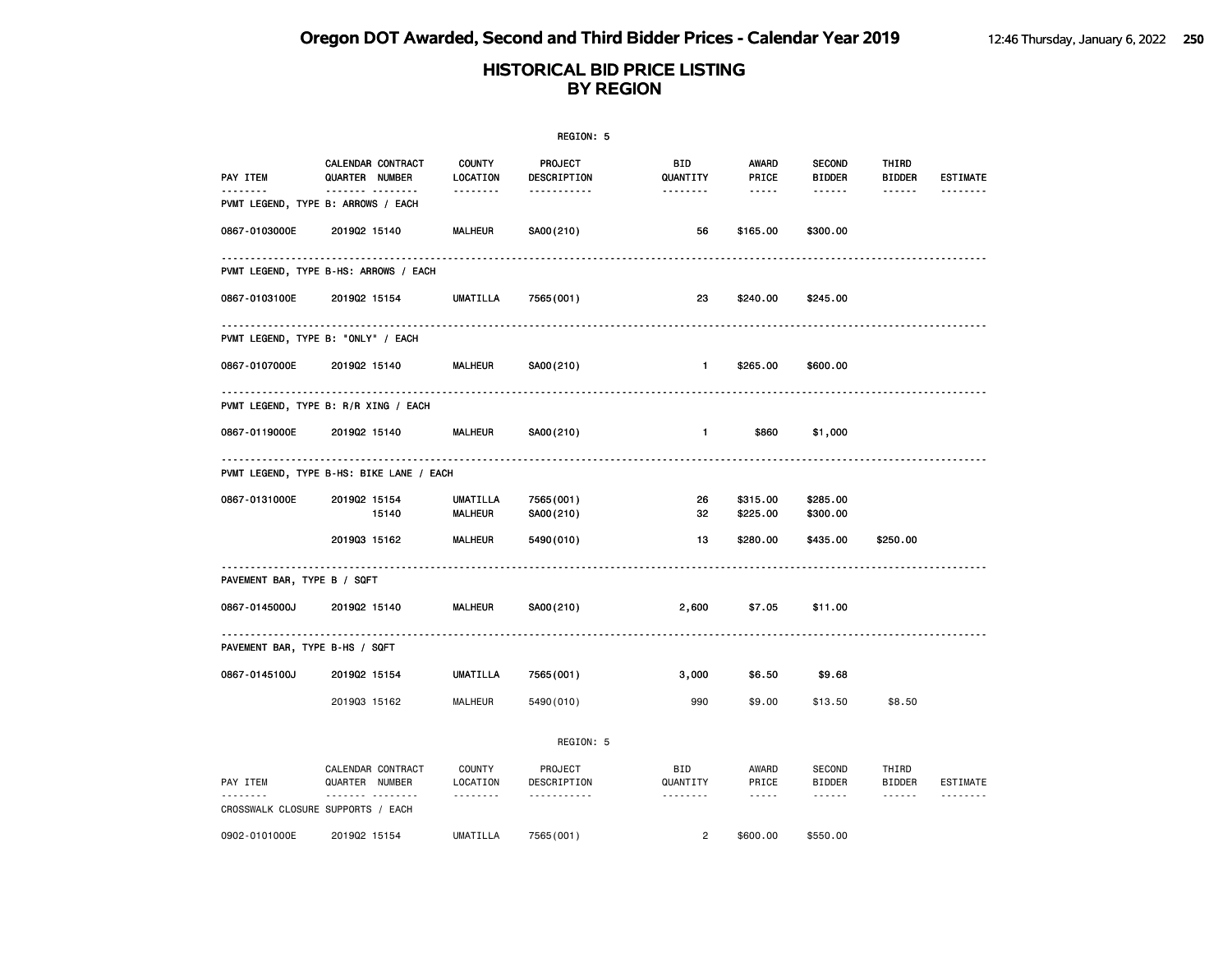# Oregon DOT Awarded, Second and Third Bidder Prices - Calendar Year 2019

## HISTORICAL BID PRICE LISTING BY REGION

REGION: 5

| PAY ITEM | CALENDAR QUARTER | CONTRACT NUMBER | COUNTY LOCATION | PROJECT DESCRIPTION | BID QUANTITY | AWARD PRICE | SECOND BIDDER | THIRD BIDDER | ESTIMATE |
|---|---|---|---|---|---|---|---|---|---|
| **PVMT LEGEND, TYPE B: ARROWS / EACH** | | | | | | | | | |
| 0867-0103000E | 2019Q2 | 15140 | MALHEUR | SA00(210) | 56 | $165.00 | $300.00 | | |
| **PVMT LEGEND, TYPE B-HS: ARROWS / EACH** | | | | | | | | | |
| 0867-0103100E | 2019Q2 | 15154 | UMATILLA | 7565(001) | 23 | $240.00 | $245.00 | | |
| **PVMT LEGEND, TYPE B: "ONLY" / EACH** | | | | | | | | | |
| 0867-0107000E | 2019Q2 | 15140 | MALHEUR | SA00(210) | 1 | $265.00 | $600.00 | | |
| **PVMT LEGEND, TYPE B: R/R XING / EACH** | | | | | | | | | |
| 0867-0119000E | 2019Q2 | 15140 | MALHEUR | SA00(210) | 1 | $860 | $1,000 | | |
| **PVMT LEGEND, TYPE B-HS: BIKE LANE / EACH** | | | | | | | | | |
| 0867-0131000E | 2019Q2 | 15154 | UMATILLA | 7565(001) | 26 | $315.00 | $285.00 | | |
| | | 15140 | MALHEUR | SA00(210) | 32 | $225.00 | $300.00 | | |
| | 2019Q3 | 15162 | MALHEUR | 5490(010) | 13 | $280.00 | $435.00 | $250.00 | |
| **PAVEMENT BAR, TYPE B / SQFT** | | | | | | | | | |
| 0867-0145000J | 2019Q2 | 15140 | MALHEUR | SA00(210) | 2,600 | $7.05 | $11.00 | | |
| **PAVEMENT BAR, TYPE B-HS / SQFT** | | | | | | | | | |
| 0867-0145100J | 2019Q2 | 15154 | UMATILLA | 7565(001) | 3,000 | $6.50 | $9.68 | | |
| | 2019Q3 | 15162 | MALHEUR | 5490(010) | 990 | $9.00 | $13.50 | $8.50 | |

REGION: 5

| PAY ITEM | CALENDAR QUARTER | CONTRACT NUMBER | COUNTY LOCATION | PROJECT DESCRIPTION | BID QUANTITY | AWARD PRICE | SECOND BIDDER | THIRD BIDDER | ESTIMATE |
|---|---|---|---|---|---|---|---|---|---|
| **CROSSWALK CLOSURE SUPPORTS / EACH** | | | | | | | | | |
| 0902-0101000E | 2019Q2 | 15154 | UMATILLA | 7565(001) | 2 | $600.00 | $550.00 | | |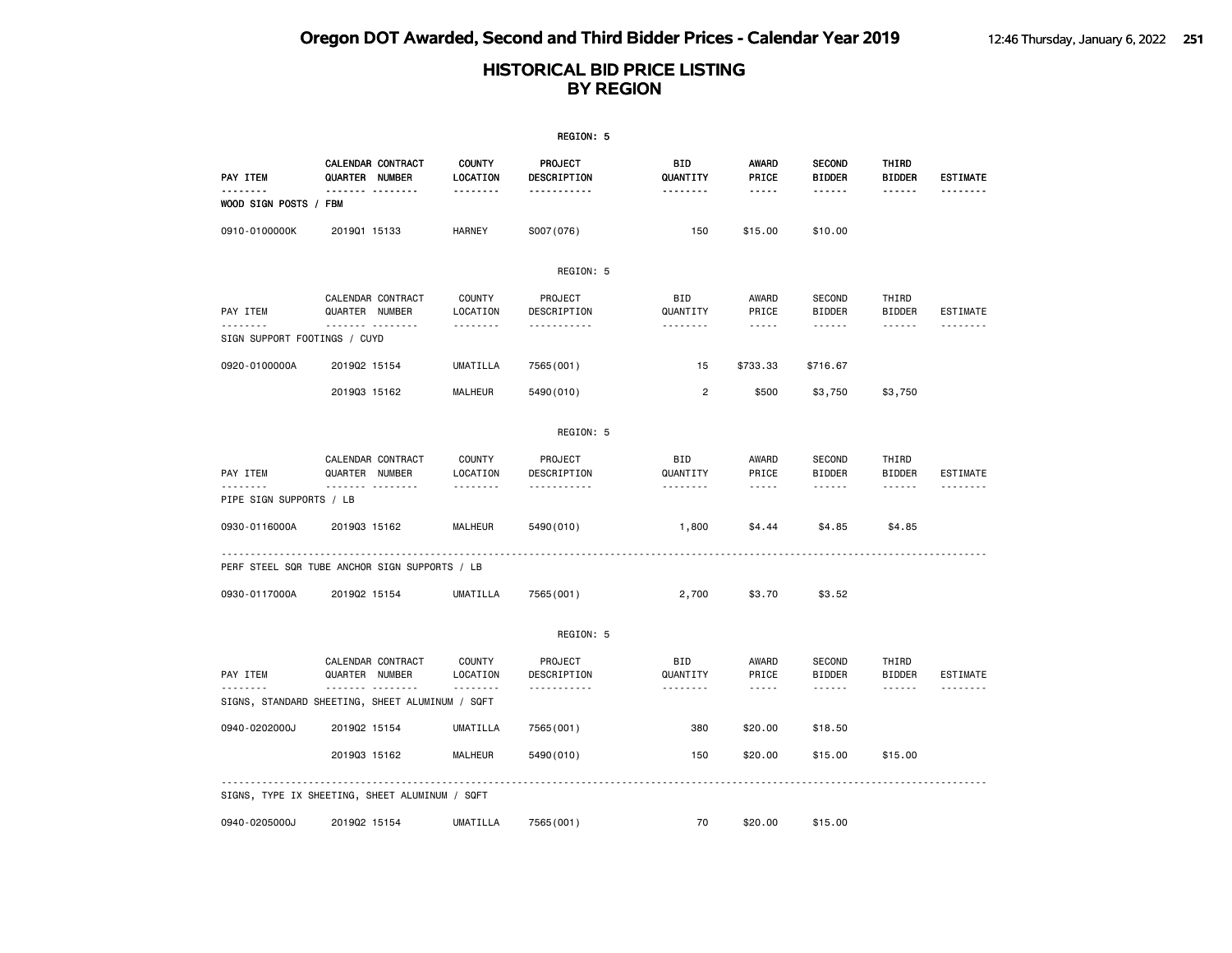# HISTORICAL BID PRICE LISTING BY REGION

REGION: 5

| PAY ITEM | CALENDAR QUARTER | CONTRACT NUMBER | COUNTY LOCATION | PROJECT DESCRIPTION | BID QUANTITY | AWARD PRICE | SECOND BIDDER | THIRD BIDDER | ESTIMATE |
|---|---|---|---|---|---|---|---|---|---|
| WOOD SIGN POSTS / FBM | | | | | | | | | |
| 0910-0100000K | 2019Q1 | 15133 | HARNEY | S007(076) | 150 | $15.00 | $10.00 | | |

REGION: 5

| PAY ITEM | CALENDAR QUARTER | CONTRACT NUMBER | COUNTY LOCATION | PROJECT DESCRIPTION | BID QUANTITY | AWARD PRICE | SECOND BIDDER | THIRD BIDDER | ESTIMATE |
|---|---|---|---|---|---|---|---|---|---|
| SIGN SUPPORT FOOTINGS / CUYD | | | | | | | | | |
| 0920-0100000A | 2019Q2 | 15154 | UMATILLA | 7565(001) | 15 | $733.33 | $716.67 | | |
| | 2019Q3 | 15162 | MALHEUR | 5490(010) | 2 | $500 | $3,750 | $3,750 | |

REGION: 5

| PAY ITEM | CALENDAR QUARTER | CONTRACT NUMBER | COUNTY LOCATION | PROJECT DESCRIPTION | BID QUANTITY | AWARD PRICE | SECOND BIDDER | THIRD BIDDER | ESTIMATE |
|---|---|---|---|---|---|---|---|---|---|
| PIPE SIGN SUPPORTS / LB | | | | | | | | | |
| 0930-0116000A | 2019Q3 | 15162 | MALHEUR | 5490(010) | 1,800 | $4.44 | $4.85 | $4.85 | |
| PERF STEEL SQR TUBE ANCHOR SIGN SUPPORTS / LB | | | | | | | | | |
| 0930-0117000A | 2019Q2 | 15154 | UMATILLA | 7565(001) | 2,700 | $3.70 | $3.52 | | |

REGION: 5

| PAY ITEM | CALENDAR QUARTER | CONTRACT NUMBER | COUNTY LOCATION | PROJECT DESCRIPTION | BID QUANTITY | AWARD PRICE | SECOND BIDDER | THIRD BIDDER | ESTIMATE |
|---|---|---|---|---|---|---|---|---|---|
| SIGNS, STANDARD SHEETING, SHEET ALUMINUM / SQFT | | | | | | | | | |
| 0940-0202000J | 2019Q2 | 15154 | UMATILLA | 7565(001) | 380 | $20.00 | $18.50 | | |
| | 2019Q3 | 15162 | MALHEUR | 5490(010) | 150 | $20.00 | $15.00 | $15.00 | |
| SIGNS, TYPE IX SHEETING, SHEET ALUMINUM / SQFT | | | | | | | | | |
| 0940-0205000J | 2019Q2 | 15154 | UMATILLA | 7565(001) | 70 | $20.00 | $15.00 | | |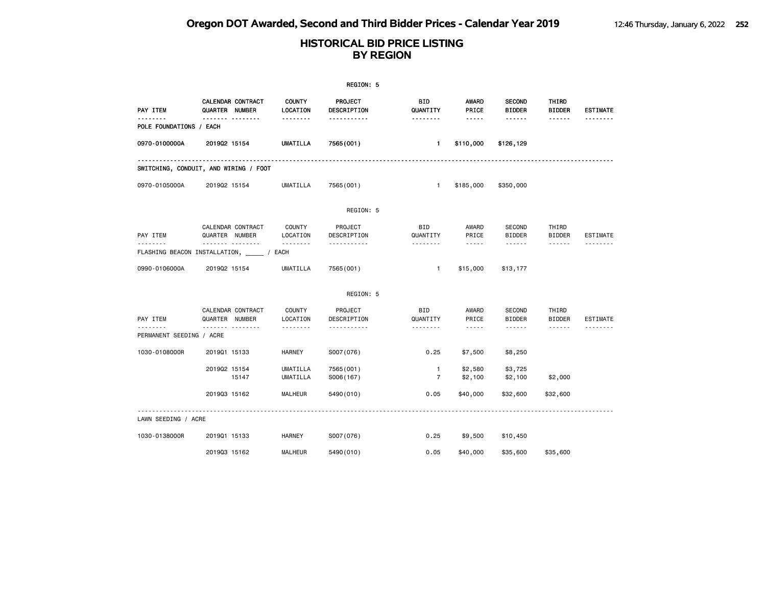# HISTORICAL BID PRICE LISTING
# BY REGION

REGION: 5

| PAY ITEM | CALENDAR QUARTER | CONTRACT NUMBER | COUNTY LOCATION | PROJECT DESCRIPTION | BID QUANTITY | AWARD PRICE | SECOND BIDDER | THIRD BIDDER | ESTIMATE |
|---|---|---|---|---|---|---|---|---|---|
| **POLE FOUNDATIONS / EACH** | | | | | | | | | |
| 0970-0100000A | 2019Q2 | 15154 | UMATILLA | 7565(001) | 1 | $110,000 | $126,129 | | |
| **SWITCHING, CONDUIT, AND WIRING / FOOT** | | | | | | | | | |
| 0970-0105000A | 2019Q2 | 15154 | UMATILLA | 7565(001) | 1 | $185,000 | $350,000 | | |

REGION: 5

| PAY ITEM | CALENDAR QUARTER | CONTRACT NUMBER | COUNTY LOCATION | PROJECT DESCRIPTION | BID QUANTITY | AWARD PRICE | SECOND BIDDER | THIRD BIDDER | ESTIMATE |
|---|---|---|---|---|---|---|---|---|---|
| **FLASHING BEACON INSTALLATION, _____ / EACH** | | | | | | | | | |
| 0990-0106000A | 2019Q2 | 15154 | UMATILLA | 7565(001) | 1 | $15,000 | $13,177 | | |

REGION: 5

| PAY ITEM | CALENDAR QUARTER | CONTRACT NUMBER | COUNTY LOCATION | PROJECT DESCRIPTION | BID QUANTITY | AWARD PRICE | SECOND BIDDER | THIRD BIDDER | ESTIMATE |
|---|---|---|---|---|---|---|---|---|---|
| **PERMANENT SEEDING / ACRE** | | | | | | | | | |
| 1030-0108000R | 2019Q1 | 15133 | HARNEY | S007(076) | 0.25 | $7,500 | $8,250 | | |
| | 2019Q2 | 15154 | UMATILLA | 7565(001) | 1 | $2,580 | $3,725 | | |
| | | 15147 | UMATILLA | S006(167) | 7 | $2,100 | $2,100 | $2,000 | |
| | 2019Q3 | 15162 | MALHEUR | 5490(010) | 0.05 | $40,000 | $32,600 | $32,600 | |
| **LAWN SEEDING / ACRE** | | | | | | | | | |
| 1030-0138000R | 2019Q1 | 15133 | HARNEY | S007(076) | 0.25 | $9,500 | $10,450 | | |
| | 2019Q3 | 15162 | MALHEUR | 5490(010) | 0.05 | $40,000 | $35,600 | $35,600 | |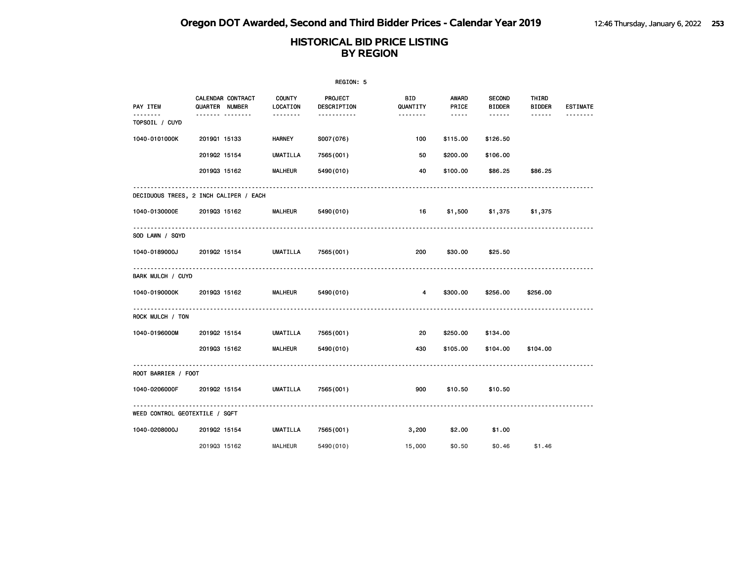# Oregon DOT Awarded, Second and Third Bidder Prices - Calendar Year 2019

## HISTORICAL BID PRICE LISTING BY REGION

REGION: 5

| PAY ITEM | CALENDAR QUARTER | CONTRACT NUMBER | COUNTY LOCATION | PROJECT DESCRIPTION | BID QUANTITY | AWARD PRICE | SECOND BIDDER | THIRD BIDDER | ESTIMATE |
|---|---|---|---|---|---|---|---|---|---|
| **TOPSOIL / CUYD** | | | | | | | | | |
| 1040-0101000K | 2019Q1 | 15133 | HARNEY | S007(076) | 100 | $115.00 | $126.50 | | |
| | 2019Q2 | 15154 | UMATILLA | 7565(001) | 50 | $200.00 | $106.00 | | |
| | 2019Q3 | 15162 | MALHEUR | 5490(010) | 40 | $100.00 | $86.25 | $86.25 | |
| **DECIDUOUS TREES, 2 INCH CALIPER / EACH** | | | | | | | | | |
| 1040-0130000E | 2019Q3 | 15162 | MALHEUR | 5490(010) | 16 | $1,500 | $1,375 | $1,375 | |
| **SOD LAWN / SQYD** | | | | | | | | | |
| 1040-0189000J | 2019Q2 | 15154 | UMATILLA | 7565(001) | 200 | $30.00 | $25.50 | | |
| **BARK MULCH / CUYD** | | | | | | | | | |
| 1040-0190000K | 2019Q3 | 15162 | MALHEUR | 5490(010) | 4 | $300.00 | $256.00 | $256.00 | |
| **ROCK MULCH / TON** | | | | | | | | | |
| 1040-0196000M | 2019Q2 | 15154 | UMATILLA | 7565(001) | 20 | $250.00 | $134.00 | | |
| | 2019Q3 | 15162 | MALHEUR | 5490(010) | 430 | $105.00 | $104.00 | $104.00 | |
| **ROOT BARRIER / FOOT** | | | | | | | | | |
| 1040-0206000F | 2019Q2 | 15154 | UMATILLA | 7565(001) | 900 | $10.50 | $10.50 | | |
| **WEED CONTROL GEOTEXTILE / SQFT** | | | | | | | | | |
| 1040-0208000J | 2019Q2 | 15154 | UMATILLA | 7565(001) | 3,200 | $2.00 | $1.00 | | |
| | 2019Q3 | 15162 | MALHEUR | 5490(010) | 15,000 | $0.50 | $0.46 | $1.46 | |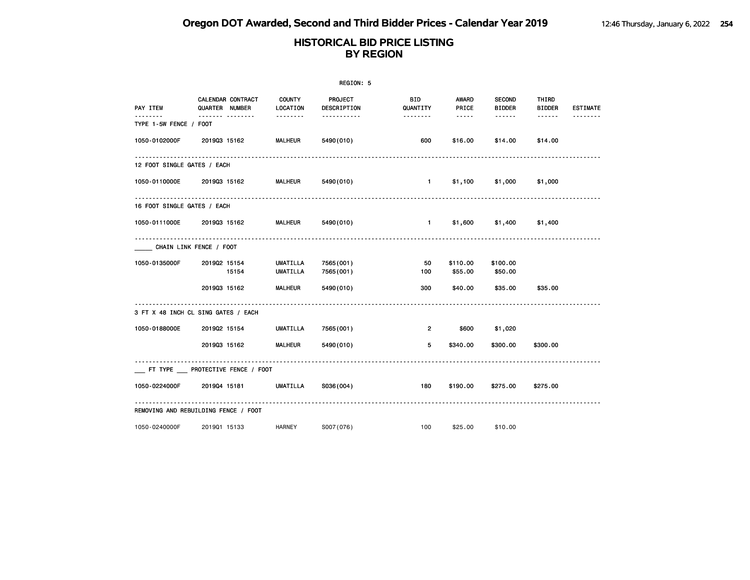# Oregon DOT Awarded, Second and Third Bidder Prices - Calendar Year 2019

## HISTORICAL BID PRICE LISTING BY REGION

REGION: 5

| PAY ITEM | CALENDAR QUARTER | CONTRACT NUMBER | COUNTY LOCATION | PROJECT DESCRIPTION | BID QUANTITY | AWARD PRICE | SECOND BIDDER | THIRD BIDDER | ESTIMATE |
|---|---|---|---|---|---|---|---|---|---|
| **TYPE 1-5W FENCE / FOOT** | | | | | | | | | |
| 1050-0102000F | 2019Q3 | 15162 | MALHEUR | 5490(010) | 600 | $16.00 | $14.00 | $14.00 | |
| **12 FOOT SINGLE GATES / EACH** | | | | | | | | | |
| 1050-0110000E | 2019Q3 | 15162 | MALHEUR | 5490(010) | 1 | $1,100 | $1,000 | $1,000 | |
| **16 FOOT SINGLE GATES / EACH** | | | | | | | | | |
| 1050-0111000E | 2019Q3 | 15162 | MALHEUR | 5490(010) | 1 | $1,600 | $1,400 | $1,400 | |
| **_____ CHAIN LINK FENCE / FOOT** | | | | | | | | | |
| 1050-0135000F | 2019Q2 | 15154 | UMATILLA | 7565(001) | 50 | $110.00 | $100.00 | | |
| | | 15154 | UMATILLA | 7565(001) | 100 | $55.00 | $50.00 | | |
| | 2019Q3 | 15162 | MALHEUR | 5490(010) | 300 | $40.00 | $35.00 | $35.00 | |
| **3 FT X 48 INCH CL SING GATES / EACH** | | | | | | | | | |
| 1050-0188000E | 2019Q2 | 15154 | UMATILLA | 7565(001) | 2 | $600 | $1,020 | | |
| | 2019Q3 | 15162 | MALHEUR | 5490(010) | 5 | $340.00 | $300.00 | $300.00 | |
| **___ FT TYPE ___ PROTECTIVE FENCE / FOOT** | | | | | | | | | |
| 1050-0224000F | 2019Q4 | 15181 | UMATILLA | S036(004) | 180 | $190.00 | $275.00 | $275.00 | |
| **REMOVING AND REBUILDING FENCE / FOOT** | | | | | | | | | |
| 1050-0240000F | 2019Q1 | 15133 | HARNEY | S007(076) | 100 | $25.00 | $10.00 | | |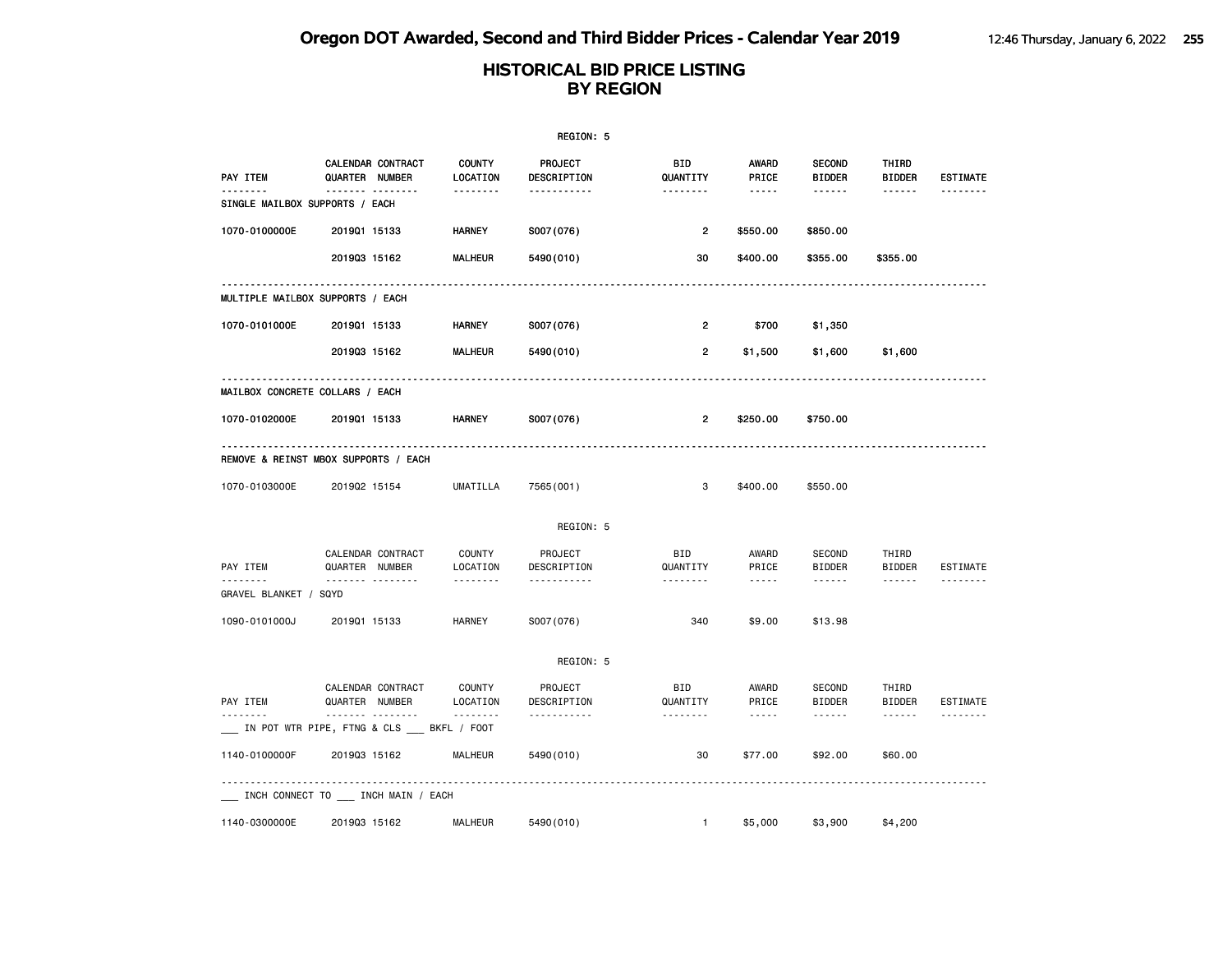# HISTORICAL BID PRICE LISTING
## BY REGION

REGION: 5

| PAY ITEM | CALENDAR QUARTER | CONTRACT NUMBER | COUNTY LOCATION | PROJECT DESCRIPTION | BID QUANTITY | AWARD PRICE | SECOND BIDDER | THIRD BIDDER | ESTIMATE |
|---|---|---|---|---|---|---|---|---|---|
| SINGLE MAILBOX SUPPORTS / EACH | | | | | | | | | |
| 1070-0100000E | 2019Q1 | 15133 | HARNEY | S007(076) | 2 | $550.00 | $850.00 | | |
| | 2019Q3 | 15162 | MALHEUR | 5490(010) | 30 | $400.00 | $355.00 | $355.00 | |
| MULTIPLE MAILBOX SUPPORTS / EACH | | | | | | | | | |
| 1070-0101000E | 2019Q1 | 15133 | HARNEY | S007(076) | 2 | $700 | $1,350 | | |
| | 2019Q3 | 15162 | MALHEUR | 5490(010) | 2 | $1,500 | $1,600 | $1,600 | |
| MAILBOX CONCRETE COLLARS / EACH | | | | | | | | | |
| 1070-0102000E | 2019Q1 | 15133 | HARNEY | S007(076) | 2 | $250.00 | $750.00 | | |
| REMOVE & REINST MBOX SUPPORTS / EACH | | | | | | | | | |
| 1070-0103000E | 2019Q2 | 15154 | UMATILLA | 7565(001) | 3 | $400.00 | $550.00 | | |

REGION: 5

| PAY ITEM | CALENDAR QUARTER | CONTRACT NUMBER | COUNTY LOCATION | PROJECT DESCRIPTION | BID QUANTITY | AWARD PRICE | SECOND BIDDER | THIRD BIDDER | ESTIMATE |
|---|---|---|---|---|---|---|---|---|---|
| GRAVEL BLANKET / SQYD | | | | | | | | | |
| 1090-0101000J | 2019Q1 | 15133 | HARNEY | S007(076) | 340 | $9.00 | $13.98 | | |

REGION: 5

| PAY ITEM | CALENDAR QUARTER | CONTRACT NUMBER | COUNTY LOCATION | PROJECT DESCRIPTION | BID QUANTITY | AWARD PRICE | SECOND BIDDER | THIRD BIDDER | ESTIMATE |
|---|---|---|---|---|---|---|---|---|---|
| ___ IN POT WTR PIPE, FTNG & CLS ___ BKFL / FOOT | | | | | | | | | |
| 1140-0100000F | 2019Q3 | 15162 | MALHEUR | 5490(010) | 30 | $77.00 | $92.00 | $60.00 | |
| ___ INCH CONNECT TO ___ INCH MAIN / EACH | | | | | | | | | |
| 1140-0300000E | 2019Q3 | 15162 | MALHEUR | 5490(010) | 1 | $5,000 | $3,900 | $4,200 | |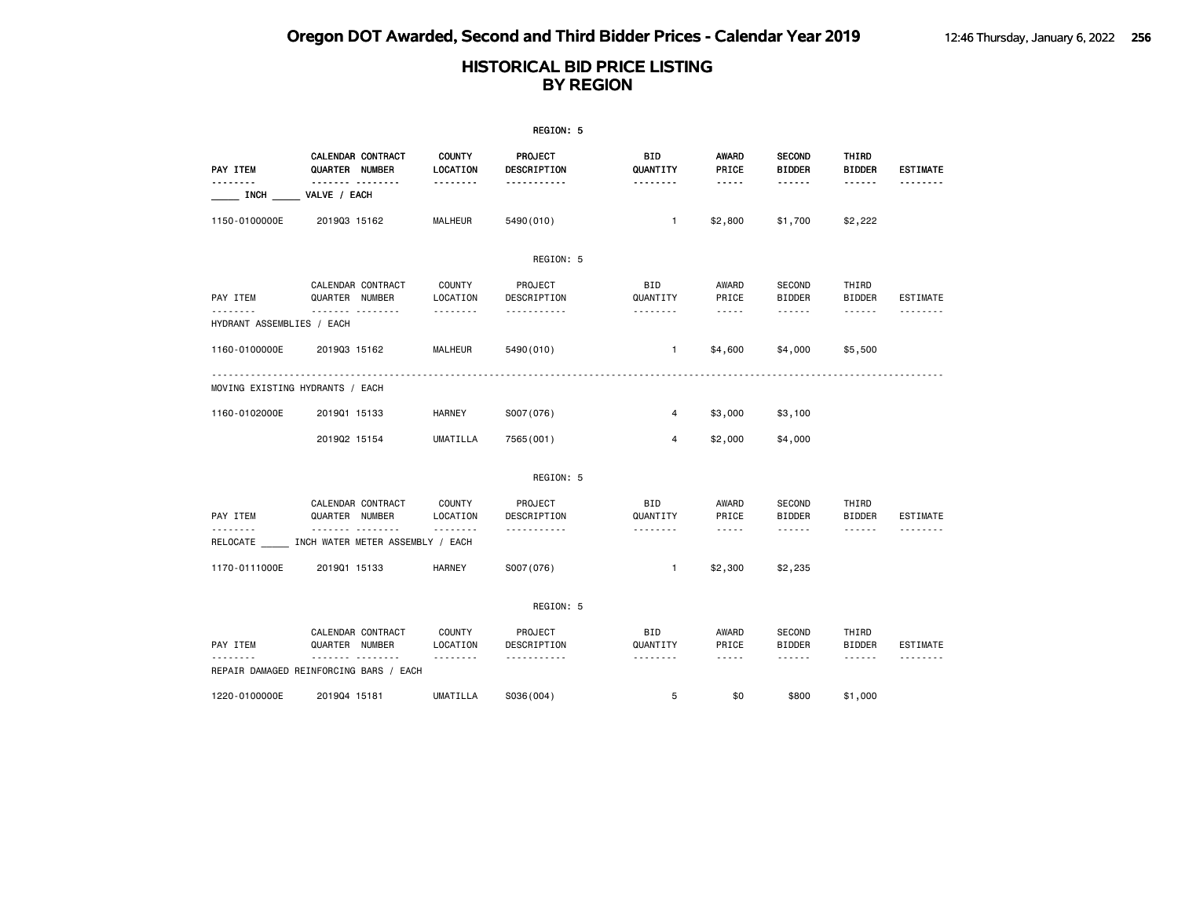# Oregon DOT Awarded, Second and Third Bidder Prices - Calendar Year 2019

## HISTORICAL BID PRICE LISTING BY REGION

REGION: 5

| PAY ITEM | CALENDAR QUARTER | CONTRACT NUMBER | COUNTY LOCATION | PROJECT DESCRIPTION | BID QUANTITY | AWARD PRICE | SECOND BIDDER | THIRD BIDDER | ESTIMATE |
|---|---|---|---|---|---|---|---|---|---|
| _____ INCH _____ VALVE / EACH | | | | | | | | | |
| 1150-0100000E | 2019Q3 | 15162 | MALHEUR | 5490(010) | 1 | $2,800 | $1,700 | $2,222 | |

REGION: 5

| PAY ITEM | CALENDAR QUARTER | CONTRACT NUMBER | COUNTY LOCATION | PROJECT DESCRIPTION | BID QUANTITY | AWARD PRICE | SECOND BIDDER | THIRD BIDDER | ESTIMATE |
|---|---|---|---|---|---|---|---|---|---|
| HYDRANT ASSEMBLIES / EACH | | | | | | | | | |
| 1160-0100000E | 2019Q3 | 15162 | MALHEUR | 5490(010) | 1 | $4,600 | $4,000 | $5,500 | |
| MOVING EXISTING HYDRANTS / EACH | | | | | | | | | |
| 1160-0102000E | 2019Q1 | 15133 | HARNEY | S007(076) | 4 | $3,000 | $3,100 | | |
| | 2019Q2 | 15154 | UMATILLA | 7565(001) | 4 | $2,000 | $4,000 | | |

REGION: 5

| PAY ITEM | CALENDAR QUARTER | CONTRACT NUMBER | COUNTY LOCATION | PROJECT DESCRIPTION | BID QUANTITY | AWARD PRICE | SECOND BIDDER | THIRD BIDDER | ESTIMATE |
|---|---|---|---|---|---|---|---|---|---|
| RELOCATE _____ INCH WATER METER ASSEMBLY / EACH | | | | | | | | | |
| 1170-0111000E | 2019Q1 | 15133 | HARNEY | S007(076) | 1 | $2,300 | $2,235 | | |

REGION: 5

| PAY ITEM | CALENDAR QUARTER | CONTRACT NUMBER | COUNTY LOCATION | PROJECT DESCRIPTION | BID QUANTITY | AWARD PRICE | SECOND BIDDER | THIRD BIDDER | ESTIMATE |
|---|---|---|---|---|---|---|---|---|---|
| REPAIR DAMAGED REINFORCING BARS / EACH | | | | | | | | | |
| 1220-0100000E | 2019Q4 | 15181 | UMATILLA | S036(004) | 5 | $0 | $800 | $1,000 | |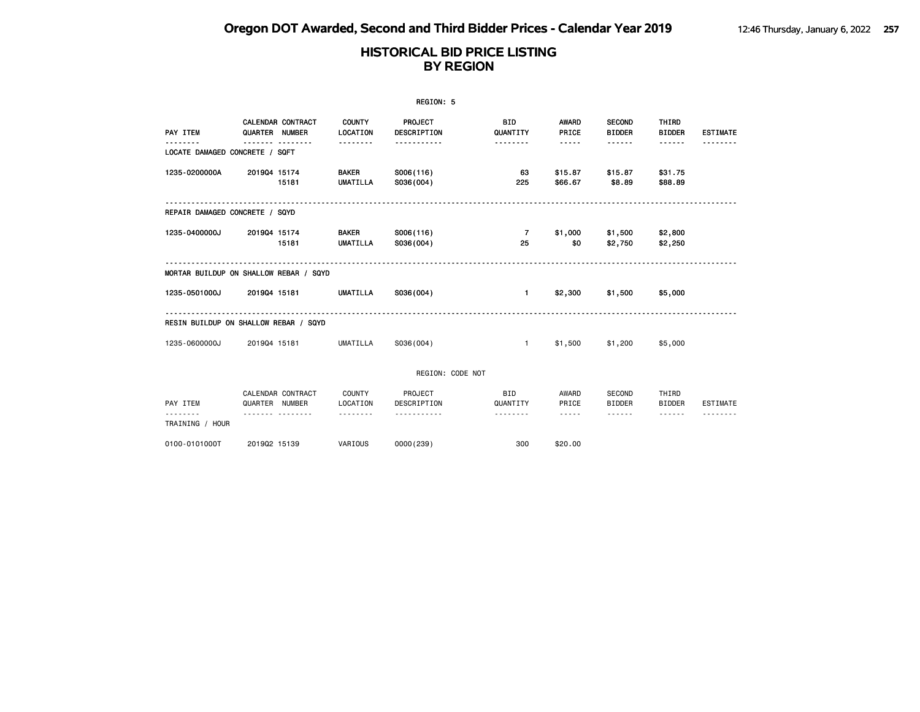# Oregon DOT Awarded, Second and Third Bidder Prices - Calendar Year 2019

## HISTORICAL BID PRICE LISTING BY REGION

### REGION: 5

| PAY ITEM | CALENDAR QUARTER | CONTRACT NUMBER | COUNTY LOCATION | PROJECT DESCRIPTION | BID QUANTITY | AWARD PRICE | SECOND BIDDER | THIRD BIDDER | ESTIMATE |
|---|---|---|---|---|---|---|---|---|---|
| **LOCATE DAMAGED CONCRETE / SQFT** | | | | | | | | | |
| 1235-0200000A | 2019Q4 | 15174 | BAKER | S006(116) | 63 | $15.87 | $15.87 | $31.75 | |
| | | 15181 | UMATILLA | S036(004) | 225 | $66.67 | $8.89 | $88.89 | |
| **REPAIR DAMAGED CONCRETE / SQYD** | | | | | | | | | |
| 1235-0400000J | 2019Q4 | 15174 | BAKER | S006(116) | 7 | $1,000 | $1,500 | $2,800 | |
| | | 15181 | UMATILLA | S036(004) | 25 | $0 | $2,750 | $2,250 | |
| **MORTAR BUILDUP ON SHALLOW REBAR / SQYD** | | | | | | | | | |
| 1235-0501000J | 2019Q4 | 15181 | UMATILLA | S036(004) | 1 | $2,300 | $1,500 | $5,000 | |
| **RESIN BUILDUP ON SHALLOW REBAR / SQYD** | | | | | | | | | |
| 1235-0600000J | 2019Q4 | 15181 | UMATILLA | S036(004) | 1 | $1,500 | $1,200 | $5,000 | |

### REGION: CODE NOT

| PAY ITEM | CALENDAR QUARTER | CONTRACT NUMBER | COUNTY LOCATION | PROJECT DESCRIPTION | BID QUANTITY | AWARD PRICE | SECOND BIDDER | THIRD BIDDER | ESTIMATE |
|---|---|---|---|---|---|---|---|---|---|
| **TRAINING / HOUR** | | | | | | | | | |
| 0100-0101000T | 2019Q2 | 15139 | VARIOUS | 0000(239) | 300 | $20.00 | | | |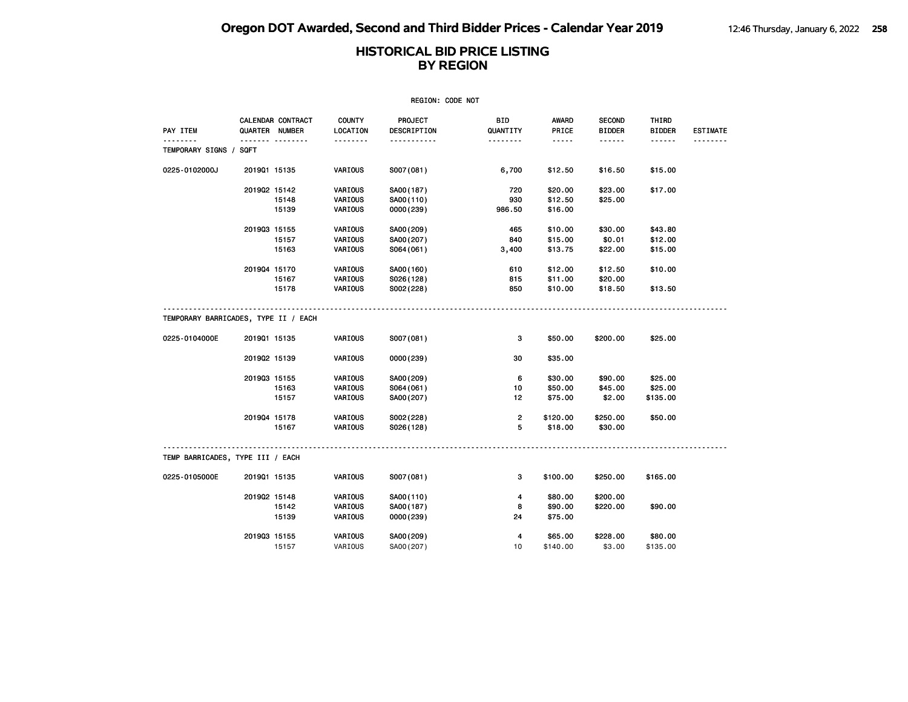# Oregon DOT Awarded, Second and Third Bidder Prices - Calendar Year 2019

## HISTORICAL BID PRICE LISTING BY REGION

REGION: CODE NOT

| PAY ITEM | CALENDAR QUARTER | CONTRACT NUMBER | COUNTY LOCATION | PROJECT DESCRIPTION | BID QUANTITY | AWARD PRICE | SECOND BIDDER | THIRD BIDDER | ESTIMATE |
|---|---|---|---|---|---|---|---|---|---|
| **TEMPORARY SIGNS / SQFT** | | | | | | | | | |
| 0225-0102000J | 2019Q1 | 15135 | VARIOUS | S007(081) | 6,700 | $12.50 | $16.50 | $15.00 | |
| | 2019Q2 | 15142 | VARIOUS | SA00(187) | 720 | $20.00 | $23.00 | $17.00 | |
| | | 15148 | VARIOUS | SA00(110) | 930 | $12.50 | $25.00 | | |
| | | 15139 | VARIOUS | 0000(239) | 986.50 | $16.00 | | | |
| | 2019Q3 | 15155 | VARIOUS | SA00(209) | 465 | $10.00 | $30.00 | $43.80 | |
| | | 15157 | VARIOUS | SA00(207) | 840 | $15.00 | $0.01 | $12.00 | |
| | | 15163 | VARIOUS | S064(061) | 3,400 | $13.75 | $22.00 | $15.00 | |
| | 2019Q4 | 15170 | VARIOUS | SA00(160) | 610 | $12.00 | $12.50 | $10.00 | |
| | | 15167 | VARIOUS | S026(128) | 815 | $11.00 | $20.00 | | |
| | | 15178 | VARIOUS | S002(228) | 850 | $10.00 | $18.50 | $13.50 | |
| **TEMPORARY BARRICADES, TYPE II / EACH** | | | | | | | | | |
| 0225-0104000E | 2019Q1 | 15135 | VARIOUS | S007(081) | 3 | $50.00 | $200.00 | $25.00 | |
| | 2019Q2 | 15139 | VARIOUS | 0000(239) | 30 | $35.00 | | | |
| | 2019Q3 | 15155 | VARIOUS | SA00(209) | 6 | $30.00 | $90.00 | $25.00 | |
| | | 15163 | VARIOUS | S064(061) | 10 | $50.00 | $45.00 | $25.00 | |
| | | 15157 | VARIOUS | SA00(207) | 12 | $75.00 | $2.00 | $135.00 | |
| | 2019Q4 | 15178 | VARIOUS | S002(228) | 2 | $120.00 | $250.00 | $50.00 | |
| | | 15167 | VARIOUS | S026(128) | 5 | $18.00 | $30.00 | | |
| **TEMP BARRICADES, TYPE III / EACH** | | | | | | | | | |
| 0225-0105000E | 2019Q1 | 15135 | VARIOUS | S007(081) | 3 | $100.00 | $250.00 | $165.00 | |
| | 2019Q2 | 15148 | VARIOUS | SA00(110) | 4 | $80.00 | $200.00 | | |
| | | 15142 | VARIOUS | SA00(187) | 8 | $90.00 | $220.00 | $90.00 | |
| | | 15139 | VARIOUS | 0000(239) | 24 | $75.00 | | | |
| | 2019Q3 | 15155 | VARIOUS | SA00(209) | 4 | $65.00 | $228.00 | $80.00 | |
| | | 15157 | VARIOUS | SA00(207) | 10 | $140.00 | $3.00 | $135.00 | |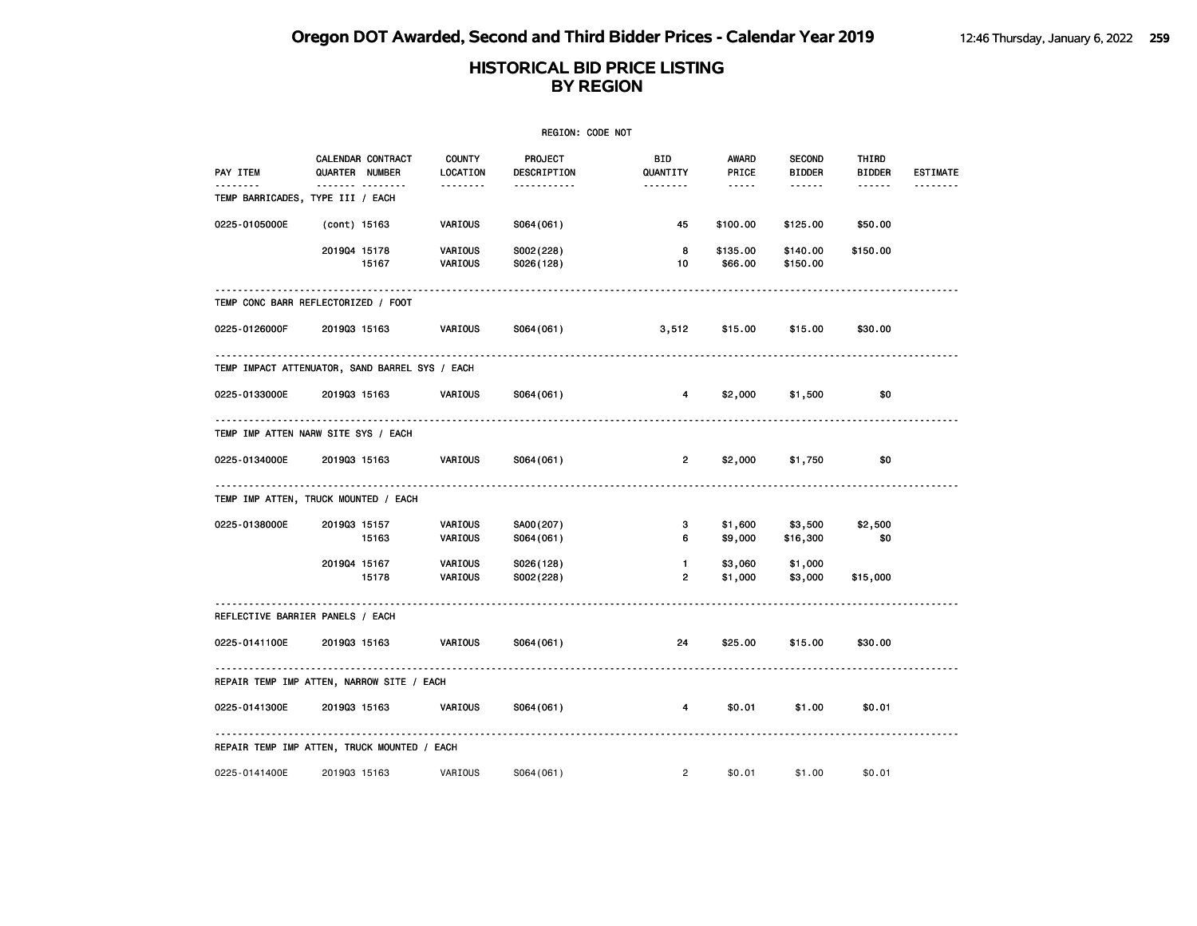# HISTORICAL BID PRICE LISTING
## BY REGION

REGION: CODE NOT

| PAY ITEM | CALENDAR QUARTER | CONTRACT NUMBER | COUNTY LOCATION | PROJECT DESCRIPTION | BID QUANTITY | AWARD PRICE | SECOND BIDDER | THIRD BIDDER | ESTIMATE |
|---|---|---|---|---|---|---|---|---|---|
| **TEMP BARRICADES, TYPE III / EACH** | | | | | | | | | |
| 0225-0105000E | (cont) | 15163 | VARIOUS | S064(061) | 45 | $100.00 | $125.00 | $50.00 | |
| | 2019Q4 | 15178 | VARIOUS | S002(228) | 8 | $135.00 | $140.00 | $150.00 | |
| | | 15167 | VARIOUS | S026(128) | 10 | $66.00 | $150.00 | | |
| **TEMP CONC BARR REFLECTORIZED / FOOT** | | | | | | | | | |
| 0225-0126000F | 2019Q3 | 15163 | VARIOUS | S064(061) | 3,512 | $15.00 | $15.00 | $30.00 | |
| **TEMP IMPACT ATTENUATOR, SAND BARREL SYS / EACH** | | | | | | | | | |
| 0225-0133000E | 2019Q3 | 15163 | VARIOUS | S064(061) | 4 | $2,000 | $1,500 | $0 | |
| **TEMP IMP ATTEN NARW SITE SYS / EACH** | | | | | | | | | |
| 0225-0134000E | 2019Q3 | 15163 | VARIOUS | S064(061) | 2 | $2,000 | $1,750 | $0 | |
| **TEMP IMP ATTEN, TRUCK MOUNTED / EACH** | | | | | | | | | |
| 0225-0138000E | 2019Q3 | 15157 | VARIOUS | SA00(207) | 3 | $1,600 | $3,500 | $2,500 | |
| | | 15163 | VARIOUS | S064(061) | 6 | $9,000 | $16,300 | $0 | |
| | 2019Q4 | 15167 | VARIOUS | S026(128) | 1 | $3,060 | $1,000 | | |
| | | 15178 | VARIOUS | S002(228) | 2 | $1,000 | $3,000 | $15,000 | |
| **REFLECTIVE BARRIER PANELS / EACH** | | | | | | | | | |
| 0225-0141100E | 2019Q3 | 15163 | VARIOUS | S064(061) | 24 | $25.00 | $15.00 | $30.00 | |
| **REPAIR TEMP IMP ATTEN, NARROW SITE / EACH** | | | | | | | | | |
| 0225-0141300E | 2019Q3 | 15163 | VARIOUS | S064(061) | 4 | $0.01 | $1.00 | $0.01 | |
| **REPAIR TEMP IMP ATTEN, TRUCK MOUNTED / EACH** | | | | | | | | | |
| 0225-0141400E | 2019Q3 | 15163 | VARIOUS | S064(061) | 2 | $0.01 | $1.00 | $0.01 | |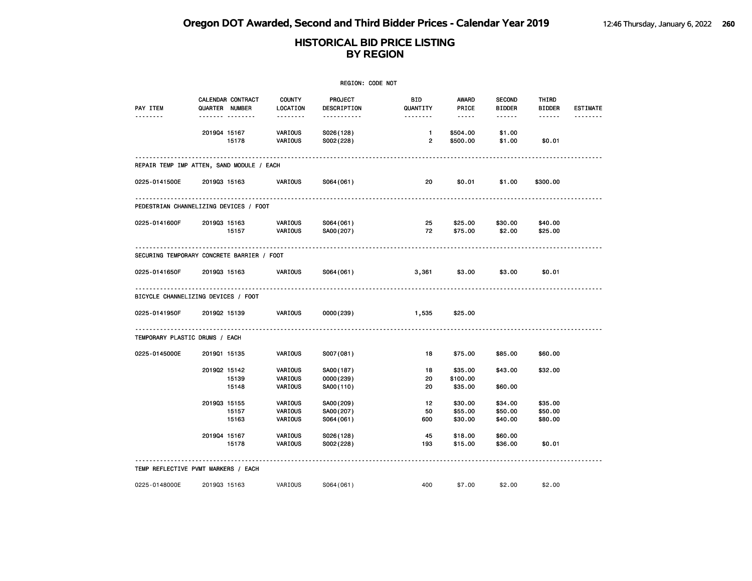# HISTORICAL BID PRICE LISTING BY REGION

REGION: CODE NOT

| PAY ITEM | CALENDAR QUARTER | CONTRACT NUMBER | COUNTY LOCATION | PROJECT DESCRIPTION | BID QUANTITY | AWARD PRICE | SECOND BIDDER | THIRD BIDDER | ESTIMATE |
|---|---|---|---|---|---|---|---|---|---|
| | 2019Q4 | 15167 | VARIOUS | S026(128) | 1 | $504.00 | $1.00 | | |
| | | 15178 | VARIOUS | S002(228) | 2 | $500.00 | $1.00 | $0.01 | |
| **REPAIR TEMP IMP ATTEN, SAND MODULE / EACH** | | | | | | | | | |
| 0225-0141500E | 2019Q3 | 15163 | VARIOUS | S064(061) | 20 | $0.01 | $1.00 | $300.00 | |
| **PEDESTRIAN CHANNELIZING DEVICES / FOOT** | | | | | | | | | |
| 0225-0141600F | 2019Q3 | 15163 | VARIOUS | S064(061) | 25 | $25.00 | $30.00 | $40.00 | |
| | | 15157 | VARIOUS | SA00(207) | 72 | $75.00 | $2.00 | $25.00 | |
| **SECURING TEMPORARY CONCRETE BARRIER / FOOT** | | | | | | | | | |
| 0225-0141650F | 2019Q3 | 15163 | VARIOUS | S064(061) | 3,361 | $3.00 | $3.00 | $0.01 | |
| **BICYCLE CHANNELIZING DEVICES / FOOT** | | | | | | | | | |
| 0225-0141950F | 2019Q2 | 15139 | VARIOUS | 0000(239) | 1,535 | $25.00 | | | |
| **TEMPORARY PLASTIC DRUMS / EACH** | | | | | | | | | |
| 0225-0145000E | 2019Q1 | 15135 | VARIOUS | S007(081) | 18 | $75.00 | $85.00 | $60.00 | |
| | 2019Q2 | 15142 | VARIOUS | SA00(187) | 18 | $35.00 | $43.00 | $32.00 | |
| | | 15139 | VARIOUS | 0000(239) | 20 | $100.00 | | | |
| | | 15148 | VARIOUS | SA00(110) | 20 | $35.00 | $60.00 | | |
| | 2019Q3 | 15155 | VARIOUS | SA00(209) | 12 | $30.00 | $34.00 | $35.00 | |
| | | 15157 | VARIOUS | SA00(207) | 50 | $55.00 | $50.00 | $50.00 | |
| | | 15163 | VARIOUS | S064(061) | 600 | $30.00 | $40.00 | $80.00 | |
| | 2019Q4 | 15167 | VARIOUS | S026(128) | 45 | $18.00 | $60.00 | | |
| | | 15178 | VARIOUS | S002(228) | 193 | $15.00 | $36.00 | $0.01 | |
| **TEMP REFLECTIVE PVMT MARKERS / EACH** | | | | | | | | | |
| 0225-0148000E | 2019Q3 | 15163 | VARIOUS | S064(061) | 400 | $7.00 | $2.00 | $2.00 | |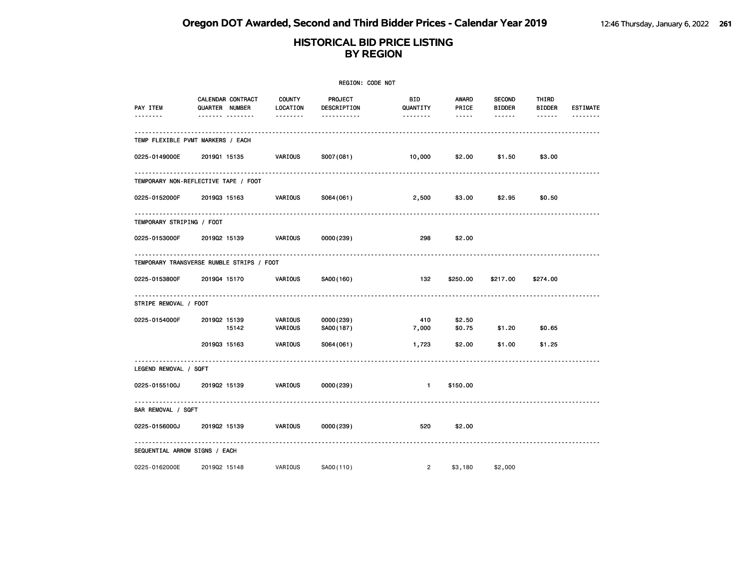# Oregon DOT Awarded, Second and Third Bidder Prices - Calendar Year 2019

## HISTORICAL BID PRICE LISTING BY REGION

REGION: CODE NOT

| PAY ITEM | CALENDAR QUARTER | CONTRACT NUMBER | COUNTY LOCATION | PROJECT DESCRIPTION | BID QUANTITY | AWARD PRICE | SECOND BIDDER | THIRD BIDDER | ESTIMATE |
|---|---|---|---|---|---|---|---|---|---|
| **TEMP FLEXIBLE PVMT MARKERS / EACH** | | | | | | | | | |
| 0225-0149000E | 2019Q1 | 15135 | VARIOUS | S007(081) | 10,000 | $2.00 | $1.50 | $3.00 | |
| **TEMPORARY NON-REFLECTIVE TAPE / FOOT** | | | | | | | | | |
| 0225-0152000F | 2019Q3 | 15163 | VARIOUS | S064(061) | 2,500 | $3.00 | $2.95 | $0.50 | |
| **TEMPORARY STRIPING / FOOT** | | | | | | | | | |
| 0225-0153000F | 2019Q2 | 15139 | VARIOUS | 0000(239) | 298 | $2.00 | | | |
| **TEMPORARY TRANSVERSE RUMBLE STRIPS / FOOT** | | | | | | | | | |
| 0225-0153800F | 2019Q4 | 15170 | VARIOUS | SA00(160) | 132 | $250.00 | $217.00 | $274.00 | |
| **STRIPE REMOVAL / FOOT** | | | | | | | | | |
| 0225-0154000F | 2019Q2 | 15139 | VARIOUS | 0000(239) | 410 | $2.50 | | | |
| | | 15142 | VARIOUS | SA00(187) | 7,000 | $0.75 | $1.20 | $0.65 | |
| | 2019Q3 | 15163 | VARIOUS | S064(061) | 1,723 | $2.00 | $1.00 | $1.25 | |
| **LEGEND REMOVAL / SQFT** | | | | | | | | | |
| 0225-0155100J | 2019Q2 | 15139 | VARIOUS | 0000(239) | 1 | $150.00 | | | |
| **BAR REMOVAL / SQFT** | | | | | | | | | |
| 0225-0156000J | 2019Q2 | 15139 | VARIOUS | 0000(239) | 520 | $2.00 | | | |
| **SEQUENTIAL ARROW SIGNS / EACH** | | | | | | | | | |
| 0225-0162000E | 2019Q2 | 15148 | VARIOUS | SA00(110) | 2 | $3,180 | $2,000 | | |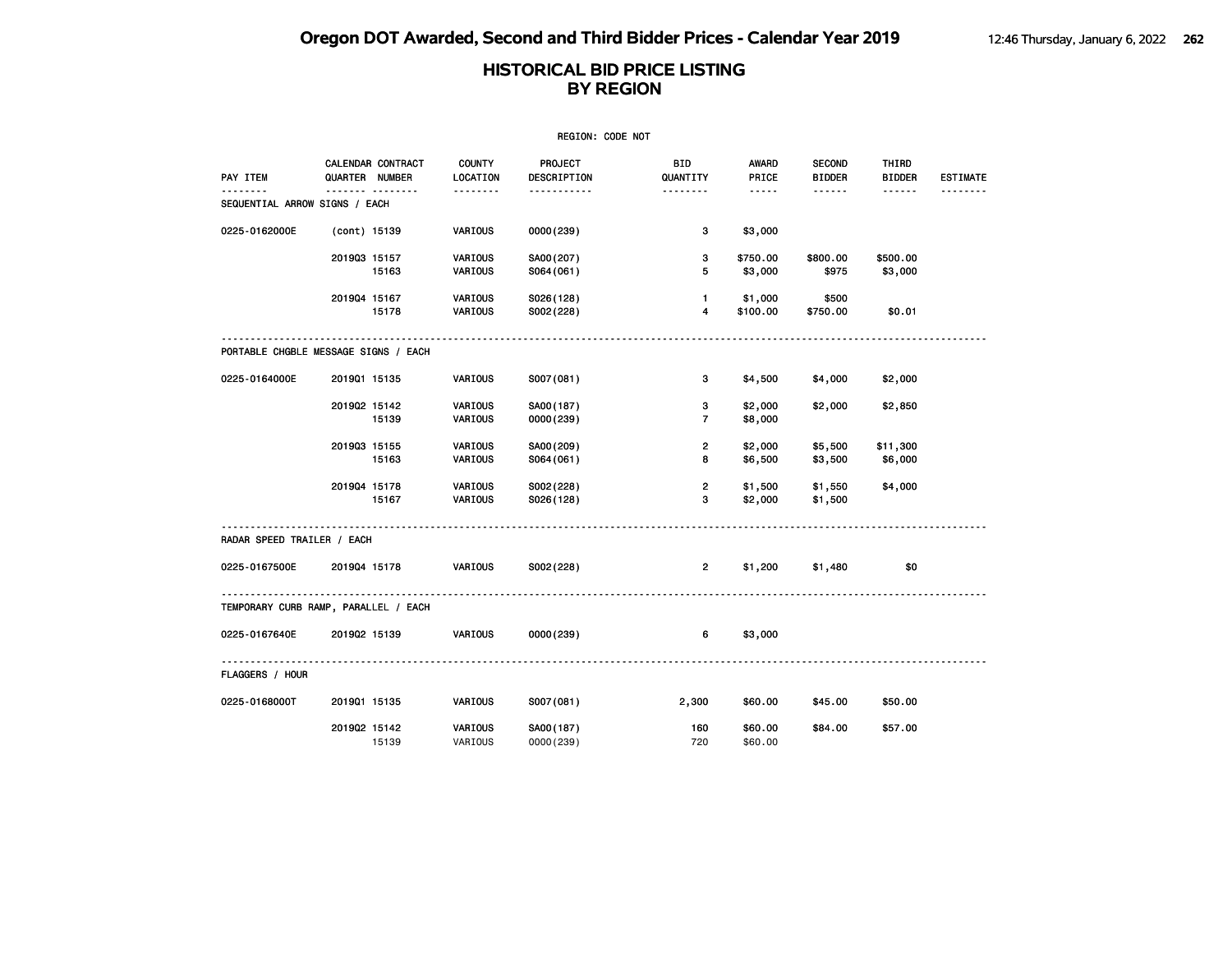# HISTORICAL BID PRICE LISTING BY REGION

REGION: CODE NOT

| PAY ITEM | CALENDAR QUARTER | CONTRACT NUMBER | COUNTY LOCATION | PROJECT DESCRIPTION | BID QUANTITY | AWARD PRICE | SECOND BIDDER | THIRD BIDDER | ESTIMATE |
|---|---|---|---|---|---|---|---|---|---|
| **SEQUENTIAL ARROW SIGNS / EACH** | | | | | | | | | |
| 0225-0162000E | (cont) | 15139 | VARIOUS | 0000(239) | 3 | $3,000 | | | |
| | 2019Q3 | 15157 | VARIOUS | SA00(207) | 3 | $750.00 | $800.00 | $500.00 | |
| | | 15163 | VARIOUS | S064(061) | 5 | $3,000 | $975 | $3,000 | |
| | 2019Q4 | 15167 | VARIOUS | S026(128) | 1 | $1,000 | $500 | | |
| | | 15178 | VARIOUS | S002(228) | 4 | $100.00 | $750.00 | $0.01 | |
| **PORTABLE CHGBLE MESSAGE SIGNS / EACH** | | | | | | | | | |
| 0225-0164000E | 2019Q1 | 15135 | VARIOUS | S007(081) | 3 | $4,500 | $4,000 | $2,000 | |
| | 2019Q2 | 15142 | VARIOUS | SA00(187) | 3 | $2,000 | $2,000 | $2,850 | |
| | | 15139 | VARIOUS | 0000(239) | 7 | $8,000 | | | |
| | 2019Q3 | 15155 | VARIOUS | SA00(209) | 2 | $2,000 | $5,500 | $11,300 | |
| | | 15163 | VARIOUS | S064(061) | 8 | $6,500 | $3,500 | $6,000 | |
| | 2019Q4 | 15178 | VARIOUS | S002(228) | 2 | $1,500 | $1,550 | $4,000 | |
| | | 15167 | VARIOUS | S026(128) | 3 | $2,000 | $1,500 | | |
| **RADAR SPEED TRAILER / EACH** | | | | | | | | | |
| 0225-0167500E | 2019Q4 | 15178 | VARIOUS | S002(228) | 2 | $1,200 | $1,480 | $0 | |
| **TEMPORARY CURB RAMP, PARALLEL / EACH** | | | | | | | | | |
| 0225-0167640E | 2019Q2 | 15139 | VARIOUS | 0000(239) | 6 | $3,000 | | | |
| **FLAGGERS / HOUR** | | | | | | | | | |
| 0225-0168000T | 2019Q1 | 15135 | VARIOUS | S007(081) | 2,300 | $60.00 | $45.00 | $50.00 | |
| | 2019Q2 | 15142 | VARIOUS | SA00(187) | 160 | $60.00 | $84.00 | $57.00 | |
| | | 15139 | VARIOUS | 0000(239) | 720 | $60.00 | | | |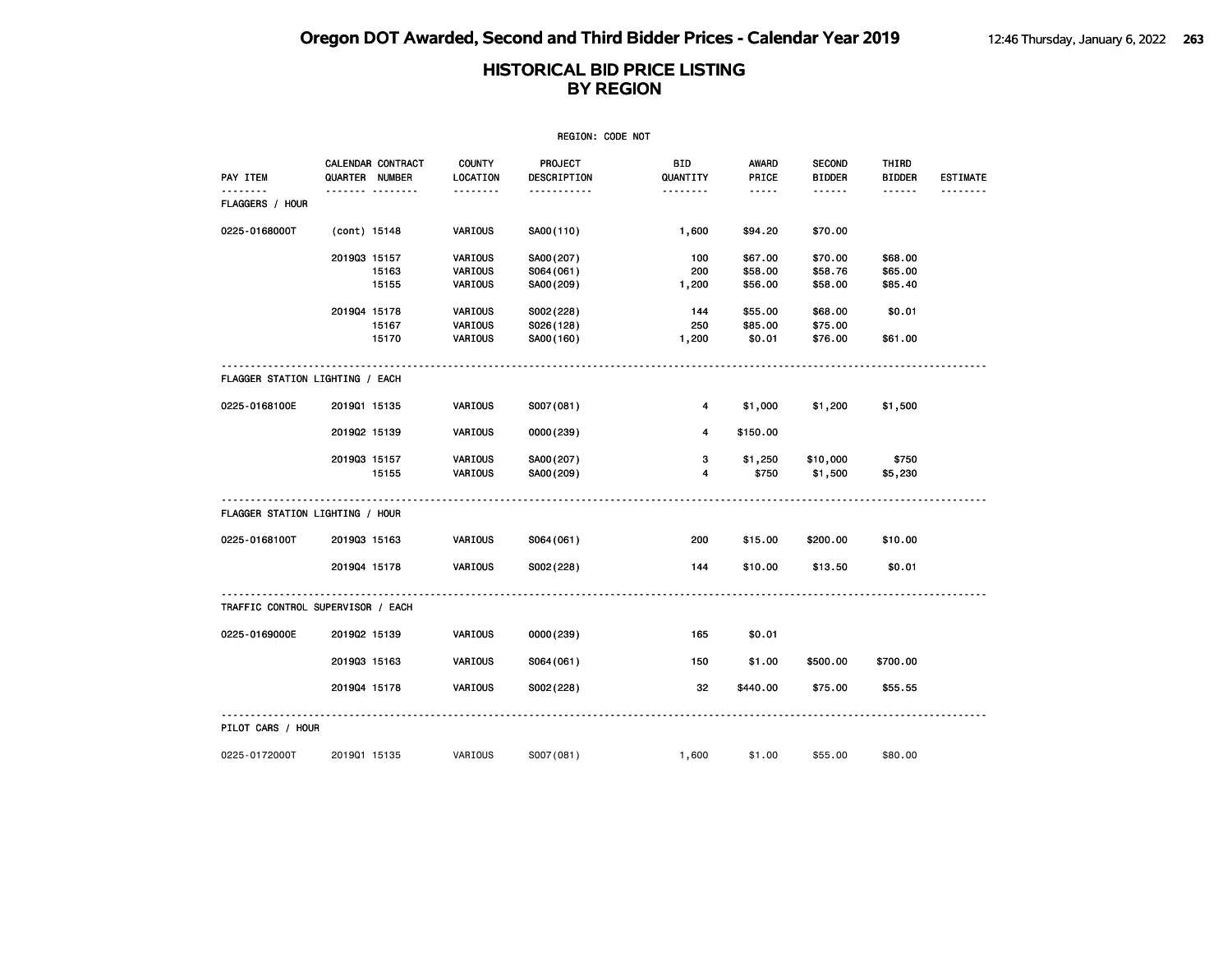# Oregon DOT Awarded, Second and Third Bidder Prices - Calendar Year 2019

## HISTORICAL BID PRICE LISTING BY REGION

REGION: CODE NOT

| PAY ITEM | CALENDAR QUARTER | CONTRACT NUMBER | COUNTY LOCATION | PROJECT DESCRIPTION | BID QUANTITY | AWARD PRICE | SECOND BIDDER | THIRD BIDDER | ESTIMATE |
|---|---|---|---|---|---|---|---|---|---|
| **FLAGGERS / HOUR** | | | | | | | | | |
| 0225-0168000T | (cont) | 15148 | VARIOUS | SA00(110) | 1,600 | $94.20 | $70.00 | | |
| | 2019Q3 | 15157 | VARIOUS | SA00(207) | 100 | $67.00 | $70.00 | $68.00 | |
| | | 15163 | VARIOUS | S064(061) | 200 | $58.00 | $58.76 | $65.00 | |
| | | 15155 | VARIOUS | SA00(209) | 1,200 | $56.00 | $58.00 | $85.40 | |
| | 2019Q4 | 15178 | VARIOUS | S002(228) | 144 | $55.00 | $68.00 | $0.01 | |
| | | 15167 | VARIOUS | S026(128) | 250 | $85.00 | $75.00 | | |
| | | 15170 | VARIOUS | SA00(160) | 1,200 | $0.01 | $76.00 | $61.00 | |
| **FLAGGER STATION LIGHTING / EACH** | | | | | | | | | |
| 0225-0168100E | 2019Q1 | 15135 | VARIOUS | S007(081) | 4 | $1,000 | $1,200 | $1,500 | |
| | 2019Q2 | 15139 | VARIOUS | 0000(239) | 4 | $150.00 | | | |
| | 2019Q3 | 15157 | VARIOUS | SA00(207) | 3 | $1,250 | $10,000 | $750 | |
| | | 15155 | VARIOUS | SA00(209) | 4 | $750 | $1,500 | $5,230 | |
| **FLAGGER STATION LIGHTING / HOUR** | | | | | | | | | |
| 0225-0168100T | 2019Q3 | 15163 | VARIOUS | S064(061) | 200 | $15.00 | $200.00 | $10.00 | |
| | 2019Q4 | 15178 | VARIOUS | S002(228) | 144 | $10.00 | $13.50 | $0.01 | |
| **TRAFFIC CONTROL SUPERVISOR / EACH** | | | | | | | | | |
| 0225-0169000E | 2019Q2 | 15139 | VARIOUS | 0000(239) | 165 | $0.01 | | | |
| | 2019Q3 | 15163 | VARIOUS | S064(061) | 150 | $1.00 | $500.00 | $700.00 | |
| | 2019Q4 | 15178 | VARIOUS | S002(228) | 32 | $440.00 | $75.00 | $55.55 | |
| **PILOT CARS / HOUR** | | | | | | | | | |
| 0225-0172000T | 2019Q1 | 15135 | VARIOUS | S007(081) | 1,600 | $1.00 | $55.00 | $80.00 | |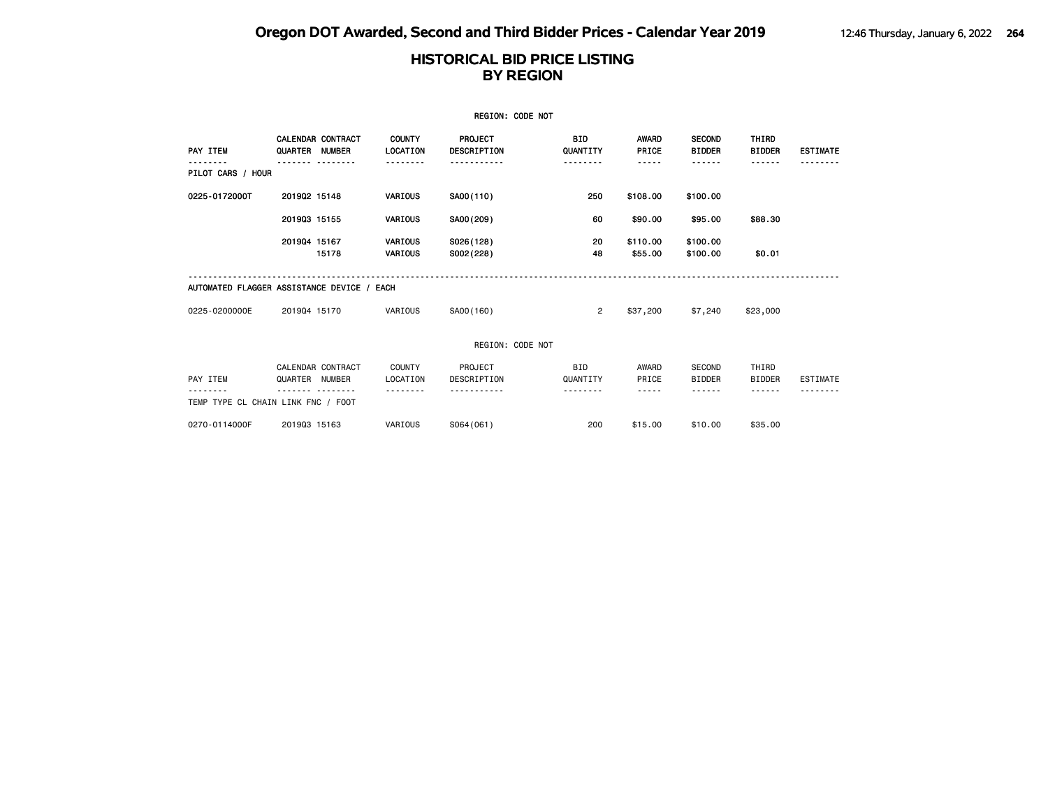# HISTORICAL BID PRICE LISTING
# BY REGION

REGION: CODE NOT

| PAY ITEM | CALENDAR QUARTER | CONTRACT NUMBER | COUNTY LOCATION | PROJECT DESCRIPTION | BID QUANTITY | AWARD PRICE | SECOND BIDDER | THIRD BIDDER | ESTIMATE |
|---|---|---|---|---|---|---|---|---|---|
| PILOT CARS / HOUR | | | | | | | | | |
| 0225-0172000T | 2019Q2 | 15148 | VARIOUS | SA00(110) | 250 | $108.00 | $100.00 | | |
| | 2019Q3 | 15155 | VARIOUS | SA00(209) | 60 | $90.00 | $95.00 | $88.30 | |
| | 2019Q4 | 15167 | VARIOUS | S026(128) | 20 | $110.00 | $100.00 | | |
| | | 15178 | VARIOUS | S002(228) | 48 | $55.00 | $100.00 | $0.01 | |
| AUTOMATED FLAGGER ASSISTANCE DEVICE / EACH | | | | | | | | | |
| 0225-0200000E | 2019Q4 | 15170 | VARIOUS | SA00(160) | 2 | $37,200 | $7,240 | $23,000 | |

REGION: CODE NOT

| PAY ITEM | CALENDAR QUARTER | CONTRACT NUMBER | COUNTY LOCATION | PROJECT DESCRIPTION | BID QUANTITY | AWARD PRICE | SECOND BIDDER | THIRD BIDDER | ESTIMATE |
|---|---|---|---|---|---|---|---|---|---|
| TEMP TYPE CL CHAIN LINK FNC / FOOT | | | | | | | | | |
| 0270-0114000F | 2019Q3 | 15163 | VARIOUS | S064(061) | 200 | $15.00 | $10.00 | $35.00 | |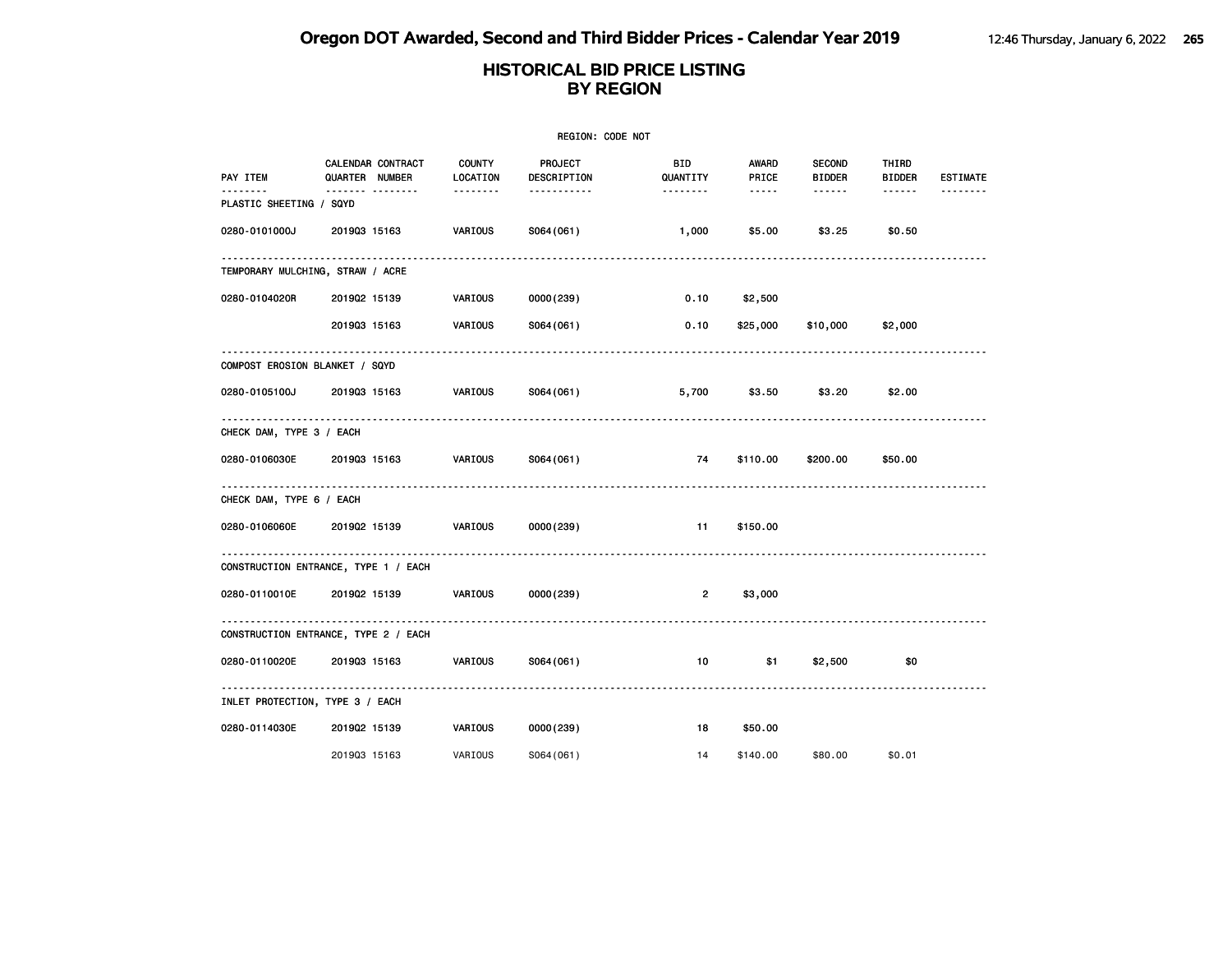# Oregon DOT Awarded, Second and Third Bidder Prices - Calendar Year 2019

## HISTORICAL BID PRICE LISTING BY REGION

REGION: CODE NOT

| PAY ITEM | CALENDAR QUARTER | CONTRACT NUMBER | COUNTY LOCATION | PROJECT DESCRIPTION | BID QUANTITY | AWARD PRICE | SECOND BIDDER | THIRD BIDDER | ESTIMATE |
|---|---|---|---|---|---|---|---|---|---|
| **PLASTIC SHEETING / SQYD** | | | | | | | | | |
| 0280-0101000J | 2019Q3 | 15163 | VARIOUS | S064(061) | 1,000 | $5.00 | $3.25 | $0.50 | |
| **TEMPORARY MULCHING, STRAW / ACRE** | | | | | | | | | |
| 0280-0104020R | 2019Q2 | 15139 | VARIOUS | 0000(239) | 0.10 | $2,500 | | | |
| | 2019Q3 | 15163 | VARIOUS | S064(061) | 0.10 | $25,000 | $10,000 | $2,000 | |
| **COMPOST EROSION BLANKET / SQYD** | | | | | | | | | |
| 0280-0105100J | 2019Q3 | 15163 | VARIOUS | S064(061) | 5,700 | $3.50 | $3.20 | $2.00 | |
| **CHECK DAM, TYPE 3 / EACH** | | | | | | | | | |
| 0280-0106030E | 2019Q3 | 15163 | VARIOUS | S064(061) | 74 | $110.00 | $200.00 | $50.00 | |
| **CHECK DAM, TYPE 6 / EACH** | | | | | | | | | |
| 0280-0106060E | 2019Q2 | 15139 | VARIOUS | 0000(239) | 11 | $150.00 | | | |
| **CONSTRUCTION ENTRANCE, TYPE 1 / EACH** | | | | | | | | | |
| 0280-0110010E | 2019Q2 | 15139 | VARIOUS | 0000(239) | 2 | $3,000 | | | |
| **CONSTRUCTION ENTRANCE, TYPE 2 / EACH** | | | | | | | | | |
| 0280-0110020E | 2019Q3 | 15163 | VARIOUS | S064(061) | 10 | $1 | $2,500 | $0 | |
| **INLET PROTECTION, TYPE 3 / EACH** | | | | | | | | | |
| 0280-0114030E | 2019Q2 | 15139 | VARIOUS | 0000(239) | 18 | $50.00 | | | |
| | 2019Q3 | 15163 | VARIOUS | S064(061) | 14 | $140.00 | $80.00 | $0.01 | |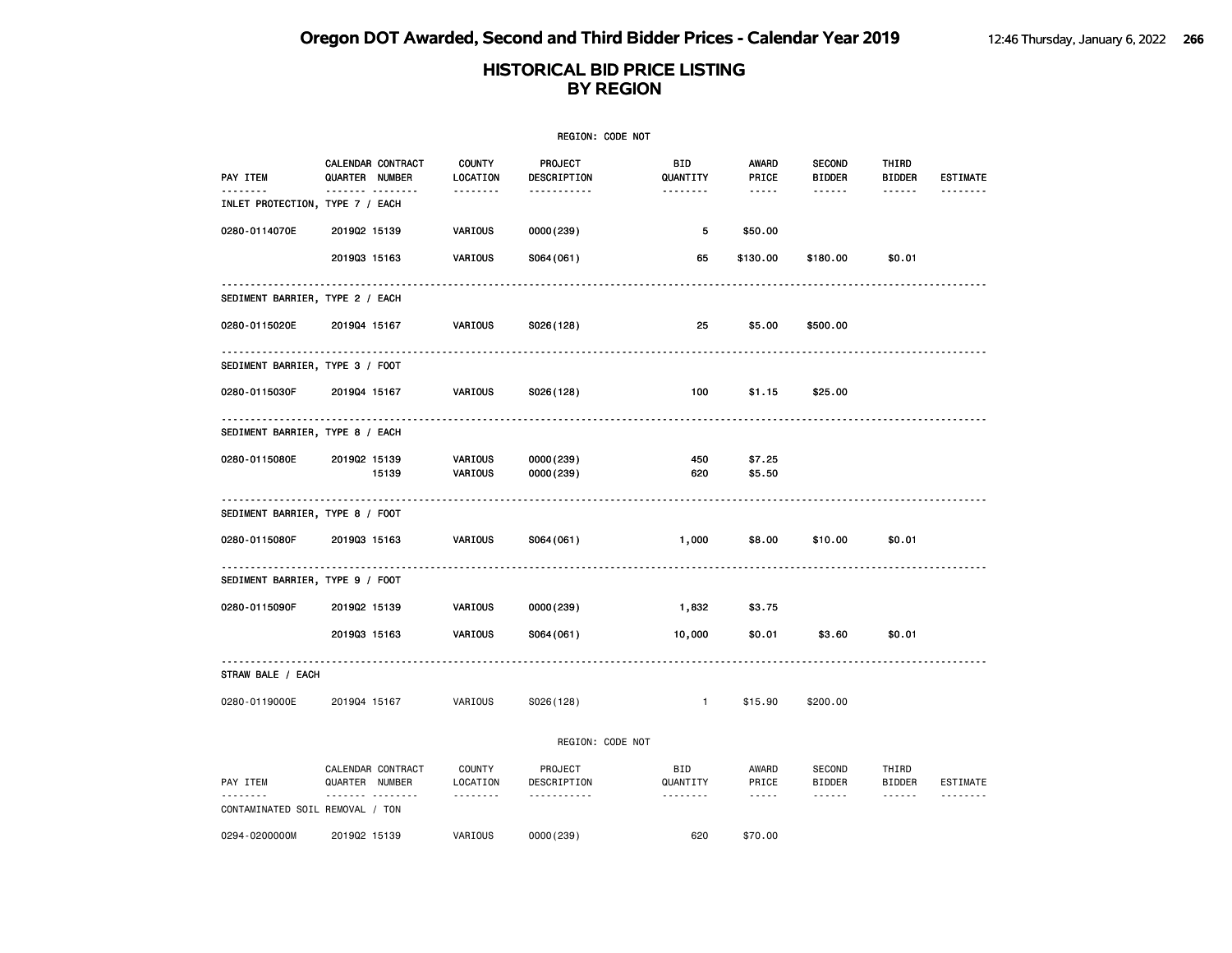## HISTORICAL BID PRICE LISTING
## BY REGION

REGION: CODE NOT

| PAY ITEM | CALENDAR QUARTER | CONTRACT NUMBER | COUNTY LOCATION | PROJECT DESCRIPTION | BID QUANTITY | AWARD PRICE | SECOND BIDDER | THIRD BIDDER | ESTIMATE |
|---|---|---|---|---|---|---|---|---|---|
| **INLET PROTECTION, TYPE 7 / EACH** | | | | | | | | | |
| 0280-0114070E | 2019Q2 | 15139 | VARIOUS | 0000(239) | 5 | $50.00 | | | |
| | 2019Q3 | 15163 | VARIOUS | S064(061) | 65 | $130.00 | $180.00 | $0.01 | |
| **SEDIMENT BARRIER, TYPE 2 / EACH** | | | | | | | | | |
| 0280-0115020E | 2019Q4 | 15167 | VARIOUS | S026(128) | 25 | $5.00 | $500.00 | | |
| **SEDIMENT BARRIER, TYPE 3 / FOOT** | | | | | | | | | |
| 0280-0115030F | 2019Q4 | 15167 | VARIOUS | S026(128) | 100 | $1.15 | $25.00 | | |
| **SEDIMENT BARRIER, TYPE 8 / EACH** | | | | | | | | | |
| 0280-0115080E | 2019Q2 | 15139 | VARIOUS | 0000(239) | 450 | $7.25 | | | |
| | | 15139 | VARIOUS | 0000(239) | 620 | $5.50 | | | |
| **SEDIMENT BARRIER, TYPE 8 / FOOT** | | | | | | | | | |
| 0280-0115080F | 2019Q3 | 15163 | VARIOUS | S064(061) | 1,000 | $8.00 | $10.00 | $0.01 | |
| **SEDIMENT BARRIER, TYPE 9 / FOOT** | | | | | | | | | |
| 0280-0115090F | 2019Q2 | 15139 | VARIOUS | 0000(239) | 1,832 | $3.75 | | | |
| | 2019Q3 | 15163 | VARIOUS | S064(061) | 10,000 | $0.01 | $3.60 | $0.01 | |
| **STRAW BALE / EACH** | | | | | | | | | |
| 0280-0119000E | 2019Q4 | 15167 | VARIOUS | S026(128) | 1 | $15.90 | $200.00 | | |

REGION: CODE NOT

| PAY ITEM | CALENDAR QUARTER | CONTRACT NUMBER | COUNTY LOCATION | PROJECT DESCRIPTION | BID QUANTITY | AWARD PRICE | SECOND BIDDER | THIRD BIDDER | ESTIMATE |
|---|---|---|---|---|---|---|---|---|---|
| **CONTAMINATED SOIL REMOVAL / TON** | | | | | | | | | |
| 0294-0200000M | 2019Q2 | 15139 | VARIOUS | 0000(239) | 620 | $70.00 | | | |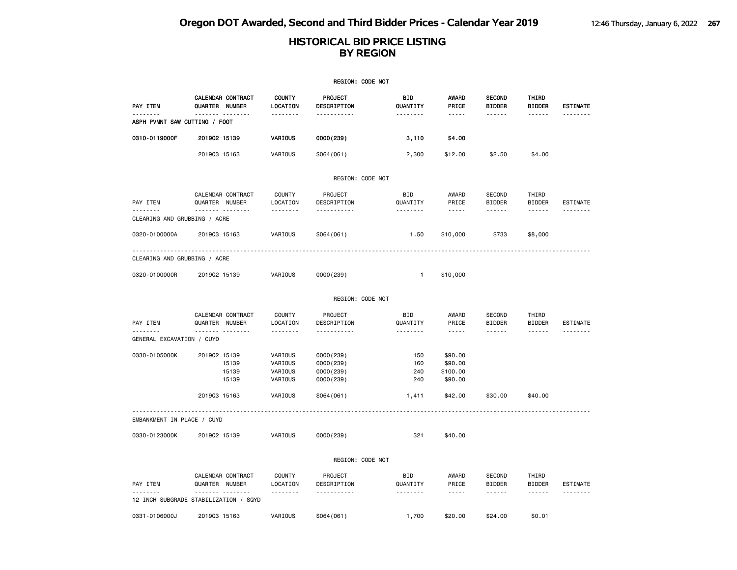# Oregon DOT Awarded, Second and Third Bidder Prices - Calendar Year 2019

## HISTORICAL BID PRICE LISTING BY REGION

REGION: CODE NOT

| PAY ITEM | CALENDAR QUARTER | CONTRACT NUMBER | COUNTY LOCATION | PROJECT DESCRIPTION | BID QUANTITY | AWARD PRICE | SECOND BIDDER | THIRD BIDDER | ESTIMATE |
|---|---|---|---|---|---|---|---|---|---|
| ASPH PVMNT SAW CUTTING / FOOT | | | | | | | | | |
| 0310-0119000F | 2019Q2 | 15139 | VARIOUS | 0000(239) | 3,110 | $4.00 | | | |
| | 2019Q3 | 15163 | VARIOUS | S064(061) | 2,300 | $12.00 | $2.50 | $4.00 | |

REGION: CODE NOT

| PAY ITEM | CALENDAR QUARTER | CONTRACT NUMBER | COUNTY LOCATION | PROJECT DESCRIPTION | BID QUANTITY | AWARD PRICE | SECOND BIDDER | THIRD BIDDER | ESTIMATE |
|---|---|---|---|---|---|---|---|---|---|
| CLEARING AND GRUBBING / ACRE | | | | | | | | | |
| 0320-0100000A | 2019Q3 | 15163 | VARIOUS | S064(061) | 1.50 | $10,000 | $733 | $8,000 | |
| CLEARING AND GRUBBING / ACRE | | | | | | | | | |
| 0320-0100000R | 2019Q2 | 15139 | VARIOUS | 0000(239) | 1 | $10,000 | | | |

REGION: CODE NOT

| PAY ITEM | CALENDAR QUARTER | CONTRACT NUMBER | COUNTY LOCATION | PROJECT DESCRIPTION | BID QUANTITY | AWARD PRICE | SECOND BIDDER | THIRD BIDDER | ESTIMATE |
|---|---|---|---|---|---|---|---|---|---|
| GENERAL EXCAVATION / CUYD | | | | | | | | | |
| 0330-0105000K | 2019Q2 | 15139 | VARIOUS | 0000(239) | 150 | $90.00 | | | |
| | | 15139 | VARIOUS | 0000(239) | 160 | $90.00 | | | |
| | | 15139 | VARIOUS | 0000(239) | 240 | $100.00 | | | |
| | | 15139 | VARIOUS | 0000(239) | 240 | $90.00 | | | |
| | 2019Q3 | 15163 | VARIOUS | S064(061) | 1,411 | $42.00 | $30.00 | $40.00 | |
| EMBANKMENT IN PLACE / CUYD | | | | | | | | | |
| 0330-0123000K | 2019Q2 | 15139 | VARIOUS | 0000(239) | 321 | $40.00 | | | |

REGION: CODE NOT

| PAY ITEM | CALENDAR QUARTER | CONTRACT NUMBER | COUNTY LOCATION | PROJECT DESCRIPTION | BID QUANTITY | AWARD PRICE | SECOND BIDDER | THIRD BIDDER | ESTIMATE |
|---|---|---|---|---|---|---|---|---|---|
| 12 INCH SUBGRADE STABILIZATION / SQYD | | | | | | | | | |
| 0331-0106000J | 2019Q3 | 15163 | VARIOUS | S064(061) | 1,700 | $20.00 | $24.00 | $0.01 | |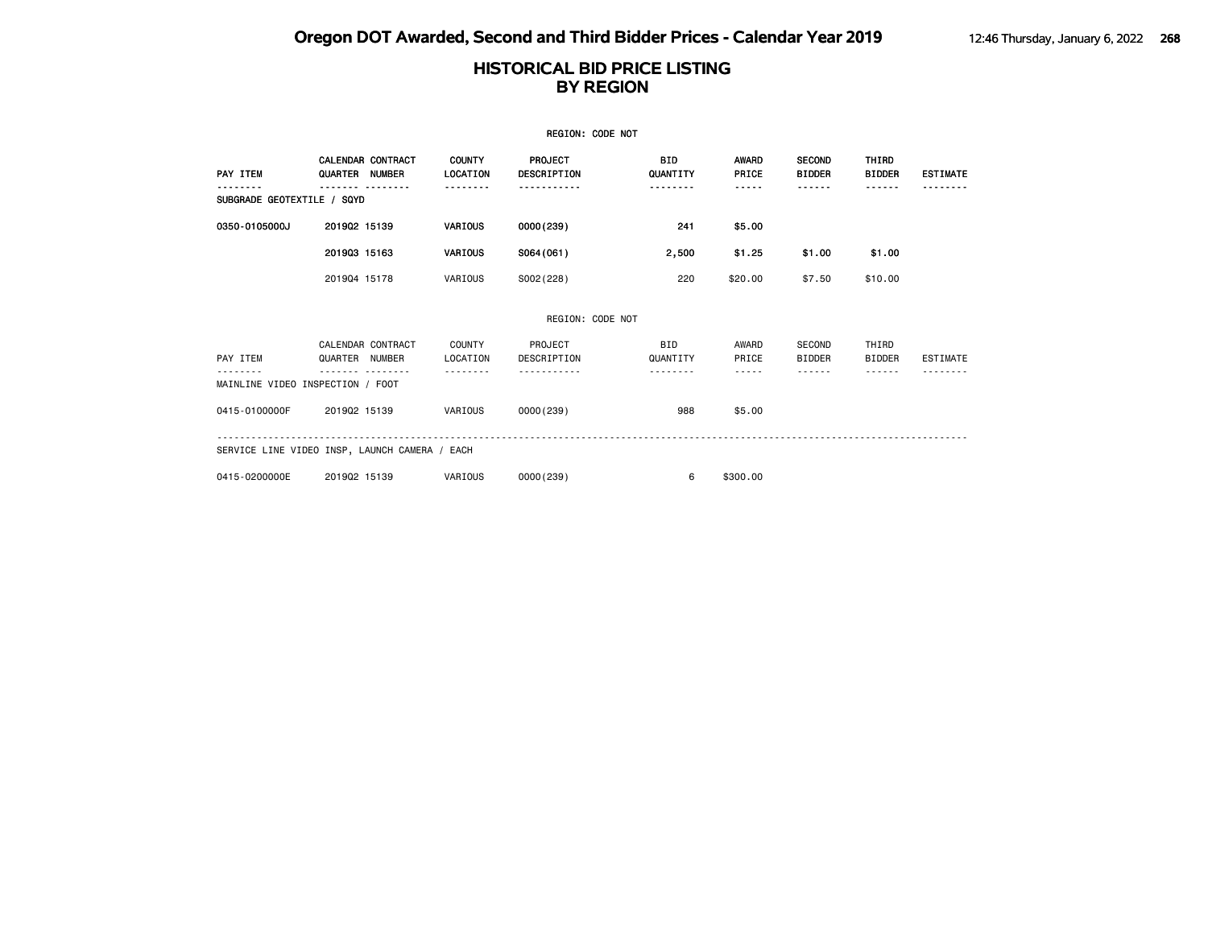# HISTORICAL BID PRICE LISTING
## BY REGION

REGION: CODE NOT

| PAY ITEM | CALENDAR QUARTER | CONTRACT NUMBER | COUNTY LOCATION | PROJECT DESCRIPTION | BID QUANTITY | AWARD PRICE | SECOND BIDDER | THIRD BIDDER | ESTIMATE |
|---|---|---|---|---|---|---|---|---|---|
| SUBGRADE GEOTEXTILE / SQYD | | | | | | | | | |
| 0350-0105000J | 2019Q2 | 15139 | VARIOUS | 0000(239) | 241 | $5.00 | | | |
| | 2019Q3 | 15163 | VARIOUS | S064(061) | 2,500 | $1.25 | $1.00 | $1.00 | |
| | 2019Q4 | 15178 | VARIOUS | S002(228) | 220 | $20.00 | $7.50 | $10.00 | |

REGION: CODE NOT

| PAY ITEM | CALENDAR QUARTER | CONTRACT NUMBER | COUNTY LOCATION | PROJECT DESCRIPTION | BID QUANTITY | AWARD PRICE | SECOND BIDDER | THIRD BIDDER | ESTIMATE |
|---|---|---|---|---|---|---|---|---|---|
| MAINLINE VIDEO INSPECTION / FOOT | | | | | | | | | |
| 0415-0100000F | 2019Q2 | 15139 | VARIOUS | 0000(239) | 988 | $5.00 | | | |
| SERVICE LINE VIDEO INSP, LAUNCH CAMERA / EACH | | | | | | | | | |
| 0415-0200000E | 2019Q2 | 15139 | VARIOUS | 0000(239) | 6 | $300.00 | | | |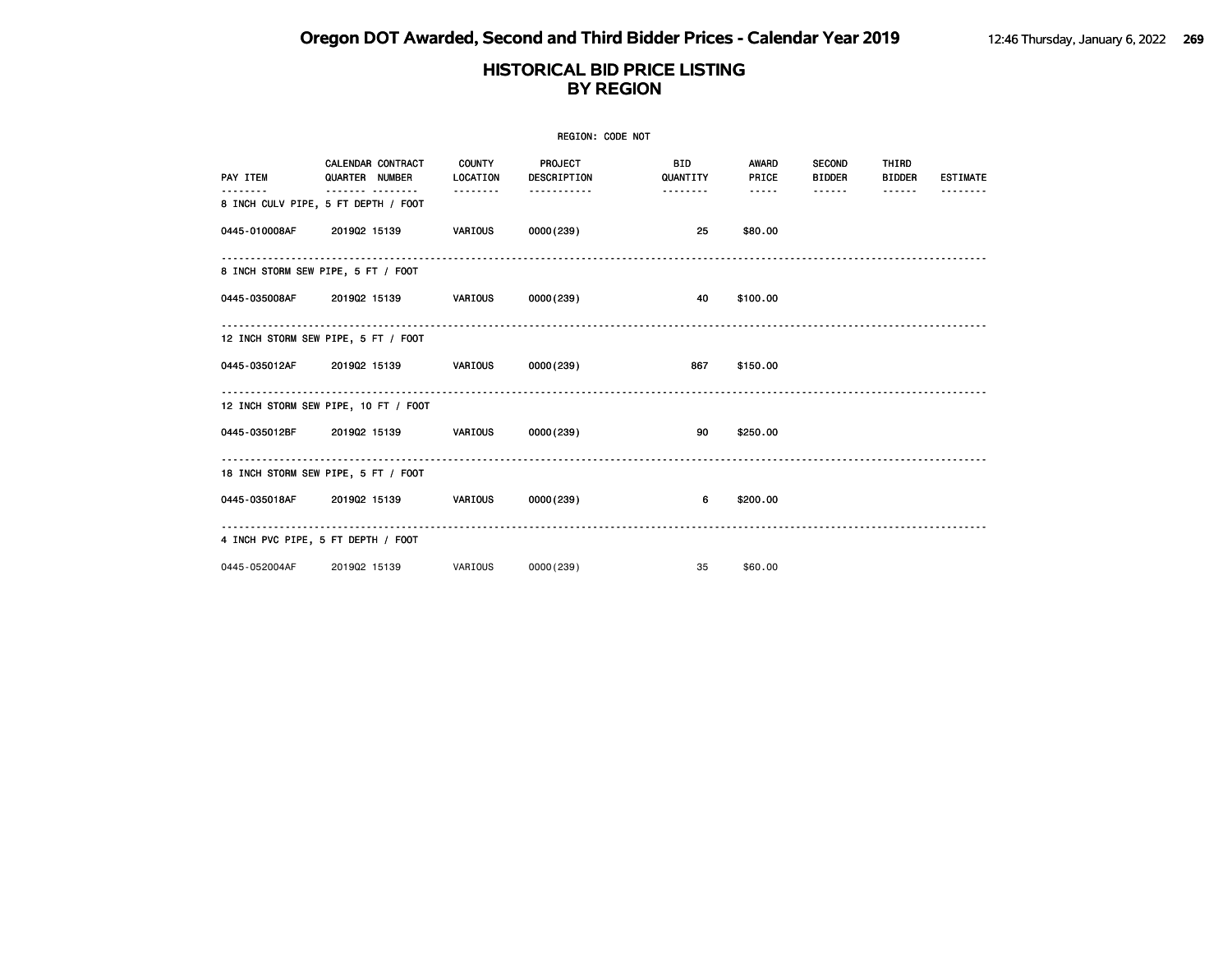# HISTORICAL BID PRICE LISTING
## BY REGION

REGION: CODE NOT

| PAY ITEM | CALENDAR QUARTER | CONTRACT NUMBER | COUNTY LOCATION | PROJECT DESCRIPTION | BID QUANTITY | AWARD PRICE | SECOND BIDDER | THIRD BIDDER | ESTIMATE |
|---|---|---|---|---|---|---|---|---|---|
| **8 INCH CULV PIPE, 5 FT DEPTH / FOOT** | | | | | | | | | |
| 0445-010008AF | 2019Q2 | 15139 | VARIOUS | 0000(239) | 25 | $80.00 | | | |
| **8 INCH STORM SEW PIPE, 5 FT / FOOT** | | | | | | | | | |
| 0445-035008AF | 2019Q2 | 15139 | VARIOUS | 0000(239) | 40 | $100.00 | | | |
| **12 INCH STORM SEW PIPE, 5 FT / FOOT** | | | | | | | | | |
| 0445-035012AF | 2019Q2 | 15139 | VARIOUS | 0000(239) | 867 | $150.00 | | | |
| **12 INCH STORM SEW PIPE, 10 FT / FOOT** | | | | | | | | | |
| 0445-035012BF | 2019Q2 | 15139 | VARIOUS | 0000(239) | 90 | $250.00 | | | |
| **18 INCH STORM SEW PIPE, 5 FT / FOOT** | | | | | | | | | |
| 0445-035018AF | 2019Q2 | 15139 | VARIOUS | 0000(239) | 6 | $200.00 | | | |
| **4 INCH PVC PIPE, 5 FT DEPTH / FOOT** | | | | | | | | | |
| 0445-052004AF | 2019Q2 | 15139 | VARIOUS | 0000(239) | 35 | $60.00 | | | |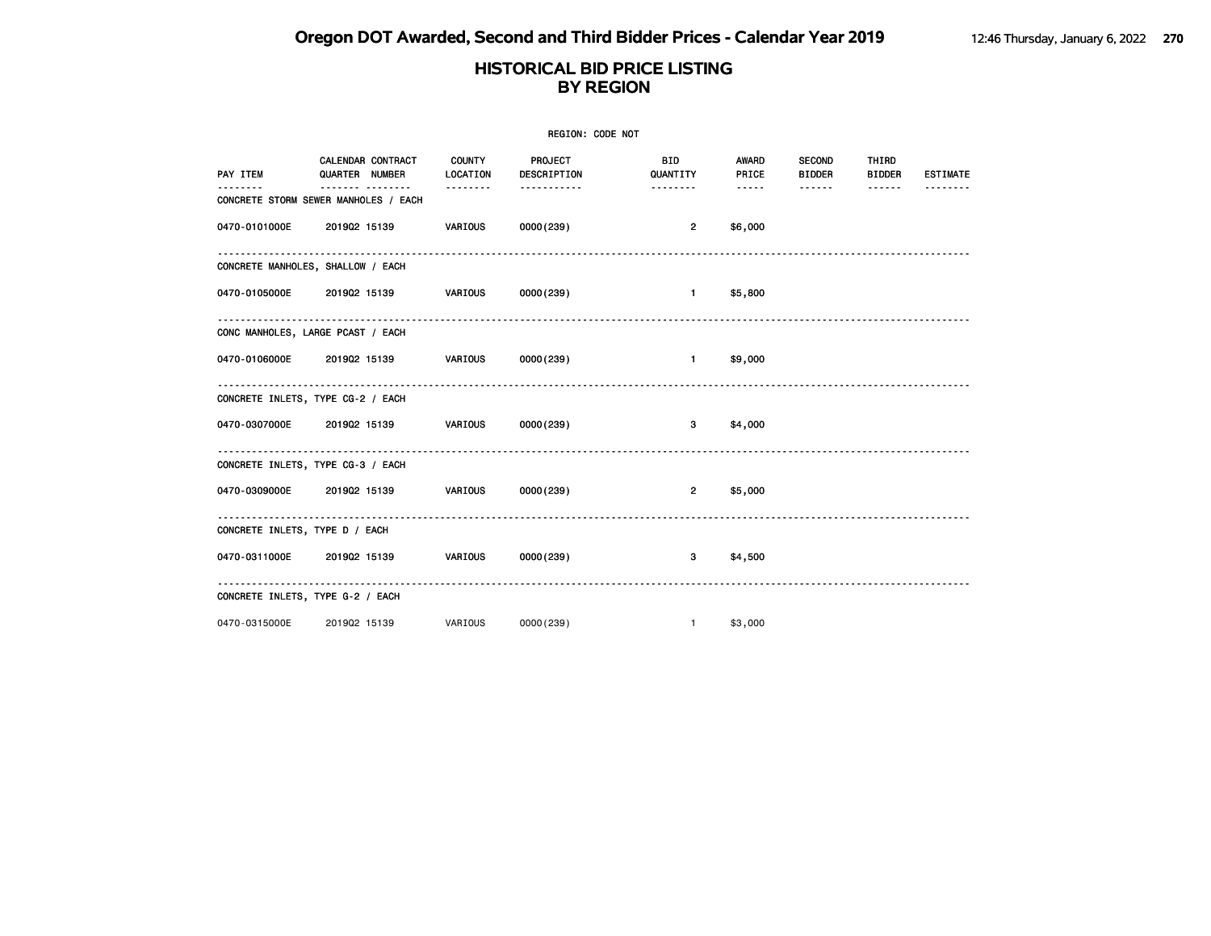# HISTORICAL BID PRICE LISTING BY REGION

REGION: CODE NOT

| PAY ITEM | CALENDAR QUARTER | CONTRACT NUMBER | COUNTY LOCATION | PROJECT DESCRIPTION | BID QUANTITY | AWARD PRICE | SECOND BIDDER | THIRD BIDDER | ESTIMATE |
|---|---|---|---|---|---|---|---|---|---|
| **CONCRETE STORM SEWER MANHOLES / EACH** | | | | | | | | | |
| 0470-0101000E | 2019Q2 | 15139 | VARIOUS | 0000(239) | 2 | $6,000 | | | |
| **CONCRETE MANHOLES, SHALLOW / EACH** | | | | | | | | | |
| 0470-0105000E | 2019Q2 | 15139 | VARIOUS | 0000(239) | 1 | $5,800 | | | |
| **CONC MANHOLES, LARGE PCAST / EACH** | | | | | | | | | |
| 0470-0106000E | 2019Q2 | 15139 | VARIOUS | 0000(239) | 1 | $9,000 | | | |
| **CONCRETE INLETS, TYPE CG-2 / EACH** | | | | | | | | | |
| 0470-0307000E | 2019Q2 | 15139 | VARIOUS | 0000(239) | 3 | $4,000 | | | |
| **CONCRETE INLETS, TYPE CG-3 / EACH** | | | | | | | | | |
| 0470-0309000E | 2019Q2 | 15139 | VARIOUS | 0000(239) | 2 | $5,000 | | | |
| **CONCRETE INLETS, TYPE D / EACH** | | | | | | | | | |
| 0470-0311000E | 2019Q2 | 15139 | VARIOUS | 0000(239) | 3 | $4,500 | | | |
| **CONCRETE INLETS, TYPE G-2 / EACH** | | | | | | | | | |
| 0470-0315000E | 2019Q2 | 15139 | VARIOUS | 0000(239) | 1 | $3,000 | | | |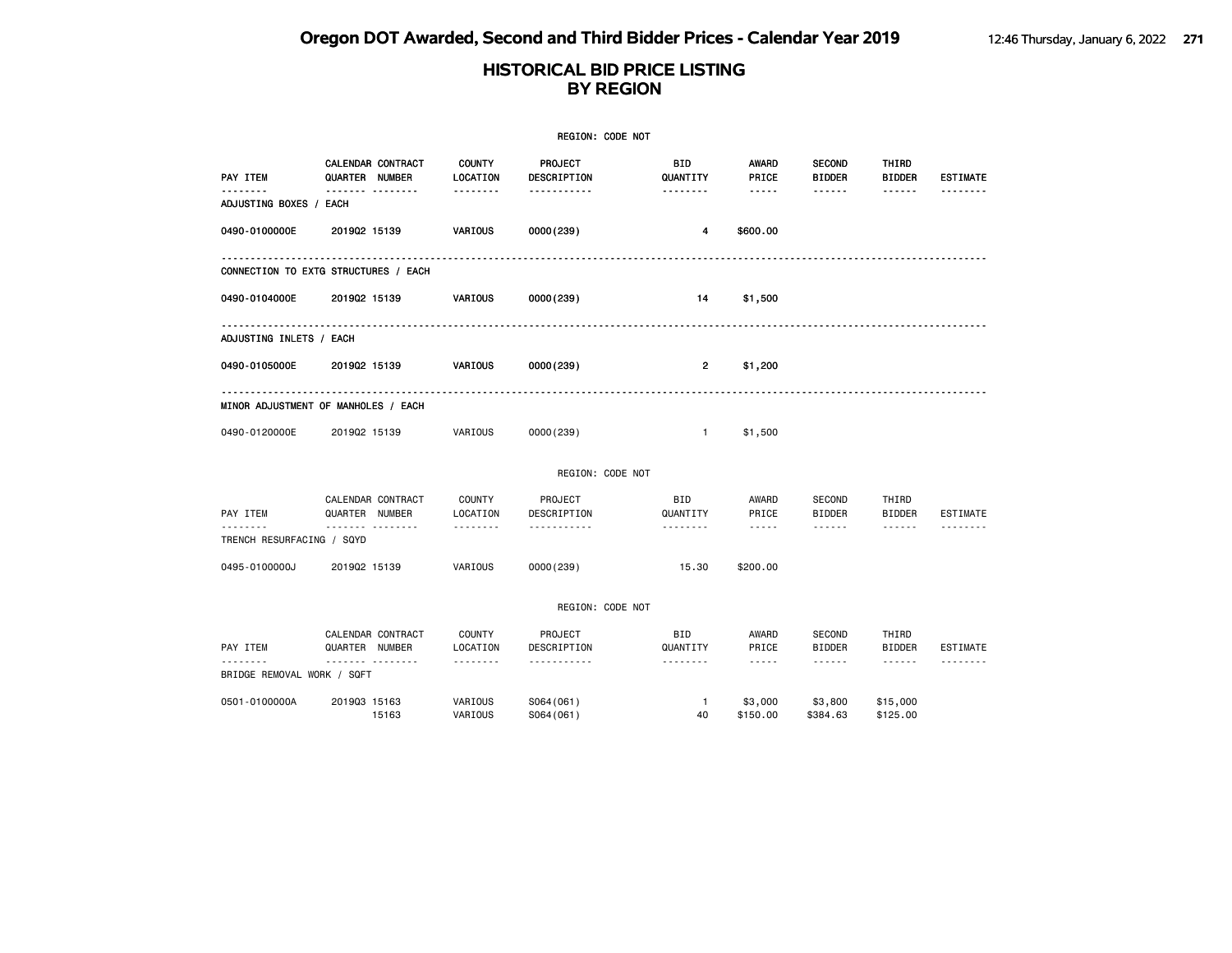# Oregon DOT Awarded, Second and Third Bidder Prices - Calendar Year 2019

## HISTORICAL BID PRICE LISTING BY REGION

REGION: CODE NOT

| PAY ITEM | CALENDAR QUARTER | CONTRACT NUMBER | COUNTY LOCATION | PROJECT DESCRIPTION | BID QUANTITY | AWARD PRICE | SECOND BIDDER | THIRD BIDDER | ESTIMATE |
|---|---|---|---|---|---|---|---|---|---|
| **ADJUSTING BOXES / EACH** | | | | | | | | | |
| 0490-0100000E | 2019Q2 | 15139 | VARIOUS | 0000(239) | 4 | $600.00 | | | |
| **CONNECTION TO EXTG STRUCTURES / EACH** | | | | | | | | | |
| 0490-0104000E | 2019Q2 | 15139 | VARIOUS | 0000(239) | 14 | $1,500 | | | |
| **ADJUSTING INLETS / EACH** | | | | | | | | | |
| 0490-0105000E | 2019Q2 | 15139 | VARIOUS | 0000(239) | 2 | $1,200 | | | |
| **MINOR ADJUSTMENT OF MANHOLES / EACH** | | | | | | | | | |
| 0490-0120000E | 2019Q2 | 15139 | VARIOUS | 0000(239) | 1 | $1,500 | | | |

REGION: CODE NOT

| PAY ITEM | CALENDAR QUARTER | CONTRACT NUMBER | COUNTY LOCATION | PROJECT DESCRIPTION | BID QUANTITY | AWARD PRICE | SECOND BIDDER | THIRD BIDDER | ESTIMATE |
|---|---|---|---|---|---|---|---|---|---|
| **TRENCH RESURFACING / SQYD** | | | | | | | | | |
| 0495-0100000J | 2019Q2 | 15139 | VARIOUS | 0000(239) | 15.30 | $200.00 | | | |

REGION: CODE NOT

| PAY ITEM | CALENDAR QUARTER | CONTRACT NUMBER | COUNTY LOCATION | PROJECT DESCRIPTION | BID QUANTITY | AWARD PRICE | SECOND BIDDER | THIRD BIDDER | ESTIMATE |
|---|---|---|---|---|---|---|---|---|---|
| **BRIDGE REMOVAL WORK / SQFT** | | | | | | | | | |
| 0501-0100000A | 2019Q3 | 15163 | VARIOUS | S064(061) | 1 | $3,000 | $3,800 | $15,000 | |
| | | 15163 | VARIOUS | S064(061) | 40 | $150.00 | $384.63 | $125.00 | |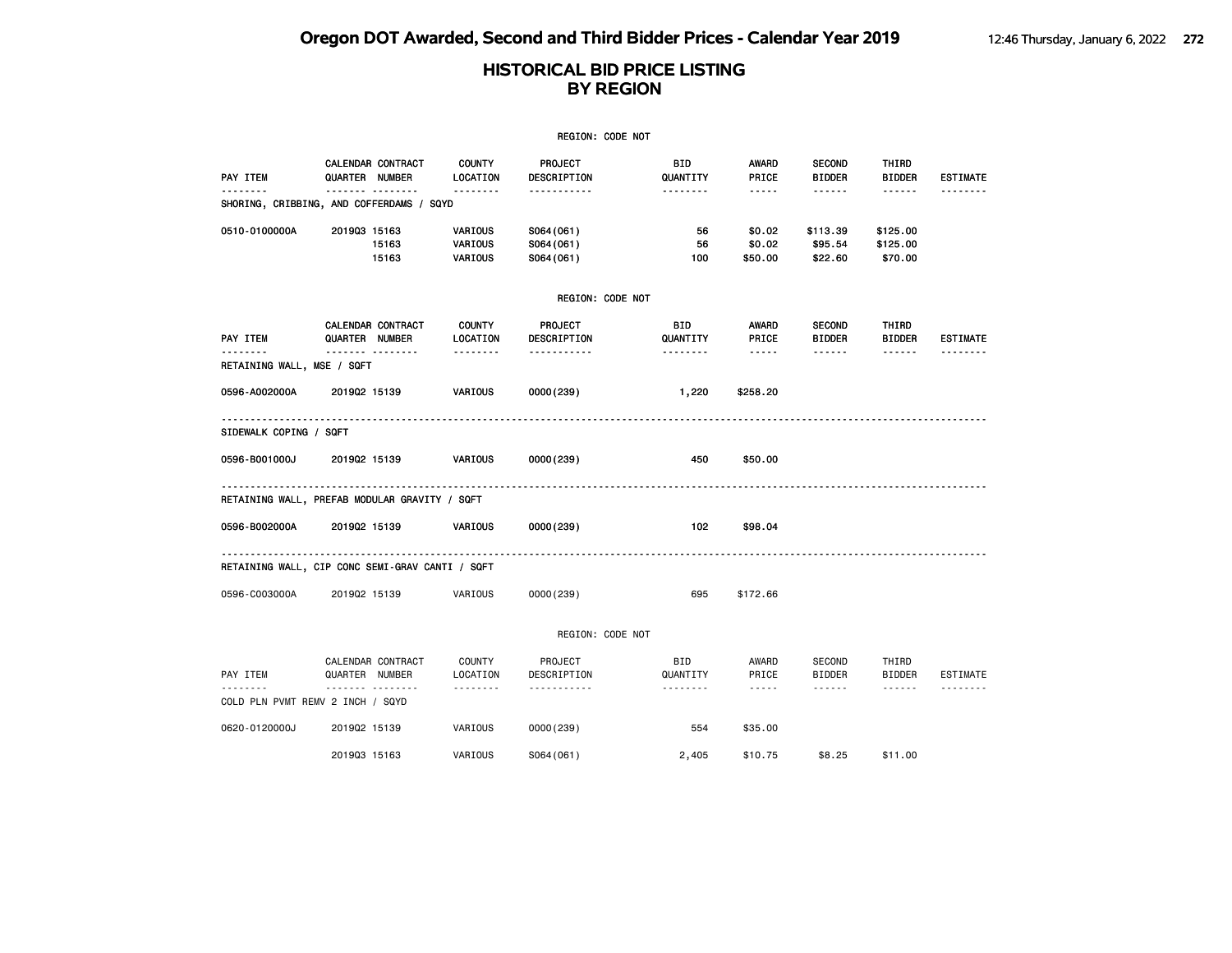## Oregon DOT Awarded, Second and Third Bidder Prices - Calendar Year 2019

### HISTORICAL BID PRICE LISTING BY REGION

REGION: CODE NOT

| PAY ITEM | CALENDAR QUARTER | CONTRACT NUMBER | COUNTY LOCATION | PROJECT DESCRIPTION | BID QUANTITY | AWARD PRICE | SECOND BIDDER | THIRD BIDDER | ESTIMATE |
|---|---|---|---|---|---|---|---|---|---|
| SHORING, CRIBBING, AND COFFERDAMS / SQYD | | | | | | | | | |
| 0510-0100000A | 2019Q3 | 15163 | VARIOUS | S064(061) | 56 | $0.02 | $113.39 | $125.00 | |
| | | 15163 | VARIOUS | S064(061) | 56 | $0.02 | $95.54 | $125.00 | |
| | | 15163 | VARIOUS | S064(061) | 100 | $50.00 | $22.60 | $70.00 | |

REGION: CODE NOT

| PAY ITEM | CALENDAR QUARTER | CONTRACT NUMBER | COUNTY LOCATION | PROJECT DESCRIPTION | BID QUANTITY | AWARD PRICE | SECOND BIDDER | THIRD BIDDER | ESTIMATE |
|---|---|---|---|---|---|---|---|---|---|
| RETAINING WALL, MSE / SQFT | | | | | | | | | |
| 0596-A002000A | 2019Q2 | 15139 | VARIOUS | 0000(239) | 1,220 | $258.20 | | | |
| SIDEWALK COPING / SQFT | | | | | | | | | |
| 0596-B001000J | 2019Q2 | 15139 | VARIOUS | 0000(239) | 450 | $50.00 | | | |
| RETAINING WALL, PREFAB MODULAR GRAVITY / SQFT | | | | | | | | | |
| 0596-B002000A | 2019Q2 | 15139 | VARIOUS | 0000(239) | 102 | $98.04 | | | |
| RETAINING WALL, CIP CONC SEMI-GRAV CANTI / SQFT | | | | | | | | | |
| 0596-C003000A | 2019Q2 | 15139 | VARIOUS | 0000(239) | 695 | $172.66 | | | |

REGION: CODE NOT

| PAY ITEM | CALENDAR QUARTER | CONTRACT NUMBER | COUNTY LOCATION | PROJECT DESCRIPTION | BID QUANTITY | AWARD PRICE | SECOND BIDDER | THIRD BIDDER | ESTIMATE |
|---|---|---|---|---|---|---|---|---|---|
| COLD PLN PVMT REMV 2 INCH / SQYD | | | | | | | | | |
| 0620-0120000J | 2019Q2 | 15139 | VARIOUS | 0000(239) | 554 | $35.00 | | | |
| | 2019Q3 | 15163 | VARIOUS | S064(061) | 2,405 | $10.75 | $8.25 | $11.00 | |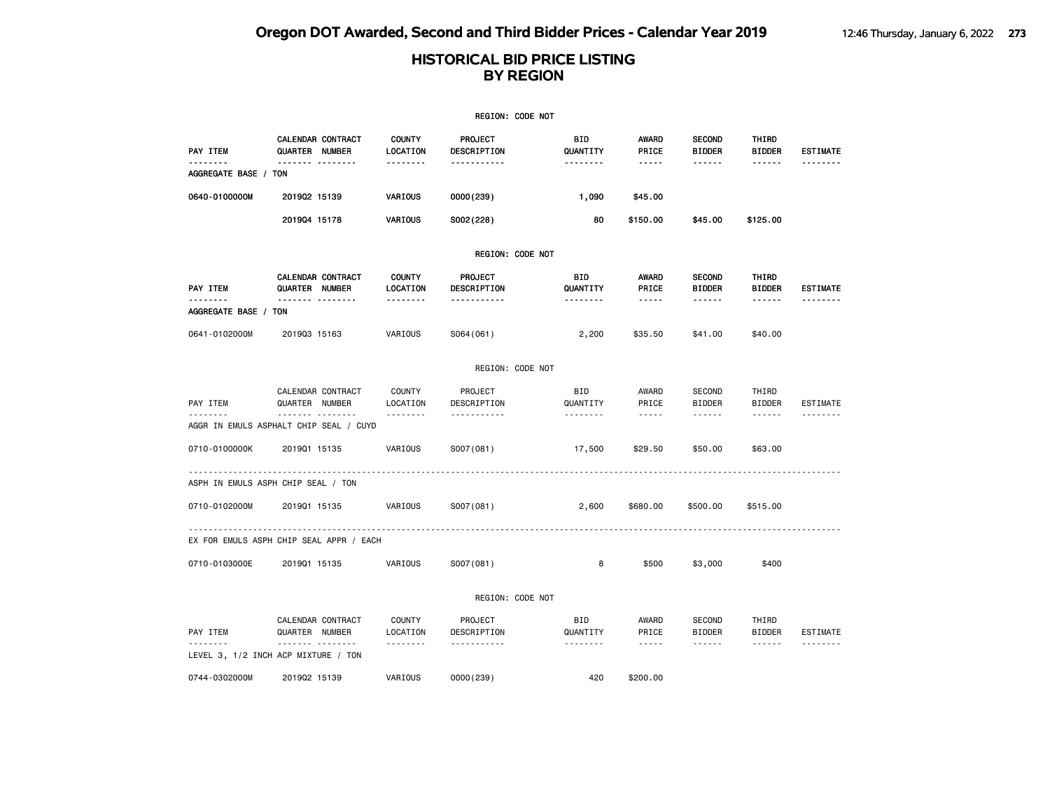# HISTORICAL BID PRICE LISTING
# BY REGION

REGION: CODE NOT

| PAY ITEM | CALENDAR QUARTER | CONTRACT NUMBER | COUNTY LOCATION | PROJECT DESCRIPTION | BID QUANTITY | AWARD PRICE | SECOND BIDDER | THIRD BIDDER | ESTIMATE |
|---|---|---|---|---|---|---|---|---|---|
| AGGREGATE BASE / TON | | | | | | | | | |
| 0640-0100000M | 2019Q2 | 15139 | VARIOUS | 0000(239) | 1,090 | $45.00 | | | |
| | 2019Q4 | 15178 | VARIOUS | S002(228) | 80 | $150.00 | $45.00 | $125.00 | |

REGION: CODE NOT

| PAY ITEM | CALENDAR QUARTER | CONTRACT NUMBER | COUNTY LOCATION | PROJECT DESCRIPTION | BID QUANTITY | AWARD PRICE | SECOND BIDDER | THIRD BIDDER | ESTIMATE |
|---|---|---|---|---|---|---|---|---|---|
| AGGREGATE BASE / TON | | | | | | | | | |
| 0641-0102000M | 2019Q3 | 15163 | VARIOUS | S064(061) | 2,200 | $35.50 | $41.00 | $40.00 | |

REGION: CODE NOT

| PAY ITEM | CALENDAR QUARTER | CONTRACT NUMBER | COUNTY LOCATION | PROJECT DESCRIPTION | BID QUANTITY | AWARD PRICE | SECOND BIDDER | THIRD BIDDER | ESTIMATE |
|---|---|---|---|---|---|---|---|---|---|
| AGGR IN EMULS ASPHALT CHIP SEAL / CUYD | | | | | | | | | |
| 0710-0100000K | 2019Q1 | 15135 | VARIOUS | S007(081) | 17,500 | $29.50 | $50.00 | $63.00 | |
| ASPH IN EMULS ASPH CHIP SEAL / TON | | | | | | | | | |
| 0710-0102000M | 2019Q1 | 15135 | VARIOUS | S007(081) | 2,600 | $680.00 | $500.00 | $515.00 | |
| EX FOR EMULS ASPH CHIP SEAL APPR / EACH | | | | | | | | | |
| 0710-0103000E | 2019Q1 | 15135 | VARIOUS | S007(081) | 8 | $500 | $3,000 | $400 | |

REGION: CODE NOT

| PAY ITEM | CALENDAR QUARTER | CONTRACT NUMBER | COUNTY LOCATION | PROJECT DESCRIPTION | BID QUANTITY | AWARD PRICE | SECOND BIDDER | THIRD BIDDER | ESTIMATE |
|---|---|---|---|---|---|---|---|---|---|
| LEVEL 3, 1/2 INCH ACP MIXTURE / TON | | | | | | | | | |
| 0744-0302000M | 2019Q2 | 15139 | VARIOUS | 0000(239) | 420 | $200.00 | | | |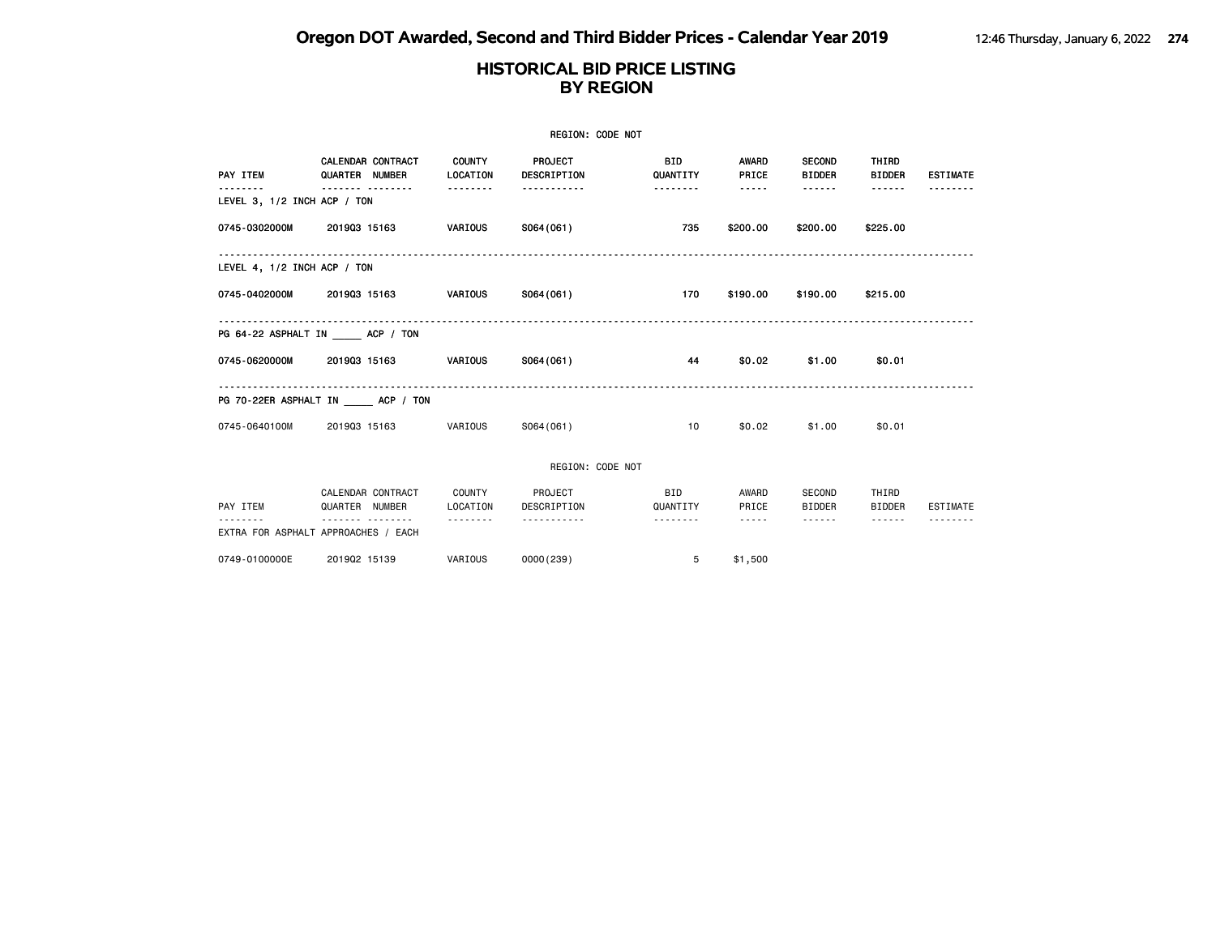# HISTORICAL BID PRICE LISTING BY REGION

REGION: CODE NOT

| PAY ITEM | CALENDAR QUARTER | CONTRACT NUMBER | COUNTY LOCATION | PROJECT DESCRIPTION | BID QUANTITY | AWARD PRICE | SECOND BIDDER | THIRD BIDDER | ESTIMATE |
|---|---|---|---|---|---|---|---|---|---|
| LEVEL 3, 1/2 INCH ACP / TON | | | | | | | | | |
| 0745-0302000M | 2019Q3 | 15163 | VARIOUS | S064(061) | 735 | $200.00 | $200.00 | $225.00 | |
| LEVEL 4, 1/2 INCH ACP / TON | | | | | | | | | |
| 0745-0402000M | 2019Q3 | 15163 | VARIOUS | S064(061) | 170 | $190.00 | $190.00 | $215.00 | |
| PG 64-22 ASPHALT IN _____ ACP / TON | | | | | | | | | |
| 0745-0620000M | 2019Q3 | 15163 | VARIOUS | S064(061) | 44 | $0.02 | $1.00 | $0.01 | |
| PG 70-22ER ASPHALT IN _____ ACP / TON | | | | | | | | | |
| 0745-0640100M | 2019Q3 | 15163 | VARIOUS | S064(061) | 10 | $0.02 | $1.00 | $0.01 | |

REGION: CODE NOT

| PAY ITEM | CALENDAR QUARTER | CONTRACT NUMBER | COUNTY LOCATION | PROJECT DESCRIPTION | BID QUANTITY | AWARD PRICE | SECOND BIDDER | THIRD BIDDER | ESTIMATE |
|---|---|---|---|---|---|---|---|---|---|
| EXTRA FOR ASPHALT APPROACHES / EACH | | | | | | | | | |
| 0749-0100000E | 2019Q2 | 15139 | VARIOUS | 0000(239) | 5 | $1,500 | | | |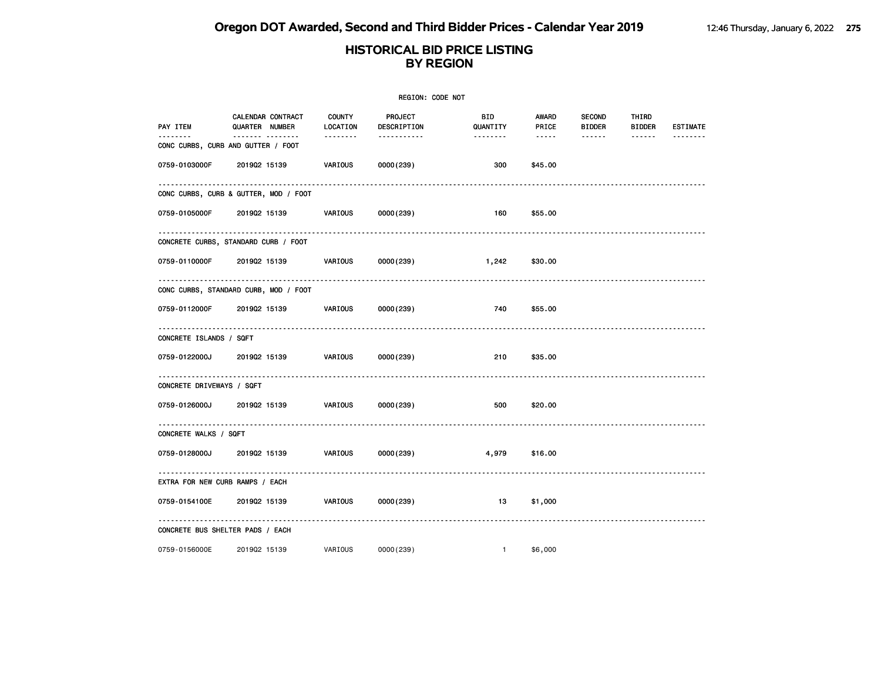# Oregon DOT Awarded, Second and Third Bidder Prices - Calendar Year 2019

## HISTORICAL BID PRICE LISTING
## BY REGION

REGION: CODE NOT

| PAY ITEM | CALENDAR QUARTER | CONTRACT NUMBER | COUNTY LOCATION | PROJECT DESCRIPTION | BID QUANTITY | AWARD PRICE | SECOND BIDDER | THIRD BIDDER | ESTIMATE |
|---|---|---|---|---|---|---|---|---|---|
| **CONC CURBS, CURB AND GUTTER / FOOT** | | | | | | | | | |
| 0759-0103000F | 2019Q2 | 15139 | VARIOUS | 0000(239) | 300 | $45.00 | | | |
| **CONC CURBS, CURB & GUTTER, MOD / FOOT** | | | | | | | | | |
| 0759-0105000F | 2019Q2 | 15139 | VARIOUS | 0000(239) | 160 | $55.00 | | | |
| **CONCRETE CURBS, STANDARD CURB / FOOT** | | | | | | | | | |
| 0759-0110000F | 2019Q2 | 15139 | VARIOUS | 0000(239) | 1,242 | $30.00 | | | |
| **CONC CURBS, STANDARD CURB, MOD / FOOT** | | | | | | | | | |
| 0759-0112000F | 2019Q2 | 15139 | VARIOUS | 0000(239) | 740 | $55.00 | | | |
| **CONCRETE ISLANDS / SQFT** | | | | | | | | | |
| 0759-0122000J | 2019Q2 | 15139 | VARIOUS | 0000(239) | 210 | $35.00 | | | |
| **CONCRETE DRIVEWAYS / SQFT** | | | | | | | | | |
| 0759-0126000J | 2019Q2 | 15139 | VARIOUS | 0000(239) | 500 | $20.00 | | | |
| **CONCRETE WALKS / SQFT** | | | | | | | | | |
| 0759-0128000J | 2019Q2 | 15139 | VARIOUS | 0000(239) | 4,979 | $16.00 | | | |
| **EXTRA FOR NEW CURB RAMPS / EACH** | | | | | | | | | |
| 0759-0154100E | 2019Q2 | 15139 | VARIOUS | 0000(239) | 13 | $1,000 | | | |
| **CONCRETE BUS SHELTER PADS / EACH** | | | | | | | | | |
| 0759-0156000E | 2019Q2 | 15139 | VARIOUS | 0000(239) | 1 | $6,000 | | | |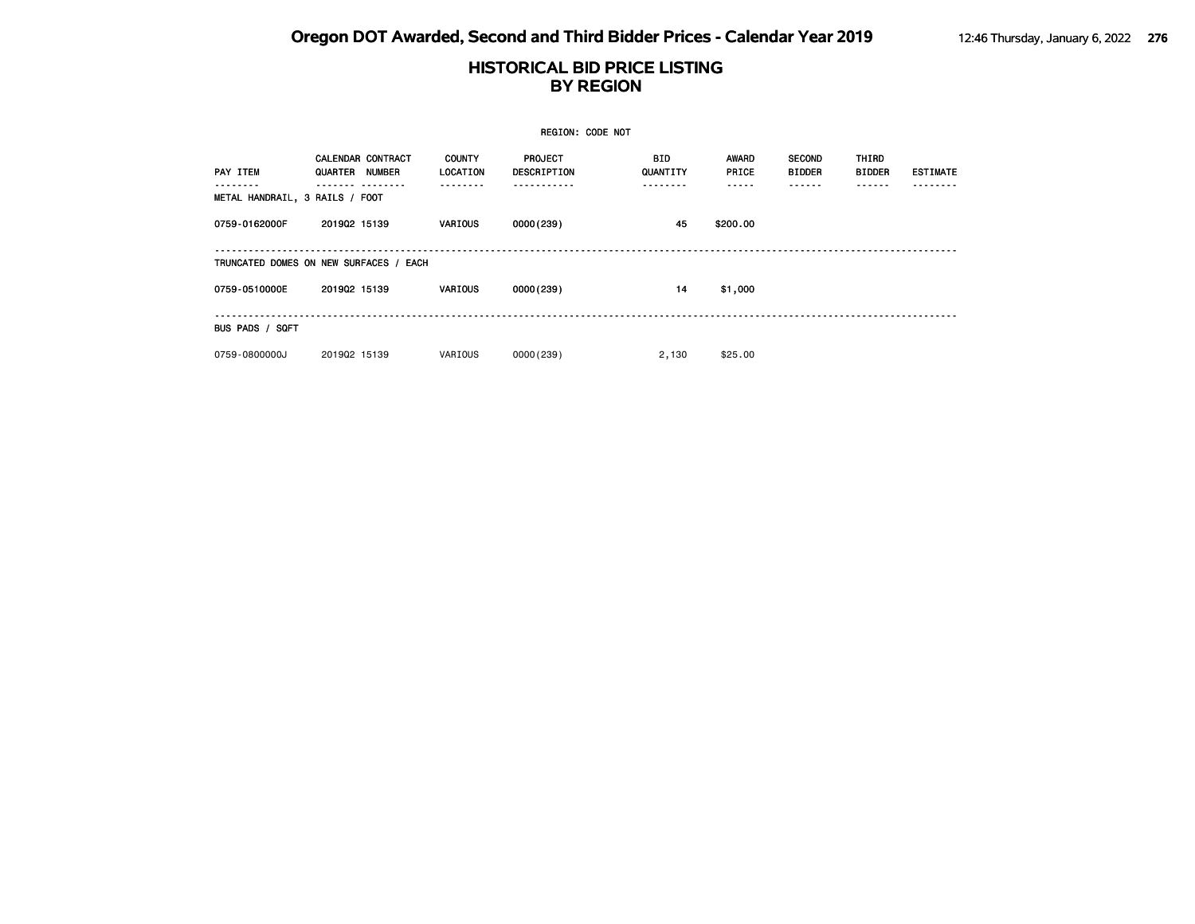# Oregon DOT Awarded, Second and Third Bidder Prices - Calendar Year 2019

## HISTORICAL BID PRICE LISTING BY REGION

REGION: CODE NOT

| PAY ITEM | CALENDAR QUARTER | CONTRACT NUMBER | COUNTY LOCATION | PROJECT DESCRIPTION | BID QUANTITY | AWARD PRICE | SECOND BIDDER | THIRD BIDDER | ESTIMATE |
|---|---|---|---|---|---|---|---|---|---|
| **METAL HANDRAIL, 3 RAILS / FOOT** | | | | | | | | | |
| 0759-0162000F | 2019Q2 | 15139 | VARIOUS | 0000(239) | 45 | $200.00 | | | |
| **TRUNCATED DOMES ON NEW SURFACES / EACH** | | | | | | | | | |
| 0759-0510000E | 2019Q2 | 15139 | VARIOUS | 0000(239) | 14 | $1,000 | | | |
| **BUS PADS / SQFT** | | | | | | | | | |
| 0759-0800000J | 2019Q2 | 15139 | VARIOUS | 0000(239) | 2,130 | $25.00 | | | |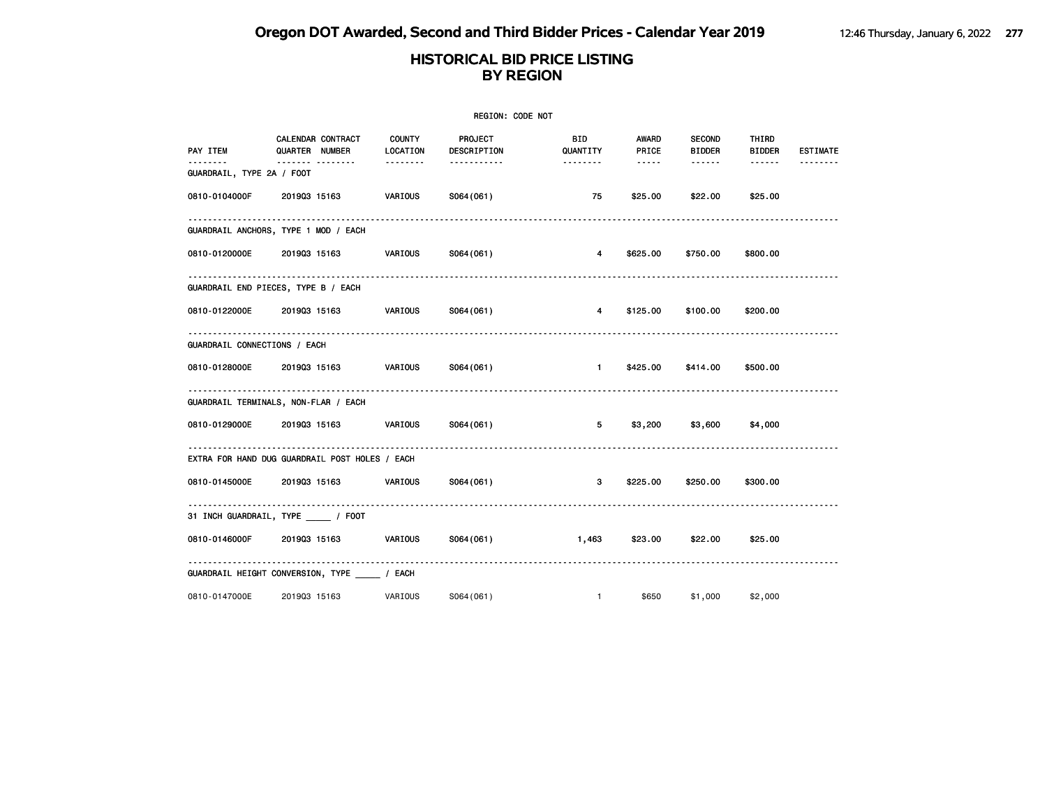# Oregon DOT Awarded, Second and Third Bidder Prices - Calendar Year 2019

## HISTORICAL BID PRICE LISTING BY REGION

REGION: CODE NOT

| PAY ITEM | CALENDAR QUARTER | CONTRACT NUMBER | COUNTY LOCATION | PROJECT DESCRIPTION | BID QUANTITY | AWARD PRICE | SECOND BIDDER | THIRD BIDDER | ESTIMATE |
|---|---|---|---|---|---|---|---|---|---|
| **GUARDRAIL, TYPE 2A / FOOT** | | | | | | | | | |
| 0810-0104000F | 2019Q3 | 15163 | VARIOUS | S064(061) | 75 | $25.00 | $22.00 | $25.00 | |
| **GUARDRAIL ANCHORS, TYPE 1 MOD / EACH** | | | | | | | | | |
| 0810-0120000E | 2019Q3 | 15163 | VARIOUS | S064(061) | 4 | $625.00 | $750.00 | $800.00 | |
| **GUARDRAIL END PIECES, TYPE B / EACH** | | | | | | | | | |
| 0810-0122000E | 2019Q3 | 15163 | VARIOUS | S064(061) | 4 | $125.00 | $100.00 | $200.00 | |
| **GUARDRAIL CONNECTIONS / EACH** | | | | | | | | | |
| 0810-0128000E | 2019Q3 | 15163 | VARIOUS | S064(061) | 1 | $425.00 | $414.00 | $500.00 | |
| **GUARDRAIL TERMINALS, NON-FLAR / EACH** | | | | | | | | | |
| 0810-0129000E | 2019Q3 | 15163 | VARIOUS | S064(061) | 5 | $3,200 | $3,600 | $4,000 | |
| **EXTRA FOR HAND DUG GUARDRAIL POST HOLES / EACH** | | | | | | | | | |
| 0810-0145000E | 2019Q3 | 15163 | VARIOUS | S064(061) | 3 | $225.00 | $250.00 | $300.00 | |
| **31 INCH GUARDRAIL, TYPE _____ / FOOT** | | | | | | | | | |
| 0810-0146000F | 2019Q3 | 15163 | VARIOUS | S064(061) | 1,463 | $23.00 | $22.00 | $25.00 | |
| **GUARDRAIL HEIGHT CONVERSION, TYPE _____ / EACH** | | | | | | | | | |
| 0810-0147000E | 2019Q3 | 15163 | VARIOUS | S064(061) | 1 | $650 | $1,000 | $2,000 | |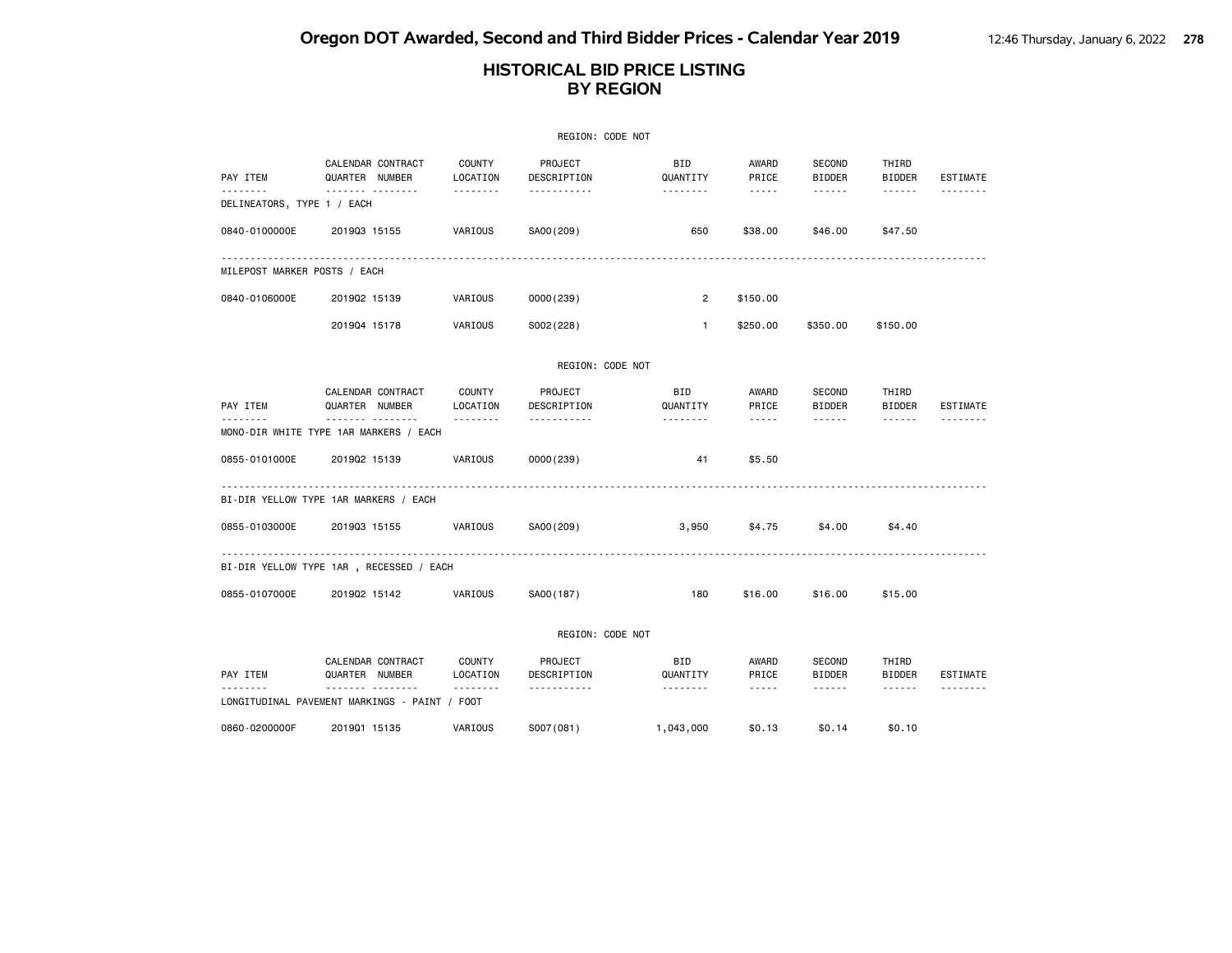## HISTORICAL BID PRICE LISTING BY REGION

REGION: CODE NOT

| PAY ITEM | CALENDAR QUARTER | CONTRACT NUMBER | COUNTY LOCATION | PROJECT DESCRIPTION | BID QUANTITY | AWARD PRICE | SECOND BIDDER | THIRD BIDDER | ESTIMATE |
|---|---|---|---|---|---|---|---|---|---|
| DELINEATORS, TYPE 1 / EACH | | | | | | | | | |
| 0840-0100000E | 2019Q3 | 15155 | VARIOUS | SA00(209) | 650 | $38.00 | $46.00 | $47.50 | |
| MILEPOST MARKER POSTS / EACH | | | | | | | | | |
| 0840-0106000E | 2019Q2 | 15139 | VARIOUS | 0000(239) | 2 | $150.00 | | | |
| | 2019Q4 | 15178 | VARIOUS | S002(228) | 1 | $250.00 | $350.00 | $150.00 | |

REGION: CODE NOT

| PAY ITEM | CALENDAR QUARTER | CONTRACT NUMBER | COUNTY LOCATION | PROJECT DESCRIPTION | BID QUANTITY | AWARD PRICE | SECOND BIDDER | THIRD BIDDER | ESTIMATE |
|---|---|---|---|---|---|---|---|---|---|
| MONO-DIR WHITE TYPE 1AR MARKERS / EACH | | | | | | | | | |
| 0855-0101000E | 2019Q2 | 15139 | VARIOUS | 0000(239) | 41 | $5.50 | | | |
| BI-DIR YELLOW TYPE 1AR MARKERS / EACH | | | | | | | | | |
| 0855-0103000E | 2019Q3 | 15155 | VARIOUS | SA00(209) | 3,950 | $4.75 | $4.00 | $4.40 | |
| BI-DIR YELLOW TYPE 1AR , RECESSED / EACH | | | | | | | | | |
| 0855-0107000E | 2019Q2 | 15142 | VARIOUS | SA00(187) | 180 | $16.00 | $16.00 | $15.00 | |

REGION: CODE NOT

| PAY ITEM | CALENDAR QUARTER | CONTRACT NUMBER | COUNTY LOCATION | PROJECT DESCRIPTION | BID QUANTITY | AWARD PRICE | SECOND BIDDER | THIRD BIDDER | ESTIMATE |
|---|---|---|---|---|---|---|---|---|---|
| LONGITUDINAL PAVEMENT MARKINGS - PAINT / FOOT | | | | | | | | | |
| 0860-0200000F | 2019Q1 | 15135 | VARIOUS | S007(081) | 1,043,000 | $0.13 | $0.14 | $0.10 | |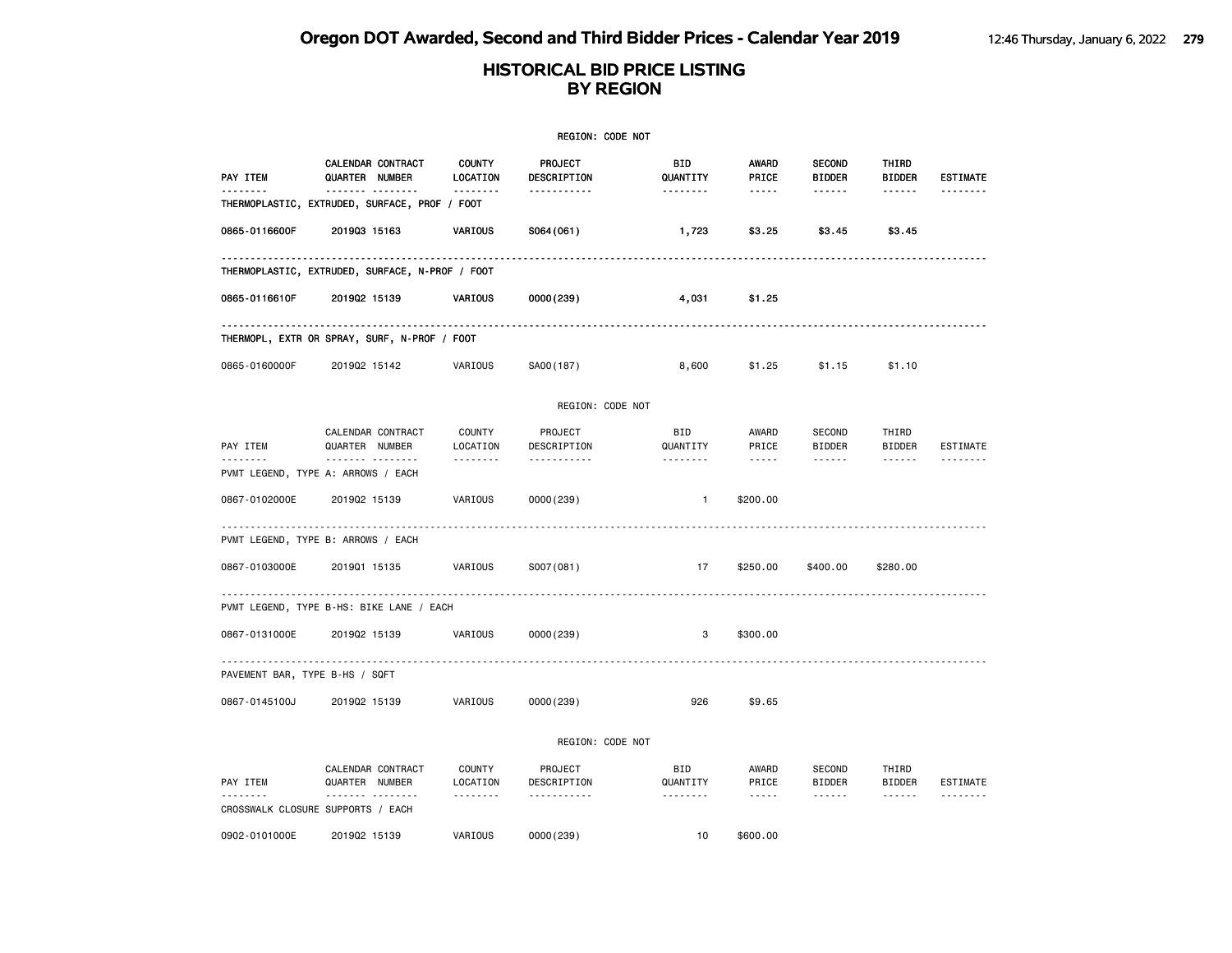# Oregon DOT Awarded, Second and Third Bidder Prices - Calendar Year 2019

## HISTORICAL BID PRICE LISTING BY REGION

REGION: CODE NOT

| PAY ITEM | CALENDAR QUARTER | CONTRACT NUMBER | COUNTY LOCATION | PROJECT DESCRIPTION | BID QUANTITY | AWARD PRICE | SECOND BIDDER | THIRD BIDDER | ESTIMATE |
|---|---|---|---|---|---|---|---|---|---|
| **THERMOPLASTIC, EXTRUDED, SURFACE, PROF / FOOT** | | | | | | | | | |
| 0865-0116600F | 2019Q3 | 15163 | VARIOUS | S064(061) | 1,723 | $3.25 | $3.45 | $3.45 | |
| **THERMOPLASTIC, EXTRUDED, SURFACE, N-PROF / FOOT** | | | | | | | | | |
| 0865-0116610F | 2019Q2 | 15139 | VARIOUS | 0000(239) | 4,031 | $1.25 | | | |
| **THERMOPL, EXTR OR SPRAY, SURF, N-PROF / FOOT** | | | | | | | | | |
| 0865-0160000F | 2019Q2 | 15142 | VARIOUS | SA00(187) | 8,600 | $1.25 | $1.15 | $1.10 | |

REGION: CODE NOT

| PAY ITEM | CALENDAR QUARTER | CONTRACT NUMBER | COUNTY LOCATION | PROJECT DESCRIPTION | BID QUANTITY | AWARD PRICE | SECOND BIDDER | THIRD BIDDER | ESTIMATE |
|---|---|---|---|---|---|---|---|---|---|
| **PVMT LEGEND, TYPE A: ARROWS / EACH** | | | | | | | | | |
| 0867-0102000E | 2019Q2 | 15139 | VARIOUS | 0000(239) | 1 | $200.00 | | | |
| **PVMT LEGEND, TYPE B: ARROWS / EACH** | | | | | | | | | |
| 0867-0103000E | 2019Q1 | 15135 | VARIOUS | S007(081) | 17 | $250.00 | $400.00 | $280.00 | |
| **PVMT LEGEND, TYPE B-HS: BIKE LANE / EACH** | | | | | | | | | |
| 0867-0131000E | 2019Q2 | 15139 | VARIOUS | 0000(239) | 3 | $300.00 | | | |
| **PAVEMENT BAR, TYPE B-HS / SQFT** | | | | | | | | | |
| 0867-0145100J | 2019Q2 | 15139 | VARIOUS | 0000(239) | 926 | $9.65 | | | |

REGION: CODE NOT

| PAY ITEM | CALENDAR QUARTER | CONTRACT NUMBER | COUNTY LOCATION | PROJECT DESCRIPTION | BID QUANTITY | AWARD PRICE | SECOND BIDDER | THIRD BIDDER | ESTIMATE |
|---|---|---|---|---|---|---|---|---|---|
| **CROSSWALK CLOSURE SUPPORTS / EACH** | | | | | | | | | |
| 0902-0101000E | 2019Q2 | 15139 | VARIOUS | 0000(239) | 10 | $600.00 | | | |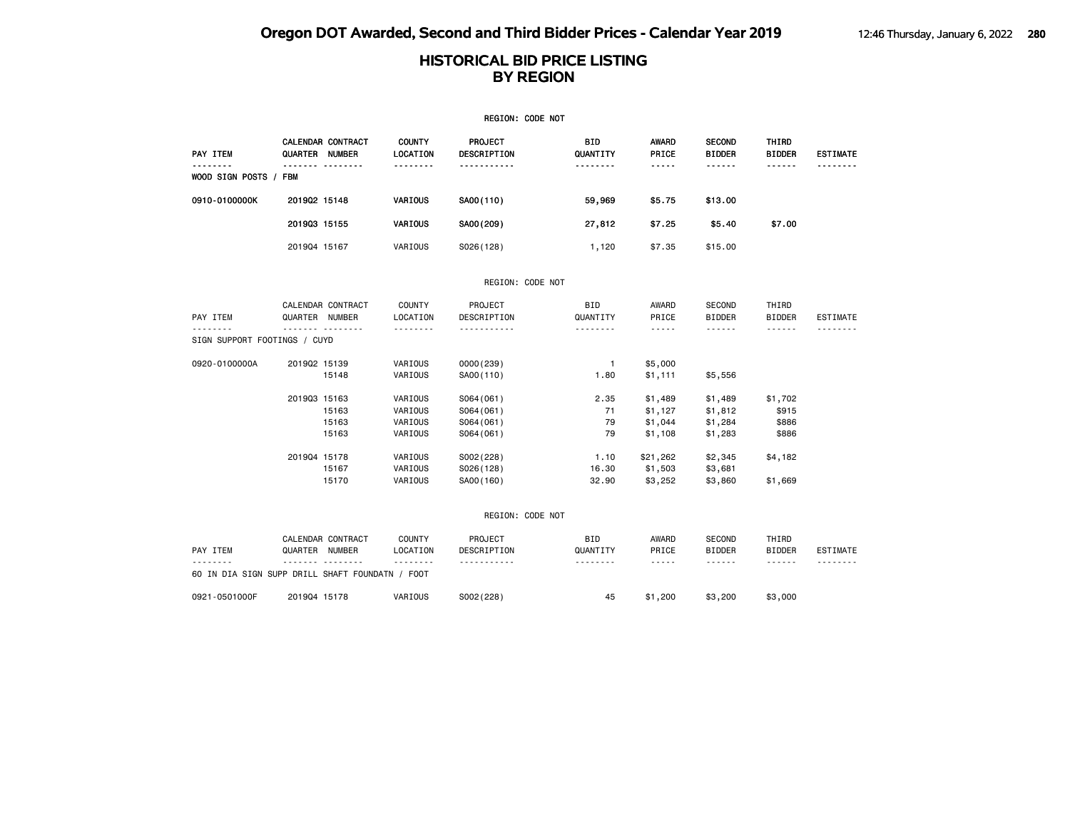# HISTORICAL BID PRICE LISTING
# BY REGION

REGION: CODE NOT

| PAY ITEM | CALENDAR QUARTER | CONTRACT NUMBER | COUNTY LOCATION | PROJECT DESCRIPTION | BID QUANTITY | AWARD PRICE | SECOND BIDDER | THIRD BIDDER | ESTIMATE |
|---|---|---|---|---|---|---|---|---|---|
| WOOD SIGN POSTS / FBM | | | | | | | | | |
| 0910-0100000K | 2019Q2 | 15148 | VARIOUS | SA00(110) | 59,969 | $5.75 | $13.00 | | |
| | 2019Q3 | 15155 | VARIOUS | SA00(209) | 27,812 | $7.25 | $5.40 | $7.00 | |
| | 2019Q4 | 15167 | VARIOUS | S026(128) | 1,120 | $7.35 | $15.00 | | |

REGION: CODE NOT

| PAY ITEM | CALENDAR QUARTER | CONTRACT NUMBER | COUNTY LOCATION | PROJECT DESCRIPTION | BID QUANTITY | AWARD PRICE | SECOND BIDDER | THIRD BIDDER | ESTIMATE |
|---|---|---|---|---|---|---|---|---|---|
| SIGN SUPPORT FOOTINGS / CUYD | | | | | | | | | |
| 0920-0100000A | 2019Q2 | 15139 | VARIOUS | 0000(239) | 1 | $5,000 | | | |
| | | 15148 | VARIOUS | SA00(110) | 1.80 | $1,111 | $5,556 | | |
| | 2019Q3 | 15163 | VARIOUS | S064(061) | 2.35 | $1,489 | $1,489 | $1,702 | |
| | | 15163 | VARIOUS | S064(061) | 71 | $1,127 | $1,812 | $915 | |
| | | 15163 | VARIOUS | S064(061) | 79 | $1,044 | $1,284 | $886 | |
| | | 15163 | VARIOUS | S064(061) | 79 | $1,108 | $1,283 | $886 | |
| | 2019Q4 | 15178 | VARIOUS | S002(228) | 1.10 | $21,262 | $2,345 | $4,182 | |
| | | 15167 | VARIOUS | S026(128) | 16.30 | $1,503 | $3,681 | | |
| | | 15170 | VARIOUS | SA00(160) | 32.90 | $3,252 | $3,860 | $1,669 | |

REGION: CODE NOT

| PAY ITEM | CALENDAR QUARTER | CONTRACT NUMBER | COUNTY LOCATION | PROJECT DESCRIPTION | BID QUANTITY | AWARD PRICE | SECOND BIDDER | THIRD BIDDER | ESTIMATE |
|---|---|---|---|---|---|---|---|---|---|
| 60 IN DIA SIGN SUPP DRILL SHAFT FOUNDATN / FOOT | | | | | | | | | |
| 0921-0501000F | 2019Q4 | 15178 | VARIOUS | S002(228) | 45 | $1,200 | $3,200 | $3,000 | |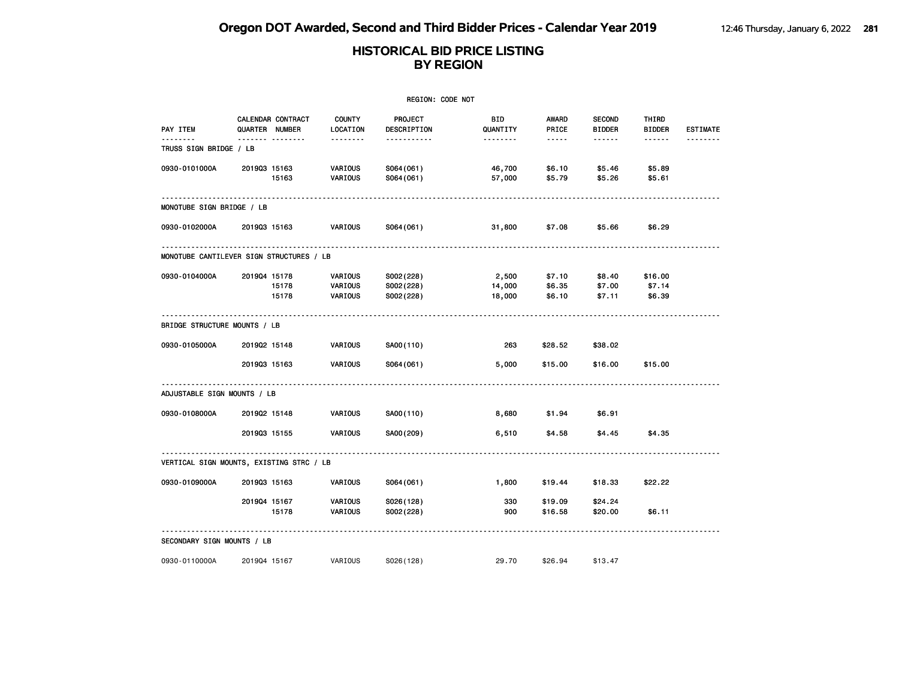# HISTORICAL BID PRICE LISTING BY REGION

REGION: CODE NOT

| PAY ITEM | CALENDAR QUARTER | CONTRACT NUMBER | COUNTY LOCATION | PROJECT DESCRIPTION | BID QUANTITY | AWARD PRICE | SECOND BIDDER | THIRD BIDDER | ESTIMATE |
|---|---|---|---|---|---|---|---|---|---|
| **TRUSS SIGN BRIDGE / LB** | | | | | | | | | |
| 0930-0101000A | 2019Q3 | 15163 | VARIOUS | S064(061) | 46,700 | $6.10 | $5.46 | $5.89 | |
| | | 15163 | VARIOUS | S064(061) | 57,000 | $5.79 | $5.26 | $5.61 | |
| **MONOTUBE SIGN BRIDGE / LB** | | | | | | | | | |
| 0930-0102000A | 2019Q3 | 15163 | VARIOUS | S064(061) | 31,800 | $7.08 | $5.66 | $6.29 | |
| **MONOTUBE CANTILEVER SIGN STRUCTURES / LB** | | | | | | | | | |
| 0930-0104000A | 2019Q4 | 15178 | VARIOUS | S002(228) | 2,500 | $7.10 | $8.40 | $16.00 | |
| | | 15178 | VARIOUS | S002(228) | 14,000 | $6.35 | $7.00 | $7.14 | |
| | | 15178 | VARIOUS | S002(228) | 18,000 | $6.10 | $7.11 | $6.39 | |
| **BRIDGE STRUCTURE MOUNTS / LB** | | | | | | | | | |
| 0930-0105000A | 2019Q2 | 15148 | VARIOUS | SA00(110) | 263 | $28.52 | $38.02 | | |
| | 2019Q3 | 15163 | VARIOUS | S064(061) | 5,000 | $15.00 | $16.00 | $15.00 | |
| **ADJUSTABLE SIGN MOUNTS / LB** | | | | | | | | | |
| 0930-0108000A | 2019Q2 | 15148 | VARIOUS | SA00(110) | 8,680 | $1.94 | $6.91 | | |
| | 2019Q3 | 15155 | VARIOUS | SA00(209) | 6,510 | $4.58 | $4.45 | $4.35 | |
| **VERTICAL SIGN MOUNTS, EXISTING STRC / LB** | | | | | | | | | |
| 0930-0109000A | 2019Q3 | 15163 | VARIOUS | S064(061) | 1,800 | $19.44 | $18.33 | $22.22 | |
| | 2019Q4 | 15167 | VARIOUS | S026(128) | 330 | $19.09 | $24.24 | | |
| | | 15178 | VARIOUS | S002(228) | 900 | $16.58 | $20.00 | $6.11 | |
| **SECONDARY SIGN MOUNTS / LB** | | | | | | | | | |
| 0930-0110000A | 2019Q4 | 15167 | VARIOUS | S026(128) | 29.70 | $26.94 | $13.47 | | |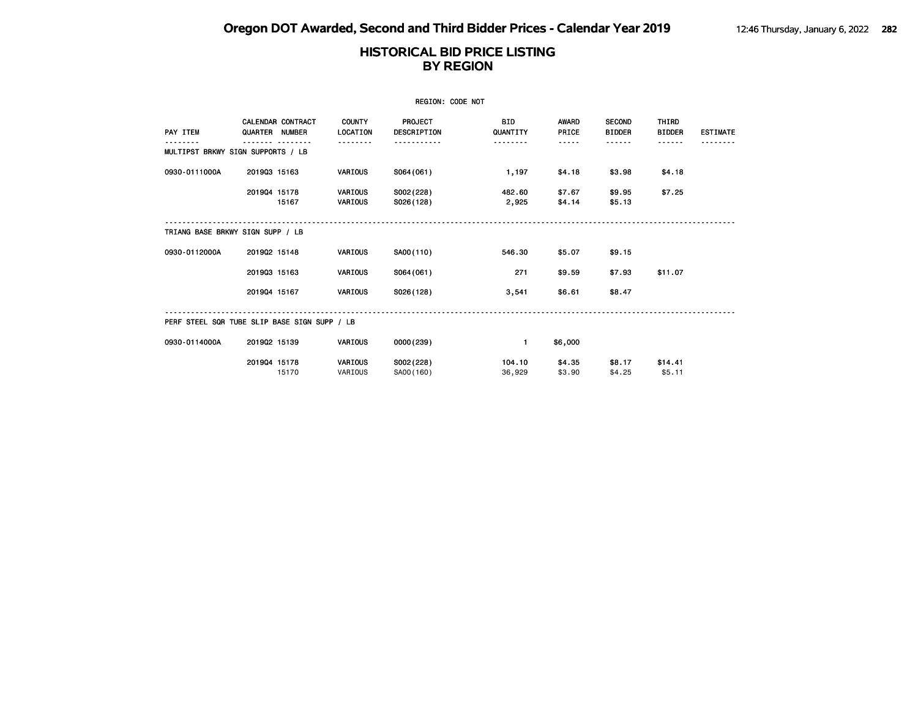# HISTORICAL BID PRICE LISTING
## BY REGION

REGION: CODE NOT

| PAY ITEM | CALENDAR QUARTER | CONTRACT NUMBER | COUNTY LOCATION | PROJECT DESCRIPTION | BID QUANTITY | AWARD PRICE | SECOND BIDDER | THIRD BIDDER | ESTIMATE |
|---|---|---|---|---|---|---|---|---|---|
| **MULTIPST BRKWY SIGN SUPPORTS / LB** | | | | | | | | | |
| 0930-0111000A | 2019Q3 | 15163 | VARIOUS | S064(061) | 1,197 | $4.18 | $3.98 | $4.18 | |
| | 2019Q4 | 15178 | VARIOUS | S002(228) | 482.60 | $7.67 | $9.95 | $7.25 | |
| | | 15167 | VARIOUS | S026(128) | 2,925 | $4.14 | $5.13 | | |
| **TRIANG BASE BRKWY SIGN SUPP / LB** | | | | | | | | | |
| 0930-0112000A | 2019Q2 | 15148 | VARIOUS | SA00(110) | 546.30 | $5.07 | $9.15 | | |
| | 2019Q3 | 15163 | VARIOUS | S064(061) | 271 | $9.59 | $7.93 | $11.07 | |
| | 2019Q4 | 15167 | VARIOUS | S026(128) | 3,541 | $6.61 | $8.47 | | |
| **PERF STEEL SQR TUBE SLIP BASE SIGN SUPP / LB** | | | | | | | | | |
| 0930-0114000A | 2019Q2 | 15139 | VARIOUS | 0000(239) | 1 | $6,000 | | | |
| | 2019Q4 | 15178 | VARIOUS | S002(228) | 104.10 | $4.35 | $8.17 | $14.41 | |
| | | 15170 | VARIOUS | SA00(160) | 36,929 | $3.90 | $4.25 | $5.11 | |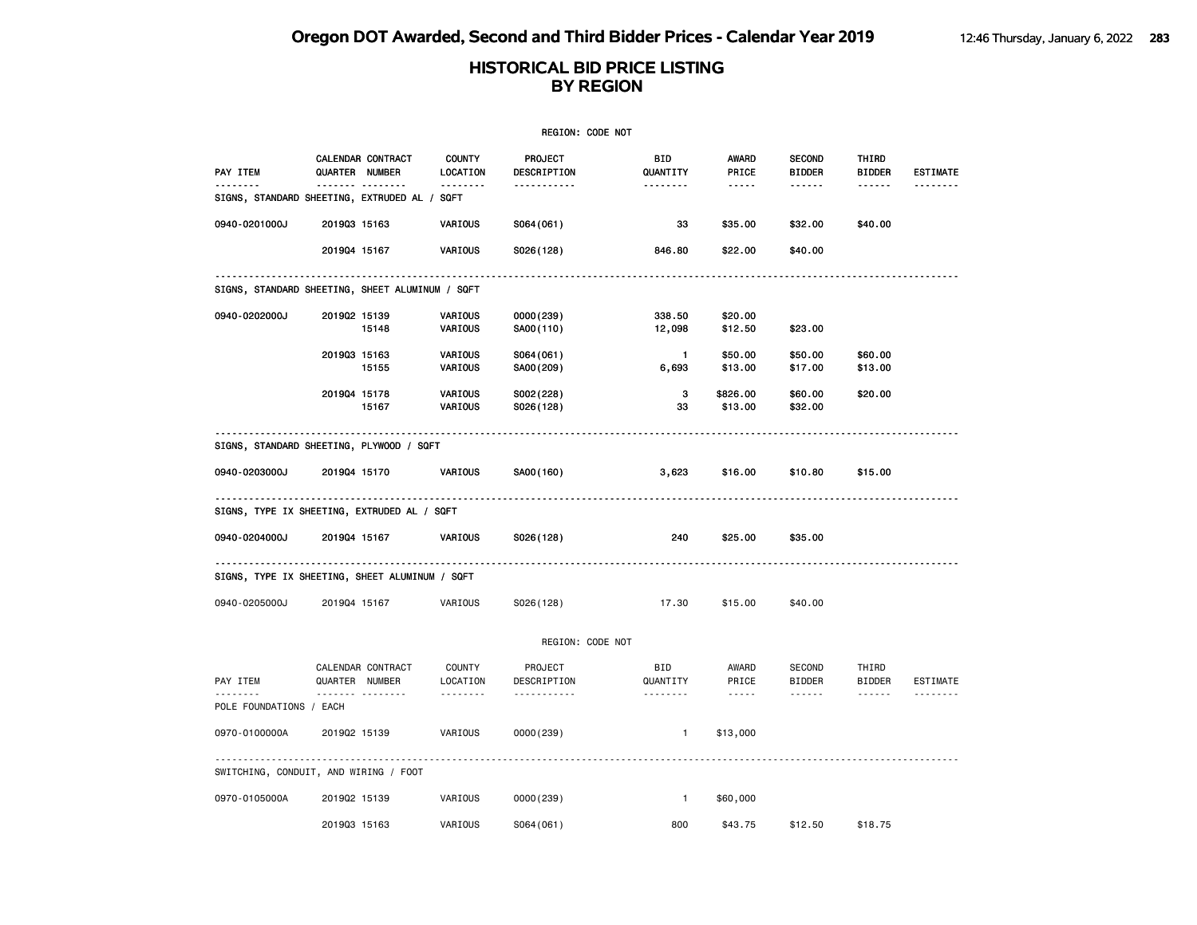# Oregon DOT Awarded, Second and Third Bidder Prices - Calendar Year 2019

## HISTORICAL BID PRICE LISTING BY REGION

REGION: CODE NOT

| PAY ITEM | CALENDAR QUARTER | CONTRACT NUMBER | COUNTY LOCATION | PROJECT DESCRIPTION | BID QUANTITY | AWARD PRICE | SECOND BIDDER | THIRD BIDDER | ESTIMATE |
|---|---|---|---|---|---|---|---|---|---|
| SIGNS, STANDARD SHEETING, EXTRUDED AL / SQFT | | | | | | | | | |
| 0940-0201000J | 2019Q3 | 15163 | VARIOUS | S064(061) | 33 | $35.00 | $32.00 | $40.00 | |
| | 2019Q4 | 15167 | VARIOUS | S026(128) | 846.80 | $22.00 | $40.00 | | |
| SIGNS, STANDARD SHEETING, SHEET ALUMINUM / SQFT | | | | | | | | | |
| 0940-0202000J | 2019Q2 | 15139 | VARIOUS | 0000(239) | 338.50 | $20.00 | | | |
| | | 15148 | VARIOUS | SA00(110) | 12,098 | $12.50 | $23.00 | | |
| | 2019Q3 | 15163 | VARIOUS | S064(061) | 1 | $50.00 | $50.00 | $60.00 | |
| | | 15155 | VARIOUS | SA00(209) | 6,693 | $13.00 | $17.00 | $13.00 | |
| | 2019Q4 | 15178 | VARIOUS | S002(228) | 3 | $826.00 | $60.00 | $20.00 | |
| | | 15167 | VARIOUS | S026(128) | 33 | $13.00 | $32.00 | | |
| SIGNS, STANDARD SHEETING, PLYWOOD / SQFT | | | | | | | | | |
| 0940-0203000J | 2019Q4 | 15170 | VARIOUS | SA00(160) | 3,623 | $16.00 | $10.80 | $15.00 | |
| SIGNS, TYPE IX SHEETING, EXTRUDED AL / SQFT | | | | | | | | | |
| 0940-0204000J | 2019Q4 | 15167 | VARIOUS | S026(128) | 240 | $25.00 | $35.00 | | |
| SIGNS, TYPE IX SHEETING, SHEET ALUMINUM / SQFT | | | | | | | | | |
| 0940-0205000J | 2019Q4 | 15167 | VARIOUS | S026(128) | 17.30 | $15.00 | $40.00 | | |

REGION: CODE NOT

| PAY ITEM | CALENDAR QUARTER | CONTRACT NUMBER | COUNTY LOCATION | PROJECT DESCRIPTION | BID QUANTITY | AWARD PRICE | SECOND BIDDER | THIRD BIDDER | ESTIMATE |
|---|---|---|---|---|---|---|---|---|---|
| POLE FOUNDATIONS / EACH | | | | | | | | | |
| 0970-0100000A | 2019Q2 | 15139 | VARIOUS | 0000(239) | 1 | $13,000 | | | |
| SWITCHING, CONDUIT, AND WIRING / FOOT | | | | | | | | | |
| 0970-0105000A | 2019Q2 | 15139 | VARIOUS | 0000(239) | 1 | $60,000 | | | |
| | 2019Q3 | 15163 | VARIOUS | S064(061) | 800 | $43.75 | $12.50 | $18.75 | |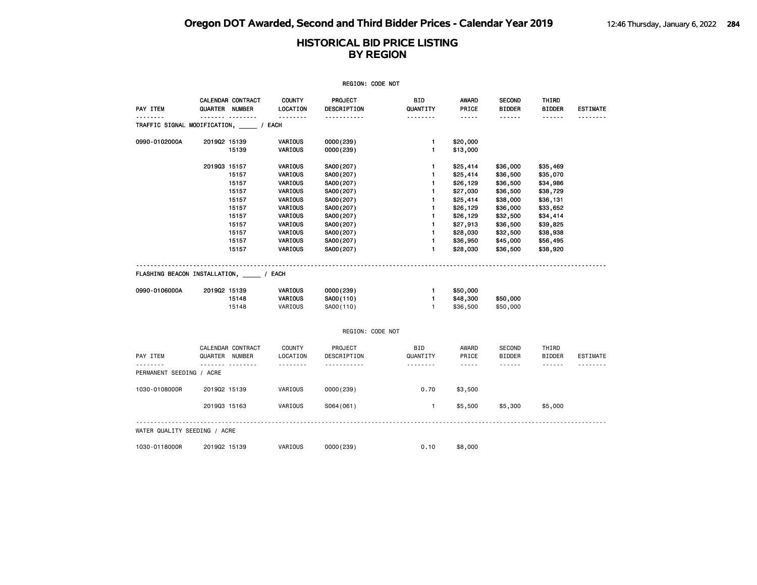# HISTORICAL BID PRICE LISTING BY REGION

REGION: CODE NOT

| PAY ITEM | CALENDAR QUARTER | CONTRACT NUMBER | COUNTY LOCATION | PROJECT DESCRIPTION | BID QUANTITY | AWARD PRICE | SECOND BIDDER | THIRD BIDDER | ESTIMATE |
|---|---|---|---|---|---|---|---|---|---|
| **TRAFFIC SIGNAL MODIFICATION, _____ / EACH** | | | | | | | | | |
| 0990-0102000A | 2019Q2 | 15139 | VARIOUS | 0000(239) | 1 | $20,000 | | | |
| | | 15139 | VARIOUS | 0000(239) | 1 | $13,000 | | | |
| | 2019Q3 | 15157 | VARIOUS | SA00(207) | 1 | $25,414 | $36,000 | $35,469 | |
| | | 15157 | VARIOUS | SA00(207) | 1 | $25,414 | $36,500 | $35,070 | |
| | | 15157 | VARIOUS | SA00(207) | 1 | $26,129 | $36,500 | $34,986 | |
| | | 15157 | VARIOUS | SA00(207) | 1 | $27,030 | $36,500 | $38,729 | |
| | | 15157 | VARIOUS | SA00(207) | 1 | $25,414 | $38,000 | $36,131 | |
| | | 15157 | VARIOUS | SA00(207) | 1 | $26,129 | $36,000 | $33,652 | |
| | | 15157 | VARIOUS | SA00(207) | 1 | $26,129 | $32,500 | $34,414 | |
| | | 15157 | VARIOUS | SA00(207) | 1 | $27,913 | $36,500 | $39,825 | |
| | | 15157 | VARIOUS | SA00(207) | 1 | $28,030 | $32,500 | $38,938 | |
| | | 15157 | VARIOUS | SA00(207) | 1 | $36,950 | $45,000 | $56,495 | |
| | | 15157 | VARIOUS | SA00(207) | 1 | $28,030 | $36,500 | $38,920 | |
| **FLASHING BEACON INSTALLATION, _____ / EACH** | | | | | | | | | |
| 0990-0106000A | 2019Q2 | 15139 | VARIOUS | 0000(239) | 1 | $50,000 | | | |
| | | 15148 | VARIOUS | SA00(110) | 1 | $48,300 | $50,000 | | |
| | | 15148 | VARIOUS | SA00(110) | 1 | $36,500 | $50,000 | | |

REGION: CODE NOT

| PAY ITEM | CALENDAR QUARTER | CONTRACT NUMBER | COUNTY LOCATION | PROJECT DESCRIPTION | BID QUANTITY | AWARD PRICE | SECOND BIDDER | THIRD BIDDER | ESTIMATE |
|---|---|---|---|---|---|---|---|---|---|
| **PERMANENT SEEDING / ACRE** | | | | | | | | | |
| 1030-0108000R | 2019Q2 | 15139 | VARIOUS | 0000(239) | 0.70 | $3,500 | | | |
| | 2019Q3 | 15163 | VARIOUS | S064(061) | 1 | $5,500 | $5,300 | $5,000 | |
| **WATER QUALITY SEEDING / ACRE** | | | | | | | | | |
| 1030-0118000R | 2019Q2 | 15139 | VARIOUS | 0000(239) | 0.10 | $8,000 | | | |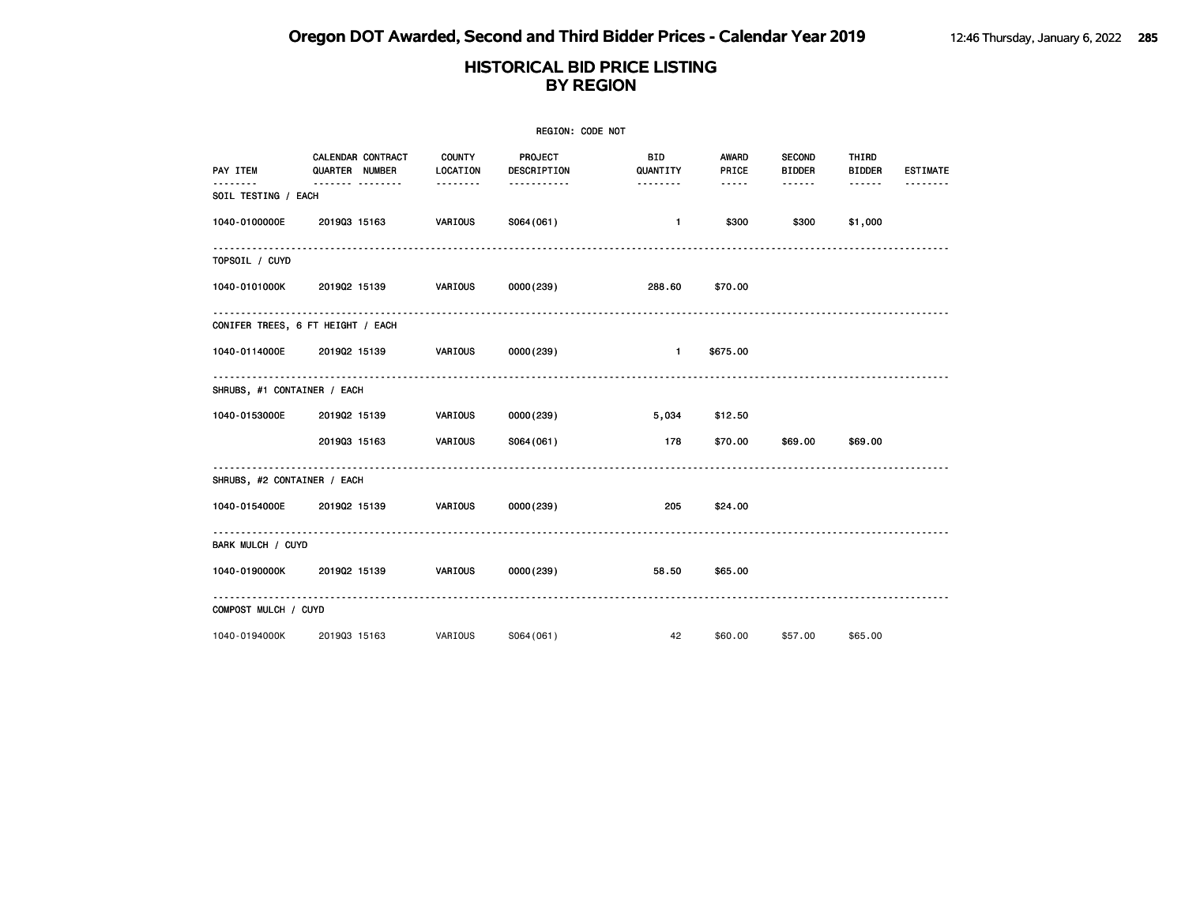# Oregon DOT Awarded, Second and Third Bidder Prices - Calendar Year 2019

## HISTORICAL BID PRICE LISTING BY REGION

REGION: CODE NOT

| PAY ITEM | CALENDAR QUARTER | CONTRACT NUMBER | COUNTY LOCATION | PROJECT DESCRIPTION | BID QUANTITY | AWARD PRICE | SECOND BIDDER | THIRD BIDDER | ESTIMATE |
|---|---|---|---|---|---|---|---|---|---|
| **SOIL TESTING / EACH** | | | | | | | | | |
| 1040-0100000E | 2019Q3 | 15163 | VARIOUS | S064(061) | 1 | $300 | $300 | $1,000 | |
| **TOPSOIL / CUYD** | | | | | | | | | |
| 1040-0101000K | 2019Q2 | 15139 | VARIOUS | 0000(239) | 288.60 | $70.00 | | | |
| **CONIFER TREES, 6 FT HEIGHT / EACH** | | | | | | | | | |
| 1040-0114000E | 2019Q2 | 15139 | VARIOUS | 0000(239) | 1 | $675.00 | | | |
| **SHRUBS, #1 CONTAINER / EACH** | | | | | | | | | |
| 1040-0153000E | 2019Q2 | 15139 | VARIOUS | 0000(239) | 5,034 | $12.50 | | | |
| | 2019Q3 | 15163 | VARIOUS | S064(061) | 178 | $70.00 | $69.00 | $69.00 | |
| **SHRUBS, #2 CONTAINER / EACH** | | | | | | | | | |
| 1040-0154000E | 2019Q2 | 15139 | VARIOUS | 0000(239) | 205 | $24.00 | | | |
| **BARK MULCH / CUYD** | | | | | | | | | |
| 1040-0190000K | 2019Q2 | 15139 | VARIOUS | 0000(239) | 58.50 | $65.00 | | | |
| **COMPOST MULCH / CUYD** | | | | | | | | | |
| 1040-0194000K | 2019Q3 | 15163 | VARIOUS | S064(061) | 42 | $60.00 | $57.00 | $65.00 | |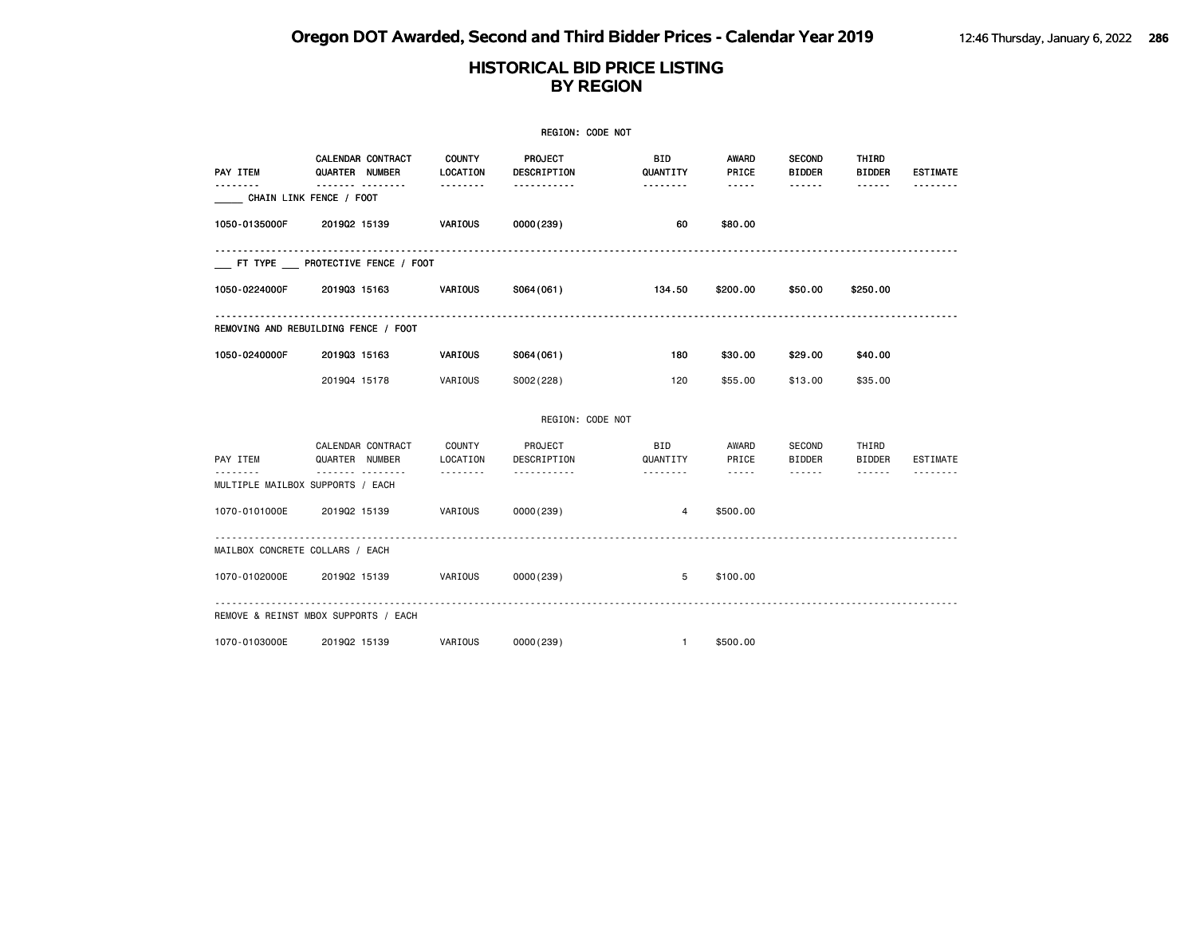## HISTORICAL BID PRICE LISTING
## BY REGION

REGION: CODE NOT

| PAY ITEM | CALENDAR QUARTER | CONTRACT NUMBER | COUNTY LOCATION | PROJECT DESCRIPTION | BID QUANTITY | AWARD PRICE | SECOND BIDDER | THIRD BIDDER | ESTIMATE |
|---|---|---|---|---|---|---|---|---|---|
| _____ CHAIN LINK FENCE / FOOT | | | | | | | | | |
| 1050-0135000F | 2019Q2 | 15139 | VARIOUS | 0000(239) | 60 | $80.00 | | | |
| ___ FT TYPE ___ PROTECTIVE FENCE / FOOT | | | | | | | | | |
| 1050-0224000F | 2019Q3 | 15163 | VARIOUS | S064(061) | 134.50 | $200.00 | $50.00 | $250.00 | |
| REMOVING AND REBUILDING FENCE / FOOT | | | | | | | | | |
| 1050-0240000F | 2019Q3 | 15163 | VARIOUS | S064(061) | 180 | $30.00 | $29.00 | $40.00 | |
| | 2019Q4 | 15178 | VARIOUS | S002(228) | 120 | $55.00 | $13.00 | $35.00 | |

REGION: CODE NOT

| PAY ITEM | CALENDAR QUARTER | CONTRACT NUMBER | COUNTY LOCATION | PROJECT DESCRIPTION | BID QUANTITY | AWARD PRICE | SECOND BIDDER | THIRD BIDDER | ESTIMATE |
|---|---|---|---|---|---|---|---|---|---|
| MULTIPLE MAILBOX SUPPORTS / EACH | | | | | | | | | |
| 1070-0101000E | 2019Q2 | 15139 | VARIOUS | 0000(239) | 4 | $500.00 | | | |
| MAILBOX CONCRETE COLLARS / EACH | | | | | | | | | |
| 1070-0102000E | 2019Q2 | 15139 | VARIOUS | 0000(239) | 5 | $100.00 | | | |
| REMOVE & REINST MBOX SUPPORTS / EACH | | | | | | | | | |
| 1070-0103000E | 2019Q2 | 15139 | VARIOUS | 0000(239) | 1 | $500.00 | | | |